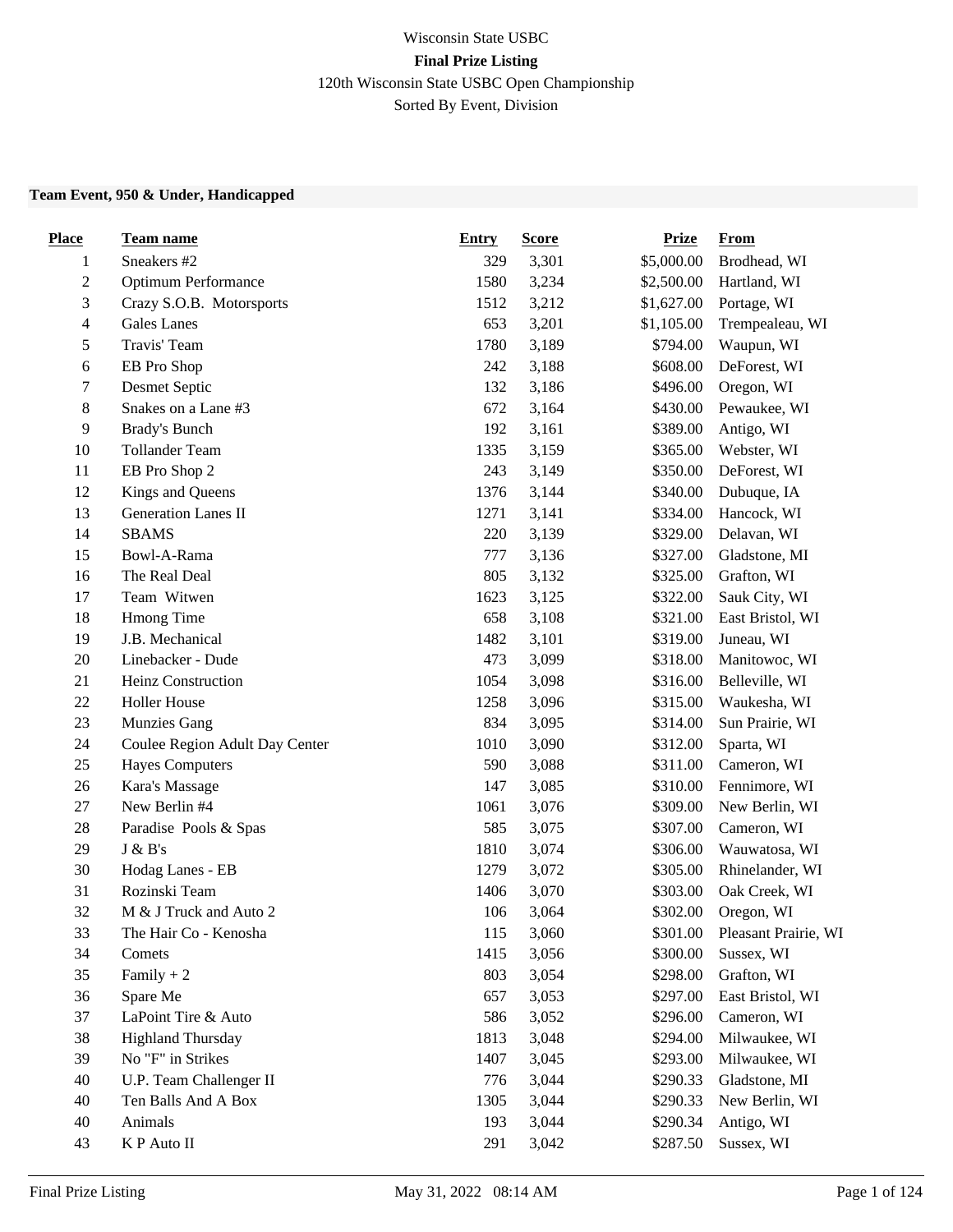Wisconsin State USBC

**Final Prize Listing**

120th Wisconsin State USBC Open Championship

Sorted By Event, Division

### Team Event, 950 & Under, Handicapped

| Place | Team name | Entry | Score | Prize | From |
|---|---|---|---|---|---|
| 1 | Sneakers #2 | 329 | 3,301 | $5,000.00 | Brodhead, WI |
| 2 | Optimum Performance | 1580 | 3,234 | $2,500.00 | Hartland, WI |
| 3 | Crazy S.O.B. Motorsports | 1512 | 3,212 | $1,627.00 | Portage, WI |
| 4 | Gales Lanes | 653 | 3,201 | $1,105.00 | Trempealeau, WI |
| 5 | Travis' Team | 1780 | 3,189 | $794.00 | Waupun, WI |
| 6 | EB Pro Shop | 242 | 3,188 | $608.00 | DeForest, WI |
| 7 | Desmet Septic | 132 | 3,186 | $496.00 | Oregon, WI |
| 8 | Snakes on a Lane #3 | 672 | 3,164 | $430.00 | Pewaukee, WI |
| 9 | Brady's Bunch | 192 | 3,161 | $389.00 | Antigo, WI |
| 10 | Tollander Team | 1335 | 3,159 | $365.00 | Webster, WI |
| 11 | EB Pro Shop 2 | 243 | 3,149 | $350.00 | DeForest, WI |
| 12 | Kings and Queens | 1376 | 3,144 | $340.00 | Dubuque, IA |
| 13 | Generation Lanes II | 1271 | 3,141 | $334.00 | Hancock, WI |
| 14 | SBAMS | 220 | 3,139 | $329.00 | Delavan, WI |
| 15 | Bowl-A-Rama | 777 | 3,136 | $327.00 | Gladstone, MI |
| 16 | The Real Deal | 805 | 3,132 | $325.00 | Grafton, WI |
| 17 | Team Witwen | 1623 | 3,125 | $322.00 | Sauk City, WI |
| 18 | Hmong Time | 658 | 3,108 | $321.00 | East Bristol, WI |
| 19 | J.B. Mechanical | 1482 | 3,101 | $319.00 | Juneau, WI |
| 20 | Linebacker - Dude | 473 | 3,099 | $318.00 | Manitowoc, WI |
| 21 | Heinz Construction | 1054 | 3,098 | $316.00 | Belleville, WI |
| 22 | Holler House | 1258 | 3,096 | $315.00 | Waukesha, WI |
| 23 | Munzies Gang | 834 | 3,095 | $314.00 | Sun Prairie, WI |
| 24 | Coulee Region Adult Day Center | 1010 | 3,090 | $312.00 | Sparta, WI |
| 25 | Hayes Computers | 590 | 3,088 | $311.00 | Cameron, WI |
| 26 | Kara's Massage | 147 | 3,085 | $310.00 | Fennimore, WI |
| 27 | New Berlin #4 | 1061 | 3,076 | $309.00 | New Berlin, WI |
| 28 | Paradise Pools & Spas | 585 | 3,075 | $307.00 | Cameron, WI |
| 29 | J & B's | 1810 | 3,074 | $306.00 | Wauwatosa, WI |
| 30 | Hodag Lanes - EB | 1279 | 3,072 | $305.00 | Rhinelander, WI |
| 31 | Rozinski Team | 1406 | 3,070 | $303.00 | Oak Creek, WI |
| 32 | M & J Truck and Auto 2 | 106 | 3,064 | $302.00 | Oregon, WI |
| 33 | The Hair Co - Kenosha | 115 | 3,060 | $301.00 | Pleasant Prairie, WI |
| 34 | Comets | 1415 | 3,056 | $300.00 | Sussex, WI |
| 35 | Family + 2 | 803 | 3,054 | $298.00 | Grafton, WI |
| 36 | Spare Me | 657 | 3,053 | $297.00 | East Bristol, WI |
| 37 | LaPoint Tire & Auto | 586 | 3,052 | $296.00 | Cameron, WI |
| 38 | Highland Thursday | 1813 | 3,048 | $294.00 | Milwaukee, WI |
| 39 | No "F" in Strikes | 1407 | 3,045 | $293.00 | Milwaukee, WI |
| 40 | U.P. Team Challenger II | 776 | 3,044 | $290.33 | Gladstone, MI |
| 40 | Ten Balls And A Box | 1305 | 3,044 | $290.33 | New Berlin, WI |
| 40 | Animals | 193 | 3,044 | $290.34 | Antigo, WI |
| 43 | K P Auto II | 291 | 3,042 | $287.50 | Sussex, WI |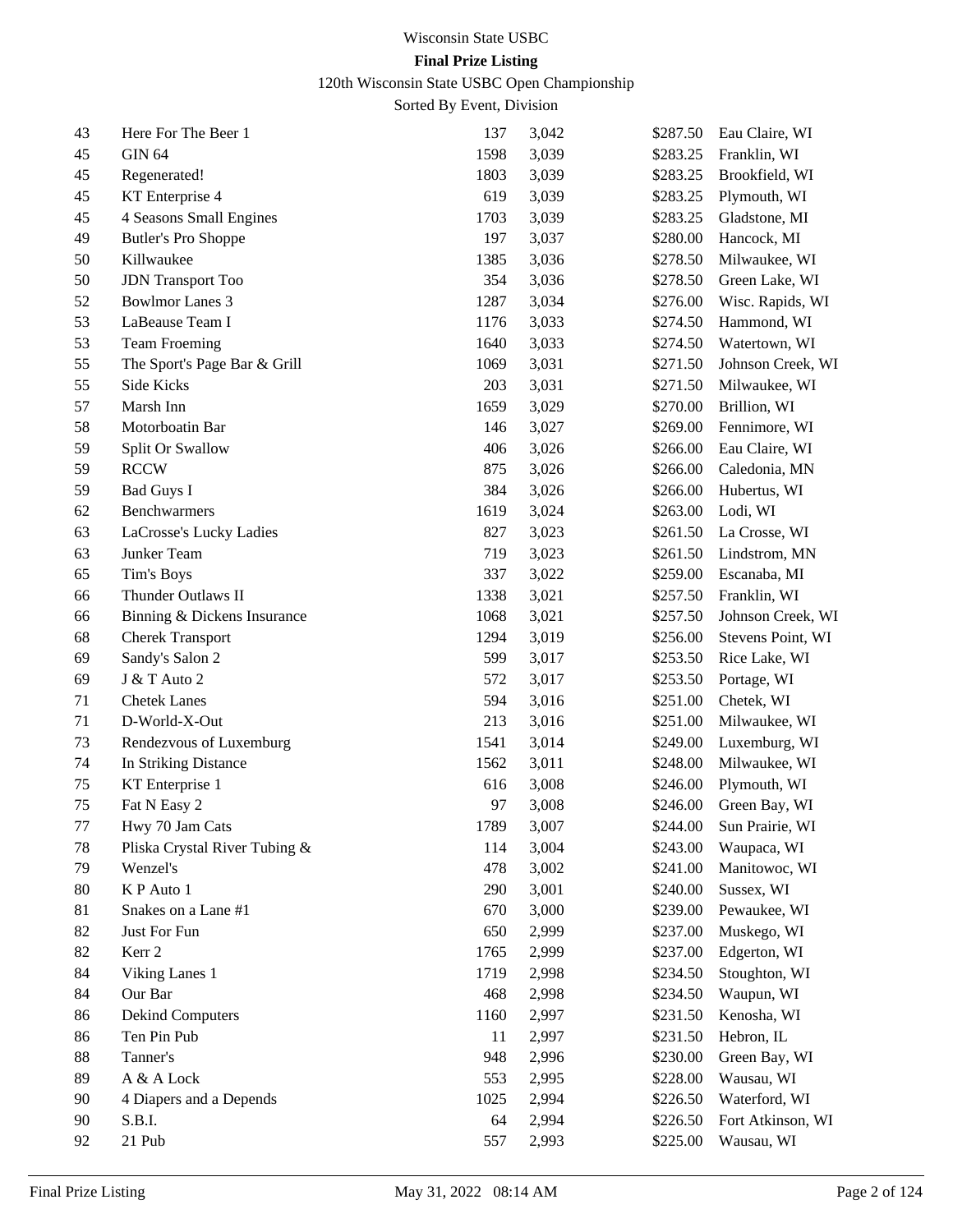Wisconsin State USBC

**Final Prize Listing**

120th Wisconsin State USBC Open Championship

Sorted By Event, Division

| | | | | | |
|---|---|---|---|---|---|
| 43 | Here For The Beer 1 | 137 | 3,042 | $287.50 | Eau Claire, WI |
| 45 | GIN 64 | 1598 | 3,039 | $283.25 | Franklin, WI |
| 45 | Regenerated! | 1803 | 3,039 | $283.25 | Brookfield, WI |
| 45 | KT Enterprise 4 | 619 | 3,039 | $283.25 | Plymouth, WI |
| 45 | 4 Seasons Small Engines | 1703 | 3,039 | $283.25 | Gladstone, MI |
| 49 | Butler's Pro Shoppe | 197 | 3,037 | $280.00 | Hancock, MI |
| 50 | Killwaukee | 1385 | 3,036 | $278.50 | Milwaukee, WI |
| 50 | JDN Transport Too | 354 | 3,036 | $278.50 | Green Lake, WI |
| 52 | Bowlmor Lanes 3 | 1287 | 3,034 | $276.00 | Wisc. Rapids, WI |
| 53 | LaBeause Team I | 1176 | 3,033 | $274.50 | Hammond, WI |
| 53 | Team Froeming | 1640 | 3,033 | $274.50 | Watertown, WI |
| 55 | The Sport's Page Bar & Grill | 1069 | 3,031 | $271.50 | Johnson Creek, WI |
| 55 | Side Kicks | 203 | 3,031 | $271.50 | Milwaukee, WI |
| 57 | Marsh Inn | 1659 | 3,029 | $270.00 | Brillion, WI |
| 58 | Motorboatin Bar | 146 | 3,027 | $269.00 | Fennimore, WI |
| 59 | Split Or Swallow | 406 | 3,026 | $266.00 | Eau Claire, WI |
| 59 | RCCW | 875 | 3,026 | $266.00 | Caledonia, MN |
| 59 | Bad Guys I | 384 | 3,026 | $266.00 | Hubertus, WI |
| 62 | Benchwarmers | 1619 | 3,024 | $263.00 | Lodi, WI |
| 63 | LaCrosse's Lucky Ladies | 827 | 3,023 | $261.50 | La Crosse, WI |
| 63 | Junker Team | 719 | 3,023 | $261.50 | Lindstrom, MN |
| 65 | Tim's Boys | 337 | 3,022 | $259.00 | Escanaba, MI |
| 66 | Thunder Outlaws II | 1338 | 3,021 | $257.50 | Franklin, WI |
| 66 | Binning & Dickens Insurance | 1068 | 3,021 | $257.50 | Johnson Creek, WI |
| 68 | Cherek Transport | 1294 | 3,019 | $256.00 | Stevens Point, WI |
| 69 | Sandy's Salon 2 | 599 | 3,017 | $253.50 | Rice Lake, WI |
| 69 | J & T Auto 2 | 572 | 3,017 | $253.50 | Portage, WI |
| 71 | Chetek Lanes | 594 | 3,016 | $251.00 | Chetek, WI |
| 71 | D-World-X-Out | 213 | 3,016 | $251.00 | Milwaukee, WI |
| 73 | Rendezvous of Luxemburg | 1541 | 3,014 | $249.00 | Luxemburg, WI |
| 74 | In Striking Distance | 1562 | 3,011 | $248.00 | Milwaukee, WI |
| 75 | KT Enterprise 1 | 616 | 3,008 | $246.00 | Plymouth, WI |
| 75 | Fat N Easy 2 | 97 | 3,008 | $246.00 | Green Bay, WI |
| 77 | Hwy 70 Jam Cats | 1789 | 3,007 | $244.00 | Sun Prairie, WI |
| 78 | Pliska Crystal River Tubing & | 114 | 3,004 | $243.00 | Waupaca, WI |
| 79 | Wenzel's | 478 | 3,002 | $241.00 | Manitowoc, WI |
| 80 | K P Auto 1 | 290 | 3,001 | $240.00 | Sussex, WI |
| 81 | Snakes on a Lane #1 | 670 | 3,000 | $239.00 | Pewaukee, WI |
| 82 | Just For Fun | 650 | 2,999 | $237.00 | Muskego, WI |
| 82 | Kerr 2 | 1765 | 2,999 | $237.00 | Edgerton, WI |
| 84 | Viking Lanes 1 | 1719 | 2,998 | $234.50 | Stoughton, WI |
| 84 | Our Bar | 468 | 2,998 | $234.50 | Waupun, WI |
| 86 | Dekind Computers | 1160 | 2,997 | $231.50 | Kenosha, WI |
| 86 | Ten Pin Pub | 11 | 2,997 | $231.50 | Hebron, IL |
| 88 | Tanner's | 948 | 2,996 | $230.00 | Green Bay, WI |
| 89 | A & A Lock | 553 | 2,995 | $228.00 | Wausau, WI |
| 90 | 4 Diapers and a Depends | 1025 | 2,994 | $226.50 | Waterford, WI |
| 90 | S.B.I. | 64 | 2,994 | $226.50 | Fort Atkinson, WI |
| 92 | 21 Pub | 557 | 2,993 | $225.00 | Wausau, WI |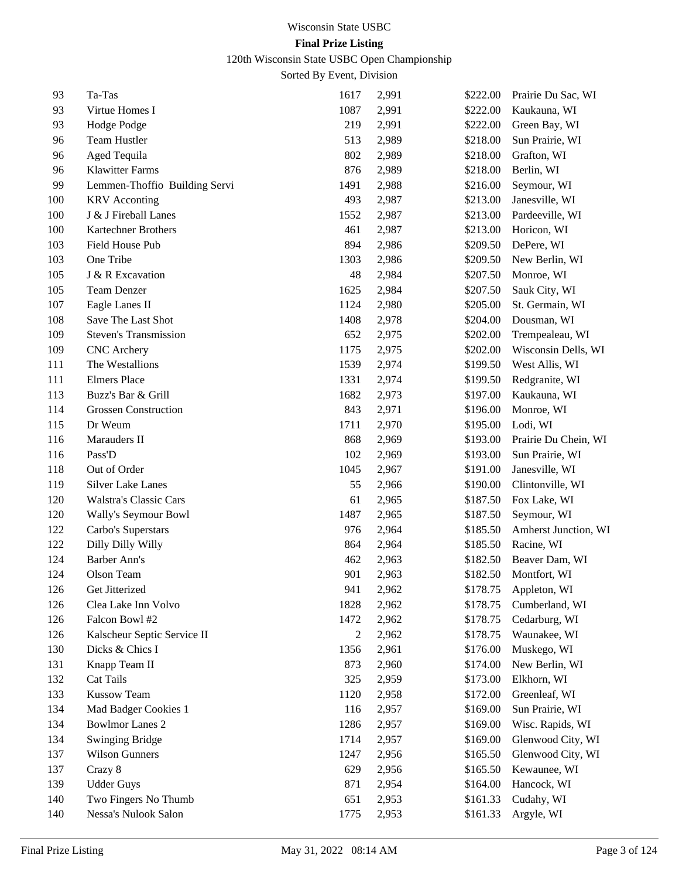Wisconsin State USBC

**Final Prize Listing**

120th Wisconsin State USBC Open Championship

Sorted By Event, Division

| | | | | | |
|---|---|---|---|---|---|
| 93 | Ta-Tas | 1617 | 2,991 | $222.00 | Prairie Du Sac, WI |
| 93 | Virtue Homes I | 1087 | 2,991 | $222.00 | Kaukauna, WI |
| 93 | Hodge Podge | 219 | 2,991 | $222.00 | Green Bay, WI |
| 96 | Team Hustler | 513 | 2,989 | $218.00 | Sun Prairie, WI |
| 96 | Aged Tequila | 802 | 2,989 | $218.00 | Grafton, WI |
| 96 | Klawitter Farms | 876 | 2,989 | $218.00 | Berlin, WI |
| 99 | Lemmen-Thoffio Building Servi | 1491 | 2,988 | $216.00 | Seymour, WI |
| 100 | KRV Acconting | 493 | 2,987 | $213.00 | Janesville, WI |
| 100 | J & J Fireball Lanes | 1552 | 2,987 | $213.00 | Pardeeville, WI |
| 100 | Kartechner Brothers | 461 | 2,987 | $213.00 | Horicon, WI |
| 103 | Field House Pub | 894 | 2,986 | $209.50 | DePere, WI |
| 103 | One Tribe | 1303 | 2,986 | $209.50 | New Berlin, WI |
| 105 | J & R Excavation | 48 | 2,984 | $207.50 | Monroe, WI |
| 105 | Team Denzer | 1625 | 2,984 | $207.50 | Sauk City, WI |
| 107 | Eagle Lanes II | 1124 | 2,980 | $205.00 | St. Germain, WI |
| 108 | Save The Last Shot | 1408 | 2,978 | $204.00 | Dousman, WI |
| 109 | Steven's Transmission | 652 | 2,975 | $202.00 | Trempealeau, WI |
| 109 | CNC Archery | 1175 | 2,975 | $202.00 | Wisconsin Dells, WI |
| 111 | The Westallions | 1539 | 2,974 | $199.50 | West Allis, WI |
| 111 | Elmers Place | 1331 | 2,974 | $199.50 | Redgranite, WI |
| 113 | Buzz's Bar & Grill | 1682 | 2,973 | $197.00 | Kaukauna, WI |
| 114 | Grossen Construction | 843 | 2,971 | $196.00 | Monroe, WI |
| 115 | Dr Weum | 1711 | 2,970 | $195.00 | Lodi, WI |
| 116 | Marauders II | 868 | 2,969 | $193.00 | Prairie Du Chein, WI |
| 116 | Pass'D | 102 | 2,969 | $193.00 | Sun Prairie, WI |
| 118 | Out of Order | 1045 | 2,967 | $191.00 | Janesville, WI |
| 119 | Silver Lake Lanes | 55 | 2,966 | $190.00 | Clintonville, WI |
| 120 | Walstra's Classic Cars | 61 | 2,965 | $187.50 | Fox Lake, WI |
| 120 | Wally's Seymour Bowl | 1487 | 2,965 | $187.50 | Seymour, WI |
| 122 | Carbo's Superstars | 976 | 2,964 | $185.50 | Amherst Junction, WI |
| 122 | Dilly Dilly Willy | 864 | 2,964 | $185.50 | Racine, WI |
| 124 | Barber Ann's | 462 | 2,963 | $182.50 | Beaver Dam, WI |
| 124 | Olson Team | 901 | 2,963 | $182.50 | Montfort, WI |
| 126 | Get Jitterized | 941 | 2,962 | $178.75 | Appleton, WI |
| 126 | Clea Lake Inn Volvo | 1828 | 2,962 | $178.75 | Cumberland, WI |
| 126 | Falcon Bowl #2 | 1472 | 2,962 | $178.75 | Cedarburg, WI |
| 126 | Kalscheur Septic Service II | 2 | 2,962 | $178.75 | Waunakee, WI |
| 130 | Dicks & Chics I | 1356 | 2,961 | $176.00 | Muskego, WI |
| 131 | Knapp Team II | 873 | 2,960 | $174.00 | New Berlin, WI |
| 132 | Cat Tails | 325 | 2,959 | $173.00 | Elkhorn, WI |
| 133 | Kussow Team | 1120 | 2,958 | $172.00 | Greenleaf, WI |
| 134 | Mad Badger Cookies 1 | 116 | 2,957 | $169.00 | Sun Prairie, WI |
| 134 | Bowlmor Lanes 2 | 1286 | 2,957 | $169.00 | Wisc. Rapids, WI |
| 134 | Swinging Bridge | 1714 | 2,957 | $169.00 | Glenwood City, WI |
| 137 | Wilson Gunners | 1247 | 2,956 | $165.50 | Glenwood City, WI |
| 137 | Crazy 8 | 629 | 2,956 | $165.50 | Kewaunee, WI |
| 139 | Udder Guys | 871 | 2,954 | $164.00 | Hancock, WI |
| 140 | Two Fingers No Thumb | 651 | 2,953 | $161.33 | Cudahy, WI |
| 140 | Nessa's Nulook Salon | 1775 | 2,953 | $161.33 | Argyle, WI |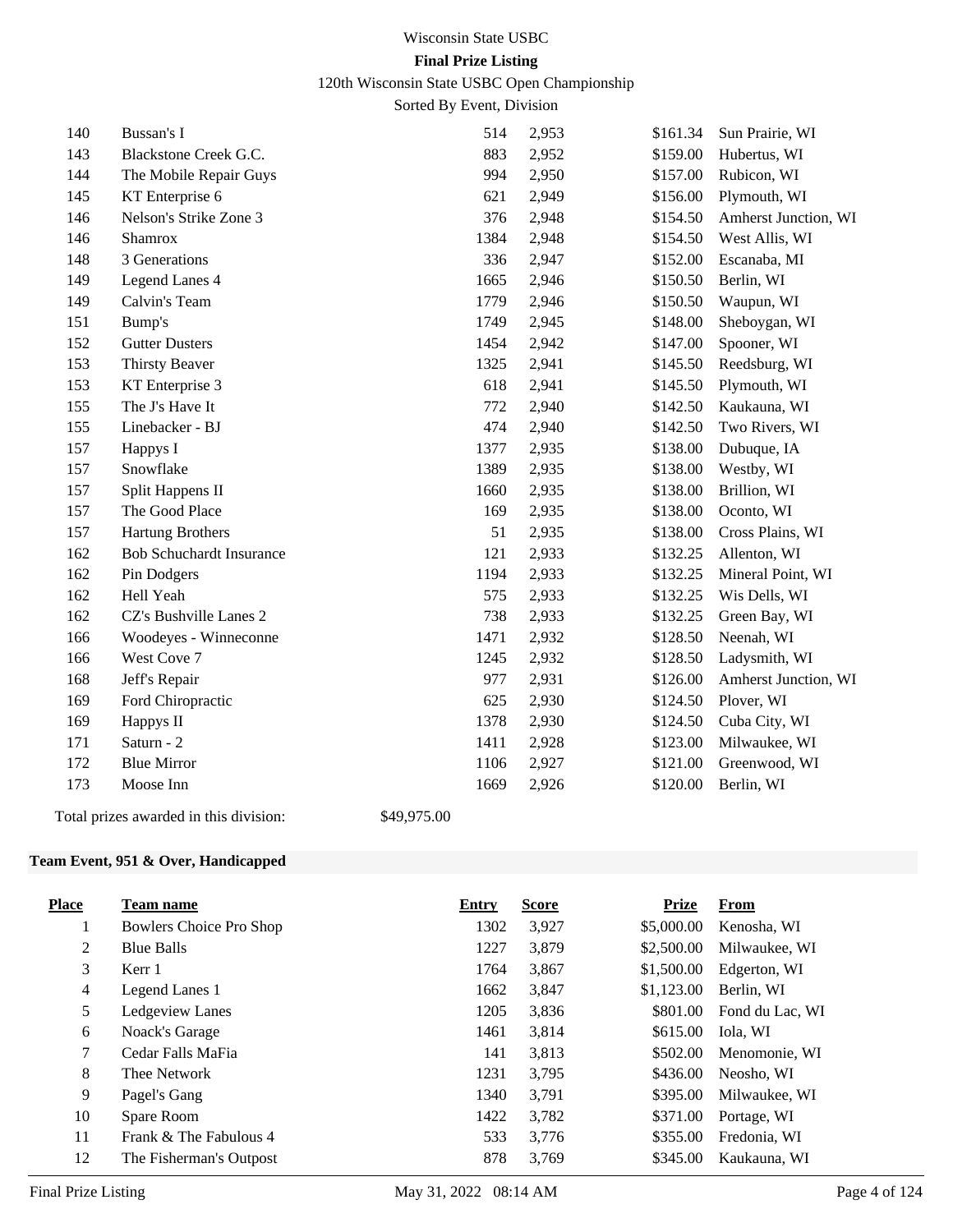| Place | Team name | Entry | Score | Prize | From |
|---|---|---|---|---|---|
| 140 | Bussan's I | 514 | 2,953 | $161.34 | Sun Prairie, WI |
| 143 | Blackstone Creek G.C. | 883 | 2,952 | $159.00 | Hubertus, WI |
| 144 | The Mobile Repair Guys | 994 | 2,950 | $157.00 | Rubicon, WI |
| 145 | KT Enterprise 6 | 621 | 2,949 | $156.00 | Plymouth, WI |
| 146 | Nelson's Strike Zone 3 | 376 | 2,948 | $154.50 | Amherst Junction, WI |
| 146 | Shamrox | 1384 | 2,948 | $154.50 | West Allis, WI |
| 148 | 3 Generations | 336 | 2,947 | $152.00 | Escanaba, MI |
| 149 | Legend Lanes 4 | 1665 | 2,946 | $150.50 | Berlin, WI |
| 149 | Calvin's Team | 1779 | 2,946 | $150.50 | Waupun, WI |
| 151 | Bump's | 1749 | 2,945 | $148.00 | Sheboygan, WI |
| 152 | Gutter Dusters | 1454 | 2,942 | $147.00 | Spooner, WI |
| 153 | Thirsty Beaver | 1325 | 2,941 | $145.50 | Reedsburg, WI |
| 153 | KT Enterprise 3 | 618 | 2,941 | $145.50 | Plymouth, WI |
| 155 | The J's Have It | 772 | 2,940 | $142.50 | Kaukauna, WI |
| 155 | Linebacker - BJ | 474 | 2,940 | $142.50 | Two Rivers, WI |
| 157 | Happys I | 1377 | 2,935 | $138.00 | Dubuque, IA |
| 157 | Snowflake | 1389 | 2,935 | $138.00 | Westby, WI |
| 157 | Split Happens II | 1660 | 2,935 | $138.00 | Brillion, WI |
| 157 | The Good Place | 169 | 2,935 | $138.00 | Oconto, WI |
| 157 | Hartung Brothers | 51 | 2,935 | $138.00 | Cross Plains, WI |
| 162 | Bob Schuchardt Insurance | 121 | 2,933 | $132.25 | Allenton, WI |
| 162 | Pin Dodgers | 1194 | 2,933 | $132.25 | Mineral Point, WI |
| 162 | Hell Yeah | 575 | 2,933 | $132.25 | Wis Dells, WI |
| 162 | CZ's Bushville Lanes 2 | 738 | 2,933 | $132.25 | Green Bay, WI |
| 166 | Woodeyes - Winneconne | 1471 | 2,932 | $128.50 | Neenah, WI |
| 166 | West Cove 7 | 1245 | 2,932 | $128.50 | Ladysmith, WI |
| 168 | Jeff's Repair | 977 | 2,931 | $126.00 | Amherst Junction, WI |
| 169 | Ford Chiropractic | 625 | 2,930 | $124.50 | Plover, WI |
| 169 | Happys II | 1378 | 2,930 | $124.50 | Cuba City, WI |
| 171 | Saturn - 2 | 1411 | 2,928 | $123.00 | Milwaukee, WI |
| 172 | Blue Mirror | 1106 | 2,927 | $121.00 | Greenwood, WI |
| 173 | Moose Inn | 1669 | 2,926 | $120.00 | Berlin, WI |

Total prizes awarded in this division: $49,975.00

### Team Event, 951 & Over, Handicapped

| Place | Team name | Entry | Score | Prize | From |
|---|---|---|---|---|---|
| 1 | Bowlers Choice Pro Shop | 1302 | 3,927 | $5,000.00 | Kenosha, WI |
| 2 | Blue Balls | 1227 | 3,879 | $2,500.00 | Milwaukee, WI |
| 3 | Kerr 1 | 1764 | 3,867 | $1,500.00 | Edgerton, WI |
| 4 | Legend Lanes 1 | 1662 | 3,847 | $1,123.00 | Berlin, WI |
| 5 | Ledgeview Lanes | 1205 | 3,836 | $801.00 | Fond du Lac, WI |
| 6 | Noack's Garage | 1461 | 3,814 | $615.00 | Iola, WI |
| 7 | Cedar Falls MaFia | 141 | 3,813 | $502.00 | Menomonie, WI |
| 8 | Thee Network | 1231 | 3,795 | $436.00 | Neosho, WI |
| 9 | Pagel's Gang | 1340 | 3,791 | $395.00 | Milwaukee, WI |
| 10 | Spare Room | 1422 | 3,782 | $371.00 | Portage, WI |
| 11 | Frank & The Fabulous 4 | 533 | 3,776 | $355.00 | Fredonia, WI |
| 12 | The Fisherman's Outpost | 878 | 3,769 | $345.00 | Kaukauna, WI |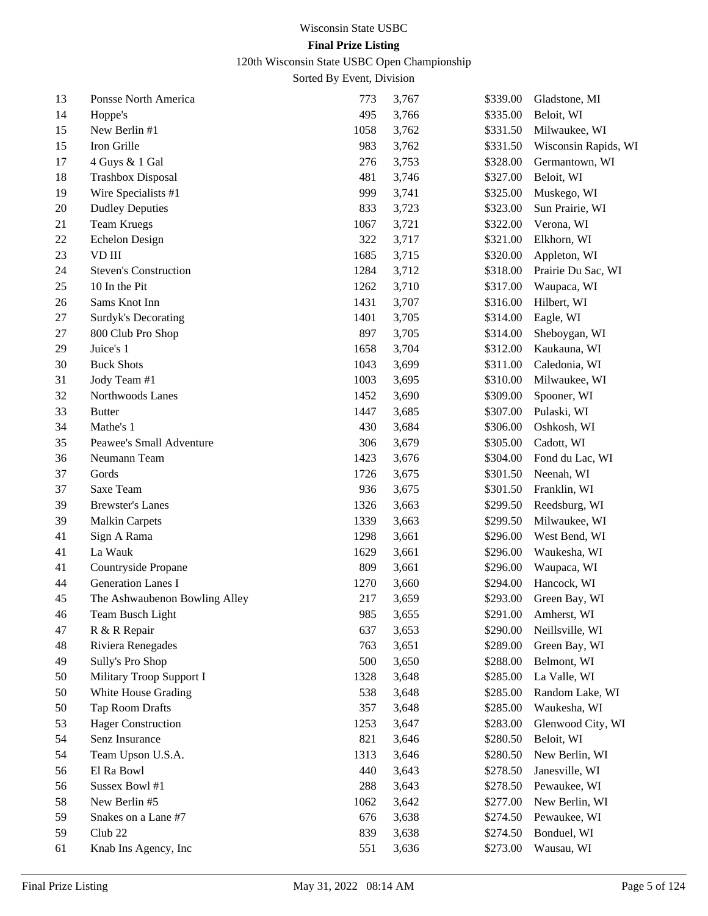Wisconsin State USBC

**Final Prize Listing**

120th Wisconsin State USBC Open Championship

Sorted By Event, Division

| | | | | | |
|---|---|---|---|---|---|
| 13 | Ponsse North America | 773 | 3,767 | $339.00 | Gladstone, MI |
| 14 | Hoppe's | 495 | 3,766 | $335.00 | Beloit, WI |
| 15 | New Berlin #1 | 1058 | 3,762 | $331.50 | Milwaukee, WI |
| 15 | Iron Grille | 983 | 3,762 | $331.50 | Wisconsin Rapids, WI |
| 17 | 4 Guys & 1 Gal | 276 | 3,753 | $328.00 | Germantown, WI |
| 18 | Trashbox Disposal | 481 | 3,746 | $327.00 | Beloit, WI |
| 19 | Wire Specialists #1 | 999 | 3,741 | $325.00 | Muskego, WI |
| 20 | Dudley Deputies | 833 | 3,723 | $323.00 | Sun Prairie, WI |
| 21 | Team Kruegs | 1067 | 3,721 | $322.00 | Verona, WI |
| 22 | Echelon Design | 322 | 3,717 | $321.00 | Elkhorn, WI |
| 23 | VD III | 1685 | 3,715 | $320.00 | Appleton, WI |
| 24 | Steven's Construction | 1284 | 3,712 | $318.00 | Prairie Du Sac, WI |
| 25 | 10 In the Pit | 1262 | 3,710 | $317.00 | Waupaca, WI |
| 26 | Sams Knot Inn | 1431 | 3,707 | $316.00 | Hilbert, WI |
| 27 | Surdyk's Decorating | 1401 | 3,705 | $314.00 | Eagle, WI |
| 27 | 800 Club Pro Shop | 897 | 3,705 | $314.00 | Sheboygan, WI |
| 29 | Juice's 1 | 1658 | 3,704 | $312.00 | Kaukauna, WI |
| 30 | Buck Shots | 1043 | 3,699 | $311.00 | Caledonia, WI |
| 31 | Jody Team #1 | 1003 | 3,695 | $310.00 | Milwaukee, WI |
| 32 | Northwoods Lanes | 1452 | 3,690 | $309.00 | Spooner, WI |
| 33 | Butter | 1447 | 3,685 | $307.00 | Pulaski, WI |
| 34 | Mathe's 1 | 430 | 3,684 | $306.00 | Oshkosh, WI |
| 35 | Peawee's Small Adventure | 306 | 3,679 | $305.00 | Cadott, WI |
| 36 | Neumann Team | 1423 | 3,676 | $304.00 | Fond du Lac, WI |
| 37 | Gords | 1726 | 3,675 | $301.50 | Neenah, WI |
| 37 | Saxe Team | 936 | 3,675 | $301.50 | Franklin, WI |
| 39 | Brewster's Lanes | 1326 | 3,663 | $299.50 | Reedsburg, WI |
| 39 | Malkin Carpets | 1339 | 3,663 | $299.50 | Milwaukee, WI |
| 41 | Sign A Rama | 1298 | 3,661 | $296.00 | West Bend, WI |
| 41 | La Wauk | 1629 | 3,661 | $296.00 | Waukesha, WI |
| 41 | Countryside Propane | 809 | 3,661 | $296.00 | Waupaca, WI |
| 44 | Generation Lanes I | 1270 | 3,660 | $294.00 | Hancock, WI |
| 45 | The Ashwaubenon Bowling Alley | 217 | 3,659 | $293.00 | Green Bay, WI |
| 46 | Team Busch Light | 985 | 3,655 | $291.00 | Amherst, WI |
| 47 | R & R Repair | 637 | 3,653 | $290.00 | Neillsville, WI |
| 48 | Riviera Renegades | 763 | 3,651 | $289.00 | Green Bay, WI |
| 49 | Sully's Pro Shop | 500 | 3,650 | $288.00 | Belmont, WI |
| 50 | Military Troop Support I | 1328 | 3,648 | $285.00 | La Valle, WI |
| 50 | White House Grading | 538 | 3,648 | $285.00 | Random Lake, WI |
| 50 | Tap Room Drafts | 357 | 3,648 | $285.00 | Waukesha, WI |
| 53 | Hager Construction | 1253 | 3,647 | $283.00 | Glenwood City, WI |
| 54 | Senz Insurance | 821 | 3,646 | $280.50 | Beloit, WI |
| 54 | Team Upson U.S.A. | 1313 | 3,646 | $280.50 | New Berlin, WI |
| 56 | El Ra Bowl | 440 | 3,643 | $278.50 | Janesville, WI |
| 56 | Sussex Bowl #1 | 288 | 3,643 | $278.50 | Pewaukee, WI |
| 58 | New Berlin #5 | 1062 | 3,642 | $277.00 | New Berlin, WI |
| 59 | Snakes on a Lane #7 | 676 | 3,638 | $274.50 | Pewaukee, WI |
| 59 | Club 22 | 839 | 3,638 | $274.50 | Bonduel, WI |
| 61 | Knab Ins Agency, Inc | 551 | 3,636 | $273.00 | Wausau, WI |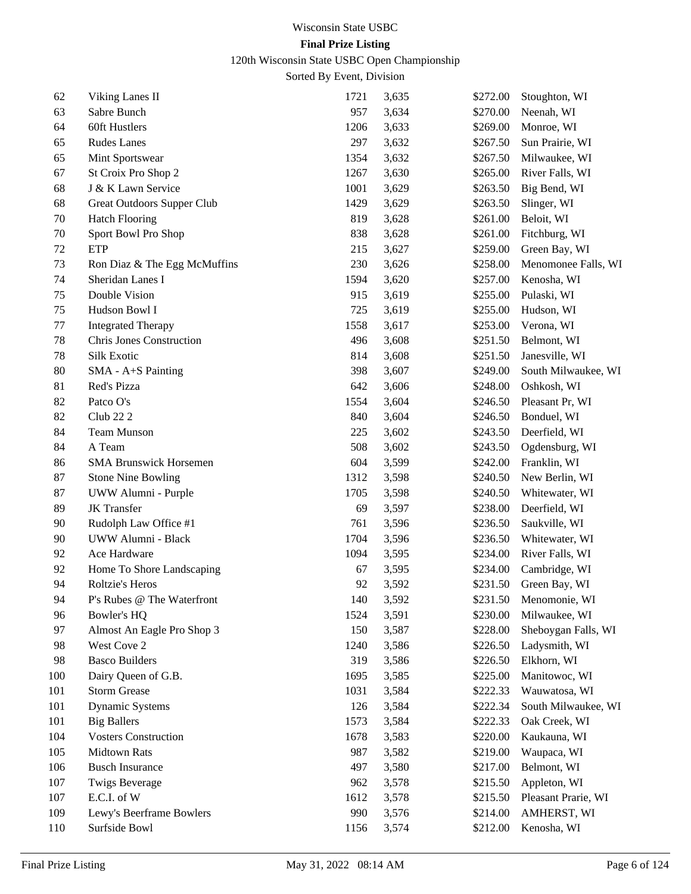Wisconsin State USBC

**Final Prize Listing**

120th Wisconsin State USBC Open Championship

Sorted By Event, Division

| | | | | | |
|---|---|---|---|---|---|
| 62 | Viking Lanes II | 1721 | 3,635 | $272.00 | Stoughton, WI |
| 63 | Sabre Bunch | 957 | 3,634 | $270.00 | Neenah, WI |
| 64 | 60ft Hustlers | 1206 | 3,633 | $269.00 | Monroe, WI |
| 65 | Rudes Lanes | 297 | 3,632 | $267.50 | Sun Prairie, WI |
| 65 | Mint Sportswear | 1354 | 3,632 | $267.50 | Milwaukee, WI |
| 67 | St Croix Pro Shop 2 | 1267 | 3,630 | $265.00 | River Falls, WI |
| 68 | J & K Lawn Service | 1001 | 3,629 | $263.50 | Big Bend, WI |
| 68 | Great Outdoors Supper Club | 1429 | 3,629 | $263.50 | Slinger, WI |
| 70 | Hatch Flooring | 819 | 3,628 | $261.00 | Beloit, WI |
| 70 | Sport Bowl Pro Shop | 838 | 3,628 | $261.00 | Fitchburg, WI |
| 72 | ETP | 215 | 3,627 | $259.00 | Green Bay, WI |
| 73 | Ron Diaz & The Egg McMuffins | 230 | 3,626 | $258.00 | Menomonee Falls, WI |
| 74 | Sheridan Lanes I | 1594 | 3,620 | $257.00 | Kenosha, WI |
| 75 | Double Vision | 915 | 3,619 | $255.00 | Pulaski, WI |
| 75 | Hudson Bowl I | 725 | 3,619 | $255.00 | Hudson, WI |
| 77 | Integrated Therapy | 1558 | 3,617 | $253.00 | Verona, WI |
| 78 | Chris Jones Construction | 496 | 3,608 | $251.50 | Belmont, WI |
| 78 | Silk Exotic | 814 | 3,608 | $251.50 | Janesville, WI |
| 80 | SMA - A+S Painting | 398 | 3,607 | $249.00 | South Milwaukee, WI |
| 81 | Red's Pizza | 642 | 3,606 | $248.00 | Oshkosh, WI |
| 82 | Patco O's | 1554 | 3,604 | $246.50 | Pleasant Pr, WI |
| 82 | Club 22 2 | 840 | 3,604 | $246.50 | Bonduel, WI |
| 84 | Team Munson | 225 | 3,602 | $243.50 | Deerfield, WI |
| 84 | A Team | 508 | 3,602 | $243.50 | Ogdensburg, WI |
| 86 | SMA Brunswick Horsemen | 604 | 3,599 | $242.00 | Franklin, WI |
| 87 | Stone Nine Bowling | 1312 | 3,598 | $240.50 | New Berlin, WI |
| 87 | UWW Alumni - Purple | 1705 | 3,598 | $240.50 | Whitewater, WI |
| 89 | JK Transfer | 69 | 3,597 | $238.00 | Deerfield, WI |
| 90 | Rudolph Law Office #1 | 761 | 3,596 | $236.50 | Saukville, WI |
| 90 | UWW Alumni - Black | 1704 | 3,596 | $236.50 | Whitewater, WI |
| 92 | Ace Hardware | 1094 | 3,595 | $234.00 | River Falls, WI |
| 92 | Home To Shore Landscaping | 67 | 3,595 | $234.00 | Cambridge, WI |
| 94 | Roltzie's Heros | 92 | 3,592 | $231.50 | Green Bay, WI |
| 94 | P's Rubes @ The Waterfront | 140 | 3,592 | $231.50 | Menomonie, WI |
| 96 | Bowler's HQ | 1524 | 3,591 | $230.00 | Milwaukee, WI |
| 97 | Almost An Eagle Pro Shop 3 | 150 | 3,587 | $228.00 | Sheboygan Falls, WI |
| 98 | West Cove 2 | 1240 | 3,586 | $226.50 | Ladysmith, WI |
| 98 | Basco Builders | 319 | 3,586 | $226.50 | Elkhorn, WI |
| 100 | Dairy Queen of G.B. | 1695 | 3,585 | $225.00 | Manitowoc, WI |
| 101 | Storm Grease | 1031 | 3,584 | $222.33 | Wauwatosa, WI |
| 101 | Dynamic Systems | 126 | 3,584 | $222.34 | South Milwaukee, WI |
| 101 | Big Ballers | 1573 | 3,584 | $222.33 | Oak Creek, WI |
| 104 | Vosters Construction | 1678 | 3,583 | $220.00 | Kaukauna, WI |
| 105 | Midtown Rats | 987 | 3,582 | $219.00 | Waupaca, WI |
| 106 | Busch Insurance | 497 | 3,580 | $217.00 | Belmont, WI |
| 107 | Twigs Beverage | 962 | 3,578 | $215.50 | Appleton, WI |
| 107 | E.C.I. of W | 1612 | 3,578 | $215.50 | Pleasant Prarie, WI |
| 109 | Lewy's Beerframe Bowlers | 990 | 3,576 | $214.00 | AMHERST, WI |
| 110 | Surfside Bowl | 1156 | 3,574 | $212.00 | Kenosha, WI |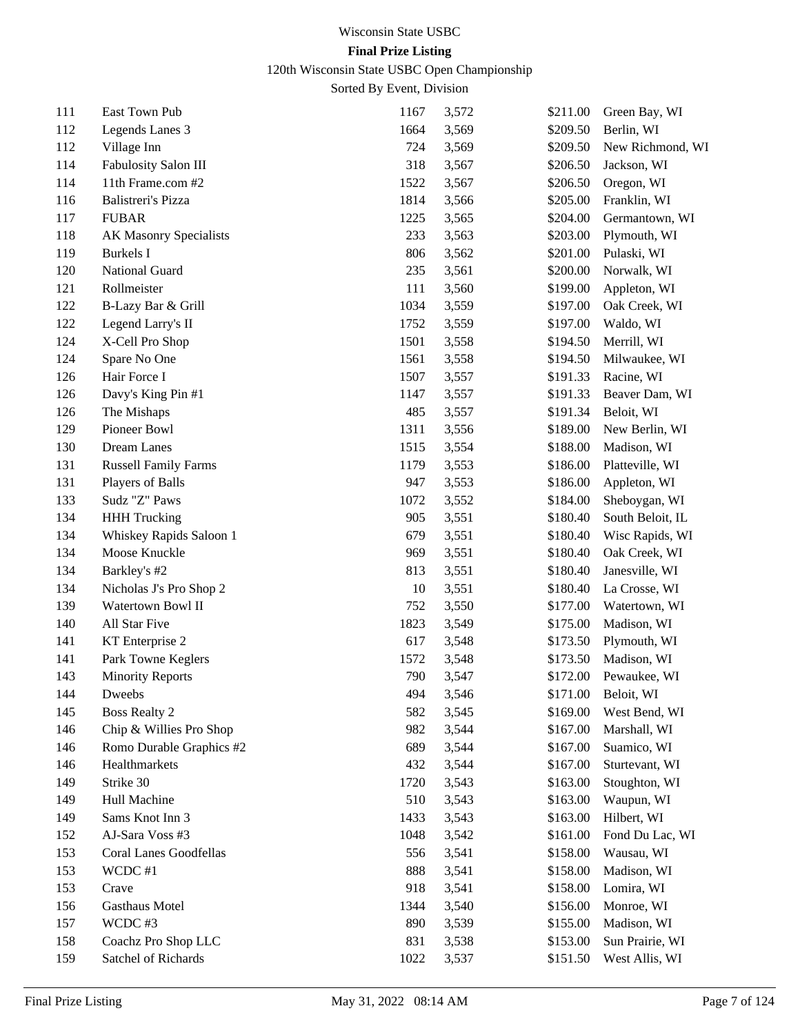| Place | Team | ID | Score | Prize | City |
|---|---|---|---|---|---|
| 111 | East Town Pub | 1167 | 3,572 | $211.00 | Green Bay, WI |
| 112 | Legends Lanes 3 | 1664 | 3,569 | $209.50 | Berlin, WI |
| 112 | Village Inn | 724 | 3,569 | $209.50 | New Richmond, WI |
| 114 | Fabulosity Salon III | 318 | 3,567 | $206.50 | Jackson, WI |
| 114 | 11th Frame.com #2 | 1522 | 3,567 | $206.50 | Oregon, WI |
| 116 | Balistreri's Pizza | 1814 | 3,566 | $205.00 | Franklin, WI |
| 117 | FUBAR | 1225 | 3,565 | $204.00 | Germantown, WI |
| 118 | AK Masonry Specialists | 233 | 3,563 | $203.00 | Plymouth, WI |
| 119 | Burkels I | 806 | 3,562 | $201.00 | Pulaski, WI |
| 120 | National Guard | 235 | 3,561 | $200.00 | Norwalk, WI |
| 121 | Rollmeister | 111 | 3,560 | $199.00 | Appleton, WI |
| 122 | B-Lazy Bar & Grill | 1034 | 3,559 | $197.00 | Oak Creek, WI |
| 122 | Legend Larry's II | 1752 | 3,559 | $197.00 | Waldo, WI |
| 124 | X-Cell Pro Shop | 1501 | 3,558 | $194.50 | Merrill, WI |
| 124 | Spare No One | 1561 | 3,558 | $194.50 | Milwaukee, WI |
| 126 | Hair Force I | 1507 | 3,557 | $191.33 | Racine, WI |
| 126 | Davy's King Pin #1 | 1147 | 3,557 | $191.33 | Beaver Dam, WI |
| 126 | The Mishaps | 485 | 3,557 | $191.34 | Beloit, WI |
| 129 | Pioneer Bowl | 1311 | 3,556 | $189.00 | New Berlin, WI |
| 130 | Dream Lanes | 1515 | 3,554 | $188.00 | Madison, WI |
| 131 | Russell Family Farms | 1179 | 3,553 | $186.00 | Platteville, WI |
| 131 | Players of Balls | 947 | 3,553 | $186.00 | Appleton, WI |
| 133 | Sudz "Z" Paws | 1072 | 3,552 | $184.00 | Sheboygan, WI |
| 134 | HHH Trucking | 905 | 3,551 | $180.40 | South Beloit, IL |
| 134 | Whiskey Rapids Saloon 1 | 679 | 3,551 | $180.40 | Wisc Rapids, WI |
| 134 | Moose Knuckle | 969 | 3,551 | $180.40 | Oak Creek, WI |
| 134 | Barkley's #2 | 813 | 3,551 | $180.40 | Janesville, WI |
| 134 | Nicholas J's Pro Shop 2 | 10 | 3,551 | $180.40 | La Crosse, WI |
| 139 | Watertown Bowl II | 752 | 3,550 | $177.00 | Watertown, WI |
| 140 | All Star Five | 1823 | 3,549 | $175.00 | Madison, WI |
| 141 | KT Enterprise 2 | 617 | 3,548 | $173.50 | Plymouth, WI |
| 141 | Park Towne Keglers | 1572 | 3,548 | $173.50 | Madison, WI |
| 143 | Minority Reports | 790 | 3,547 | $172.00 | Pewaukee, WI |
| 144 | Dweebs | 494 | 3,546 | $171.00 | Beloit, WI |
| 145 | Boss Realty 2 | 582 | 3,545 | $169.00 | West Bend, WI |
| 146 | Chip & Willies Pro Shop | 982 | 3,544 | $167.00 | Marshall, WI |
| 146 | Romo Durable Graphics #2 | 689 | 3,544 | $167.00 | Suamico, WI |
| 146 | Healthmarkets | 432 | 3,544 | $167.00 | Sturtevant, WI |
| 149 | Strike 30 | 1720 | 3,543 | $163.00 | Stoughton, WI |
| 149 | Hull Machine | 510 | 3,543 | $163.00 | Waupun, WI |
| 149 | Sams Knot Inn 3 | 1433 | 3,543 | $163.00 | Hilbert, WI |
| 152 | AJ-Sara Voss #3 | 1048 | 3,542 | $161.00 | Fond Du Lac, WI |
| 153 | Coral Lanes Goodfellas | 556 | 3,541 | $158.00 | Wausau, WI |
| 153 | WCDC #1 | 888 | 3,541 | $158.00 | Madison, WI |
| 153 | Crave | 918 | 3,541 | $158.00 | Lomira, WI |
| 156 | Gasthaus Motel | 1344 | 3,540 | $156.00 | Monroe, WI |
| 157 | WCDC #3 | 890 | 3,539 | $155.00 | Madison, WI |
| 158 | Coachz Pro Shop LLC | 831 | 3,538 | $153.00 | Sun Prairie, WI |
| 159 | Satchel of Richards | 1022 | 3,537 | $151.50 | West Allis, WI |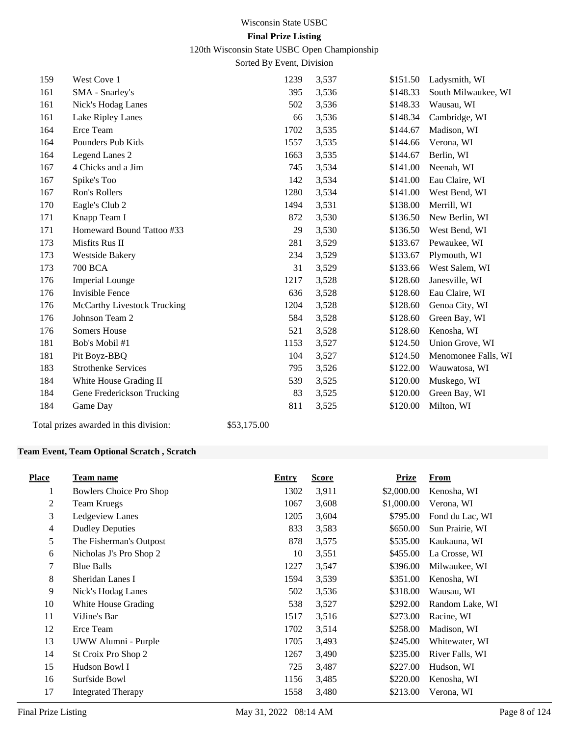| Place | Team name | Entry | Score | Prize | From |
|---|---|---|---|---|---|
| 159 | West Cove 1 | 1239 | 3,537 | $151.50 | Ladysmith, WI |
| 161 | SMA - Snarley's | 395 | 3,536 | $148.33 | South Milwaukee, WI |
| 161 | Nick's Hodag Lanes | 502 | 3,536 | $148.33 | Wausau, WI |
| 161 | Lake Ripley Lanes | 66 | 3,536 | $148.34 | Cambridge, WI |
| 164 | Erce Team | 1702 | 3,535 | $144.67 | Madison, WI |
| 164 | Pounders Pub Kids | 1557 | 3,535 | $144.66 | Verona, WI |
| 164 | Legend Lanes 2 | 1663 | 3,535 | $144.67 | Berlin, WI |
| 167 | 4 Chicks and a Jim | 745 | 3,534 | $141.00 | Neenah, WI |
| 167 | Spike's Too | 142 | 3,534 | $141.00 | Eau Claire, WI |
| 167 | Ron's Rollers | 1280 | 3,534 | $141.00 | West Bend, WI |
| 170 | Eagle's Club 2 | 1494 | 3,531 | $138.00 | Merrill, WI |
| 171 | Knapp Team I | 872 | 3,530 | $136.50 | New Berlin, WI |
| 171 | Homeward Bound Tattoo #33 | 29 | 3,530 | $136.50 | West Bend, WI |
| 173 | Misfits Rus II | 281 | 3,529 | $133.67 | Pewaukee, WI |
| 173 | Westside Bakery | 234 | 3,529 | $133.67 | Plymouth, WI |
| 173 | 700 BCA | 31 | 3,529 | $133.66 | West Salem, WI |
| 176 | Imperial Lounge | 1217 | 3,528 | $128.60 | Janesville, WI |
| 176 | Invisible Fence | 636 | 3,528 | $128.60 | Eau Claire, WI |
| 176 | McCarthy Livestock Trucking | 1204 | 3,528 | $128.60 | Genoa City, WI |
| 176 | Johnson Team 2 | 584 | 3,528 | $128.60 | Green Bay, WI |
| 176 | Somers House | 521 | 3,528 | $128.60 | Kenosha, WI |
| 181 | Bob's Mobil #1 | 1153 | 3,527 | $124.50 | Union Grove, WI |
| 181 | Pit Boyz-BBQ | 104 | 3,527 | $124.50 | Menomonee Falls, WI |
| 183 | Strothenke Services | 795 | 3,526 | $122.00 | Wauwatosa, WI |
| 184 | White House Grading II | 539 | 3,525 | $120.00 | Muskego, WI |
| 184 | Gene Frederickson Trucking | 83 | 3,525 | $120.00 | Green Bay, WI |
| 184 | Game Day | 811 | 3,525 | $120.00 | Milton, WI |

Total prizes awarded in this division: $53,175.00

### Team Event, Team Optional Scratch , Scratch

| Place | Team name | Entry | Score | Prize | From |
|---|---|---|---|---|---|
| 1 | Bowlers Choice Pro Shop | 1302 | 3,911 | $2,000.00 | Kenosha, WI |
| 2 | Team Kruegs | 1067 | 3,608 | $1,000.00 | Verona, WI |
| 3 | Ledgeview Lanes | 1205 | 3,604 | $795.00 | Fond du Lac, WI |
| 4 | Dudley Deputies | 833 | 3,583 | $650.00 | Sun Prairie, WI |
| 5 | The Fisherman's Outpost | 878 | 3,575 | $535.00 | Kaukauna, WI |
| 6 | Nicholas J's Pro Shop 2 | 10 | 3,551 | $455.00 | La Crosse, WI |
| 7 | Blue Balls | 1227 | 3,547 | $396.00 | Milwaukee, WI |
| 8 | Sheridan Lanes I | 1594 | 3,539 | $351.00 | Kenosha, WI |
| 9 | Nick's Hodag Lanes | 502 | 3,536 | $318.00 | Wausau, WI |
| 10 | White House Grading | 538 | 3,527 | $292.00 | Random Lake, WI |
| 11 | ViJine's Bar | 1517 | 3,516 | $273.00 | Racine, WI |
| 12 | Erce Team | 1702 | 3,514 | $258.00 | Madison, WI |
| 13 | UWW Alumni - Purple | 1705 | 3,493 | $245.00 | Whitewater, WI |
| 14 | St Croix Pro Shop 2 | 1267 | 3,490 | $235.00 | River Falls, WI |
| 15 | Hudson Bowl I | 725 | 3,487 | $227.00 | Hudson, WI |
| 16 | Surfside Bowl | 1156 | 3,485 | $220.00 | Kenosha, WI |
| 17 | Integrated Therapy | 1558 | 3,480 | $213.00 | Verona, WI |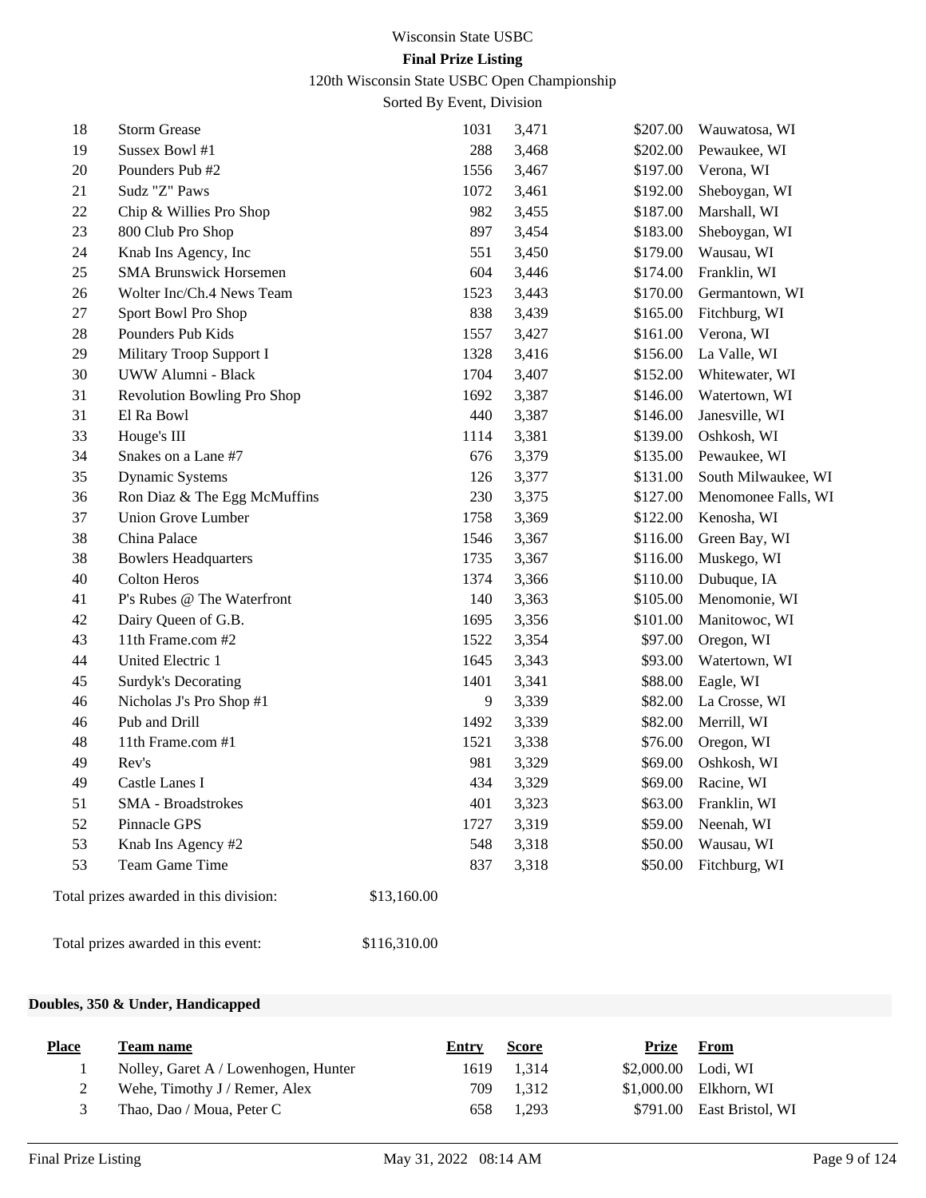| Place | Team name | Entry | Score | Prize | From |
|---|---|---|---|---|---|
| 18 | Storm Grease | 1031 | 3,471 | $207.00 | Wauwatosa, WI |
| 19 | Sussex Bowl #1 | 288 | 3,468 | $202.00 | Pewaukee, WI |
| 20 | Pounders Pub #2 | 1556 | 3,467 | $197.00 | Verona, WI |
| 21 | Sudz "Z" Paws | 1072 | 3,461 | $192.00 | Sheboygan, WI |
| 22 | Chip & Willies Pro Shop | 982 | 3,455 | $187.00 | Marshall, WI |
| 23 | 800 Club Pro Shop | 897 | 3,454 | $183.00 | Sheboygan, WI |
| 24 | Knab Ins Agency, Inc | 551 | 3,450 | $179.00 | Wausau, WI |
| 25 | SMA Brunswick Horsemen | 604 | 3,446 | $174.00 | Franklin, WI |
| 26 | Wolter Inc/Ch.4 News Team | 1523 | 3,443 | $170.00 | Germantown, WI |
| 27 | Sport Bowl Pro Shop | 838 | 3,439 | $165.00 | Fitchburg, WI |
| 28 | Pounders Pub Kids | 1557 | 3,427 | $161.00 | Verona, WI |
| 29 | Military Troop Support I | 1328 | 3,416 | $156.00 | La Valle, WI |
| 30 | UWW Alumni - Black | 1704 | 3,407 | $152.00 | Whitewater, WI |
| 31 | Revolution Bowling Pro Shop | 1692 | 3,387 | $146.00 | Watertown, WI |
| 31 | El Ra Bowl | 440 | 3,387 | $146.00 | Janesville, WI |
| 33 | Houge's III | 1114 | 3,381 | $139.00 | Oshkosh, WI |
| 34 | Snakes on a Lane #7 | 676 | 3,379 | $135.00 | Pewaukee, WI |
| 35 | Dynamic Systems | 126 | 3,377 | $131.00 | South Milwaukee, WI |
| 36 | Ron Diaz & The Egg McMuffins | 230 | 3,375 | $127.00 | Menomonee Falls, WI |
| 37 | Union Grove Lumber | 1758 | 3,369 | $122.00 | Kenosha, WI |
| 38 | China Palace | 1546 | 3,367 | $116.00 | Green Bay, WI |
| 38 | Bowlers Headquarters | 1735 | 3,367 | $116.00 | Muskego, WI |
| 40 | Colton Heros | 1374 | 3,366 | $110.00 | Dubuque, IA |
| 41 | P's Rubes @ The Waterfront | 140 | 3,363 | $105.00 | Menomonie, WI |
| 42 | Dairy Queen of G.B. | 1695 | 3,356 | $101.00 | Manitowoc, WI |
| 43 | 11th Frame.com #2 | 1522 | 3,354 | $97.00 | Oregon, WI |
| 44 | United Electric 1 | 1645 | 3,343 | $93.00 | Watertown, WI |
| 45 | Surdyk's Decorating | 1401 | 3,341 | $88.00 | Eagle, WI |
| 46 | Nicholas J's Pro Shop #1 | 9 | 3,339 | $82.00 | La Crosse, WI |
| 46 | Pub and Drill | 1492 | 3,339 | $82.00 | Merrill, WI |
| 48 | 11th Frame.com #1 | 1521 | 3,338 | $76.00 | Oregon, WI |
| 49 | Rev's | 981 | 3,329 | $69.00 | Oshkosh, WI |
| 49 | Castle Lanes I | 434 | 3,329 | $69.00 | Racine, WI |
| 51 | SMA - Broadstrokes | 401 | 3,323 | $63.00 | Franklin, WI |
| 52 | Pinnacle GPS | 1727 | 3,319 | $59.00 | Neenah, WI |
| 53 | Knab Ins Agency #2 | 548 | 3,318 | $50.00 | Wausau, WI |
| 53 | Team Game Time | 837 | 3,318 | $50.00 | Fitchburg, WI |

Total prizes awarded in this division: $13,160.00

Total prizes awarded in this event: $116,310.00

### Doubles, 350 & Under, Handicapped

| Place | Team name | Entry | Score | Prize | From |
|---|---|---|---|---|---|
| 1 | Nolley, Garet A / Lowenhogen, Hunter | 1619 | 1,314 | $2,000.00 | Lodi, WI |
| 2 | Wehe, Timothy J / Remer, Alex | 709 | 1,312 | $1,000.00 | Elkhorn, WI |
| 3 | Thao, Dao / Moua, Peter C | 658 | 1,293 | $791.00 | East Bristol, WI |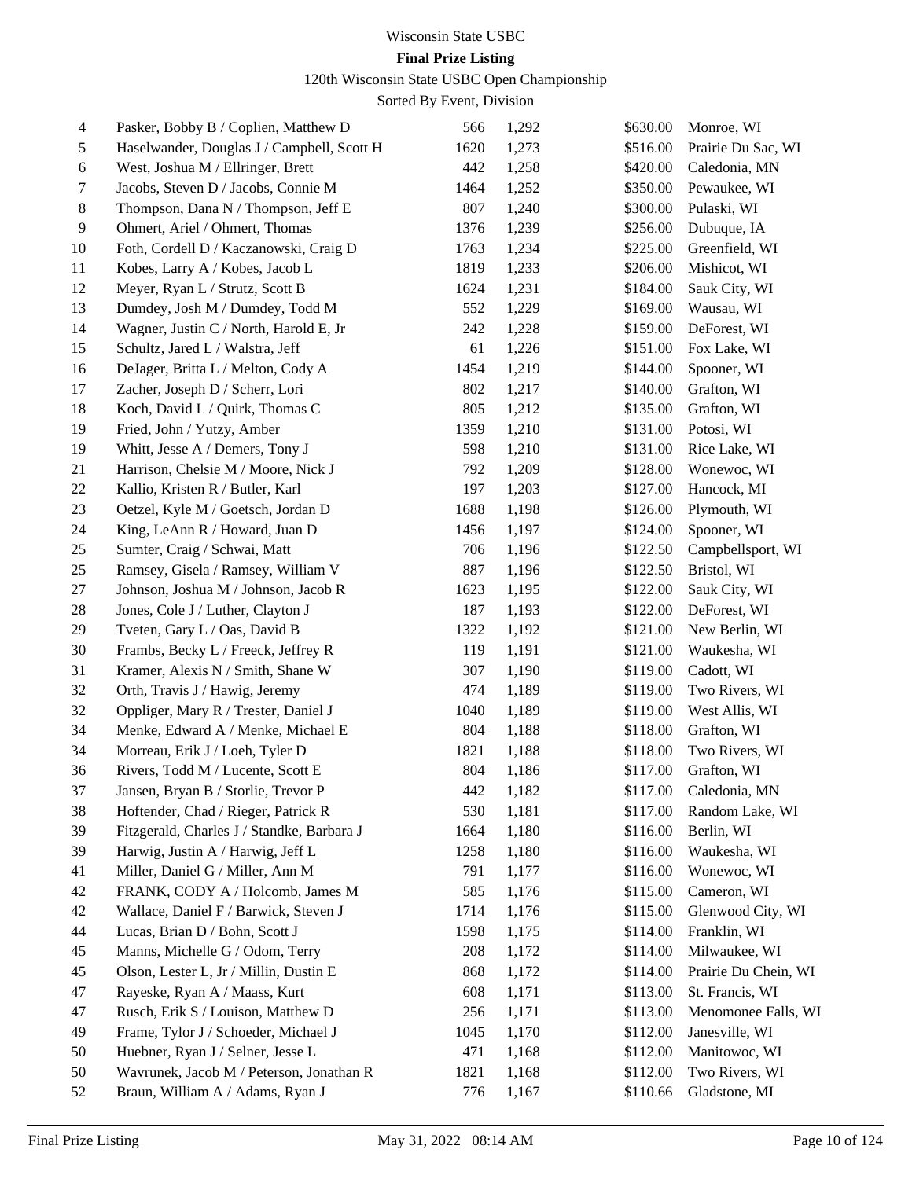# Wisconsin State USBC

**Final Prize Listing**

120th Wisconsin State USBC Open Championship

Sorted By Event, Division

| | | | | | |
|---|---|---|---|---|---|
| 4 | Pasker, Bobby B / Coplien, Matthew D | 566 | 1,292 | $630.00 | Monroe, WI |
| 5 | Haselwander, Douglas J / Campbell, Scott H | 1620 | 1,273 | $516.00 | Prairie Du Sac, WI |
| 6 | West, Joshua M / Ellringer, Brett | 442 | 1,258 | $420.00 | Caledonia, MN |
| 7 | Jacobs, Steven D / Jacobs, Connie M | 1464 | 1,252 | $350.00 | Pewaukee, WI |
| 8 | Thompson, Dana N / Thompson, Jeff E | 807 | 1,240 | $300.00 | Pulaski, WI |
| 9 | Ohmert, Ariel / Ohmert, Thomas | 1376 | 1,239 | $256.00 | Dubuque, IA |
| 10 | Foth, Cordell D / Kaczanowski, Craig D | 1763 | 1,234 | $225.00 | Greenfield, WI |
| 11 | Kobes, Larry A / Kobes, Jacob L | 1819 | 1,233 | $206.00 | Mishicot, WI |
| 12 | Meyer, Ryan L / Strutz, Scott B | 1624 | 1,231 | $184.00 | Sauk City, WI |
| 13 | Dumdey, Josh M / Dumdey, Todd M | 552 | 1,229 | $169.00 | Wausau, WI |
| 14 | Wagner, Justin C / North, Harold E, Jr | 242 | 1,228 | $159.00 | DeForest, WI |
| 15 | Schultz, Jared L / Walstra, Jeff | 61 | 1,226 | $151.00 | Fox Lake, WI |
| 16 | DeJager, Britta L / Melton, Cody A | 1454 | 1,219 | $144.00 | Spooner, WI |
| 17 | Zacher, Joseph D / Scherr, Lori | 802 | 1,217 | $140.00 | Grafton, WI |
| 18 | Koch, David L / Quirk, Thomas C | 805 | 1,212 | $135.00 | Grafton, WI |
| 19 | Fried, John / Yutzy, Amber | 1359 | 1,210 | $131.00 | Potosi, WI |
| 19 | Whitt, Jesse A / Demers, Tony J | 598 | 1,210 | $131.00 | Rice Lake, WI |
| 21 | Harrison, Chelsie M / Moore, Nick J | 792 | 1,209 | $128.00 | Wonewoc, WI |
| 22 | Kallio, Kristen R / Butler, Karl | 197 | 1,203 | $127.00 | Hancock, MI |
| 23 | Oetzel, Kyle M / Goetsch, Jordan D | 1688 | 1,198 | $126.00 | Plymouth, WI |
| 24 | King, LeAnn R / Howard, Juan D | 1456 | 1,197 | $124.00 | Spooner, WI |
| 25 | Sumter, Craig / Schwai, Matt | 706 | 1,196 | $122.50 | Campbellsport, WI |
| 25 | Ramsey, Gisela / Ramsey, William V | 887 | 1,196 | $122.50 | Bristol, WI |
| 27 | Johnson, Joshua M / Johnson, Jacob R | 1623 | 1,195 | $122.00 | Sauk City, WI |
| 28 | Jones, Cole J / Luther, Clayton J | 187 | 1,193 | $122.00 | DeForest, WI |
| 29 | Tveten, Gary L / Oas, David B | 1322 | 1,192 | $121.00 | New Berlin, WI |
| 30 | Frambs, Becky L / Freeck, Jeffrey R | 119 | 1,191 | $121.00 | Waukesha, WI |
| 31 | Kramer, Alexis N / Smith, Shane W | 307 | 1,190 | $119.00 | Cadott, WI |
| 32 | Orth, Travis J / Hawig, Jeremy | 474 | 1,189 | $119.00 | Two Rivers, WI |
| 32 | Oppliger, Mary R / Trester, Daniel J | 1040 | 1,189 | $119.00 | West Allis, WI |
| 34 | Menke, Edward A / Menke, Michael E | 804 | 1,188 | $118.00 | Grafton, WI |
| 34 | Morreau, Erik J / Loeh, Tyler D | 1821 | 1,188 | $118.00 | Two Rivers, WI |
| 36 | Rivers, Todd M / Lucente, Scott E | 804 | 1,186 | $117.00 | Grafton, WI |
| 37 | Jansen, Bryan B / Storlie, Trevor P | 442 | 1,182 | $117.00 | Caledonia, MN |
| 38 | Hoftender, Chad / Rieger, Patrick R | 530 | 1,181 | $117.00 | Random Lake, WI |
| 39 | Fitzgerald, Charles J / Standke, Barbara J | 1664 | 1,180 | $116.00 | Berlin, WI |
| 39 | Harwig, Justin A / Harwig, Jeff L | 1258 | 1,180 | $116.00 | Waukesha, WI |
| 41 | Miller, Daniel G / Miller, Ann M | 791 | 1,177 | $116.00 | Wonewoc, WI |
| 42 | FRANK, CODY A / Holcomb, James M | 585 | 1,176 | $115.00 | Cameron, WI |
| 42 | Wallace, Daniel F / Barwick, Steven J | 1714 | 1,176 | $115.00 | Glenwood City, WI |
| 44 | Lucas, Brian D / Bohn, Scott J | 1598 | 1,175 | $114.00 | Franklin, WI |
| 45 | Manns, Michelle G / Odom, Terry | 208 | 1,172 | $114.00 | Milwaukee, WI |
| 45 | Olson, Lester L, Jr / Millin, Dustin E | 868 | 1,172 | $114.00 | Prairie Du Chein, WI |
| 47 | Rayeske, Ryan A / Maass, Kurt | 608 | 1,171 | $113.00 | St. Francis, WI |
| 47 | Rusch, Erik S / Louison, Matthew D | 256 | 1,171 | $113.00 | Menomonee Falls, WI |
| 49 | Frame, Tylor J / Schoeder, Michael J | 1045 | 1,170 | $112.00 | Janesville, WI |
| 50 | Huebner, Ryan J / Selner, Jesse L | 471 | 1,168 | $112.00 | Manitowoc, WI |
| 50 | Wavrunek, Jacob M / Peterson, Jonathan R | 1821 | 1,168 | $112.00 | Two Rivers, WI |
| 52 | Braun, William A / Adams, Ryan J | 776 | 1,167 | $110.66 | Gladstone, MI |

Final Prize Listing May 31, 2022 08:14 AM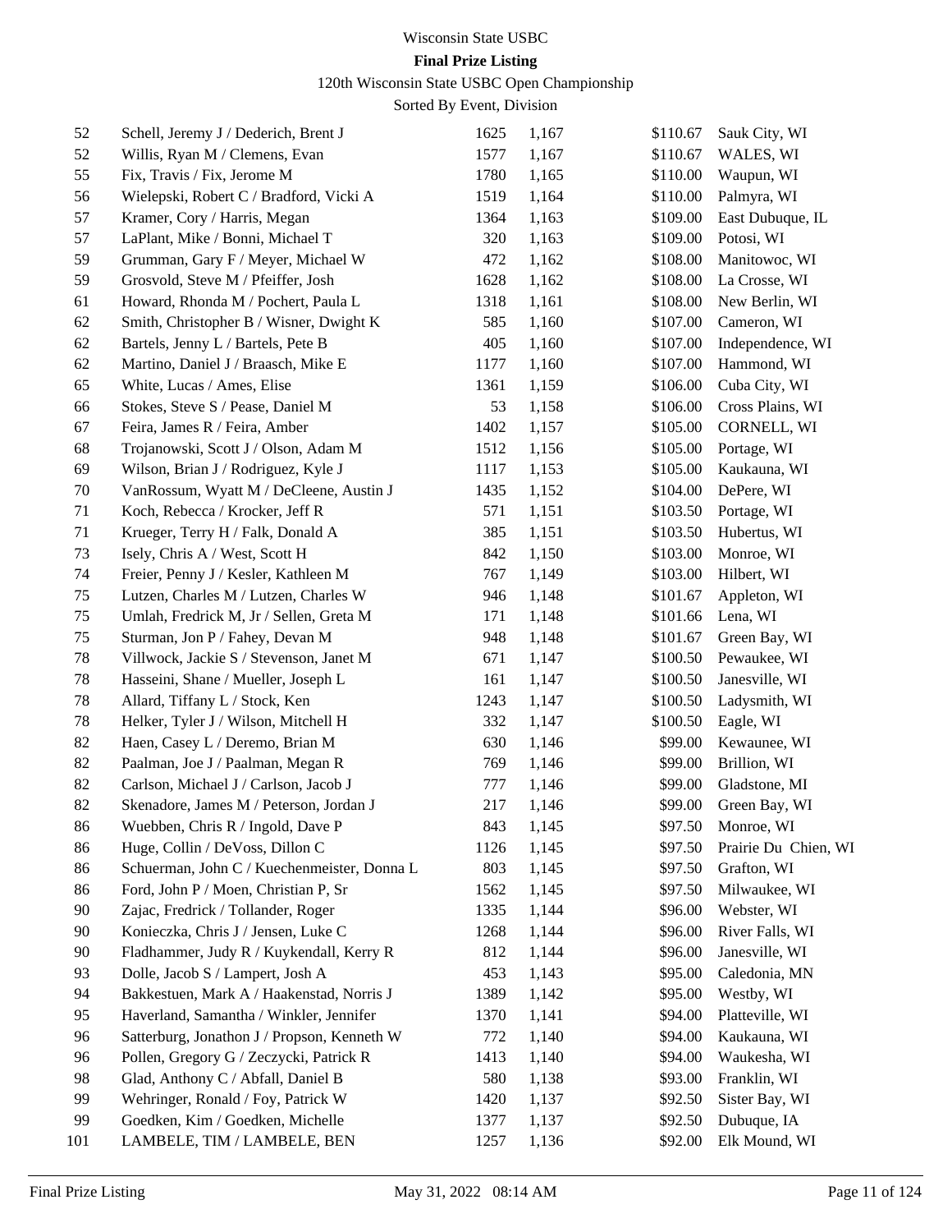Wisconsin State USBC

**Final Prize Listing**

120th Wisconsin State USBC Open Championship

Sorted By Event, Division

| | | | | | |
|---|---|---|---|---|---|
| 52 | Schell, Jeremy J / Dederich, Brent J | 1625 | 1,167 | $110.67 | Sauk City, WI |
| 52 | Willis, Ryan M / Clemens, Evan | 1577 | 1,167 | $110.67 | WALES, WI |
| 55 | Fix, Travis / Fix, Jerome M | 1780 | 1,165 | $110.00 | Waupun, WI |
| 56 | Wielepski, Robert C / Bradford, Vicki A | 1519 | 1,164 | $110.00 | Palmyra, WI |
| 57 | Kramer, Cory / Harris, Megan | 1364 | 1,163 | $109.00 | East Dubuque, IL |
| 57 | LaPlant, Mike / Bonni, Michael T | 320 | 1,163 | $109.00 | Potosi, WI |
| 59 | Grumman, Gary F / Meyer, Michael W | 472 | 1,162 | $108.00 | Manitowoc, WI |
| 59 | Grosvold, Steve M / Pfeiffer, Josh | 1628 | 1,162 | $108.00 | La Crosse, WI |
| 61 | Howard, Rhonda M / Pochert, Paula L | 1318 | 1,161 | $108.00 | New Berlin, WI |
| 62 | Smith, Christopher B / Wisner, Dwight K | 585 | 1,160 | $107.00 | Cameron, WI |
| 62 | Bartels, Jenny L / Bartels, Pete B | 405 | 1,160 | $107.00 | Independence, WI |
| 62 | Martino, Daniel J / Braasch, Mike E | 1177 | 1,160 | $107.00 | Hammond, WI |
| 65 | White, Lucas / Ames, Elise | 1361 | 1,159 | $106.00 | Cuba City, WI |
| 66 | Stokes, Steve S / Pease, Daniel M | 53 | 1,158 | $106.00 | Cross Plains, WI |
| 67 | Feira, James R / Feira, Amber | 1402 | 1,157 | $105.00 | CORNELL, WI |
| 68 | Trojanowski, Scott J / Olson, Adam M | 1512 | 1,156 | $105.00 | Portage, WI |
| 69 | Wilson, Brian J / Rodriguez, Kyle J | 1117 | 1,153 | $105.00 | Kaukauna, WI |
| 70 | VanRossum, Wyatt M / DeCleene, Austin J | 1435 | 1,152 | $104.00 | DePere, WI |
| 71 | Koch, Rebecca J / Krocker, Jeff R | 571 | 1,151 | $103.50 | Portage, WI |
| 71 | Krueger, Terry H / Falk, Donald A | 385 | 1,151 | $103.50 | Hubertus, WI |
| 73 | Isely, Chris A / West, Scott H | 842 | 1,150 | $103.00 | Monroe, WI |
| 74 | Freier, Penny J / Kesler, Kathleen M | 767 | 1,149 | $103.00 | Hilbert, WI |
| 75 | Lutzen, Charles M / Lutzen, Charles W | 946 | 1,148 | $101.67 | Appleton, WI |
| 75 | Umlah, Fredrick M, Jr / Sellen, Greta M | 171 | 1,148 | $101.66 | Lena, WI |
| 75 | Sturman, Jon P / Fahey, Devan M | 948 | 1,148 | $101.67 | Green Bay, WI |
| 78 | Villwock, Jackie S / Stevenson, Janet M | 671 | 1,147 | $100.50 | Pewaukee, WI |
| 78 | Hasseini, Shane / Mueller, Joseph L | 161 | 1,147 | $100.50 | Janesville, WI |
| 78 | Allard, Tiffany L / Stock, Ken | 1243 | 1,147 | $100.50 | Ladysmith, WI |
| 78 | Helker, Tyler J / Wilson, Mitchell H | 332 | 1,147 | $100.50 | Eagle, WI |
| 82 | Haen, Casey L / Deremo, Brian M | 630 | 1,146 | $99.00 | Kewaunee, WI |
| 82 | Paalman, Joe J / Paalman, Megan R | 769 | 1,146 | $99.00 | Brillion, WI |
| 82 | Carlson, Michael J / Carlson, Jacob J | 777 | 1,146 | $99.00 | Gladstone, MI |
| 82 | Skenadore, James M / Peterson, Jordan J | 217 | 1,146 | $99.00 | Green Bay, WI |
| 86 | Wuebben, Chris R / Ingold, Dave P | 843 | 1,145 | $97.50 | Monroe, WI |
| 86 | Huge, Collin / DeVoss, Dillon C | 1126 | 1,145 | $97.50 | Prairie Du Chien, WI |
| 86 | Schuerman, John C / Kuechenmeister, Donna L | 803 | 1,145 | $97.50 | Grafton, WI |
| 86 | Ford, John P / Moen, Christian P, Sr | 1562 | 1,145 | $97.50 | Milwaukee, WI |
| 90 | Zajac, Fredrick / Tollander, Roger | 1335 | 1,144 | $96.00 | Webster, WI |
| 90 | Konieczka, Chris J / Jensen, Luke C | 1268 | 1,144 | $96.00 | River Falls, WI |
| 90 | Fladhammer, Judy R / Kuykendall, Kerry R | 812 | 1,144 | $96.00 | Janesville, WI |
| 93 | Dolle, Jacob S / Lampert, Josh A | 453 | 1,143 | $95.00 | Caledonia, MN |
| 94 | Bakkestuen, Mark A / Haakenstad, Norris J | 1389 | 1,142 | $95.00 | Westby, WI |
| 95 | Haverland, Samantha / Winkler, Jennifer | 1370 | 1,141 | $94.00 | Platteville, WI |
| 96 | Satterburg, Jonathon J / Propson, Kenneth W | 772 | 1,140 | $94.00 | Kaukauna, WI |
| 96 | Pollen, Gregory G / Zeczycki, Patrick R | 1413 | 1,140 | $94.00 | Waukesha, WI |
| 98 | Glad, Anthony C / Abfall, Daniel B | 580 | 1,138 | $93.00 | Franklin, WI |
| 99 | Wehringer, Ronald / Foy, Patrick W | 1420 | 1,137 | $92.50 | Sister Bay, WI |
| 99 | Goedken, Kim / Goedken, Michelle | 1377 | 1,137 | $92.50 | Dubuque, IA |
| 101 | LAMBELE, TIM / LAMBELE, BEN | 1257 | 1,136 | $92.00 | Elk Mound, WI |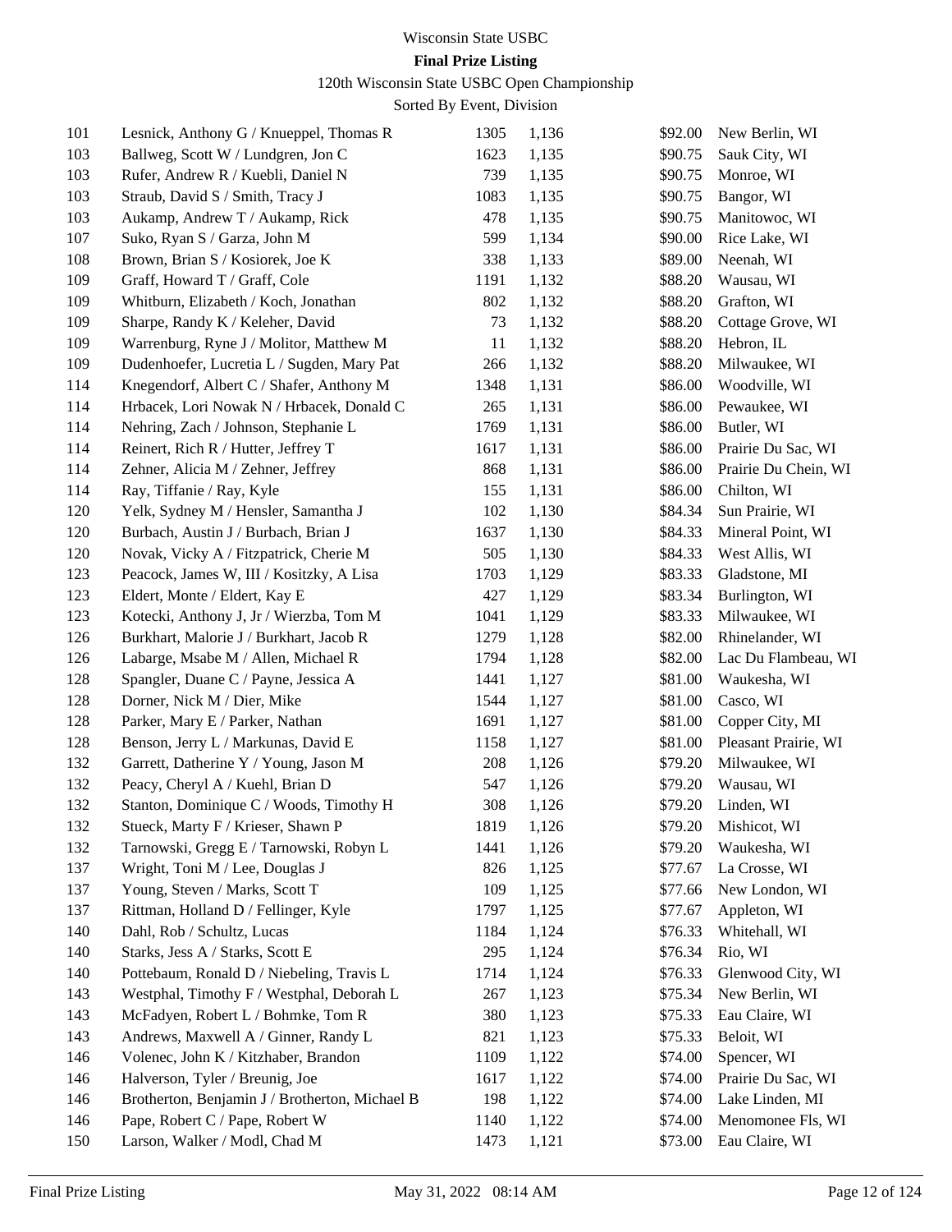Wisconsin State USBC

**Final Prize Listing**

120th Wisconsin State USBC Open Championship

Sorted By Event, Division

| | | | | | |
|---|---|---|---|---|---|
| 101 | Lesnick, Anthony G / Knueppel, Thomas R | 1305 | 1,136 | $92.00 | New Berlin, WI |
| 103 | Ballweg, Scott W / Lundgren, Jon C | 1623 | 1,135 | $90.75 | Sauk City, WI |
| 103 | Rufer, Andrew R / Kuebli, Daniel N | 739 | 1,135 | $90.75 | Monroe, WI |
| 103 | Straub, David S / Smith, Tracy J | 1083 | 1,135 | $90.75 | Bangor, WI |
| 103 | Aukamp, Andrew T / Aukamp, Rick | 478 | 1,135 | $90.75 | Manitowoc, WI |
| 107 | Suko, Ryan S / Garza, John M | 599 | 1,134 | $90.00 | Rice Lake, WI |
| 108 | Brown, Brian S / Kosiorek, Joe K | 338 | 1,133 | $89.00 | Neenah, WI |
| 109 | Graff, Howard T / Graff, Cole | 1191 | 1,132 | $88.20 | Wausau, WI |
| 109 | Whitburn, Elizabeth / Koch, Jonathan | 802 | 1,132 | $88.20 | Grafton, WI |
| 109 | Sharpe, Randy K / Keleher, David | 73 | 1,132 | $88.20 | Cottage Grove, WI |
| 109 | Warrenburg, Ryne J / Molitor, Matthew M | 11 | 1,132 | $88.20 | Hebron, IL |
| 109 | Dudenhoefer, Lucretia L / Sugden, Mary Pat | 266 | 1,132 | $88.20 | Milwaukee, WI |
| 114 | Knegendorf, Albert C / Shafer, Anthony M | 1348 | 1,131 | $86.00 | Woodville, WI |
| 114 | Hrbacek, Lori Nowak N / Hrbacek, Donald C | 265 | 1,131 | $86.00 | Pewaukee, WI |
| 114 | Nehring, Zach / Johnson, Stephanie L | 1769 | 1,131 | $86.00 | Butler, WI |
| 114 | Reinert, Rich R / Hutter, Jeffrey T | 1617 | 1,131 | $86.00 | Prairie Du Sac, WI |
| 114 | Zehner, Alicia M / Zehner, Jeffrey | 868 | 1,131 | $86.00 | Prairie Du Chein, WI |
| 114 | Ray, Tiffanie / Ray, Kyle | 155 | 1,131 | $86.00 | Chilton, WI |
| 120 | Yelk, Sydney M / Hensler, Samantha J | 102 | 1,130 | $84.34 | Sun Prairie, WI |
| 120 | Burbach, Austin J / Burbach, Brian J | 1637 | 1,130 | $84.33 | Mineral Point, WI |
| 120 | Novak, Vicky A / Fitzpatrick, Cherie M | 505 | 1,130 | $84.33 | West Allis, WI |
| 123 | Peacock, James W, III / Kositzky, A Lisa | 1703 | 1,129 | $83.33 | Gladstone, MI |
| 123 | Eldert, Monte / Eldert, Kay E | 427 | 1,129 | $83.34 | Burlington, WI |
| 123 | Kotecki, Anthony J, Jr / Wierzba, Tom M | 1041 | 1,129 | $83.33 | Milwaukee, WI |
| 126 | Burkhart, Malorie J / Burkhart, Jacob R | 1279 | 1,128 | $82.00 | Rhinelander, WI |
| 126 | Labarge, Msabe M / Allen, Michael R | 1794 | 1,128 | $82.00 | Lac Du Flambeau, WI |
| 128 | Spangler, Duane C / Payne, Jessica A | 1441 | 1,127 | $81.00 | Waukesha, WI |
| 128 | Dorner, Nick M / Dier, Mike | 1544 | 1,127 | $81.00 | Casco, WI |
| 128 | Parker, Mary E / Parker, Nathan | 1691 | 1,127 | $81.00 | Copper City, MI |
| 128 | Benson, Jerry L / Markunas, David E | 1158 | 1,127 | $81.00 | Pleasant Prairie, WI |
| 132 | Garrett, Datherine Y / Young, Jason M | 208 | 1,126 | $79.20 | Milwaukee, WI |
| 132 | Peacy, Cheryl A / Kuehl, Brian D | 547 | 1,126 | $79.20 | Wausau, WI |
| 132 | Stanton, Dominique C / Woods, Timothy H | 308 | 1,126 | $79.20 | Linden, WI |
| 132 | Stueck, Marty F / Krieser, Shawn P | 1819 | 1,126 | $79.20 | Mishicot, WI |
| 132 | Tarnowski, Gregg E / Tarnowski, Robyn L | 1441 | 1,126 | $79.20 | Waukesha, WI |
| 137 | Wright, Toni M / Lee, Douglas J | 826 | 1,125 | $77.67 | La Crosse, WI |
| 137 | Young, Steven / Marks, Scott T | 109 | 1,125 | $77.66 | New London, WI |
| 137 | Rittman, Holland D / Fellinger, Kyle | 1797 | 1,125 | $77.67 | Appleton, WI |
| 140 | Dahl, Rob / Schultz, Lucas | 1184 | 1,124 | $76.33 | Whitehall, WI |
| 140 | Starks, Jess A / Starks, Scott E | 295 | 1,124 | $76.34 | Rio, WI |
| 140 | Pottebaum, Ronald D / Niebeling, Travis L | 1714 | 1,124 | $76.33 | Glenwood City, WI |
| 143 | Westphal, Timothy F / Westphal, Deborah L | 267 | 1,123 | $75.34 | New Berlin, WI |
| 143 | McFadyen, Robert L / Bohmke, Tom R | 380 | 1,123 | $75.33 | Eau Claire, WI |
| 143 | Andrews, Maxwell A / Ginner, Randy L | 821 | 1,123 | $75.33 | Beloit, WI |
| 146 | Volenec, John K / Kitzhaber, Brandon | 1109 | 1,122 | $74.00 | Spencer, WI |
| 146 | Halverson, Tyler / Breunig, Joe | 1617 | 1,122 | $74.00 | Prairie Du Sac, WI |
| 146 | Brotherton, Benjamin J / Brotherton, Michael B | 198 | 1,122 | $74.00 | Lake Linden, MI |
| 146 | Pape, Robert C / Pape, Robert W | 1140 | 1,122 | $74.00 | Menomonee Fls, WI |
| 150 | Larson, Walker / Modl, Chad M | 1473 | 1,121 | $73.00 | Eau Claire, WI |

Final Prize Listing May 31, 2022 08:14 AM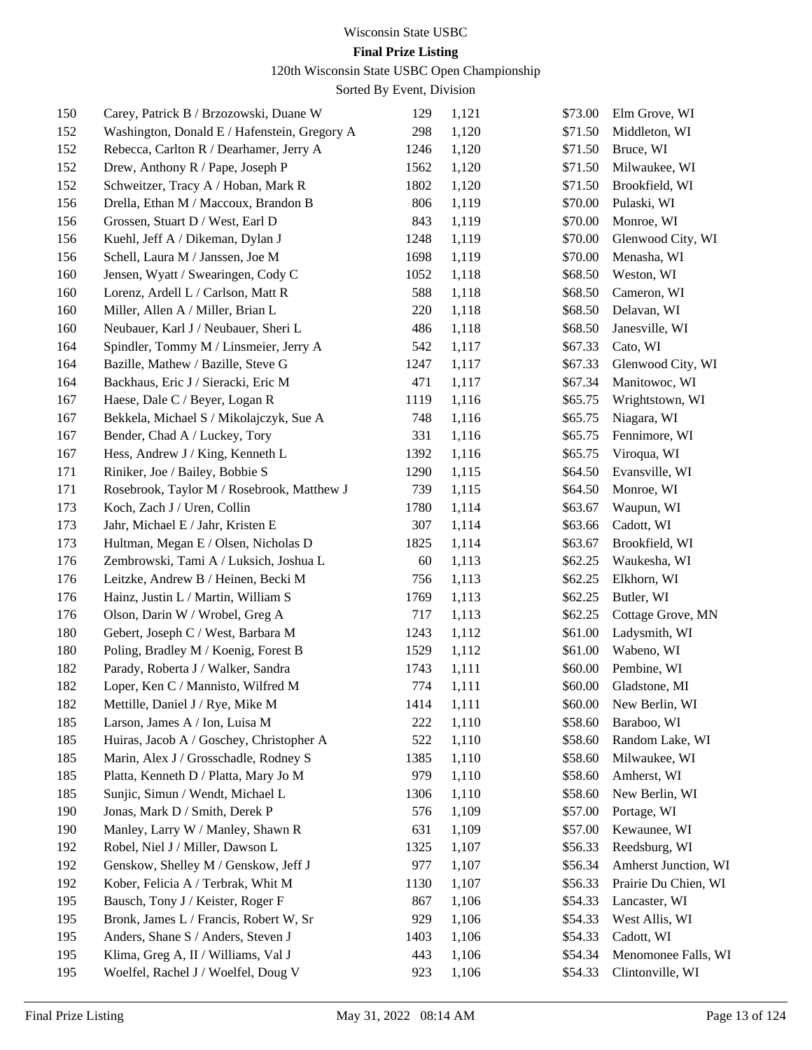Wisconsin State USBC

**Final Prize Listing**

120th Wisconsin State USBC Open Championship

Sorted By Event, Division

| | | | | | |
|---|---|---|---|---|---|
| 150 | Carey, Patrick B / Brzozowski, Duane W | 129 | 1,121 | $73.00 | Elm Grove, WI |
| 152 | Washington, Donald E / Hafenstein, Gregory A | 298 | 1,120 | $71.50 | Middleton, WI |
| 152 | Rebecca, Carlton R / Dearhamer, Jerry A | 1246 | 1,120 | $71.50 | Bruce, WI |
| 152 | Drew, Anthony R / Pape, Joseph P | 1562 | 1,120 | $71.50 | Milwaukee, WI |
| 152 | Schweitzer, Tracy A / Hoban, Mark R | 1802 | 1,120 | $71.50 | Brookfield, WI |
| 156 | Drella, Ethan M / Maccoux, Brandon B | 806 | 1,119 | $70.00 | Pulaski, WI |
| 156 | Grossen, Stuart D / West, Earl D | 843 | 1,119 | $70.00 | Monroe, WI |
| 156 | Kuehl, Jeff A / Dikeman, Dylan J | 1248 | 1,119 | $70.00 | Glenwood City, WI |
| 156 | Schell, Laura M / Janssen, Joe M | 1698 | 1,119 | $70.00 | Menasha, WI |
| 160 | Jensen, Wyatt / Swearingen, Cody C | 1052 | 1,118 | $68.50 | Weston, WI |
| 160 | Lorenz, Ardell L / Carlson, Matt R | 588 | 1,118 | $68.50 | Cameron, WI |
| 160 | Miller, Allen A / Miller, Brian L | 220 | 1,118 | $68.50 | Delavan, WI |
| 160 | Neubauer, Karl J / Neubauer, Sheri L | 486 | 1,118 | $68.50 | Janesville, WI |
| 164 | Spindler, Tommy M / Linsmeier, Jerry A | 542 | 1,117 | $67.33 | Cato, WI |
| 164 | Bazille, Mathew / Bazille, Steve G | 1247 | 1,117 | $67.33 | Glenwood City, WI |
| 164 | Backhaus, Eric J / Sieracki, Eric M | 471 | 1,117 | $67.34 | Manitowoc, WI |
| 167 | Haese, Dale C / Beyer, Logan R | 1119 | 1,116 | $65.75 | Wrightstown, WI |
| 167 | Bekkela, Michael S / Mikolajczyk, Sue A | 748 | 1,116 | $65.75 | Niagara, WI |
| 167 | Bender, Chad A / Luckey, Tory | 331 | 1,116 | $65.75 | Fennimore, WI |
| 167 | Hess, Andrew J / King, Kenneth L | 1392 | 1,116 | $65.75 | Viroqua, WI |
| 171 | Riniker, Joe / Bailey, Bobbie S | 1290 | 1,115 | $64.50 | Evansville, WI |
| 171 | Rosebrook, Taylor M / Rosebrook, Matthew J | 739 | 1,115 | $64.50 | Monroe, WI |
| 173 | Koch, Zach J / Uren, Collin | 1780 | 1,114 | $63.67 | Waupun, WI |
| 173 | Jahr, Michael E / Jahr, Kristen E | 307 | 1,114 | $63.66 | Cadott, WI |
| 173 | Hultman, Megan E / Olsen, Nicholas D | 1825 | 1,114 | $63.67 | Brookfield, WI |
| 176 | Zembrowski, Tami A / Luksich, Joshua L | 60 | 1,113 | $62.25 | Waukesha, WI |
| 176 | Leitzke, Andrew B / Heinen, Becki M | 756 | 1,113 | $62.25 | Elkhorn, WI |
| 176 | Hainz, Justin L / Martin, William S | 1769 | 1,113 | $62.25 | Butler, WI |
| 176 | Olson, Darin W / Wrobel, Greg A | 717 | 1,113 | $62.25 | Cottage Grove, MN |
| 180 | Gebert, Joseph C / West, Barbara M | 1243 | 1,112 | $61.00 | Ladysmith, WI |
| 180 | Poling, Bradley M / Koenig, Forest B | 1529 | 1,112 | $61.00 | Wabeno, WI |
| 182 | Parady, Roberta J / Walker, Sandra | 1743 | 1,111 | $60.00 | Pembine, WI |
| 182 | Loper, Ken C / Mannisto, Wilfred M | 774 | 1,111 | $60.00 | Gladstone, MI |
| 182 | Mettille, Daniel J / Rye, Mike M | 1414 | 1,111 | $60.00 | New Berlin, WI |
| 185 | Larson, James A / Ion, Luisa M | 222 | 1,110 | $58.60 | Baraboo, WI |
| 185 | Huiras, Jacob A / Goschey, Christopher A | 522 | 1,110 | $58.60 | Random Lake, WI |
| 185 | Marin, Alex J / Grosschadle, Rodney S | 1385 | 1,110 | $58.60 | Milwaukee, WI |
| 185 | Platta, Kenneth D / Platta, Mary Jo M | 979 | 1,110 | $58.60 | Amherst, WI |
| 185 | Sunjic, Simun / Wendt, Michael L | 1306 | 1,110 | $58.60 | New Berlin, WI |
| 190 | Jonas, Mark D / Smith, Derek P | 576 | 1,109 | $57.00 | Portage, WI |
| 190 | Manley, Larry W / Manley, Shawn R | 631 | 1,109 | $57.00 | Kewaunee, WI |
| 192 | Robel, Niel J / Miller, Dawson L | 1325 | 1,107 | $56.33 | Reedsburg, WI |
| 192 | Genskow, Shelley M / Genskow, Jeff J | 977 | 1,107 | $56.34 | Amherst Junction, WI |
| 192 | Kober, Felicia A / Terbrak, Whit M | 1130 | 1,107 | $56.33 | Prairie Du Chien, WI |
| 195 | Bausch, Tony J / Keister, Roger F | 867 | 1,106 | $54.33 | Lancaster, WI |
| 195 | Bronk, James L / Francis, Robert W, Sr | 929 | 1,106 | $54.33 | West Allis, WI |
| 195 | Anders, Shane S / Anders, Steven J | 1403 | 1,106 | $54.33 | Cadott, WI |
| 195 | Klima, Greg A, II / Williams, Val J | 443 | 1,106 | $54.34 | Menomonee Falls, WI |
| 195 | Woelfel, Rachel J / Woelfel, Doug V | 923 | 1,106 | $54.33 | Clintonville, WI |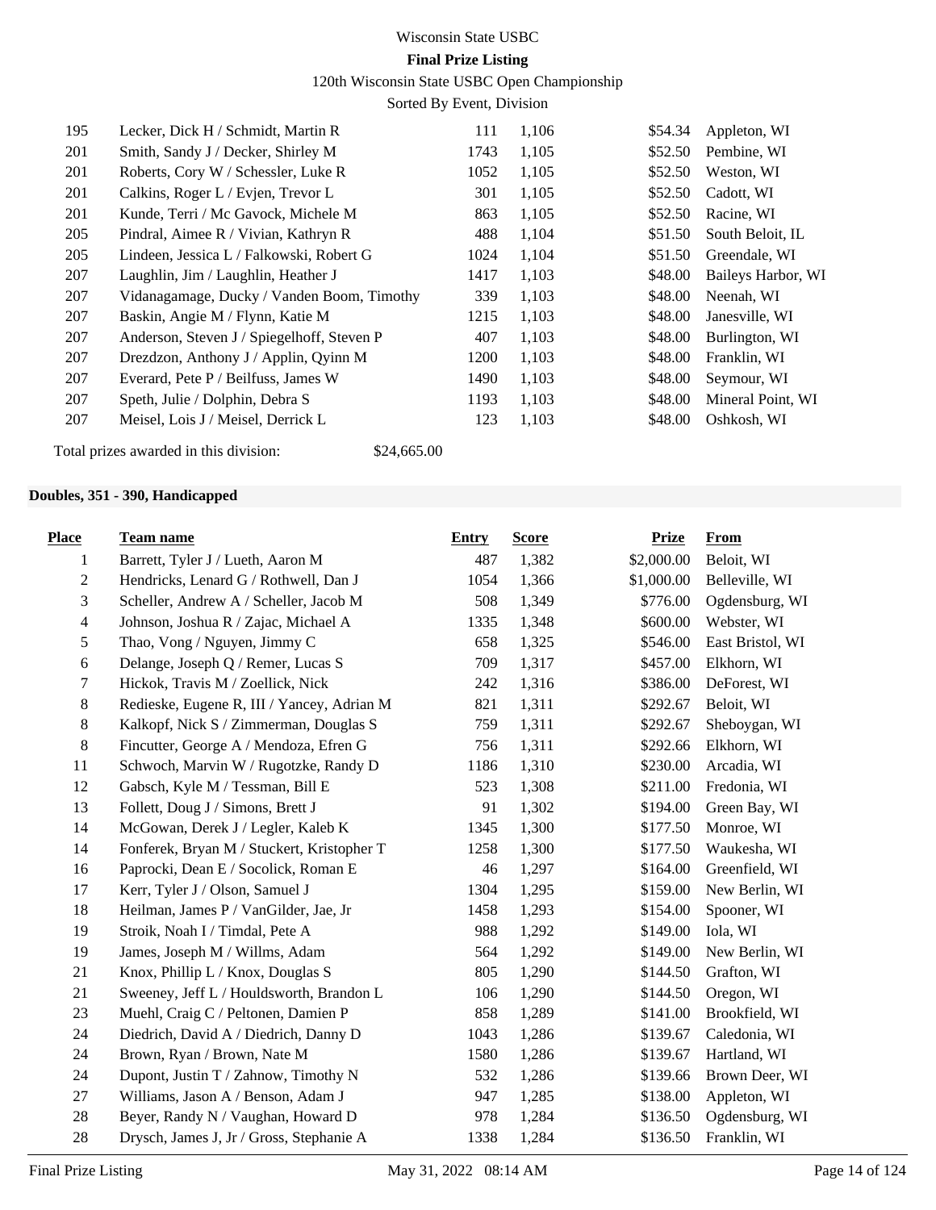Wisconsin State USBC

**Final Prize Listing**

120th Wisconsin State USBC Open Championship

Sorted By Event, Division

| Place | Team name | Entry | Score | Prize | From |
|---|---|---|---|---|---|
| 195 | Lecker, Dick H / Schmidt, Martin R | 111 | 1,106 | $54.34 | Appleton, WI |
| 201 | Smith, Sandy J / Decker, Shirley M | 1743 | 1,105 | $52.50 | Pembine, WI |
| 201 | Roberts, Cory W / Schessler, Luke R | 1052 | 1,105 | $52.50 | Weston, WI |
| 201 | Calkins, Roger L / Evjen, Trevor L | 301 | 1,105 | $52.50 | Cadott, WI |
| 201 | Kunde, Terri / Mc Gavock, Michele M | 863 | 1,105 | $52.50 | Racine, WI |
| 205 | Pindral, Aimee R / Vivian, Kathryn R | 488 | 1,104 | $51.50 | South Beloit, IL |
| 205 | Lindeen, Jessica L / Falkowski, Robert G | 1024 | 1,104 | $51.50 | Greendale, WI |
| 207 | Laughlin, Jim / Laughlin, Heather J | 1417 | 1,103 | $48.00 | Baileys Harbor, WI |
| 207 | Vidanagamage, Ducky / Vanden Boom, Timothy | 339 | 1,103 | $48.00 | Neenah, WI |
| 207 | Baskin, Angie M / Flynn, Katie M | 1215 | 1,103 | $48.00 | Janesville, WI |
| 207 | Anderson, Steven J / Spiegelhoff, Steven P | 407 | 1,103 | $48.00 | Burlington, WI |
| 207 | Drezdzon, Anthony J / Applin, Qyinn M | 1200 | 1,103 | $48.00 | Franklin, WI |
| 207 | Everard, Pete P / Beilfuss, James W | 1490 | 1,103 | $48.00 | Seymour, WI |
| 207 | Speth, Julie / Dolphin, Debra S | 1193 | 1,103 | $48.00 | Mineral Point, WI |
| 207 | Meisel, Lois J / Meisel, Derrick L | 123 | 1,103 | $48.00 | Oshkosh, WI |

Total prizes awarded in this division: $24,665.00

**Doubles, 351 - 390, Handicapped**

| Place | Team name | Entry | Score | Prize | From |
|---|---|---|---|---|---|
| 1 | Barrett, Tyler J / Lueth, Aaron M | 487 | 1,382 | $2,000.00 | Beloit, WI |
| 2 | Hendricks, Lenard G / Rothwell, Dan J | 1054 | 1,366 | $1,000.00 | Belleville, WI |
| 3 | Scheller, Andrew A / Scheller, Jacob M | 508 | 1,349 | $776.00 | Ogdensburg, WI |
| 4 | Johnson, Joshua R / Zajac, Michael A | 1335 | 1,348 | $600.00 | Webster, WI |
| 5 | Thao, Vong / Nguyen, Jimmy C | 658 | 1,325 | $546.00 | East Bristol, WI |
| 6 | Delange, Joseph Q / Remer, Lucas S | 709 | 1,317 | $457.00 | Elkhorn, WI |
| 7 | Hickok, Travis M / Zoellick, Nick | 242 | 1,316 | $386.00 | DeForest, WI |
| 8 | Redieske, Eugene R, III / Yancey, Adrian M | 821 | 1,311 | $292.67 | Beloit, WI |
| 8 | Kalkopf, Nick S / Zimmerman, Douglas S | 759 | 1,311 | $292.67 | Sheboygan, WI |
| 8 | Fincutter, George A / Mendoza, Efren G | 756 | 1,311 | $292.66 | Elkhorn, WI |
| 11 | Schwoch, Marvin W / Rugotzke, Randy D | 1186 | 1,310 | $230.00 | Arcadia, WI |
| 12 | Gabsch, Kyle M / Tessman, Bill E | 523 | 1,308 | $211.00 | Fredonia, WI |
| 13 | Follett, Doug J / Simons, Brett J | 91 | 1,302 | $194.00 | Green Bay, WI |
| 14 | McGowan, Derek J / Legler, Kaleb K | 1345 | 1,300 | $177.50 | Monroe, WI |
| 14 | Fonferek, Bryan M / Stuckert, Kristopher T | 1258 | 1,300 | $177.50 | Waukesha, WI |
| 16 | Paprocki, Dean E / Socolick, Roman E | 46 | 1,297 | $164.00 | Greenfield, WI |
| 17 | Kerr, Tyler J / Olson, Samuel J | 1304 | 1,295 | $159.00 | New Berlin, WI |
| 18 | Heilman, James P / VanGilder, Jae, Jr | 1458 | 1,293 | $154.00 | Spooner, WI |
| 19 | Stroik, Noah I / Timdal, Pete A | 988 | 1,292 | $149.00 | Iola, WI |
| 19 | James, Joseph M / Willms, Adam | 564 | 1,292 | $149.00 | New Berlin, WI |
| 21 | Knox, Phillip L / Knox, Douglas S | 805 | 1,290 | $144.50 | Grafton, WI |
| 21 | Sweeney, Jeff L / Houldsworth, Brandon L | 106 | 1,290 | $144.50 | Oregon, WI |
| 23 | Muehl, Craig C / Peltonen, Damien P | 858 | 1,289 | $141.00 | Brookfield, WI |
| 24 | Diedrich, David A / Diedrich, Danny D | 1043 | 1,286 | $139.67 | Caledonia, WI |
| 24 | Brown, Ryan / Brown, Nate M | 1580 | 1,286 | $139.67 | Hartland, WI |
| 24 | Dupont, Justin T / Zahnow, Timothy N | 532 | 1,286 | $139.66 | Brown Deer, WI |
| 27 | Williams, Jason A / Benson, Adam J | 947 | 1,285 | $138.00 | Appleton, WI |
| 28 | Beyer, Randy N / Vaughan, Howard D | 978 | 1,284 | $136.50 | Ogdensburg, WI |
| 28 | Drysch, James J, Jr / Gross, Stephanie A | 1338 | 1,284 | $136.50 | Franklin, WI |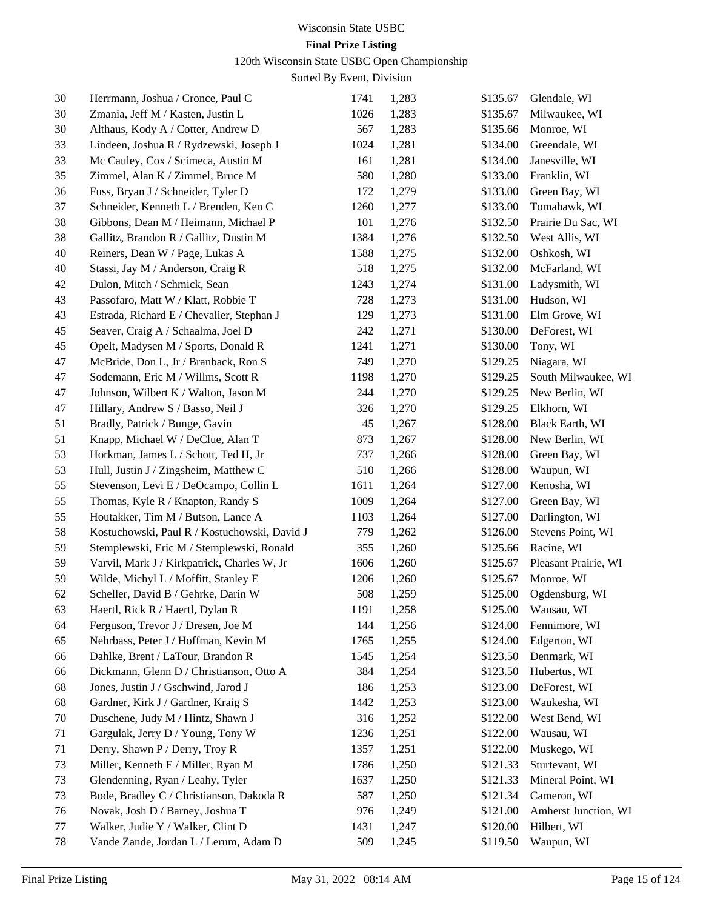Wisconsin State USBC

**Final Prize Listing**

120th Wisconsin State USBC Open Championship

Sorted By Event, Division

| | | | | | |
|---|---|---|---|---|---|
| 30 | Herrmann, Joshua / Cronce, Paul C | 1741 | 1,283 | $135.67 | Glendale, WI |
| 30 | Zmania, Jeff M / Kasten, Justin L | 1026 | 1,283 | $135.67 | Milwaukee, WI |
| 30 | Althaus, Kody A / Cotter, Andrew D | 567 | 1,283 | $135.66 | Monroe, WI |
| 33 | Lindeen, Joshua R / Rydzewski, Joseph J | 1024 | 1,281 | $134.00 | Greendale, WI |
| 33 | Mc Cauley, Cox / Scimeca, Austin M | 161 | 1,281 | $134.00 | Janesville, WI |
| 35 | Zimmel, Alan K / Zimmel, Bruce M | 580 | 1,280 | $133.00 | Franklin, WI |
| 36 | Fuss, Bryan J / Schneider, Tyler D | 172 | 1,279 | $133.00 | Green Bay, WI |
| 37 | Schneider, Kenneth L / Brenden, Ken C | 1260 | 1,277 | $133.00 | Tomahawk, WI |
| 38 | Gibbons, Dean M / Heimann, Michael P | 101 | 1,276 | $132.50 | Prairie Du Sac, WI |
| 38 | Gallitz, Brandon R / Gallitz, Dustin M | 1384 | 1,276 | $132.50 | West Allis, WI |
| 40 | Reiners, Dean W / Page, Lukas A | 1588 | 1,275 | $132.00 | Oshkosh, WI |
| 40 | Stassi, Jay M / Anderson, Craig R | 518 | 1,275 | $132.00 | McFarland, WI |
| 42 | Dulon, Mitch / Schmick, Sean | 1243 | 1,274 | $131.00 | Ladysmith, WI |
| 43 | Passofaro, Matt W / Klatt, Robbie T | 728 | 1,273 | $131.00 | Hudson, WI |
| 43 | Estrada, Richard E / Chevalier, Stephan J | 129 | 1,273 | $131.00 | Elm Grove, WI |
| 45 | Seaver, Craig A / Schaalma, Joel D | 242 | 1,271 | $130.00 | DeForest, WI |
| 45 | Opelt, Madysen M / Sports, Donald R | 1241 | 1,271 | $130.00 | Tony, WI |
| 47 | McBride, Don L, Jr / Branback, Ron S | 749 | 1,270 | $129.25 | Niagara, WI |
| 47 | Sodemann, Eric M / Willms, Scott R | 1198 | 1,270 | $129.25 | South Milwaukee, WI |
| 47 | Johnson, Wilbert K / Walton, Jason M | 244 | 1,270 | $129.25 | New Berlin, WI |
| 47 | Hillary, Andrew S / Basso, Neil J | 326 | 1,270 | $129.25 | Elkhorn, WI |
| 51 | Bradly, Patrick / Bunge, Gavin | 45 | 1,267 | $128.00 | Black Earth, WI |
| 51 | Knapp, Michael W / DeClue, Alan T | 873 | 1,267 | $128.00 | New Berlin, WI |
| 53 | Horkman, James L / Schott, Ted H, Jr | 737 | 1,266 | $128.00 | Green Bay, WI |
| 53 | Hull, Justin J / Zingsheim, Matthew C | 510 | 1,266 | $128.00 | Waupun, WI |
| 55 | Stevenson, Levi E / DeOcampo, Collin L | 1611 | 1,264 | $127.00 | Kenosha, WI |
| 55 | Thomas, Kyle R / Knapton, Randy S | 1009 | 1,264 | $127.00 | Green Bay, WI |
| 55 | Houtakker, Tim M / Butson, Lance A | 1103 | 1,264 | $127.00 | Darlington, WI |
| 58 | Kostuchowski, Paul R / Kostuchowski, David J | 779 | 1,262 | $126.00 | Stevens Point, WI |
| 59 | Stemplewski, Eric M / Stemplewski, Ronald | 355 | 1,260 | $125.66 | Racine, WI |
| 59 | Varvil, Mark J / Kirkpatrick, Charles W, Jr | 1606 | 1,260 | $125.67 | Pleasant Prairie, WI |
| 59 | Wilde, Michyl L / Moffitt, Stanley E | 1206 | 1,260 | $125.67 | Monroe, WI |
| 62 | Scheller, David B / Gehrke, Darin W | 508 | 1,259 | $125.00 | Ogdensburg, WI |
| 63 | Haertl, Rick R / Haertl, Dylan R | 1191 | 1,258 | $125.00 | Wausau, WI |
| 64 | Ferguson, Trevor J / Dresen, Joe M | 144 | 1,256 | $124.00 | Fennimore, WI |
| 65 | Nehrbass, Peter J / Hoffman, Kevin M | 1765 | 1,255 | $124.00 | Edgerton, WI |
| 66 | Dahlke, Brent / LaTour, Brandon R | 1545 | 1,254 | $123.50 | Denmark, WI |
| 66 | Dickmann, Glenn D / Christianson, Otto A | 384 | 1,254 | $123.50 | Hubertus, WI |
| 68 | Jones, Justin J / Gschwind, Jarod J | 186 | 1,253 | $123.00 | DeForest, WI |
| 68 | Gardner, Kirk J / Gardner, Kraig S | 1442 | 1,253 | $123.00 | Waukesha, WI |
| 70 | Duschene, Judy M / Hintz, Shawn J | 316 | 1,252 | $122.00 | West Bend, WI |
| 71 | Gargulak, Jerry D / Young, Tony W | 1236 | 1,251 | $122.00 | Wausau, WI |
| 71 | Derry, Shawn P / Derry, Troy R | 1357 | 1,251 | $122.00 | Muskego, WI |
| 73 | Miller, Kenneth E / Miller, Ryan M | 1786 | 1,250 | $121.33 | Sturtevant, WI |
| 73 | Glendenning, Ryan / Leahy, Tyler | 1637 | 1,250 | $121.33 | Mineral Point, WI |
| 73 | Bode, Bradley C / Christianson, Dakoda R | 587 | 1,250 | $121.34 | Cameron, WI |
| 76 | Novak, Josh D / Barney, Joshua T | 976 | 1,249 | $121.00 | Amherst Junction, WI |
| 77 | Walker, Judie Y / Walker, Clint D | 1431 | 1,247 | $120.00 | Hilbert, WI |
| 78 | Vande Zande, Jordan L / Lerum, Adam D | 509 | 1,245 | $119.50 | Waupun, WI |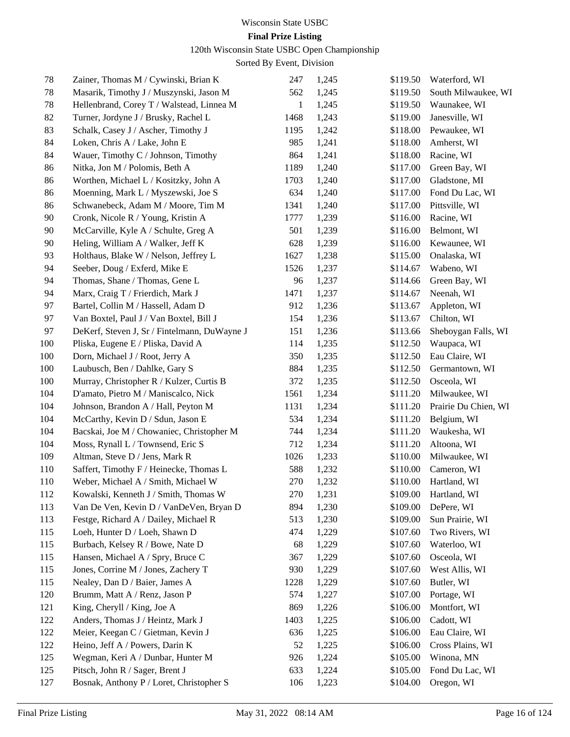Wisconsin State USBC

**Final Prize Listing**

120th Wisconsin State USBC Open Championship

Sorted By Event, Division

| | | | | | |
|---|---|---|---|---|---|
| 78 | Zainer, Thomas M / Cywinski, Brian K | 247 | 1,245 | $119.50 | Waterford, WI |
| 78 | Masarik, Timothy J / Muszynski, Jason M | 562 | 1,245 | $119.50 | South Milwaukee, WI |
| 78 | Hellenbrand, Corey T / Walstead, Linnea M | 1 | 1,245 | $119.50 | Waunakee, WI |
| 82 | Turner, Jordyne J / Brusky, Rachel L | 1468 | 1,243 | $119.00 | Janesville, WI |
| 83 | Schalk, Casey J / Ascher, Timothy J | 1195 | 1,242 | $118.00 | Pewaukee, WI |
| 84 | Loken, Chris A / Lake, John E | 985 | 1,241 | $118.00 | Amherst, WI |
| 84 | Wauer, Timothy C / Johnson, Timothy | 864 | 1,241 | $118.00 | Racine, WI |
| 86 | Nitka, Jon M / Polomis, Beth A | 1189 | 1,240 | $117.00 | Green Bay, WI |
| 86 | Worthen, Michael L / Kositzky, John A | 1703 | 1,240 | $117.00 | Gladstone, MI |
| 86 | Moenning, Mark L / Myszewski, Joe S | 634 | 1,240 | $117.00 | Fond Du Lac, WI |
| 86 | Schwanebeck, Adam M / Moore, Tim M | 1341 | 1,240 | $117.00 | Pittsville, WI |
| 90 | Cronk, Nicole R / Young, Kristin A | 1777 | 1,239 | $116.00 | Racine, WI |
| 90 | McCarville, Kyle A / Schulte, Greg A | 501 | 1,239 | $116.00 | Belmont, WI |
| 90 | Heling, William A / Walker, Jeff K | 628 | 1,239 | $116.00 | Kewaunee, WI |
| 93 | Holthaus, Blake W / Nelson, Jeffrey L | 1627 | 1,238 | $115.00 | Onalaska, WI |
| 94 | Seeber, Doug / Exferd, Mike E | 1526 | 1,237 | $114.67 | Wabeno, WI |
| 94 | Thomas, Shane / Thomas, Gene L | 96 | 1,237 | $114.66 | Green Bay, WI |
| 94 | Marx, Craig T / Frierdich, Mark J | 1471 | 1,237 | $114.67 | Neenah, WI |
| 97 | Bartel, Collin M / Hassell, Adam D | 912 | 1,236 | $113.67 | Appleton, WI |
| 97 | Van Boxtel, Paul J / Van Boxtel, Bill J | 154 | 1,236 | $113.67 | Chilton, WI |
| 97 | DeKerf, Steven J, Sr / Fintelmann, DuWayne J | 151 | 1,236 | $113.66 | Sheboygan Falls, WI |
| 100 | Pliska, Eugene E / Pliska, David A | 114 | 1,235 | $112.50 | Waupaca, WI |
| 100 | Dorn, Michael J / Root, Jerry A | 350 | 1,235 | $112.50 | Eau Claire, WI |
| 100 | Laubusch, Ben / Dahlke, Gary S | 884 | 1,235 | $112.50 | Germantown, WI |
| 100 | Murray, Christopher R / Kulzer, Curtis B | 372 | 1,235 | $112.50 | Osceola, WI |
| 104 | D'amato, Pietro M / Maniscalco, Nick | 1561 | 1,234 | $111.20 | Milwaukee, WI |
| 104 | Johnson, Brandon A / Hall, Peyton M | 1131 | 1,234 | $111.20 | Prairie Du Chien, WI |
| 104 | McCarthy, Kevin D / Sdun, Jason E | 534 | 1,234 | $111.20 | Belgium, WI |
| 104 | Bacskai, Joe M / Chowaniec, Christopher M | 744 | 1,234 | $111.20 | Waukesha, WI |
| 104 | Moss, Rynall L / Townsend, Eric S | 712 | 1,234 | $111.20 | Altoona, WI |
| 109 | Altman, Steve D / Jens, Mark R | 1026 | 1,233 | $110.00 | Milwaukee, WI |
| 110 | Saffert, Timothy F / Heinecke, Thomas L | 588 | 1,232 | $110.00 | Cameron, WI |
| 110 | Weber, Michael A / Smith, Michael W | 270 | 1,232 | $110.00 | Hartland, WI |
| 112 | Kowalski, Kenneth J / Smith, Thomas W | 270 | 1,231 | $109.00 | Hartland, WI |
| 113 | Van De Ven, Kevin D / VanDeVen, Bryan D | 894 | 1,230 | $109.00 | DePere, WI |
| 113 | Festge, Richard A / Dailey, Michael R | 513 | 1,230 | $109.00 | Sun Prairie, WI |
| 115 | Loeh, Hunter D / Loeh, Shawn D | 474 | 1,229 | $107.60 | Two Rivers, WI |
| 115 | Burbach, Kelsey R / Bowe, Nate D | 68 | 1,229 | $107.60 | Waterloo, WI |
| 115 | Hansen, Michael A / Spry, Bruce C | 367 | 1,229 | $107.60 | Osceola, WI |
| 115 | Jones, Corrine M / Jones, Zachery T | 930 | 1,229 | $107.60 | West Allis, WI |
| 115 | Nealey, Dan D / Baier, James A | 1228 | 1,229 | $107.60 | Butler, WI |
| 120 | Brumm, Matt A / Renz, Jason P | 574 | 1,227 | $107.00 | Portage, WI |
| 121 | King, Cheryll / King, Joe A | 869 | 1,226 | $106.00 | Montfort, WI |
| 122 | Anders, Thomas J / Heintz, Mark J | 1403 | 1,225 | $106.00 | Cadott, WI |
| 122 | Meier, Keegan C / Gietman, Kevin J | 636 | 1,225 | $106.00 | Eau Claire, WI |
| 122 | Heino, Jeff A / Powers, Darin K | 52 | 1,225 | $106.00 | Cross Plains, WI |
| 125 | Wegman, Keri A / Dunbar, Hunter M | 926 | 1,224 | $105.00 | Winona, MN |
| 125 | Pitsch, John R / Sager, Brent J | 633 | 1,224 | $105.00 | Fond Du Lac, WI |
| 127 | Bosnak, Anthony P / Loret, Christopher S | 106 | 1,223 | $104.00 | Oregon, WI |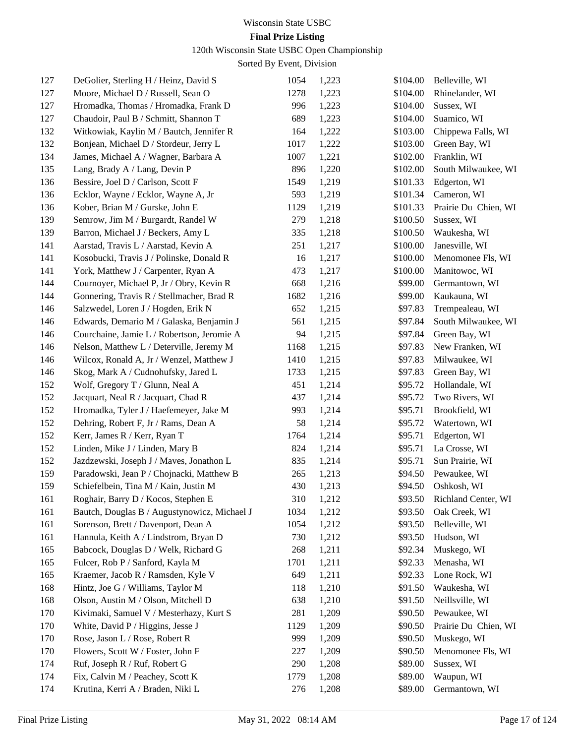Wisconsin State USBC

**Final Prize Listing**

120th Wisconsin State USBC Open Championship

Sorted By Event, Division

| | | | | | |
|---|---|---|---|---|---|
| 127 | DeGolier, Sterling H / Heinz, David S | 1054 | 1,223 | $104.00 | Belleville, WI |
| 127 | Moore, Michael D / Russell, Sean O | 1278 | 1,223 | $104.00 | Rhinelander, WI |
| 127 | Hromadka, Thomas / Hromadka, Frank D | 996 | 1,223 | $104.00 | Sussex, WI |
| 127 | Chaudoir, Paul B / Schmitt, Shannon T | 689 | 1,223 | $104.00 | Suamico, WI |
| 132 | Witkowiak, Kaylin M / Bautch, Jennifer R | 164 | 1,222 | $103.00 | Chippewa Falls, WI |
| 132 | Bonjean, Michael D / Stordeur, Jerry L | 1017 | 1,222 | $103.00 | Green Bay, WI |
| 134 | James, Michael A / Wagner, Barbara A | 1007 | 1,221 | $102.00 | Franklin, WI |
| 135 | Lang, Brady A / Lang, Devin P | 896 | 1,220 | $102.00 | South Milwaukee, WI |
| 136 | Bessire, Joel D / Carlson, Scott F | 1549 | 1,219 | $101.33 | Edgerton, WI |
| 136 | Ecklor, Wayne / Ecklor, Wayne A, Jr | 593 | 1,219 | $101.34 | Cameron, WI |
| 136 | Kober, Brian M / Gurske, John E | 1129 | 1,219 | $101.33 | Prairie Du Chien, WI |
| 139 | Semrow, Jim M / Burgardt, Randel W | 279 | 1,218 | $100.50 | Sussex, WI |
| 139 | Barron, Michael J / Beckers, Amy L | 335 | 1,218 | $100.50 | Waukesha, WI |
| 141 | Aarstad, Travis L / Aarstad, Kevin A | 251 | 1,217 | $100.00 | Janesville, WI |
| 141 | Kosobucki, Travis J / Polinske, Donald R | 16 | 1,217 | $100.00 | Menomonee Fls, WI |
| 141 | York, Matthew J / Carpenter, Ryan A | 473 | 1,217 | $100.00 | Manitowoc, WI |
| 144 | Cournoyer, Michael P, Jr / Obry, Kevin R | 668 | 1,216 | $99.00 | Germantown, WI |
| 144 | Gonnering, Travis R / Stellmacher, Brad R | 1682 | 1,216 | $99.00 | Kaukauna, WI |
| 146 | Salzwedel, Loren J / Hogden, Erik N | 652 | 1,215 | $97.83 | Trempealeau, WI |
| 146 | Edwards, Demario M / Galaska, Benjamin J | 561 | 1,215 | $97.84 | South Milwaukee, WI |
| 146 | Courchaine, Jamie L / Robertson, Jeromie A | 94 | 1,215 | $97.84 | Green Bay, WI |
| 146 | Nelson, Matthew L / Deterville, Jeremy M | 1168 | 1,215 | $97.83 | New Franken, WI |
| 146 | Wilcox, Ronald A, Jr / Wenzel, Matthew J | 1410 | 1,215 | $97.83 | Milwaukee, WI |
| 146 | Skog, Mark A / Cudnohufsky, Jared L | 1733 | 1,215 | $97.83 | Green Bay, WI |
| 152 | Wolf, Gregory T / Glunn, Neal A | 451 | 1,214 | $95.72 | Hollandale, WI |
| 152 | Jacquart, Neal R / Jacquart, Chad R | 437 | 1,214 | $95.72 | Two Rivers, WI |
| 152 | Hromadka, Tyler J / Haefemeyer, Jake M | 993 | 1,214 | $95.71 | Brookfield, WI |
| 152 | Dehring, Robert F, Jr / Rams, Dean A | 58 | 1,214 | $95.72 | Watertown, WI |
| 152 | Kerr, James R / Kerr, Ryan T | 1764 | 1,214 | $95.71 | Edgerton, WI |
| 152 | Linden, Mike J / Linden, Mary B | 824 | 1,214 | $95.71 | La Crosse, WI |
| 152 | Jazdzewski, Joseph J / Maves, Jonathon L | 835 | 1,214 | $95.71 | Sun Prairie, WI |
| 159 | Paradowski, Jean P / Chojnacki, Matthew B | 265 | 1,213 | $94.50 | Pewaukee, WI |
| 159 | Schiefelbein, Tina M / Kain, Justin M | 430 | 1,213 | $94.50 | Oshkosh, WI |
| 161 | Roghair, Barry D / Kocos, Stephen E | 310 | 1,212 | $93.50 | Richland Center, WI |
| 161 | Bautch, Douglas B / Augustynowicz, Michael J | 1034 | 1,212 | $93.50 | Oak Creek, WI |
| 161 | Sorenson, Brett / Davenport, Dean A | 1054 | 1,212 | $93.50 | Belleville, WI |
| 161 | Hannula, Keith A / Lindstrom, Bryan D | 730 | 1,212 | $93.50 | Hudson, WI |
| 165 | Babcock, Douglas D / Welk, Richard G | 268 | 1,211 | $92.34 | Muskego, WI |
| 165 | Fulcer, Rob P / Sanford, Kayla M | 1701 | 1,211 | $92.33 | Menasha, WI |
| 165 | Kraemer, Jacob R / Ramsden, Kyle V | 649 | 1,211 | $92.33 | Lone Rock, WI |
| 168 | Hintz, Joe G / Williams, Taylor M | 118 | 1,210 | $91.50 | Waukesha, WI |
| 168 | Olson, Austin M / Olson, Mitchell D | 638 | 1,210 | $91.50 | Neillsville, WI |
| 170 | Kivimaki, Samuel V / Mesterhazy, Kurt S | 281 | 1,209 | $90.50 | Pewaukee, WI |
| 170 | White, David P / Higgins, Jesse J | 1129 | 1,209 | $90.50 | Prairie Du Chien, WI |
| 170 | Rose, Jason L / Rose, Robert R | 999 | 1,209 | $90.50 | Muskego, WI |
| 170 | Flowers, Scott W / Foster, John F | 227 | 1,209 | $90.50 | Menomonee Fls, WI |
| 174 | Ruf, Joseph R / Ruf, Robert G | 290 | 1,208 | $89.00 | Sussex, WI |
| 174 | Fix, Calvin M / Peachey, Scott K | 1779 | 1,208 | $89.00 | Waupun, WI |
| 174 | Krutina, Kerri A / Braden, Niki L | 276 | 1,208 | $89.00 | Germantown, WI |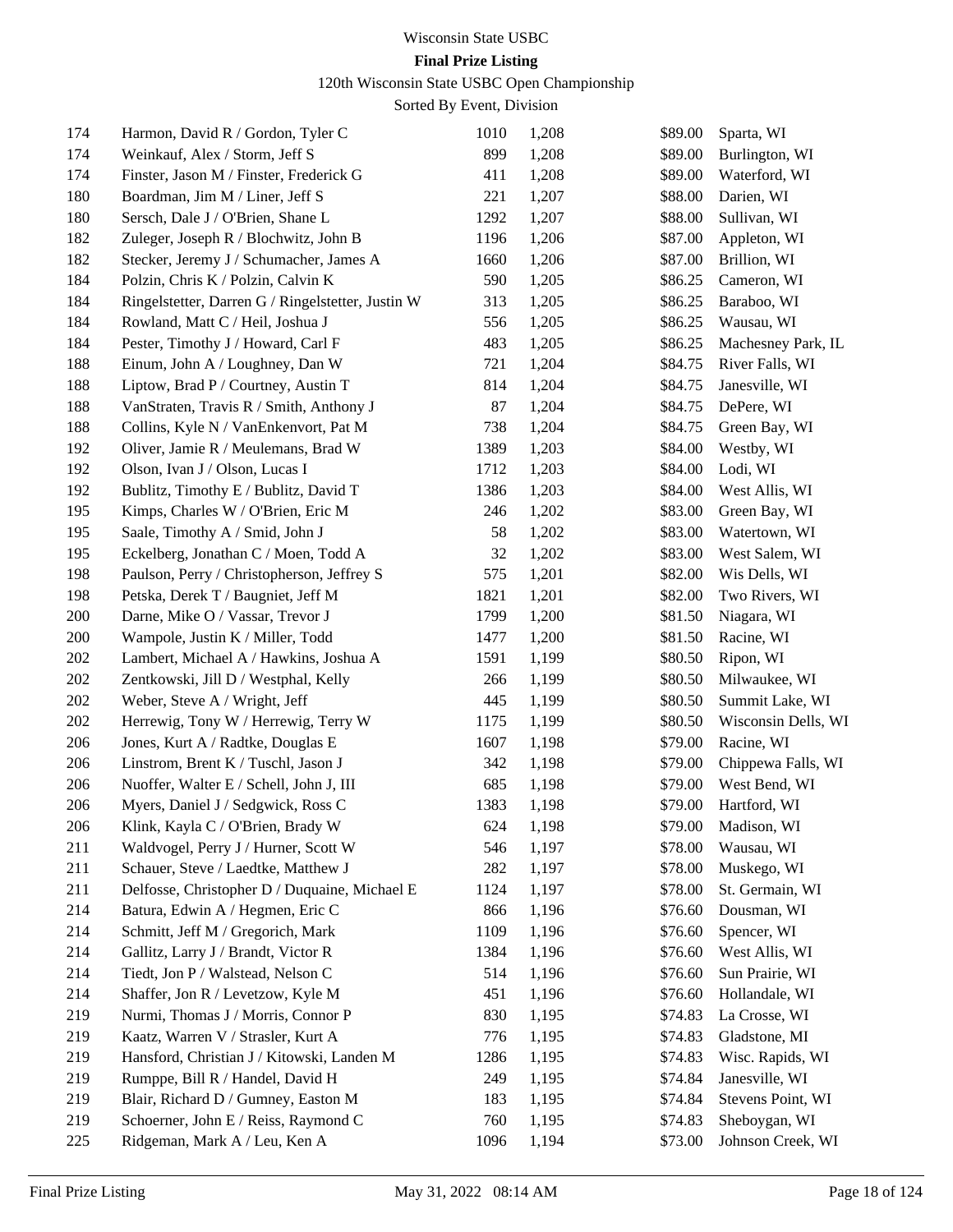Wisconsin State USBC

**Final Prize Listing**

120th Wisconsin State USBC Open Championship

Sorted By Event, Division

| | | | | | |
|---|---|---|---|---|---|
| 174 | Harmon, David R / Gordon, Tyler C | 1010 | 1,208 | $89.00 | Sparta, WI |
| 174 | Weinkauf, Alex / Storm, Jeff S | 899 | 1,208 | $89.00 | Burlington, WI |
| 174 | Finster, Jason M / Finster, Frederick G | 411 | 1,208 | $89.00 | Waterford, WI |
| 180 | Boardman, Jim M / Liner, Jeff S | 221 | 1,207 | $88.00 | Darien, WI |
| 180 | Sersch, Dale J / O'Brien, Shane L | 1292 | 1,207 | $88.00 | Sullivan, WI |
| 182 | Zuleger, Joseph R / Blochwitz, John B | 1196 | 1,206 | $87.00 | Appleton, WI |
| 182 | Stecker, Jeremy J / Schumacher, James A | 1660 | 1,206 | $87.00 | Brillion, WI |
| 184 | Polzin, Chris K / Polzin, Calvin K | 590 | 1,205 | $86.25 | Cameron, WI |
| 184 | Ringelstetter, Darren G / Ringelstetter, Justin W | 313 | 1,205 | $86.25 | Baraboo, WI |
| 184 | Rowland, Matt C / Heil, Joshua J | 556 | 1,205 | $86.25 | Wausau, WI |
| 184 | Pester, Timothy J / Howard, Carl F | 483 | 1,205 | $86.25 | Machesney Park, IL |
| 188 | Einum, John A / Loughney, Dan W | 721 | 1,204 | $84.75 | River Falls, WI |
| 188 | Liptow, Brad P / Courtney, Austin T | 814 | 1,204 | $84.75 | Janesville, WI |
| 188 | VanStraten, Travis R / Smith, Anthony J | 87 | 1,204 | $84.75 | DePere, WI |
| 188 | Collins, Kyle N / VanEnkenvort, Pat M | 738 | 1,204 | $84.75 | Green Bay, WI |
| 192 | Oliver, Jamie R / Meulemans, Brad W | 1389 | 1,203 | $84.00 | Westby, WI |
| 192 | Olson, Ivan J / Olson, Lucas I | 1712 | 1,203 | $84.00 | Lodi, WI |
| 192 | Bublitz, Timothy E / Bublitz, David T | 1386 | 1,203 | $84.00 | West Allis, WI |
| 195 | Kimps, Charles W / O'Brien, Eric M | 246 | 1,202 | $83.00 | Green Bay, WI |
| 195 | Saale, Timothy A / Smid, John J | 58 | 1,202 | $83.00 | Watertown, WI |
| 195 | Eckelberg, Jonathan C / Moen, Todd A | 32 | 1,202 | $83.00 | West Salem, WI |
| 198 | Paulson, Perry / Christopherson, Jeffrey S | 575 | 1,201 | $82.00 | Wis Dells, WI |
| 198 | Petska, Derek T / Baugniet, Jeff M | 1821 | 1,201 | $82.00 | Two Rivers, WI |
| 200 | Darne, Mike O / Vassar, Trevor J | 1799 | 1,200 | $81.50 | Niagara, WI |
| 200 | Wampole, Justin K / Miller, Todd | 1477 | 1,200 | $81.50 | Racine, WI |
| 202 | Lambert, Michael A / Hawkins, Joshua A | 1591 | 1,199 | $80.50 | Ripon, WI |
| 202 | Zentkowski, Jill D / Westphal, Kelly | 266 | 1,199 | $80.50 | Milwaukee, WI |
| 202 | Weber, Steve A / Wright, Jeff | 445 | 1,199 | $80.50 | Summit Lake, WI |
| 202 | Herrewig, Tony W / Herrewig, Terry W | 1175 | 1,199 | $80.50 | Wisconsin Dells, WI |
| 206 | Jones, Kurt A / Radtke, Douglas E | 1607 | 1,198 | $79.00 | Racine, WI |
| 206 | Linstrom, Brent K / Tuschl, Jason J | 342 | 1,198 | $79.00 | Chippewa Falls, WI |
| 206 | Nuoffer, Walter E / Schell, John J, III | 685 | 1,198 | $79.00 | West Bend, WI |
| 206 | Myers, Daniel J / Sedgwick, Ross C | 1383 | 1,198 | $79.00 | Hartford, WI |
| 206 | Klink, Kayla C / O'Brien, Brady W | 624 | 1,198 | $79.00 | Madison, WI |
| 211 | Waldvogel, Perry J / Hurner, Scott W | 546 | 1,197 | $78.00 | Wausau, WI |
| 211 | Schauer, Steve / Laedtke, Matthew J | 282 | 1,197 | $78.00 | Muskego, WI |
| 211 | Delfosse, Christopher D / Duquaine, Michael E | 1124 | 1,197 | $78.00 | St. Germain, WI |
| 214 | Batura, Edwin A / Hegmen, Eric C | 866 | 1,196 | $76.60 | Dousman, WI |
| 214 | Schmitt, Jeff M / Gregorich, Mark | 1109 | 1,196 | $76.60 | Spencer, WI |
| 214 | Gallitz, Larry J / Brandt, Victor R | 1384 | 1,196 | $76.60 | West Allis, WI |
| 214 | Tiedt, Jon P / Walstead, Nelson C | 514 | 1,196 | $76.60 | Sun Prairie, WI |
| 214 | Shaffer, Jon R / Levetzow, Kyle M | 451 | 1,196 | $76.60 | Hollandale, WI |
| 219 | Nurmi, Thomas J / Morris, Connor P | 830 | 1,195 | $74.83 | La Crosse, WI |
| 219 | Kaatz, Warren V / Strasler, Kurt A | 776 | 1,195 | $74.83 | Gladstone, MI |
| 219 | Hansford, Christian J / Kitowski, Landen M | 1286 | 1,195 | $74.83 | Wisc. Rapids, WI |
| 219 | Rumppe, Bill R / Handel, David H | 249 | 1,195 | $74.84 | Janesville, WI |
| 219 | Blair, Richard D / Gumney, Easton M | 183 | 1,195 | $74.84 | Stevens Point, WI |
| 219 | Schoerner, John E / Reiss, Raymond C | 760 | 1,195 | $74.83 | Sheboygan, WI |
| 225 | Ridgeman, Mark A / Leu, Ken A | 1096 | 1,194 | $73.00 | Johnson Creek, WI |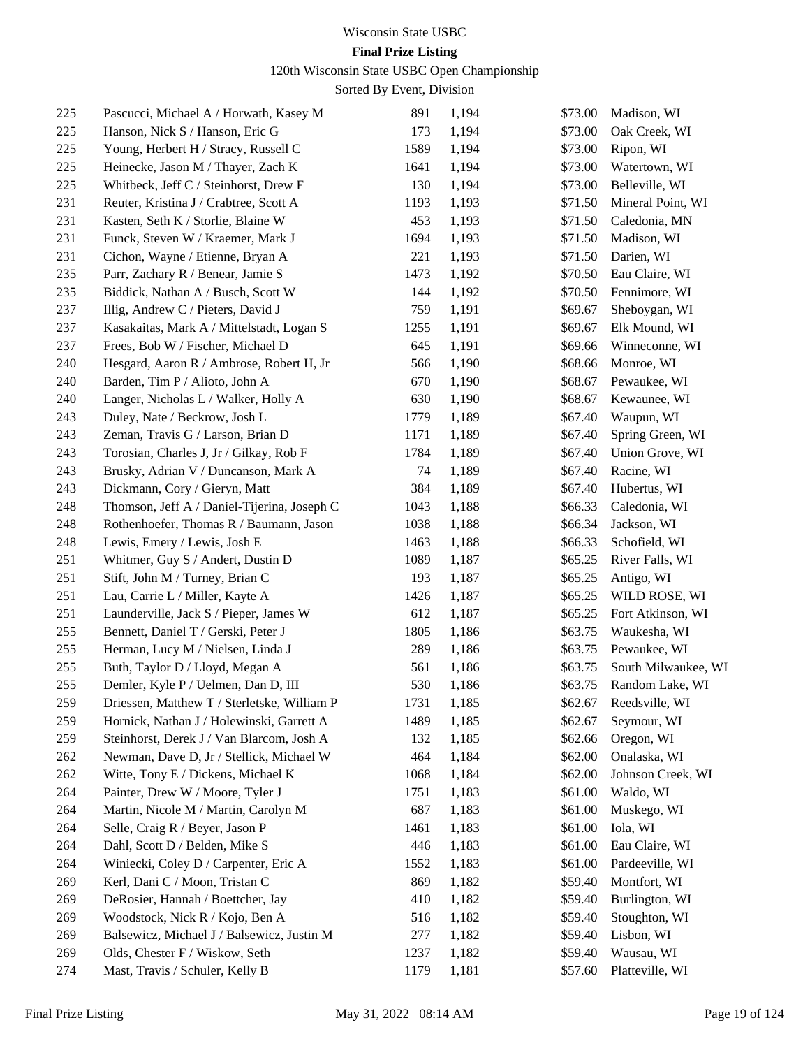Wisconsin State USBC

**Final Prize Listing**

120th Wisconsin State USBC Open Championship

Sorted By Event, Division

| | | | | | |
|---|---|---|---|---|---|
| 225 | Pascucci, Michael A / Horwath, Kasey M | 891 | 1,194 | $73.00 | Madison, WI |
| 225 | Hanson, Nick S / Hanson, Eric G | 173 | 1,194 | $73.00 | Oak Creek, WI |
| 225 | Young, Herbert H / Stracy, Russell C | 1589 | 1,194 | $73.00 | Ripon, WI |
| 225 | Heinecke, Jason M / Thayer, Zach K | 1641 | 1,194 | $73.00 | Watertown, WI |
| 225 | Whitbeck, Jeff C / Steinhorst, Drew F | 130 | 1,194 | $73.00 | Belleville, WI |
| 231 | Reuter, Kristina J / Crabtree, Scott A | 1193 | 1,193 | $71.50 | Mineral Point, WI |
| 231 | Kasten, Seth K / Storlie, Blaine W | 453 | 1,193 | $71.50 | Caledonia, MN |
| 231 | Funck, Steven W / Kraemer, Mark J | 1694 | 1,193 | $71.50 | Madison, WI |
| 231 | Cichon, Wayne / Etienne, Bryan A | 221 | 1,193 | $71.50 | Darien, WI |
| 235 | Parr, Zachary R / Benear, Jamie S | 1473 | 1,192 | $70.50 | Eau Claire, WI |
| 235 | Biddick, Nathan A / Busch, Scott W | 144 | 1,192 | $70.50 | Fennimore, WI |
| 237 | Illig, Andrew C / Pieters, David J | 759 | 1,191 | $69.67 | Sheboygan, WI |
| 237 | Kasakaitas, Mark A / Mittelstadt, Logan S | 1255 | 1,191 | $69.67 | Elk Mound, WI |
| 237 | Frees, Bob W / Fischer, Michael D | 645 | 1,191 | $69.66 | Winneconne, WI |
| 240 | Hesgard, Aaron R / Ambrose, Robert H, Jr | 566 | 1,190 | $68.66 | Monroe, WI |
| 240 | Barden, Tim P / Alioto, John A | 670 | 1,190 | $68.67 | Pewaukee, WI |
| 240 | Langer, Nicholas L / Walker, Holly A | 630 | 1,190 | $68.67 | Kewaunee, WI |
| 243 | Duley, Nate / Beckrow, Josh L | 1779 | 1,189 | $67.40 | Waupun, WI |
| 243 | Zeman, Travis G / Larson, Brian D | 1171 | 1,189 | $67.40 | Spring Green, WI |
| 243 | Torosian, Charles J, Jr / Gilkay, Rob F | 1784 | 1,189 | $67.40 | Union Grove, WI |
| 243 | Brusky, Adrian V / Duncanson, Mark A | 74 | 1,189 | $67.40 | Racine, WI |
| 243 | Dickmann, Cory / Gieryn, Matt | 384 | 1,189 | $67.40 | Hubertus, WI |
| 248 | Thomson, Jeff A / Daniel-Tijerina, Joseph C | 1043 | 1,188 | $66.33 | Caledonia, WI |
| 248 | Rothenhoefer, Thomas R / Baumann, Jason | 1038 | 1,188 | $66.34 | Jackson, WI |
| 248 | Lewis, Emery / Lewis, Josh E | 1463 | 1,188 | $66.33 | Schofield, WI |
| 251 | Whitmer, Guy S / Andert, Dustin D | 1089 | 1,187 | $65.25 | River Falls, WI |
| 251 | Stift, John M / Turney, Brian C | 193 | 1,187 | $65.25 | Antigo, WI |
| 251 | Lau, Carrie L / Miller, Kayte A | 1426 | 1,187 | $65.25 | WILD ROSE, WI |
| 251 | Launderville, Jack S / Pieper, James W | 612 | 1,187 | $65.25 | Fort Atkinson, WI |
| 255 | Bennett, Daniel T / Gerski, Peter J | 1805 | 1,186 | $63.75 | Waukesha, WI |
| 255 | Herman, Lucy M / Nielsen, Linda J | 289 | 1,186 | $63.75 | Pewaukee, WI |
| 255 | Buth, Taylor D / Lloyd, Megan A | 561 | 1,186 | $63.75 | South Milwaukee, WI |
| 255 | Demler, Kyle P / Uelmen, Dan D, III | 530 | 1,186 | $63.75 | Random Lake, WI |
| 259 | Driessen, Matthew T / Sterletske, William P | 1731 | 1,185 | $62.67 | Reedsville, WI |
| 259 | Hornick, Nathan J / Holewinski, Garrett A | 1489 | 1,185 | $62.67 | Seymour, WI |
| 259 | Steinhorst, Derek J / Van Blarcom, Josh A | 132 | 1,185 | $62.66 | Oregon, WI |
| 262 | Newman, Dave D, Jr / Stellick, Michael W | 464 | 1,184 | $62.00 | Onalaska, WI |
| 262 | Witte, Tony E / Dickens, Michael K | 1068 | 1,184 | $62.00 | Johnson Creek, WI |
| 264 | Painter, Drew W / Moore, Tyler J | 1751 | 1,183 | $61.00 | Waldo, WI |
| 264 | Martin, Nicole M / Martin, Carolyn M | 687 | 1,183 | $61.00 | Muskego, WI |
| 264 | Selle, Craig R / Beyer, Jason P | 1461 | 1,183 | $61.00 | Iola, WI |
| 264 | Dahl, Scott D / Belden, Mike S | 446 | 1,183 | $61.00 | Eau Claire, WI |
| 264 | Winiecki, Coley D / Carpenter, Eric A | 1552 | 1,183 | $61.00 | Pardeeville, WI |
| 269 | Kerl, Dani C / Moon, Tristan C | 869 | 1,182 | $59.40 | Montfort, WI |
| 269 | DeRosier, Hannah / Boettcher, Jay | 410 | 1,182 | $59.40 | Burlington, WI |
| 269 | Woodstock, Nick R / Kojo, Ben A | 516 | 1,182 | $59.40 | Stoughton, WI |
| 269 | Balsewicz, Michael J / Balsewicz, Justin M | 277 | 1,182 | $59.40 | Lisbon, WI |
| 269 | Olds, Chester F / Wiskow, Seth | 1237 | 1,182 | $59.40 | Wausau, WI |
| 274 | Mast, Travis / Schuler, Kelly B | 1179 | 1,181 | $57.60 | Platteville, WI |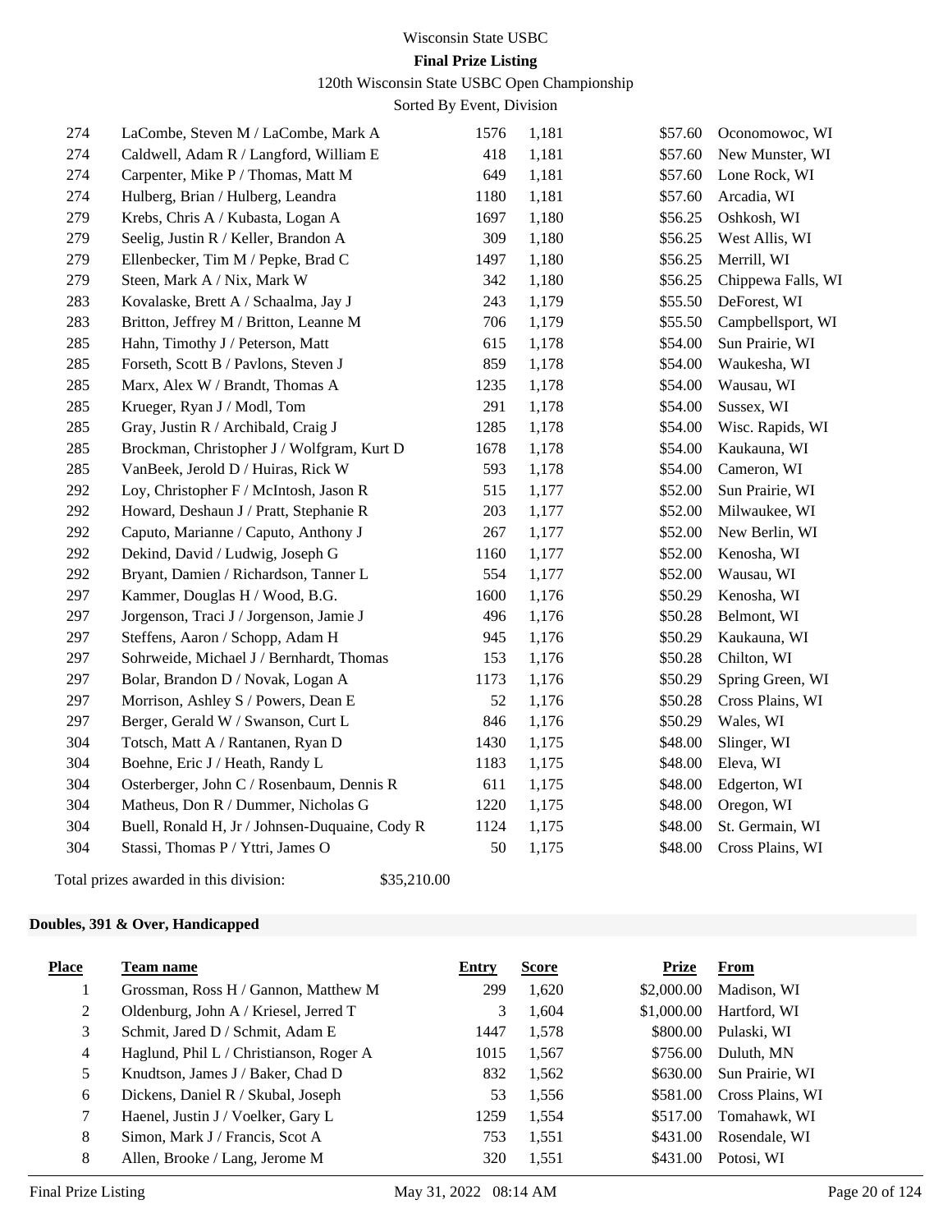Wisconsin State USBC

**Final Prize Listing**

120th Wisconsin State USBC Open Championship

Sorted By Event, Division

| Place | Team name | Entry | Score | Prize | From |
|---|---|---|---|---|---|
| 274 | LaCombe, Steven M / LaCombe, Mark A | 1576 | 1,181 | $57.60 | Oconomowoc, WI |
| 274 | Caldwell, Adam R / Langford, William E | 418 | 1,181 | $57.60 | New Munster, WI |
| 274 | Carpenter, Mike P / Thomas, Matt M | 649 | 1,181 | $57.60 | Lone Rock, WI |
| 274 | Hulberg, Brian / Hulberg, Leandra | 1180 | 1,181 | $57.60 | Arcadia, WI |
| 279 | Krebs, Chris A / Kubasta, Logan A | 1697 | 1,180 | $56.25 | Oshkosh, WI |
| 279 | Seelig, Justin R / Keller, Brandon A | 309 | 1,180 | $56.25 | West Allis, WI |
| 279 | Ellenbecker, Tim M / Pepke, Brad C | 1497 | 1,180 | $56.25 | Merrill, WI |
| 279 | Steen, Mark A / Nix, Mark W | 342 | 1,180 | $56.25 | Chippewa Falls, WI |
| 283 | Kovalaske, Brett A / Schaalma, Jay J | 243 | 1,179 | $55.50 | DeForest, WI |
| 283 | Britton, Jeffrey M / Britton, Leanne M | 706 | 1,179 | $55.50 | Campbellsport, WI |
| 285 | Hahn, Timothy J / Peterson, Matt | 615 | 1,178 | $54.00 | Sun Prairie, WI |
| 285 | Forseth, Scott B / Pavlons, Steven J | 859 | 1,178 | $54.00 | Waukesha, WI |
| 285 | Marx, Alex W / Brandt, Thomas A | 1235 | 1,178 | $54.00 | Wausau, WI |
| 285 | Krueger, Ryan J / Modl, Tom | 291 | 1,178 | $54.00 | Sussex, WI |
| 285 | Gray, Justin R / Archibald, Craig J | 1285 | 1,178 | $54.00 | Wisc. Rapids, WI |
| 285 | Brockman, Christopher J / Wolfgram, Kurt D | 1678 | 1,178 | $54.00 | Kaukauna, WI |
| 285 | VanBeek, Jerold D / Huiras, Rick W | 593 | 1,178 | $54.00 | Cameron, WI |
| 292 | Loy, Christopher F / McIntosh, Jason R | 515 | 1,177 | $52.00 | Sun Prairie, WI |
| 292 | Howard, Deshaun J / Pratt, Stephanie R | 203 | 1,177 | $52.00 | Milwaukee, WI |
| 292 | Caputo, Marianne / Caputo, Anthony J | 267 | 1,177 | $52.00 | New Berlin, WI |
| 292 | Dekind, David / Ludwig, Joseph G | 1160 | 1,177 | $52.00 | Kenosha, WI |
| 292 | Bryant, Damien / Richardson, Tanner L | 554 | 1,177 | $52.00 | Wausau, WI |
| 297 | Kammer, Douglas H / Wood, B.G. | 1600 | 1,176 | $50.29 | Kenosha, WI |
| 297 | Jorgenson, Traci J / Jorgenson, Jamie J | 496 | 1,176 | $50.28 | Belmont, WI |
| 297 | Steffens, Aaron / Schopp, Adam H | 945 | 1,176 | $50.29 | Kaukauna, WI |
| 297 | Sohrweide, Michael J / Bernhardt, Thomas | 153 | 1,176 | $50.28 | Chilton, WI |
| 297 | Bolar, Brandon D / Novak, Logan A | 1173 | 1,176 | $50.29 | Spring Green, WI |
| 297 | Morrison, Ashley S / Powers, Dean E | 52 | 1,176 | $50.28 | Cross Plains, WI |
| 297 | Berger, Gerald W / Swanson, Curt L | 846 | 1,176 | $50.29 | Wales, WI |
| 304 | Totsch, Matt A / Rantanen, Ryan D | 1430 | 1,175 | $48.00 | Slinger, WI |
| 304 | Boehne, Eric J / Heath, Randy L | 1183 | 1,175 | $48.00 | Eleva, WI |
| 304 | Osterberger, John C / Rosenbaum, Dennis R | 611 | 1,175 | $48.00 | Edgerton, WI |
| 304 | Matheus, Don R / Dummer, Nicholas G | 1220 | 1,175 | $48.00 | Oregon, WI |
| 304 | Buell, Ronald H, Jr / Johnsen-Duquaine, Cody R | 1124 | 1,175 | $48.00 | St. Germain, WI |
| 304 | Stassi, Thomas P / Yttri, James O | 50 | 1,175 | $48.00 | Cross Plains, WI |

Total prizes awarded in this division: $35,210.00

**Doubles, 391 & Over, Handicapped**

| Place | Team name | Entry | Score | Prize | From |
|---|---|---|---|---|---|
| 1 | Grossman, Ross H / Gannon, Matthew M | 299 | 1,620 | $2,000.00 | Madison, WI |
| 2 | Oldenburg, John A / Kriesel, Jerred T | 3 | 1,604 | $1,000.00 | Hartford, WI |
| 3 | Schmit, Jared D / Schmit, Adam E | 1447 | 1,578 | $800.00 | Pulaski, WI |
| 4 | Haglund, Phil L / Christianson, Roger A | 1015 | 1,567 | $756.00 | Duluth, MN |
| 5 | Knudtson, James J / Baker, Chad D | 832 | 1,562 | $630.00 | Sun Prairie, WI |
| 6 | Dickens, Daniel R / Skubal, Joseph | 53 | 1,556 | $581.00 | Cross Plains, WI |
| 7 | Haenel, Justin J / Voelker, Gary L | 1259 | 1,554 | $517.00 | Tomahawk, WI |
| 8 | Simon, Mark J / Francis, Scot A | 753 | 1,551 | $431.00 | Rosendale, WI |
| 8 | Allen, Brooke / Lang, Jerome M | 320 | 1,551 | $431.00 | Potosi, WI |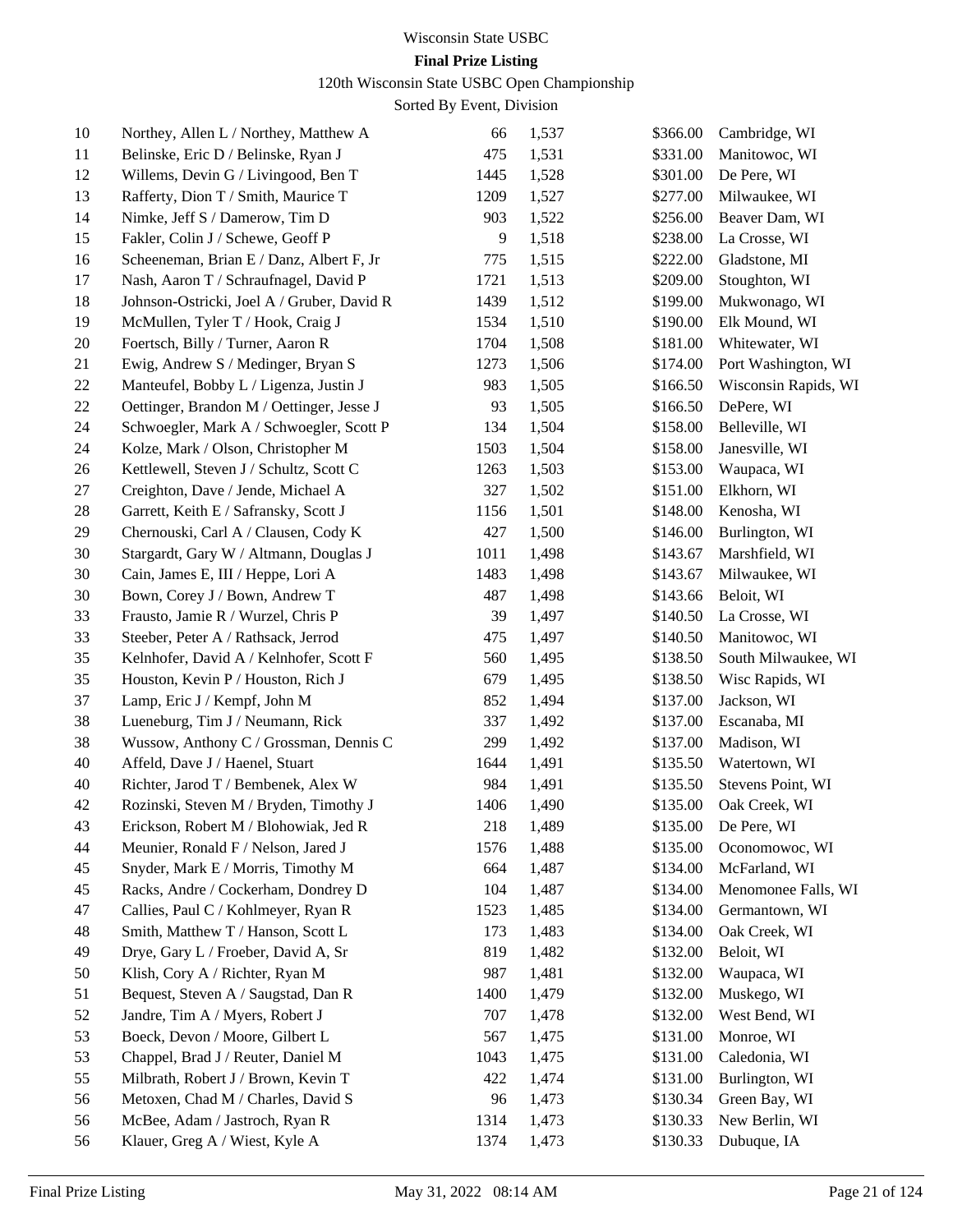Wisconsin State USBC

**Final Prize Listing**

120th Wisconsin State USBC Open Championship

Sorted By Event, Division

| | | | | | |
|---|---|---|---|---|---|
| 10 | Northey, Allen L / Northey, Matthew A | 66 | 1,537 | $366.00 | Cambridge, WI |
| 11 | Belinske, Eric D / Belinske, Ryan J | 475 | 1,531 | $331.00 | Manitowoc, WI |
| 12 | Willems, Devin G / Livingood, Ben T | 1445 | 1,528 | $301.00 | De Pere, WI |
| 13 | Rafferty, Dion T / Smith, Maurice T | 1209 | 1,527 | $277.00 | Milwaukee, WI |
| 14 | Nimke, Jeff S / Damerow, Tim D | 903 | 1,522 | $256.00 | Beaver Dam, WI |
| 15 | Fakler, Colin J / Schewe, Geoff P | 9 | 1,518 | $238.00 | La Crosse, WI |
| 16 | Scheeneman, Brian E / Danz, Albert F, Jr | 775 | 1,515 | $222.00 | Gladstone, MI |
| 17 | Nash, Aaron T / Schraufnagel, David P | 1721 | 1,513 | $209.00 | Stoughton, WI |
| 18 | Johnson-Ostricki, Joel A / Gruber, David R | 1439 | 1,512 | $199.00 | Mukwonago, WI |
| 19 | McMullen, Tyler T / Hook, Craig J | 1534 | 1,510 | $190.00 | Elk Mound, WI |
| 20 | Foertsch, Billy / Turner, Aaron R | 1704 | 1,508 | $181.00 | Whitewater, WI |
| 21 | Ewig, Andrew S / Medinger, Bryan S | 1273 | 1,506 | $174.00 | Port Washington, WI |
| 22 | Manteufel, Bobby L / Ligenza, Justin J | 983 | 1,505 | $166.50 | Wisconsin Rapids, WI |
| 22 | Oettinger, Brandon M / Oettinger, Jesse J | 93 | 1,505 | $166.50 | DePere, WI |
| 24 | Schwoegler, Mark A / Schwoegler, Scott P | 134 | 1,504 | $158.00 | Belleville, WI |
| 24 | Kolze, Mark / Olson, Christopher M | 1503 | 1,504 | $158.00 | Janesville, WI |
| 26 | Kettlewell, Steven J / Schultz, Scott C | 1263 | 1,503 | $153.00 | Waupaca, WI |
| 27 | Creighton, Dave / Jende, Michael A | 327 | 1,502 | $151.00 | Elkhorn, WI |
| 28 | Garrett, Keith E / Safransky, Scott J | 1156 | 1,501 | $148.00 | Kenosha, WI |
| 29 | Chernouski, Carl A / Clausen, Cody K | 427 | 1,500 | $146.00 | Burlington, WI |
| 30 | Stargardt, Gary W / Altmann, Douglas J | 1011 | 1,498 | $143.67 | Marshfield, WI |
| 30 | Cain, James E, III / Heppe, Lori A | 1483 | 1,498 | $143.67 | Milwaukee, WI |
| 30 | Bown, Corey J / Bown, Andrew T | 487 | 1,498 | $143.66 | Beloit, WI |
| 33 | Frausto, Jamie R / Wurzel, Chris P | 39 | 1,497 | $140.50 | La Crosse, WI |
| 33 | Steeber, Peter A / Rathsack, Jerrod | 475 | 1,497 | $140.50 | Manitowoc, WI |
| 35 | Kelnhofer, David A / Kelnhofer, Scott F | 560 | 1,495 | $138.50 | South Milwaukee, WI |
| 35 | Houston, Kevin P / Houston, Rich J | 679 | 1,495 | $138.50 | Wisc Rapids, WI |
| 37 | Lamp, Eric J / Kempf, John M | 852 | 1,494 | $137.00 | Jackson, WI |
| 38 | Lueneburg, Tim J / Neumann, Rick | 337 | 1,492 | $137.00 | Escanaba, MI |
| 38 | Wussow, Anthony C / Grossman, Dennis C | 299 | 1,492 | $137.00 | Madison, WI |
| 40 | Affeld, Dave J / Haenel, Stuart | 1644 | 1,491 | $135.50 | Watertown, WI |
| 40 | Richter, Jarod T / Bembenek, Alex W | 984 | 1,491 | $135.50 | Stevens Point, WI |
| 42 | Rozinski, Steven M / Bryden, Timothy J | 1406 | 1,490 | $135.00 | Oak Creek, WI |
| 43 | Erickson, Robert M / Blohowiak, Jed R | 218 | 1,489 | $135.00 | De Pere, WI |
| 44 | Meunier, Ronald F / Nelson, Jared J | 1576 | 1,488 | $135.00 | Oconomowoc, WI |
| 45 | Snyder, Mark E / Morris, Timothy M | 664 | 1,487 | $134.00 | McFarland, WI |
| 45 | Racks, Andre / Cockerham, Dondrey D | 104 | 1,487 | $134.00 | Menomonee Falls, WI |
| 47 | Callies, Paul C / Kohlmeyer, Ryan R | 1523 | 1,485 | $134.00 | Germantown, WI |
| 48 | Smith, Matthew T / Hanson, Scott L | 173 | 1,483 | $134.00 | Oak Creek, WI |
| 49 | Drye, Gary L / Froeber, David A, Sr | 819 | 1,482 | $132.00 | Beloit, WI |
| 50 | Klish, Cory A / Richter, Ryan M | 987 | 1,481 | $132.00 | Waupaca, WI |
| 51 | Bequest, Steven A / Saugstad, Dan R | 1400 | 1,479 | $132.00 | Muskego, WI |
| 52 | Jandre, Tim A / Myers, Robert J | 707 | 1,478 | $132.00 | West Bend, WI |
| 53 | Boeck, Devon / Moore, Gilbert L | 567 | 1,475 | $131.00 | Monroe, WI |
| 53 | Chappel, Brad J / Reuter, Daniel M | 1043 | 1,475 | $131.00 | Caledonia, WI |
| 55 | Milbrath, Robert J / Brown, Kevin T | 422 | 1,474 | $131.00 | Burlington, WI |
| 56 | Metoxen, Chad M / Charles, David S | 96 | 1,473 | $130.34 | Green Bay, WI |
| 56 | McBee, Adam / Jastroch, Ryan R | 1314 | 1,473 | $130.33 | New Berlin, WI |
| 56 | Klauer, Greg A / Wiest, Kyle A | 1374 | 1,473 | $130.33 | Dubuque, IA |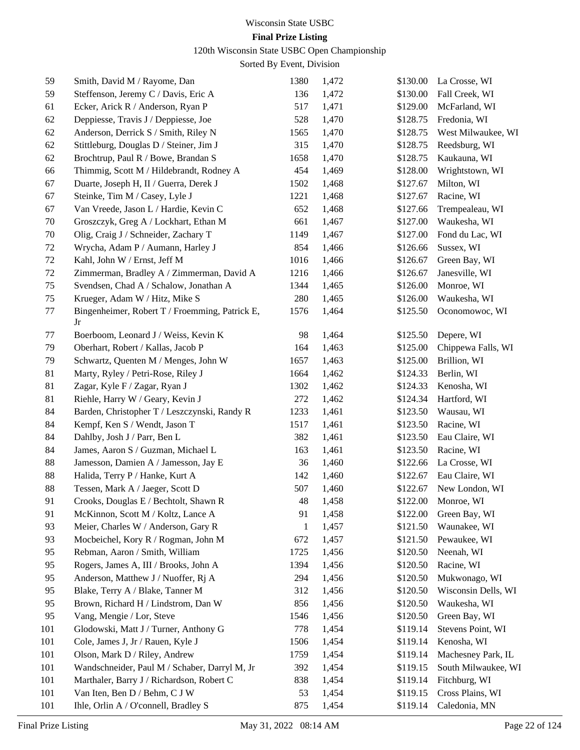Wisconsin State USBC

**Final Prize Listing**

120th Wisconsin State USBC Open Championship

Sorted By Event, Division

| | | | | | |
|---|---|---|---|---|---|
| 59 | Smith, David M / Rayome, Dan | 1380 | 1,472 | $130.00 | La Crosse, WI |
| 59 | Steffenson, Jeremy C / Davis, Eric A | 136 | 1,472 | $130.00 | Fall Creek, WI |
| 61 | Ecker, Arick R / Anderson, Ryan P | 517 | 1,471 | $129.00 | McFarland, WI |
| 62 | Deppiesse, Travis J / Deppiesse, Joe | 528 | 1,470 | $128.75 | Fredonia, WI |
| 62 | Anderson, Derrick S / Smith, Riley N | 1565 | 1,470 | $128.75 | West Milwaukee, WI |
| 62 | Stittleburg, Douglas D / Steiner, Jim J | 315 | 1,470 | $128.75 | Reedsburg, WI |
| 62 | Brochtrup, Paul R / Bowe, Brandan S | 1658 | 1,470 | $128.75 | Kaukauna, WI |
| 66 | Thimmig, Scott M / Hildebrandt, Rodney A | 454 | 1,469 | $128.00 | Wrightstown, WI |
| 67 | Duarte, Joseph H, II / Guerra, Derek J | 1502 | 1,468 | $127.67 | Milton, WI |
| 67 | Steinke, Tim M / Casey, Lyle J | 1221 | 1,468 | $127.67 | Racine, WI |
| 67 | Van Vreede, Jason L / Hardie, Kevin C | 652 | 1,468 | $127.66 | Trempealeau, WI |
| 70 | Groszczyk, Greg A / Lockhart, Ethan M | 661 | 1,467 | $127.00 | Waukesha, WI |
| 70 | Olig, Craig J / Schneider, Zachary T | 1149 | 1,467 | $127.00 | Fond du Lac, WI |
| 72 | Wrycha, Adam P / Aumann, Harley J | 854 | 1,466 | $126.66 | Sussex, WI |
| 72 | Kahl, John W / Ernst, Jeff M | 1016 | 1,466 | $126.67 | Green Bay, WI |
| 72 | Zimmerman, Bradley A / Zimmerman, David A | 1216 | 1,466 | $126.67 | Janesville, WI |
| 75 | Svendsen, Chad A / Schalow, Jonathan A | 1344 | 1,465 | $126.00 | Monroe, WI |
| 75 | Krueger, Adam W / Hitz, Mike S | 280 | 1,465 | $126.00 | Waukesha, WI |
| 77 | Bingenheimer, Robert T / Froemming, Patrick E, Jr | 1576 | 1,464 | $125.50 | Oconomowoc, WI |
| 77 | Boerboom, Leonard J / Weiss, Kevin K | 98 | 1,464 | $125.50 | Depere, WI |
| 79 | Oberhart, Robert / Kallas, Jacob P | 164 | 1,463 | $125.00 | Chippewa Falls, WI |
| 79 | Schwartz, Quenten M / Menges, John W | 1657 | 1,463 | $125.00 | Brillion, WI |
| 81 | Marty, Ryley / Petri-Rose, Riley J | 1664 | 1,462 | $124.33 | Berlin, WI |
| 81 | Zagar, Kyle F / Zagar, Ryan J | 1302 | 1,462 | $124.33 | Kenosha, WI |
| 81 | Riehle, Harry W / Geary, Kevin J | 272 | 1,462 | $124.34 | Hartford, WI |
| 84 | Barden, Christopher T / Leszczynski, Randy R | 1233 | 1,461 | $123.50 | Wausau, WI |
| 84 | Kempf, Ken S / Wendt, Jason T | 1517 | 1,461 | $123.50 | Racine, WI |
| 84 | Dahlby, Josh J / Parr, Ben L | 382 | 1,461 | $123.50 | Eau Claire, WI |
| 84 | James, Aaron S / Guzman, Michael L | 163 | 1,461 | $123.50 | Racine, WI |
| 88 | Jamesson, Damien A / Jamesson, Jay E | 36 | 1,460 | $122.66 | La Crosse, WI |
| 88 | Halida, Terry P / Hanke, Kurt A | 142 | 1,460 | $122.67 | Eau Claire, WI |
| 88 | Tessen, Mark A / Jaeger, Scott D | 507 | 1,460 | $122.67 | New London, WI |
| 91 | Crooks, Douglas E / Bechtolt, Shawn R | 48 | 1,458 | $122.00 | Monroe, WI |
| 91 | McKinnon, Scott M / Koltz, Lance A | 91 | 1,458 | $122.00 | Green Bay, WI |
| 93 | Meier, Charles W / Anderson, Gary R | 1 | 1,457 | $121.50 | Waunakee, WI |
| 93 | Mocbeichel, Kory R / Rogman, John M | 672 | 1,457 | $121.50 | Pewaukee, WI |
| 95 | Rebman, Aaron / Smith, William | 1725 | 1,456 | $120.50 | Neenah, WI |
| 95 | Rogers, James A, III / Brooks, John A | 1394 | 1,456 | $120.50 | Racine, WI |
| 95 | Anderson, Matthew J / Nuoffer, Rj A | 294 | 1,456 | $120.50 | Mukwonago, WI |
| 95 | Blake, Terry A / Blake, Tanner M | 312 | 1,456 | $120.50 | Wisconsin Dells, WI |
| 95 | Brown, Richard H / Lindstrom, Dan W | 856 | 1,456 | $120.50 | Waukesha, WI |
| 95 | Vang, Mengie / Lor, Steve | 1546 | 1,456 | $120.50 | Green Bay, WI |
| 101 | Glodowski, Matt J / Turner, Anthony G | 778 | 1,454 | $119.14 | Stevens Point, WI |
| 101 | Cole, James J, Jr / Rauen, Kyle J | 1506 | 1,454 | $119.14 | Kenosha, WI |
| 101 | Olson, Mark D / Riley, Andrew | 1759 | 1,454 | $119.14 | Machesney Park, IL |
| 101 | Wandschneider, Paul M / Schaber, Darryl M, Jr | 392 | 1,454 | $119.15 | South Milwaukee, WI |
| 101 | Marthaler, Barry J / Richardson, Robert C | 838 | 1,454 | $119.14 | Fitchburg, WI |
| 101 | Van Iten, Ben D / Behm, C J W | 53 | 1,454 | $119.15 | Cross Plains, WI |
| 101 | Ihle, Orlin A / O'connell, Bradley S | 875 | 1,454 | $119.14 | Caledonia, MN |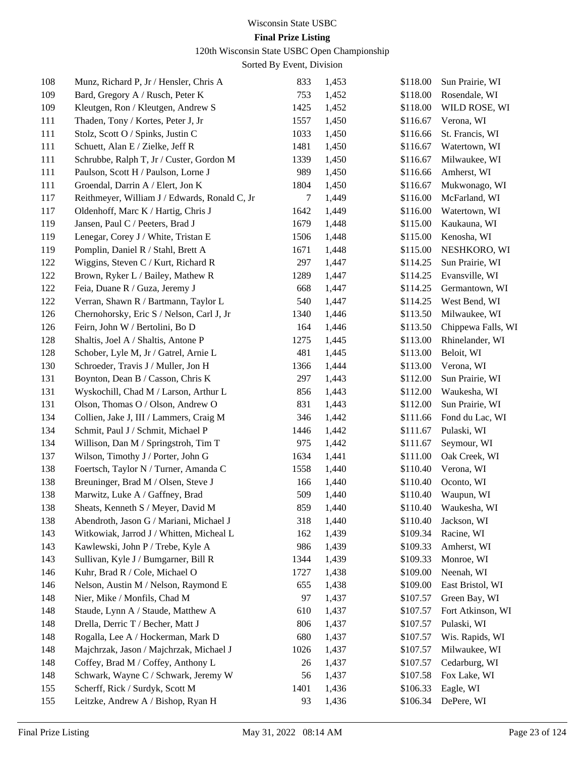Wisconsin State USBC

**Final Prize Listing**

120th Wisconsin State USBC Open Championship

Sorted By Event, Division

| | | | | | |
|---|---|---|---|---|---|
| 108 | Munz, Richard P, Jr / Hensler, Chris A | 833 | 1,453 | $118.00 | Sun Prairie, WI |
| 109 | Bard, Gregory A / Rusch, Peter K | 753 | 1,452 | $118.00 | Rosendale, WI |
| 109 | Kleutgen, Ron / Kleutgen, Andrew S | 1425 | 1,452 | $118.00 | WILD ROSE, WI |
| 111 | Thaden, Tony / Kortes, Peter J, Jr | 1557 | 1,450 | $116.67 | Verona, WI |
| 111 | Stolz, Scott O / Spinks, Justin C | 1033 | 1,450 | $116.66 | St. Francis, WI |
| 111 | Schuett, Alan E / Zielke, Jeff R | 1481 | 1,450 | $116.67 | Watertown, WI |
| 111 | Schrubbe, Ralph T, Jr / Custer, Gordon M | 1339 | 1,450 | $116.67 | Milwaukee, WI |
| 111 | Paulson, Scott H / Paulson, Lorne J | 989 | 1,450 | $116.66 | Amherst, WI |
| 111 | Groendal, Darrin A / Elert, Jon K | 1804 | 1,450 | $116.67 | Mukwonago, WI |
| 117 | Reithmeyer, William J / Edwards, Ronald C, Jr | 7 | 1,449 | $116.00 | McFarland, WI |
| 117 | Oldenhoff, Marc K / Hartig, Chris J | 1642 | 1,449 | $116.00 | Watertown, WI |
| 119 | Jansen, Paul C / Peeters, Brad J | 1679 | 1,448 | $115.00 | Kaukauna, WI |
| 119 | Lenegar, Corey J / White, Tristan E | 1506 | 1,448 | $115.00 | Kenosha, WI |
| 119 | Pomplin, Daniel R / Stahl, Brett A | 1671 | 1,448 | $115.00 | NESHKORO, WI |
| 122 | Wiggins, Steven C / Kurt, Richard R | 297 | 1,447 | $114.25 | Sun Prairie, WI |
| 122 | Brown, Ryker L / Bailey, Mathew R | 1289 | 1,447 | $114.25 | Evansville, WI |
| 122 | Feia, Duane R / Guza, Jeremy J | 668 | 1,447 | $114.25 | Germantown, WI |
| 122 | Verran, Shawn R / Bartmann, Taylor L | 540 | 1,447 | $114.25 | West Bend, WI |
| 126 | Chernohorsky, Eric S / Nelson, Carl J, Jr | 1340 | 1,446 | $113.50 | Milwaukee, WI |
| 126 | Feirn, John W / Bertolini, Bo D | 164 | 1,446 | $113.50 | Chippewa Falls, WI |
| 128 | Shaltis, Joel A / Shaltis, Antone P | 1275 | 1,445 | $113.00 | Rhinelander, WI |
| 128 | Schober, Lyle M, Jr / Gatrel, Arnie L | 481 | 1,445 | $113.00 | Beloit, WI |
| 130 | Schroeder, Travis J / Muller, Jon H | 1366 | 1,444 | $113.00 | Verona, WI |
| 131 | Boynton, Dean B / Casson, Chris K | 297 | 1,443 | $112.00 | Sun Prairie, WI |
| 131 | Wyskochill, Chad M / Larson, Arthur L | 856 | 1,443 | $112.00 | Waukesha, WI |
| 131 | Olson, Thomas O / Olson, Andrew O | 831 | 1,443 | $112.00 | Sun Prairie, WI |
| 134 | Collien, Jake J, III / Lammers, Craig M | 346 | 1,442 | $111.66 | Fond du Lac, WI |
| 134 | Schmit, Paul J / Schmit, Michael P | 1446 | 1,442 | $111.67 | Pulaski, WI |
| 134 | Willison, Dan M / Springstroh, Tim T | 975 | 1,442 | $111.67 | Seymour, WI |
| 137 | Wilson, Timothy J / Porter, John G | 1634 | 1,441 | $111.00 | Oak Creek, WI |
| 138 | Foertsch, Taylor N / Turner, Amanda C | 1558 | 1,440 | $110.40 | Verona, WI |
| 138 | Breuninger, Brad M / Olsen, Steve J | 166 | 1,440 | $110.40 | Oconto, WI |
| 138 | Marwitz, Luke A / Gaffney, Brad | 509 | 1,440 | $110.40 | Waupun, WI |
| 138 | Sheats, Kenneth S / Meyer, David M | 859 | 1,440 | $110.40 | Waukesha, WI |
| 138 | Abendroth, Jason G / Mariani, Michael J | 318 | 1,440 | $110.40 | Jackson, WI |
| 143 | Witkowiak, Jarrod J / Whitten, Micheal L | 162 | 1,439 | $109.34 | Racine, WI |
| 143 | Kawlewski, John P / Trebe, Kyle A | 986 | 1,439 | $109.33 | Amherst, WI |
| 143 | Sullivan, Kyle J / Bumgarner, Bill R | 1344 | 1,439 | $109.33 | Monroe, WI |
| 146 | Kuhr, Brad R / Cole, Michael O | 1727 | 1,438 | $109.00 | Neenah, WI |
| 146 | Nelson, Austin M / Nelson, Raymond E | 655 | 1,438 | $109.00 | East Bristol, WI |
| 148 | Nier, Mike / Monfils, Chad M | 97 | 1,437 | $107.57 | Green Bay, WI |
| 148 | Staude, Lynn A / Staude, Matthew A | 610 | 1,437 | $107.57 | Fort Atkinson, WI |
| 148 | Drella, Derric T / Becher, Matt J | 806 | 1,437 | $107.57 | Pulaski, WI |
| 148 | Rogalla, Lee A / Hockerman, Mark D | 680 | 1,437 | $107.57 | Wis. Rapids, WI |
| 148 | Majchrzak, Jason / Majchrzak, Michael J | 1026 | 1,437 | $107.57 | Milwaukee, WI |
| 148 | Coffey, Brad M / Coffey, Anthony L | 26 | 1,437 | $107.57 | Cedarburg, WI |
| 148 | Schwark, Wayne C / Schwark, Jeremy W | 56 | 1,437 | $107.58 | Fox Lake, WI |
| 155 | Scherff, Rick / Surdyk, Scott M | 1401 | 1,436 | $106.33 | Eagle, WI |
| 155 | Leitzke, Andrew A / Bishop, Ryan H | 93 | 1,436 | $106.34 | DePere, WI |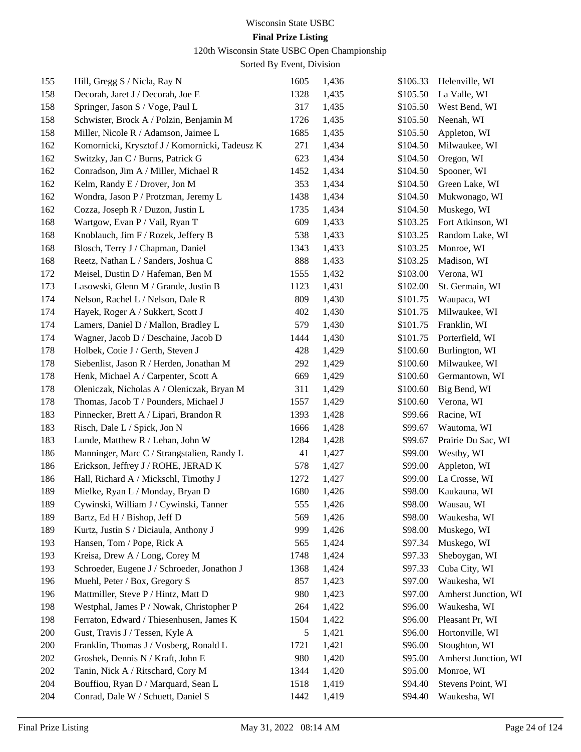Wisconsin State USBC

**Final Prize Listing**

120th Wisconsin State USBC Open Championship

Sorted By Event, Division

| | | | | | |
|---|---|---|---|---|---|
| 155 | Hill, Gregg S / Nicla, Ray N | 1605 | 1,436 | $106.33 | Helenville, WI |
| 158 | Decorah, Jaret J / Decorah, Joe E | 1328 | 1,435 | $105.50 | La Valle, WI |
| 158 | Springer, Jason S / Voge, Paul L | 317 | 1,435 | $105.50 | West Bend, WI |
| 158 | Schwister, Brock A / Polzin, Benjamin M | 1726 | 1,435 | $105.50 | Neenah, WI |
| 158 | Miller, Nicole R / Adamson, Jaimee L | 1685 | 1,435 | $105.50 | Appleton, WI |
| 162 | Komornicki, Krysztof J / Komornicki, Tadeusz K | 271 | 1,434 | $104.50 | Milwaukee, WI |
| 162 | Switzky, Jan C / Burns, Patrick G | 623 | 1,434 | $104.50 | Oregon, WI |
| 162 | Conradson, Jim A / Miller, Michael R | 1452 | 1,434 | $104.50 | Spooner, WI |
| 162 | Kelm, Randy E / Drover, Jon M | 353 | 1,434 | $104.50 | Green Lake, WI |
| 162 | Wondra, Jason P / Protzman, Jeremy L | 1438 | 1,434 | $104.50 | Mukwonago, WI |
| 162 | Cozza, Joseph R / Duzon, Justin L | 1735 | 1,434 | $104.50 | Muskego, WI |
| 168 | Wartgow, Evan P / Vail, Ryan T | 609 | 1,433 | $103.25 | Fort Atkinson, WI |
| 168 | Knoblauch, Jim F / Rozek, Jeffery B | 538 | 1,433 | $103.25 | Random Lake, WI |
| 168 | Blosch, Terry J / Chapman, Daniel | 1343 | 1,433 | $103.25 | Monroe, WI |
| 168 | Reetz, Nathan L / Sanders, Joshua C | 888 | 1,433 | $103.25 | Madison, WI |
| 172 | Meisel, Dustin D / Hafeman, Ben M | 1555 | 1,432 | $103.00 | Verona, WI |
| 173 | Lasowski, Glenn M / Grande, Justin B | 1123 | 1,431 | $102.00 | St. Germain, WI |
| 174 | Nelson, Rachel L / Nelson, Dale R | 809 | 1,430 | $101.75 | Waupaca, WI |
| 174 | Hayek, Roger A / Sukkert, Scott J | 402 | 1,430 | $101.75 | Milwaukee, WI |
| 174 | Lamers, Daniel D / Mallon, Bradley L | 579 | 1,430 | $101.75 | Franklin, WI |
| 174 | Wagner, Jacob D / Deschaine, Jacob D | 1444 | 1,430 | $101.75 | Porterfield, WI |
| 178 | Holbek, Cotie J / Gerth, Steven J | 428 | 1,429 | $100.60 | Burlington, WI |
| 178 | Siebenlist, Jason R / Herden, Jonathan M | 292 | 1,429 | $100.60 | Milwaukee, WI |
| 178 | Henk, Michael A / Carpenter, Scott A | 669 | 1,429 | $100.60 | Germantown, WI |
| 178 | Oleniczak, Nicholas A / Oleniczak, Bryan M | 311 | 1,429 | $100.60 | Big Bend, WI |
| 178 | Thomas, Jacob T / Pounders, Michael J | 1557 | 1,429 | $100.60 | Verona, WI |
| 183 | Pinnecker, Brett A / Lipari, Brandon R | 1393 | 1,428 | $99.66 | Racine, WI |
| 183 | Risch, Dale L / Spick, Jon N | 1666 | 1,428 | $99.67 | Wautoma, WI |
| 183 | Lunde, Matthew R / Lehan, John W | 1284 | 1,428 | $99.67 | Prairie Du Sac, WI |
| 186 | Manninger, Marc C / Strangstalien, Randy L | 41 | 1,427 | $99.00 | Westby, WI |
| 186 | Erickson, Jeffrey J / ROHE, JERAD K | 578 | 1,427 | $99.00 | Appleton, WI |
| 186 | Hall, Richard A / Mickschl, Timothy J | 1272 | 1,427 | $99.00 | La Crosse, WI |
| 189 | Mielke, Ryan L / Monday, Bryan D | 1680 | 1,426 | $98.00 | Kaukauna, WI |
| 189 | Cywinski, William J / Cywinski, Tanner | 555 | 1,426 | $98.00 | Wausau, WI |
| 189 | Bartz, Ed H / Bishop, Jeff D | 569 | 1,426 | $98.00 | Waukesha, WI |
| 189 | Kurtz, Justin S / Diciaula, Anthony J | 999 | 1,426 | $98.00 | Muskego, WI |
| 193 | Hansen, Tom / Pope, Rick A | 565 | 1,424 | $97.34 | Muskego, WI |
| 193 | Kreisa, Drew A / Long, Corey M | 1748 | 1,424 | $97.33 | Sheboygan, WI |
| 193 | Schroeder, Eugene J / Schroeder, Jonathon J | 1368 | 1,424 | $97.33 | Cuba City, WI |
| 196 | Muehl, Peter / Box, Gregory S | 857 | 1,423 | $97.00 | Waukesha, WI |
| 196 | Mattmiller, Steve P / Hintz, Matt D | 980 | 1,423 | $97.00 | Amherst Junction, WI |
| 198 | Westphal, James P / Nowak, Christopher P | 264 | 1,422 | $96.00 | Waukesha, WI |
| 198 | Ferraton, Edward / Thiesenhusen, James K | 1504 | 1,422 | $96.00 | Pleasant Pr, WI |
| 200 | Gust, Travis J / Tessen, Kyle A | 5 | 1,421 | $96.00 | Hortonville, WI |
| 200 | Franklin, Thomas J / Vosberg, Ronald L | 1721 | 1,421 | $96.00 | Stoughton, WI |
| 202 | Groshek, Dennis N / Kraft, John E | 980 | 1,420 | $95.00 | Amherst Junction, WI |
| 202 | Tanin, Nick A / Ritschard, Cory M | 1344 | 1,420 | $95.00 | Monroe, WI |
| 204 | Bouffiou, Ryan D / Marquard, Sean L | 1518 | 1,419 | $94.40 | Stevens Point, WI |
| 204 | Conrad, Dale W / Schuett, Daniel S | 1442 | 1,419 | $94.40 | Waukesha, WI |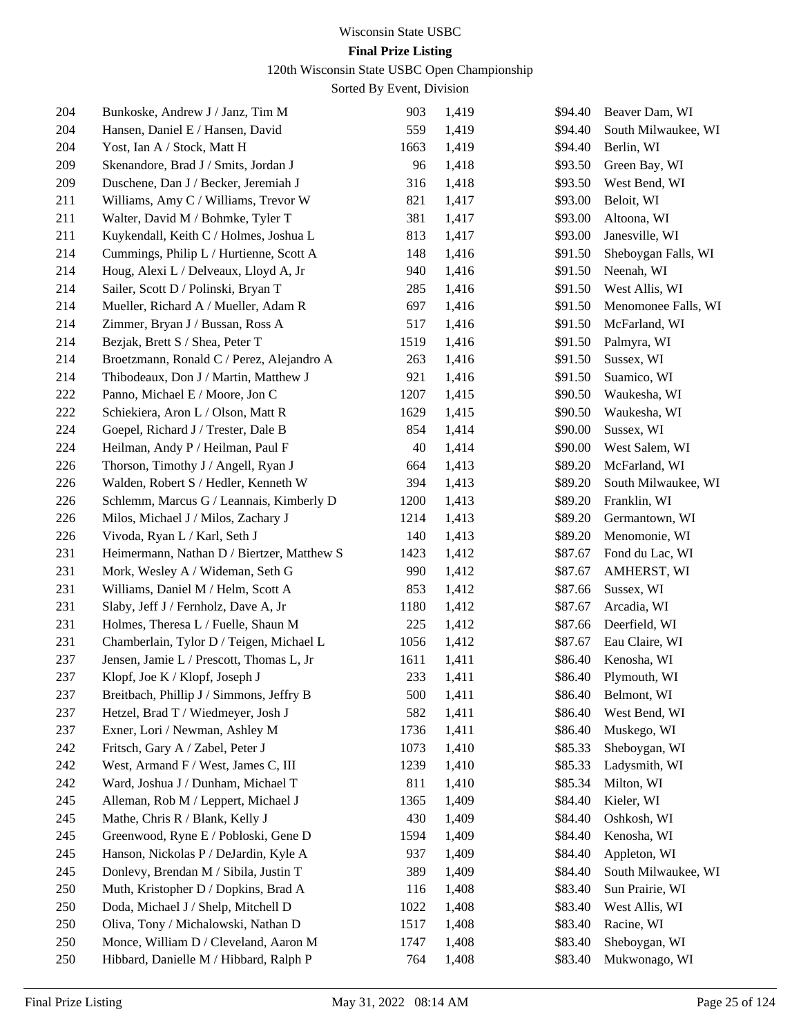Wisconsin State USBC

**Final Prize Listing**

120th Wisconsin State USBC Open Championship

Sorted By Event, Division

| | | | | | |
|---|---|---|---|---|---|
| 204 | Bunkoske, Andrew J / Janz, Tim M | 903 | 1,419 | $94.40 | Beaver Dam, WI |
| 204 | Hansen, Daniel E / Hansen, David | 559 | 1,419 | $94.40 | South Milwaukee, WI |
| 204 | Yost, Ian A / Stock, Matt H | 1663 | 1,419 | $94.40 | Berlin, WI |
| 209 | Skenandore, Brad J / Smits, Jordan J | 96 | 1,418 | $93.50 | Green Bay, WI |
| 209 | Duschene, Dan J / Becker, Jeremiah J | 316 | 1,418 | $93.50 | West Bend, WI |
| 211 | Williams, Amy C / Williams, Trevor W | 821 | 1,417 | $93.00 | Beloit, WI |
| 211 | Walter, David M / Bohmke, Tyler T | 381 | 1,417 | $93.00 | Altoona, WI |
| 211 | Kuykendall, Keith C / Holmes, Joshua L | 813 | 1,417 | $93.00 | Janesville, WI |
| 214 | Cummings, Philip L / Hurtienne, Scott A | 148 | 1,416 | $91.50 | Sheboygan Falls, WI |
| 214 | Houg, Alexi L / Delveaux, Lloyd A, Jr | 940 | 1,416 | $91.50 | Neenah, WI |
| 214 | Sailer, Scott D / Polinski, Bryan T | 285 | 1,416 | $91.50 | West Allis, WI |
| 214 | Mueller, Richard A / Mueller, Adam R | 697 | 1,416 | $91.50 | Menomonee Falls, WI |
| 214 | Zimmer, Bryan J / Bussan, Ross A | 517 | 1,416 | $91.50 | McFarland, WI |
| 214 | Bezjak, Brett S / Shea, Peter T | 1519 | 1,416 | $91.50 | Palmyra, WI |
| 214 | Broetzmann, Ronald C / Perez, Alejandro A | 263 | 1,416 | $91.50 | Sussex, WI |
| 214 | Thibodeaux, Don J / Martin, Matthew J | 921 | 1,416 | $91.50 | Suamico, WI |
| 222 | Panno, Michael E / Moore, Jon C | 1207 | 1,415 | $90.50 | Waukesha, WI |
| 222 | Schiekiera, Aron L / Olson, Matt R | 1629 | 1,415 | $90.50 | Waukesha, WI |
| 224 | Goepel, Richard J / Trester, Dale B | 854 | 1,414 | $90.00 | Sussex, WI |
| 224 | Heilman, Andy P / Heilman, Paul F | 40 | 1,414 | $90.00 | West Salem, WI |
| 226 | Thorson, Timothy J / Angell, Ryan J | 664 | 1,413 | $89.20 | McFarland, WI |
| 226 | Walden, Robert S / Hedler, Kenneth W | 394 | 1,413 | $89.20 | South Milwaukee, WI |
| 226 | Schlemm, Marcus G / Leannais, Kimberly D | 1200 | 1,413 | $89.20 | Franklin, WI |
| 226 | Milos, Michael J / Milos, Zachary J | 1214 | 1,413 | $89.20 | Germantown, WI |
| 226 | Vivoda, Ryan L / Karl, Seth J | 140 | 1,413 | $89.20 | Menomonie, WI |
| 231 | Heimermann, Nathan D / Biertzer, Matthew S | 1423 | 1,412 | $87.67 | Fond du Lac, WI |
| 231 | Mork, Wesley A / Wideman, Seth G | 990 | 1,412 | $87.67 | AMHERST, WI |
| 231 | Williams, Daniel M / Helm, Scott A | 853 | 1,412 | $87.66 | Sussex, WI |
| 231 | Slaby, Jeff J / Fernholz, Dave A, Jr | 1180 | 1,412 | $87.67 | Arcadia, WI |
| 231 | Holmes, Theresa L / Fuelle, Shaun M | 225 | 1,412 | $87.66 | Deerfield, WI |
| 231 | Chamberlain, Tylor D / Teigen, Michael L | 1056 | 1,412 | $87.67 | Eau Claire, WI |
| 237 | Jensen, Jamie L / Prescott, Thomas L, Jr | 1611 | 1,411 | $86.40 | Kenosha, WI |
| 237 | Klopf, Joe K / Klopf, Joseph J | 233 | 1,411 | $86.40 | Plymouth, WI |
| 237 | Breitbach, Phillip J / Simmons, Jeffry B | 500 | 1,411 | $86.40 | Belmont, WI |
| 237 | Hetzel, Brad T / Wiedmeyer, Josh J | 582 | 1,411 | $86.40 | West Bend, WI |
| 237 | Exner, Lori / Newman, Ashley M | 1736 | 1,411 | $86.40 | Muskego, WI |
| 242 | Fritsch, Gary A / Zabel, Peter J | 1073 | 1,410 | $85.33 | Sheboygan, WI |
| 242 | West, Armand F / West, James C, III | 1239 | 1,410 | $85.33 | Ladysmith, WI |
| 242 | Ward, Joshua J / Dunham, Michael T | 811 | 1,410 | $85.34 | Milton, WI |
| 245 | Alleman, Rob M / Leppert, Michael J | 1365 | 1,409 | $84.40 | Kieler, WI |
| 245 | Mathe, Chris R / Blank, Kelly J | 430 | 1,409 | $84.40 | Oshkosh, WI |
| 245 | Greenwood, Ryne E / Pobloski, Gene D | 1594 | 1,409 | $84.40 | Kenosha, WI |
| 245 | Hanson, Nickolas P / DeJardin, Kyle A | 937 | 1,409 | $84.40 | Appleton, WI |
| 245 | Donlevy, Brendan M / Sibila, Justin T | 389 | 1,409 | $84.40 | South Milwaukee, WI |
| 250 | Muth, Kristopher D / Dopkins, Brad A | 116 | 1,408 | $83.40 | Sun Prairie, WI |
| 250 | Doda, Michael J / Shelp, Mitchell D | 1022 | 1,408 | $83.40 | West Allis, WI |
| 250 | Oliva, Tony / Michalowski, Nathan D | 1517 | 1,408 | $83.40 | Racine, WI |
| 250 | Monce, William D / Cleveland, Aaron M | 1747 | 1,408 | $83.40 | Sheboygan, WI |
| 250 | Hibbard, Danielle M / Hibbard, Ralph P | 764 | 1,408 | $83.40 | Mukwonago, WI |

Final Prize Listing May 31, 2022 08:14 AM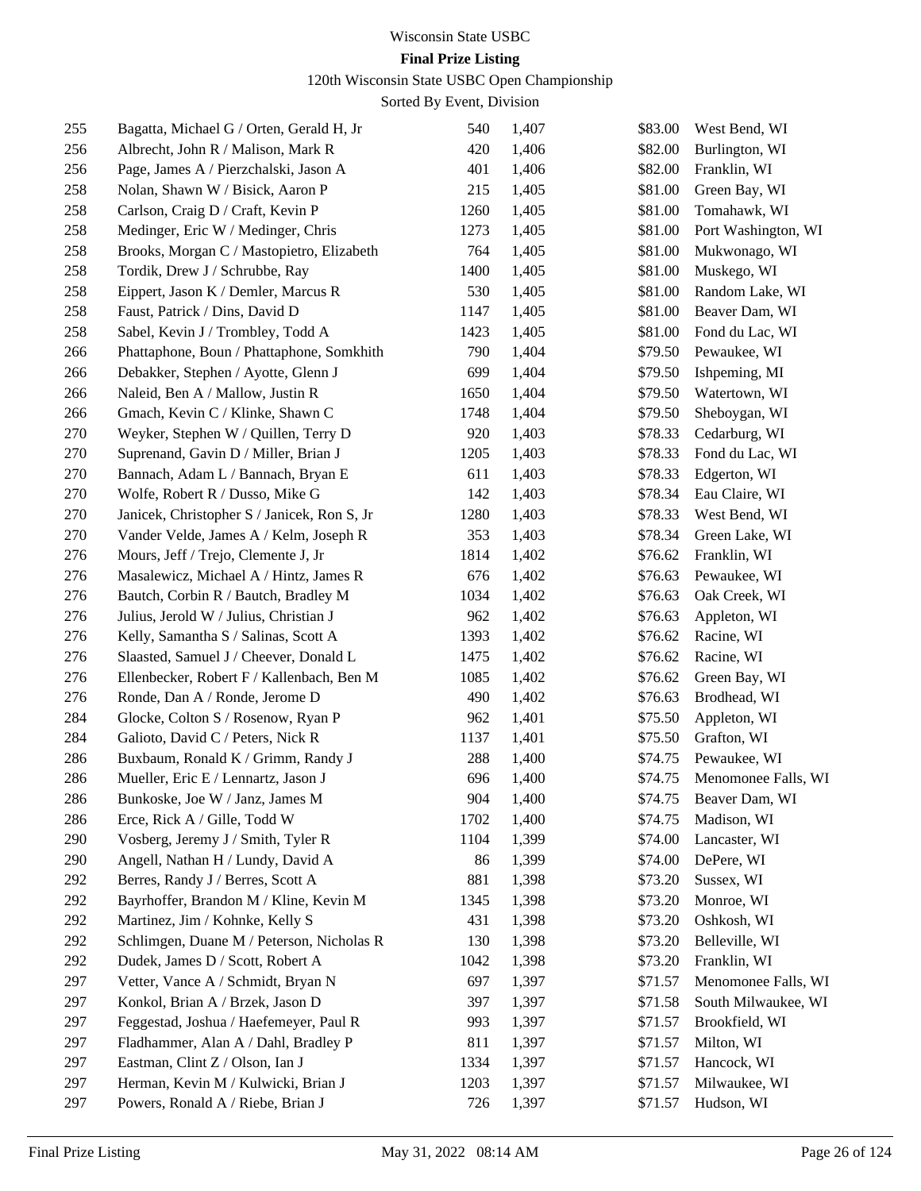Wisconsin State USBC

**Final Prize Listing**

120th Wisconsin State USBC Open Championship

Sorted By Event, Division

| | | | | | |
|---|---|---|---|---|---|
| 255 | Bagatta, Michael G / Orten, Gerald H, Jr | 540 | 1,407 | $83.00 | West Bend, WI |
| 256 | Albrecht, John R / Malison, Mark R | 420 | 1,406 | $82.00 | Burlington, WI |
| 256 | Page, James A / Pierzchalski, Jason A | 401 | 1,406 | $82.00 | Franklin, WI |
| 258 | Nolan, Shawn W / Bisick, Aaron P | 215 | 1,405 | $81.00 | Green Bay, WI |
| 258 | Carlson, Craig D / Craft, Kevin P | 1260 | 1,405 | $81.00 | Tomahawk, WI |
| 258 | Medinger, Eric W / Medinger, Chris | 1273 | 1,405 | $81.00 | Port Washington, WI |
| 258 | Brooks, Morgan C / Mastopietro, Elizabeth | 764 | 1,405 | $81.00 | Mukwonago, WI |
| 258 | Tordik, Drew J / Schrubbe, Ray | 1400 | 1,405 | $81.00 | Muskego, WI |
| 258 | Eippert, Jason K / Demler, Marcus R | 530 | 1,405 | $81.00 | Random Lake, WI |
| 258 | Faust, Patrick / Dins, David D | 1147 | 1,405 | $81.00 | Beaver Dam, WI |
| 258 | Sabel, Kevin J / Trombley, Todd A | 1423 | 1,405 | $81.00 | Fond du Lac, WI |
| 266 | Phattaphone, Boun / Phattaphone, Somkhith | 790 | 1,404 | $79.50 | Pewaukee, WI |
| 266 | Debakker, Stephen / Ayotte, Glenn J | 699 | 1,404 | $79.50 | Ishpeming, MI |
| 266 | Naleid, Ben A / Mallow, Justin R | 1650 | 1,404 | $79.50 | Watertown, WI |
| 266 | Gmach, Kevin C / Klinke, Shawn C | 1748 | 1,404 | $79.50 | Sheboygan, WI |
| 270 | Weyker, Stephen W / Quillen, Terry D | 920 | 1,403 | $78.33 | Cedarburg, WI |
| 270 | Suprenand, Gavin D / Miller, Brian J | 1205 | 1,403 | $78.33 | Fond du Lac, WI |
| 270 | Bannach, Adam L / Bannach, Bryan E | 611 | 1,403 | $78.33 | Edgerton, WI |
| 270 | Wolfe, Robert R / Dusso, Mike G | 142 | 1,403 | $78.34 | Eau Claire, WI |
| 270 | Janicek, Christopher S / Janicek, Ron S, Jr | 1280 | 1,403 | $78.33 | West Bend, WI |
| 270 | Vander Velde, James A / Kelm, Joseph R | 353 | 1,403 | $78.34 | Green Lake, WI |
| 276 | Mours, Jeff / Trejo, Clemente J, Jr | 1814 | 1,402 | $76.62 | Franklin, WI |
| 276 | Masalewicz, Michael A / Hintz, James R | 676 | 1,402 | $76.63 | Pewaukee, WI |
| 276 | Bautch, Corbin R / Bautch, Bradley M | 1034 | 1,402 | $76.63 | Oak Creek, WI |
| 276 | Julius, Jerold W / Julius, Christian J | 962 | 1,402 | $76.63 | Appleton, WI |
| 276 | Kelly, Samantha S / Salinas, Scott A | 1393 | 1,402 | $76.62 | Racine, WI |
| 276 | Slaasted, Samuel J / Cheever, Donald L | 1475 | 1,402 | $76.62 | Racine, WI |
| 276 | Ellenbecker, Robert F / Kallenbach, Ben M | 1085 | 1,402 | $76.62 | Green Bay, WI |
| 276 | Ronde, Dan A / Ronde, Jerome D | 490 | 1,402 | $76.63 | Brodhead, WI |
| 284 | Glocke, Colton S / Rosenow, Ryan P | 962 | 1,401 | $75.50 | Appleton, WI |
| 284 | Galioto, David C / Peters, Nick R | 1137 | 1,401 | $75.50 | Grafton, WI |
| 286 | Buxbaum, Ronald K / Grimm, Randy J | 288 | 1,400 | $74.75 | Pewaukee, WI |
| 286 | Mueller, Eric E / Lennartz, Jason J | 696 | 1,400 | $74.75 | Menomonee Falls, WI |
| 286 | Bunkoske, Joe W / Janz, James M | 904 | 1,400 | $74.75 | Beaver Dam, WI |
| 286 | Erce, Rick A / Gille, Todd W | 1702 | 1,400 | $74.75 | Madison, WI |
| 290 | Vosberg, Jeremy J / Smith, Tyler R | 1104 | 1,399 | $74.00 | Lancaster, WI |
| 290 | Angell, Nathan H / Lundy, David A | 86 | 1,399 | $74.00 | DePere, WI |
| 292 | Berres, Randy J / Berres, Scott A | 881 | 1,398 | $73.20 | Sussex, WI |
| 292 | Bayrhoffer, Brandon M / Kline, Kevin M | 1345 | 1,398 | $73.20 | Monroe, WI |
| 292 | Martinez, Jim / Kohnke, Kelly S | 431 | 1,398 | $73.20 | Oshkosh, WI |
| 292 | Schlimgen, Duane M / Peterson, Nicholas R | 130 | 1,398 | $73.20 | Belleville, WI |
| 292 | Dudek, James D / Scott, Robert A | 1042 | 1,398 | $73.20 | Franklin, WI |
| 297 | Vetter, Vance A / Schmidt, Bryan N | 697 | 1,397 | $71.57 | Menomonee Falls, WI |
| 297 | Konkol, Brian A / Brzek, Jason D | 397 | 1,397 | $71.58 | South Milwaukee, WI |
| 297 | Feggestad, Joshua / Haefemeyer, Paul R | 993 | 1,397 | $71.57 | Brookfield, WI |
| 297 | Fladhammer, Alan A / Dahl, Bradley P | 811 | 1,397 | $71.57 | Milton, WI |
| 297 | Eastman, Clint Z / Olson, Ian J | 1334 | 1,397 | $71.57 | Hancock, WI |
| 297 | Herman, Kevin M / Kulwicki, Brian J | 1203 | 1,397 | $71.57 | Milwaukee, WI |
| 297 | Powers, Ronald A / Riebe, Brian J | 726 | 1,397 | $71.57 | Hudson, WI |

Final Prize Listing May 31, 2022 08:14 AM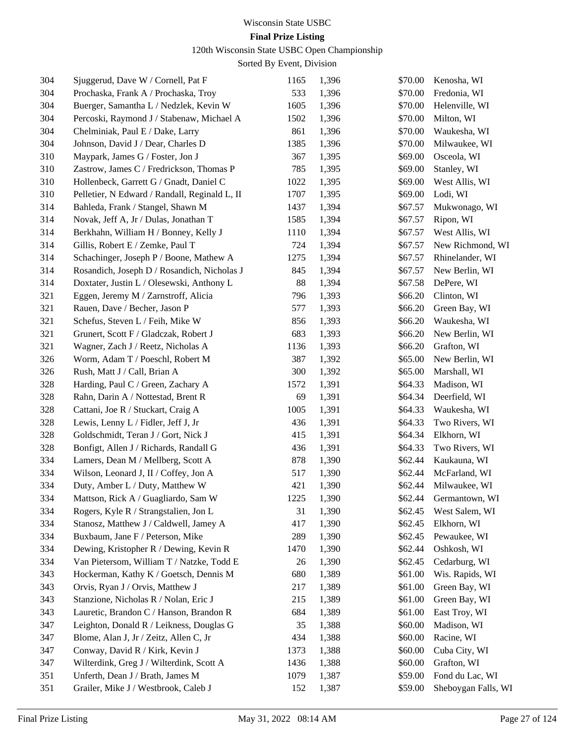Wisconsin State USBC

**Final Prize Listing**

120th Wisconsin State USBC Open Championship

Sorted By Event, Division

| | | | | | |
|---|---|---|---|---|---|
| 304 | Sjuggerud, Dave W / Cornell, Pat F | 1165 | 1,396 | $70.00 | Kenosha, WI |
| 304 | Prochaska, Frank A / Prochaska, Troy | 533 | 1,396 | $70.00 | Fredonia, WI |
| 304 | Buerger, Samantha L / Nedzlek, Kevin W | 1605 | 1,396 | $70.00 | Helenville, WI |
| 304 | Percoski, Raymond J / Stabenaw, Michael A | 1502 | 1,396 | $70.00 | Milton, WI |
| 304 | Chelminiak, Paul E / Dake, Larry | 861 | 1,396 | $70.00 | Waukesha, WI |
| 304 | Johnson, David J / Dear, Charles D | 1385 | 1,396 | $70.00 | Milwaukee, WI |
| 310 | Maypark, James G / Foster, Jon J | 367 | 1,395 | $69.00 | Osceola, WI |
| 310 | Zastrow, James C / Fredrickson, Thomas P | 785 | 1,395 | $69.00 | Stanley, WI |
| 310 | Hollenbeck, Garrett G / Gnadt, Daniel C | 1022 | 1,395 | $69.00 | West Allis, WI |
| 310 | Pelletier, N Edward / Randall, Reginald L, II | 1707 | 1,395 | $69.00 | Lodi, WI |
| 314 | Bahleda, Frank / Stangel, Shawn M | 1437 | 1,394 | $67.57 | Mukwonago, WI |
| 314 | Novak, Jeff A, Jr / Dulas, Jonathan T | 1585 | 1,394 | $67.57 | Ripon, WI |
| 314 | Berkhahn, William H / Bonney, Kelly J | 1110 | 1,394 | $67.57 | West Allis, WI |
| 314 | Gillis, Robert E / Zemke, Paul T | 724 | 1,394 | $67.57 | New Richmond, WI |
| 314 | Schachinger, Joseph P / Boone, Mathew A | 1275 | 1,394 | $67.57 | Rhinelander, WI |
| 314 | Rosandich, Joseph D / Rosandich, Nicholas J | 845 | 1,394 | $67.57 | New Berlin, WI |
| 314 | Doxtater, Justin L / Olesewski, Anthony L | 88 | 1,394 | $67.58 | DePere, WI |
| 321 | Eggen, Jeremy M / Zarnstroff, Alicia | 796 | 1,393 | $66.20 | Clinton, WI |
| 321 | Rauen, Dave / Becher, Jason P | 577 | 1,393 | $66.20 | Green Bay, WI |
| 321 | Schefus, Steven L / Feih, Mike W | 856 | 1,393 | $66.20 | Waukesha, WI |
| 321 | Grunert, Scott F / Gladczak, Robert J | 683 | 1,393 | $66.20 | New Berlin, WI |
| 321 | Wagner, Zach J / Reetz, Nicholas A | 1136 | 1,393 | $66.20 | Grafton, WI |
| 326 | Worm, Adam T / Poeschl, Robert M | 387 | 1,392 | $65.00 | New Berlin, WI |
| 326 | Rush, Matt J / Call, Brian A | 300 | 1,392 | $65.00 | Marshall, WI |
| 328 | Harding, Paul C / Green, Zachary A | 1572 | 1,391 | $64.33 | Madison, WI |
| 328 | Rahn, Darin A / Nottestad, Brent R | 69 | 1,391 | $64.34 | Deerfield, WI |
| 328 | Cattani, Joe R / Stuckart, Craig A | 1005 | 1,391 | $64.33 | Waukesha, WI |
| 328 | Lewis, Lenny L / Fidler, Jeff J, Jr | 436 | 1,391 | $64.33 | Two Rivers, WI |
| 328 | Goldschmidt, Teran J / Gort, Nick J | 415 | 1,391 | $64.34 | Elkhorn, WI |
| 328 | Bonfigt, Allen J / Richards, Randall G | 436 | 1,391 | $64.33 | Two Rivers, WI |
| 334 | Lamers, Dean M / Mellberg, Scott A | 878 | 1,390 | $62.44 | Kaukauna, WI |
| 334 | Wilson, Leonard J, II / Coffey, Jon A | 517 | 1,390 | $62.44 | McFarland, WI |
| 334 | Duty, Amber L / Duty, Matthew W | 421 | 1,390 | $62.44 | Milwaukee, WI |
| 334 | Mattson, Rick A / Guagliardo, Sam W | 1225 | 1,390 | $62.44 | Germantown, WI |
| 334 | Rogers, Kyle R / Strangstalien, Jon L | 31 | 1,390 | $62.45 | West Salem, WI |
| 334 | Stanosz, Matthew J / Caldwell, Jamey A | 417 | 1,390 | $62.45 | Elkhorn, WI |
| 334 | Buxbaum, Jane F / Peterson, Mike | 289 | 1,390 | $62.45 | Pewaukee, WI |
| 334 | Dewing, Kristopher R / Dewing, Kevin R | 1470 | 1,390 | $62.44 | Oshkosh, WI |
| 334 | Van Pietersom, William T / Natzke, Todd E | 26 | 1,390 | $62.45 | Cedarburg, WI |
| 343 | Hockerman, Kathy K / Goetsch, Dennis M | 680 | 1,389 | $61.00 | Wis. Rapids, WI |
| 343 | Orvis, Ryan J / Orvis, Matthew J | 217 | 1,389 | $61.00 | Green Bay, WI |
| 343 | Stanzione, Nicholas R / Nolan, Eric J | 215 | 1,389 | $61.00 | Green Bay, WI |
| 343 | Lauretic, Brandon C / Hanson, Brandon R | 684 | 1,389 | $61.00 | East Troy, WI |
| 347 | Leighton, Donald R / Leikness, Douglas G | 35 | 1,388 | $60.00 | Madison, WI |
| 347 | Blome, Alan J, Jr / Zeitz, Allen C, Jr | 434 | 1,388 | $60.00 | Racine, WI |
| 347 | Conway, David R / Kirk, Kevin J | 1373 | 1,388 | $60.00 | Cuba City, WI |
| 347 | Wilterdink, Greg J / Wilterdink, Scott A | 1436 | 1,388 | $60.00 | Grafton, WI |
| 351 | Unferth, Dean J / Brath, James M | 1079 | 1,387 | $59.00 | Fond du Lac, WI |
| 351 | Grailer, Mike J / Westbrook, Caleb J | 152 | 1,387 | $59.00 | Sheboygan Falls, WI |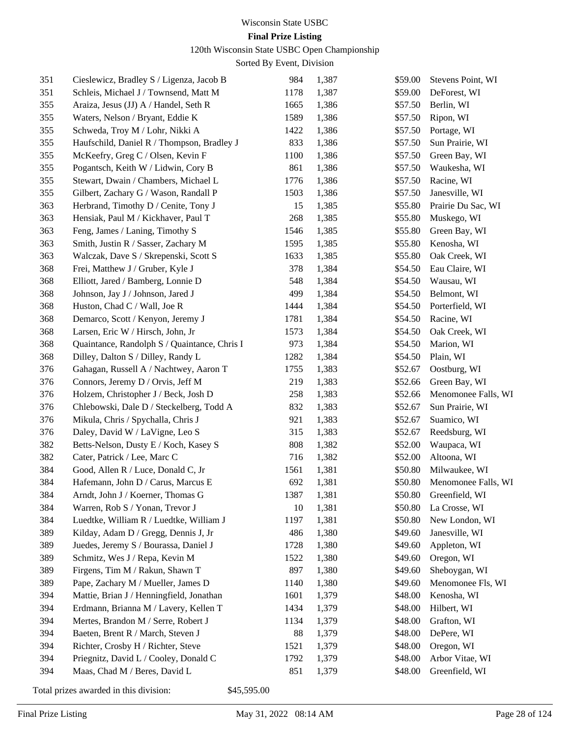Wisconsin State USBC

**Final Prize Listing**

120th Wisconsin State USBC Open Championship

Sorted By Event, Division

| | | | | | |
|---|---|---|---|---|---|
| 351 | Cieslewicz, Bradley S / Ligenza, Jacob B | 984 | 1,387 | $59.00 | Stevens Point, WI |
| 351 | Schleis, Michael J / Townsend, Matt M | 1178 | 1,387 | $59.00 | DeForest, WI |
| 355 | Araiza, Jesus (JJ) A / Handel, Seth R | 1665 | 1,386 | $57.50 | Berlin, WI |
| 355 | Waters, Nelson / Bryant, Eddie K | 1589 | 1,386 | $57.50 | Ripon, WI |
| 355 | Schweda, Troy M / Lohr, Nikki A | 1422 | 1,386 | $57.50 | Portage, WI |
| 355 | Haufschild, Daniel R / Thompson, Bradley J | 833 | 1,386 | $57.50 | Sun Prairie, WI |
| 355 | McKeefry, Greg C / Olsen, Kevin F | 1100 | 1,386 | $57.50 | Green Bay, WI |
| 355 | Pogantsch, Keith W / Lidwin, Cory B | 861 | 1,386 | $57.50 | Waukesha, WI |
| 355 | Stewart, Dwain / Chambers, Michael L | 1776 | 1,386 | $57.50 | Racine, WI |
| 355 | Gilbert, Zachary G / Wason, Randall P | 1503 | 1,386 | $57.50 | Janesville, WI |
| 363 | Herbrand, Timothy D / Cenite, Tony J | 15 | 1,385 | $55.80 | Prairie Du Sac, WI |
| 363 | Hensiak, Paul M / Kickhaver, Paul T | 268 | 1,385 | $55.80 | Muskego, WI |
| 363 | Feng, James / Laning, Timothy S | 1546 | 1,385 | $55.80 | Green Bay, WI |
| 363 | Smith, Justin R / Sasser, Zachary M | 1595 | 1,385 | $55.80 | Kenosha, WI |
| 363 | Walczak, Dave S / Skrepenski, Scott S | 1633 | 1,385 | $55.80 | Oak Creek, WI |
| 368 | Frei, Matthew J / Gruber, Kyle J | 378 | 1,384 | $54.50 | Eau Claire, WI |
| 368 | Elliott, Jared / Bamberg, Lonnie D | 548 | 1,384 | $54.50 | Wausau, WI |
| 368 | Johnson, Jay J / Johnson, Jared J | 499 | 1,384 | $54.50 | Belmont, WI |
| 368 | Huston, Chad C / Wall, Joe R | 1444 | 1,384 | $54.50 | Porterfield, WI |
| 368 | Demarco, Scott / Kenyon, Jeremy J | 1781 | 1,384 | $54.50 | Racine, WI |
| 368 | Larsen, Eric W / Hirsch, John, Jr | 1573 | 1,384 | $54.50 | Oak Creek, WI |
| 368 | Quaintance, Randolph S / Quaintance, Chris I | 973 | 1,384 | $54.50 | Marion, WI |
| 368 | Dilley, Dalton S / Dilley, Randy L | 1282 | 1,384 | $54.50 | Plain, WI |
| 376 | Gahagan, Russell A / Nachtwey, Aaron T | 1755 | 1,383 | $52.67 | Oostburg, WI |
| 376 | Connors, Jeremy D / Orvis, Jeff M | 219 | 1,383 | $52.66 | Green Bay, WI |
| 376 | Holzem, Christopher J / Beck, Josh D | 258 | 1,383 | $52.66 | Menomonee Falls, WI |
| 376 | Chlebowski, Dale D / Steckelberg, Todd A | 832 | 1,383 | $52.67 | Sun Prairie, WI |
| 376 | Mikula, Chris / Spychalla, Chris J | 921 | 1,383 | $52.67 | Suamico, WI |
| 376 | Daley, David W / LaVigne, Leo S | 315 | 1,383 | $52.67 | Reedsburg, WI |
| 382 | Betts-Nelson, Dusty E / Koch, Kasey S | 808 | 1,382 | $52.00 | Waupaca, WI |
| 382 | Cater, Patrick / Lee, Marc C | 716 | 1,382 | $52.00 | Altoona, WI |
| 384 | Good, Allen R / Luce, Donald C, Jr | 1561 | 1,381 | $50.80 | Milwaukee, WI |
| 384 | Hafemann, John D / Carus, Marcus E | 692 | 1,381 | $50.80 | Menomonee Falls, WI |
| 384 | Arndt, John J / Koerner, Thomas G | 1387 | 1,381 | $50.80 | Greenfield, WI |
| 384 | Warren, Rob S / Yonan, Trevor J | 10 | 1,381 | $50.80 | La Crosse, WI |
| 384 | Luedtke, William R / Luedtke, William J | 1197 | 1,381 | $50.80 | New London, WI |
| 389 | Kilday, Adam D / Gregg, Dennis J, Jr | 486 | 1,380 | $49.60 | Janesville, WI |
| 389 | Juedes, Jeremy S / Bourassa, Daniel J | 1728 | 1,380 | $49.60 | Appleton, WI |
| 389 | Schmitz, Wes J / Repa, Kevin M | 1522 | 1,380 | $49.60 | Oregon, WI |
| 389 | Firgens, Tim M / Rakun, Shawn T | 897 | 1,380 | $49.60 | Sheboygan, WI |
| 389 | Pape, Zachary M / Mueller, James D | 1140 | 1,380 | $49.60 | Menomonee Fls, WI |
| 394 | Mattie, Brian J / Henningfield, Jonathan | 1601 | 1,379 | $48.00 | Kenosha, WI |
| 394 | Erdmann, Brianna M / Lavery, Kellen T | 1434 | 1,379 | $48.00 | Hilbert, WI |
| 394 | Mertes, Brandon M / Serre, Robert J | 1134 | 1,379 | $48.00 | Grafton, WI |
| 394 | Baeten, Brent R / March, Steven J | 88 | 1,379 | $48.00 | DePere, WI |
| 394 | Richter, Crosby H / Richter, Steve | 1521 | 1,379 | $48.00 | Oregon, WI |
| 394 | Priegnitz, David L / Cooley, Donald C | 1792 | 1,379 | $48.00 | Arbor Vitae, WI |
| 394 | Maas, Chad M / Beres, David L | 851 | 1,379 | $48.00 | Greenfield, WI |

Total prizes awarded in this division: $45,595.00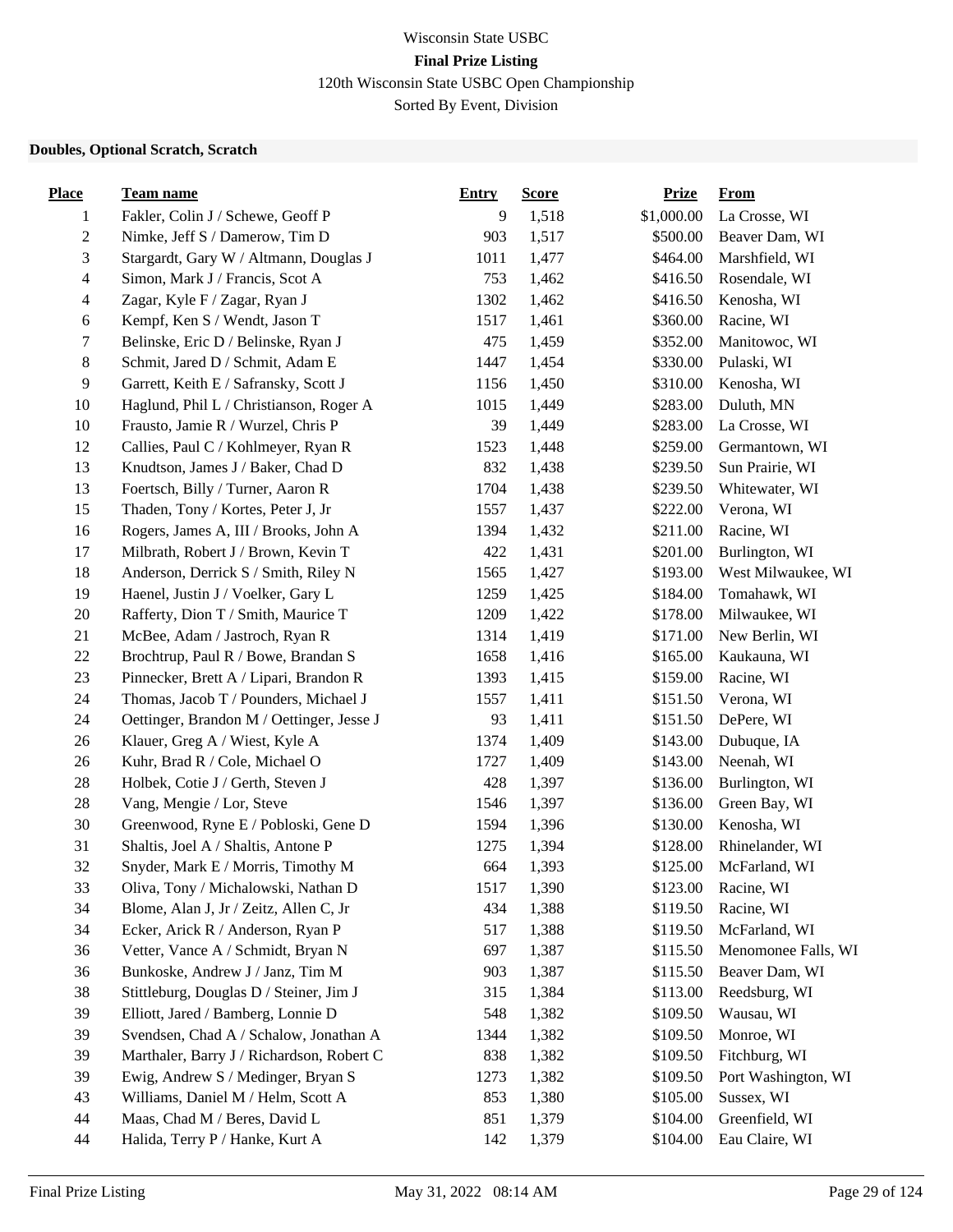Wisconsin State USBC

**Final Prize Listing**

120th Wisconsin State USBC Open Championship

Sorted By Event, Division

### Doubles, Optional Scratch, Scratch

| Place | Team name | Entry | Score | Prize | From |
|---|---|---|---|---|---|
| 1 | Fakler, Colin J / Schewe, Geoff P | 9 | 1,518 | $1,000.00 | La Crosse, WI |
| 2 | Nimke, Jeff S / Damerow, Tim D | 903 | 1,517 | $500.00 | Beaver Dam, WI |
| 3 | Stargardt, Gary W / Altmann, Douglas J | 1011 | 1,477 | $464.00 | Marshfield, WI |
| 4 | Simon, Mark J / Francis, Scot A | 753 | 1,462 | $416.50 | Rosendale, WI |
| 4 | Zagar, Kyle F / Zagar, Ryan J | 1302 | 1,462 | $416.50 | Kenosha, WI |
| 6 | Kempf, Ken S / Wendt, Jason T | 1517 | 1,461 | $360.00 | Racine, WI |
| 7 | Belinske, Eric D / Belinske, Ryan J | 475 | 1,459 | $352.00 | Manitowoc, WI |
| 8 | Schmit, Jared D / Schmit, Adam E | 1447 | 1,454 | $330.00 | Pulaski, WI |
| 9 | Garrett, Keith E / Safransky, Scott J | 1156 | 1,450 | $310.00 | Kenosha, WI |
| 10 | Haglund, Phil L / Christianson, Roger A | 1015 | 1,449 | $283.00 | Duluth, MN |
| 10 | Frausto, Jamie R / Wurzel, Chris P | 39 | 1,449 | $283.00 | La Crosse, WI |
| 12 | Callies, Paul C / Kohlmeyer, Ryan R | 1523 | 1,448 | $259.00 | Germantown, WI |
| 13 | Knudtson, James J / Baker, Chad D | 832 | 1,438 | $239.50 | Sun Prairie, WI |
| 13 | Foertsch, Billy / Turner, Aaron R | 1704 | 1,438 | $239.50 | Whitewater, WI |
| 15 | Thaden, Tony / Kortes, Peter J, Jr | 1557 | 1,437 | $222.00 | Verona, WI |
| 16 | Rogers, James A, III / Brooks, John A | 1394 | 1,432 | $211.00 | Racine, WI |
| 17 | Milbrath, Robert J / Brown, Kevin T | 422 | 1,431 | $201.00 | Burlington, WI |
| 18 | Anderson, Derrick S / Smith, Riley N | 1565 | 1,427 | $193.00 | West Milwaukee, WI |
| 19 | Haenel, Justin J / Voelker, Gary L | 1259 | 1,425 | $184.00 | Tomahawk, WI |
| 20 | Rafferty, Dion T / Smith, Maurice T | 1209 | 1,422 | $178.00 | Milwaukee, WI |
| 21 | McBee, Adam / Jastroch, Ryan R | 1314 | 1,419 | $171.00 | New Berlin, WI |
| 22 | Brochtrup, Paul R / Bowe, Brandan S | 1658 | 1,416 | $165.00 | Kaukauna, WI |
| 23 | Pinnecker, Brett A / Lipari, Brandon R | 1393 | 1,415 | $159.00 | Racine, WI |
| 24 | Thomas, Jacob T / Pounders, Michael J | 1557 | 1,411 | $151.50 | Verona, WI |
| 24 | Oettinger, Brandon M / Oettinger, Jesse J | 93 | 1,411 | $151.50 | DePere, WI |
| 26 | Klauer, Greg A / Wiest, Kyle A | 1374 | 1,409 | $143.00 | Dubuque, IA |
| 26 | Kuhr, Brad R / Cole, Michael O | 1727 | 1,409 | $143.00 | Neenah, WI |
| 28 | Holbek, Cotie J / Gerth, Steven J | 428 | 1,397 | $136.00 | Burlington, WI |
| 28 | Vang, Mengie / Lor, Steve | 1546 | 1,397 | $136.00 | Green Bay, WI |
| 30 | Greenwood, Ryne E / Pobloski, Gene D | 1594 | 1,396 | $130.00 | Kenosha, WI |
| 31 | Shaltis, Joel A / Shaltis, Antone P | 1275 | 1,394 | $128.00 | Rhinelander, WI |
| 32 | Snyder, Mark E / Morris, Timothy M | 664 | 1,393 | $125.00 | McFarland, WI |
| 33 | Oliva, Tony / Michalowski, Nathan D | 1517 | 1,390 | $123.00 | Racine, WI |
| 34 | Blome, Alan J, Jr / Zeitz, Allen C, Jr | 434 | 1,388 | $119.50 | Racine, WI |
| 34 | Ecker, Arick R / Anderson, Ryan P | 517 | 1,388 | $119.50 | McFarland, WI |
| 36 | Vetter, Vance A / Schmidt, Bryan N | 697 | 1,387 | $115.50 | Menomonee Falls, WI |
| 36 | Bunkoske, Andrew J / Janz, Tim M | 903 | 1,387 | $115.50 | Beaver Dam, WI |
| 38 | Stittleburg, Douglas D / Steiner, Jim J | 315 | 1,384 | $113.00 | Reedsburg, WI |
| 39 | Elliott, Jared / Bamberg, Lonnie D | 548 | 1,382 | $109.50 | Wausau, WI |
| 39 | Svendsen, Chad A / Schalow, Jonathan A | 1344 | 1,382 | $109.50 | Monroe, WI |
| 39 | Marthaler, Barry J / Richardson, Robert C | 838 | 1,382 | $109.50 | Fitchburg, WI |
| 39 | Ewig, Andrew S / Medinger, Bryan S | 1273 | 1,382 | $109.50 | Port Washington, WI |
| 43 | Williams, Daniel M / Helm, Scott A | 853 | 1,380 | $105.00 | Sussex, WI |
| 44 | Maas, Chad M / Beres, David L | 851 | 1,379 | $104.00 | Greenfield, WI |
| 44 | Halida, Terry P / Hanke, Kurt A | 142 | 1,379 | $104.00 | Eau Claire, WI |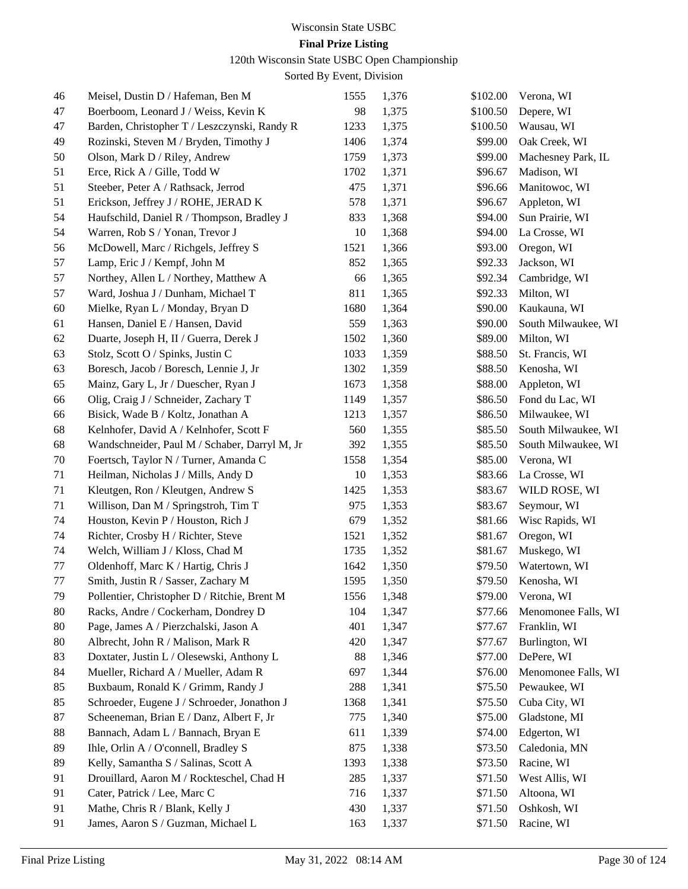Wisconsin State USBC

**Final Prize Listing**

120th Wisconsin State USBC Open Championship

Sorted By Event, Division

| | | | | | |
|---|---|---|---|---|---|
| 46 | Meisel, Dustin D / Hafeman, Ben M | 1555 | 1,376 | $102.00 | Verona, WI |
| 47 | Boerboom, Leonard J / Weiss, Kevin K | 98 | 1,375 | $100.50 | Depere, WI |
| 47 | Barden, Christopher T / Leszczynski, Randy R | 1233 | 1,375 | $100.50 | Wausau, WI |
| 49 | Rozinski, Steven M / Bryden, Timothy J | 1406 | 1,374 | $99.00 | Oak Creek, WI |
| 50 | Olson, Mark D / Riley, Andrew | 1759 | 1,373 | $99.00 | Machesney Park, IL |
| 51 | Erce, Rick A / Gille, Todd W | 1702 | 1,371 | $96.67 | Madison, WI |
| 51 | Steeber, Peter A / Rathsack, Jerrod | 475 | 1,371 | $96.66 | Manitowoc, WI |
| 51 | Erickson, Jeffrey J / ROHE, JERAD K | 578 | 1,371 | $96.67 | Appleton, WI |
| 54 | Haufschild, Daniel R / Thompson, Bradley J | 833 | 1,368 | $94.00 | Sun Prairie, WI |
| 54 | Warren, Rob S / Yonan, Trevor J | 10 | 1,368 | $94.00 | La Crosse, WI |
| 56 | McDowell, Marc / Richgels, Jeffrey S | 1521 | 1,366 | $93.00 | Oregon, WI |
| 57 | Lamp, Eric J / Kempf, John M | 852 | 1,365 | $92.33 | Jackson, WI |
| 57 | Northey, Allen L / Northey, Matthew A | 66 | 1,365 | $92.34 | Cambridge, WI |
| 57 | Ward, Joshua J / Dunham, Michael T | 811 | 1,365 | $92.33 | Milton, WI |
| 60 | Mielke, Ryan L / Monday, Bryan D | 1680 | 1,364 | $90.00 | Kaukauna, WI |
| 61 | Hansen, Daniel E / Hansen, David | 559 | 1,363 | $90.00 | South Milwaukee, WI |
| 62 | Duarte, Joseph H, II / Guerra, Derek J | 1502 | 1,360 | $89.00 | Milton, WI |
| 63 | Stolz, Scott O / Spinks, Justin C | 1033 | 1,359 | $88.50 | St. Francis, WI |
| 63 | Boresch, Jacob / Boresch, Lennie J, Jr | 1302 | 1,359 | $88.50 | Kenosha, WI |
| 65 | Mainz, Gary L, Jr / Duescher, Ryan J | 1673 | 1,358 | $88.00 | Appleton, WI |
| 66 | Olig, Craig J / Schneider, Zachary T | 1149 | 1,357 | $86.50 | Fond du Lac, WI |
| 66 | Bisick, Wade B / Koltz, Jonathan A | 1213 | 1,357 | $86.50 | Milwaukee, WI |
| 68 | Kelnhofer, David A / Kelnhofer, Scott F | 560 | 1,355 | $85.50 | South Milwaukee, WI |
| 68 | Wandschneider, Paul M / Schaber, Darryl M, Jr | 392 | 1,355 | $85.50 | South Milwaukee, WI |
| 70 | Foertsch, Taylor N / Turner, Amanda C | 1558 | 1,354 | $85.00 | Verona, WI |
| 71 | Heilman, Nicholas J / Mills, Andy D | 10 | 1,353 | $83.66 | La Crosse, WI |
| 71 | Kleutgen, Ron / Kleutgen, Andrew S | 1425 | 1,353 | $83.67 | WILD ROSE, WI |
| 71 | Willison, Dan M / Springstroh, Tim T | 975 | 1,353 | $83.67 | Seymour, WI |
| 74 | Houston, Kevin P / Houston, Rich J | 679 | 1,352 | $81.66 | Wisc Rapids, WI |
| 74 | Richter, Crosby H / Richter, Steve | 1521 | 1,352 | $81.67 | Oregon, WI |
| 74 | Welch, William J / Kloss, Chad M | 1735 | 1,352 | $81.67 | Muskego, WI |
| 77 | Oldenhoff, Marc K / Hartig, Chris J | 1642 | 1,350 | $79.50 | Watertown, WI |
| 77 | Smith, Justin R / Sasser, Zachary M | 1595 | 1,350 | $79.50 | Kenosha, WI |
| 79 | Pollentier, Christopher D / Ritchie, Brent M | 1556 | 1,348 | $79.00 | Verona, WI |
| 80 | Racks, Andre / Cockerham, Dondrey D | 104 | 1,347 | $77.66 | Menomonee Falls, WI |
| 80 | Page, James A / Pierzchalski, Jason A | 401 | 1,347 | $77.67 | Franklin, WI |
| 80 | Albrecht, John R / Malison, Mark R | 420 | 1,347 | $77.67 | Burlington, WI |
| 83 | Doxtater, Justin L / Olesewski, Anthony L | 88 | 1,346 | $77.00 | DePere, WI |
| 84 | Mueller, Richard A / Mueller, Adam R | 697 | 1,344 | $76.00 | Menomonee Falls, WI |
| 85 | Buxbaum, Ronald K / Grimm, Randy J | 288 | 1,341 | $75.50 | Pewaukee, WI |
| 85 | Schroeder, Eugene J / Schroeder, Jonathon J | 1368 | 1,341 | $75.50 | Cuba City, WI |
| 87 | Scheeneman, Brian E / Danz, Albert F, Jr | 775 | 1,340 | $75.00 | Gladstone, MI |
| 88 | Bannach, Adam L / Bannach, Bryan E | 611 | 1,339 | $74.00 | Edgerton, WI |
| 89 | Ihle, Orlin A / O'connell, Bradley S | 875 | 1,338 | $73.50 | Caledonia, MN |
| 89 | Kelly, Samantha S / Salinas, Scott A | 1393 | 1,338 | $73.50 | Racine, WI |
| 91 | Drouillard, Aaron M / Rockteschel, Chad H | 285 | 1,337 | $71.50 | West Allis, WI |
| 91 | Cater, Patrick / Lee, Marc C | 716 | 1,337 | $71.50 | Altoona, WI |
| 91 | Mathe, Chris R / Blank, Kelly J | 430 | 1,337 | $71.50 | Oshkosh, WI |
| 91 | James, Aaron S / Guzman, Michael L | 163 | 1,337 | $71.50 | Racine, WI |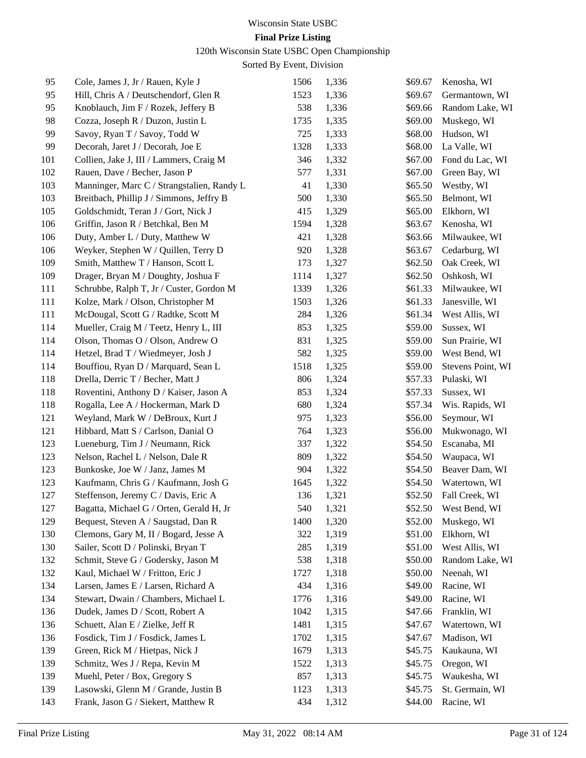Wisconsin State USBC

**Final Prize Listing**

120th Wisconsin State USBC Open Championship

Sorted By Event, Division

| | | | | | |
|---|---|---|---|---|---|
| 95 | Cole, James J, Jr / Rauen, Kyle J | 1506 | 1,336 | $69.67 | Kenosha, WI |
| 95 | Hill, Chris A / Deutschendorf, Glen R | 1523 | 1,336 | $69.67 | Germantown, WI |
| 95 | Knoblauch, Jim F / Rozek, Jeffery B | 538 | 1,336 | $69.66 | Random Lake, WI |
| 98 | Cozza, Joseph R / Duzon, Justin L | 1735 | 1,335 | $69.00 | Muskego, WI |
| 99 | Savoy, Ryan T / Savoy, Todd W | 725 | 1,333 | $68.00 | Hudson, WI |
| 99 | Decorah, Jaret J / Decorah, Joe E | 1328 | 1,333 | $68.00 | La Valle, WI |
| 101 | Collien, Jake J, III / Lammers, Craig M | 346 | 1,332 | $67.00 | Fond du Lac, WI |
| 102 | Rauen, Dave / Becher, Jason P | 577 | 1,331 | $67.00 | Green Bay, WI |
| 103 | Manninger, Marc C / Strangstalien, Randy L | 41 | 1,330 | $65.50 | Westby, WI |
| 103 | Breitbach, Phillip J / Simmons, Jeffry B | 500 | 1,330 | $65.50 | Belmont, WI |
| 105 | Goldschmidt, Teran J / Gort, Nick J | 415 | 1,329 | $65.00 | Elkhorn, WI |
| 106 | Griffin, Jason R / Betchkal, Ben M | 1594 | 1,328 | $63.67 | Kenosha, WI |
| 106 | Duty, Amber L / Duty, Matthew W | 421 | 1,328 | $63.66 | Milwaukee, WI |
| 106 | Weyker, Stephen W / Quillen, Terry D | 920 | 1,328 | $63.67 | Cedarburg, WI |
| 109 | Smith, Matthew T / Hanson, Scott L | 173 | 1,327 | $62.50 | Oak Creek, WI |
| 109 | Drager, Bryan M / Doughty, Joshua F | 1114 | 1,327 | $62.50 | Oshkosh, WI |
| 111 | Schrubbe, Ralph T, Jr / Custer, Gordon M | 1339 | 1,326 | $61.33 | Milwaukee, WI |
| 111 | Kolze, Mark / Olson, Christopher M | 1503 | 1,326 | $61.33 | Janesville, WI |
| 111 | McDougal, Scott G / Radtke, Scott M | 284 | 1,326 | $61.34 | West Allis, WI |
| 114 | Mueller, Craig M / Teetz, Henry L, III | 853 | 1,325 | $59.00 | Sussex, WI |
| 114 | Olson, Thomas O / Olson, Andrew O | 831 | 1,325 | $59.00 | Sun Prairie, WI |
| 114 | Hetzel, Brad T / Wiedmeyer, Josh J | 582 | 1,325 | $59.00 | West Bend, WI |
| 114 | Bouffiou, Ryan D / Marquard, Sean L | 1518 | 1,325 | $59.00 | Stevens Point, WI |
| 118 | Drella, Derric T / Becher, Matt J | 806 | 1,324 | $57.33 | Pulaski, WI |
| 118 | Roventini, Anthony D / Kaiser, Jason A | 853 | 1,324 | $57.33 | Sussex, WI |
| 118 | Rogalla, Lee A / Hockerman, Mark D | 680 | 1,324 | $57.34 | Wis. Rapids, WI |
| 121 | Weyland, Mark W / DeBroux, Kurt J | 975 | 1,323 | $56.00 | Seymour, WI |
| 121 | Hibbard, Matt S / Carlson, Danial O | 764 | 1,323 | $56.00 | Mukwonago, WI |
| 123 | Lueneburg, Tim J / Neumann, Rick | 337 | 1,322 | $54.50 | Escanaba, MI |
| 123 | Nelson, Rachel L / Nelson, Dale R | 809 | 1,322 | $54.50 | Waupaca, WI |
| 123 | Bunkoske, Joe W / Janz, James M | 904 | 1,322 | $54.50 | Beaver Dam, WI |
| 123 | Kaufmann, Chris G / Kaufmann, Josh G | 1645 | 1,322 | $54.50 | Watertown, WI |
| 127 | Steffenson, Jeremy C / Davis, Eric A | 136 | 1,321 | $52.50 | Fall Creek, WI |
| 127 | Bagatta, Michael G / Orten, Gerald H, Jr | 540 | 1,321 | $52.50 | West Bend, WI |
| 129 | Bequest, Steven A / Saugstad, Dan R | 1400 | 1,320 | $52.00 | Muskego, WI |
| 130 | Clemons, Gary M, II / Bogard, Jesse A | 322 | 1,319 | $51.00 | Elkhorn, WI |
| 130 | Sailer, Scott D / Polinski, Bryan T | 285 | 1,319 | $51.00 | West Allis, WI |
| 132 | Schmit, Steve G / Godersky, Jason M | 538 | 1,318 | $50.00 | Random Lake, WI |
| 132 | Kaul, Michael W / Fritton, Eric J | 1727 | 1,318 | $50.00 | Neenah, WI |
| 134 | Larsen, James E / Larsen, Richard A | 434 | 1,316 | $49.00 | Racine, WI |
| 134 | Stewart, Dwain / Chambers, Michael L | 1776 | 1,316 | $49.00 | Racine, WI |
| 136 | Dudek, James D / Scott, Robert A | 1042 | 1,315 | $47.66 | Franklin, WI |
| 136 | Schuett, Alan E / Zielke, Jeff R | 1481 | 1,315 | $47.67 | Watertown, WI |
| 136 | Fosdick, Tim J / Fosdick, James L | 1702 | 1,315 | $47.67 | Madison, WI |
| 139 | Green, Rick M / Hietpas, Nick J | 1679 | 1,313 | $45.75 | Kaukauna, WI |
| 139 | Schmitz, Wes J / Repa, Kevin M | 1522 | 1,313 | $45.75 | Oregon, WI |
| 139 | Muehl, Peter / Box, Gregory S | 857 | 1,313 | $45.75 | Waukesha, WI |
| 139 | Lasowski, Glenn M / Grande, Justin B | 1123 | 1,313 | $45.75 | St. Germain, WI |
| 143 | Frank, Jason G / Siekert, Matthew R | 434 | 1,312 | $44.00 | Racine, WI |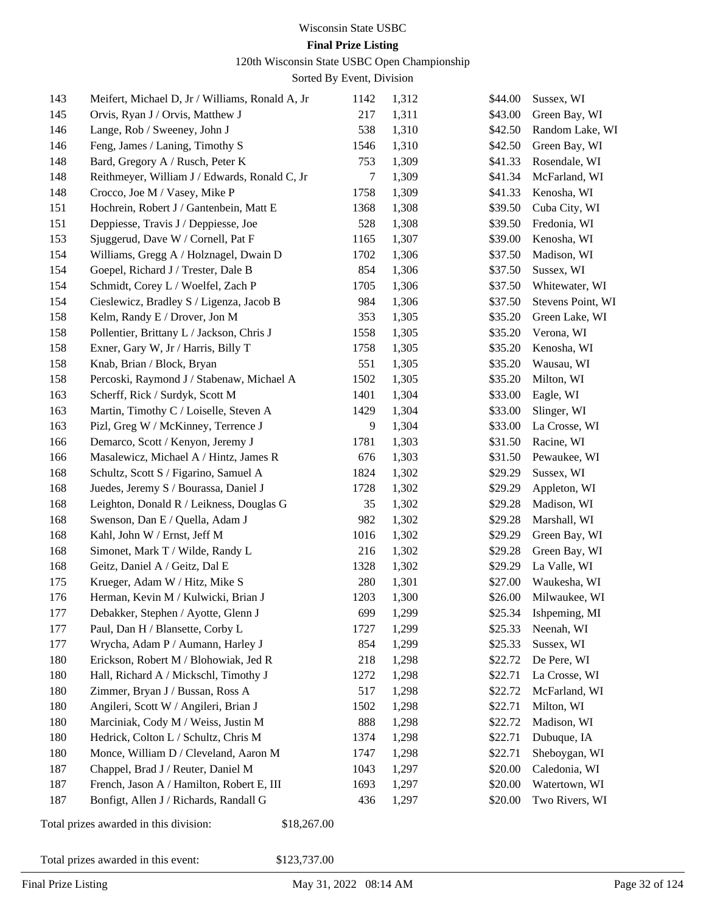Wisconsin State USBC

**Final Prize Listing**

120th Wisconsin State USBC Open Championship

Sorted By Event, Division

| | | | | | |
|---|---|---|---|---|---|
| 143 | Meifert, Michael D, Jr / Williams, Ronald A, Jr | 1142 | 1,312 | $44.00 | Sussex, WI |
| 145 | Orvis, Ryan J / Orvis, Matthew J | 217 | 1,311 | $43.00 | Green Bay, WI |
| 146 | Lange, Rob / Sweeney, John J | 538 | 1,310 | $42.50 | Random Lake, WI |
| 146 | Feng, James / Laning, Timothy S | 1546 | 1,310 | $42.50 | Green Bay, WI |
| 148 | Bard, Gregory A / Rusch, Peter K | 753 | 1,309 | $41.33 | Rosendale, WI |
| 148 | Reithmeyer, William J / Edwards, Ronald C, Jr | 7 | 1,309 | $41.34 | McFarland, WI |
| 148 | Crocco, Joe M / Vasey, Mike P | 1758 | 1,309 | $41.33 | Kenosha, WI |
| 151 | Hochrein, Robert J / Gantenbein, Matt E | 1368 | 1,308 | $39.50 | Cuba City, WI |
| 151 | Deppiesse, Travis J / Deppiesse, Joe | 528 | 1,308 | $39.50 | Fredonia, WI |
| 153 | Sjuggerud, Dave W / Cornell, Pat F | 1165 | 1,307 | $39.00 | Kenosha, WI |
| 154 | Williams, Gregg A / Holznagel, Dwain D | 1702 | 1,306 | $37.50 | Madison, WI |
| 154 | Goepel, Richard J / Trester, Dale B | 854 | 1,306 | $37.50 | Sussex, WI |
| 154 | Schmidt, Corey L / Woelfel, Zach P | 1705 | 1,306 | $37.50 | Whitewater, WI |
| 154 | Cieslewicz, Bradley S / Ligenza, Jacob B | 984 | 1,306 | $37.50 | Stevens Point, WI |
| 158 | Kelm, Randy E / Drover, Jon M | 353 | 1,305 | $35.20 | Green Lake, WI |
| 158 | Pollentier, Brittany L / Jackson, Chris J | 1558 | 1,305 | $35.20 | Verona, WI |
| 158 | Exner, Gary W, Jr / Harris, Billy T | 1758 | 1,305 | $35.20 | Kenosha, WI |
| 158 | Knab, Brian / Block, Bryan | 551 | 1,305 | $35.20 | Wausau, WI |
| 158 | Percoski, Raymond J / Stabenaw, Michael A | 1502 | 1,305 | $35.20 | Milton, WI |
| 163 | Scherff, Rick / Surdyk, Scott M | 1401 | 1,304 | $33.00 | Eagle, WI |
| 163 | Martin, Timothy C / Loiselle, Steven A | 1429 | 1,304 | $33.00 | Slinger, WI |
| 163 | Pizl, Greg W / McKinney, Terrence J | 9 | 1,304 | $33.00 | La Crosse, WI |
| 166 | Demarco, Scott / Kenyon, Jeremy J | 1781 | 1,303 | $31.50 | Racine, WI |
| 166 | Masalewicz, Michael A / Hintz, James R | 676 | 1,303 | $31.50 | Pewaukee, WI |
| 168 | Schultz, Scott S / Figarino, Samuel A | 1824 | 1,302 | $29.29 | Sussex, WI |
| 168 | Juedes, Jeremy S / Bourassa, Daniel J | 1728 | 1,302 | $29.29 | Appleton, WI |
| 168 | Leighton, Donald R / Leikness, Douglas G | 35 | 1,302 | $29.28 | Madison, WI |
| 168 | Swenson, Dan E / Quella, Adam J | 982 | 1,302 | $29.28 | Marshall, WI |
| 168 | Kahl, John W / Ernst, Jeff M | 1016 | 1,302 | $29.29 | Green Bay, WI |
| 168 | Simonet, Mark T / Wilde, Randy L | 216 | 1,302 | $29.28 | Green Bay, WI |
| 168 | Geitz, Daniel A / Geitz, Dal E | 1328 | 1,302 | $29.29 | La Valle, WI |
| 175 | Krueger, Adam W / Hitz, Mike S | 280 | 1,301 | $27.00 | Waukesha, WI |
| 176 | Herman, Kevin M / Kulwicki, Brian J | 1203 | 1,300 | $26.00 | Milwaukee, WI |
| 177 | Debakker, Stephen / Ayotte, Glenn J | 699 | 1,299 | $25.34 | Ishpeming, MI |
| 177 | Paul, Dan H / Blansette, Corby L | 1727 | 1,299 | $25.33 | Neenah, WI |
| 177 | Wrycha, Adam P / Aumann, Harley J | 854 | 1,299 | $25.33 | Sussex, WI |
| 180 | Erickson, Robert M / Blohowiak, Jed R | 218 | 1,298 | $22.72 | De Pere, WI |
| 180 | Hall, Richard A / Mickschl, Timothy J | 1272 | 1,298 | $22.71 | La Crosse, WI |
| 180 | Zimmer, Bryan J / Bussan, Ross A | 517 | 1,298 | $22.72 | McFarland, WI |
| 180 | Angileri, Scott W / Angileri, Brian J | 1502 | 1,298 | $22.71 | Milton, WI |
| 180 | Marciniak, Cody M / Weiss, Justin M | 888 | 1,298 | $22.72 | Madison, WI |
| 180 | Hedrick, Colton L / Schultz, Chris M | 1374 | 1,298 | $22.71 | Dubuque, IA |
| 180 | Monce, William D / Cleveland, Aaron M | 1747 | 1,298 | $22.71 | Sheboygan, WI |
| 187 | Chappel, Brad J / Reuter, Daniel M | 1043 | 1,297 | $20.00 | Caledonia, WI |
| 187 | French, Jason A / Hamilton, Robert E, III | 1693 | 1,297 | $20.00 | Watertown, WI |
| 187 | Bonfigt, Allen J / Richards, Randall G | 436 | 1,297 | $20.00 | Two Rivers, WI |

Total prizes awarded in this division: $18,267.00

Total prizes awarded in this event: $123,737.00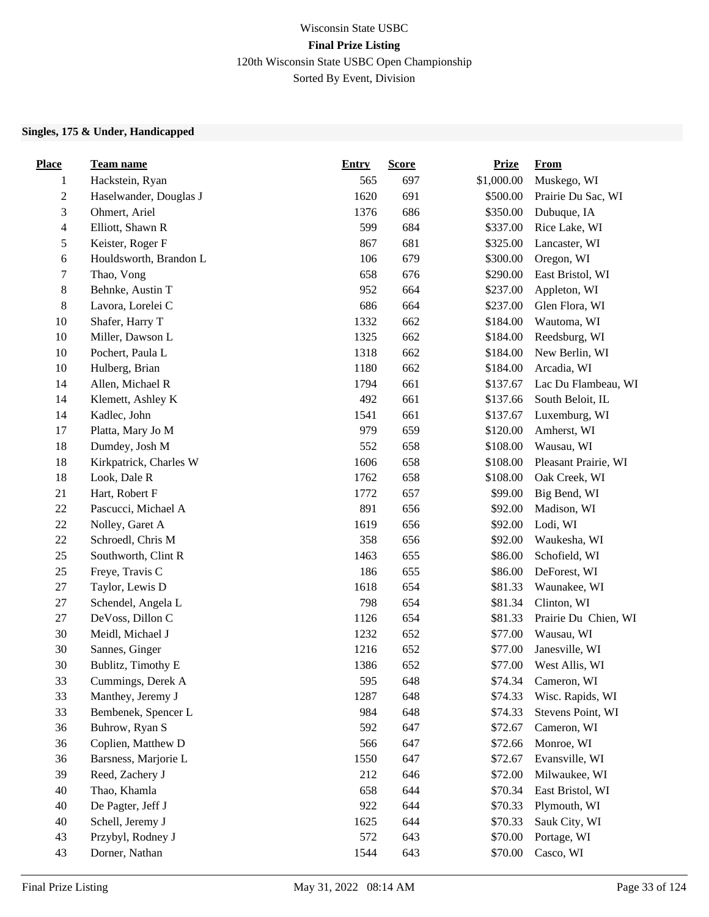Wisconsin State USBC

**Final Prize Listing**

120th Wisconsin State USBC Open Championship

Sorted By Event, Division

**Singles, 175 & Under, Handicapped**

| Place | Team name | Entry | Score | Prize | From |
|---|---|---|---|---|---|
| 1 | Hackstein, Ryan | 565 | 697 | $1,000.00 | Muskego, WI |
| 2 | Haselwander, Douglas J | 1620 | 691 | $500.00 | Prairie Du Sac, WI |
| 3 | Ohmert, Ariel | 1376 | 686 | $350.00 | Dubuque, IA |
| 4 | Elliott, Shawn R | 599 | 684 | $337.00 | Rice Lake, WI |
| 5 | Keister, Roger F | 867 | 681 | $325.00 | Lancaster, WI |
| 6 | Houldsworth, Brandon L | 106 | 679 | $300.00 | Oregon, WI |
| 7 | Thao, Vong | 658 | 676 | $290.00 | East Bristol, WI |
| 8 | Behnke, Austin T | 952 | 664 | $237.00 | Appleton, WI |
| 8 | Lavora, Lorelei C | 686 | 664 | $237.00 | Glen Flora, WI |
| 10 | Shafer, Harry T | 1332 | 662 | $184.00 | Wautoma, WI |
| 10 | Miller, Dawson L | 1325 | 662 | $184.00 | Reedsburg, WI |
| 10 | Pochert, Paula L | 1318 | 662 | $184.00 | New Berlin, WI |
| 10 | Hulberg, Brian | 1180 | 662 | $184.00 | Arcadia, WI |
| 14 | Allen, Michael R | 1794 | 661 | $137.67 | Lac Du Flambeau, WI |
| 14 | Klemett, Ashley K | 492 | 661 | $137.66 | South Beloit, IL |
| 14 | Kadlec, John | 1541 | 661 | $137.67 | Luxemburg, WI |
| 17 | Platta, Mary Jo M | 979 | 659 | $120.00 | Amherst, WI |
| 18 | Dumdey, Josh M | 552 | 658 | $108.00 | Wausau, WI |
| 18 | Kirkpatrick, Charles W | 1606 | 658 | $108.00 | Pleasant Prairie, WI |
| 18 | Look, Dale R | 1762 | 658 | $108.00 | Oak Creek, WI |
| 21 | Hart, Robert F | 1772 | 657 | $99.00 | Big Bend, WI |
| 22 | Pascucci, Michael A | 891 | 656 | $92.00 | Madison, WI |
| 22 | Nolley, Garet A | 1619 | 656 | $92.00 | Lodi, WI |
| 22 | Schroedl, Chris M | 358 | 656 | $92.00 | Waukesha, WI |
| 25 | Southworth, Clint R | 1463 | 655 | $86.00 | Schofield, WI |
| 25 | Freye, Travis C | 186 | 655 | $86.00 | DeForest, WI |
| 27 | Taylor, Lewis D | 1618 | 654 | $81.33 | Waunakee, WI |
| 27 | Schendel, Angela L | 798 | 654 | $81.34 | Clinton, WI |
| 27 | DeVoss, Dillon C | 1126 | 654 | $81.33 | Prairie Du Chien, WI |
| 30 | Meidl, Michael J | 1232 | 652 | $77.00 | Wausau, WI |
| 30 | Sannes, Ginger | 1216 | 652 | $77.00 | Janesville, WI |
| 30 | Bublitz, Timothy E | 1386 | 652 | $77.00 | West Allis, WI |
| 33 | Cummings, Derek A | 595 | 648 | $74.34 | Cameron, WI |
| 33 | Manthey, Jeremy J | 1287 | 648 | $74.33 | Wisc. Rapids, WI |
| 33 | Bembenek, Spencer L | 984 | 648 | $74.33 | Stevens Point, WI |
| 36 | Buhrow, Ryan S | 592 | 647 | $72.67 | Cameron, WI |
| 36 | Coplien, Matthew D | 566 | 647 | $72.66 | Monroe, WI |
| 36 | Barsness, Marjorie L | 1550 | 647 | $72.67 | Evansville, WI |
| 39 | Reed, Zachery J | 212 | 646 | $72.00 | Milwaukee, WI |
| 40 | Thao, Khamla | 658 | 644 | $70.34 | East Bristol, WI |
| 40 | De Pagter, Jeff J | 922 | 644 | $70.33 | Plymouth, WI |
| 40 | Schell, Jeremy J | 1625 | 644 | $70.33 | Sauk City, WI |
| 43 | Przybyl, Rodney J | 572 | 643 | $70.00 | Portage, WI |
| 43 | Dorner, Nathan | 1544 | 643 | $70.00 | Casco, WI |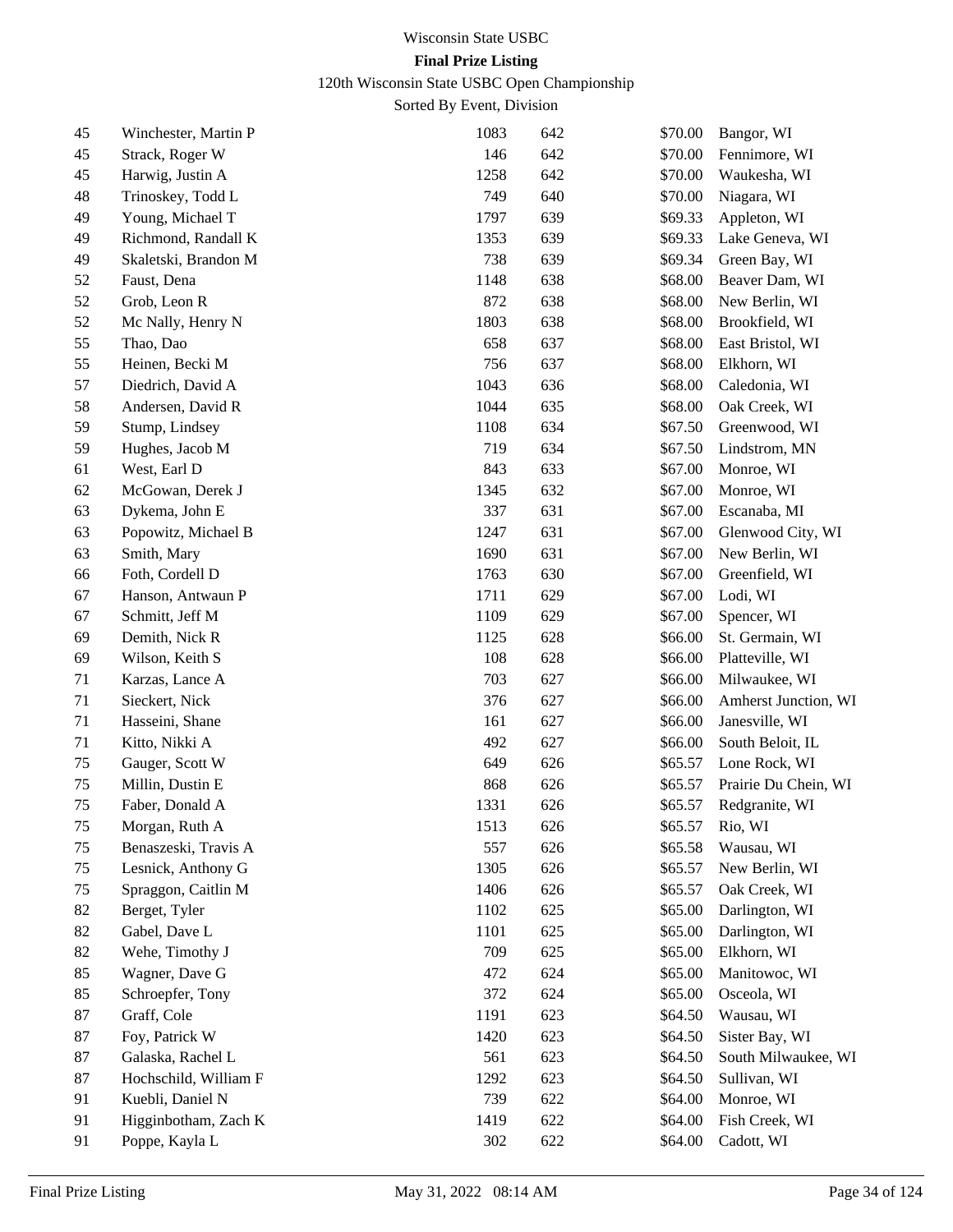# Wisconsin State USBC

## Final Prize Listing

### 120th Wisconsin State USBC Open Championship

Sorted By Event, Division

| | | | | | |
|---|---|---|---|---|---|
| 45 | Winchester, Martin P | 1083 | 642 | $70.00 | Bangor, WI |
| 45 | Strack, Roger W | 146 | 642 | $70.00 | Fennimore, WI |
| 45 | Harwig, Justin A | 1258 | 642 | $70.00 | Waukesha, WI |
| 48 | Trinoskey, Todd L | 749 | 640 | $70.00 | Niagara, WI |
| 49 | Young, Michael T | 1797 | 639 | $69.33 | Appleton, WI |
| 49 | Richmond, Randall K | 1353 | 639 | $69.33 | Lake Geneva, WI |
| 49 | Skaletski, Brandon M | 738 | 639 | $69.34 | Green Bay, WI |
| 52 | Faust, Dena | 1148 | 638 | $68.00 | Beaver Dam, WI |
| 52 | Grob, Leon R | 872 | 638 | $68.00 | New Berlin, WI |
| 52 | Mc Nally, Henry N | 1803 | 638 | $68.00 | Brookfield, WI |
| 55 | Thao, Dao | 658 | 637 | $68.00 | East Bristol, WI |
| 55 | Heinen, Becki M | 756 | 637 | $68.00 | Elkhorn, WI |
| 57 | Diedrich, David A | 1043 | 636 | $68.00 | Caledonia, WI |
| 58 | Andersen, David R | 1044 | 635 | $68.00 | Oak Creek, WI |
| 59 | Stump, Lindsey | 1108 | 634 | $67.50 | Greenwood, WI |
| 59 | Hughes, Jacob M | 719 | 634 | $67.50 | Lindstrom, MN |
| 61 | West, Earl D | 843 | 633 | $67.00 | Monroe, WI |
| 62 | McGowan, Derek J | 1345 | 632 | $67.00 | Monroe, WI |
| 63 | Dykema, John E | 337 | 631 | $67.00 | Escanaba, MI |
| 63 | Popowitz, Michael B | 1247 | 631 | $67.00 | Glenwood City, WI |
| 63 | Smith, Mary | 1690 | 631 | $67.00 | New Berlin, WI |
| 66 | Foth, Cordell D | 1763 | 630 | $67.00 | Greenfield, WI |
| 67 | Hanson, Antwaun P | 1711 | 629 | $67.00 | Lodi, WI |
| 67 | Schmitt, Jeff M | 1109 | 629 | $67.00 | Spencer, WI |
| 69 | Demith, Nick R | 1125 | 628 | $66.00 | St. Germain, WI |
| 69 | Wilson, Keith S | 108 | 628 | $66.00 | Platteville, WI |
| 71 | Karzas, Lance A | 703 | 627 | $66.00 | Milwaukee, WI |
| 71 | Sieckert, Nick | 376 | 627 | $66.00 | Amherst Junction, WI |
| 71 | Hasseini, Shane | 161 | 627 | $66.00 | Janesville, WI |
| 71 | Kitto, Nikki A | 492 | 627 | $66.00 | South Beloit, IL |
| 75 | Gauger, Scott W | 649 | 626 | $65.57 | Lone Rock, WI |
| 75 | Millin, Dustin E | 868 | 626 | $65.57 | Prairie Du Chein, WI |
| 75 | Faber, Donald A | 1331 | 626 | $65.57 | Redgranite, WI |
| 75 | Morgan, Ruth A | 1513 | 626 | $65.57 | Rio, WI |
| 75 | Benaszeski, Travis A | 557 | 626 | $65.58 | Wausau, WI |
| 75 | Lesnick, Anthony G | 1305 | 626 | $65.57 | New Berlin, WI |
| 75 | Spraggon, Caitlin M | 1406 | 626 | $65.57 | Oak Creek, WI |
| 82 | Berget, Tyler | 1102 | 625 | $65.00 | Darlington, WI |
| 82 | Gabel, Dave L | 1101 | 625 | $65.00 | Darlington, WI |
| 82 | Wehe, Timothy J | 709 | 625 | $65.00 | Elkhorn, WI |
| 85 | Wagner, Dave G | 472 | 624 | $65.00 | Manitowoc, WI |
| 85 | Schroepfer, Tony | 372 | 624 | $65.00 | Osceola, WI |
| 87 | Graff, Cole | 1191 | 623 | $64.50 | Wausau, WI |
| 87 | Foy, Patrick W | 1420 | 623 | $64.50 | Sister Bay, WI |
| 87 | Galaska, Rachel L | 561 | 623 | $64.50 | South Milwaukee, WI |
| 87 | Hochschild, William F | 1292 | 623 | $64.50 | Sullivan, WI |
| 91 | Kuebli, Daniel N | 739 | 622 | $64.00 | Monroe, WI |
| 91 | Higginbotham, Zach K | 1419 | 622 | $64.00 | Fish Creek, WI |
| 91 | Poppe, Kayla L | 302 | 622 | $64.00 | Cadott, WI |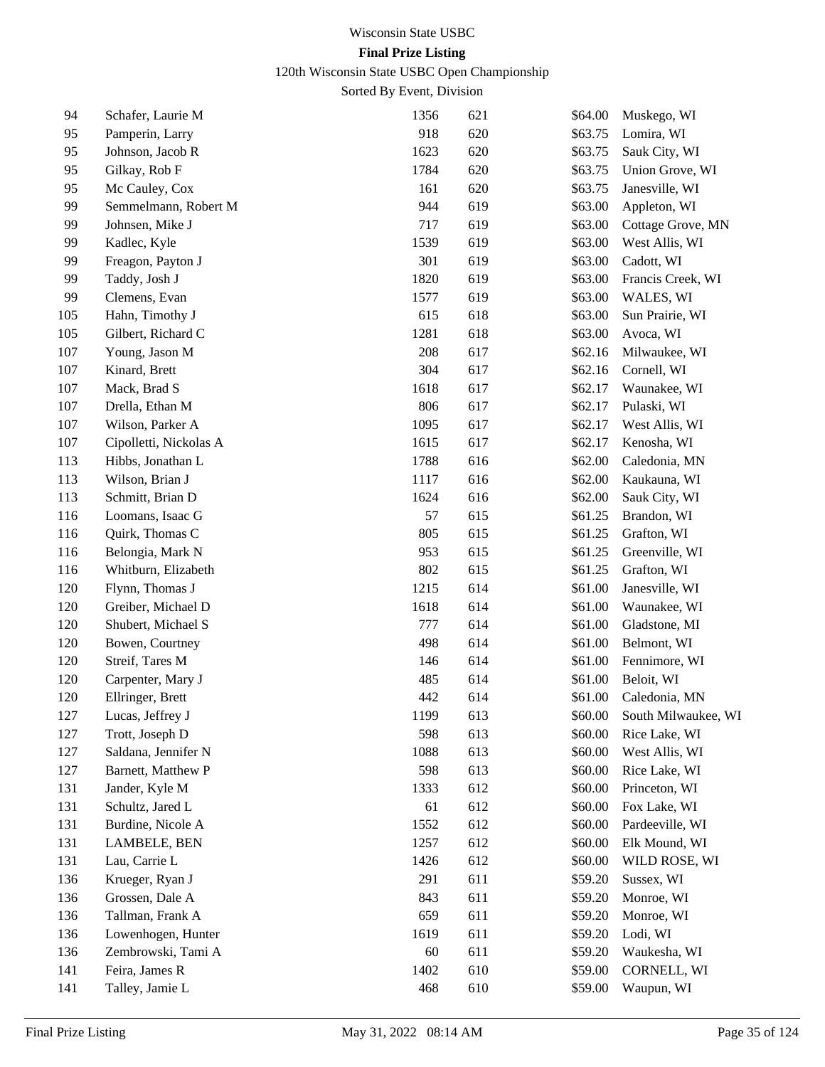Wisconsin State USBC

**Final Prize Listing**

120th Wisconsin State USBC Open Championship

Sorted By Event, Division

| | | | | | |
|---|---|---|---|---|---|
| 94 | Schafer, Laurie M | 1356 | 621 | $64.00 | Muskego, WI |
| 95 | Pamperin, Larry | 918 | 620 | $63.75 | Lomira, WI |
| 95 | Johnson, Jacob R | 1623 | 620 | $63.75 | Sauk City, WI |
| 95 | Gilkay, Rob F | 1784 | 620 | $63.75 | Union Grove, WI |
| 95 | Mc Cauley, Cox | 161 | 620 | $63.75 | Janesville, WI |
| 99 | Semmelmann, Robert M | 944 | 619 | $63.00 | Appleton, WI |
| 99 | Johnsen, Mike J | 717 | 619 | $63.00 | Cottage Grove, MN |
| 99 | Kadlec, Kyle | 1539 | 619 | $63.00 | West Allis, WI |
| 99 | Freagon, Payton J | 301 | 619 | $63.00 | Cadott, WI |
| 99 | Taddy, Josh J | 1820 | 619 | $63.00 | Francis Creek, WI |
| 99 | Clemens, Evan | 1577 | 619 | $63.00 | WALES, WI |
| 105 | Hahn, Timothy J | 615 | 618 | $63.00 | Sun Prairie, WI |
| 105 | Gilbert, Richard C | 1281 | 618 | $63.00 | Avoca, WI |
| 107 | Young, Jason M | 208 | 617 | $62.16 | Milwaukee, WI |
| 107 | Kinard, Brett | 304 | 617 | $62.16 | Cornell, WI |
| 107 | Mack, Brad S | 1618 | 617 | $62.17 | Waunakee, WI |
| 107 | Drella, Ethan M | 806 | 617 | $62.17 | Pulaski, WI |
| 107 | Wilson, Parker A | 1095 | 617 | $62.17 | West Allis, WI |
| 107 | Cipolletti, Nickolas A | 1615 | 617 | $62.17 | Kenosha, WI |
| 113 | Hibbs, Jonathan L | 1788 | 616 | $62.00 | Caledonia, MN |
| 113 | Wilson, Brian J | 1117 | 616 | $62.00 | Kaukauna, WI |
| 113 | Schmitt, Brian D | 1624 | 616 | $62.00 | Sauk City, WI |
| 116 | Loomans, Isaac G | 57 | 615 | $61.25 | Brandon, WI |
| 116 | Quirk, Thomas C | 805 | 615 | $61.25 | Grafton, WI |
| 116 | Belongia, Mark N | 953 | 615 | $61.25 | Greenville, WI |
| 116 | Whitburn, Elizabeth | 802 | 615 | $61.25 | Grafton, WI |
| 120 | Flynn, Thomas J | 1215 | 614 | $61.00 | Janesville, WI |
| 120 | Greiber, Michael D | 1618 | 614 | $61.00 | Waunakee, WI |
| 120 | Shubert, Michael S | 777 | 614 | $61.00 | Gladstone, MI |
| 120 | Bowen, Courtney | 498 | 614 | $61.00 | Belmont, WI |
| 120 | Streif, Tares M | 146 | 614 | $61.00 | Fennimore, WI |
| 120 | Carpenter, Mary J | 485 | 614 | $61.00 | Beloit, WI |
| 120 | Ellringer, Brett | 442 | 614 | $61.00 | Caledonia, MN |
| 127 | Lucas, Jeffrey J | 1199 | 613 | $60.00 | South Milwaukee, WI |
| 127 | Trott, Joseph D | 598 | 613 | $60.00 | Rice Lake, WI |
| 127 | Saldana, Jennifer N | 1088 | 613 | $60.00 | West Allis, WI |
| 127 | Barnett, Matthew P | 598 | 613 | $60.00 | Rice Lake, WI |
| 131 | Jander, Kyle M | 1333 | 612 | $60.00 | Princeton, WI |
| 131 | Schultz, Jared L | 61 | 612 | $60.00 | Fox Lake, WI |
| 131 | Burdine, Nicole A | 1552 | 612 | $60.00 | Pardeeville, WI |
| 131 | LAMBELE, BEN | 1257 | 612 | $60.00 | Elk Mound, WI |
| 131 | Lau, Carrie L | 1426 | 612 | $60.00 | WILD ROSE, WI |
| 136 | Krueger, Ryan J | 291 | 611 | $59.20 | Sussex, WI |
| 136 | Grossen, Dale A | 843 | 611 | $59.20 | Monroe, WI |
| 136 | Tallman, Frank A | 659 | 611 | $59.20 | Monroe, WI |
| 136 | Lowenhogen, Hunter | 1619 | 611 | $59.20 | Lodi, WI |
| 136 | Zembrowski, Tami A | 60 | 611 | $59.20 | Waukesha, WI |
| 141 | Feira, James R | 1402 | 610 | $59.00 | CORNELL, WI |
| 141 | Talley, Jamie L | 468 | 610 | $59.00 | Waupun, WI |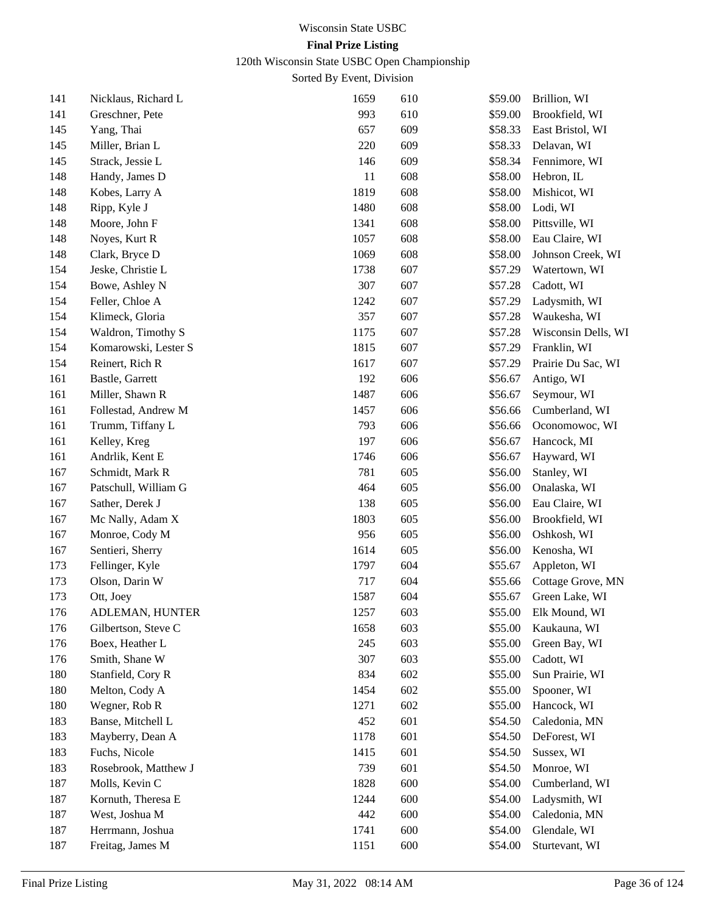Wisconsin State USBC

**Final Prize Listing**

120th Wisconsin State USBC Open Championship

Sorted By Event, Division

| | | | | | |
|---|---|---|---|---|---|
| 141 | Nicklaus, Richard L | 1659 | 610 | $59.00 | Brillion, WI |
| 141 | Greschner, Pete | 993 | 610 | $59.00 | Brookfield, WI |
| 145 | Yang, Thai | 657 | 609 | $58.33 | East Bristol, WI |
| 145 | Miller, Brian L | 220 | 609 | $58.33 | Delavan, WI |
| 145 | Strack, Jessie L | 146 | 609 | $58.34 | Fennimore, WI |
| 148 | Handy, James D | 11 | 608 | $58.00 | Hebron, IL |
| 148 | Kobes, Larry A | 1819 | 608 | $58.00 | Mishicot, WI |
| 148 | Ripp, Kyle J | 1480 | 608 | $58.00 | Lodi, WI |
| 148 | Moore, John F | 1341 | 608 | $58.00 | Pittsville, WI |
| 148 | Noyes, Kurt R | 1057 | 608 | $58.00 | Eau Claire, WI |
| 148 | Clark, Bryce D | 1069 | 608 | $58.00 | Johnson Creek, WI |
| 154 | Jeske, Christie L | 1738 | 607 | $57.29 | Watertown, WI |
| 154 | Bowe, Ashley N | 307 | 607 | $57.28 | Cadott, WI |
| 154 | Feller, Chloe A | 1242 | 607 | $57.29 | Ladysmith, WI |
| 154 | Klimeck, Gloria | 357 | 607 | $57.28 | Waukesha, WI |
| 154 | Waldron, Timothy S | 1175 | 607 | $57.28 | Wisconsin Dells, WI |
| 154 | Komarowski, Lester S | 1815 | 607 | $57.29 | Franklin, WI |
| 154 | Reinert, Rich R | 1617 | 607 | $57.29 | Prairie Du Sac, WI |
| 161 | Bastle, Garrett | 192 | 606 | $56.67 | Antigo, WI |
| 161 | Miller, Shawn R | 1487 | 606 | $56.67 | Seymour, WI |
| 161 | Follestad, Andrew M | 1457 | 606 | $56.66 | Cumberland, WI |
| 161 | Trumm, Tiffany L | 793 | 606 | $56.66 | Oconomowoc, WI |
| 161 | Kelley, Kreg | 197 | 606 | $56.67 | Hancock, MI |
| 161 | Andrlik, Kent E | 1746 | 606 | $56.67 | Hayward, WI |
| 167 | Schmidt, Mark R | 781 | 605 | $56.00 | Stanley, WI |
| 167 | Patschull, William G | 464 | 605 | $56.00 | Onalaska, WI |
| 167 | Sather, Derek J | 138 | 605 | $56.00 | Eau Claire, WI |
| 167 | Mc Nally, Adam X | 1803 | 605 | $56.00 | Brookfield, WI |
| 167 | Monroe, Cody M | 956 | 605 | $56.00 | Oshkosh, WI |
| 167 | Sentieri, Sherry | 1614 | 605 | $56.00 | Kenosha, WI |
| 173 | Fellinger, Kyle | 1797 | 604 | $55.67 | Appleton, WI |
| 173 | Olson, Darin W | 717 | 604 | $55.66 | Cottage Grove, MN |
| 173 | Ott, Joey | 1587 | 604 | $55.67 | Green Lake, WI |
| 176 | ADLEMAN, HUNTER | 1257 | 603 | $55.00 | Elk Mound, WI |
| 176 | Gilbertson, Steve C | 1658 | 603 | $55.00 | Kaukauna, WI |
| 176 | Boex, Heather L | 245 | 603 | $55.00 | Green Bay, WI |
| 176 | Smith, Shane W | 307 | 603 | $55.00 | Cadott, WI |
| 180 | Stanfield, Cory R | 834 | 602 | $55.00 | Sun Prairie, WI |
| 180 | Melton, Cody A | 1454 | 602 | $55.00 | Spooner, WI |
| 180 | Wegner, Rob R | 1271 | 602 | $55.00 | Hancock, WI |
| 183 | Banse, Mitchell L | 452 | 601 | $54.50 | Caledonia, MN |
| 183 | Mayberry, Dean A | 1178 | 601 | $54.50 | DeForest, WI |
| 183 | Fuchs, Nicole | 1415 | 601 | $54.50 | Sussex, WI |
| 183 | Rosebrook, Matthew J | 739 | 601 | $54.50 | Monroe, WI |
| 187 | Molls, Kevin C | 1828 | 600 | $54.00 | Cumberland, WI |
| 187 | Kornuth, Theresa E | 1244 | 600 | $54.00 | Ladysmith, WI |
| 187 | West, Joshua M | 442 | 600 | $54.00 | Caledonia, MN |
| 187 | Herrmann, Joshua | 1741 | 600 | $54.00 | Glendale, WI |
| 187 | Freitag, James M | 1151 | 600 | $54.00 | Sturtevant, WI |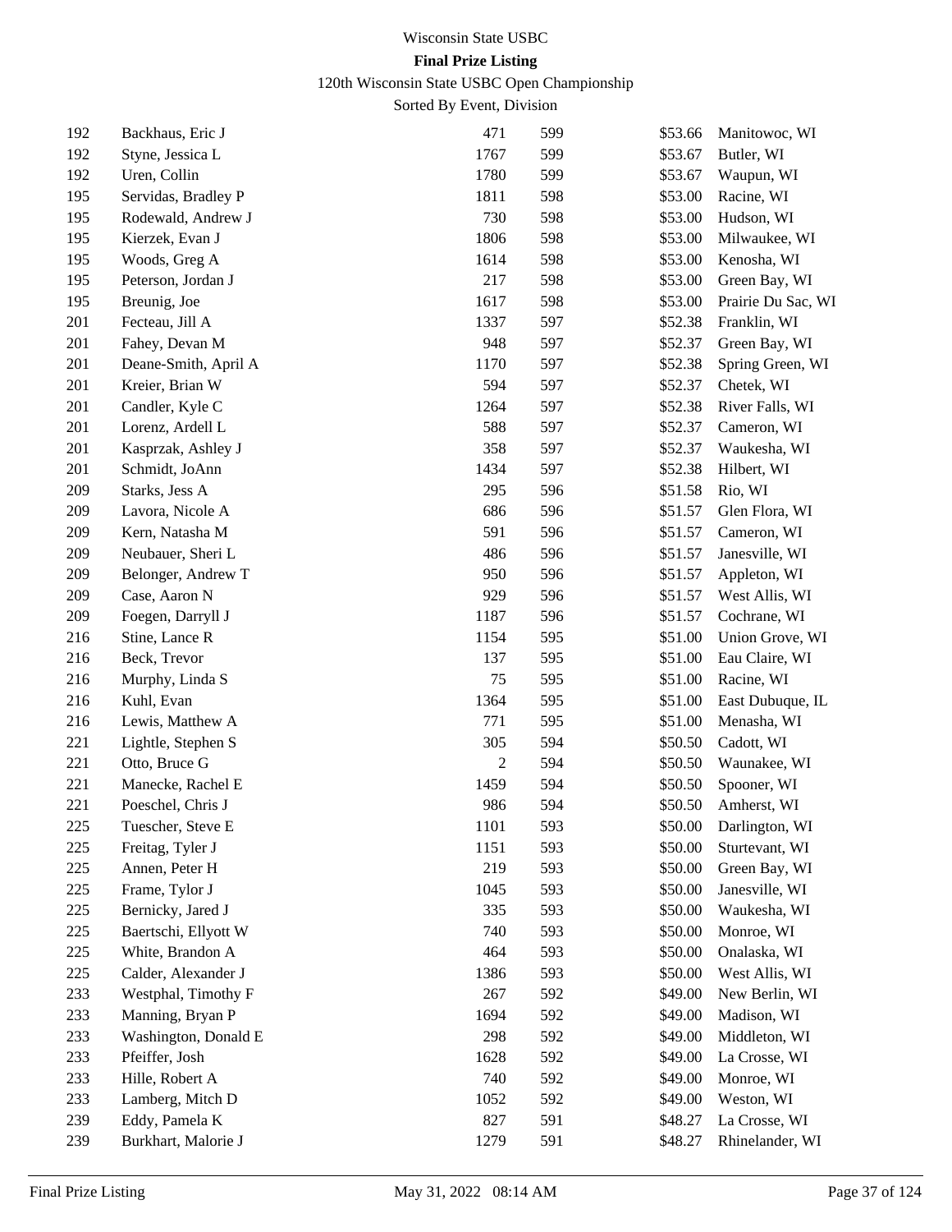Wisconsin State USBC

**Final Prize Listing**

120th Wisconsin State USBC Open Championship

Sorted By Event, Division

| | | | | | |
|---|---|---|---|---|---|
| 192 | Backhaus, Eric J | 471 | 599 | $53.66 | Manitowoc, WI |
| 192 | Styne, Jessica L | 1767 | 599 | $53.67 | Butler, WI |
| 192 | Uren, Collin | 1780 | 599 | $53.67 | Waupun, WI |
| 195 | Servidas, Bradley P | 1811 | 598 | $53.00 | Racine, WI |
| 195 | Rodewald, Andrew J | 730 | 598 | $53.00 | Hudson, WI |
| 195 | Kierzek, Evan J | 1806 | 598 | $53.00 | Milwaukee, WI |
| 195 | Woods, Greg A | 1614 | 598 | $53.00 | Kenosha, WI |
| 195 | Peterson, Jordan J | 217 | 598 | $53.00 | Green Bay, WI |
| 195 | Breunig, Joe | 1617 | 598 | $53.00 | Prairie Du Sac, WI |
| 201 | Fecteau, Jill A | 1337 | 597 | $52.38 | Franklin, WI |
| 201 | Fahey, Devan M | 948 | 597 | $52.37 | Green Bay, WI |
| 201 | Deane-Smith, April A | 1170 | 597 | $52.38 | Spring Green, WI |
| 201 | Kreier, Brian W | 594 | 597 | $52.37 | Chetek, WI |
| 201 | Candler, Kyle C | 1264 | 597 | $52.38 | River Falls, WI |
| 201 | Lorenz, Ardell L | 588 | 597 | $52.37 | Cameron, WI |
| 201 | Kasprzak, Ashley J | 358 | 597 | $52.37 | Waukesha, WI |
| 201 | Schmidt, JoAnn | 1434 | 597 | $52.38 | Hilbert, WI |
| 209 | Starks, Jess A | 295 | 596 | $51.58 | Rio, WI |
| 209 | Lavora, Nicole A | 686 | 596 | $51.57 | Glen Flora, WI |
| 209 | Kern, Natasha M | 591 | 596 | $51.57 | Cameron, WI |
| 209 | Neubauer, Sheri L | 486 | 596 | $51.57 | Janesville, WI |
| 209 | Belonger, Andrew T | 950 | 596 | $51.57 | Appleton, WI |
| 209 | Case, Aaron N | 929 | 596 | $51.57 | West Allis, WI |
| 209 | Foegen, Darryll J | 1187 | 596 | $51.57 | Cochrane, WI |
| 216 | Stine, Lance R | 1154 | 595 | $51.00 | Union Grove, WI |
| 216 | Beck, Trevor | 137 | 595 | $51.00 | Eau Claire, WI |
| 216 | Murphy, Linda S | 75 | 595 | $51.00 | Racine, WI |
| 216 | Kuhl, Evan | 1364 | 595 | $51.00 | East Dubuque, IL |
| 216 | Lewis, Matthew A | 771 | 595 | $51.00 | Menasha, WI |
| 221 | Lightle, Stephen S | 305 | 594 | $50.50 | Cadott, WI |
| 221 | Otto, Bruce G | 2 | 594 | $50.50 | Waunakee, WI |
| 221 | Manecke, Rachel E | 1459 | 594 | $50.50 | Spooner, WI |
| 221 | Poeschel, Chris J | 986 | 594 | $50.50 | Amherst, WI |
| 225 | Tuescher, Steve E | 1101 | 593 | $50.00 | Darlington, WI |
| 225 | Freitag, Tyler J | 1151 | 593 | $50.00 | Sturtevant, WI |
| 225 | Annen, Peter H | 219 | 593 | $50.00 | Green Bay, WI |
| 225 | Frame, Tylor J | 1045 | 593 | $50.00 | Janesville, WI |
| 225 | Bernicky, Jared J | 335 | 593 | $50.00 | Waukesha, WI |
| 225 | Baertschi, Ellyott W | 740 | 593 | $50.00 | Monroe, WI |
| 225 | White, Brandon A | 464 | 593 | $50.00 | Onalaska, WI |
| 225 | Calder, Alexander J | 1386 | 593 | $50.00 | West Allis, WI |
| 233 | Westphal, Timothy F | 267 | 592 | $49.00 | New Berlin, WI |
| 233 | Manning, Bryan P | 1694 | 592 | $49.00 | Madison, WI |
| 233 | Washington, Donald E | 298 | 592 | $49.00 | Middleton, WI |
| 233 | Pfeiffer, Josh | 1628 | 592 | $49.00 | La Crosse, WI |
| 233 | Hille, Robert A | 740 | 592 | $49.00 | Monroe, WI |
| 233 | Lamberg, Mitch D | 1052 | 592 | $49.00 | Weston, WI |
| 239 | Eddy, Pamela K | 827 | 591 | $48.27 | La Crosse, WI |
| 239 | Burkhart, Malorie J | 1279 | 591 | $48.27 | Rhinelander, WI |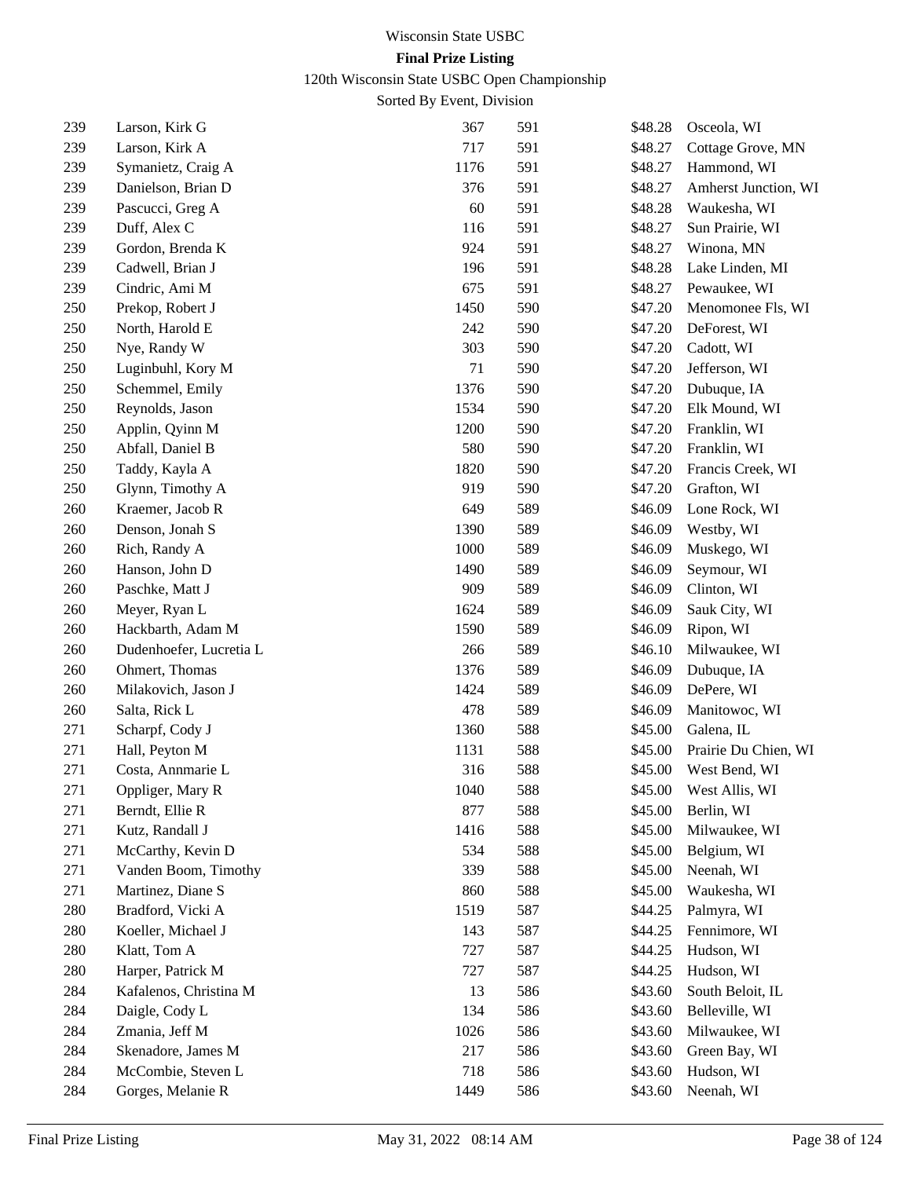Wisconsin State USBC

**Final Prize Listing**

120th Wisconsin State USBC Open Championship

Sorted By Event, Division

| | | | | | |
|---|---|---|---|---|---|
| 239 | Larson, Kirk G | 367 | 591 | $48.28 | Osceola, WI |
| 239 | Larson, Kirk A | 717 | 591 | $48.27 | Cottage Grove, MN |
| 239 | Symanietz, Craig A | 1176 | 591 | $48.27 | Hammond, WI |
| 239 | Danielson, Brian D | 376 | 591 | $48.27 | Amherst Junction, WI |
| 239 | Pascucci, Greg A | 60 | 591 | $48.28 | Waukesha, WI |
| 239 | Duff, Alex C | 116 | 591 | $48.27 | Sun Prairie, WI |
| 239 | Gordon, Brenda K | 924 | 591 | $48.27 | Winona, MN |
| 239 | Cadwell, Brian J | 196 | 591 | $48.28 | Lake Linden, MI |
| 239 | Cindric, Ami M | 675 | 591 | $48.27 | Pewaukee, WI |
| 250 | Prekop, Robert J | 1450 | 590 | $47.20 | Menomonee Fls, WI |
| 250 | North, Harold E | 242 | 590 | $47.20 | DeForest, WI |
| 250 | Nye, Randy W | 303 | 590 | $47.20 | Cadott, WI |
| 250 | Luginbuhl, Kory M | 71 | 590 | $47.20 | Jefferson, WI |
| 250 | Schemmel, Emily | 1376 | 590 | $47.20 | Dubuque, IA |
| 250 | Reynolds, Jason | 1534 | 590 | $47.20 | Elk Mound, WI |
| 250 | Applin, Qyinn M | 1200 | 590 | $47.20 | Franklin, WI |
| 250 | Abfall, Daniel B | 580 | 590 | $47.20 | Franklin, WI |
| 250 | Taddy, Kayla A | 1820 | 590 | $47.20 | Francis Creek, WI |
| 250 | Glynn, Timothy A | 919 | 590 | $47.20 | Grafton, WI |
| 260 | Kraemer, Jacob R | 649 | 589 | $46.09 | Lone Rock, WI |
| 260 | Denson, Jonah S | 1390 | 589 | $46.09 | Westby, WI |
| 260 | Rich, Randy A | 1000 | 589 | $46.09 | Muskego, WI |
| 260 | Hanson, John D | 1490 | 589 | $46.09 | Seymour, WI |
| 260 | Paschke, Matt J | 909 | 589 | $46.09 | Clinton, WI |
| 260 | Meyer, Ryan L | 1624 | 589 | $46.09 | Sauk City, WI |
| 260 | Hackbarth, Adam M | 1590 | 589 | $46.09 | Ripon, WI |
| 260 | Dudenhoefer, Lucretia L | 266 | 589 | $46.10 | Milwaukee, WI |
| 260 | Ohmert, Thomas | 1376 | 589 | $46.09 | Dubuque, IA |
| 260 | Milakovich, Jason J | 1424 | 589 | $46.09 | DePere, WI |
| 260 | Salta, Rick L | 478 | 589 | $46.09 | Manitowoc, WI |
| 271 | Scharpf, Cody J | 1360 | 588 | $45.00 | Galena, IL |
| 271 | Hall, Peyton M | 1131 | 588 | $45.00 | Prairie Du Chien, WI |
| 271 | Costa, Annmarie L | 316 | 588 | $45.00 | West Bend, WI |
| 271 | Oppliger, Mary R | 1040 | 588 | $45.00 | West Allis, WI |
| 271 | Berndt, Ellie R | 877 | 588 | $45.00 | Berlin, WI |
| 271 | Kutz, Randall J | 1416 | 588 | $45.00 | Milwaukee, WI |
| 271 | McCarthy, Kevin D | 534 | 588 | $45.00 | Belgium, WI |
| 271 | Vanden Boom, Timothy | 339 | 588 | $45.00 | Neenah, WI |
| 271 | Martinez, Diane S | 860 | 588 | $45.00 | Waukesha, WI |
| 280 | Bradford, Vicki A | 1519 | 587 | $44.25 | Palmyra, WI |
| 280 | Koeller, Michael J | 143 | 587 | $44.25 | Fennimore, WI |
| 280 | Klatt, Tom A | 727 | 587 | $44.25 | Hudson, WI |
| 280 | Harper, Patrick M | 727 | 587 | $44.25 | Hudson, WI |
| 284 | Kafalenos, Christina M | 13 | 586 | $43.60 | South Beloit, IL |
| 284 | Daigle, Cody L | 134 | 586 | $43.60 | Belleville, WI |
| 284 | Zmania, Jeff M | 1026 | 586 | $43.60 | Milwaukee, WI |
| 284 | Skenadore, James M | 217 | 586 | $43.60 | Green Bay, WI |
| 284 | McCombie, Steven L | 718 | 586 | $43.60 | Hudson, WI |
| 284 | Gorges, Melanie R | 1449 | 586 | $43.60 | Neenah, WI |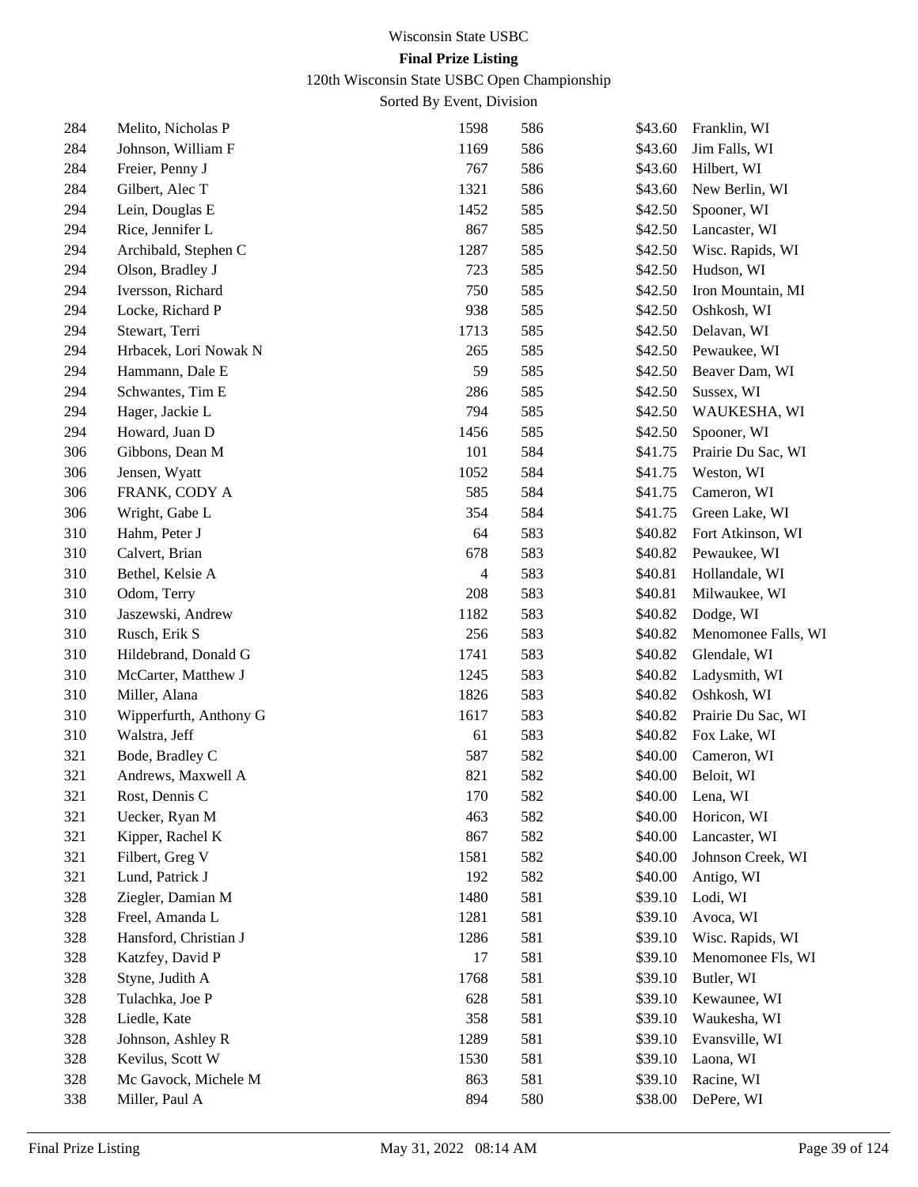# Wisconsin State USBC

## Final Prize Listing

120th Wisconsin State USBC Open Championship

Sorted By Event, Division

| | | | | | |
|---|---|---|---|---|---|
| 284 | Melito, Nicholas P | 1598 | 586 | $43.60 | Franklin, WI |
| 284 | Johnson, William F | 1169 | 586 | $43.60 | Jim Falls, WI |
| 284 | Freier, Penny J | 767 | 586 | $43.60 | Hilbert, WI |
| 284 | Gilbert, Alec T | 1321 | 586 | $43.60 | New Berlin, WI |
| 294 | Lein, Douglas E | 1452 | 585 | $42.50 | Spooner, WI |
| 294 | Rice, Jennifer L | 867 | 585 | $42.50 | Lancaster, WI |
| 294 | Archibald, Stephen C | 1287 | 585 | $42.50 | Wisc. Rapids, WI |
| 294 | Olson, Bradley J | 723 | 585 | $42.50 | Hudson, WI |
| 294 | Iversson, Richard | 750 | 585 | $42.50 | Iron Mountain, MI |
| 294 | Locke, Richard P | 938 | 585 | $42.50 | Oshkosh, WI |
| 294 | Stewart, Terri | 1713 | 585 | $42.50 | Delavan, WI |
| 294 | Hrbacek, Lori Nowak N | 265 | 585 | $42.50 | Pewaukee, WI |
| 294 | Hammann, Dale E | 59 | 585 | $42.50 | Beaver Dam, WI |
| 294 | Schwantes, Tim E | 286 | 585 | $42.50 | Sussex, WI |
| 294 | Hager, Jackie L | 794 | 585 | $42.50 | WAUKESHA, WI |
| 294 | Howard, Juan D | 1456 | 585 | $42.50 | Spooner, WI |
| 306 | Gibbons, Dean M | 101 | 584 | $41.75 | Prairie Du Sac, WI |
| 306 | Jensen, Wyatt | 1052 | 584 | $41.75 | Weston, WI |
| 306 | FRANK, CODY A | 585 | 584 | $41.75 | Cameron, WI |
| 306 | Wright, Gabe L | 354 | 584 | $41.75 | Green Lake, WI |
| 310 | Hahm, Peter J | 64 | 583 | $40.82 | Fort Atkinson, WI |
| 310 | Calvert, Brian | 678 | 583 | $40.82 | Pewaukee, WI |
| 310 | Bethel, Kelsie A | 4 | 583 | $40.81 | Hollandale, WI |
| 310 | Odom, Terry | 208 | 583 | $40.81 | Milwaukee, WI |
| 310 | Jaszewski, Andrew | 1182 | 583 | $40.82 | Dodge, WI |
| 310 | Rusch, Erik S | 256 | 583 | $40.82 | Menomonee Falls, WI |
| 310 | Hildebrand, Donald G | 1741 | 583 | $40.82 | Glendale, WI |
| 310 | McCarter, Matthew J | 1245 | 583 | $40.82 | Ladysmith, WI |
| 310 | Miller, Alana | 1826 | 583 | $40.82 | Oshkosh, WI |
| 310 | Wipperfurth, Anthony G | 1617 | 583 | $40.82 | Prairie Du Sac, WI |
| 310 | Walstra, Jeff | 61 | 583 | $40.82 | Fox Lake, WI |
| 321 | Bode, Bradley C | 587 | 582 | $40.00 | Cameron, WI |
| 321 | Andrews, Maxwell A | 821 | 582 | $40.00 | Beloit, WI |
| 321 | Rost, Dennis C | 170 | 582 | $40.00 | Lena, WI |
| 321 | Uecker, Ryan M | 463 | 582 | $40.00 | Horicon, WI |
| 321 | Kipper, Rachel K | 867 | 582 | $40.00 | Lancaster, WI |
| 321 | Filbert, Greg V | 1581 | 582 | $40.00 | Johnson Creek, WI |
| 321 | Lund, Patrick J | 192 | 582 | $40.00 | Antigo, WI |
| 328 | Ziegler, Damian M | 1480 | 581 | $39.10 | Lodi, WI |
| 328 | Freel, Amanda L | 1281 | 581 | $39.10 | Avoca, WI |
| 328 | Hansford, Christian J | 1286 | 581 | $39.10 | Wisc. Rapids, WI |
| 328 | Katzfey, David P | 17 | 581 | $39.10 | Menomonee Fls, WI |
| 328 | Styne, Judith A | 1768 | 581 | $39.10 | Butler, WI |
| 328 | Tulachka, Joe P | 628 | 581 | $39.10 | Kewaunee, WI |
| 328 | Liedle, Kate | 358 | 581 | $39.10 | Waukesha, WI |
| 328 | Johnson, Ashley R | 1289 | 581 | $39.10 | Evansville, WI |
| 328 | Kevilus, Scott W | 1530 | 581 | $39.10 | Laona, WI |
| 328 | Mc Gavock, Michele M | 863 | 581 | $39.10 | Racine, WI |
| 338 | Miller, Paul A | 894 | 580 | $38.00 | DePere, WI |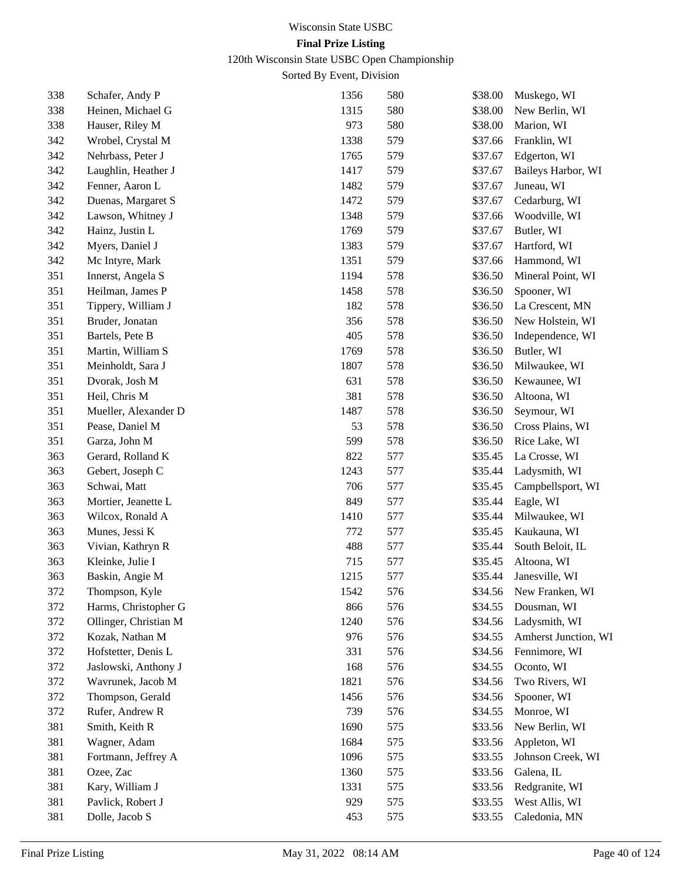Wisconsin State USBC

**Final Prize Listing**

120th Wisconsin State USBC Open Championship

Sorted By Event, Division

| | | | | | |
|---|---|---|---|---|---|
| 338 | Schafer, Andy P | 1356 | 580 | $38.00 | Muskego, WI |
| 338 | Heinen, Michael G | 1315 | 580 | $38.00 | New Berlin, WI |
| 338 | Hauser, Riley M | 973 | 580 | $38.00 | Marion, WI |
| 342 | Wrobel, Crystal M | 1338 | 579 | $37.66 | Franklin, WI |
| 342 | Nehrbass, Peter J | 1765 | 579 | $37.67 | Edgerton, WI |
| 342 | Laughlin, Heather J | 1417 | 579 | $37.67 | Baileys Harbor, WI |
| 342 | Fenner, Aaron L | 1482 | 579 | $37.67 | Juneau, WI |
| 342 | Duenas, Margaret S | 1472 | 579 | $37.67 | Cedarburg, WI |
| 342 | Lawson, Whitney J | 1348 | 579 | $37.66 | Woodville, WI |
| 342 | Hainz, Justin L | 1769 | 579 | $37.67 | Butler, WI |
| 342 | Myers, Daniel J | 1383 | 579 | $37.67 | Hartford, WI |
| 342 | Mc Intyre, Mark | 1351 | 579 | $37.66 | Hammond, WI |
| 351 | Innerst, Angela S | 1194 | 578 | $36.50 | Mineral Point, WI |
| 351 | Heilman, James P | 1458 | 578 | $36.50 | Spooner, WI |
| 351 | Tippery, William J | 182 | 578 | $36.50 | La Crescent, MN |
| 351 | Bruder, Jonatan | 356 | 578 | $36.50 | New Holstein, WI |
| 351 | Bartels, Pete B | 405 | 578 | $36.50 | Independence, WI |
| 351 | Martin, William S | 1769 | 578 | $36.50 | Butler, WI |
| 351 | Meinholdt, Sara J | 1807 | 578 | $36.50 | Milwaukee, WI |
| 351 | Dvorak, Josh M | 631 | 578 | $36.50 | Kewaunee, WI |
| 351 | Heil, Chris M | 381 | 578 | $36.50 | Altoona, WI |
| 351 | Mueller, Alexander D | 1487 | 578 | $36.50 | Seymour, WI |
| 351 | Pease, Daniel M | 53 | 578 | $36.50 | Cross Plains, WI |
| 351 | Garza, John M | 599 | 578 | $36.50 | Rice Lake, WI |
| 363 | Gerard, Rolland K | 822 | 577 | $35.45 | La Crosse, WI |
| 363 | Gebert, Joseph C | 1243 | 577 | $35.44 | Ladysmith, WI |
| 363 | Schwai, Matt | 706 | 577 | $35.45 | Campbellsport, WI |
| 363 | Mortier, Jeanette L | 849 | 577 | $35.44 | Eagle, WI |
| 363 | Wilcox, Ronald A | 1410 | 577 | $35.44 | Milwaukee, WI |
| 363 | Munes, Jessi K | 772 | 577 | $35.45 | Kaukauna, WI |
| 363 | Vivian, Kathryn R | 488 | 577 | $35.44 | South Beloit, IL |
| 363 | Kleinke, Julie I | 715 | 577 | $35.45 | Altoona, WI |
| 363 | Baskin, Angie M | 1215 | 577 | $35.44 | Janesville, WI |
| 372 | Thompson, Kyle | 1542 | 576 | $34.56 | New Franken, WI |
| 372 | Harms, Christopher G | 866 | 576 | $34.55 | Dousman, WI |
| 372 | Ollinger, Christian M | 1240 | 576 | $34.56 | Ladysmith, WI |
| 372 | Kozak, Nathan M | 976 | 576 | $34.55 | Amherst Junction, WI |
| 372 | Hofstetter, Denis L | 331 | 576 | $34.56 | Fennimore, WI |
| 372 | Jaslowski, Anthony J | 168 | 576 | $34.55 | Oconto, WI |
| 372 | Wavrunek, Jacob M | 1821 | 576 | $34.56 | Two Rivers, WI |
| 372 | Thompson, Gerald | 1456 | 576 | $34.56 | Spooner, WI |
| 372 | Rufer, Andrew R | 739 | 576 | $34.55 | Monroe, WI |
| 381 | Smith, Keith R | 1690 | 575 | $33.56 | New Berlin, WI |
| 381 | Wagner, Adam | 1684 | 575 | $33.56 | Appleton, WI |
| 381 | Fortmann, Jeffrey A | 1096 | 575 | $33.55 | Johnson Creek, WI |
| 381 | Ozee, Zac | 1360 | 575 | $33.56 | Galena, IL |
| 381 | Kary, William J | 1331 | 575 | $33.56 | Redgranite, WI |
| 381 | Pavlick, Robert J | 929 | 575 | $33.55 | West Allis, WI |
| 381 | Dolle, Jacob S | 453 | 575 | $33.55 | Caledonia, MN |

Final Prize Listing    May 31, 2022 08:14 AM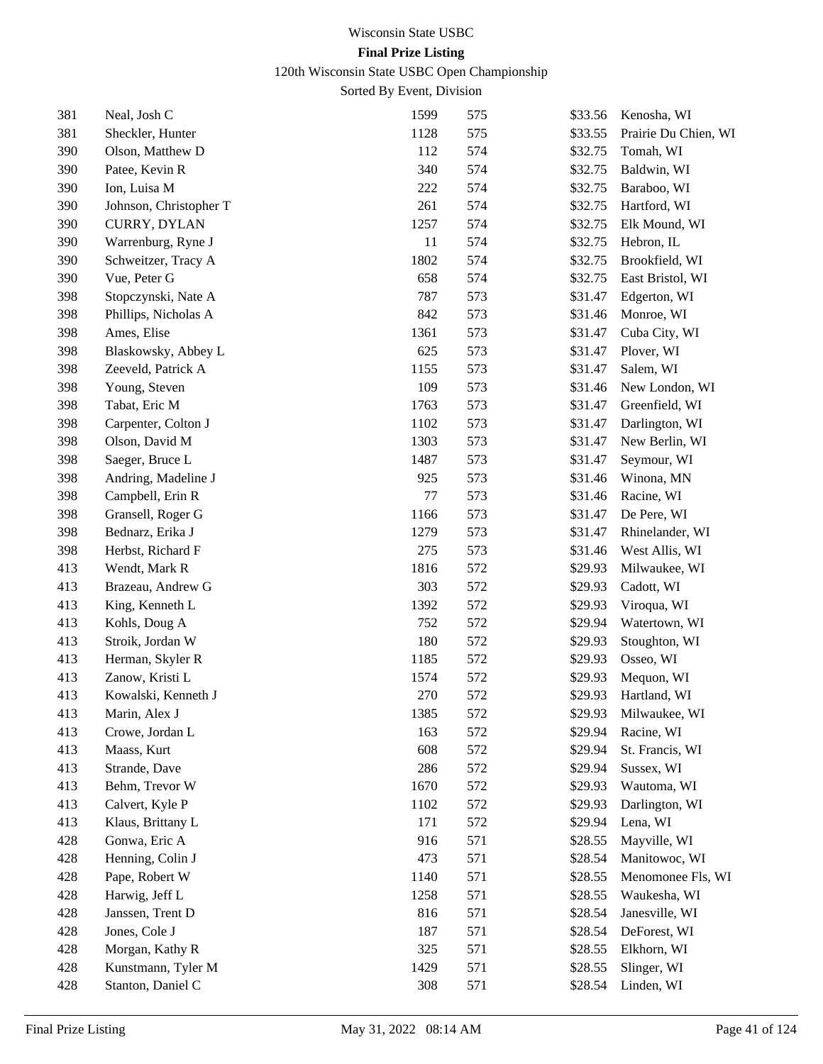Wisconsin State USBC

**Final Prize Listing**

120th Wisconsin State USBC Open Championship

Sorted By Event, Division

| | | | | | |
|---|---|---|---|---|---|
| 381 | Neal, Josh C | 1599 | 575 | $33.56 | Kenosha, WI |
| 381 | Sheckler, Hunter | 1128 | 575 | $33.55 | Prairie Du Chien, WI |
| 390 | Olson, Matthew D | 112 | 574 | $32.75 | Tomah, WI |
| 390 | Patee, Kevin R | 340 | 574 | $32.75 | Baldwin, WI |
| 390 | Ion, Luisa M | 222 | 574 | $32.75 | Baraboo, WI |
| 390 | Johnson, Christopher T | 261 | 574 | $32.75 | Hartford, WI |
| 390 | CURRY, DYLAN | 1257 | 574 | $32.75 | Elk Mound, WI |
| 390 | Warrenburg, Ryne J | 11 | 574 | $32.75 | Hebron, IL |
| 390 | Schweitzer, Tracy A | 1802 | 574 | $32.75 | Brookfield, WI |
| 390 | Vue, Peter G | 658 | 574 | $32.75 | East Bristol, WI |
| 398 | Stopczynski, Nate A | 787 | 573 | $31.47 | Edgerton, WI |
| 398 | Phillips, Nicholas A | 842 | 573 | $31.46 | Monroe, WI |
| 398 | Ames, Elise | 1361 | 573 | $31.47 | Cuba City, WI |
| 398 | Blaskowsky, Abbey L | 625 | 573 | $31.47 | Plover, WI |
| 398 | Zeeveld, Patrick A | 1155 | 573 | $31.47 | Salem, WI |
| 398 | Young, Steven | 109 | 573 | $31.46 | New London, WI |
| 398 | Tabat, Eric M | 1763 | 573 | $31.47 | Greenfield, WI |
| 398 | Carpenter, Colton J | 1102 | 573 | $31.47 | Darlington, WI |
| 398 | Olson, David M | 1303 | 573 | $31.47 | New Berlin, WI |
| 398 | Saeger, Bruce L | 1487 | 573 | $31.47 | Seymour, WI |
| 398 | Andring, Madeline J | 925 | 573 | $31.46 | Winona, MN |
| 398 | Campbell, Erin R | 77 | 573 | $31.46 | Racine, WI |
| 398 | Gransell, Roger G | 1166 | 573 | $31.47 | De Pere, WI |
| 398 | Bednarz, Erika J | 1279 | 573 | $31.47 | Rhinelander, WI |
| 398 | Herbst, Richard F | 275 | 573 | $31.46 | West Allis, WI |
| 413 | Wendt, Mark R | 1816 | 572 | $29.93 | Milwaukee, WI |
| 413 | Brazeau, Andrew G | 303 | 572 | $29.93 | Cadott, WI |
| 413 | King, Kenneth L | 1392 | 572 | $29.93 | Viroqua, WI |
| 413 | Kohls, Doug A | 752 | 572 | $29.94 | Watertown, WI |
| 413 | Stroik, Jordan W | 180 | 572 | $29.93 | Stoughton, WI |
| 413 | Herman, Skyler R | 1185 | 572 | $29.93 | Osseo, WI |
| 413 | Zanow, Kristi L | 1574 | 572 | $29.93 | Mequon, WI |
| 413 | Kowalski, Kenneth J | 270 | 572 | $29.93 | Hartland, WI |
| 413 | Marin, Alex J | 1385 | 572 | $29.93 | Milwaukee, WI |
| 413 | Crowe, Jordan L | 163 | 572 | $29.94 | Racine, WI |
| 413 | Maass, Kurt | 608 | 572 | $29.94 | St. Francis, WI |
| 413 | Strande, Dave | 286 | 572 | $29.94 | Sussex, WI |
| 413 | Behm, Trevor W | 1670 | 572 | $29.93 | Wautoma, WI |
| 413 | Calvert, Kyle P | 1102 | 572 | $29.93 | Darlington, WI |
| 413 | Klaus, Brittany L | 171 | 572 | $29.94 | Lena, WI |
| 428 | Gonwa, Eric A | 916 | 571 | $28.55 | Mayville, WI |
| 428 | Henning, Colin J | 473 | 571 | $28.54 | Manitowoc, WI |
| 428 | Pape, Robert W | 1140 | 571 | $28.55 | Menomonee Fls, WI |
| 428 | Harwig, Jeff L | 1258 | 571 | $28.55 | Waukesha, WI |
| 428 | Janssen, Trent D | 816 | 571 | $28.54 | Janesville, WI |
| 428 | Jones, Cole J | 187 | 571 | $28.54 | DeForest, WI |
| 428 | Morgan, Kathy R | 325 | 571 | $28.55 | Elkhorn, WI |
| 428 | Kunstmann, Tyler M | 1429 | 571 | $28.55 | Slinger, WI |
| 428 | Stanton, Daniel C | 308 | 571 | $28.54 | Linden, WI |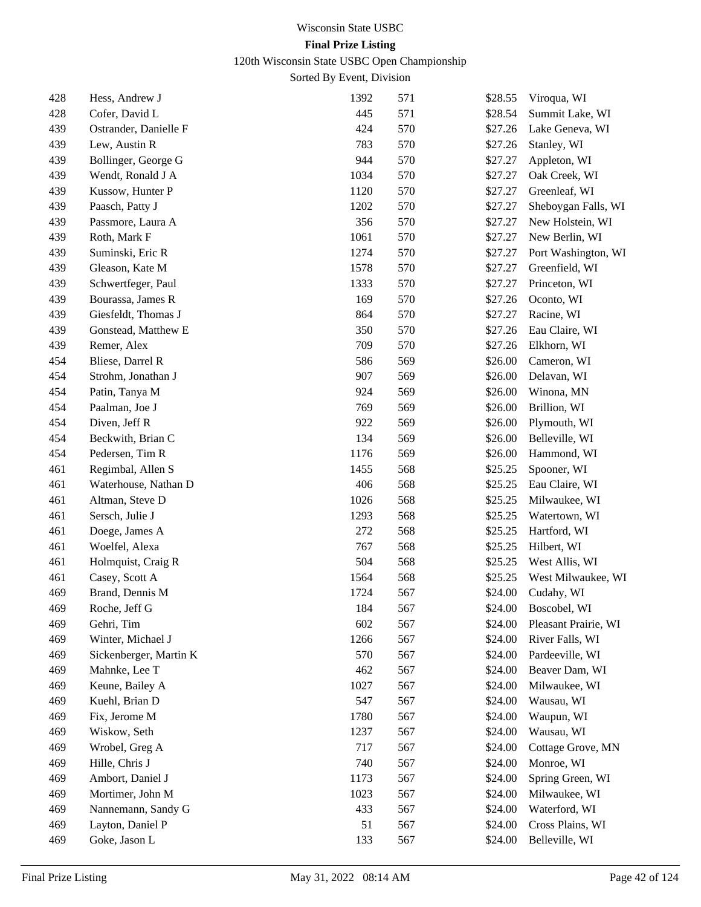Wisconsin State USBC

**Final Prize Listing**

120th Wisconsin State USBC Open Championship

Sorted By Event, Division

| | | | | | |
|---|---|---|---|---|---|
| 428 | Hess, Andrew J | 1392 | 571 | $28.55 | Viroqua, WI |
| 428 | Cofer, David L | 445 | 571 | $28.54 | Summit Lake, WI |
| 439 | Ostrander, Danielle F | 424 | 570 | $27.26 | Lake Geneva, WI |
| 439 | Lew, Austin R | 783 | 570 | $27.26 | Stanley, WI |
| 439 | Bollinger, George G | 944 | 570 | $27.27 | Appleton, WI |
| 439 | Wendt, Ronald J A | 1034 | 570 | $27.27 | Oak Creek, WI |
| 439 | Kussow, Hunter P | 1120 | 570 | $27.27 | Greenleaf, WI |
| 439 | Paasch, Patty J | 1202 | 570 | $27.27 | Sheboygan Falls, WI |
| 439 | Passmore, Laura A | 356 | 570 | $27.27 | New Holstein, WI |
| 439 | Roth, Mark F | 1061 | 570 | $27.27 | New Berlin, WI |
| 439 | Suminski, Eric R | 1274 | 570 | $27.27 | Port Washington, WI |
| 439 | Gleason, Kate M | 1578 | 570 | $27.27 | Greenfield, WI |
| 439 | Schwertfeger, Paul | 1333 | 570 | $27.27 | Princeton, WI |
| 439 | Bourassa, James R | 169 | 570 | $27.26 | Oconto, WI |
| 439 | Giesfeldt, Thomas J | 864 | 570 | $27.27 | Racine, WI |
| 439 | Gonstead, Matthew E | 350 | 570 | $27.26 | Eau Claire, WI |
| 439 | Remer, Alex | 709 | 570 | $27.26 | Elkhorn, WI |
| 454 | Bliese, Darrel R | 586 | 569 | $26.00 | Cameron, WI |
| 454 | Strohm, Jonathan J | 907 | 569 | $26.00 | Delavan, WI |
| 454 | Patin, Tanya M | 924 | 569 | $26.00 | Winona, MN |
| 454 | Paalman, Joe J | 769 | 569 | $26.00 | Brillion, WI |
| 454 | Diven, Jeff R | 922 | 569 | $26.00 | Plymouth, WI |
| 454 | Beckwith, Brian C | 134 | 569 | $26.00 | Belleville, WI |
| 454 | Pedersen, Tim R | 1176 | 569 | $26.00 | Hammond, WI |
| 461 | Regimbal, Allen S | 1455 | 568 | $25.25 | Spooner, WI |
| 461 | Waterhouse, Nathan D | 406 | 568 | $25.25 | Eau Claire, WI |
| 461 | Altman, Steve D | 1026 | 568 | $25.25 | Milwaukee, WI |
| 461 | Sersch, Julie J | 1293 | 568 | $25.25 | Watertown, WI |
| 461 | Doege, James A | 272 | 568 | $25.25 | Hartford, WI |
| 461 | Woelfel, Alexa | 767 | 568 | $25.25 | Hilbert, WI |
| 461 | Holmquist, Craig R | 504 | 568 | $25.25 | West Allis, WI |
| 461 | Casey, Scott A | 1564 | 568 | $25.25 | West Milwaukee, WI |
| 469 | Brand, Dennis M | 1724 | 567 | $24.00 | Cudahy, WI |
| 469 | Roche, Jeff G | 184 | 567 | $24.00 | Boscobel, WI |
| 469 | Gehri, Tim | 602 | 567 | $24.00 | Pleasant Prairie, WI |
| 469 | Winter, Michael J | 1266 | 567 | $24.00 | River Falls, WI |
| 469 | Sickenberger, Martin K | 570 | 567 | $24.00 | Pardeeville, WI |
| 469 | Mahnke, Lee T | 462 | 567 | $24.00 | Beaver Dam, WI |
| 469 | Keune, Bailey A | 1027 | 567 | $24.00 | Milwaukee, WI |
| 469 | Kuehl, Brian D | 547 | 567 | $24.00 | Wausau, WI |
| 469 | Fix, Jerome M | 1780 | 567 | $24.00 | Waupun, WI |
| 469 | Wiskow, Seth | 1237 | 567 | $24.00 | Wausau, WI |
| 469 | Wrobel, Greg A | 717 | 567 | $24.00 | Cottage Grove, MN |
| 469 | Hille, Chris J | 740 | 567 | $24.00 | Monroe, WI |
| 469 | Ambort, Daniel J | 1173 | 567 | $24.00 | Spring Green, WI |
| 469 | Mortimer, John M | 1023 | 567 | $24.00 | Milwaukee, WI |
| 469 | Nannemann, Sandy G | 433 | 567 | $24.00 | Waterford, WI |
| 469 | Layton, Daniel P | 51 | 567 | $24.00 | Cross Plains, WI |
| 469 | Goke, Jason L | 133 | 567 | $24.00 | Belleville, WI |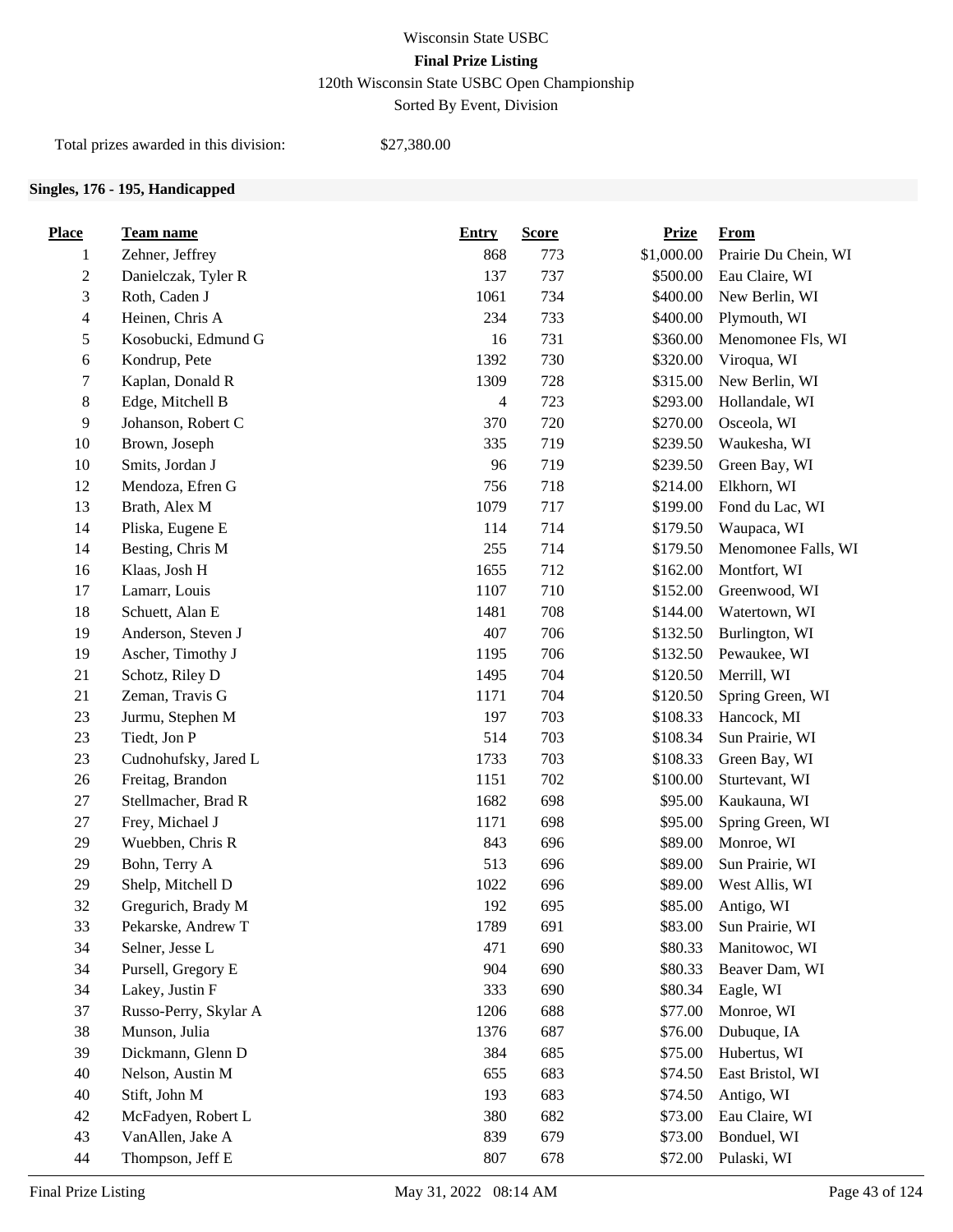Wisconsin State USBC

**Final Prize Listing**

120th Wisconsin State USBC Open Championship

Sorted By Event, Division

Total prizes awarded in this division: $27,380.00

### Singles, 176 - 195, Handicapped

| Place | Team name | Entry | Score | Prize | From |
|---|---|---|---|---|---|
| 1 | Zehner, Jeffrey | 868 | 773 | $1,000.00 | Prairie Du Chein, WI |
| 2 | Danielczak, Tyler R | 137 | 737 | $500.00 | Eau Claire, WI |
| 3 | Roth, Caden J | 1061 | 734 | $400.00 | New Berlin, WI |
| 4 | Heinen, Chris A | 234 | 733 | $400.00 | Plymouth, WI |
| 5 | Kosobucki, Edmund G | 16 | 731 | $360.00 | Menomonee Fls, WI |
| 6 | Kondrup, Pete | 1392 | 730 | $320.00 | Viroqua, WI |
| 7 | Kaplan, Donald R | 1309 | 728 | $315.00 | New Berlin, WI |
| 8 | Edge, Mitchell B | 4 | 723 | $293.00 | Hollandale, WI |
| 9 | Johanson, Robert C | 370 | 720 | $270.00 | Osceola, WI |
| 10 | Brown, Joseph | 335 | 719 | $239.50 | Waukesha, WI |
| 10 | Smits, Jordan J | 96 | 719 | $239.50 | Green Bay, WI |
| 12 | Mendoza, Efren G | 756 | 718 | $214.00 | Elkhorn, WI |
| 13 | Brath, Alex M | 1079 | 717 | $199.00 | Fond du Lac, WI |
| 14 | Pliska, Eugene E | 114 | 714 | $179.50 | Waupaca, WI |
| 14 | Besting, Chris M | 255 | 714 | $179.50 | Menomonee Falls, WI |
| 16 | Klaas, Josh H | 1655 | 712 | $162.00 | Montfort, WI |
| 17 | Lamarr, Louis | 1107 | 710 | $152.00 | Greenwood, WI |
| 18 | Schuett, Alan E | 1481 | 708 | $144.00 | Watertown, WI |
| 19 | Anderson, Steven J | 407 | 706 | $132.50 | Burlington, WI |
| 19 | Ascher, Timothy J | 1195 | 706 | $132.50 | Pewaukee, WI |
| 21 | Schotz, Riley D | 1495 | 704 | $120.50 | Merrill, WI |
| 21 | Zeman, Travis G | 1171 | 704 | $120.50 | Spring Green, WI |
| 23 | Jurmu, Stephen M | 197 | 703 | $108.33 | Hancock, MI |
| 23 | Tiedt, Jon P | 514 | 703 | $108.34 | Sun Prairie, WI |
| 23 | Cudnohufsky, Jared L | 1733 | 703 | $108.33 | Green Bay, WI |
| 26 | Freitag, Brandon | 1151 | 702 | $100.00 | Sturtevant, WI |
| 27 | Stellmacher, Brad R | 1682 | 698 | $95.00 | Kaukauna, WI |
| 27 | Frey, Michael J | 1171 | 698 | $95.00 | Spring Green, WI |
| 29 | Wuebben, Chris R | 843 | 696 | $89.00 | Monroe, WI |
| 29 | Bohn, Terry A | 513 | 696 | $89.00 | Sun Prairie, WI |
| 29 | Shelp, Mitchell D | 1022 | 696 | $89.00 | West Allis, WI |
| 32 | Gregurich, Brady M | 192 | 695 | $85.00 | Antigo, WI |
| 33 | Pekarske, Andrew T | 1789 | 691 | $83.00 | Sun Prairie, WI |
| 34 | Selner, Jesse L | 471 | 690 | $80.33 | Manitowoc, WI |
| 34 | Pursell, Gregory E | 904 | 690 | $80.33 | Beaver Dam, WI |
| 34 | Lakey, Justin F | 333 | 690 | $80.34 | Eagle, WI |
| 37 | Russo-Perry, Skylar A | 1206 | 688 | $77.00 | Monroe, WI |
| 38 | Munson, Julia | 1376 | 687 | $76.00 | Dubuque, IA |
| 39 | Dickmann, Glenn D | 384 | 685 | $75.00 | Hubertus, WI |
| 40 | Nelson, Austin M | 655 | 683 | $74.50 | East Bristol, WI |
| 40 | Stift, John M | 193 | 683 | $74.50 | Antigo, WI |
| 42 | McFadyen, Robert L | 380 | 682 | $73.00 | Eau Claire, WI |
| 43 | VanAllen, Jake A | 839 | 679 | $73.00 | Bonduel, WI |
| 44 | Thompson, Jeff E | 807 | 678 | $72.00 | Pulaski, WI |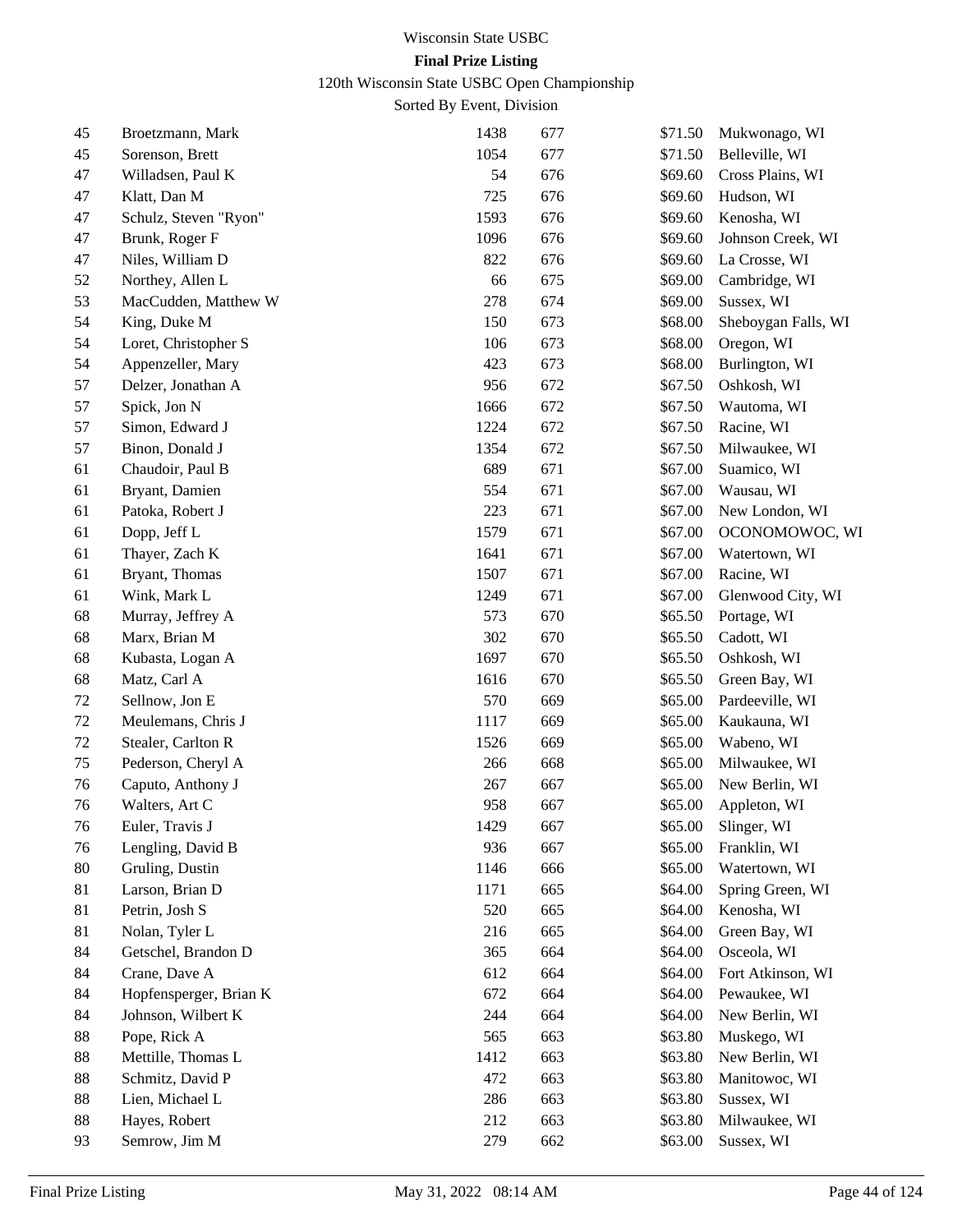Wisconsin State USBC

**Final Prize Listing**

120th Wisconsin State USBC Open Championship

Sorted By Event, Division

| | | | | | |
|---|---|---|---|---|---|
| 45 | Broetzmann, Mark | 1438 | 677 | $71.50 | Mukwonago, WI |
| 45 | Sorenson, Brett | 1054 | 677 | $71.50 | Belleville, WI |
| 47 | Willadsen, Paul K | 54 | 676 | $69.60 | Cross Plains, WI |
| 47 | Klatt, Dan M | 725 | 676 | $69.60 | Hudson, WI |
| 47 | Schulz, Steven "Ryon" | 1593 | 676 | $69.60 | Kenosha, WI |
| 47 | Brunk, Roger F | 1096 | 676 | $69.60 | Johnson Creek, WI |
| 47 | Niles, William D | 822 | 676 | $69.60 | La Crosse, WI |
| 52 | Northey, Allen L | 66 | 675 | $69.00 | Cambridge, WI |
| 53 | MacCudden, Matthew W | 278 | 674 | $69.00 | Sussex, WI |
| 54 | King, Duke M | 150 | 673 | $68.00 | Sheboygan Falls, WI |
| 54 | Loret, Christopher S | 106 | 673 | $68.00 | Oregon, WI |
| 54 | Appenzeller, Mary | 423 | 673 | $68.00 | Burlington, WI |
| 57 | Delzer, Jonathan A | 956 | 672 | $67.50 | Oshkosh, WI |
| 57 | Spick, Jon N | 1666 | 672 | $67.50 | Wautoma, WI |
| 57 | Simon, Edward J | 1224 | 672 | $67.50 | Racine, WI |
| 57 | Binon, Donald J | 1354 | 672 | $67.50 | Milwaukee, WI |
| 61 | Chaudoir, Paul B | 689 | 671 | $67.00 | Suamico, WI |
| 61 | Bryant, Damien | 554 | 671 | $67.00 | Wausau, WI |
| 61 | Patoka, Robert J | 223 | 671 | $67.00 | New London, WI |
| 61 | Dopp, Jeff L | 1579 | 671 | $67.00 | OCONOMOWOC, WI |
| 61 | Thayer, Zach K | 1641 | 671 | $67.00 | Watertown, WI |
| 61 | Bryant, Thomas | 1507 | 671 | $67.00 | Racine, WI |
| 61 | Wink, Mark L | 1249 | 671 | $67.00 | Glenwood City, WI |
| 68 | Murray, Jeffrey A | 573 | 670 | $65.50 | Portage, WI |
| 68 | Marx, Brian M | 302 | 670 | $65.50 | Cadott, WI |
| 68 | Kubasta, Logan A | 1697 | 670 | $65.50 | Oshkosh, WI |
| 68 | Matz, Carl A | 1616 | 670 | $65.50 | Green Bay, WI |
| 72 | Sellnow, Jon E | 570 | 669 | $65.00 | Pardeeville, WI |
| 72 | Meulemans, Chris J | 1117 | 669 | $65.00 | Kaukauna, WI |
| 72 | Stealer, Carlton R | 1526 | 669 | $65.00 | Wabeno, WI |
| 75 | Pederson, Cheryl A | 266 | 668 | $65.00 | Milwaukee, WI |
| 76 | Caputo, Anthony J | 267 | 667 | $65.00 | New Berlin, WI |
| 76 | Walters, Art C | 958 | 667 | $65.00 | Appleton, WI |
| 76 | Euler, Travis J | 1429 | 667 | $65.00 | Slinger, WI |
| 76 | Lengling, David B | 936 | 667 | $65.00 | Franklin, WI |
| 80 | Gruling, Dustin | 1146 | 666 | $65.00 | Watertown, WI |
| 81 | Larson, Brian D | 1171 | 665 | $64.00 | Spring Green, WI |
| 81 | Petrin, Josh S | 520 | 665 | $64.00 | Kenosha, WI |
| 81 | Nolan, Tyler L | 216 | 665 | $64.00 | Green Bay, WI |
| 84 | Getschel, Brandon D | 365 | 664 | $64.00 | Osceola, WI |
| 84 | Crane, Dave A | 612 | 664 | $64.00 | Fort Atkinson, WI |
| 84 | Hopfensperger, Brian K | 672 | 664 | $64.00 | Pewaukee, WI |
| 84 | Johnson, Wilbert K | 244 | 664 | $64.00 | New Berlin, WI |
| 88 | Pope, Rick A | 565 | 663 | $63.80 | Muskego, WI |
| 88 | Mettille, Thomas L | 1412 | 663 | $63.80 | New Berlin, WI |
| 88 | Schmitz, David P | 472 | 663 | $63.80 | Manitowoc, WI |
| 88 | Lien, Michael L | 286 | 663 | $63.80 | Sussex, WI |
| 88 | Hayes, Robert | 212 | 663 | $63.80 | Milwaukee, WI |
| 93 | Semrow, Jim M | 279 | 662 | $63.00 | Sussex, WI |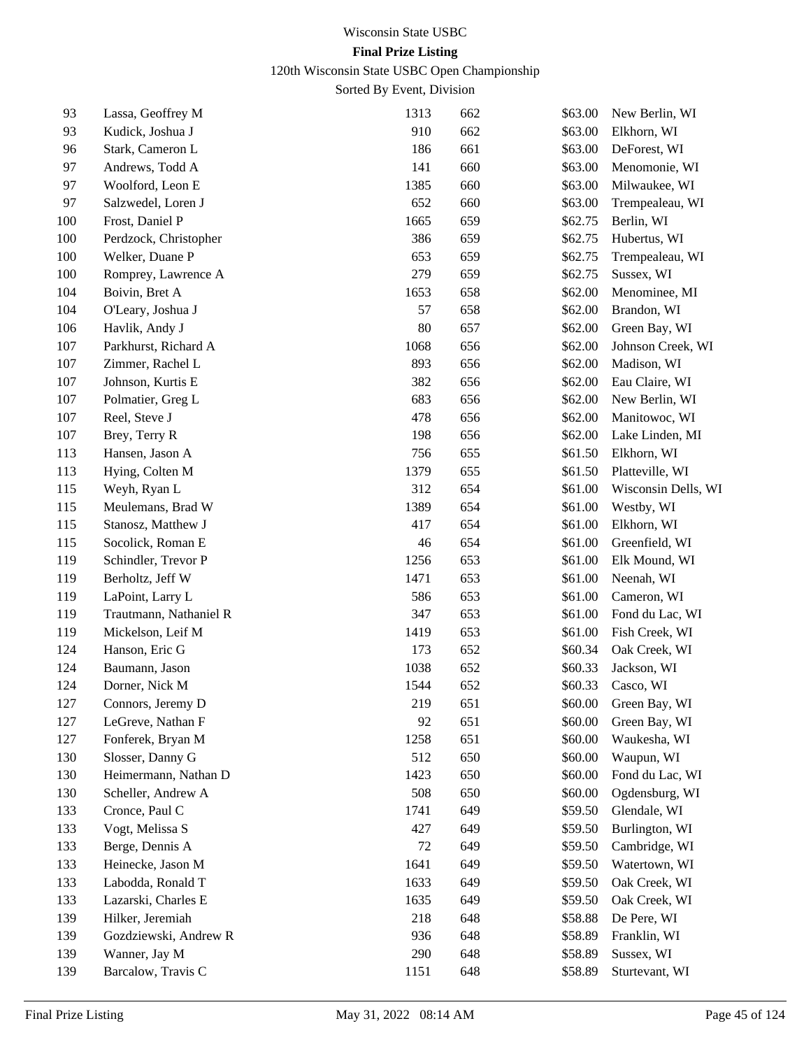Wisconsin State USBC

**Final Prize Listing**

120th Wisconsin State USBC Open Championship

Sorted By Event, Division

| | | | | | |
|---|---|---|---|---|---|
| 93 | Lassa, Geoffrey M | 1313 | 662 | $63.00 | New Berlin, WI |
| 93 | Kudick, Joshua J | 910 | 662 | $63.00 | Elkhorn, WI |
| 96 | Stark, Cameron L | 186 | 661 | $63.00 | DeForest, WI |
| 97 | Andrews, Todd A | 141 | 660 | $63.00 | Menomonie, WI |
| 97 | Woolford, Leon E | 1385 | 660 | $63.00 | Milwaukee, WI |
| 97 | Salzwedel, Loren J | 652 | 660 | $63.00 | Trempealeau, WI |
| 100 | Frost, Daniel P | 1665 | 659 | $62.75 | Berlin, WI |
| 100 | Perdzock, Christopher | 386 | 659 | $62.75 | Hubertus, WI |
| 100 | Welker, Duane P | 653 | 659 | $62.75 | Trempealeau, WI |
| 100 | Romprey, Lawrence A | 279 | 659 | $62.75 | Sussex, WI |
| 104 | Boivin, Bret A | 1653 | 658 | $62.00 | Menominee, MI |
| 104 | O'Leary, Joshua J | 57 | 658 | $62.00 | Brandon, WI |
| 106 | Havlik, Andy J | 80 | 657 | $62.00 | Green Bay, WI |
| 107 | Parkhurst, Richard A | 1068 | 656 | $62.00 | Johnson Creek, WI |
| 107 | Zimmer, Rachel L | 893 | 656 | $62.00 | Madison, WI |
| 107 | Johnson, Kurtis E | 382 | 656 | $62.00 | Eau Claire, WI |
| 107 | Polmatier, Greg L | 683 | 656 | $62.00 | New Berlin, WI |
| 107 | Reel, Steve J | 478 | 656 | $62.00 | Manitowoc, WI |
| 107 | Brey, Terry R | 198 | 656 | $62.00 | Lake Linden, MI |
| 113 | Hansen, Jason A | 756 | 655 | $61.50 | Elkhorn, WI |
| 113 | Hying, Colten M | 1379 | 655 | $61.50 | Platteville, WI |
| 115 | Weyh, Ryan L | 312 | 654 | $61.00 | Wisconsin Dells, WI |
| 115 | Meulemans, Brad W | 1389 | 654 | $61.00 | Westby, WI |
| 115 | Stanosz, Matthew J | 417 | 654 | $61.00 | Elkhorn, WI |
| 115 | Socolick, Roman E | 46 | 654 | $61.00 | Greenfield, WI |
| 119 | Schindler, Trevor P | 1256 | 653 | $61.00 | Elk Mound, WI |
| 119 | Berholtz, Jeff W | 1471 | 653 | $61.00 | Neenah, WI |
| 119 | LaPoint, Larry L | 586 | 653 | $61.00 | Cameron, WI |
| 119 | Trautmann, Nathaniel R | 347 | 653 | $61.00 | Fond du Lac, WI |
| 119 | Mickelson, Leif M | 1419 | 653 | $61.00 | Fish Creek, WI |
| 124 | Hanson, Eric G | 173 | 652 | $60.34 | Oak Creek, WI |
| 124 | Baumann, Jason | 1038 | 652 | $60.33 | Jackson, WI |
| 124 | Dorner, Nick M | 1544 | 652 | $60.33 | Casco, WI |
| 127 | Connors, Jeremy D | 219 | 651 | $60.00 | Green Bay, WI |
| 127 | LeGreve, Nathan F | 92 | 651 | $60.00 | Green Bay, WI |
| 127 | Fonferek, Bryan M | 1258 | 651 | $60.00 | Waukesha, WI |
| 130 | Slosser, Danny G | 512 | 650 | $60.00 | Waupun, WI |
| 130 | Heimermann, Nathan D | 1423 | 650 | $60.00 | Fond du Lac, WI |
| 130 | Scheller, Andrew A | 508 | 650 | $60.00 | Ogdensburg, WI |
| 133 | Cronce, Paul C | 1741 | 649 | $59.50 | Glendale, WI |
| 133 | Vogt, Melissa S | 427 | 649 | $59.50 | Burlington, WI |
| 133 | Berge, Dennis A | 72 | 649 | $59.50 | Cambridge, WI |
| 133 | Heinecke, Jason M | 1641 | 649 | $59.50 | Watertown, WI |
| 133 | Labodda, Ronald T | 1633 | 649 | $59.50 | Oak Creek, WI |
| 133 | Lazarski, Charles E | 1635 | 649 | $59.50 | Oak Creek, WI |
| 139 | Hilker, Jeremiah | 218 | 648 | $58.88 | De Pere, WI |
| 139 | Gozdziewski, Andrew R | 936 | 648 | $58.89 | Franklin, WI |
| 139 | Wanner, Jay M | 290 | 648 | $58.89 | Sussex, WI |
| 139 | Barcalow, Travis C | 1151 | 648 | $58.89 | Sturtevant, WI |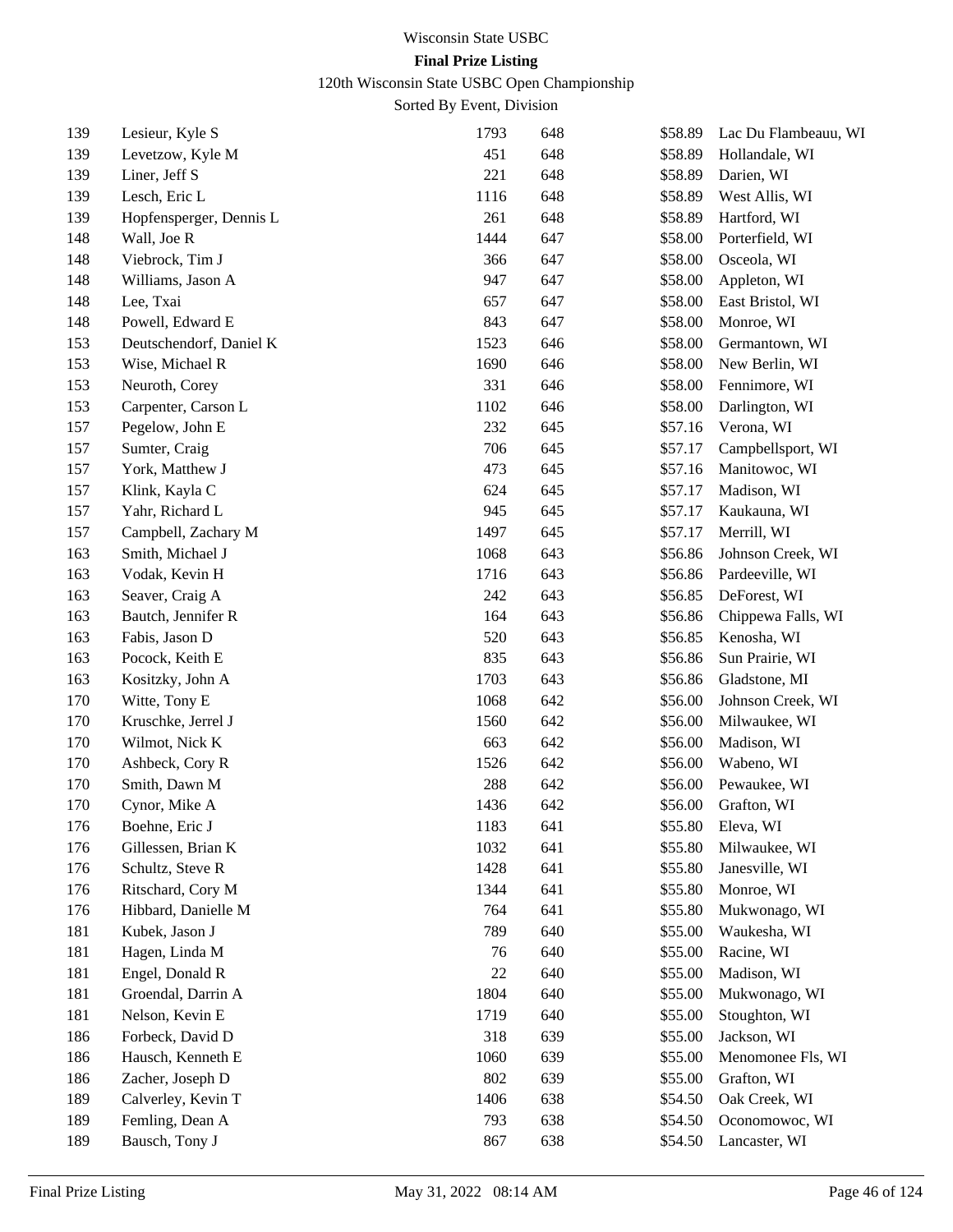| Place | Name | ID | Score | Prize | City |
|---|---|---|---|---|---|
| 139 | Lesieur, Kyle S | 1793 | 648 | $58.89 | Lac Du Flambeauu, WI |
| 139 | Levetzow, Kyle M | 451 | 648 | $58.89 | Hollandale, WI |
| 139 | Liner, Jeff S | 221 | 648 | $58.89 | Darien, WI |
| 139 | Lesch, Eric L | 1116 | 648 | $58.89 | West Allis, WI |
| 139 | Hopfensperger, Dennis L | 261 | 648 | $58.89 | Hartford, WI |
| 148 | Wall, Joe R | 1444 | 647 | $58.00 | Porterfield, WI |
| 148 | Viebrock, Tim J | 366 | 647 | $58.00 | Osceola, WI |
| 148 | Williams, Jason A | 947 | 647 | $58.00 | Appleton, WI |
| 148 | Lee, Txai | 657 | 647 | $58.00 | East Bristol, WI |
| 148 | Powell, Edward E | 843 | 647 | $58.00 | Monroe, WI |
| 153 | Deutschendorf, Daniel K | 1523 | 646 | $58.00 | Germantown, WI |
| 153 | Wise, Michael R | 1690 | 646 | $58.00 | New Berlin, WI |
| 153 | Neuroth, Corey | 331 | 646 | $58.00 | Fennimore, WI |
| 153 | Carpenter, Carson L | 1102 | 646 | $58.00 | Darlington, WI |
| 157 | Pegelow, John E | 232 | 645 | $57.16 | Verona, WI |
| 157 | Sumter, Craig | 706 | 645 | $57.17 | Campbellsport, WI |
| 157 | York, Matthew J | 473 | 645 | $57.16 | Manitowoc, WI |
| 157 | Klink, Kayla C | 624 | 645 | $57.17 | Madison, WI |
| 157 | Yahr, Richard L | 945 | 645 | $57.17 | Kaukauna, WI |
| 157 | Campbell, Zachary M | 1497 | 645 | $57.17 | Merrill, WI |
| 163 | Smith, Michael J | 1068 | 643 | $56.86 | Johnson Creek, WI |
| 163 | Vodak, Kevin H | 1716 | 643 | $56.86 | Pardeeville, WI |
| 163 | Seaver, Craig A | 242 | 643 | $56.85 | DeForest, WI |
| 163 | Bautch, Jennifer R | 164 | 643 | $56.86 | Chippewa Falls, WI |
| 163 | Fabis, Jason D | 520 | 643 | $56.85 | Kenosha, WI |
| 163 | Pocock, Keith E | 835 | 643 | $56.86 | Sun Prairie, WI |
| 163 | Kositzky, John A | 1703 | 643 | $56.86 | Gladstone, MI |
| 170 | Witte, Tony E | 1068 | 642 | $56.00 | Johnson Creek, WI |
| 170 | Kruschke, Jerrel J | 1560 | 642 | $56.00 | Milwaukee, WI |
| 170 | Wilmot, Nick K | 663 | 642 | $56.00 | Madison, WI |
| 170 | Ashbeck, Cory R | 1526 | 642 | $56.00 | Wabeno, WI |
| 170 | Smith, Dawn M | 288 | 642 | $56.00 | Pewaukee, WI |
| 170 | Cynor, Mike A | 1436 | 642 | $56.00 | Grafton, WI |
| 176 | Boehne, Eric J | 1183 | 641 | $55.80 | Eleva, WI |
| 176 | Gillessen, Brian K | 1032 | 641 | $55.80 | Milwaukee, WI |
| 176 | Schultz, Steve R | 1428 | 641 | $55.80 | Janesville, WI |
| 176 | Ritschard, Cory M | 1344 | 641 | $55.80 | Monroe, WI |
| 176 | Hibbard, Danielle M | 764 | 641 | $55.80 | Mukwonago, WI |
| 181 | Kubek, Jason J | 789 | 640 | $55.00 | Waukesha, WI |
| 181 | Hagen, Linda M | 76 | 640 | $55.00 | Racine, WI |
| 181 | Engel, Donald R | 22 | 640 | $55.00 | Madison, WI |
| 181 | Groendal, Darrin A | 1804 | 640 | $55.00 | Mukwonago, WI |
| 181 | Nelson, Kevin E | 1719 | 640 | $55.00 | Stoughton, WI |
| 186 | Forbeck, David D | 318 | 639 | $55.00 | Jackson, WI |
| 186 | Hausch, Kenneth E | 1060 | 639 | $55.00 | Menomonee Fls, WI |
| 186 | Zacher, Joseph D | 802 | 639 | $55.00 | Grafton, WI |
| 189 | Calverley, Kevin T | 1406 | 638 | $54.50 | Oak Creek, WI |
| 189 | Femling, Dean A | 793 | 638 | $54.50 | Oconomowoc, WI |
| 189 | Bausch, Tony J | 867 | 638 | $54.50 | Lancaster, WI |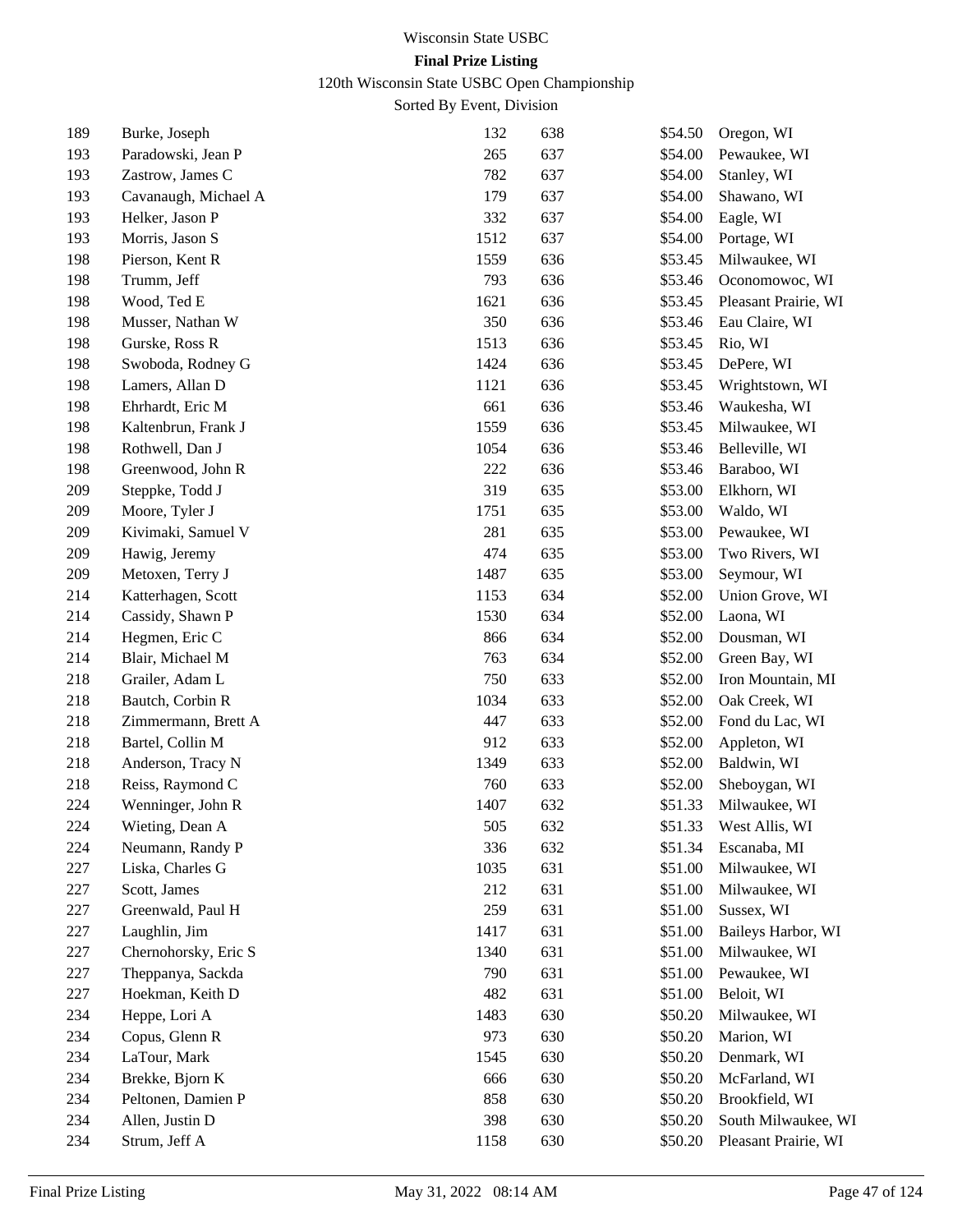Wisconsin State USBC

**Final Prize Listing**

120th Wisconsin State USBC Open Championship

Sorted By Event, Division

| | | | | | |
|---|---|---|---|---|---|
| 189 | Burke, Joseph | 132 | 638 | $54.50 | Oregon, WI |
| 193 | Paradowski, Jean P | 265 | 637 | $54.00 | Pewaukee, WI |
| 193 | Zastrow, James C | 782 | 637 | $54.00 | Stanley, WI |
| 193 | Cavanaugh, Michael A | 179 | 637 | $54.00 | Shawano, WI |
| 193 | Helker, Jason P | 332 | 637 | $54.00 | Eagle, WI |
| 193 | Morris, Jason S | 1512 | 637 | $54.00 | Portage, WI |
| 198 | Pierson, Kent R | 1559 | 636 | $53.45 | Milwaukee, WI |
| 198 | Trumm, Jeff | 793 | 636 | $53.46 | Oconomowoc, WI |
| 198 | Wood, Ted E | 1621 | 636 | $53.45 | Pleasant Prairie, WI |
| 198 | Musser, Nathan W | 350 | 636 | $53.46 | Eau Claire, WI |
| 198 | Gurske, Ross R | 1513 | 636 | $53.45 | Rio, WI |
| 198 | Swoboda, Rodney G | 1424 | 636 | $53.45 | DePere, WI |
| 198 | Lamers, Allan D | 1121 | 636 | $53.45 | Wrightstown, WI |
| 198 | Ehrhardt, Eric M | 661 | 636 | $53.46 | Waukesha, WI |
| 198 | Kaltenbrun, Frank J | 1559 | 636 | $53.45 | Milwaukee, WI |
| 198 | Rothwell, Dan J | 1054 | 636 | $53.46 | Belleville, WI |
| 198 | Greenwood, John R | 222 | 636 | $53.46 | Baraboo, WI |
| 209 | Steppke, Todd J | 319 | 635 | $53.00 | Elkhorn, WI |
| 209 | Moore, Tyler J | 1751 | 635 | $53.00 | Waldo, WI |
| 209 | Kivimaki, Samuel V | 281 | 635 | $53.00 | Pewaukee, WI |
| 209 | Hawig, Jeremy | 474 | 635 | $53.00 | Two Rivers, WI |
| 209 | Metoxen, Terry J | 1487 | 635 | $53.00 | Seymour, WI |
| 214 | Katterhagen, Scott | 1153 | 634 | $52.00 | Union Grove, WI |
| 214 | Cassidy, Shawn P | 1530 | 634 | $52.00 | Laona, WI |
| 214 | Hegmen, Eric C | 866 | 634 | $52.00 | Dousman, WI |
| 214 | Blair, Michael M | 763 | 634 | $52.00 | Green Bay, WI |
| 218 | Grailer, Adam L | 750 | 633 | $52.00 | Iron Mountain, MI |
| 218 | Bautch, Corbin R | 1034 | 633 | $52.00 | Oak Creek, WI |
| 218 | Zimmermann, Brett A | 447 | 633 | $52.00 | Fond du Lac, WI |
| 218 | Bartel, Collin M | 912 | 633 | $52.00 | Appleton, WI |
| 218 | Anderson, Tracy N | 1349 | 633 | $52.00 | Baldwin, WI |
| 218 | Reiss, Raymond C | 760 | 633 | $52.00 | Sheboygan, WI |
| 224 | Wenninger, John R | 1407 | 632 | $51.33 | Milwaukee, WI |
| 224 | Wieting, Dean A | 505 | 632 | $51.33 | West Allis, WI |
| 224 | Neumann, Randy P | 336 | 632 | $51.34 | Escanaba, MI |
| 227 | Liska, Charles G | 1035 | 631 | $51.00 | Milwaukee, WI |
| 227 | Scott, James | 212 | 631 | $51.00 | Milwaukee, WI |
| 227 | Greenwald, Paul H | 259 | 631 | $51.00 | Sussex, WI |
| 227 | Laughlin, Jim | 1417 | 631 | $51.00 | Baileys Harbor, WI |
| 227 | Chernohorsky, Eric S | 1340 | 631 | $51.00 | Milwaukee, WI |
| 227 | Theppanya, Sackda | 790 | 631 | $51.00 | Pewaukee, WI |
| 227 | Hoekman, Keith D | 482 | 631 | $51.00 | Beloit, WI |
| 234 | Heppe, Lori A | 1483 | 630 | $50.20 | Milwaukee, WI |
| 234 | Copus, Glenn R | 973 | 630 | $50.20 | Marion, WI |
| 234 | LaTour, Mark | 1545 | 630 | $50.20 | Denmark, WI |
| 234 | Brekke, Bjorn K | 666 | 630 | $50.20 | McFarland, WI |
| 234 | Peltonen, Damien P | 858 | 630 | $50.20 | Brookfield, WI |
| 234 | Allen, Justin D | 398 | 630 | $50.20 | South Milwaukee, WI |
| 234 | Strum, Jeff A | 1158 | 630 | $50.20 | Pleasant Prairie, WI |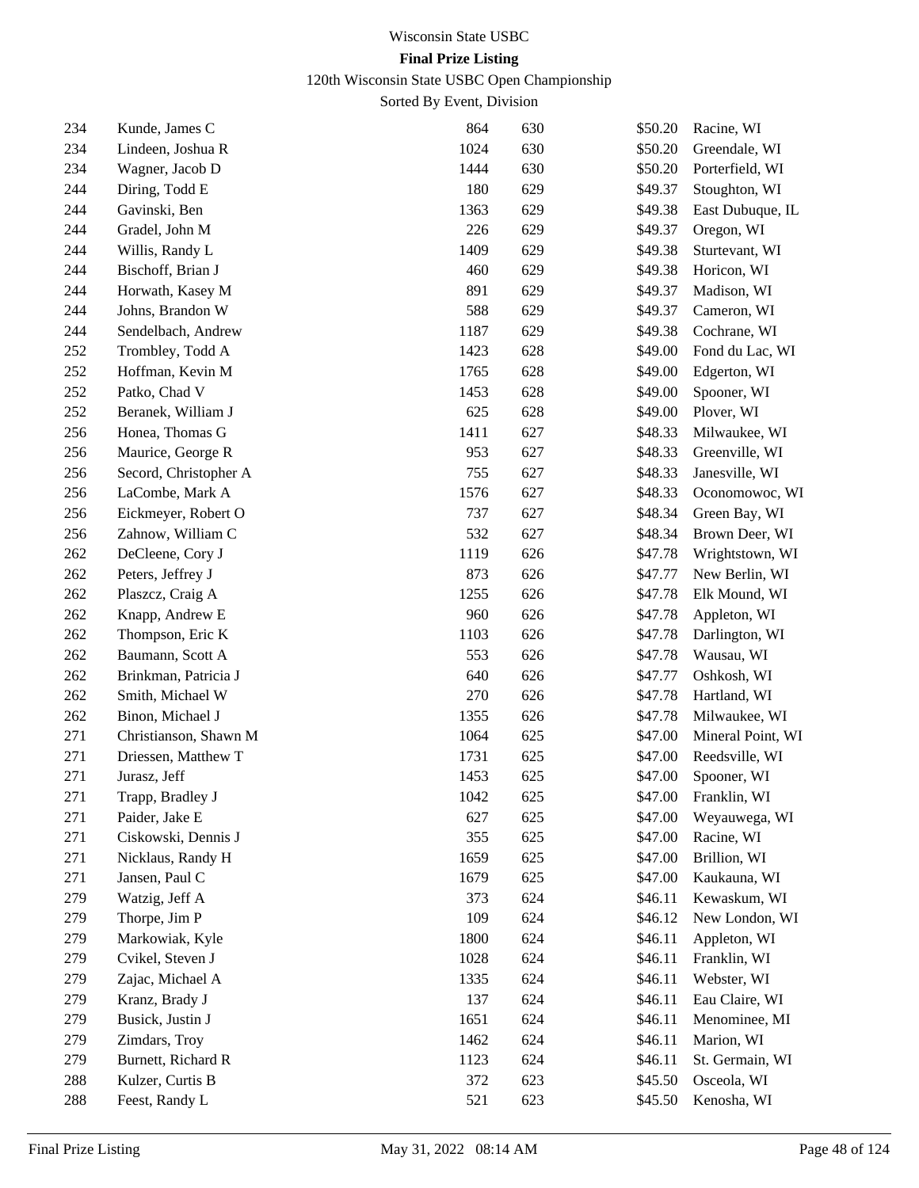# Wisconsin State USBC

## Final Prize Listing

120th Wisconsin State USBC Open Championship

Sorted By Event, Division

| | | | | | |
|---|---|---|---|---|---|
| 234 | Kunde, James C | 864 | 630 | $50.20 | Racine, WI |
| 234 | Lindeen, Joshua R | 1024 | 630 | $50.20 | Greendale, WI |
| 234 | Wagner, Jacob D | 1444 | 630 | $50.20 | Porterfield, WI |
| 244 | Diring, Todd E | 180 | 629 | $49.37 | Stoughton, WI |
| 244 | Gavinski, Ben | 1363 | 629 | $49.38 | East Dubuque, IL |
| 244 | Gradel, John M | 226 | 629 | $49.37 | Oregon, WI |
| 244 | Willis, Randy L | 1409 | 629 | $49.38 | Sturtevant, WI |
| 244 | Bischoff, Brian J | 460 | 629 | $49.38 | Horicon, WI |
| 244 | Horwath, Kasey M | 891 | 629 | $49.37 | Madison, WI |
| 244 | Johns, Brandon W | 588 | 629 | $49.37 | Cameron, WI |
| 244 | Sendelbach, Andrew | 1187 | 629 | $49.38 | Cochrane, WI |
| 252 | Trombley, Todd A | 1423 | 628 | $49.00 | Fond du Lac, WI |
| 252 | Hoffman, Kevin M | 1765 | 628 | $49.00 | Edgerton, WI |
| 252 | Patko, Chad V | 1453 | 628 | $49.00 | Spooner, WI |
| 252 | Beranek, William J | 625 | 628 | $49.00 | Plover, WI |
| 256 | Honea, Thomas G | 1411 | 627 | $48.33 | Milwaukee, WI |
| 256 | Maurice, George R | 953 | 627 | $48.33 | Greenville, WI |
| 256 | Secord, Christopher A | 755 | 627 | $48.33 | Janesville, WI |
| 256 | LaCombe, Mark A | 1576 | 627 | $48.33 | Oconomowoc, WI |
| 256 | Eickmeyer, Robert O | 737 | 627 | $48.34 | Green Bay, WI |
| 256 | Zahnow, William C | 532 | 627 | $48.34 | Brown Deer, WI |
| 262 | DeCleene, Cory J | 1119 | 626 | $47.78 | Wrightstown, WI |
| 262 | Peters, Jeffrey J | 873 | 626 | $47.77 | New Berlin, WI |
| 262 | Plaszcz, Craig A | 1255 | 626 | $47.78 | Elk Mound, WI |
| 262 | Knapp, Andrew E | 960 | 626 | $47.78 | Appleton, WI |
| 262 | Thompson, Eric K | 1103 | 626 | $47.78 | Darlington, WI |
| 262 | Baumann, Scott A | 553 | 626 | $47.78 | Wausau, WI |
| 262 | Brinkman, Patricia J | 640 | 626 | $47.77 | Oshkosh, WI |
| 262 | Smith, Michael W | 270 | 626 | $47.78 | Hartland, WI |
| 262 | Binon, Michael J | 1355 | 626 | $47.78 | Milwaukee, WI |
| 271 | Christianson, Shawn M | 1064 | 625 | $47.00 | Mineral Point, WI |
| 271 | Driessen, Matthew T | 1731 | 625 | $47.00 | Reedsville, WI |
| 271 | Jurasz, Jeff | 1453 | 625 | $47.00 | Spooner, WI |
| 271 | Trapp, Bradley J | 1042 | 625 | $47.00 | Franklin, WI |
| 271 | Paider, Jake E | 627 | 625 | $47.00 | Weyauwega, WI |
| 271 | Ciskowski, Dennis J | 355 | 625 | $47.00 | Racine, WI |
| 271 | Nicklaus, Randy H | 1659 | 625 | $47.00 | Brillion, WI |
| 271 | Jansen, Paul C | 1679 | 625 | $47.00 | Kaukauna, WI |
| 279 | Watzig, Jeff A | 373 | 624 | $46.11 | Kewaskum, WI |
| 279 | Thorpe, Jim P | 109 | 624 | $46.12 | New London, WI |
| 279 | Markowiak, Kyle | 1800 | 624 | $46.11 | Appleton, WI |
| 279 | Cvikel, Steven J | 1028 | 624 | $46.11 | Franklin, WI |
| 279 | Zajac, Michael A | 1335 | 624 | $46.11 | Webster, WI |
| 279 | Kranz, Brady J | 137 | 624 | $46.11 | Eau Claire, WI |
| 279 | Busick, Justin J | 1651 | 624 | $46.11 | Menominee, MI |
| 279 | Zimdars, Troy | 1462 | 624 | $46.11 | Marion, WI |
| 279 | Burnett, Richard R | 1123 | 624 | $46.11 | St. Germain, WI |
| 288 | Kulzer, Curtis B | 372 | 623 | $45.50 | Osceola, WI |
| 288 | Feest, Randy L | 521 | 623 | $45.50 | Kenosha, WI |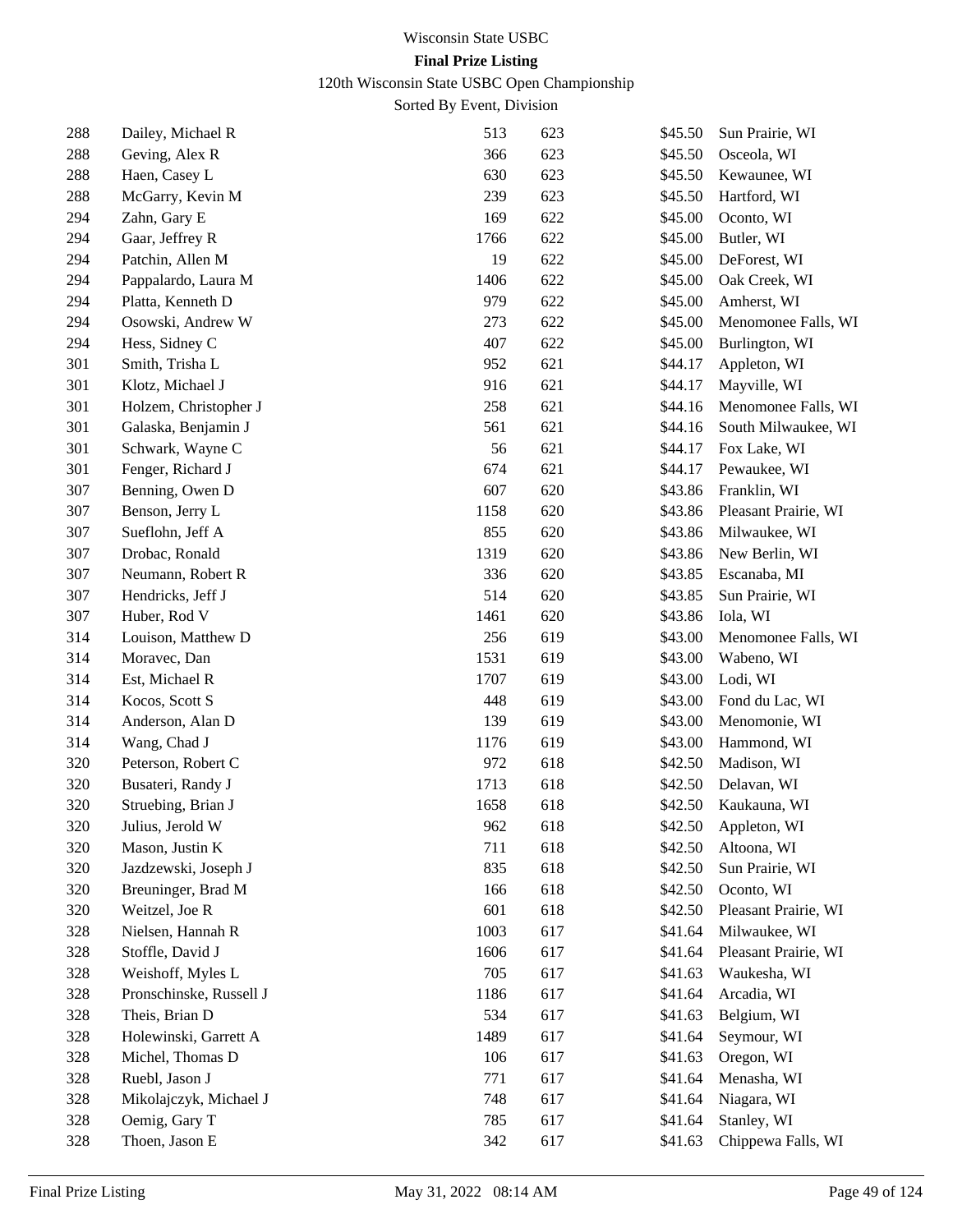Wisconsin State USBC

**Final Prize Listing**

120th Wisconsin State USBC Open Championship

Sorted By Event, Division

| | | | | | |
|---|---|---|---|---|---|
| 288 | Dailey, Michael R | 513 | 623 | $45.50 | Sun Prairie, WI |
| 288 | Geving, Alex R | 366 | 623 | $45.50 | Osceola, WI |
| 288 | Haen, Casey L | 630 | 623 | $45.50 | Kewaunee, WI |
| 288 | McGarry, Kevin M | 239 | 623 | $45.50 | Hartford, WI |
| 294 | Zahn, Gary E | 169 | 622 | $45.00 | Oconto, WI |
| 294 | Gaar, Jeffrey R | 1766 | 622 | $45.00 | Butler, WI |
| 294 | Patchin, Allen M | 19 | 622 | $45.00 | DeForest, WI |
| 294 | Pappalardo, Laura M | 1406 | 622 | $45.00 | Oak Creek, WI |
| 294 | Platta, Kenneth D | 979 | 622 | $45.00 | Amherst, WI |
| 294 | Osowski, Andrew W | 273 | 622 | $45.00 | Menomonee Falls, WI |
| 294 | Hess, Sidney C | 407 | 622 | $45.00 | Burlington, WI |
| 301 | Smith, Trisha L | 952 | 621 | $44.17 | Appleton, WI |
| 301 | Klotz, Michael J | 916 | 621 | $44.17 | Mayville, WI |
| 301 | Holzem, Christopher J | 258 | 621 | $44.16 | Menomonee Falls, WI |
| 301 | Galaska, Benjamin J | 561 | 621 | $44.16 | South Milwaukee, WI |
| 301 | Schwark, Wayne C | 56 | 621 | $44.17 | Fox Lake, WI |
| 301 | Fenger, Richard J | 674 | 621 | $44.17 | Pewaukee, WI |
| 307 | Benning, Owen D | 607 | 620 | $43.86 | Franklin, WI |
| 307 | Benson, Jerry L | 1158 | 620 | $43.86 | Pleasant Prairie, WI |
| 307 | Sueflohn, Jeff A | 855 | 620 | $43.86 | Milwaukee, WI |
| 307 | Drobac, Ronald | 1319 | 620 | $43.86 | New Berlin, WI |
| 307 | Neumann, Robert R | 336 | 620 | $43.85 | Escanaba, MI |
| 307 | Hendricks, Jeff J | 514 | 620 | $43.85 | Sun Prairie, WI |
| 307 | Huber, Rod V | 1461 | 620 | $43.86 | Iola, WI |
| 314 | Louison, Matthew D | 256 | 619 | $43.00 | Menomonee Falls, WI |
| 314 | Moravec, Dan | 1531 | 619 | $43.00 | Wabeno, WI |
| 314 | Est, Michael R | 1707 | 619 | $43.00 | Lodi, WI |
| 314 | Kocos, Scott S | 448 | 619 | $43.00 | Fond du Lac, WI |
| 314 | Anderson, Alan D | 139 | 619 | $43.00 | Menomonie, WI |
| 314 | Wang, Chad J | 1176 | 619 | $43.00 | Hammond, WI |
| 320 | Peterson, Robert C | 972 | 618 | $42.50 | Madison, WI |
| 320 | Busateri, Randy J | 1713 | 618 | $42.50 | Delavan, WI |
| 320 | Struebing, Brian J | 1658 | 618 | $42.50 | Kaukauna, WI |
| 320 | Julius, Jerold W | 962 | 618 | $42.50 | Appleton, WI |
| 320 | Mason, Justin K | 711 | 618 | $42.50 | Altoona, WI |
| 320 | Jazdzewski, Joseph J | 835 | 618 | $42.50 | Sun Prairie, WI |
| 320 | Breuninger, Brad M | 166 | 618 | $42.50 | Oconto, WI |
| 320 | Weitzel, Joe R | 601 | 618 | $42.50 | Pleasant Prairie, WI |
| 328 | Nielsen, Hannah R | 1003 | 617 | $41.64 | Milwaukee, WI |
| 328 | Stoffle, David J | 1606 | 617 | $41.64 | Pleasant Prairie, WI |
| 328 | Weishoff, Myles L | 705 | 617 | $41.63 | Waukesha, WI |
| 328 | Pronschinske, Russell J | 1186 | 617 | $41.64 | Arcadia, WI |
| 328 | Theis, Brian D | 534 | 617 | $41.63 | Belgium, WI |
| 328 | Holewinski, Garrett A | 1489 | 617 | $41.64 | Seymour, WI |
| 328 | Michel, Thomas D | 106 | 617 | $41.63 | Oregon, WI |
| 328 | Ruebl, Jason J | 771 | 617 | $41.64 | Menasha, WI |
| 328 | Mikolajczyk, Michael J | 748 | 617 | $41.64 | Niagara, WI |
| 328 | Oemig, Gary T | 785 | 617 | $41.64 | Stanley, WI |
| 328 | Thoen, Jason E | 342 | 617 | $41.63 | Chippewa Falls, WI |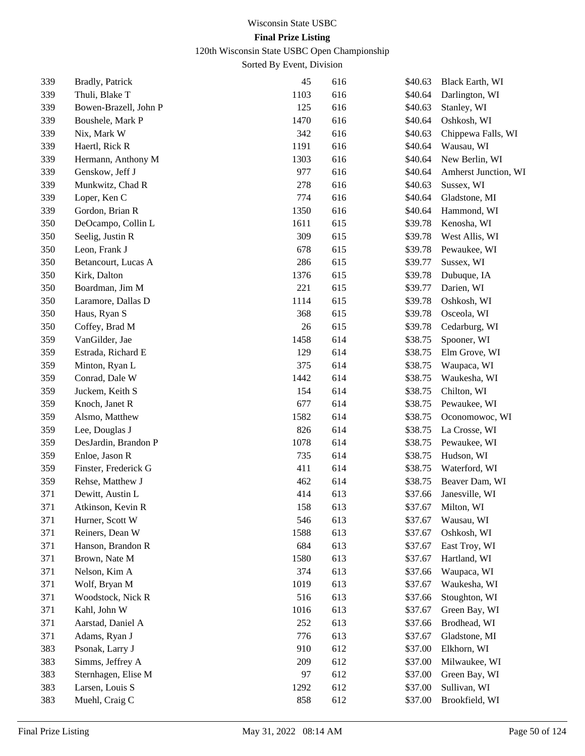Wisconsin State USBC

**Final Prize Listing**

120th Wisconsin State USBC Open Championship

Sorted By Event, Division

| | | | | | |
|---|---|---|---|---|---|
| 339 | Bradly, Patrick | 45 | 616 | $40.63 | Black Earth, WI |
| 339 | Thuli, Blake T | 1103 | 616 | $40.64 | Darlington, WI |
| 339 | Bowen-Brazell, John P | 125 | 616 | $40.63 | Stanley, WI |
| 339 | Boushele, Mark P | 1470 | 616 | $40.64 | Oshkosh, WI |
| 339 | Nix, Mark W | 342 | 616 | $40.63 | Chippewa Falls, WI |
| 339 | Haertl, Rick R | 1191 | 616 | $40.64 | Wausau, WI |
| 339 | Hermann, Anthony M | 1303 | 616 | $40.64 | New Berlin, WI |
| 339 | Genskow, Jeff J | 977 | 616 | $40.64 | Amherst Junction, WI |
| 339 | Munkwitz, Chad R | 278 | 616 | $40.63 | Sussex, WI |
| 339 | Loper, Ken C | 774 | 616 | $40.64 | Gladstone, MI |
| 339 | Gordon, Brian R | 1350 | 616 | $40.64 | Hammond, WI |
| 350 | DeOcampo, Collin L | 1611 | 615 | $39.78 | Kenosha, WI |
| 350 | Seelig, Justin R | 309 | 615 | $39.78 | West Allis, WI |
| 350 | Leon, Frank J | 678 | 615 | $39.78 | Pewaukee, WI |
| 350 | Betancourt, Lucas A | 286 | 615 | $39.77 | Sussex, WI |
| 350 | Kirk, Dalton | 1376 | 615 | $39.78 | Dubuque, IA |
| 350 | Boardman, Jim M | 221 | 615 | $39.77 | Darien, WI |
| 350 | Laramore, Dallas D | 1114 | 615 | $39.78 | Oshkosh, WI |
| 350 | Haus, Ryan S | 368 | 615 | $39.78 | Osceola, WI |
| 350 | Coffey, Brad M | 26 | 615 | $39.78 | Cedarburg, WI |
| 359 | VanGilder, Jae | 1458 | 614 | $38.75 | Spooner, WI |
| 359 | Estrada, Richard E | 129 | 614 | $38.75 | Elm Grove, WI |
| 359 | Minton, Ryan L | 375 | 614 | $38.75 | Waupaca, WI |
| 359 | Conrad, Dale W | 1442 | 614 | $38.75 | Waukesha, WI |
| 359 | Juckem, Keith S | 154 | 614 | $38.75 | Chilton, WI |
| 359 | Knoch, Janet R | 677 | 614 | $38.75 | Pewaukee, WI |
| 359 | Alsmo, Matthew | 1582 | 614 | $38.75 | Oconomowoc, WI |
| 359 | Lee, Douglas J | 826 | 614 | $38.75 | La Crosse, WI |
| 359 | DesJardin, Brandon P | 1078 | 614 | $38.75 | Pewaukee, WI |
| 359 | Enloe, Jason R | 735 | 614 | $38.75 | Hudson, WI |
| 359 | Finster, Frederick G | 411 | 614 | $38.75 | Waterford, WI |
| 359 | Rehse, Matthew J | 462 | 614 | $38.75 | Beaver Dam, WI |
| 371 | Dewitt, Austin L | 414 | 613 | $37.66 | Janesville, WI |
| 371 | Atkinson, Kevin R | 158 | 613 | $37.67 | Milton, WI |
| 371 | Hurner, Scott W | 546 | 613 | $37.67 | Wausau, WI |
| 371 | Reiners, Dean W | 1588 | 613 | $37.67 | Oshkosh, WI |
| 371 | Hanson, Brandon R | 684 | 613 | $37.67 | East Troy, WI |
| 371 | Brown, Nate M | 1580 | 613 | $37.67 | Hartland, WI |
| 371 | Nelson, Kim A | 374 | 613 | $37.66 | Waupaca, WI |
| 371 | Wolf, Bryan M | 1019 | 613 | $37.67 | Waukesha, WI |
| 371 | Woodstock, Nick R | 516 | 613 | $37.66 | Stoughton, WI |
| 371 | Kahl, John W | 1016 | 613 | $37.67 | Green Bay, WI |
| 371 | Aarstad, Daniel A | 252 | 613 | $37.66 | Brodhead, WI |
| 371 | Adams, Ryan J | 776 | 613 | $37.67 | Gladstone, MI |
| 383 | Psonak, Larry J | 910 | 612 | $37.00 | Elkhorn, WI |
| 383 | Simms, Jeffrey A | 209 | 612 | $37.00 | Milwaukee, WI |
| 383 | Sternhagen, Elise M | 97 | 612 | $37.00 | Green Bay, WI |
| 383 | Larsen, Louis S | 1292 | 612 | $37.00 | Sullivan, WI |
| 383 | Muehl, Craig C | 858 | 612 | $37.00 | Brookfield, WI |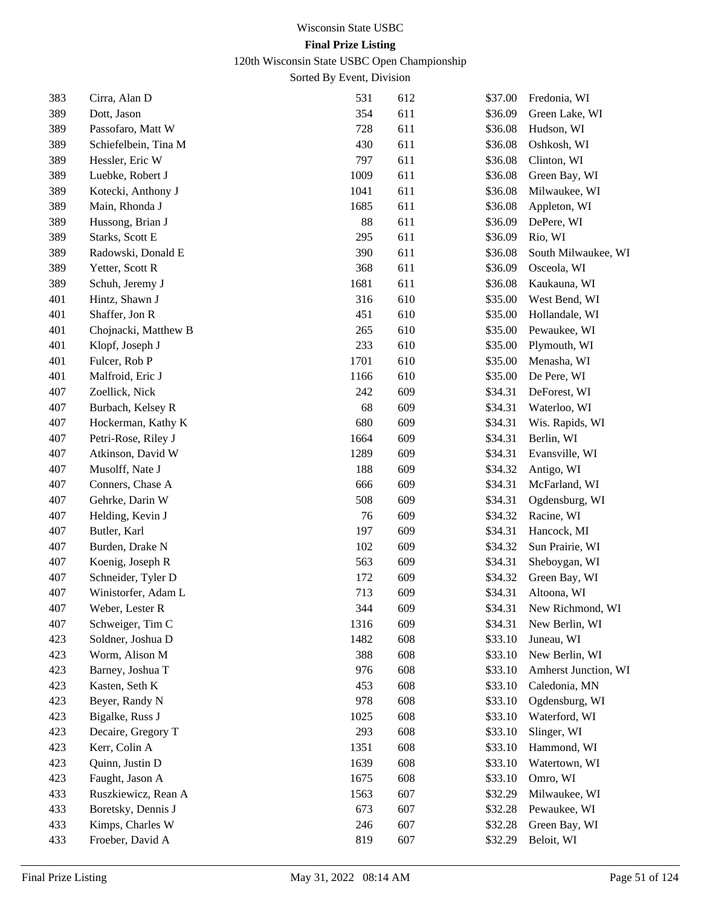# Wisconsin State USBC

## Final Prize Listing

120th Wisconsin State USBC Open Championship

Sorted By Event, Division

| | | | | | |
|---|---|---|---|---|---|
| 383 | Cirra, Alan D | 531 | 612 | $37.00 | Fredonia, WI |
| 389 | Dott, Jason | 354 | 611 | $36.09 | Green Lake, WI |
| 389 | Passofaro, Matt W | 728 | 611 | $36.08 | Hudson, WI |
| 389 | Schiefelbein, Tina M | 430 | 611 | $36.08 | Oshkosh, WI |
| 389 | Hessler, Eric W | 797 | 611 | $36.08 | Clinton, WI |
| 389 | Luebke, Robert J | 1009 | 611 | $36.08 | Green Bay, WI |
| 389 | Kotecki, Anthony J | 1041 | 611 | $36.08 | Milwaukee, WI |
| 389 | Main, Rhonda J | 1685 | 611 | $36.08 | Appleton, WI |
| 389 | Hussong, Brian J | 88 | 611 | $36.09 | DePere, WI |
| 389 | Starks, Scott E | 295 | 611 | $36.09 | Rio, WI |
| 389 | Radowski, Donald E | 390 | 611 | $36.08 | South Milwaukee, WI |
| 389 | Yetter, Scott R | 368 | 611 | $36.09 | Osceola, WI |
| 389 | Schuh, Jeremy J | 1681 | 611 | $36.08 | Kaukauna, WI |
| 401 | Hintz, Shawn J | 316 | 610 | $35.00 | West Bend, WI |
| 401 | Shaffer, Jon R | 451 | 610 | $35.00 | Hollandale, WI |
| 401 | Chojnacki, Matthew B | 265 | 610 | $35.00 | Pewaukee, WI |
| 401 | Klopf, Joseph J | 233 | 610 | $35.00 | Plymouth, WI |
| 401 | Fulcer, Rob P | 1701 | 610 | $35.00 | Menasha, WI |
| 401 | Malfroid, Eric J | 1166 | 610 | $35.00 | De Pere, WI |
| 407 | Zoellick, Nick | 242 | 609 | $34.31 | DeForest, WI |
| 407 | Burbach, Kelsey R | 68 | 609 | $34.31 | Waterloo, WI |
| 407 | Hockerman, Kathy K | 680 | 609 | $34.31 | Wis. Rapids, WI |
| 407 | Petri-Rose, Riley J | 1664 | 609 | $34.31 | Berlin, WI |
| 407 | Atkinson, David W | 1289 | 609 | $34.31 | Evansville, WI |
| 407 | Musolff, Nate J | 188 | 609 | $34.32 | Antigo, WI |
| 407 | Conners, Chase A | 666 | 609 | $34.31 | McFarland, WI |
| 407 | Gehrke, Darin W | 508 | 609 | $34.31 | Ogdensburg, WI |
| 407 | Helding, Kevin J | 76 | 609 | $34.32 | Racine, WI |
| 407 | Butler, Karl | 197 | 609 | $34.31 | Hancock, MI |
| 407 | Burden, Drake N | 102 | 609 | $34.32 | Sun Prairie, WI |
| 407 | Koenig, Joseph R | 563 | 609 | $34.31 | Sheboygan, WI |
| 407 | Schneider, Tyler D | 172 | 609 | $34.32 | Green Bay, WI |
| 407 | Winistorfer, Adam L | 713 | 609 | $34.31 | Altoona, WI |
| 407 | Weber, Lester R | 344 | 609 | $34.31 | New Richmond, WI |
| 407 | Schweiger, Tim C | 1316 | 609 | $34.31 | New Berlin, WI |
| 423 | Soldner, Joshua D | 1482 | 608 | $33.10 | Juneau, WI |
| 423 | Worm, Alison M | 388 | 608 | $33.10 | New Berlin, WI |
| 423 | Barney, Joshua T | 976 | 608 | $33.10 | Amherst Junction, WI |
| 423 | Kasten, Seth K | 453 | 608 | $33.10 | Caledonia, MN |
| 423 | Beyer, Randy N | 978 | 608 | $33.10 | Ogdensburg, WI |
| 423 | Bigalke, Russ J | 1025 | 608 | $33.10 | Waterford, WI |
| 423 | Decaire, Gregory T | 293 | 608 | $33.10 | Slinger, WI |
| 423 | Kerr, Colin A | 1351 | 608 | $33.10 | Hammond, WI |
| 423 | Quinn, Justin D | 1639 | 608 | $33.10 | Watertown, WI |
| 423 | Faught, Jason A | 1675 | 608 | $33.10 | Omro, WI |
| 433 | Ruszkiewicz, Rean A | 1563 | 607 | $32.29 | Milwaukee, WI |
| 433 | Boretsky, Dennis J | 673 | 607 | $32.28 | Pewaukee, WI |
| 433 | Kimps, Charles W | 246 | 607 | $32.28 | Green Bay, WI |
| 433 | Froeber, David A | 819 | 607 | $32.29 | Beloit, WI |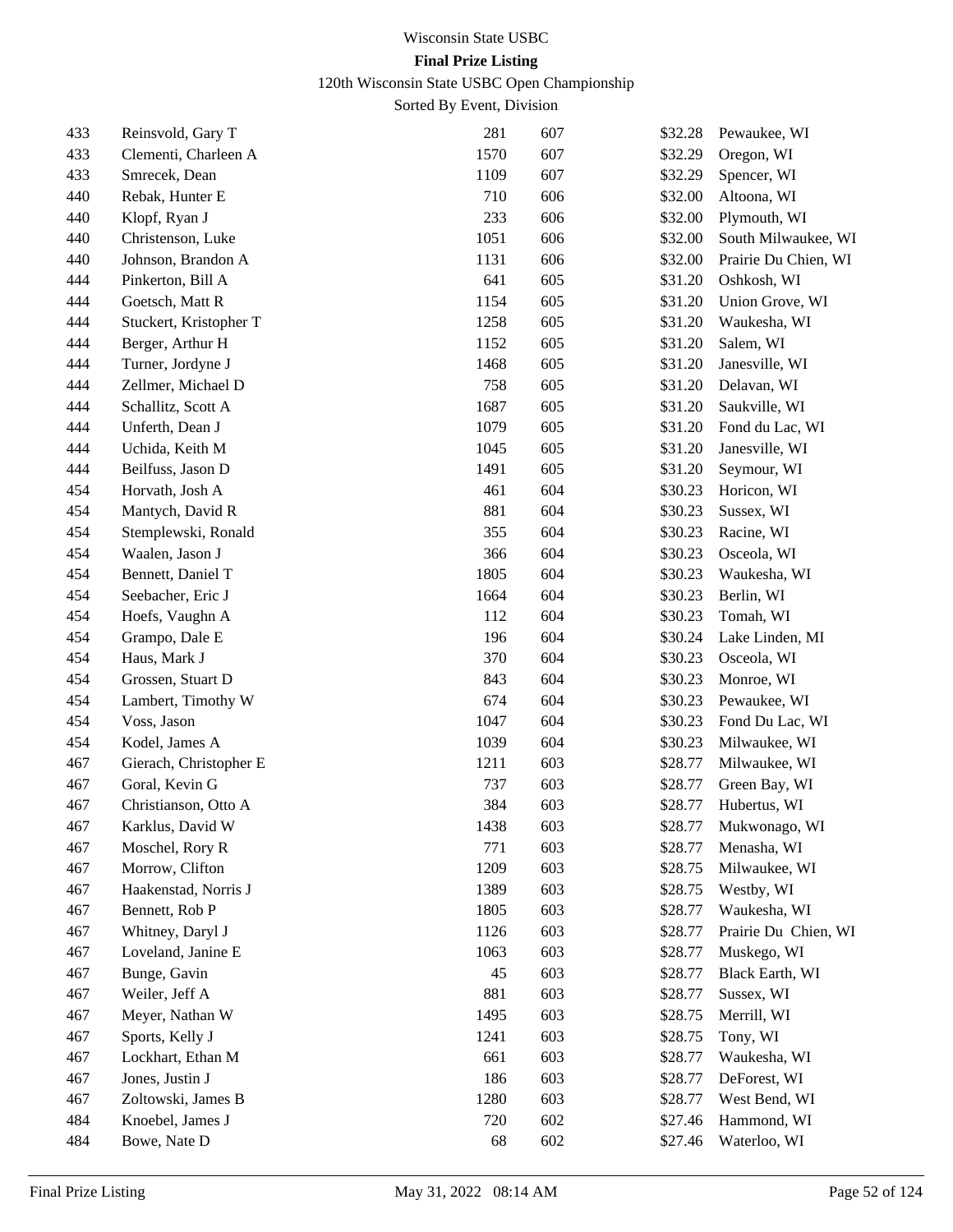Wisconsin State USBC

**Final Prize Listing**

120th Wisconsin State USBC Open Championship

Sorted By Event, Division

| | | | | | |
|---|---|---|---|---|---|
| 433 | Reinsvold, Gary T | 281 | 607 | $32.28 | Pewaukee, WI |
| 433 | Clementi, Charleen A | 1570 | 607 | $32.29 | Oregon, WI |
| 433 | Smrecek, Dean | 1109 | 607 | $32.29 | Spencer, WI |
| 440 | Rebak, Hunter E | 710 | 606 | $32.00 | Altoona, WI |
| 440 | Klopf, Ryan J | 233 | 606 | $32.00 | Plymouth, WI |
| 440 | Christenson, Luke | 1051 | 606 | $32.00 | South Milwaukee, WI |
| 440 | Johnson, Brandon A | 1131 | 606 | $32.00 | Prairie Du Chien, WI |
| 444 | Pinkerton, Bill A | 641 | 605 | $31.20 | Oshkosh, WI |
| 444 | Goetsch, Matt R | 1154 | 605 | $31.20 | Union Grove, WI |
| 444 | Stuckert, Kristopher T | 1258 | 605 | $31.20 | Waukesha, WI |
| 444 | Berger, Arthur H | 1152 | 605 | $31.20 | Salem, WI |
| 444 | Turner, Jordyne J | 1468 | 605 | $31.20 | Janesville, WI |
| 444 | Zellmer, Michael D | 758 | 605 | $31.20 | Delavan, WI |
| 444 | Schallitz, Scott A | 1687 | 605 | $31.20 | Saukville, WI |
| 444 | Unferth, Dean J | 1079 | 605 | $31.20 | Fond du Lac, WI |
| 444 | Uchida, Keith M | 1045 | 605 | $31.20 | Janesville, WI |
| 444 | Beilfuss, Jason D | 1491 | 605 | $31.20 | Seymour, WI |
| 454 | Horvath, Josh A | 461 | 604 | $30.23 | Horicon, WI |
| 454 | Mantych, David R | 881 | 604 | $30.23 | Sussex, WI |
| 454 | Stemplewski, Ronald | 355 | 604 | $30.23 | Racine, WI |
| 454 | Waalen, Jason J | 366 | 604 | $30.23 | Osceola, WI |
| 454 | Bennett, Daniel T | 1805 | 604 | $30.23 | Waukesha, WI |
| 454 | Seebacher, Eric J | 1664 | 604 | $30.23 | Berlin, WI |
| 454 | Hoefs, Vaughn A | 112 | 604 | $30.23 | Tomah, WI |
| 454 | Grampo, Dale E | 196 | 604 | $30.24 | Lake Linden, MI |
| 454 | Haus, Mark J | 370 | 604 | $30.23 | Osceola, WI |
| 454 | Grossen, Stuart D | 843 | 604 | $30.23 | Monroe, WI |
| 454 | Lambert, Timothy W | 674 | 604 | $30.23 | Pewaukee, WI |
| 454 | Voss, Jason | 1047 | 604 | $30.23 | Fond Du Lac, WI |
| 454 | Kodel, James A | 1039 | 604 | $30.23 | Milwaukee, WI |
| 467 | Gierach, Christopher E | 1211 | 603 | $28.77 | Milwaukee, WI |
| 467 | Goral, Kevin G | 737 | 603 | $28.77 | Green Bay, WI |
| 467 | Christianson, Otto A | 384 | 603 | $28.77 | Hubertus, WI |
| 467 | Karklus, David W | 1438 | 603 | $28.77 | Mukwonago, WI |
| 467 | Moschel, Rory R | 771 | 603 | $28.77 | Menasha, WI |
| 467 | Morrow, Clifton | 1209 | 603 | $28.75 | Milwaukee, WI |
| 467 | Haakenstad, Norris J | 1389 | 603 | $28.75 | Westby, WI |
| 467 | Bennett, Rob P | 1805 | 603 | $28.77 | Waukesha, WI |
| 467 | Whitney, Daryl J | 1126 | 603 | $28.77 | Prairie Du Chien, WI |
| 467 | Loveland, Janine E | 1063 | 603 | $28.77 | Muskego, WI |
| 467 | Bunge, Gavin | 45 | 603 | $28.77 | Black Earth, WI |
| 467 | Weiler, Jeff A | 881 | 603 | $28.77 | Sussex, WI |
| 467 | Meyer, Nathan W | 1495 | 603 | $28.75 | Merrill, WI |
| 467 | Sports, Kelly J | 1241 | 603 | $28.75 | Tony, WI |
| 467 | Lockhart, Ethan M | 661 | 603 | $28.77 | Waukesha, WI |
| 467 | Jones, Justin J | 186 | 603 | $28.77 | DeForest, WI |
| 467 | Zoltowski, James B | 1280 | 603 | $28.77 | West Bend, WI |
| 484 | Knoebel, James J | 720 | 602 | $27.46 | Hammond, WI |
| 484 | Bowe, Nate D | 68 | 602 | $27.46 | Waterloo, WI |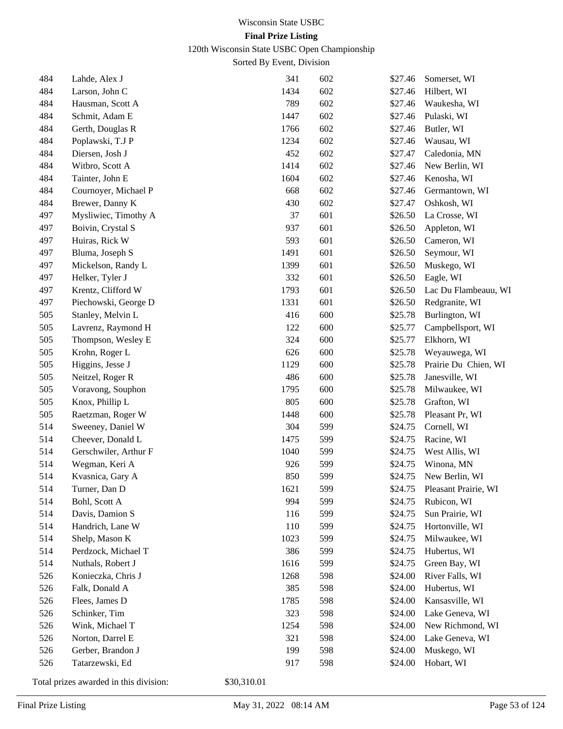Wisconsin State USBC

**Final Prize Listing**

120th Wisconsin State USBC Open Championship

Sorted By Event, Division

| | | | | | |
|---|---|---|---|---|---|
| 484 | Lahde, Alex J | 341 | 602 | $27.46 | Somerset, WI |
| 484 | Larson, John C | 1434 | 602 | $27.46 | Hilbert, WI |
| 484 | Hausman, Scott A | 789 | 602 | $27.46 | Waukesha, WI |
| 484 | Schmit, Adam E | 1447 | 602 | $27.46 | Pulaski, WI |
| 484 | Gerth, Douglas R | 1766 | 602 | $27.46 | Butler, WI |
| 484 | Poplawski, T.J P | 1234 | 602 | $27.46 | Wausau, WI |
| 484 | Diersen, Josh J | 452 | 602 | $27.47 | Caledonia, MN |
| 484 | Witbro, Scott A | 1414 | 602 | $27.46 | New Berlin, WI |
| 484 | Tainter, John E | 1604 | 602 | $27.46 | Kenosha, WI |
| 484 | Cournoyer, Michael P | 668 | 602 | $27.46 | Germantown, WI |
| 484 | Brewer, Danny K | 430 | 602 | $27.47 | Oshkosh, WI |
| 497 | Mysliwiec, Timothy A | 37 | 601 | $26.50 | La Crosse, WI |
| 497 | Boivin, Crystal S | 937 | 601 | $26.50 | Appleton, WI |
| 497 | Huiras, Rick W | 593 | 601 | $26.50 | Cameron, WI |
| 497 | Bluma, Joseph S | 1491 | 601 | $26.50 | Seymour, WI |
| 497 | Mickelson, Randy L | 1399 | 601 | $26.50 | Muskego, WI |
| 497 | Helker, Tyler J | 332 | 601 | $26.50 | Eagle, WI |
| 497 | Krentz, Clifford W | 1793 | 601 | $26.50 | Lac Du Flambeauu, WI |
| 497 | Piechowski, George D | 1331 | 601 | $26.50 | Redgranite, WI |
| 505 | Stanley, Melvin L | 416 | 600 | $25.78 | Burlington, WI |
| 505 | Lavrenz, Raymond H | 122 | 600 | $25.77 | Campbellsport, WI |
| 505 | Thompson, Wesley E | 324 | 600 | $25.77 | Elkhorn, WI |
| 505 | Krohn, Roger L | 626 | 600 | $25.78 | Weyauwega, WI |
| 505 | Higgins, Jesse J | 1129 | 600 | $25.78 | Prairie Du Chien, WI |
| 505 | Neitzel, Roger R | 486 | 600 | $25.78 | Janesville, WI |
| 505 | Voravong, Souphon | 1795 | 600 | $25.78 | Milwaukee, WI |
| 505 | Knox, Phillip L | 805 | 600 | $25.78 | Grafton, WI |
| 505 | Raetzman, Roger W | 1448 | 600 | $25.78 | Pleasant Pr, WI |
| 514 | Sweeney, Daniel W | 304 | 599 | $24.75 | Cornell, WI |
| 514 | Cheever, Donald L | 1475 | 599 | $24.75 | Racine, WI |
| 514 | Gerschwiler, Arthur F | 1040 | 599 | $24.75 | West Allis, WI |
| 514 | Wegman, Keri A | 926 | 599 | $24.75 | Winona, MN |
| 514 | Kvasnica, Gary A | 850 | 599 | $24.75 | New Berlin, WI |
| 514 | Turner, Dan D | 1621 | 599 | $24.75 | Pleasant Prairie, WI |
| 514 | Bohl, Scott A | 994 | 599 | $24.75 | Rubicon, WI |
| 514 | Davis, Damion S | 116 | 599 | $24.75 | Sun Prairie, WI |
| 514 | Handrich, Lane W | 110 | 599 | $24.75 | Hortonville, WI |
| 514 | Shelp, Mason K | 1023 | 599 | $24.75 | Milwaukee, WI |
| 514 | Perdzock, Michael T | 386 | 599 | $24.75 | Hubertus, WI |
| 514 | Nuthals, Robert J | 1616 | 599 | $24.75 | Green Bay, WI |
| 526 | Konieczka, Chris J | 1268 | 598 | $24.00 | River Falls, WI |
| 526 | Falk, Donald A | 385 | 598 | $24.00 | Hubertus, WI |
| 526 | Flees, James D | 1785 | 598 | $24.00 | Kansasville, WI |
| 526 | Schinker, Tim | 323 | 598 | $24.00 | Lake Geneva, WI |
| 526 | Wink, Michael T | 1254 | 598 | $24.00 | New Richmond, WI |
| 526 | Norton, Darrel E | 321 | 598 | $24.00 | Lake Geneva, WI |
| 526 | Gerber, Brandon J | 199 | 598 | $24.00 | Muskego, WI |
| 526 | Tatarzewski, Ed | 917 | 598 | $24.00 | Hobart, WI |

Total prizes awarded in this division: $30,310.01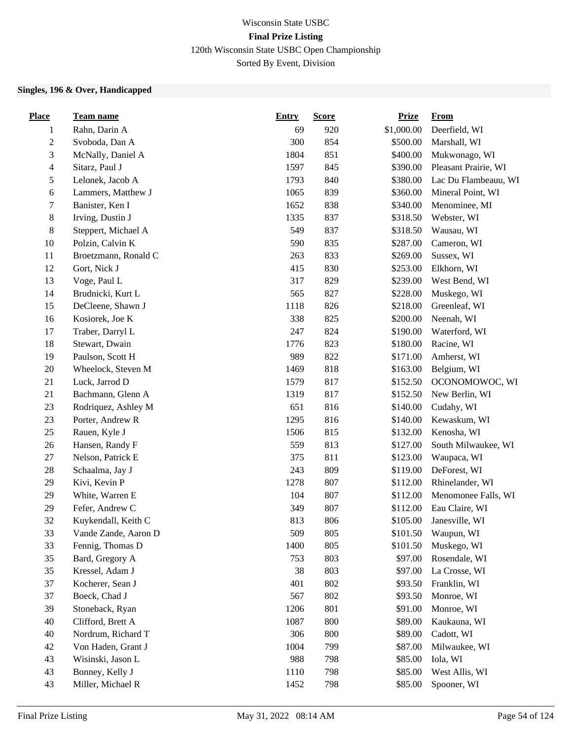Wisconsin State USBC

**Final Prize Listing**

120th Wisconsin State USBC Open Championship

Sorted By Event, Division

### Singles, 196 & Over, Handicapped

| Place | Team name | Entry | Score | Prize | From |
|---|---|---|---|---|---|
| 1 | Rahn, Darin A | 69 | 920 | $1,000.00 | Deerfield, WI |
| 2 | Svoboda, Dan A | 300 | 854 | $500.00 | Marshall, WI |
| 3 | McNally, Daniel A | 1804 | 851 | $400.00 | Mukwonago, WI |
| 4 | Sitarz, Paul J | 1597 | 845 | $390.00 | Pleasant Prairie, WI |
| 5 | Lelonek, Jacob A | 1793 | 840 | $380.00 | Lac Du Flambeauu, WI |
| 6 | Lammers, Matthew J | 1065 | 839 | $360.00 | Mineral Point, WI |
| 7 | Banister, Ken I | 1652 | 838 | $340.00 | Menominee, MI |
| 8 | Irving, Dustin J | 1335 | 837 | $318.50 | Webster, WI |
| 8 | Steppert, Michael A | 549 | 837 | $318.50 | Wausau, WI |
| 10 | Polzin, Calvin K | 590 | 835 | $287.00 | Cameron, WI |
| 11 | Broetzmann, Ronald C | 263 | 833 | $269.00 | Sussex, WI |
| 12 | Gort, Nick J | 415 | 830 | $253.00 | Elkhorn, WI |
| 13 | Voge, Paul L | 317 | 829 | $239.00 | West Bend, WI |
| 14 | Brudnicki, Kurt L | 565 | 827 | $228.00 | Muskego, WI |
| 15 | DeCleene, Shawn J | 1118 | 826 | $218.00 | Greenleaf, WI |
| 16 | Kosiorek, Joe K | 338 | 825 | $200.00 | Neenah, WI |
| 17 | Traber, Darryl L | 247 | 824 | $190.00 | Waterford, WI |
| 18 | Stewart, Dwain | 1776 | 823 | $180.00 | Racine, WI |
| 19 | Paulson, Scott H | 989 | 822 | $171.00 | Amherst, WI |
| 20 | Wheelock, Steven M | 1469 | 818 | $163.00 | Belgium, WI |
| 21 | Luck, Jarrod D | 1579 | 817 | $152.50 | OCONOMOWOC, WI |
| 21 | Bachmann, Glenn A | 1319 | 817 | $152.50 | New Berlin, WI |
| 23 | Rodriquez, Ashley M | 651 | 816 | $140.00 | Cudahy, WI |
| 23 | Porter, Andrew R | 1295 | 816 | $140.00 | Kewaskum, WI |
| 25 | Rauen, Kyle J | 1506 | 815 | $132.00 | Kenosha, WI |
| 26 | Hansen, Randy F | 559 | 813 | $127.00 | South Milwaukee, WI |
| 27 | Nelson, Patrick E | 375 | 811 | $123.00 | Waupaca, WI |
| 28 | Schaalma, Jay J | 243 | 809 | $119.00 | DeForest, WI |
| 29 | Kivi, Kevin P | 1278 | 807 | $112.00 | Rhinelander, WI |
| 29 | White, Warren E | 104 | 807 | $112.00 | Menomonee Falls, WI |
| 29 | Fefer, Andrew C | 349 | 807 | $112.00 | Eau Claire, WI |
| 32 | Kuykendall, Keith C | 813 | 806 | $105.00 | Janesville, WI |
| 33 | Vande Zande, Aaron D | 509 | 805 | $101.50 | Waupun, WI |
| 33 | Fennig, Thomas D | 1400 | 805 | $101.50 | Muskego, WI |
| 35 | Bard, Gregory A | 753 | 803 | $97.00 | Rosendale, WI |
| 35 | Kressel, Adam J | 38 | 803 | $97.00 | La Crosse, WI |
| 37 | Kocherer, Sean J | 401 | 802 | $93.50 | Franklin, WI |
| 37 | Boeck, Chad J | 567 | 802 | $93.50 | Monroe, WI |
| 39 | Stoneback, Ryan | 1206 | 801 | $91.00 | Monroe, WI |
| 40 | Clifford, Brett A | 1087 | 800 | $89.00 | Kaukauna, WI |
| 40 | Nordrum, Richard T | 306 | 800 | $89.00 | Cadott, WI |
| 42 | Von Haden, Grant J | 1004 | 799 | $87.00 | Milwaukee, WI |
| 43 | Wisinski, Jason L | 988 | 798 | $85.00 | Iola, WI |
| 43 | Bonney, Kelly J | 1110 | 798 | $85.00 | West Allis, WI |
| 43 | Miller, Michael R | 1452 | 798 | $85.00 | Spooner, WI |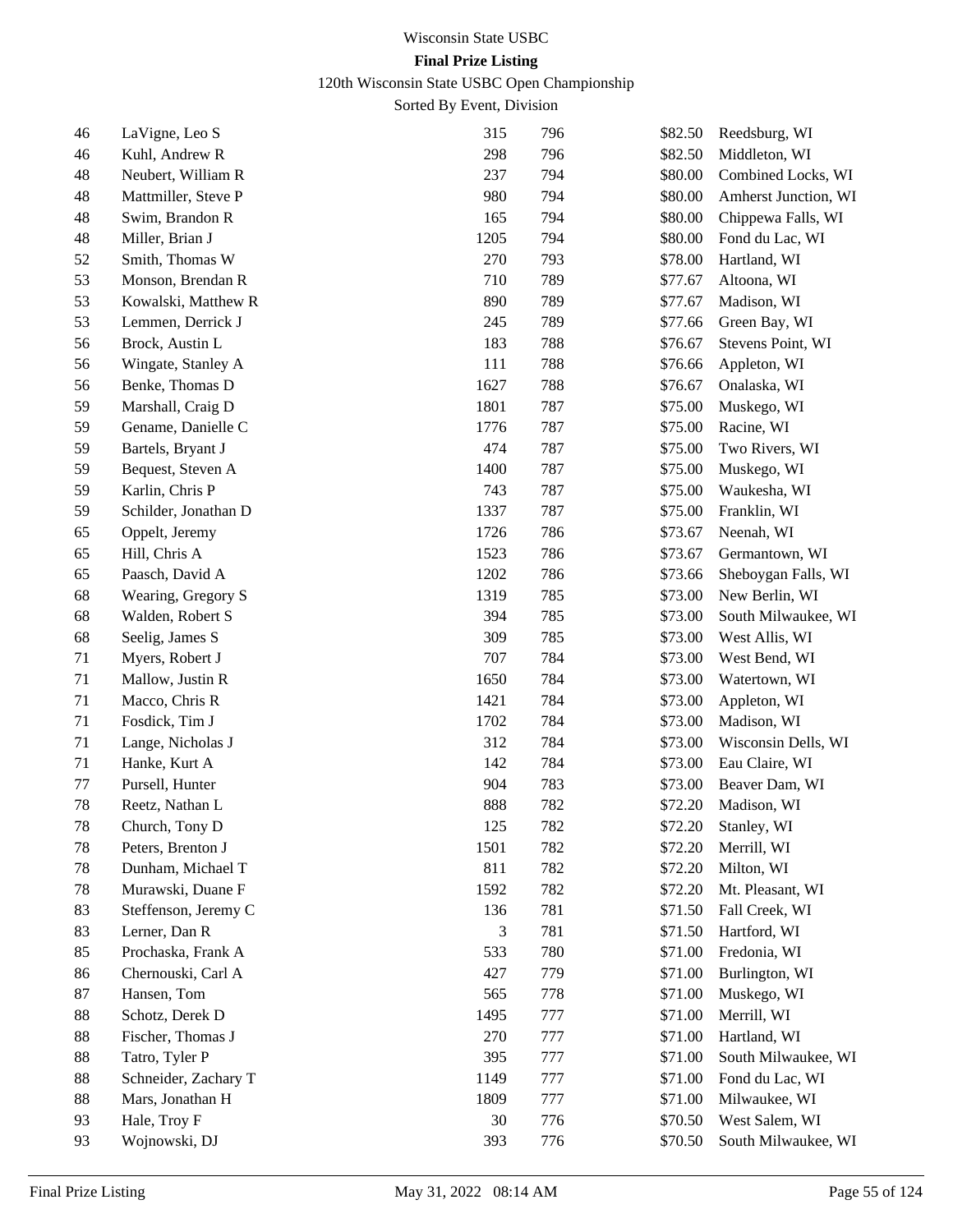Wisconsin State USBC

**Final Prize Listing**

120th Wisconsin State USBC Open Championship

Sorted By Event, Division

| | | | | | |
|---|---|---|---|---|---|
| 46 | LaVigne, Leo S | 315 | 796 | $82.50 | Reedsburg, WI |
| 46 | Kuhl, Andrew R | 298 | 796 | $82.50 | Middleton, WI |
| 48 | Neubert, William R | 237 | 794 | $80.00 | Combined Locks, WI |
| 48 | Mattmiller, Steve P | 980 | 794 | $80.00 | Amherst Junction, WI |
| 48 | Swim, Brandon R | 165 | 794 | $80.00 | Chippewa Falls, WI |
| 48 | Miller, Brian J | 1205 | 794 | $80.00 | Fond du Lac, WI |
| 52 | Smith, Thomas W | 270 | 793 | $78.00 | Hartland, WI |
| 53 | Monson, Brendan R | 710 | 789 | $77.67 | Altoona, WI |
| 53 | Kowalski, Matthew R | 890 | 789 | $77.67 | Madison, WI |
| 53 | Lemmen, Derrick J | 245 | 789 | $77.66 | Green Bay, WI |
| 56 | Brock, Austin L | 183 | 788 | $76.67 | Stevens Point, WI |
| 56 | Wingate, Stanley A | 111 | 788 | $76.66 | Appleton, WI |
| 56 | Benke, Thomas D | 1627 | 788 | $76.67 | Onalaska, WI |
| 59 | Marshall, Craig D | 1801 | 787 | $75.00 | Muskego, WI |
| 59 | Gename, Danielle C | 1776 | 787 | $75.00 | Racine, WI |
| 59 | Bartels, Bryant J | 474 | 787 | $75.00 | Two Rivers, WI |
| 59 | Bequest, Steven A | 1400 | 787 | $75.00 | Muskego, WI |
| 59 | Karlin, Chris P | 743 | 787 | $75.00 | Waukesha, WI |
| 59 | Schilder, Jonathan D | 1337 | 787 | $75.00 | Franklin, WI |
| 65 | Oppelt, Jeremy | 1726 | 786 | $73.67 | Neenah, WI |
| 65 | Hill, Chris A | 1523 | 786 | $73.67 | Germantown, WI |
| 65 | Paasch, David A | 1202 | 786 | $73.66 | Sheboygan Falls, WI |
| 68 | Wearing, Gregory S | 1319 | 785 | $73.00 | New Berlin, WI |
| 68 | Walden, Robert S | 394 | 785 | $73.00 | South Milwaukee, WI |
| 68 | Seelig, James S | 309 | 785 | $73.00 | West Allis, WI |
| 71 | Myers, Robert J | 707 | 784 | $73.00 | West Bend, WI |
| 71 | Mallow, Justin R | 1650 | 784 | $73.00 | Watertown, WI |
| 71 | Macco, Chris R | 1421 | 784 | $73.00 | Appleton, WI |
| 71 | Fosdick, Tim J | 1702 | 784 | $73.00 | Madison, WI |
| 71 | Lange, Nicholas J | 312 | 784 | $73.00 | Wisconsin Dells, WI |
| 71 | Hanke, Kurt A | 142 | 784 | $73.00 | Eau Claire, WI |
| 77 | Pursell, Hunter | 904 | 783 | $73.00 | Beaver Dam, WI |
| 78 | Reetz, Nathan L | 888 | 782 | $72.20 | Madison, WI |
| 78 | Church, Tony D | 125 | 782 | $72.20 | Stanley, WI |
| 78 | Peters, Brenton J | 1501 | 782 | $72.20 | Merrill, WI |
| 78 | Dunham, Michael T | 811 | 782 | $72.20 | Milton, WI |
| 78 | Murawski, Duane F | 1592 | 782 | $72.20 | Mt. Pleasant, WI |
| 83 | Steffenson, Jeremy C | 136 | 781 | $71.50 | Fall Creek, WI |
| 83 | Lerner, Dan R | 3 | 781 | $71.50 | Hartford, WI |
| 85 | Prochaska, Frank A | 533 | 780 | $71.00 | Fredonia, WI |
| 86 | Chernouski, Carl A | 427 | 779 | $71.00 | Burlington, WI |
| 87 | Hansen, Tom | 565 | 778 | $71.00 | Muskego, WI |
| 88 | Schotz, Derek D | 1495 | 777 | $71.00 | Merrill, WI |
| 88 | Fischer, Thomas J | 270 | 777 | $71.00 | Hartland, WI |
| 88 | Tatro, Tyler P | 395 | 777 | $71.00 | South Milwaukee, WI |
| 88 | Schneider, Zachary T | 1149 | 777 | $71.00 | Fond du Lac, WI |
| 88 | Mars, Jonathan H | 1809 | 777 | $71.00 | Milwaukee, WI |
| 93 | Hale, Troy F | 30 | 776 | $70.50 | West Salem, WI |
| 93 | Wojnowski, DJ | 393 | 776 | $70.50 | South Milwaukee, WI |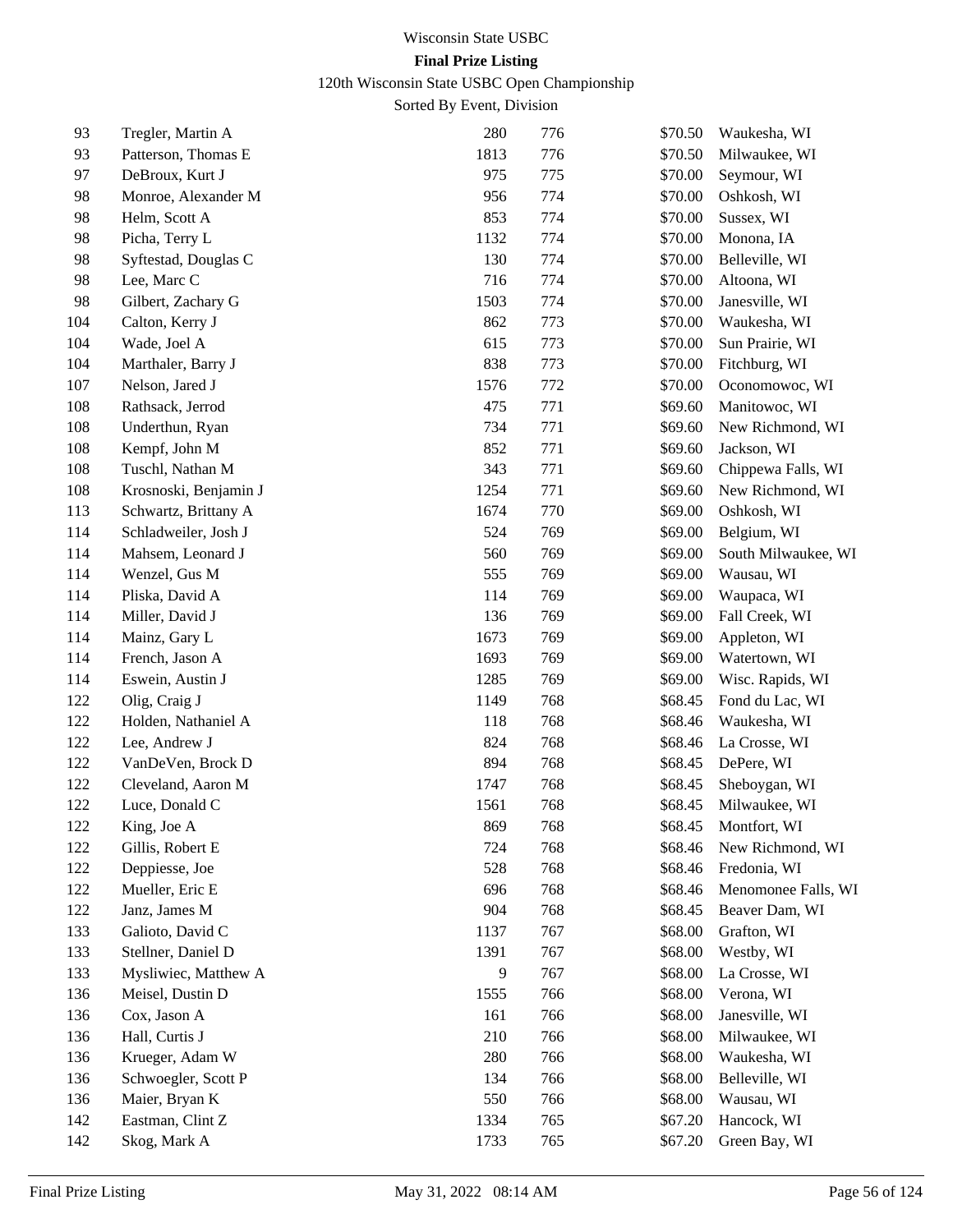Wisconsin State USBC

**Final Prize Listing**

120th Wisconsin State USBC Open Championship

Sorted By Event, Division

| | | | | | |
|---|---|---|---|---|---|
| 93 | Tregler, Martin A | 280 | 776 | $70.50 | Waukesha, WI |
| 93 | Patterson, Thomas E | 1813 | 776 | $70.50 | Milwaukee, WI |
| 97 | DeBroux, Kurt J | 975 | 775 | $70.00 | Seymour, WI |
| 98 | Monroe, Alexander M | 956 | 774 | $70.00 | Oshkosh, WI |
| 98 | Helm, Scott A | 853 | 774 | $70.00 | Sussex, WI |
| 98 | Picha, Terry L | 1132 | 774 | $70.00 | Monona, IA |
| 98 | Syftestad, Douglas C | 130 | 774 | $70.00 | Belleville, WI |
| 98 | Lee, Marc C | 716 | 774 | $70.00 | Altoona, WI |
| 98 | Gilbert, Zachary G | 1503 | 774 | $70.00 | Janesville, WI |
| 104 | Calton, Kerry J | 862 | 773 | $70.00 | Waukesha, WI |
| 104 | Wade, Joel A | 615 | 773 | $70.00 | Sun Prairie, WI |
| 104 | Marthaler, Barry J | 838 | 773 | $70.00 | Fitchburg, WI |
| 107 | Nelson, Jared J | 1576 | 772 | $70.00 | Oconomowoc, WI |
| 108 | Rathsack, Jerrod | 475 | 771 | $69.60 | Manitowoc, WI |
| 108 | Underthun, Ryan | 734 | 771 | $69.60 | New Richmond, WI |
| 108 | Kempf, John M | 852 | 771 | $69.60 | Jackson, WI |
| 108 | Tuschl, Nathan M | 343 | 771 | $69.60 | Chippewa Falls, WI |
| 108 | Krosnoski, Benjamin J | 1254 | 771 | $69.60 | New Richmond, WI |
| 113 | Schwartz, Brittany A | 1674 | 770 | $69.00 | Oshkosh, WI |
| 114 | Schladweiler, Josh J | 524 | 769 | $69.00 | Belgium, WI |
| 114 | Mahsem, Leonard J | 560 | 769 | $69.00 | South Milwaukee, WI |
| 114 | Wenzel, Gus M | 555 | 769 | $69.00 | Wausau, WI |
| 114 | Pliska, David A | 114 | 769 | $69.00 | Waupaca, WI |
| 114 | Miller, David J | 136 | 769 | $69.00 | Fall Creek, WI |
| 114 | Mainz, Gary L | 1673 | 769 | $69.00 | Appleton, WI |
| 114 | French, Jason A | 1693 | 769 | $69.00 | Watertown, WI |
| 114 | Eswein, Austin J | 1285 | 769 | $69.00 | Wisc. Rapids, WI |
| 122 | Olig, Craig J | 1149 | 768 | $68.45 | Fond du Lac, WI |
| 122 | Holden, Nathaniel A | 118 | 768 | $68.46 | Waukesha, WI |
| 122 | Lee, Andrew J | 824 | 768 | $68.46 | La Crosse, WI |
| 122 | VanDeVen, Brock D | 894 | 768 | $68.45 | DePere, WI |
| 122 | Cleveland, Aaron M | 1747 | 768 | $68.45 | Sheboygan, WI |
| 122 | Luce, Donald C | 1561 | 768 | $68.45 | Milwaukee, WI |
| 122 | King, Joe A | 869 | 768 | $68.45 | Montfort, WI |
| 122 | Gillis, Robert E | 724 | 768 | $68.46 | New Richmond, WI |
| 122 | Deppiesse, Joe | 528 | 768 | $68.46 | Fredonia, WI |
| 122 | Mueller, Eric E | 696 | 768 | $68.46 | Menomonee Falls, WI |
| 122 | Janz, James M | 904 | 768 | $68.45 | Beaver Dam, WI |
| 133 | Galioto, David C | 1137 | 767 | $68.00 | Grafton, WI |
| 133 | Stellner, Daniel D | 1391 | 767 | $68.00 | Westby, WI |
| 133 | Mysliwiec, Matthew A | 9 | 767 | $68.00 | La Crosse, WI |
| 136 | Meisel, Dustin D | 1555 | 766 | $68.00 | Verona, WI |
| 136 | Cox, Jason A | 161 | 766 | $68.00 | Janesville, WI |
| 136 | Hall, Curtis J | 210 | 766 | $68.00 | Milwaukee, WI |
| 136 | Krueger, Adam W | 280 | 766 | $68.00 | Waukesha, WI |
| 136 | Schwoegler, Scott P | 134 | 766 | $68.00 | Belleville, WI |
| 136 | Maier, Bryan K | 550 | 766 | $68.00 | Wausau, WI |
| 142 | Eastman, Clint Z | 1334 | 765 | $67.20 | Hancock, WI |
| 142 | Skog, Mark A | 1733 | 765 | $67.20 | Green Bay, WI |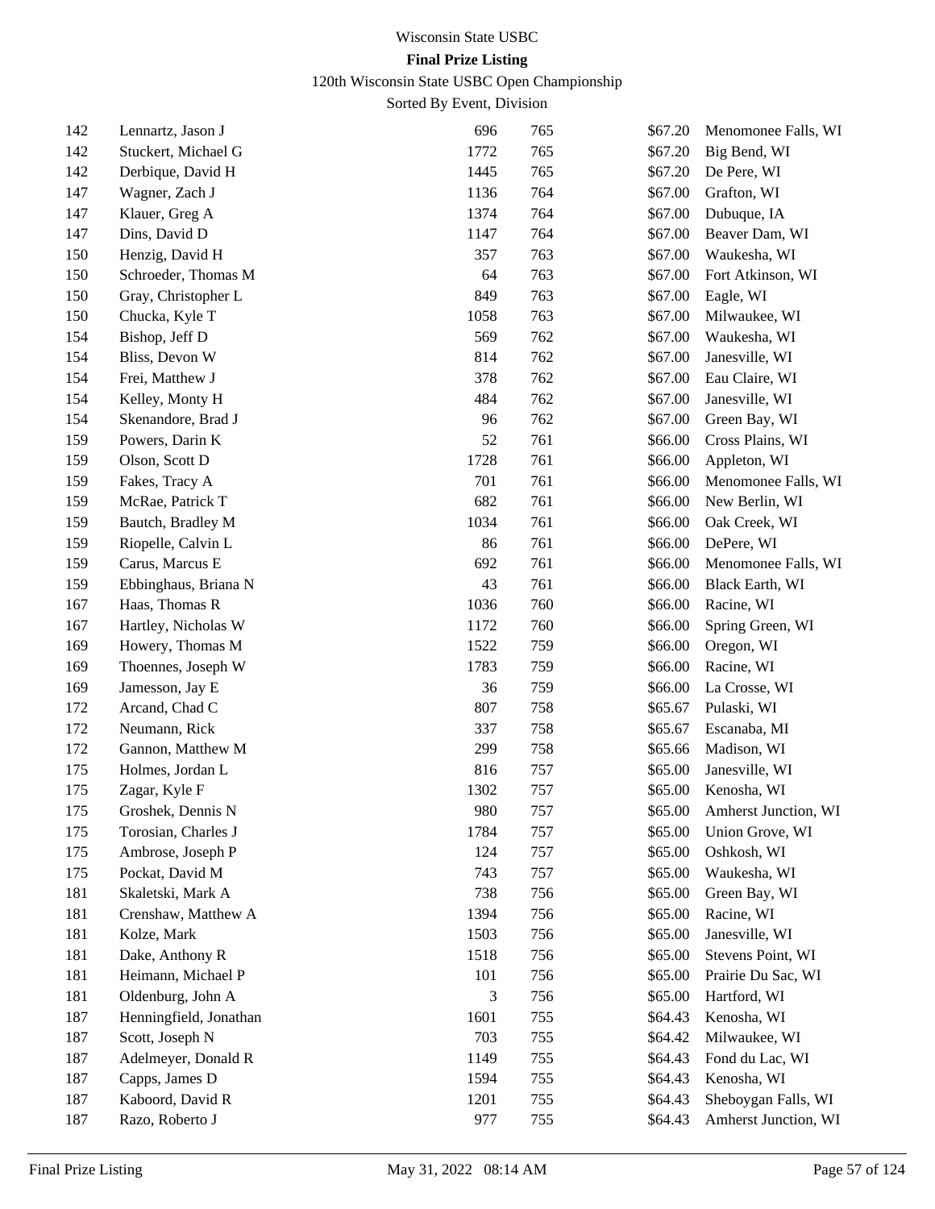Wisconsin State USBC

**Final Prize Listing**

120th Wisconsin State USBC Open Championship

Sorted By Event, Division

| | | | | | |
|---|---|---|---|---|---|
| 142 | Lennartz, Jason J | 696 | 765 | $67.20 | Menomonee Falls, WI |
| 142 | Stuckert, Michael G | 1772 | 765 | $67.20 | Big Bend, WI |
| 142 | Derbique, David H | 1445 | 765 | $67.20 | De Pere, WI |
| 147 | Wagner, Zach J | 1136 | 764 | $67.00 | Grafton, WI |
| 147 | Klauer, Greg A | 1374 | 764 | $67.00 | Dubuque, IA |
| 147 | Dins, David D | 1147 | 764 | $67.00 | Beaver Dam, WI |
| 150 | Henzig, David H | 357 | 763 | $67.00 | Waukesha, WI |
| 150 | Schroeder, Thomas M | 64 | 763 | $67.00 | Fort Atkinson, WI |
| 150 | Gray, Christopher L | 849 | 763 | $67.00 | Eagle, WI |
| 150 | Chucka, Kyle T | 1058 | 763 | $67.00 | Milwaukee, WI |
| 154 | Bishop, Jeff D | 569 | 762 | $67.00 | Waukesha, WI |
| 154 | Bliss, Devon W | 814 | 762 | $67.00 | Janesville, WI |
| 154 | Frei, Matthew J | 378 | 762 | $67.00 | Eau Claire, WI |
| 154 | Kelley, Monty H | 484 | 762 | $67.00 | Janesville, WI |
| 154 | Skenandore, Brad J | 96 | 762 | $67.00 | Green Bay, WI |
| 159 | Powers, Darin K | 52 | 761 | $66.00 | Cross Plains, WI |
| 159 | Olson, Scott D | 1728 | 761 | $66.00 | Appleton, WI |
| 159 | Fakes, Tracy A | 701 | 761 | $66.00 | Menomonee Falls, WI |
| 159 | McRae, Patrick T | 682 | 761 | $66.00 | New Berlin, WI |
| 159 | Bautch, Bradley M | 1034 | 761 | $66.00 | Oak Creek, WI |
| 159 | Riopelle, Calvin L | 86 | 761 | $66.00 | DePere, WI |
| 159 | Carus, Marcus E | 692 | 761 | $66.00 | Menomonee Falls, WI |
| 159 | Ebbinghaus, Briana N | 43 | 761 | $66.00 | Black Earth, WI |
| 167 | Haas, Thomas R | 1036 | 760 | $66.00 | Racine, WI |
| 167 | Hartley, Nicholas W | 1172 | 760 | $66.00 | Spring Green, WI |
| 169 | Howery, Thomas M | 1522 | 759 | $66.00 | Oregon, WI |
| 169 | Thoennes, Joseph W | 1783 | 759 | $66.00 | Racine, WI |
| 169 | Jamesson, Jay E | 36 | 759 | $66.00 | La Crosse, WI |
| 172 | Arcand, Chad C | 807 | 758 | $65.67 | Pulaski, WI |
| 172 | Neumann, Rick | 337 | 758 | $65.67 | Escanaba, MI |
| 172 | Gannon, Matthew M | 299 | 758 | $65.66 | Madison, WI |
| 175 | Holmes, Jordan L | 816 | 757 | $65.00 | Janesville, WI |
| 175 | Zagar, Kyle F | 1302 | 757 | $65.00 | Kenosha, WI |
| 175 | Groshek, Dennis N | 980 | 757 | $65.00 | Amherst Junction, WI |
| 175 | Torosian, Charles J | 1784 | 757 | $65.00 | Union Grove, WI |
| 175 | Ambrose, Joseph P | 124 | 757 | $65.00 | Oshkosh, WI |
| 175 | Pockat, David M | 743 | 757 | $65.00 | Waukesha, WI |
| 181 | Skaletski, Mark A | 738 | 756 | $65.00 | Green Bay, WI |
| 181 | Crenshaw, Matthew A | 1394 | 756 | $65.00 | Racine, WI |
| 181 | Kolze, Mark | 1503 | 756 | $65.00 | Janesville, WI |
| 181 | Dake, Anthony R | 1518 | 756 | $65.00 | Stevens Point, WI |
| 181 | Heimann, Michael P | 101 | 756 | $65.00 | Prairie Du Sac, WI |
| 181 | Oldenburg, John A | 3 | 756 | $65.00 | Hartford, WI |
| 187 | Henningfield, Jonathan | 1601 | 755 | $64.43 | Kenosha, WI |
| 187 | Scott, Joseph N | 703 | 755 | $64.42 | Milwaukee, WI |
| 187 | Adelmeyer, Donald R | 1149 | 755 | $64.43 | Fond du Lac, WI |
| 187 | Capps, James D | 1594 | 755 | $64.43 | Kenosha, WI |
| 187 | Kaboord, David R | 1201 | 755 | $64.43 | Sheboygan Falls, WI |
| 187 | Razo, Roberto J | 977 | 755 | $64.43 | Amherst Junction, WI |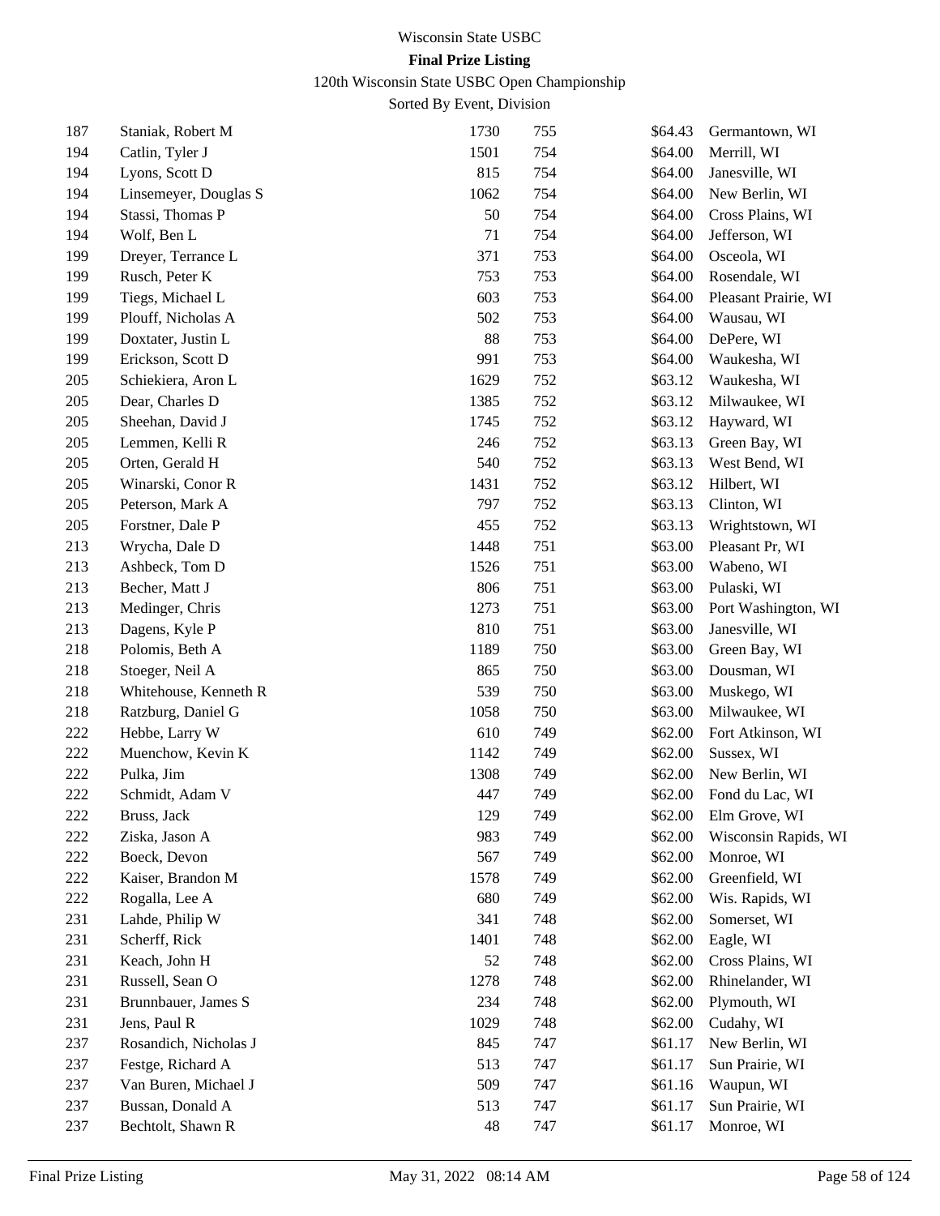Wisconsin State USBC

**Final Prize Listing**

120th Wisconsin State USBC Open Championship

Sorted By Event, Division

| | | | | | |
|---|---|---|---|---|---|
| 187 | Staniak, Robert M | 1730 | 755 | $64.43 | Germantown, WI |
| 194 | Catlin, Tyler J | 1501 | 754 | $64.00 | Merrill, WI |
| 194 | Lyons, Scott D | 815 | 754 | $64.00 | Janesville, WI |
| 194 | Linsemeyer, Douglas S | 1062 | 754 | $64.00 | New Berlin, WI |
| 194 | Stassi, Thomas P | 50 | 754 | $64.00 | Cross Plains, WI |
| 194 | Wolf, Ben L | 71 | 754 | $64.00 | Jefferson, WI |
| 199 | Dreyer, Terrance L | 371 | 753 | $64.00 | Osceola, WI |
| 199 | Rusch, Peter K | 753 | 753 | $64.00 | Rosendale, WI |
| 199 | Tiegs, Michael L | 603 | 753 | $64.00 | Pleasant Prairie, WI |
| 199 | Plouff, Nicholas A | 502 | 753 | $64.00 | Wausau, WI |
| 199 | Doxtater, Justin L | 88 | 753 | $64.00 | DePere, WI |
| 199 | Erickson, Scott D | 991 | 753 | $64.00 | Waukesha, WI |
| 205 | Schiekiera, Aron L | 1629 | 752 | $63.12 | Waukesha, WI |
| 205 | Dear, Charles D | 1385 | 752 | $63.12 | Milwaukee, WI |
| 205 | Sheehan, David J | 1745 | 752 | $63.12 | Hayward, WI |
| 205 | Lemmen, Kelli R | 246 | 752 | $63.13 | Green Bay, WI |
| 205 | Orten, Gerald H | 540 | 752 | $63.13 | West Bend, WI |
| 205 | Winarski, Conor R | 1431 | 752 | $63.12 | Hilbert, WI |
| 205 | Peterson, Mark A | 797 | 752 | $63.13 | Clinton, WI |
| 205 | Forstner, Dale P | 455 | 752 | $63.13 | Wrightstown, WI |
| 213 | Wrycha, Dale D | 1448 | 751 | $63.00 | Pleasant Pr, WI |
| 213 | Ashbeck, Tom D | 1526 | 751 | $63.00 | Wabeno, WI |
| 213 | Becher, Matt J | 806 | 751 | $63.00 | Pulaski, WI |
| 213 | Medinger, Chris | 1273 | 751 | $63.00 | Port Washington, WI |
| 213 | Dagens, Kyle P | 810 | 751 | $63.00 | Janesville, WI |
| 218 | Polomis, Beth A | 1189 | 750 | $63.00 | Green Bay, WI |
| 218 | Stoeger, Neil A | 865 | 750 | $63.00 | Dousman, WI |
| 218 | Whitehouse, Kenneth R | 539 | 750 | $63.00 | Muskego, WI |
| 218 | Ratzburg, Daniel G | 1058 | 750 | $63.00 | Milwaukee, WI |
| 222 | Hebbe, Larry W | 610 | 749 | $62.00 | Fort Atkinson, WI |
| 222 | Muenchow, Kevin K | 1142 | 749 | $62.00 | Sussex, WI |
| 222 | Pulka, Jim | 1308 | 749 | $62.00 | New Berlin, WI |
| 222 | Schmidt, Adam V | 447 | 749 | $62.00 | Fond du Lac, WI |
| 222 | Bruss, Jack | 129 | 749 | $62.00 | Elm Grove, WI |
| 222 | Ziska, Jason A | 983 | 749 | $62.00 | Wisconsin Rapids, WI |
| 222 | Boeck, Devon | 567 | 749 | $62.00 | Monroe, WI |
| 222 | Kaiser, Brandon M | 1578 | 749 | $62.00 | Greenfield, WI |
| 222 | Rogalla, Lee A | 680 | 749 | $62.00 | Wis. Rapids, WI |
| 231 | Lahde, Philip W | 341 | 748 | $62.00 | Somerset, WI |
| 231 | Scherff, Rick | 1401 | 748 | $62.00 | Eagle, WI |
| 231 | Keach, John H | 52 | 748 | $62.00 | Cross Plains, WI |
| 231 | Russell, Sean O | 1278 | 748 | $62.00 | Rhinelander, WI |
| 231 | Brunnbauer, James S | 234 | 748 | $62.00 | Plymouth, WI |
| 231 | Jens, Paul R | 1029 | 748 | $62.00 | Cudahy, WI |
| 237 | Rosandich, Nicholas J | 845 | 747 | $61.17 | New Berlin, WI |
| 237 | Festge, Richard A | 513 | 747 | $61.17 | Sun Prairie, WI |
| 237 | Van Buren, Michael J | 509 | 747 | $61.16 | Waupun, WI |
| 237 | Bussan, Donald A | 513 | 747 | $61.17 | Sun Prairie, WI |
| 237 | Bechtolt, Shawn R | 48 | 747 | $61.17 | Monroe, WI |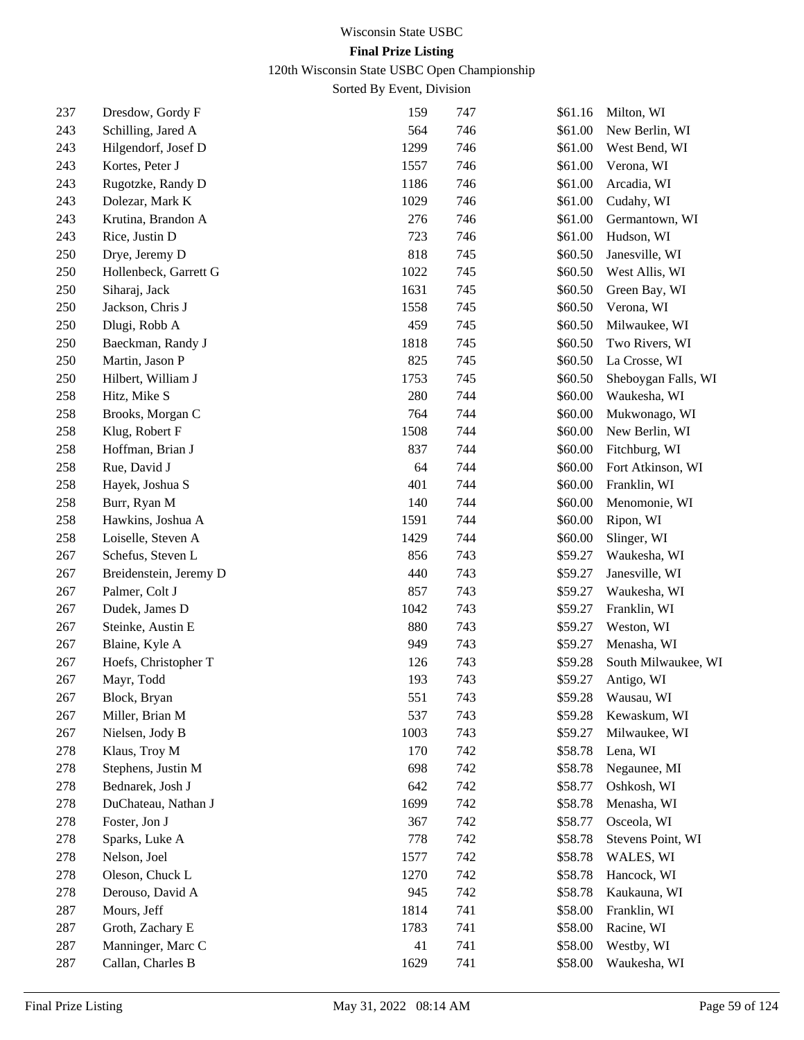Wisconsin State USBC

**Final Prize Listing**

120th Wisconsin State USBC Open Championship

Sorted By Event, Division

| | | | | | |
|---|---|---|---|---|---|
| 237 | Dresdow, Gordy F | 159 | 747 | $61.16 | Milton, WI |
| 243 | Schilling, Jared A | 564 | 746 | $61.00 | New Berlin, WI |
| 243 | Hilgendorf, Josef D | 1299 | 746 | $61.00 | West Bend, WI |
| 243 | Kortes, Peter J | 1557 | 746 | $61.00 | Verona, WI |
| 243 | Rugotzke, Randy D | 1186 | 746 | $61.00 | Arcadia, WI |
| 243 | Dolezar, Mark K | 1029 | 746 | $61.00 | Cudahy, WI |
| 243 | Krutina, Brandon A | 276 | 746 | $61.00 | Germantown, WI |
| 243 | Rice, Justin D | 723 | 746 | $61.00 | Hudson, WI |
| 250 | Drye, Jeremy D | 818 | 745 | $60.50 | Janesville, WI |
| 250 | Hollenbeck, Garrett G | 1022 | 745 | $60.50 | West Allis, WI |
| 250 | Siharaj, Jack | 1631 | 745 | $60.50 | Green Bay, WI |
| 250 | Jackson, Chris J | 1558 | 745 | $60.50 | Verona, WI |
| 250 | Dlugi, Robb A | 459 | 745 | $60.50 | Milwaukee, WI |
| 250 | Baeckman, Randy J | 1818 | 745 | $60.50 | Two Rivers, WI |
| 250 | Martin, Jason P | 825 | 745 | $60.50 | La Crosse, WI |
| 250 | Hilbert, William J | 1753 | 745 | $60.50 | Sheboygan Falls, WI |
| 258 | Hitz, Mike S | 280 | 744 | $60.00 | Waukesha, WI |
| 258 | Brooks, Morgan C | 764 | 744 | $60.00 | Mukwonago, WI |
| 258 | Klug, Robert F | 1508 | 744 | $60.00 | New Berlin, WI |
| 258 | Hoffman, Brian J | 837 | 744 | $60.00 | Fitchburg, WI |
| 258 | Rue, David J | 64 | 744 | $60.00 | Fort Atkinson, WI |
| 258 | Hayek, Joshua S | 401 | 744 | $60.00 | Franklin, WI |
| 258 | Burr, Ryan M | 140 | 744 | $60.00 | Menomonie, WI |
| 258 | Hawkins, Joshua A | 1591 | 744 | $60.00 | Ripon, WI |
| 258 | Loiselle, Steven A | 1429 | 744 | $60.00 | Slinger, WI |
| 267 | Schefus, Steven L | 856 | 743 | $59.27 | Waukesha, WI |
| 267 | Breidenstein, Jeremy D | 440 | 743 | $59.27 | Janesville, WI |
| 267 | Palmer, Colt J | 857 | 743 | $59.27 | Waukesha, WI |
| 267 | Dudek, James D | 1042 | 743 | $59.27 | Franklin, WI |
| 267 | Steinke, Austin E | 880 | 743 | $59.27 | Weston, WI |
| 267 | Blaine, Kyle A | 949 | 743 | $59.27 | Menasha, WI |
| 267 | Hoefs, Christopher T | 126 | 743 | $59.28 | South Milwaukee, WI |
| 267 | Mayr, Todd | 193 | 743 | $59.27 | Antigo, WI |
| 267 | Block, Bryan | 551 | 743 | $59.28 | Wausau, WI |
| 267 | Miller, Brian M | 537 | 743 | $59.28 | Kewaskum, WI |
| 267 | Nielsen, Jody B | 1003 | 743 | $59.27 | Milwaukee, WI |
| 278 | Klaus, Troy M | 170 | 742 | $58.78 | Lena, WI |
| 278 | Stephens, Justin M | 698 | 742 | $58.78 | Negaunee, MI |
| 278 | Bednarek, Josh J | 642 | 742 | $58.77 | Oshkosh, WI |
| 278 | DuChateau, Nathan J | 1699 | 742 | $58.78 | Menasha, WI |
| 278 | Foster, Jon J | 367 | 742 | $58.77 | Osceola, WI |
| 278 | Sparks, Luke A | 778 | 742 | $58.78 | Stevens Point, WI |
| 278 | Nelson, Joel | 1577 | 742 | $58.78 | WALES, WI |
| 278 | Oleson, Chuck L | 1270 | 742 | $58.78 | Hancock, WI |
| 278 | Derouso, David A | 945 | 742 | $58.78 | Kaukauna, WI |
| 287 | Mours, Jeff | 1814 | 741 | $58.00 | Franklin, WI |
| 287 | Groth, Zachary E | 1783 | 741 | $58.00 | Racine, WI |
| 287 | Manninger, Marc C | 41 | 741 | $58.00 | Westby, WI |
| 287 | Callan, Charles B | 1629 | 741 | $58.00 | Waukesha, WI |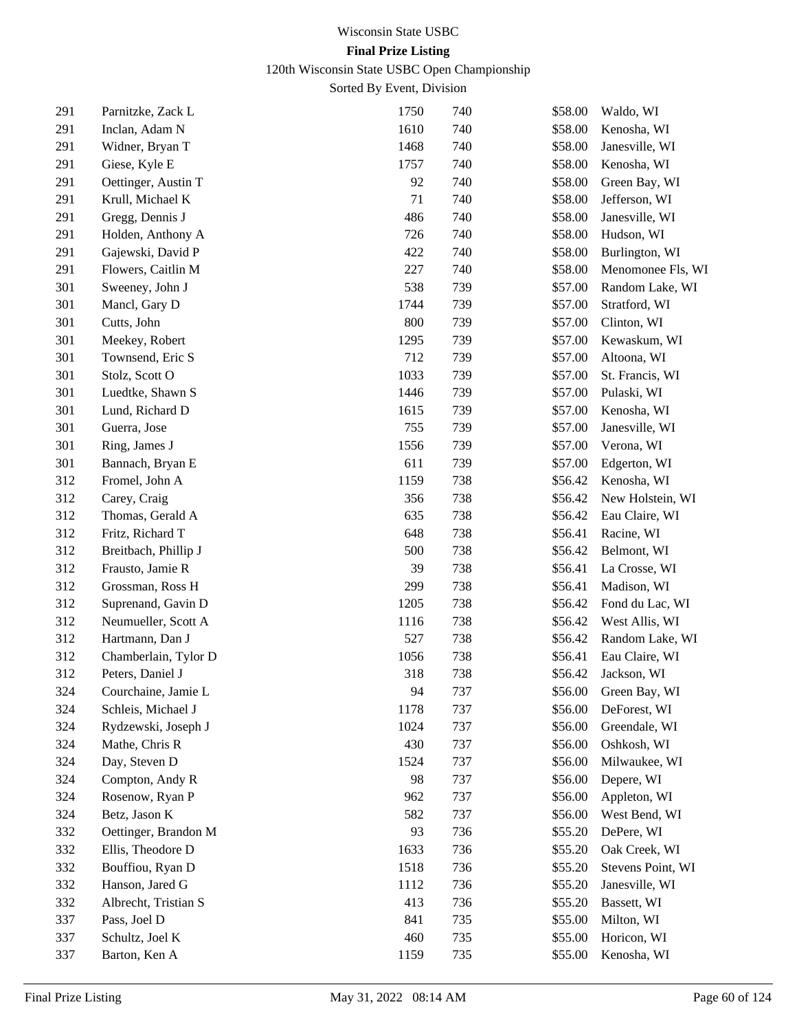Wisconsin State USBC

**Final Prize Listing**

120th Wisconsin State USBC Open Championship

Sorted By Event, Division

| | | | | | |
|---|---|---|---|---|---|
| 291 | Parnitzke, Zack L | 1750 | 740 | $58.00 | Waldo, WI |
| 291 | Inclan, Adam N | 1610 | 740 | $58.00 | Kenosha, WI |
| 291 | Widner, Bryan T | 1468 | 740 | $58.00 | Janesville, WI |
| 291 | Giese, Kyle E | 1757 | 740 | $58.00 | Kenosha, WI |
| 291 | Oettinger, Austin T | 92 | 740 | $58.00 | Green Bay, WI |
| 291 | Krull, Michael K | 71 | 740 | $58.00 | Jefferson, WI |
| 291 | Gregg, Dennis J | 486 | 740 | $58.00 | Janesville, WI |
| 291 | Holden, Anthony A | 726 | 740 | $58.00 | Hudson, WI |
| 291 | Gajewski, David P | 422 | 740 | $58.00 | Burlington, WI |
| 291 | Flowers, Caitlin M | 227 | 740 | $58.00 | Menomonee Fls, WI |
| 301 | Sweeney, John J | 538 | 739 | $57.00 | Random Lake, WI |
| 301 | Mancl, Gary D | 1744 | 739 | $57.00 | Stratford, WI |
| 301 | Cutts, John | 800 | 739 | $57.00 | Clinton, WI |
| 301 | Meekey, Robert | 1295 | 739 | $57.00 | Kewaskum, WI |
| 301 | Townsend, Eric S | 712 | 739 | $57.00 | Altoona, WI |
| 301 | Stolz, Scott O | 1033 | 739 | $57.00 | St. Francis, WI |
| 301 | Luedtke, Shawn S | 1446 | 739 | $57.00 | Pulaski, WI |
| 301 | Lund, Richard D | 1615 | 739 | $57.00 | Kenosha, WI |
| 301 | Guerra, Jose | 755 | 739 | $57.00 | Janesville, WI |
| 301 | Ring, James J | 1556 | 739 | $57.00 | Verona, WI |
| 301 | Bannach, Bryan E | 611 | 739 | $57.00 | Edgerton, WI |
| 312 | Fromel, John A | 1159 | 738 | $56.42 | Kenosha, WI |
| 312 | Carey, Craig | 356 | 738 | $56.42 | New Holstein, WI |
| 312 | Thomas, Gerald A | 635 | 738 | $56.42 | Eau Claire, WI |
| 312 | Fritz, Richard T | 648 | 738 | $56.41 | Racine, WI |
| 312 | Breitbach, Phillip J | 500 | 738 | $56.42 | Belmont, WI |
| 312 | Frausto, Jamie R | 39 | 738 | $56.41 | La Crosse, WI |
| 312 | Grossman, Ross H | 299 | 738 | $56.41 | Madison, WI |
| 312 | Suprenand, Gavin D | 1205 | 738 | $56.42 | Fond du Lac, WI |
| 312 | Neumueller, Scott A | 1116 | 738 | $56.42 | West Allis, WI |
| 312 | Hartmann, Dan J | 527 | 738 | $56.42 | Random Lake, WI |
| 312 | Chamberlain, Tylor D | 1056 | 738 | $56.41 | Eau Claire, WI |
| 312 | Peters, Daniel J | 318 | 738 | $56.42 | Jackson, WI |
| 324 | Courchaine, Jamie L | 94 | 737 | $56.00 | Green Bay, WI |
| 324 | Schleis, Michael J | 1178 | 737 | $56.00 | DeForest, WI |
| 324 | Rydzewski, Joseph J | 1024 | 737 | $56.00 | Greendale, WI |
| 324 | Mathe, Chris R | 430 | 737 | $56.00 | Oshkosh, WI |
| 324 | Day, Steven D | 1524 | 737 | $56.00 | Milwaukee, WI |
| 324 | Compton, Andy R | 98 | 737 | $56.00 | Depere, WI |
| 324 | Rosenow, Ryan P | 962 | 737 | $56.00 | Appleton, WI |
| 324 | Betz, Jason K | 582 | 737 | $56.00 | West Bend, WI |
| 332 | Oettinger, Brandon M | 93 | 736 | $55.20 | DePere, WI |
| 332 | Ellis, Theodore D | 1633 | 736 | $55.20 | Oak Creek, WI |
| 332 | Bouffiou, Ryan D | 1518 | 736 | $55.20 | Stevens Point, WI |
| 332 | Hanson, Jared G | 1112 | 736 | $55.20 | Janesville, WI |
| 332 | Albrecht, Tristian S | 413 | 736 | $55.20 | Bassett, WI |
| 337 | Pass, Joel D | 841 | 735 | $55.00 | Milton, WI |
| 337 | Schultz, Joel K | 460 | 735 | $55.00 | Horicon, WI |
| 337 | Barton, Ken A | 1159 | 735 | $55.00 | Kenosha, WI |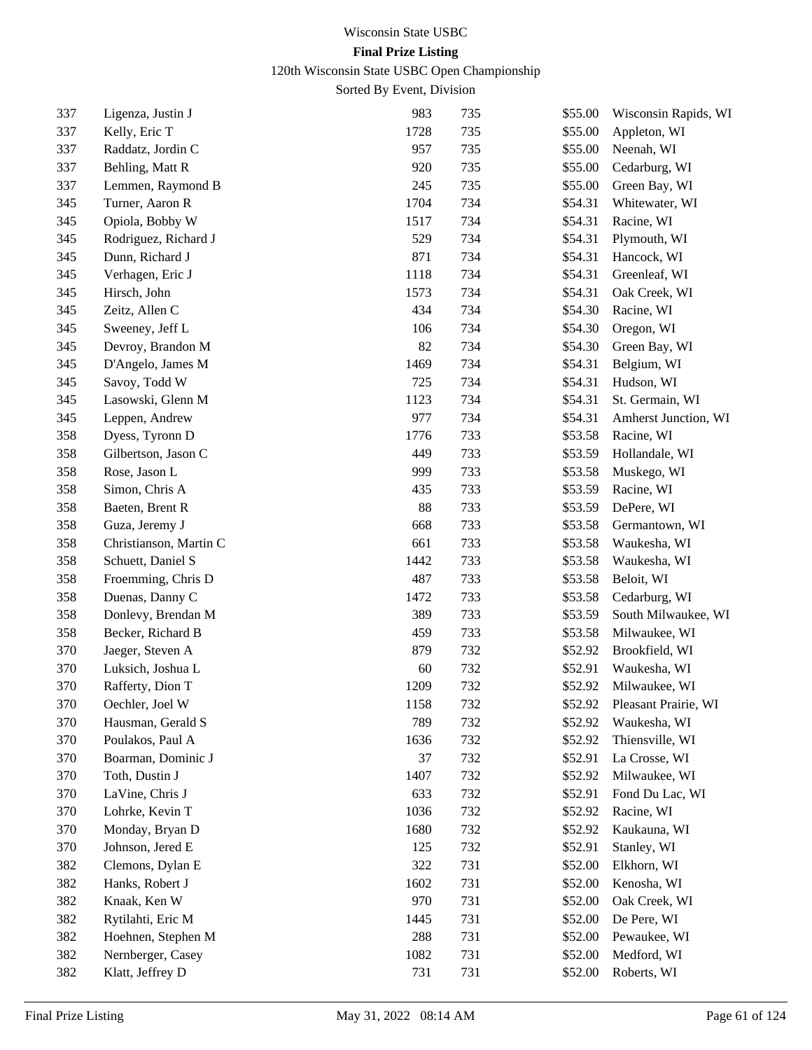Wisconsin State USBC

**Final Prize Listing**

120th Wisconsin State USBC Open Championship

Sorted By Event, Division

| | | | | | |
|---|---|---|---|---|---|
| 337 | Ligenza, Justin J | 983 | 735 | $55.00 | Wisconsin Rapids, WI |
| 337 | Kelly, Eric T | 1728 | 735 | $55.00 | Appleton, WI |
| 337 | Raddatz, Jordin C | 957 | 735 | $55.00 | Neenah, WI |
| 337 | Behling, Matt R | 920 | 735 | $55.00 | Cedarburg, WI |
| 337 | Lemmen, Raymond B | 245 | 735 | $55.00 | Green Bay, WI |
| 345 | Turner, Aaron R | 1704 | 734 | $54.31 | Whitewater, WI |
| 345 | Opiola, Bobby W | 1517 | 734 | $54.31 | Racine, WI |
| 345 | Rodriguez, Richard J | 529 | 734 | $54.31 | Plymouth, WI |
| 345 | Dunn, Richard J | 871 | 734 | $54.31 | Hancock, WI |
| 345 | Verhagen, Eric J | 1118 | 734 | $54.31 | Greenleaf, WI |
| 345 | Hirsch, John | 1573 | 734 | $54.31 | Oak Creek, WI |
| 345 | Zeitz, Allen C | 434 | 734 | $54.30 | Racine, WI |
| 345 | Sweeney, Jeff L | 106 | 734 | $54.30 | Oregon, WI |
| 345 | Devroy, Brandon M | 82 | 734 | $54.30 | Green Bay, WI |
| 345 | D'Angelo, James M | 1469 | 734 | $54.31 | Belgium, WI |
| 345 | Savoy, Todd W | 725 | 734 | $54.31 | Hudson, WI |
| 345 | Lasowski, Glenn M | 1123 | 734 | $54.31 | St. Germain, WI |
| 345 | Leppen, Andrew | 977 | 734 | $54.31 | Amherst Junction, WI |
| 358 | Dyess, Tyronn D | 1776 | 733 | $53.58 | Racine, WI |
| 358 | Gilbertson, Jason C | 449 | 733 | $53.59 | Hollandale, WI |
| 358 | Rose, Jason L | 999 | 733 | $53.58 | Muskego, WI |
| 358 | Simon, Chris A | 435 | 733 | $53.59 | Racine, WI |
| 358 | Baeten, Brent R | 88 | 733 | $53.59 | DePere, WI |
| 358 | Guza, Jeremy J | 668 | 733 | $53.58 | Germantown, WI |
| 358 | Christianson, Martin C | 661 | 733 | $53.58 | Waukesha, WI |
| 358 | Schuett, Daniel S | 1442 | 733 | $53.58 | Waukesha, WI |
| 358 | Froemming, Chris D | 487 | 733 | $53.58 | Beloit, WI |
| 358 | Duenas, Danny C | 1472 | 733 | $53.58 | Cedarburg, WI |
| 358 | Donlevy, Brendan M | 389 | 733 | $53.59 | South Milwaukee, WI |
| 358 | Becker, Richard B | 459 | 733 | $53.58 | Milwaukee, WI |
| 370 | Jaeger, Steven A | 879 | 732 | $52.92 | Brookfield, WI |
| 370 | Luksich, Joshua L | 60 | 732 | $52.91 | Waukesha, WI |
| 370 | Rafferty, Dion T | 1209 | 732 | $52.92 | Milwaukee, WI |
| 370 | Oechler, Joel W | 1158 | 732 | $52.92 | Pleasant Prairie, WI |
| 370 | Hausman, Gerald S | 789 | 732 | $52.92 | Waukesha, WI |
| 370 | Poulakos, Paul A | 1636 | 732 | $52.92 | Thiensville, WI |
| 370 | Boarman, Dominic J | 37 | 732 | $52.91 | La Crosse, WI |
| 370 | Toth, Dustin J | 1407 | 732 | $52.92 | Milwaukee, WI |
| 370 | LaVine, Chris J | 633 | 732 | $52.91 | Fond Du Lac, WI |
| 370 | Lohrke, Kevin T | 1036 | 732 | $52.92 | Racine, WI |
| 370 | Monday, Bryan D | 1680 | 732 | $52.92 | Kaukauna, WI |
| 370 | Johnson, Jered E | 125 | 732 | $52.91 | Stanley, WI |
| 382 | Clemons, Dylan E | 322 | 731 | $52.00 | Elkhorn, WI |
| 382 | Hanks, Robert J | 1602 | 731 | $52.00 | Kenosha, WI |
| 382 | Knaak, Ken W | 970 | 731 | $52.00 | Oak Creek, WI |
| 382 | Rytilahti, Eric M | 1445 | 731 | $52.00 | De Pere, WI |
| 382 | Hoehnen, Stephen M | 288 | 731 | $52.00 | Pewaukee, WI |
| 382 | Nernberger, Casey | 1082 | 731 | $52.00 | Medford, WI |
| 382 | Klatt, Jeffrey D | 731 | 731 | $52.00 | Roberts, WI |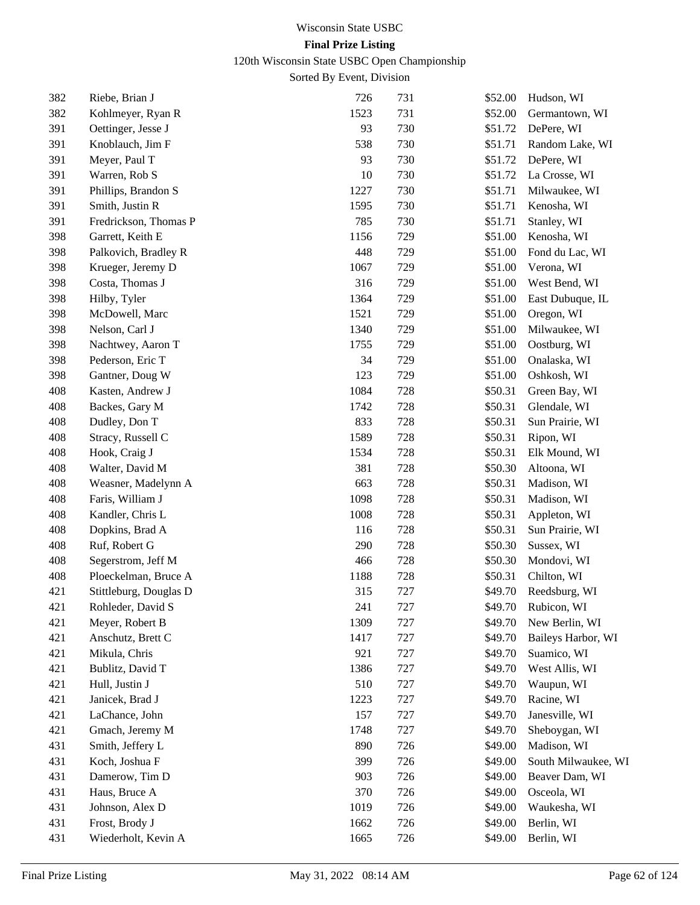Wisconsin State USBC

**Final Prize Listing**

120th Wisconsin State USBC Open Championship

Sorted By Event, Division

| | | | | | |
|---|---|---|---|---|---|
| 382 | Riebe, Brian J | 726 | 731 | $52.00 | Hudson, WI |
| 382 | Kohlmeyer, Ryan R | 1523 | 731 | $52.00 | Germantown, WI |
| 391 | Oettinger, Jesse J | 93 | 730 | $51.72 | DePere, WI |
| 391 | Knoblauch, Jim F | 538 | 730 | $51.71 | Random Lake, WI |
| 391 | Meyer, Paul T | 93 | 730 | $51.72 | DePere, WI |
| 391 | Warren, Rob S | 10 | 730 | $51.72 | La Crosse, WI |
| 391 | Phillips, Brandon S | 1227 | 730 | $51.71 | Milwaukee, WI |
| 391 | Smith, Justin R | 1595 | 730 | $51.71 | Kenosha, WI |
| 391 | Fredrickson, Thomas P | 785 | 730 | $51.71 | Stanley, WI |
| 398 | Garrett, Keith E | 1156 | 729 | $51.00 | Kenosha, WI |
| 398 | Palkovich, Bradley R | 448 | 729 | $51.00 | Fond du Lac, WI |
| 398 | Krueger, Jeremy D | 1067 | 729 | $51.00 | Verona, WI |
| 398 | Costa, Thomas J | 316 | 729 | $51.00 | West Bend, WI |
| 398 | Hilby, Tyler | 1364 | 729 | $51.00 | East Dubuque, IL |
| 398 | McDowell, Marc | 1521 | 729 | $51.00 | Oregon, WI |
| 398 | Nelson, Carl J | 1340 | 729 | $51.00 | Milwaukee, WI |
| 398 | Nachtwey, Aaron T | 1755 | 729 | $51.00 | Oostburg, WI |
| 398 | Pederson, Eric T | 34 | 729 | $51.00 | Onalaska, WI |
| 398 | Gantner, Doug W | 123 | 729 | $51.00 | Oshkosh, WI |
| 408 | Kasten, Andrew J | 1084 | 728 | $50.31 | Green Bay, WI |
| 408 | Backes, Gary M | 1742 | 728 | $50.31 | Glendale, WI |
| 408 | Dudley, Don T | 833 | 728 | $50.31 | Sun Prairie, WI |
| 408 | Stracy, Russell C | 1589 | 728 | $50.31 | Ripon, WI |
| 408 | Hook, Craig J | 1534 | 728 | $50.31 | Elk Mound, WI |
| 408 | Walter, David M | 381 | 728 | $50.30 | Altoona, WI |
| 408 | Weasner, Madelynn A | 663 | 728 | $50.31 | Madison, WI |
| 408 | Faris, William J | 1098 | 728 | $50.31 | Madison, WI |
| 408 | Kandler, Chris L | 1008 | 728 | $50.31 | Appleton, WI |
| 408 | Dopkins, Brad A | 116 | 728 | $50.31 | Sun Prairie, WI |
| 408 | Ruf, Robert G | 290 | 728 | $50.30 | Sussex, WI |
| 408 | Segerstrom, Jeff M | 466 | 728 | $50.30 | Mondovi, WI |
| 408 | Ploeckelman, Bruce A | 1188 | 728 | $50.31 | Chilton, WI |
| 421 | Stittleburg, Douglas D | 315 | 727 | $49.70 | Reedsburg, WI |
| 421 | Rohleder, David S | 241 | 727 | $49.70 | Rubicon, WI |
| 421 | Meyer, Robert B | 1309 | 727 | $49.70 | New Berlin, WI |
| 421 | Anschutz, Brett C | 1417 | 727 | $49.70 | Baileys Harbor, WI |
| 421 | Mikula, Chris | 921 | 727 | $49.70 | Suamico, WI |
| 421 | Bublitz, David T | 1386 | 727 | $49.70 | West Allis, WI |
| 421 | Hull, Justin J | 510 | 727 | $49.70 | Waupun, WI |
| 421 | Janicek, Brad J | 1223 | 727 | $49.70 | Racine, WI |
| 421 | LaChance, John | 157 | 727 | $49.70 | Janesville, WI |
| 421 | Gmach, Jeremy M | 1748 | 727 | $49.70 | Sheboygan, WI |
| 431 | Smith, Jeffery L | 890 | 726 | $49.00 | Madison, WI |
| 431 | Koch, Joshua F | 399 | 726 | $49.00 | South Milwaukee, WI |
| 431 | Damerow, Tim D | 903 | 726 | $49.00 | Beaver Dam, WI |
| 431 | Haus, Bruce A | 370 | 726 | $49.00 | Osceola, WI |
| 431 | Johnson, Alex D | 1019 | 726 | $49.00 | Waukesha, WI |
| 431 | Frost, Brody J | 1662 | 726 | $49.00 | Berlin, WI |
| 431 | Wiederholt, Kevin A | 1665 | 726 | $49.00 | Berlin, WI |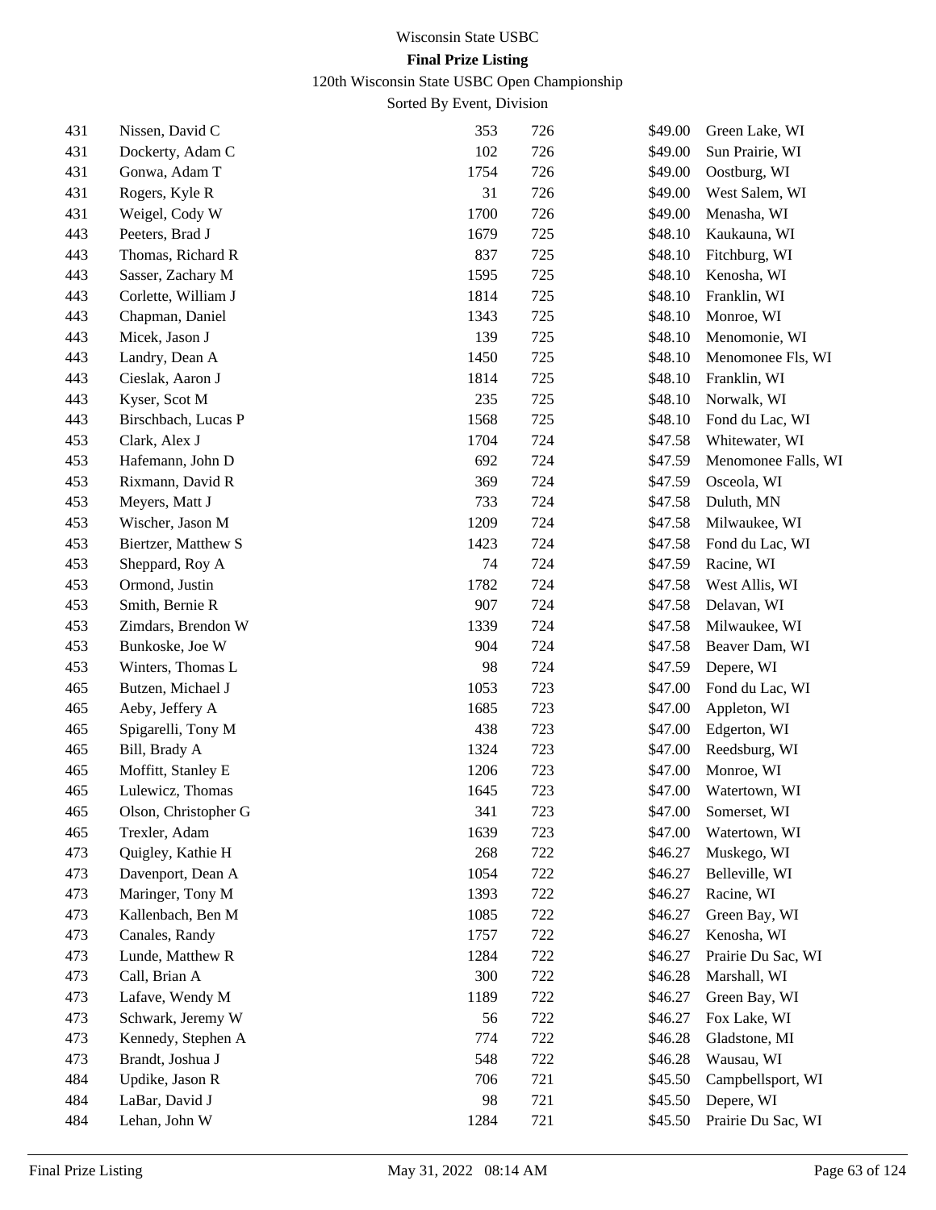Wisconsin State USBC

**Final Prize Listing**

120th Wisconsin State USBC Open Championship

Sorted By Event, Division

| | | | | | |
|---|---|---|---|---|---|
| 431 | Nissen, David C | 353 | 726 | $49.00 | Green Lake, WI |
| 431 | Dockerty, Adam C | 102 | 726 | $49.00 | Sun Prairie, WI |
| 431 | Gonwa, Adam T | 1754 | 726 | $49.00 | Oostburg, WI |
| 431 | Rogers, Kyle R | 31 | 726 | $49.00 | West Salem, WI |
| 431 | Weigel, Cody W | 1700 | 726 | $49.00 | Menasha, WI |
| 443 | Peeters, Brad J | 1679 | 725 | $48.10 | Kaukauna, WI |
| 443 | Thomas, Richard R | 837 | 725 | $48.10 | Fitchburg, WI |
| 443 | Sasser, Zachary M | 1595 | 725 | $48.10 | Kenosha, WI |
| 443 | Corlette, William J | 1814 | 725 | $48.10 | Franklin, WI |
| 443 | Chapman, Daniel | 1343 | 725 | $48.10 | Monroe, WI |
| 443 | Micek, Jason J | 139 | 725 | $48.10 | Menomonie, WI |
| 443 | Landry, Dean A | 1450 | 725 | $48.10 | Menomonee Fls, WI |
| 443 | Cieslak, Aaron J | 1814 | 725 | $48.10 | Franklin, WI |
| 443 | Kyser, Scot M | 235 | 725 | $48.10 | Norwalk, WI |
| 443 | Birschbach, Lucas P | 1568 | 725 | $48.10 | Fond du Lac, WI |
| 453 | Clark, Alex J | 1704 | 724 | $47.58 | Whitewater, WI |
| 453 | Hafemann, John D | 692 | 724 | $47.59 | Menomonee Falls, WI |
| 453 | Rixmann, David R | 369 | 724 | $47.59 | Osceola, WI |
| 453 | Meyers, Matt J | 733 | 724 | $47.58 | Duluth, MN |
| 453 | Wischer, Jason M | 1209 | 724 | $47.58 | Milwaukee, WI |
| 453 | Biertzer, Matthew S | 1423 | 724 | $47.58 | Fond du Lac, WI |
| 453 | Sheppard, Roy A | 74 | 724 | $47.59 | Racine, WI |
| 453 | Ormond, Justin | 1782 | 724 | $47.58 | West Allis, WI |
| 453 | Smith, Bernie R | 907 | 724 | $47.58 | Delavan, WI |
| 453 | Zimdars, Brendon W | 1339 | 724 | $47.58 | Milwaukee, WI |
| 453 | Bunkoske, Joe W | 904 | 724 | $47.58 | Beaver Dam, WI |
| 453 | Winters, Thomas L | 98 | 724 | $47.59 | Depere, WI |
| 465 | Butzen, Michael J | 1053 | 723 | $47.00 | Fond du Lac, WI |
| 465 | Aeby, Jeffery A | 1685 | 723 | $47.00 | Appleton, WI |
| 465 | Spigarelli, Tony M | 438 | 723 | $47.00 | Edgerton, WI |
| 465 | Bill, Brady A | 1324 | 723 | $47.00 | Reedsburg, WI |
| 465 | Moffitt, Stanley E | 1206 | 723 | $47.00 | Monroe, WI |
| 465 | Lulewicz, Thomas | 1645 | 723 | $47.00 | Watertown, WI |
| 465 | Olson, Christopher G | 341 | 723 | $47.00 | Somerset, WI |
| 465 | Trexler, Adam | 1639 | 723 | $47.00 | Watertown, WI |
| 473 | Quigley, Kathie H | 268 | 722 | $46.27 | Muskego, WI |
| 473 | Davenport, Dean A | 1054 | 722 | $46.27 | Belleville, WI |
| 473 | Maringer, Tony M | 1393 | 722 | $46.27 | Racine, WI |
| 473 | Kallenbach, Ben M | 1085 | 722 | $46.27 | Green Bay, WI |
| 473 | Canales, Randy | 1757 | 722 | $46.27 | Kenosha, WI |
| 473 | Lunde, Matthew R | 1284 | 722 | $46.27 | Prairie Du Sac, WI |
| 473 | Call, Brian A | 300 | 722 | $46.28 | Marshall, WI |
| 473 | Lafave, Wendy M | 1189 | 722 | $46.27 | Green Bay, WI |
| 473 | Schwark, Jeremy W | 56 | 722 | $46.27 | Fox Lake, WI |
| 473 | Kennedy, Stephen A | 774 | 722 | $46.28 | Gladstone, MI |
| 473 | Brandt, Joshua J | 548 | 722 | $46.28 | Wausau, WI |
| 484 | Updike, Jason R | 706 | 721 | $45.50 | Campbellsport, WI |
| 484 | LaBar, David J | 98 | 721 | $45.50 | Depere, WI |
| 484 | Lehan, John W | 1284 | 721 | $45.50 | Prairie Du Sac, WI |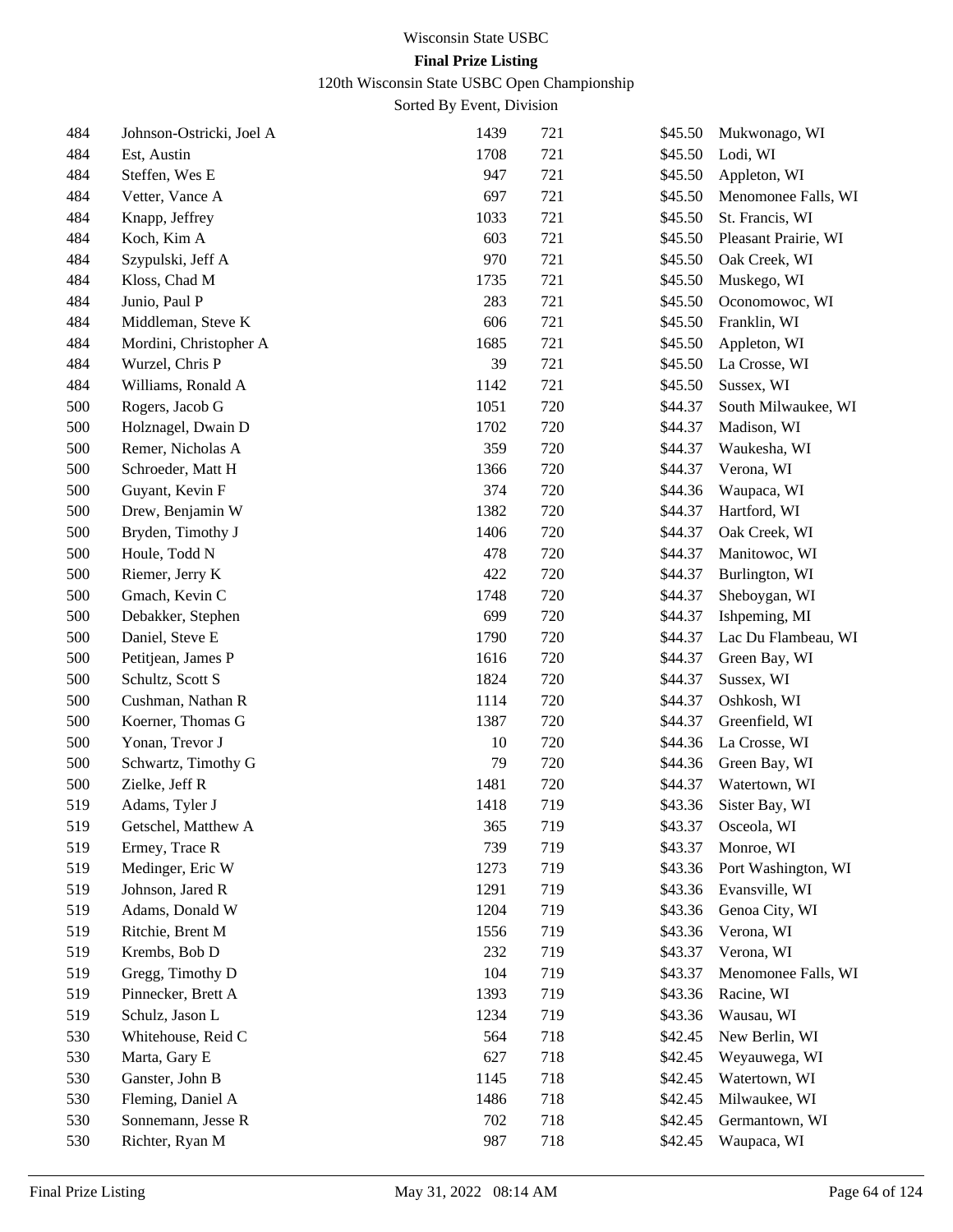Wisconsin State USBC

**Final Prize Listing**

120th Wisconsin State USBC Open Championship

Sorted By Event, Division

| | | | | | |
|---|---|---|---|---|---|
| 484 | Johnson-Ostricki, Joel A | 1439 | 721 | $45.50 | Mukwonago, WI |
| 484 | Est, Austin | 1708 | 721 | $45.50 | Lodi, WI |
| 484 | Steffen, Wes E | 947 | 721 | $45.50 | Appleton, WI |
| 484 | Vetter, Vance A | 697 | 721 | $45.50 | Menomonee Falls, WI |
| 484 | Knapp, Jeffrey | 1033 | 721 | $45.50 | St. Francis, WI |
| 484 | Koch, Kim A | 603 | 721 | $45.50 | Pleasant Prairie, WI |
| 484 | Szypulski, Jeff A | 970 | 721 | $45.50 | Oak Creek, WI |
| 484 | Kloss, Chad M | 1735 | 721 | $45.50 | Muskego, WI |
| 484 | Junio, Paul P | 283 | 721 | $45.50 | Oconomowoc, WI |
| 484 | Middleman, Steve K | 606 | 721 | $45.50 | Franklin, WI |
| 484 | Mordini, Christopher A | 1685 | 721 | $45.50 | Appleton, WI |
| 484 | Wurzel, Chris P | 39 | 721 | $45.50 | La Crosse, WI |
| 484 | Williams, Ronald A | 1142 | 721 | $45.50 | Sussex, WI |
| 500 | Rogers, Jacob G | 1051 | 720 | $44.37 | South Milwaukee, WI |
| 500 | Holznagel, Dwain D | 1702 | 720 | $44.37 | Madison, WI |
| 500 | Remer, Nicholas A | 359 | 720 | $44.37 | Waukesha, WI |
| 500 | Schroeder, Matt H | 1366 | 720 | $44.37 | Verona, WI |
| 500 | Guyant, Kevin F | 374 | 720 | $44.36 | Waupaca, WI |
| 500 | Drew, Benjamin W | 1382 | 720 | $44.37 | Hartford, WI |
| 500 | Bryden, Timothy J | 1406 | 720 | $44.37 | Oak Creek, WI |
| 500 | Houle, Todd N | 478 | 720 | $44.37 | Manitowoc, WI |
| 500 | Riemer, Jerry K | 422 | 720 | $44.37 | Burlington, WI |
| 500 | Gmach, Kevin C | 1748 | 720 | $44.37 | Sheboygan, WI |
| 500 | Debakker, Stephen | 699 | 720 | $44.37 | Ishpeming, MI |
| 500 | Daniel, Steve E | 1790 | 720 | $44.37 | Lac Du Flambeau, WI |
| 500 | Petitjean, James P | 1616 | 720 | $44.37 | Green Bay, WI |
| 500 | Schultz, Scott S | 1824 | 720 | $44.37 | Sussex, WI |
| 500 | Cushman, Nathan R | 1114 | 720 | $44.37 | Oshkosh, WI |
| 500 | Koerner, Thomas G | 1387 | 720 | $44.37 | Greenfield, WI |
| 500 | Yonan, Trevor J | 10 | 720 | $44.36 | La Crosse, WI |
| 500 | Schwartz, Timothy G | 79 | 720 | $44.36 | Green Bay, WI |
| 500 | Zielke, Jeff R | 1481 | 720 | $44.37 | Watertown, WI |
| 519 | Adams, Tyler J | 1418 | 719 | $43.36 | Sister Bay, WI |
| 519 | Getschel, Matthew A | 365 | 719 | $43.37 | Osceola, WI |
| 519 | Ermey, Trace R | 739 | 719 | $43.37 | Monroe, WI |
| 519 | Medinger, Eric W | 1273 | 719 | $43.36 | Port Washington, WI |
| 519 | Johnson, Jared R | 1291 | 719 | $43.36 | Evansville, WI |
| 519 | Adams, Donald W | 1204 | 719 | $43.36 | Genoa City, WI |
| 519 | Ritchie, Brent M | 1556 | 719 | $43.36 | Verona, WI |
| 519 | Krembs, Bob D | 232 | 719 | $43.37 | Verona, WI |
| 519 | Gregg, Timothy D | 104 | 719 | $43.37 | Menomonee Falls, WI |
| 519 | Pinnecker, Brett A | 1393 | 719 | $43.36 | Racine, WI |
| 519 | Schulz, Jason L | 1234 | 719 | $43.36 | Wausau, WI |
| 530 | Whitehouse, Reid C | 564 | 718 | $42.45 | New Berlin, WI |
| 530 | Marta, Gary E | 627 | 718 | $42.45 | Weyauwega, WI |
| 530 | Ganster, John B | 1145 | 718 | $42.45 | Watertown, WI |
| 530 | Fleming, Daniel A | 1486 | 718 | $42.45 | Milwaukee, WI |
| 530 | Sonnemann, Jesse R | 702 | 718 | $42.45 | Germantown, WI |
| 530 | Richter, Ryan M | 987 | 718 | $42.45 | Waupaca, WI |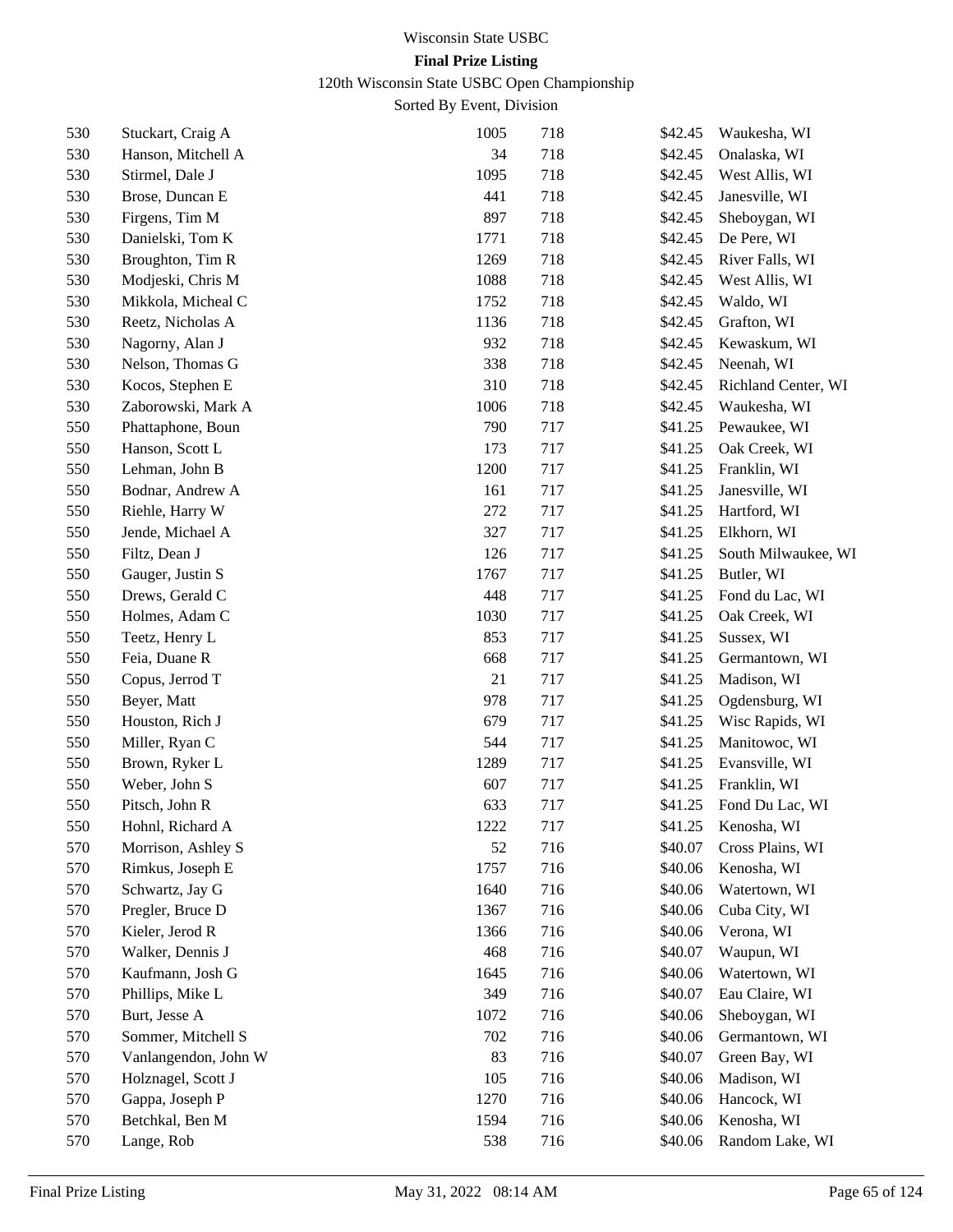Wisconsin State USBC

**Final Prize Listing**

120th Wisconsin State USBC Open Championship

Sorted By Event, Division

| | | | | | |
|---|---|---|---|---|---|
| 530 | Stuckart, Craig A | 1005 | 718 | $42.45 | Waukesha, WI |
| 530 | Hanson, Mitchell A | 34 | 718 | $42.45 | Onalaska, WI |
| 530 | Stirmel, Dale J | 1095 | 718 | $42.45 | West Allis, WI |
| 530 | Brose, Duncan E | 441 | 718 | $42.45 | Janesville, WI |
| 530 | Firgens, Tim M | 897 | 718 | $42.45 | Sheboygan, WI |
| 530 | Danielski, Tom K | 1771 | 718 | $42.45 | De Pere, WI |
| 530 | Broughton, Tim R | 1269 | 718 | $42.45 | River Falls, WI |
| 530 | Modjeski, Chris M | 1088 | 718 | $42.45 | West Allis, WI |
| 530 | Mikkola, Micheal C | 1752 | 718 | $42.45 | Waldo, WI |
| 530 | Reetz, Nicholas A | 1136 | 718 | $42.45 | Grafton, WI |
| 530 | Nagorny, Alan J | 932 | 718 | $42.45 | Kewaskum, WI |
| 530 | Nelson, Thomas G | 338 | 718 | $42.45 | Neenah, WI |
| 530 | Kocos, Stephen E | 310 | 718 | $42.45 | Richland Center, WI |
| 530 | Zaborowski, Mark A | 1006 | 718 | $42.45 | Waukesha, WI |
| 550 | Phattaphone, Boun | 790 | 717 | $41.25 | Pewaukee, WI |
| 550 | Hanson, Scott L | 173 | 717 | $41.25 | Oak Creek, WI |
| 550 | Lehman, John B | 1200 | 717 | $41.25 | Franklin, WI |
| 550 | Bodnar, Andrew A | 161 | 717 | $41.25 | Janesville, WI |
| 550 | Riehle, Harry W | 272 | 717 | $41.25 | Hartford, WI |
| 550 | Jende, Michael A | 327 | 717 | $41.25 | Elkhorn, WI |
| 550 | Filtz, Dean J | 126 | 717 | $41.25 | South Milwaukee, WI |
| 550 | Gauger, Justin S | 1767 | 717 | $41.25 | Butler, WI |
| 550 | Drews, Gerald C | 448 | 717 | $41.25 | Fond du Lac, WI |
| 550 | Holmes, Adam C | 1030 | 717 | $41.25 | Oak Creek, WI |
| 550 | Teetz, Henry L | 853 | 717 | $41.25 | Sussex, WI |
| 550 | Feia, Duane R | 668 | 717 | $41.25 | Germantown, WI |
| 550 | Copus, Jerrod T | 21 | 717 | $41.25 | Madison, WI |
| 550 | Beyer, Matt | 978 | 717 | $41.25 | Ogdensburg, WI |
| 550 | Houston, Rich J | 679 | 717 | $41.25 | Wisc Rapids, WI |
| 550 | Miller, Ryan C | 544 | 717 | $41.25 | Manitowoc, WI |
| 550 | Brown, Ryker L | 1289 | 717 | $41.25 | Evansville, WI |
| 550 | Weber, John S | 607 | 717 | $41.25 | Franklin, WI |
| 550 | Pitsch, John R | 633 | 717 | $41.25 | Fond Du Lac, WI |
| 550 | Hohnl, Richard A | 1222 | 717 | $41.25 | Kenosha, WI |
| 570 | Morrison, Ashley S | 52 | 716 | $40.07 | Cross Plains, WI |
| 570 | Rimkus, Joseph E | 1757 | 716 | $40.06 | Kenosha, WI |
| 570 | Schwartz, Jay G | 1640 | 716 | $40.06 | Watertown, WI |
| 570 | Pregler, Bruce D | 1367 | 716 | $40.06 | Cuba City, WI |
| 570 | Kieler, Jerod R | 1366 | 716 | $40.06 | Verona, WI |
| 570 | Walker, Dennis J | 468 | 716 | $40.07 | Waupun, WI |
| 570 | Kaufmann, Josh G | 1645 | 716 | $40.06 | Watertown, WI |
| 570 | Phillips, Mike L | 349 | 716 | $40.07 | Eau Claire, WI |
| 570 | Burt, Jesse A | 1072 | 716 | $40.06 | Sheboygan, WI |
| 570 | Sommer, Mitchell S | 702 | 716 | $40.06 | Germantown, WI |
| 570 | Vanlangendon, John W | 83 | 716 | $40.07 | Green Bay, WI |
| 570 | Holznagel, Scott J | 105 | 716 | $40.06 | Madison, WI |
| 570 | Gappa, Joseph P | 1270 | 716 | $40.06 | Hancock, WI |
| 570 | Betchkal, Ben M | 1594 | 716 | $40.06 | Kenosha, WI |
| 570 | Lange, Rob | 538 | 716 | $40.06 | Random Lake, WI |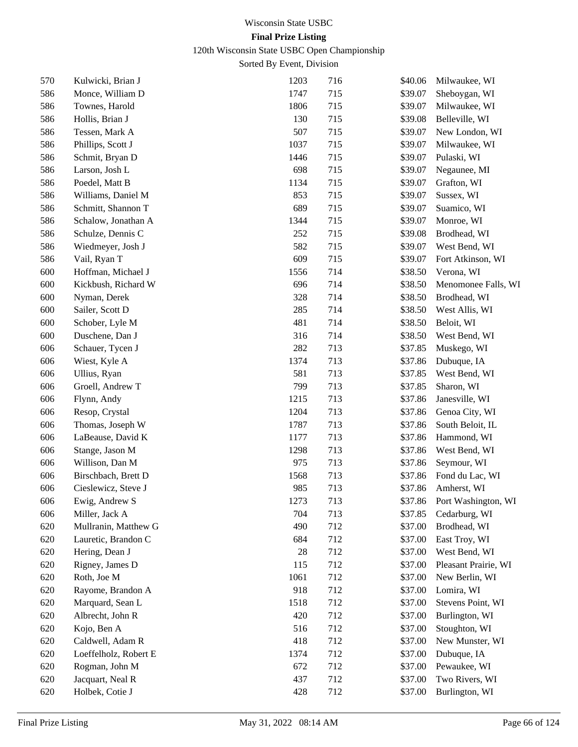Wisconsin State USBC

**Final Prize Listing**

120th Wisconsin State USBC Open Championship

Sorted By Event, Division

| | | | | | |
|---|---|---|---|---|---|
| 570 | Kulwicki, Brian J | 1203 | 716 | $40.06 | Milwaukee, WI |
| 586 | Monce, William D | 1747 | 715 | $39.07 | Sheboygan, WI |
| 586 | Townes, Harold | 1806 | 715 | $39.07 | Milwaukee, WI |
| 586 | Hollis, Brian J | 130 | 715 | $39.08 | Belleville, WI |
| 586 | Tessen, Mark A | 507 | 715 | $39.07 | New London, WI |
| 586 | Phillips, Scott J | 1037 | 715 | $39.07 | Milwaukee, WI |
| 586 | Schmit, Bryan D | 1446 | 715 | $39.07 | Pulaski, WI |
| 586 | Larson, Josh L | 698 | 715 | $39.07 | Negaunee, MI |
| 586 | Poedel, Matt B | 1134 | 715 | $39.07 | Grafton, WI |
| 586 | Williams, Daniel M | 853 | 715 | $39.07 | Sussex, WI |
| 586 | Schmitt, Shannon T | 689 | 715 | $39.07 | Suamico, WI |
| 586 | Schalow, Jonathan A | 1344 | 715 | $39.07 | Monroe, WI |
| 586 | Schulze, Dennis C | 252 | 715 | $39.08 | Brodhead, WI |
| 586 | Wiedmeyer, Josh J | 582 | 715 | $39.07 | West Bend, WI |
| 586 | Vail, Ryan T | 609 | 715 | $39.07 | Fort Atkinson, WI |
| 600 | Hoffman, Michael J | 1556 | 714 | $38.50 | Verona, WI |
| 600 | Kickbush, Richard W | 696 | 714 | $38.50 | Menomonee Falls, WI |
| 600 | Nyman, Derek | 328 | 714 | $38.50 | Brodhead, WI |
| 600 | Sailer, Scott D | 285 | 714 | $38.50 | West Allis, WI |
| 600 | Schober, Lyle M | 481 | 714 | $38.50 | Beloit, WI |
| 600 | Duschene, Dan J | 316 | 714 | $38.50 | West Bend, WI |
| 606 | Schauer, Tycen J | 282 | 713 | $37.85 | Muskego, WI |
| 606 | Wiest, Kyle A | 1374 | 713 | $37.86 | Dubuque, IA |
| 606 | Ullius, Ryan | 581 | 713 | $37.85 | West Bend, WI |
| 606 | Groell, Andrew T | 799 | 713 | $37.85 | Sharon, WI |
| 606 | Flynn, Andy | 1215 | 713 | $37.86 | Janesville, WI |
| 606 | Resop, Crystal | 1204 | 713 | $37.86 | Genoa City, WI |
| 606 | Thomas, Joseph W | 1787 | 713 | $37.86 | South Beloit, IL |
| 606 | LaBeause, David K | 1177 | 713 | $37.86 | Hammond, WI |
| 606 | Stange, Jason M | 1298 | 713 | $37.86 | West Bend, WI |
| 606 | Willison, Dan M | 975 | 713 | $37.86 | Seymour, WI |
| 606 | Birschbach, Brett D | 1568 | 713 | $37.86 | Fond du Lac, WI |
| 606 | Cieslewicz, Steve J | 985 | 713 | $37.86 | Amherst, WI |
| 606 | Ewig, Andrew S | 1273 | 713 | $37.86 | Port Washington, WI |
| 606 | Miller, Jack A | 704 | 713 | $37.85 | Cedarburg, WI |
| 620 | Mullranin, Matthew G | 490 | 712 | $37.00 | Brodhead, WI |
| 620 | Lauretic, Brandon C | 684 | 712 | $37.00 | East Troy, WI |
| 620 | Hering, Dean J | 28 | 712 | $37.00 | West Bend, WI |
| 620 | Rigney, James D | 115 | 712 | $37.00 | Pleasant Prairie, WI |
| 620 | Roth, Joe M | 1061 | 712 | $37.00 | New Berlin, WI |
| 620 | Rayome, Brandon A | 918 | 712 | $37.00 | Lomira, WI |
| 620 | Marquard, Sean L | 1518 | 712 | $37.00 | Stevens Point, WI |
| 620 | Albrecht, John R | 420 | 712 | $37.00 | Burlington, WI |
| 620 | Kojo, Ben A | 516 | 712 | $37.00 | Stoughton, WI |
| 620 | Caldwell, Adam R | 418 | 712 | $37.00 | New Munster, WI |
| 620 | Loeffelholz, Robert E | 1374 | 712 | $37.00 | Dubuque, IA |
| 620 | Rogman, John M | 672 | 712 | $37.00 | Pewaukee, WI |
| 620 | Jacquart, Neal R | 437 | 712 | $37.00 | Two Rivers, WI |
| 620 | Holbek, Cotie J | 428 | 712 | $37.00 | Burlington, WI |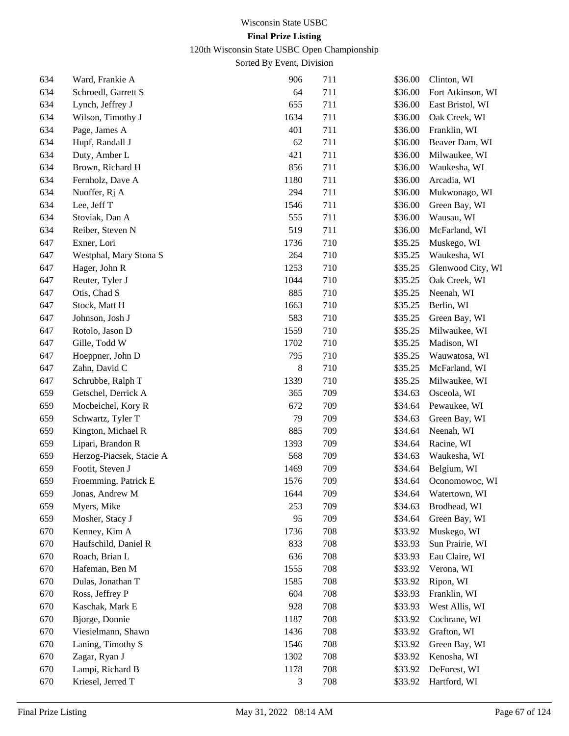Wisconsin State USBC

**Final Prize Listing**

120th Wisconsin State USBC Open Championship

Sorted By Event, Division

| | | | | | |
|---|---|---|---|---|---|
| 634 | Ward, Frankie A | 906 | 711 | $36.00 | Clinton, WI |
| 634 | Schroedl, Garrett S | 64 | 711 | $36.00 | Fort Atkinson, WI |
| 634 | Lynch, Jeffrey J | 655 | 711 | $36.00 | East Bristol, WI |
| 634 | Wilson, Timothy J | 1634 | 711 | $36.00 | Oak Creek, WI |
| 634 | Page, James A | 401 | 711 | $36.00 | Franklin, WI |
| 634 | Hupf, Randall J | 62 | 711 | $36.00 | Beaver Dam, WI |
| 634 | Duty, Amber L | 421 | 711 | $36.00 | Milwaukee, WI |
| 634 | Brown, Richard H | 856 | 711 | $36.00 | Waukesha, WI |
| 634 | Fernholz, Dave A | 1180 | 711 | $36.00 | Arcadia, WI |
| 634 | Nuoffer, Rj A | 294 | 711 | $36.00 | Mukwonago, WI |
| 634 | Lee, Jeff T | 1546 | 711 | $36.00 | Green Bay, WI |
| 634 | Stoviak, Dan A | 555 | 711 | $36.00 | Wausau, WI |
| 634 | Reiber, Steven N | 519 | 711 | $36.00 | McFarland, WI |
| 647 | Exner, Lori | 1736 | 710 | $35.25 | Muskego, WI |
| 647 | Westphal, Mary Stona S | 264 | 710 | $35.25 | Waukesha, WI |
| 647 | Hager, John R | 1253 | 710 | $35.25 | Glenwood City, WI |
| 647 | Reuter, Tyler J | 1044 | 710 | $35.25 | Oak Creek, WI |
| 647 | Otis, Chad S | 885 | 710 | $35.25 | Neenah, WI |
| 647 | Stock, Matt H | 1663 | 710 | $35.25 | Berlin, WI |
| 647 | Johnson, Josh J | 583 | 710 | $35.25 | Green Bay, WI |
| 647 | Rotolo, Jason D | 1559 | 710 | $35.25 | Milwaukee, WI |
| 647 | Gille, Todd W | 1702 | 710 | $35.25 | Madison, WI |
| 647 | Hoeppner, John D | 795 | 710 | $35.25 | Wauwatosa, WI |
| 647 | Zahn, David C | 8 | 710 | $35.25 | McFarland, WI |
| 647 | Schrubbe, Ralph T | 1339 | 710 | $35.25 | Milwaukee, WI |
| 659 | Getschel, Derrick A | 365 | 709 | $34.63 | Osceola, WI |
| 659 | Mocbeichel, Kory R | 672 | 709 | $34.64 | Pewaukee, WI |
| 659 | Schwartz, Tyler T | 79 | 709 | $34.63 | Green Bay, WI |
| 659 | Kington, Michael R | 885 | 709 | $34.64 | Neenah, WI |
| 659 | Lipari, Brandon R | 1393 | 709 | $34.64 | Racine, WI |
| 659 | Herzog-Piacsek, Stacie A | 568 | 709 | $34.63 | Waukesha, WI |
| 659 | Footit, Steven J | 1469 | 709 | $34.64 | Belgium, WI |
| 659 | Froemming, Patrick E | 1576 | 709 | $34.64 | Oconomowoc, WI |
| 659 | Jonas, Andrew M | 1644 | 709 | $34.64 | Watertown, WI |
| 659 | Myers, Mike | 253 | 709 | $34.63 | Brodhead, WI |
| 659 | Mosher, Stacy J | 95 | 709 | $34.64 | Green Bay, WI |
| 670 | Kenney, Kim A | 1736 | 708 | $33.92 | Muskego, WI |
| 670 | Haufschild, Daniel R | 833 | 708 | $33.93 | Sun Prairie, WI |
| 670 | Roach, Brian L | 636 | 708 | $33.93 | Eau Claire, WI |
| 670 | Hafeman, Ben M | 1555 | 708 | $33.92 | Verona, WI |
| 670 | Dulas, Jonathan T | 1585 | 708 | $33.92 | Ripon, WI |
| 670 | Ross, Jeffrey P | 604 | 708 | $33.93 | Franklin, WI |
| 670 | Kaschak, Mark E | 928 | 708 | $33.93 | West Allis, WI |
| 670 | Bjorge, Donnie | 1187 | 708 | $33.92 | Cochrane, WI |
| 670 | Viesielmann, Shawn | 1436 | 708 | $33.92 | Grafton, WI |
| 670 | Laning, Timothy S | 1546 | 708 | $33.92 | Green Bay, WI |
| 670 | Zagar, Ryan J | 1302 | 708 | $33.92 | Kenosha, WI |
| 670 | Lampi, Richard B | 1178 | 708 | $33.92 | DeForest, WI |
| 670 | Kriesel, Jerred T | 3 | 708 | $33.92 | Hartford, WI |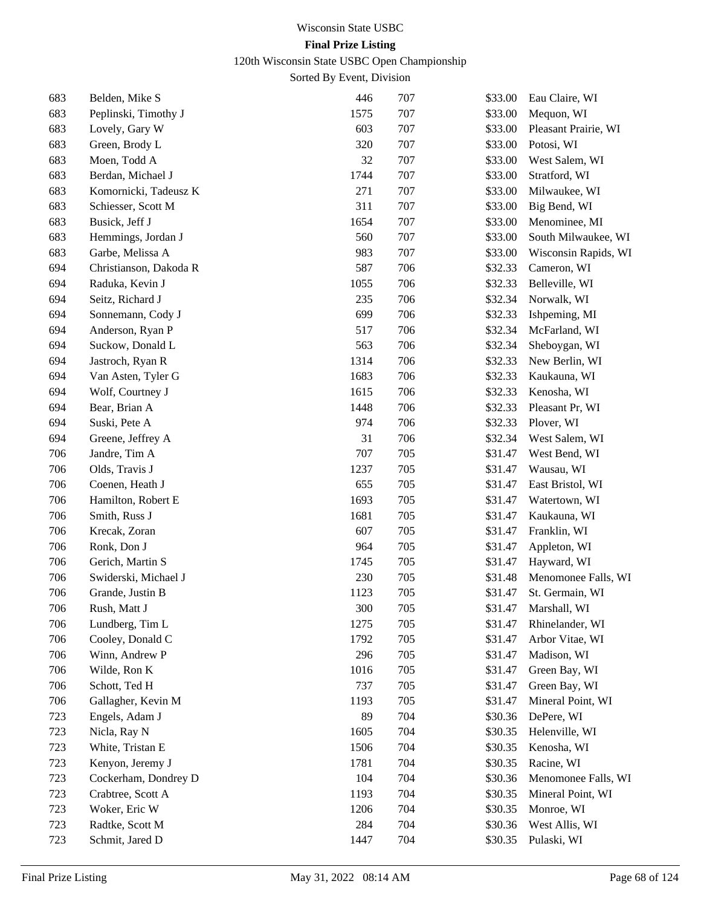Wisconsin State USBC

**Final Prize Listing**

120th Wisconsin State USBC Open Championship

Sorted By Event, Division

| | | | | | |
|---|---|---|---|---|---|
| 683 | Belden, Mike S | 446 | 707 | $33.00 | Eau Claire, WI |
| 683 | Peplinski, Timothy J | 1575 | 707 | $33.00 | Mequon, WI |
| 683 | Lovely, Gary W | 603 | 707 | $33.00 | Pleasant Prairie, WI |
| 683 | Green, Brody L | 320 | 707 | $33.00 | Potosi, WI |
| 683 | Moen, Todd A | 32 | 707 | $33.00 | West Salem, WI |
| 683 | Berdan, Michael J | 1744 | 707 | $33.00 | Stratford, WI |
| 683 | Komornicki, Tadeusz K | 271 | 707 | $33.00 | Milwaukee, WI |
| 683 | Schiesser, Scott M | 311 | 707 | $33.00 | Big Bend, WI |
| 683 | Busick, Jeff J | 1654 | 707 | $33.00 | Menominee, MI |
| 683 | Hemmings, Jordan J | 560 | 707 | $33.00 | South Milwaukee, WI |
| 683 | Garbe, Melissa A | 983 | 707 | $33.00 | Wisconsin Rapids, WI |
| 694 | Christianson, Dakoda R | 587 | 706 | $32.33 | Cameron, WI |
| 694 | Raduka, Kevin J | 1055 | 706 | $32.33 | Belleville, WI |
| 694 | Seitz, Richard J | 235 | 706 | $32.34 | Norwalk, WI |
| 694 | Sonnemann, Cody J | 699 | 706 | $32.33 | Ishpeming, MI |
| 694 | Anderson, Ryan P | 517 | 706 | $32.34 | McFarland, WI |
| 694 | Suckow, Donald L | 563 | 706 | $32.34 | Sheboygan, WI |
| 694 | Jastroch, Ryan R | 1314 | 706 | $32.33 | New Berlin, WI |
| 694 | Van Asten, Tyler G | 1683 | 706 | $32.33 | Kaukauna, WI |
| 694 | Wolf, Courtney J | 1615 | 706 | $32.33 | Kenosha, WI |
| 694 | Bear, Brian A | 1448 | 706 | $32.33 | Pleasant Pr, WI |
| 694 | Suski, Pete A | 974 | 706 | $32.33 | Plover, WI |
| 694 | Greene, Jeffrey A | 31 | 706 | $32.34 | West Salem, WI |
| 706 | Jandre, Tim A | 707 | 705 | $31.47 | West Bend, WI |
| 706 | Olds, Travis J | 1237 | 705 | $31.47 | Wausau, WI |
| 706 | Coenen, Heath J | 655 | 705 | $31.47 | East Bristol, WI |
| 706 | Hamilton, Robert E | 1693 | 705 | $31.47 | Watertown, WI |
| 706 | Smith, Russ J | 1681 | 705 | $31.47 | Kaukauna, WI |
| 706 | Krecak, Zoran | 607 | 705 | $31.47 | Franklin, WI |
| 706 | Ronk, Don J | 964 | 705 | $31.47 | Appleton, WI |
| 706 | Gerich, Martin S | 1745 | 705 | $31.47 | Hayward, WI |
| 706 | Swiderski, Michael J | 230 | 705 | $31.48 | Menomonee Falls, WI |
| 706 | Grande, Justin B | 1123 | 705 | $31.47 | St. Germain, WI |
| 706 | Rush, Matt J | 300 | 705 | $31.47 | Marshall, WI |
| 706 | Lundberg, Tim L | 1275 | 705 | $31.47 | Rhinelander, WI |
| 706 | Cooley, Donald C | 1792 | 705 | $31.47 | Arbor Vitae, WI |
| 706 | Winn, Andrew P | 296 | 705 | $31.47 | Madison, WI |
| 706 | Wilde, Ron K | 1016 | 705 | $31.47 | Green Bay, WI |
| 706 | Schott, Ted H | 737 | 705 | $31.47 | Green Bay, WI |
| 706 | Gallagher, Kevin M | 1193 | 705 | $31.47 | Mineral Point, WI |
| 723 | Engels, Adam J | 89 | 704 | $30.36 | DePere, WI |
| 723 | Nicla, Ray N | 1605 | 704 | $30.35 | Helenville, WI |
| 723 | White, Tristan E | 1506 | 704 | $30.35 | Kenosha, WI |
| 723 | Kenyon, Jeremy J | 1781 | 704 | $30.35 | Racine, WI |
| 723 | Cockerham, Dondrey D | 104 | 704 | $30.36 | Menomonee Falls, WI |
| 723 | Crabtree, Scott A | 1193 | 704 | $30.35 | Mineral Point, WI |
| 723 | Woker, Eric W | 1206 | 704 | $30.35 | Monroe, WI |
| 723 | Radtke, Scott M | 284 | 704 | $30.36 | West Allis, WI |
| 723 | Schmit, Jared D | 1447 | 704 | $30.35 | Pulaski, WI |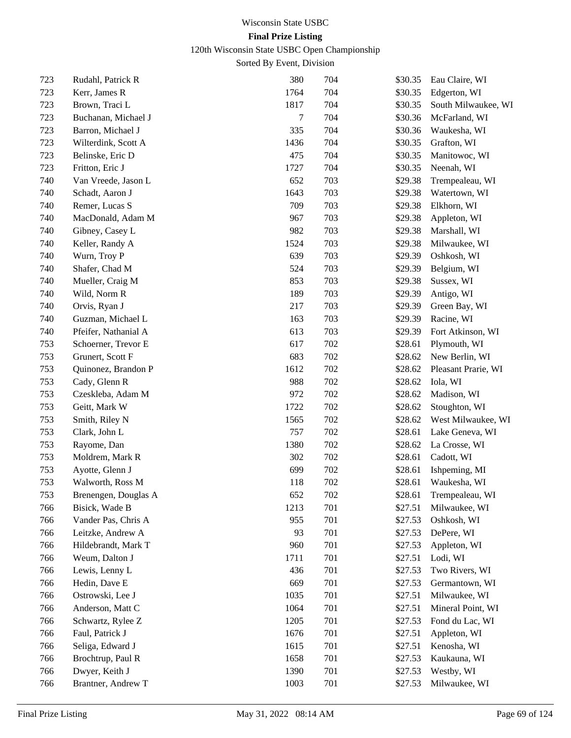Wisconsin State USBC

**Final Prize Listing**

120th Wisconsin State USBC Open Championship

Sorted By Event, Division

| | | | | | |
|---|---|---|---|---|---|
| 723 | Rudahl, Patrick R | 380 | 704 | $30.35 | Eau Claire, WI |
| 723 | Kerr, James R | 1764 | 704 | $30.35 | Edgerton, WI |
| 723 | Brown, Traci L | 1817 | 704 | $30.35 | South Milwaukee, WI |
| 723 | Buchanan, Michael J | 7 | 704 | $30.36 | McFarland, WI |
| 723 | Barron, Michael J | 335 | 704 | $30.36 | Waukesha, WI |
| 723 | Wilterdink, Scott A | 1436 | 704 | $30.35 | Grafton, WI |
| 723 | Belinske, Eric D | 475 | 704 | $30.35 | Manitowoc, WI |
| 723 | Fritton, Eric J | 1727 | 704 | $30.35 | Neenah, WI |
| 740 | Van Vreede, Jason L | 652 | 703 | $29.38 | Trempealeau, WI |
| 740 | Schadt, Aaron J | 1643 | 703 | $29.38 | Watertown, WI |
| 740 | Remer, Lucas S | 709 | 703 | $29.38 | Elkhorn, WI |
| 740 | MacDonald, Adam M | 967 | 703 | $29.38 | Appleton, WI |
| 740 | Gibney, Casey L | 982 | 703 | $29.38 | Marshall, WI |
| 740 | Keller, Randy A | 1524 | 703 | $29.38 | Milwaukee, WI |
| 740 | Wurn, Troy P | 639 | 703 | $29.39 | Oshkosh, WI |
| 740 | Shafer, Chad M | 524 | 703 | $29.39 | Belgium, WI |
| 740 | Mueller, Craig M | 853 | 703 | $29.38 | Sussex, WI |
| 740 | Wild, Norm R | 189 | 703 | $29.39 | Antigo, WI |
| 740 | Orvis, Ryan J | 217 | 703 | $29.39 | Green Bay, WI |
| 740 | Guzman, Michael L | 163 | 703 | $29.39 | Racine, WI |
| 740 | Pfeifer, Nathanial A | 613 | 703 | $29.39 | Fort Atkinson, WI |
| 753 | Schoerner, Trevor E | 617 | 702 | $28.61 | Plymouth, WI |
| 753 | Grunert, Scott F | 683 | 702 | $28.62 | New Berlin, WI |
| 753 | Quinonez, Brandon P | 1612 | 702 | $28.62 | Pleasant Prarie, WI |
| 753 | Cady, Glenn R | 988 | 702 | $28.62 | Iola, WI |
| 753 | Czeskleba, Adam M | 972 | 702 | $28.62 | Madison, WI |
| 753 | Geitt, Mark W | 1722 | 702 | $28.62 | Stoughton, WI |
| 753 | Smith, Riley N | 1565 | 702 | $28.62 | West Milwaukee, WI |
| 753 | Clark, John L | 757 | 702 | $28.61 | Lake Geneva, WI |
| 753 | Rayome, Dan | 1380 | 702 | $28.62 | La Crosse, WI |
| 753 | Moldrem, Mark R | 302 | 702 | $28.61 | Cadott, WI |
| 753 | Ayotte, Glenn J | 699 | 702 | $28.61 | Ishpeming, MI |
| 753 | Walworth, Ross M | 118 | 702 | $28.61 | Waukesha, WI |
| 753 | Brenengen, Douglas A | 652 | 702 | $28.61 | Trempealeau, WI |
| 766 | Bisick, Wade B | 1213 | 701 | $27.51 | Milwaukee, WI |
| 766 | Vander Pas, Chris A | 955 | 701 | $27.53 | Oshkosh, WI |
| 766 | Leitzke, Andrew A | 93 | 701 | $27.53 | DePere, WI |
| 766 | Hildebrandt, Mark T | 960 | 701 | $27.53 | Appleton, WI |
| 766 | Weum, Dalton J | 1711 | 701 | $27.51 | Lodi, WI |
| 766 | Lewis, Lenny L | 436 | 701 | $27.53 | Two Rivers, WI |
| 766 | Hedin, Dave E | 669 | 701 | $27.53 | Germantown, WI |
| 766 | Ostrowski, Lee J | 1035 | 701 | $27.51 | Milwaukee, WI |
| 766 | Anderson, Matt C | 1064 | 701 | $27.51 | Mineral Point, WI |
| 766 | Schwartz, Rylee Z | 1205 | 701 | $27.53 | Fond du Lac, WI |
| 766 | Faul, Patrick J | 1676 | 701 | $27.51 | Appleton, WI |
| 766 | Seliga, Edward J | 1615 | 701 | $27.51 | Kenosha, WI |
| 766 | Brochtrup, Paul R | 1658 | 701 | $27.53 | Kaukauna, WI |
| 766 | Dwyer, Keith J | 1390 | 701 | $27.53 | Westby, WI |
| 766 | Brantner, Andrew T | 1003 | 701 | $27.53 | Milwaukee, WI |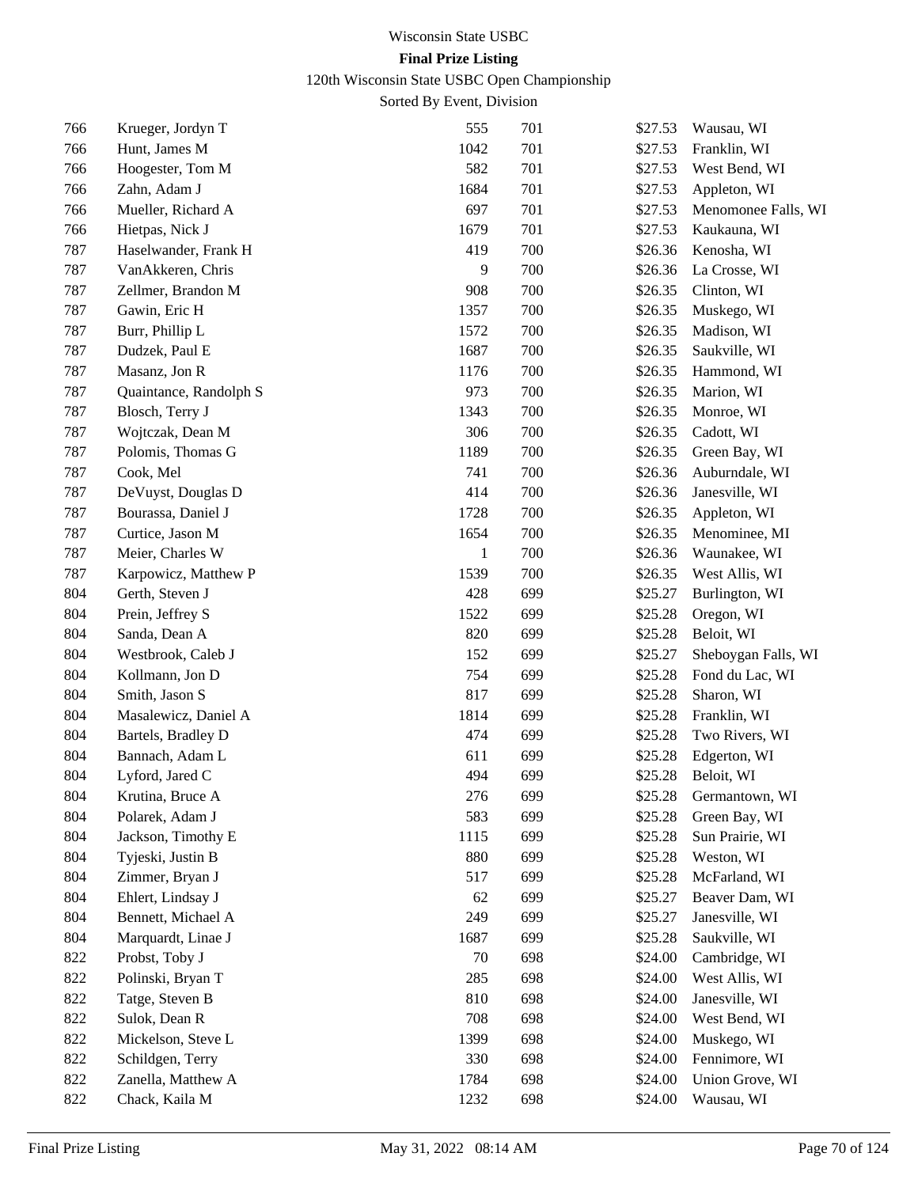Wisconsin State USBC

**Final Prize Listing**

120th Wisconsin State USBC Open Championship

Sorted By Event, Division

| | | | | | |
|---|---|---|---|---|---|
| 766 | Krueger, Jordyn T | 555 | 701 | $27.53 | Wausau, WI |
| 766 | Hunt, James M | 1042 | 701 | $27.53 | Franklin, WI |
| 766 | Hoogester, Tom M | 582 | 701 | $27.53 | West Bend, WI |
| 766 | Zahn, Adam J | 1684 | 701 | $27.53 | Appleton, WI |
| 766 | Mueller, Richard A | 697 | 701 | $27.53 | Menomonee Falls, WI |
| 766 | Hietpas, Nick J | 1679 | 701 | $27.53 | Kaukauna, WI |
| 787 | Haselwander, Frank H | 419 | 700 | $26.36 | Kenosha, WI |
| 787 | VanAkkeren, Chris | 9 | 700 | $26.36 | La Crosse, WI |
| 787 | Zellmer, Brandon M | 908 | 700 | $26.35 | Clinton, WI |
| 787 | Gawin, Eric H | 1357 | 700 | $26.35 | Muskego, WI |
| 787 | Burr, Phillip L | 1572 | 700 | $26.35 | Madison, WI |
| 787 | Dudzek, Paul E | 1687 | 700 | $26.35 | Saukville, WI |
| 787 | Masanz, Jon R | 1176 | 700 | $26.35 | Hammond, WI |
| 787 | Quaintance, Randolph S | 973 | 700 | $26.35 | Marion, WI |
| 787 | Blosch, Terry J | 1343 | 700 | $26.35 | Monroe, WI |
| 787 | Wojtczak, Dean M | 306 | 700 | $26.35 | Cadott, WI |
| 787 | Polomis, Thomas G | 1189 | 700 | $26.35 | Green Bay, WI |
| 787 | Cook, Mel | 741 | 700 | $26.36 | Auburndale, WI |
| 787 | DeVuyst, Douglas D | 414 | 700 | $26.36 | Janesville, WI |
| 787 | Bourassa, Daniel J | 1728 | 700 | $26.35 | Appleton, WI |
| 787 | Curtice, Jason M | 1654 | 700 | $26.35 | Menominee, MI |
| 787 | Meier, Charles W | 1 | 700 | $26.36 | Waunakee, WI |
| 787 | Karpowicz, Matthew P | 1539 | 700 | $26.35 | West Allis, WI |
| 804 | Gerth, Steven J | 428 | 699 | $25.27 | Burlington, WI |
| 804 | Prein, Jeffrey S | 1522 | 699 | $25.28 | Oregon, WI |
| 804 | Sanda, Dean A | 820 | 699 | $25.28 | Beloit, WI |
| 804 | Westbrook, Caleb J | 152 | 699 | $25.27 | Sheboygan Falls, WI |
| 804 | Kollmann, Jon D | 754 | 699 | $25.28 | Fond du Lac, WI |
| 804 | Smith, Jason S | 817 | 699 | $25.28 | Sharon, WI |
| 804 | Masalewicz, Daniel A | 1814 | 699 | $25.28 | Franklin, WI |
| 804 | Bartels, Bradley D | 474 | 699 | $25.28 | Two Rivers, WI |
| 804 | Bannach, Adam L | 611 | 699 | $25.28 | Edgerton, WI |
| 804 | Lyford, Jared C | 494 | 699 | $25.28 | Beloit, WI |
| 804 | Krutina, Bruce A | 276 | 699 | $25.28 | Germantown, WI |
| 804 | Polarek, Adam J | 583 | 699 | $25.28 | Green Bay, WI |
| 804 | Jackson, Timothy E | 1115 | 699 | $25.28 | Sun Prairie, WI |
| 804 | Tyjeski, Justin B | 880 | 699 | $25.28 | Weston, WI |
| 804 | Zimmer, Bryan J | 517 | 699 | $25.28 | McFarland, WI |
| 804 | Ehlert, Lindsay J | 62 | 699 | $25.27 | Beaver Dam, WI |
| 804 | Bennett, Michael A | 249 | 699 | $25.27 | Janesville, WI |
| 804 | Marquardt, Linae J | 1687 | 699 | $25.28 | Saukville, WI |
| 822 | Probst, Toby J | 70 | 698 | $24.00 | Cambridge, WI |
| 822 | Polinski, Bryan T | 285 | 698 | $24.00 | West Allis, WI |
| 822 | Tatge, Steven B | 810 | 698 | $24.00 | Janesville, WI |
| 822 | Sulok, Dean R | 708 | 698 | $24.00 | West Bend, WI |
| 822 | Mickelson, Steve L | 1399 | 698 | $24.00 | Muskego, WI |
| 822 | Schildgen, Terry | 330 | 698 | $24.00 | Fennimore, WI |
| 822 | Zanella, Matthew A | 1784 | 698 | $24.00 | Union Grove, WI |
| 822 | Chack, Kaila M | 1232 | 698 | $24.00 | Wausau, WI |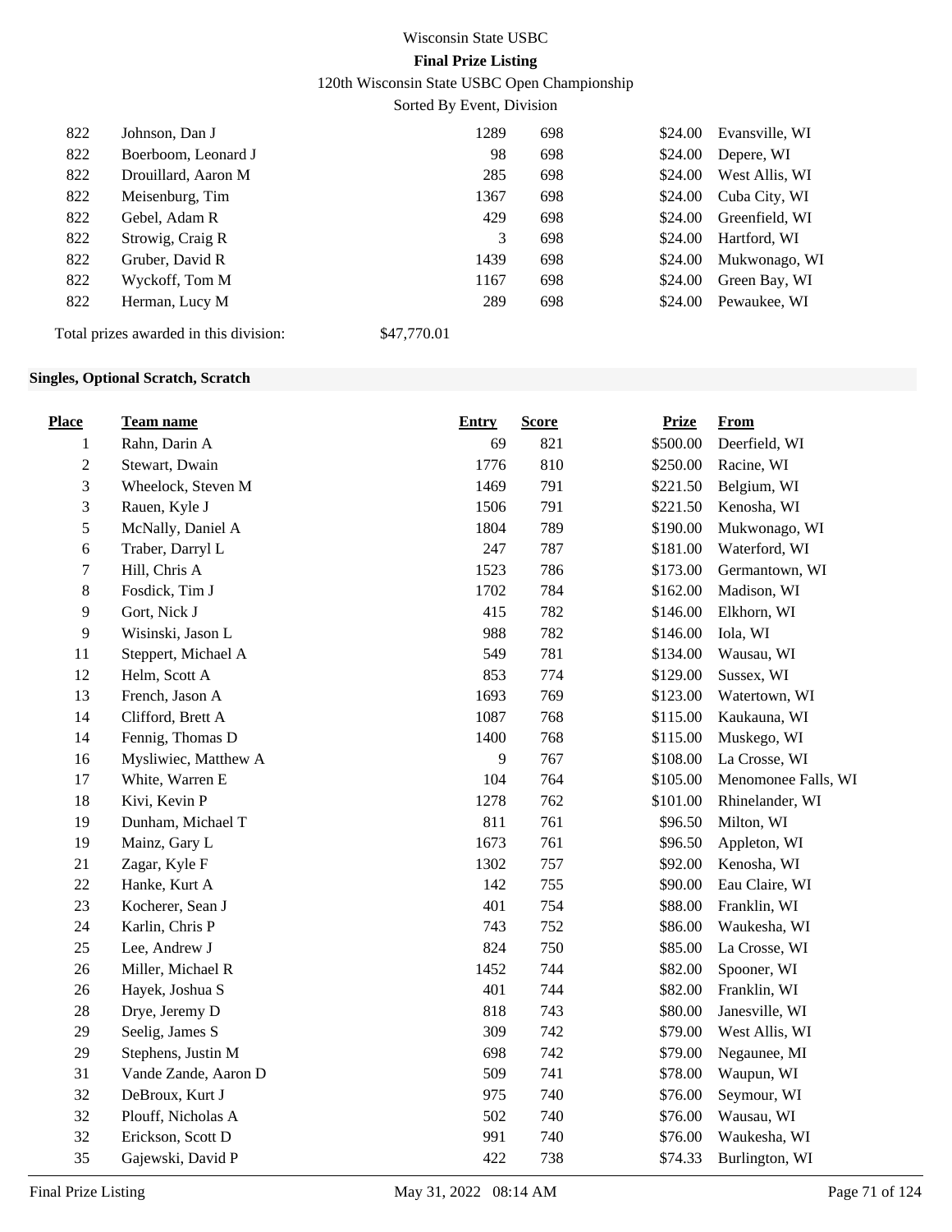Wisconsin State USBC

**Final Prize Listing**

120th Wisconsin State USBC Open Championship

Sorted By Event, Division

| Place | Team name | Entry | Score | Prize | From |
|---|---|---|---|---|---|
| 822 | Johnson, Dan J | 1289 | 698 | $24.00 | Evansville, WI |
| 822 | Boerboom, Leonard J | 98 | 698 | $24.00 | Depere, WI |
| 822 | Drouillard, Aaron M | 285 | 698 | $24.00 | West Allis, WI |
| 822 | Meisenburg, Tim | 1367 | 698 | $24.00 | Cuba City, WI |
| 822 | Gebel, Adam R | 429 | 698 | $24.00 | Greenfield, WI |
| 822 | Strowig, Craig R | 3 | 698 | $24.00 | Hartford, WI |
| 822 | Gruber, David R | 1439 | 698 | $24.00 | Mukwonago, WI |
| 822 | Wyckoff, Tom M | 1167 | 698 | $24.00 | Green Bay, WI |
| 822 | Herman, Lucy M | 289 | 698 | $24.00 | Pewaukee, WI |

Total prizes awarded in this division: $47,770.01

**Singles, Optional Scratch, Scratch**

| Place | Team name | Entry | Score | Prize | From |
|---|---|---|---|---|---|
| 1 | Rahn, Darin A | 69 | 821 | $500.00 | Deerfield, WI |
| 2 | Stewart, Dwain | 1776 | 810 | $250.00 | Racine, WI |
| 3 | Wheelock, Steven M | 1469 | 791 | $221.50 | Belgium, WI |
| 3 | Rauen, Kyle J | 1506 | 791 | $221.50 | Kenosha, WI |
| 5 | McNally, Daniel A | 1804 | 789 | $190.00 | Mukwonago, WI |
| 6 | Traber, Darryl L | 247 | 787 | $181.00 | Waterford, WI |
| 7 | Hill, Chris A | 1523 | 786 | $173.00 | Germantown, WI |
| 8 | Fosdick, Tim J | 1702 | 784 | $162.00 | Madison, WI |
| 9 | Gort, Nick J | 415 | 782 | $146.00 | Elkhorn, WI |
| 9 | Wisinski, Jason L | 988 | 782 | $146.00 | Iola, WI |
| 11 | Steppert, Michael A | 549 | 781 | $134.00 | Wausau, WI |
| 12 | Helm, Scott A | 853 | 774 | $129.00 | Sussex, WI |
| 13 | French, Jason A | 1693 | 769 | $123.00 | Watertown, WI |
| 14 | Clifford, Brett A | 1087 | 768 | $115.00 | Kaukauna, WI |
| 14 | Fennig, Thomas D | 1400 | 768 | $115.00 | Muskego, WI |
| 16 | Mysliwiec, Matthew A | 9 | 767 | $108.00 | La Crosse, WI |
| 17 | White, Warren E | 104 | 764 | $105.00 | Menomonee Falls, WI |
| 18 | Kivi, Kevin P | 1278 | 762 | $101.00 | Rhinelander, WI |
| 19 | Dunham, Michael T | 811 | 761 | $96.50 | Milton, WI |
| 19 | Mainz, Gary L | 1673 | 761 | $96.50 | Appleton, WI |
| 21 | Zagar, Kyle F | 1302 | 757 | $92.00 | Kenosha, WI |
| 22 | Hanke, Kurt A | 142 | 755 | $90.00 | Eau Claire, WI |
| 23 | Kocherer, Sean J | 401 | 754 | $88.00 | Franklin, WI |
| 24 | Karlin, Chris P | 743 | 752 | $86.00 | Waukesha, WI |
| 25 | Lee, Andrew J | 824 | 750 | $85.00 | La Crosse, WI |
| 26 | Miller, Michael R | 1452 | 744 | $82.00 | Spooner, WI |
| 26 | Hayek, Joshua S | 401 | 744 | $82.00 | Franklin, WI |
| 28 | Drye, Jeremy D | 818 | 743 | $80.00 | Janesville, WI |
| 29 | Seelig, James S | 309 | 742 | $79.00 | West Allis, WI |
| 29 | Stephens, Justin M | 698 | 742 | $79.00 | Negaunee, MI |
| 31 | Vande Zande, Aaron D | 509 | 741 | $78.00 | Waupun, WI |
| 32 | DeBroux, Kurt J | 975 | 740 | $76.00 | Seymour, WI |
| 32 | Plouff, Nicholas A | 502 | 740 | $76.00 | Wausau, WI |
| 32 | Erickson, Scott D | 991 | 740 | $76.00 | Waukesha, WI |
| 35 | Gajewski, David P | 422 | 738 | $74.33 | Burlington, WI |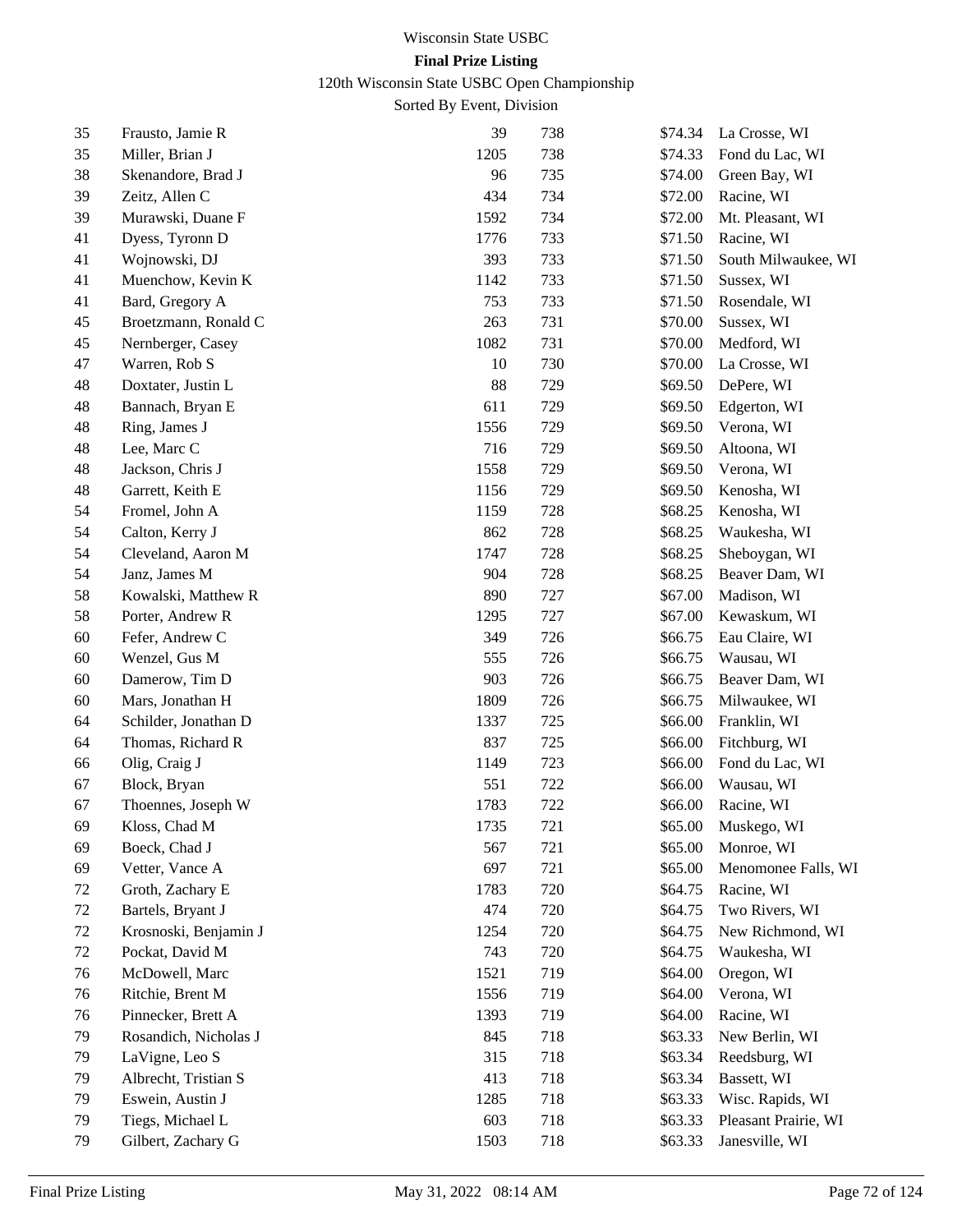# Wisconsin State USBC

**Final Prize Listing**

120th Wisconsin State USBC Open Championship

Sorted By Event, Division

| | | | | | |
|---|---|---|---|---|---|
| 35 | Frausto, Jamie R | 39 | 738 | $74.34 | La Crosse, WI |
| 35 | Miller, Brian J | 1205 | 738 | $74.33 | Fond du Lac, WI |
| 38 | Skenandore, Brad J | 96 | 735 | $74.00 | Green Bay, WI |
| 39 | Zeitz, Allen C | 434 | 734 | $72.00 | Racine, WI |
| 39 | Murawski, Duane F | 1592 | 734 | $72.00 | Mt. Pleasant, WI |
| 41 | Dyess, Tyronn D | 1776 | 733 | $71.50 | Racine, WI |
| 41 | Wojnowski, DJ | 393 | 733 | $71.50 | South Milwaukee, WI |
| 41 | Muenchow, Kevin K | 1142 | 733 | $71.50 | Sussex, WI |
| 41 | Bard, Gregory A | 753 | 733 | $71.50 | Rosendale, WI |
| 45 | Broetzmann, Ronald C | 263 | 731 | $70.00 | Sussex, WI |
| 45 | Nernberger, Casey | 1082 | 731 | $70.00 | Medford, WI |
| 47 | Warren, Rob S | 10 | 730 | $70.00 | La Crosse, WI |
| 48 | Doxtater, Justin L | 88 | 729 | $69.50 | DePere, WI |
| 48 | Bannach, Bryan E | 611 | 729 | $69.50 | Edgerton, WI |
| 48 | Ring, James J | 1556 | 729 | $69.50 | Verona, WI |
| 48 | Lee, Marc C | 716 | 729 | $69.50 | Altoona, WI |
| 48 | Jackson, Chris J | 1558 | 729 | $69.50 | Verona, WI |
| 48 | Garrett, Keith E | 1156 | 729 | $69.50 | Kenosha, WI |
| 54 | Fromel, John A | 1159 | 728 | $68.25 | Kenosha, WI |
| 54 | Calton, Kerry J | 862 | 728 | $68.25 | Waukesha, WI |
| 54 | Cleveland, Aaron M | 1747 | 728 | $68.25 | Sheboygan, WI |
| 54 | Janz, James M | 904 | 728 | $68.25 | Beaver Dam, WI |
| 58 | Kowalski, Matthew R | 890 | 727 | $67.00 | Madison, WI |
| 58 | Porter, Andrew R | 1295 | 727 | $67.00 | Kewaskum, WI |
| 60 | Fefer, Andrew C | 349 | 726 | $66.75 | Eau Claire, WI |
| 60 | Wenzel, Gus M | 555 | 726 | $66.75 | Wausau, WI |
| 60 | Damerow, Tim D | 903 | 726 | $66.75 | Beaver Dam, WI |
| 60 | Mars, Jonathan H | 1809 | 726 | $66.75 | Milwaukee, WI |
| 64 | Schilder, Jonathan D | 1337 | 725 | $66.00 | Franklin, WI |
| 64 | Thomas, Richard R | 837 | 725 | $66.00 | Fitchburg, WI |
| 66 | Olig, Craig J | 1149 | 723 | $66.00 | Fond du Lac, WI |
| 67 | Block, Bryan | 551 | 722 | $66.00 | Wausau, WI |
| 67 | Thoennes, Joseph W | 1783 | 722 | $66.00 | Racine, WI |
| 69 | Kloss, Chad M | 1735 | 721 | $65.00 | Muskego, WI |
| 69 | Boeck, Chad J | 567 | 721 | $65.00 | Monroe, WI |
| 69 | Vetter, Vance A | 697 | 721 | $65.00 | Menomonee Falls, WI |
| 72 | Groth, Zachary E | 1783 | 720 | $64.75 | Racine, WI |
| 72 | Bartels, Bryant J | 474 | 720 | $64.75 | Two Rivers, WI |
| 72 | Krosnoski, Benjamin J | 1254 | 720 | $64.75 | New Richmond, WI |
| 72 | Pockat, David M | 743 | 720 | $64.75 | Waukesha, WI |
| 76 | McDowell, Marc | 1521 | 719 | $64.00 | Oregon, WI |
| 76 | Ritchie, Brent M | 1556 | 719 | $64.00 | Verona, WI |
| 76 | Pinnecker, Brett A | 1393 | 719 | $64.00 | Racine, WI |
| 79 | Rosandich, Nicholas J | 845 | 718 | $63.33 | New Berlin, WI |
| 79 | LaVigne, Leo S | 315 | 718 | $63.34 | Reedsburg, WI |
| 79 | Albrecht, Tristian S | 413 | 718 | $63.34 | Bassett, WI |
| 79 | Eswein, Austin J | 1285 | 718 | $63.33 | Wisc. Rapids, WI |
| 79 | Tiegs, Michael L | 603 | 718 | $63.33 | Pleasant Prairie, WI |
| 79 | Gilbert, Zachary G | 1503 | 718 | $63.33 | Janesville, WI |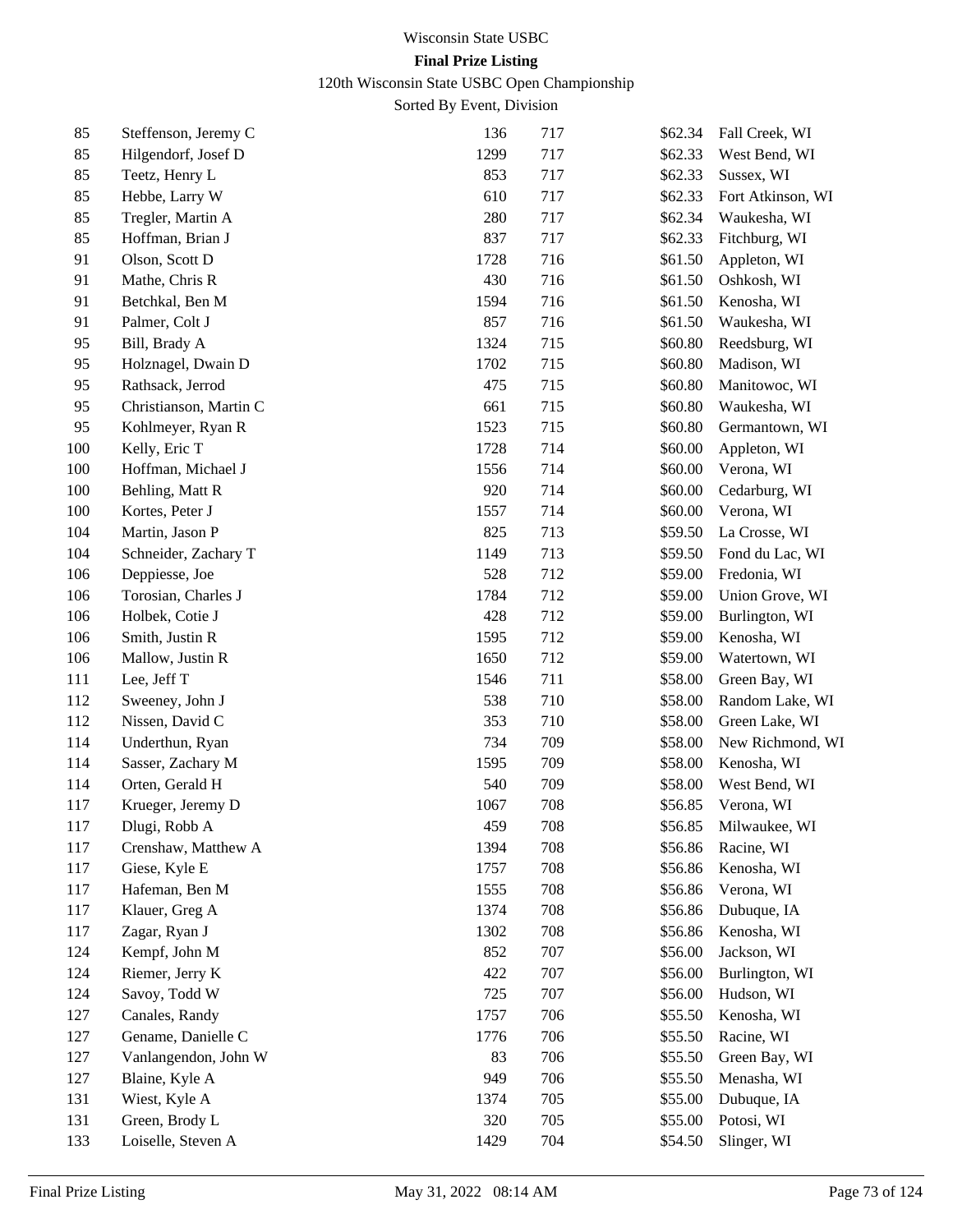Wisconsin State USBC

**Final Prize Listing**

120th Wisconsin State USBC Open Championship

Sorted By Event, Division

| | | | | | |
|---|---|---|---|---|---|
| 85 | Steffenson, Jeremy C | 136 | 717 | $62.34 | Fall Creek, WI |
| 85 | Hilgendorf, Josef D | 1299 | 717 | $62.33 | West Bend, WI |
| 85 | Teetz, Henry L | 853 | 717 | $62.33 | Sussex, WI |
| 85 | Hebbe, Larry W | 610 | 717 | $62.33 | Fort Atkinson, WI |
| 85 | Tregler, Martin A | 280 | 717 | $62.34 | Waukesha, WI |
| 85 | Hoffman, Brian J | 837 | 717 | $62.33 | Fitchburg, WI |
| 91 | Olson, Scott D | 1728 | 716 | $61.50 | Appleton, WI |
| 91 | Mathe, Chris R | 430 | 716 | $61.50 | Oshkosh, WI |
| 91 | Betchkal, Ben M | 1594 | 716 | $61.50 | Kenosha, WI |
| 91 | Palmer, Colt J | 857 | 716 | $61.50 | Waukesha, WI |
| 95 | Bill, Brady A | 1324 | 715 | $60.80 | Reedsburg, WI |
| 95 | Holznagel, Dwain D | 1702 | 715 | $60.80 | Madison, WI |
| 95 | Rathsack, Jerrod | 475 | 715 | $60.80 | Manitowoc, WI |
| 95 | Christianson, Martin C | 661 | 715 | $60.80 | Waukesha, WI |
| 95 | Kohlmeyer, Ryan R | 1523 | 715 | $60.80 | Germantown, WI |
| 100 | Kelly, Eric T | 1728 | 714 | $60.00 | Appleton, WI |
| 100 | Hoffman, Michael J | 1556 | 714 | $60.00 | Verona, WI |
| 100 | Behling, Matt R | 920 | 714 | $60.00 | Cedarburg, WI |
| 100 | Kortes, Peter J | 1557 | 714 | $60.00 | Verona, WI |
| 104 | Martin, Jason P | 825 | 713 | $59.50 | La Crosse, WI |
| 104 | Schneider, Zachary T | 1149 | 713 | $59.50 | Fond du Lac, WI |
| 106 | Deppiesse, Joe | 528 | 712 | $59.00 | Fredonia, WI |
| 106 | Torosian, Charles J | 1784 | 712 | $59.00 | Union Grove, WI |
| 106 | Holbek, Cotie J | 428 | 712 | $59.00 | Burlington, WI |
| 106 | Smith, Justin R | 1595 | 712 | $59.00 | Kenosha, WI |
| 106 | Mallow, Justin R | 1650 | 712 | $59.00 | Watertown, WI |
| 111 | Lee, Jeff T | 1546 | 711 | $58.00 | Green Bay, WI |
| 112 | Sweeney, John J | 538 | 710 | $58.00 | Random Lake, WI |
| 112 | Nissen, David C | 353 | 710 | $58.00 | Green Lake, WI |
| 114 | Underthun, Ryan | 734 | 709 | $58.00 | New Richmond, WI |
| 114 | Sasser, Zachary M | 1595 | 709 | $58.00 | Kenosha, WI |
| 114 | Orten, Gerald H | 540 | 709 | $58.00 | West Bend, WI |
| 117 | Krueger, Jeremy D | 1067 | 708 | $56.85 | Verona, WI |
| 117 | Dlugi, Robb A | 459 | 708 | $56.85 | Milwaukee, WI |
| 117 | Crenshaw, Matthew A | 1394 | 708 | $56.86 | Racine, WI |
| 117 | Giese, Kyle E | 1757 | 708 | $56.86 | Kenosha, WI |
| 117 | Hafeman, Ben M | 1555 | 708 | $56.86 | Verona, WI |
| 117 | Klauer, Greg A | 1374 | 708 | $56.86 | Dubuque, IA |
| 117 | Zagar, Ryan J | 1302 | 708 | $56.86 | Kenosha, WI |
| 124 | Kempf, John M | 852 | 707 | $56.00 | Jackson, WI |
| 124 | Riemer, Jerry K | 422 | 707 | $56.00 | Burlington, WI |
| 124 | Savoy, Todd W | 725 | 707 | $56.00 | Hudson, WI |
| 127 | Canales, Randy | 1757 | 706 | $55.50 | Kenosha, WI |
| 127 | Gename, Danielle C | 1776 | 706 | $55.50 | Racine, WI |
| 127 | Vanlangendon, John W | 83 | 706 | $55.50 | Green Bay, WI |
| 127 | Blaine, Kyle A | 949 | 706 | $55.50 | Menasha, WI |
| 131 | Wiest, Kyle A | 1374 | 705 | $55.00 | Dubuque, IA |
| 131 | Green, Brody L | 320 | 705 | $55.00 | Potosi, WI |
| 133 | Loiselle, Steven A | 1429 | 704 | $54.50 | Slinger, WI |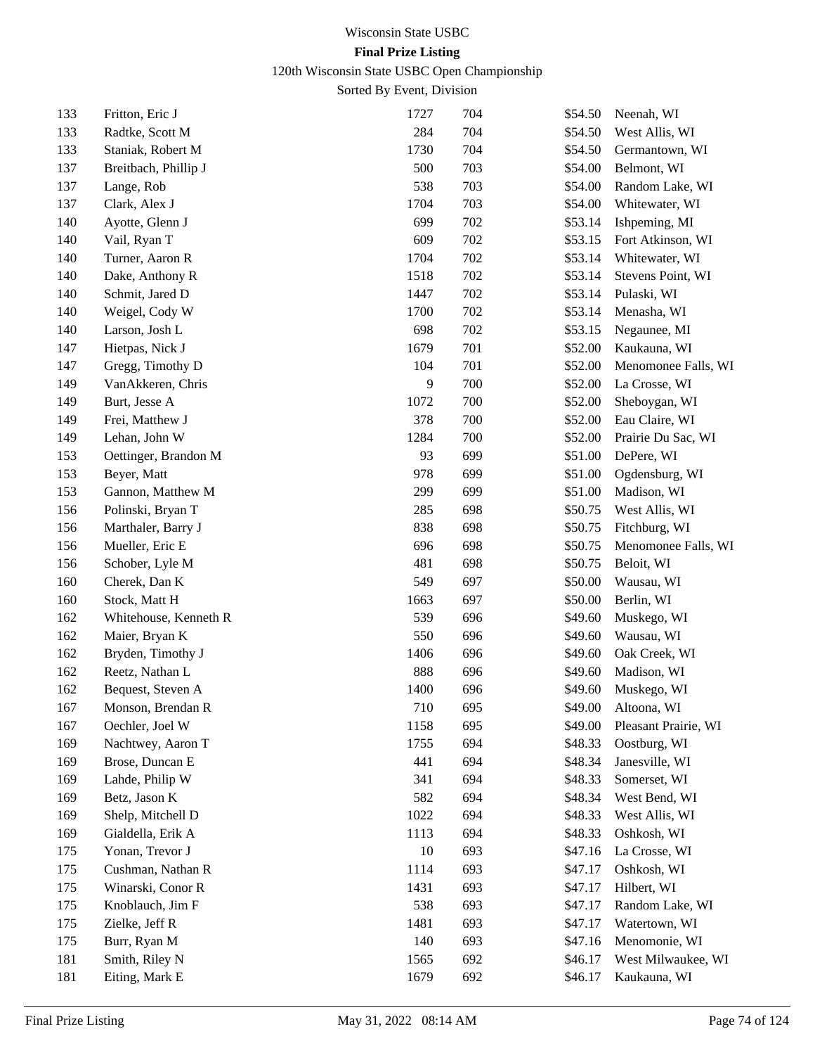# Wisconsin State USBC

**Final Prize Listing**

120th Wisconsin State USBC Open Championship

Sorted By Event, Division

| | | | | | |
|---|---|---|---|---|---|
| 133 | Fritton, Eric J | 1727 | 704 | $54.50 | Neenah, WI |
| 133 | Radtke, Scott M | 284 | 704 | $54.50 | West Allis, WI |
| 133 | Staniak, Robert M | 1730 | 704 | $54.50 | Germantown, WI |
| 137 | Breitbach, Phillip J | 500 | 703 | $54.00 | Belmont, WI |
| 137 | Lange, Rob | 538 | 703 | $54.00 | Random Lake, WI |
| 137 | Clark, Alex J | 1704 | 703 | $54.00 | Whitewater, WI |
| 140 | Ayotte, Glenn J | 699 | 702 | $53.14 | Ishpeming, MI |
| 140 | Vail, Ryan T | 609 | 702 | $53.15 | Fort Atkinson, WI |
| 140 | Turner, Aaron R | 1704 | 702 | $53.14 | Whitewater, WI |
| 140 | Dake, Anthony R | 1518 | 702 | $53.14 | Stevens Point, WI |
| 140 | Schmit, Jared D | 1447 | 702 | $53.14 | Pulaski, WI |
| 140 | Weigel, Cody W | 1700 | 702 | $53.14 | Menasha, WI |
| 140 | Larson, Josh L | 698 | 702 | $53.15 | Negaunee, MI |
| 147 | Hietpas, Nick J | 1679 | 701 | $52.00 | Kaukauna, WI |
| 147 | Gregg, Timothy D | 104 | 701 | $52.00 | Menomonee Falls, WI |
| 149 | VanAkkeren, Chris | 9 | 700 | $52.00 | La Crosse, WI |
| 149 | Burt, Jesse A | 1072 | 700 | $52.00 | Sheboygan, WI |
| 149 | Frei, Matthew J | 378 | 700 | $52.00 | Eau Claire, WI |
| 149 | Lehan, John W | 1284 | 700 | $52.00 | Prairie Du Sac, WI |
| 153 | Oettinger, Brandon M | 93 | 699 | $51.00 | DePere, WI |
| 153 | Beyer, Matt | 978 | 699 | $51.00 | Ogdensburg, WI |
| 153 | Gannon, Matthew M | 299 | 699 | $51.00 | Madison, WI |
| 156 | Polinski, Bryan T | 285 | 698 | $50.75 | West Allis, WI |
| 156 | Marthaler, Barry J | 838 | 698 | $50.75 | Fitchburg, WI |
| 156 | Mueller, Eric E | 696 | 698 | $50.75 | Menomonee Falls, WI |
| 156 | Schober, Lyle M | 481 | 698 | $50.75 | Beloit, WI |
| 160 | Cherek, Dan K | 549 | 697 | $50.00 | Wausau, WI |
| 160 | Stock, Matt H | 1663 | 697 | $50.00 | Berlin, WI |
| 162 | Whitehouse, Kenneth R | 539 | 696 | $49.60 | Muskego, WI |
| 162 | Maier, Bryan K | 550 | 696 | $49.60 | Wausau, WI |
| 162 | Bryden, Timothy J | 1406 | 696 | $49.60 | Oak Creek, WI |
| 162 | Reetz, Nathan L | 888 | 696 | $49.60 | Madison, WI |
| 162 | Bequest, Steven A | 1400 | 696 | $49.60 | Muskego, WI |
| 167 | Monson, Brendan R | 710 | 695 | $49.00 | Altoona, WI |
| 167 | Oechler, Joel W | 1158 | 695 | $49.00 | Pleasant Prairie, WI |
| 169 | Nachtwey, Aaron T | 1755 | 694 | $48.33 | Oostburg, WI |
| 169 | Brose, Duncan E | 441 | 694 | $48.34 | Janesville, WI |
| 169 | Lahde, Philip W | 341 | 694 | $48.33 | Somerset, WI |
| 169 | Betz, Jason K | 582 | 694 | $48.34 | West Bend, WI |
| 169 | Shelp, Mitchell D | 1022 | 694 | $48.33 | West Allis, WI |
| 169 | Gialdella, Erik A | 1113 | 694 | $48.33 | Oshkosh, WI |
| 175 | Yonan, Trevor J | 10 | 693 | $47.16 | La Crosse, WI |
| 175 | Cushman, Nathan R | 1114 | 693 | $47.17 | Oshkosh, WI |
| 175 | Winarski, Conor R | 1431 | 693 | $47.17 | Hilbert, WI |
| 175 | Knoblauch, Jim F | 538 | 693 | $47.17 | Random Lake, WI |
| 175 | Zielke, Jeff R | 1481 | 693 | $47.17 | Watertown, WI |
| 175 | Burr, Ryan M | 140 | 693 | $47.16 | Menomonie, WI |
| 181 | Smith, Riley N | 1565 | 692 | $46.17 | West Milwaukee, WI |
| 181 | Eiting, Mark E | 1679 | 692 | $46.17 | Kaukauna, WI |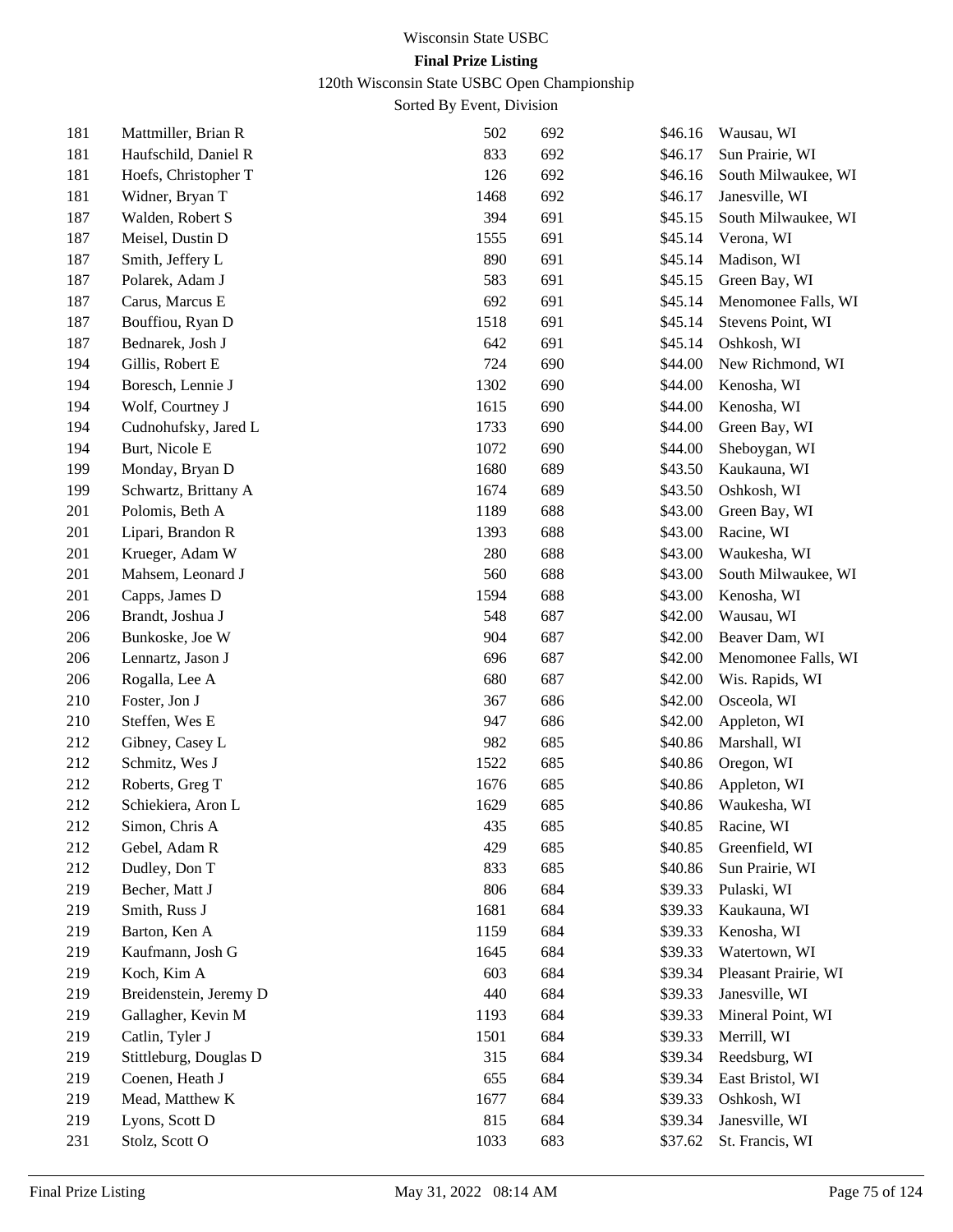Wisconsin State USBC

**Final Prize Listing**

120th Wisconsin State USBC Open Championship

Sorted By Event, Division

| | | | | | |
|---|---|---|---|---|---|
| 181 | Mattmiller, Brian R | 502 | 692 | $46.16 | Wausau, WI |
| 181 | Haufschild, Daniel R | 833 | 692 | $46.17 | Sun Prairie, WI |
| 181 | Hoefs, Christopher T | 126 | 692 | $46.16 | South Milwaukee, WI |
| 181 | Widner, Bryan T | 1468 | 692 | $46.17 | Janesville, WI |
| 187 | Walden, Robert S | 394 | 691 | $45.15 | South Milwaukee, WI |
| 187 | Meisel, Dustin D | 1555 | 691 | $45.14 | Verona, WI |
| 187 | Smith, Jeffery L | 890 | 691 | $45.14 | Madison, WI |
| 187 | Polarek, Adam J | 583 | 691 | $45.15 | Green Bay, WI |
| 187 | Carus, Marcus E | 692 | 691 | $45.14 | Menomonee Falls, WI |
| 187 | Bouffiou, Ryan D | 1518 | 691 | $45.14 | Stevens Point, WI |
| 187 | Bednarek, Josh J | 642 | 691 | $45.14 | Oshkosh, WI |
| 194 | Gillis, Robert E | 724 | 690 | $44.00 | New Richmond, WI |
| 194 | Boresch, Lennie J | 1302 | 690 | $44.00 | Kenosha, WI |
| 194 | Wolf, Courtney J | 1615 | 690 | $44.00 | Kenosha, WI |
| 194 | Cudnohufsky, Jared L | 1733 | 690 | $44.00 | Green Bay, WI |
| 194 | Burt, Nicole E | 1072 | 690 | $44.00 | Sheboygan, WI |
| 199 | Monday, Bryan D | 1680 | 689 | $43.50 | Kaukauna, WI |
| 199 | Schwartz, Brittany A | 1674 | 689 | $43.50 | Oshkosh, WI |
| 201 | Polomis, Beth A | 1189 | 688 | $43.00 | Green Bay, WI |
| 201 | Lipari, Brandon R | 1393 | 688 | $43.00 | Racine, WI |
| 201 | Krueger, Adam W | 280 | 688 | $43.00 | Waukesha, WI |
| 201 | Mahsem, Leonard J | 560 | 688 | $43.00 | South Milwaukee, WI |
| 201 | Capps, James D | 1594 | 688 | $43.00 | Kenosha, WI |
| 206 | Brandt, Joshua J | 548 | 687 | $42.00 | Wausau, WI |
| 206 | Bunkoske, Joe W | 904 | 687 | $42.00 | Beaver Dam, WI |
| 206 | Lennartz, Jason J | 696 | 687 | $42.00 | Menomonee Falls, WI |
| 206 | Rogalla, Lee A | 680 | 687 | $42.00 | Wis. Rapids, WI |
| 210 | Foster, Jon J | 367 | 686 | $42.00 | Osceola, WI |
| 210 | Steffen, Wes E | 947 | 686 | $42.00 | Appleton, WI |
| 212 | Gibney, Casey L | 982 | 685 | $40.86 | Marshall, WI |
| 212 | Schmitz, Wes J | 1522 | 685 | $40.86 | Oregon, WI |
| 212 | Roberts, Greg T | 1676 | 685 | $40.86 | Appleton, WI |
| 212 | Schiekiera, Aron L | 1629 | 685 | $40.86 | Waukesha, WI |
| 212 | Simon, Chris A | 435 | 685 | $40.85 | Racine, WI |
| 212 | Gebel, Adam R | 429 | 685 | $40.85 | Greenfield, WI |
| 212 | Dudley, Don T | 833 | 685 | $40.86 | Sun Prairie, WI |
| 219 | Becher, Matt J | 806 | 684 | $39.33 | Pulaski, WI |
| 219 | Smith, Russ J | 1681 | 684 | $39.33 | Kaukauna, WI |
| 219 | Barton, Ken A | 1159 | 684 | $39.33 | Kenosha, WI |
| 219 | Kaufmann, Josh G | 1645 | 684 | $39.33 | Watertown, WI |
| 219 | Koch, Kim A | 603 | 684 | $39.34 | Pleasant Prairie, WI |
| 219 | Breidenstein, Jeremy D | 440 | 684 | $39.33 | Janesville, WI |
| 219 | Gallagher, Kevin M | 1193 | 684 | $39.33 | Mineral Point, WI |
| 219 | Catlin, Tyler J | 1501 | 684 | $39.33 | Merrill, WI |
| 219 | Stittleburg, Douglas D | 315 | 684 | $39.34 | Reedsburg, WI |
| 219 | Coenen, Heath J | 655 | 684 | $39.34 | East Bristol, WI |
| 219 | Mead, Matthew K | 1677 | 684 | $39.33 | Oshkosh, WI |
| 219 | Lyons, Scott D | 815 | 684 | $39.34 | Janesville, WI |
| 231 | Stolz, Scott O | 1033 | 683 | $37.62 | St. Francis, WI |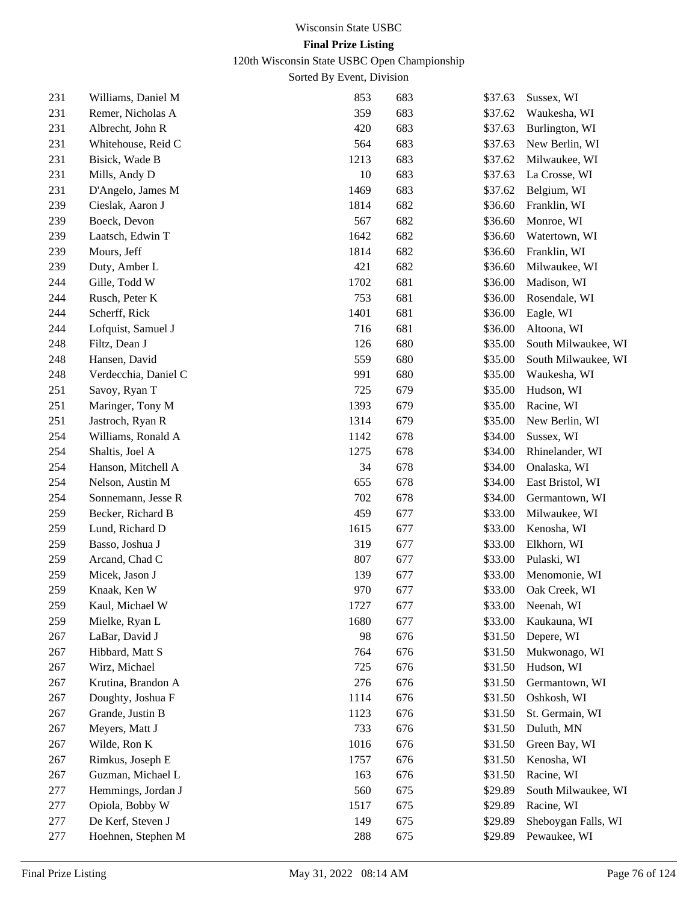Wisconsin State USBC

**Final Prize Listing**

120th Wisconsin State USBC Open Championship

Sorted By Event, Division

| | | | | | |
|---|---|---|---|---|---|
| 231 | Williams, Daniel M | 853 | 683 | $37.63 | Sussex, WI |
| 231 | Remer, Nicholas A | 359 | 683 | $37.62 | Waukesha, WI |
| 231 | Albrecht, John R | 420 | 683 | $37.63 | Burlington, WI |
| 231 | Whitehouse, Reid C | 564 | 683 | $37.63 | New Berlin, WI |
| 231 | Bisick, Wade B | 1213 | 683 | $37.62 | Milwaukee, WI |
| 231 | Mills, Andy D | 10 | 683 | $37.63 | La Crosse, WI |
| 231 | D'Angelo, James M | 1469 | 683 | $37.62 | Belgium, WI |
| 239 | Cieslak, Aaron J | 1814 | 682 | $36.60 | Franklin, WI |
| 239 | Boeck, Devon | 567 | 682 | $36.60 | Monroe, WI |
| 239 | Laatsch, Edwin T | 1642 | 682 | $36.60 | Watertown, WI |
| 239 | Mours, Jeff | 1814 | 682 | $36.60 | Franklin, WI |
| 239 | Duty, Amber L | 421 | 682 | $36.60 | Milwaukee, WI |
| 244 | Gille, Todd W | 1702 | 681 | $36.00 | Madison, WI |
| 244 | Rusch, Peter K | 753 | 681 | $36.00 | Rosendale, WI |
| 244 | Scherff, Rick | 1401 | 681 | $36.00 | Eagle, WI |
| 244 | Lofquist, Samuel J | 716 | 681 | $36.00 | Altoona, WI |
| 248 | Filtz, Dean J | 126 | 680 | $35.00 | South Milwaukee, WI |
| 248 | Hansen, David | 559 | 680 | $35.00 | South Milwaukee, WI |
| 248 | Verdecchia, Daniel C | 991 | 680 | $35.00 | Waukesha, WI |
| 251 | Savoy, Ryan T | 725 | 679 | $35.00 | Hudson, WI |
| 251 | Maringer, Tony M | 1393 | 679 | $35.00 | Racine, WI |
| 251 | Jastroch, Ryan R | 1314 | 679 | $35.00 | New Berlin, WI |
| 254 | Williams, Ronald A | 1142 | 678 | $34.00 | Sussex, WI |
| 254 | Shaltis, Joel A | 1275 | 678 | $34.00 | Rhinelander, WI |
| 254 | Hanson, Mitchell A | 34 | 678 | $34.00 | Onalaska, WI |
| 254 | Nelson, Austin M | 655 | 678 | $34.00 | East Bristol, WI |
| 254 | Sonnemann, Jesse R | 702 | 678 | $34.00 | Germantown, WI |
| 259 | Becker, Richard B | 459 | 677 | $33.00 | Milwaukee, WI |
| 259 | Lund, Richard D | 1615 | 677 | $33.00 | Kenosha, WI |
| 259 | Basso, Joshua J | 319 | 677 | $33.00 | Elkhorn, WI |
| 259 | Arcand, Chad C | 807 | 677 | $33.00 | Pulaski, WI |
| 259 | Micek, Jason J | 139 | 677 | $33.00 | Menomonie, WI |
| 259 | Knaak, Ken W | 970 | 677 | $33.00 | Oak Creek, WI |
| 259 | Kaul, Michael W | 1727 | 677 | $33.00 | Neenah, WI |
| 259 | Mielke, Ryan L | 1680 | 677 | $33.00 | Kaukauna, WI |
| 267 | LaBar, David J | 98 | 676 | $31.50 | Depere, WI |
| 267 | Hibbard, Matt S | 764 | 676 | $31.50 | Mukwonago, WI |
| 267 | Wirz, Michael | 725 | 676 | $31.50 | Hudson, WI |
| 267 | Krutina, Brandon A | 276 | 676 | $31.50 | Germantown, WI |
| 267 | Doughty, Joshua F | 1114 | 676 | $31.50 | Oshkosh, WI |
| 267 | Grande, Justin B | 1123 | 676 | $31.50 | St. Germain, WI |
| 267 | Meyers, Matt J | 733 | 676 | $31.50 | Duluth, MN |
| 267 | Wilde, Ron K | 1016 | 676 | $31.50 | Green Bay, WI |
| 267 | Rimkus, Joseph E | 1757 | 676 | $31.50 | Kenosha, WI |
| 267 | Guzman, Michael L | 163 | 676 | $31.50 | Racine, WI |
| 277 | Hemmings, Jordan J | 560 | 675 | $29.89 | South Milwaukee, WI |
| 277 | Opiola, Bobby W | 1517 | 675 | $29.89 | Racine, WI |
| 277 | De Kerf, Steven J | 149 | 675 | $29.89 | Sheboygan Falls, WI |
| 277 | Hoehnen, Stephen M | 288 | 675 | $29.89 | Pewaukee, WI |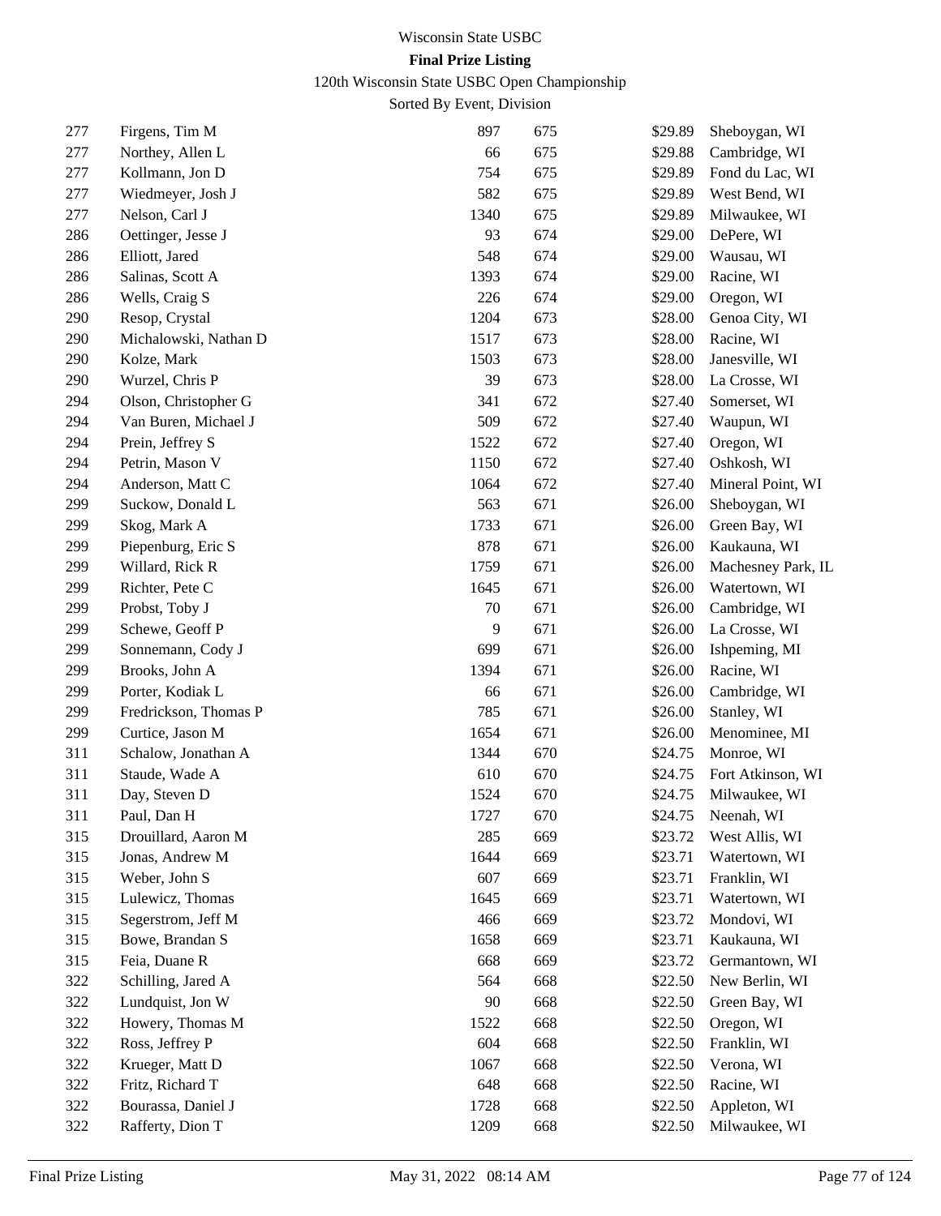# Wisconsin State USBC

## Final Prize Listing

120th Wisconsin State USBC Open Championship

Sorted By Event, Division

| | | | | | |
|---|---|---|---|---|---|
| 277 | Firgens, Tim M | 897 | 675 | $29.89 | Sheboygan, WI |
| 277 | Northey, Allen L | 66 | 675 | $29.88 | Cambridge, WI |
| 277 | Kollmann, Jon D | 754 | 675 | $29.89 | Fond du Lac, WI |
| 277 | Wiedmeyer, Josh J | 582 | 675 | $29.89 | West Bend, WI |
| 277 | Nelson, Carl J | 1340 | 675 | $29.89 | Milwaukee, WI |
| 286 | Oettinger, Jesse J | 93 | 674 | $29.00 | DePere, WI |
| 286 | Elliott, Jared | 548 | 674 | $29.00 | Wausau, WI |
| 286 | Salinas, Scott A | 1393 | 674 | $29.00 | Racine, WI |
| 286 | Wells, Craig S | 226 | 674 | $29.00 | Oregon, WI |
| 290 | Resop, Crystal | 1204 | 673 | $28.00 | Genoa City, WI |
| 290 | Michalowski, Nathan D | 1517 | 673 | $28.00 | Racine, WI |
| 290 | Kolze, Mark | 1503 | 673 | $28.00 | Janesville, WI |
| 290 | Wurzel, Chris P | 39 | 673 | $28.00 | La Crosse, WI |
| 294 | Olson, Christopher G | 341 | 672 | $27.40 | Somerset, WI |
| 294 | Van Buren, Michael J | 509 | 672 | $27.40 | Waupun, WI |
| 294 | Prein, Jeffrey S | 1522 | 672 | $27.40 | Oregon, WI |
| 294 | Petrin, Mason V | 1150 | 672 | $27.40 | Oshkosh, WI |
| 294 | Anderson, Matt C | 1064 | 672 | $27.40 | Mineral Point, WI |
| 299 | Suckow, Donald L | 563 | 671 | $26.00 | Sheboygan, WI |
| 299 | Skog, Mark A | 1733 | 671 | $26.00 | Green Bay, WI |
| 299 | Piepenburg, Eric S | 878 | 671 | $26.00 | Kaukauna, WI |
| 299 | Willard, Rick R | 1759 | 671 | $26.00 | Machesney Park, IL |
| 299 | Richter, Pete C | 1645 | 671 | $26.00 | Watertown, WI |
| 299 | Probst, Toby J | 70 | 671 | $26.00 | Cambridge, WI |
| 299 | Schewe, Geoff P | 9 | 671 | $26.00 | La Crosse, WI |
| 299 | Sonnemann, Cody J | 699 | 671 | $26.00 | Ishpeming, MI |
| 299 | Brooks, John A | 1394 | 671 | $26.00 | Racine, WI |
| 299 | Porter, Kodiak L | 66 | 671 | $26.00 | Cambridge, WI |
| 299 | Fredrickson, Thomas P | 785 | 671 | $26.00 | Stanley, WI |
| 299 | Curtice, Jason M | 1654 | 671 | $26.00 | Menominee, MI |
| 311 | Schalow, Jonathan A | 1344 | 670 | $24.75 | Monroe, WI |
| 311 | Staude, Wade A | 610 | 670 | $24.75 | Fort Atkinson, WI |
| 311 | Day, Steven D | 1524 | 670 | $24.75 | Milwaukee, WI |
| 311 | Paul, Dan H | 1727 | 670 | $24.75 | Neenah, WI |
| 315 | Drouillard, Aaron M | 285 | 669 | $23.72 | West Allis, WI |
| 315 | Jonas, Andrew M | 1644 | 669 | $23.71 | Watertown, WI |
| 315 | Weber, John S | 607 | 669 | $23.71 | Franklin, WI |
| 315 | Lulewicz, Thomas | 1645 | 669 | $23.71 | Watertown, WI |
| 315 | Segerstrom, Jeff M | 466 | 669 | $23.72 | Mondovi, WI |
| 315 | Bowe, Brandan S | 1658 | 669 | $23.71 | Kaukauna, WI |
| 315 | Feia, Duane R | 668 | 669 | $23.72 | Germantown, WI |
| 322 | Schilling, Jared A | 564 | 668 | $22.50 | New Berlin, WI |
| 322 | Lundquist, Jon W | 90 | 668 | $22.50 | Green Bay, WI |
| 322 | Howery, Thomas M | 1522 | 668 | $22.50 | Oregon, WI |
| 322 | Ross, Jeffrey P | 604 | 668 | $22.50 | Franklin, WI |
| 322 | Krueger, Matt D | 1067 | 668 | $22.50 | Verona, WI |
| 322 | Fritz, Richard T | 648 | 668 | $22.50 | Racine, WI |
| 322 | Bourassa, Daniel J | 1728 | 668 | $22.50 | Appleton, WI |
| 322 | Rafferty, Dion T | 1209 | 668 | $22.50 | Milwaukee, WI |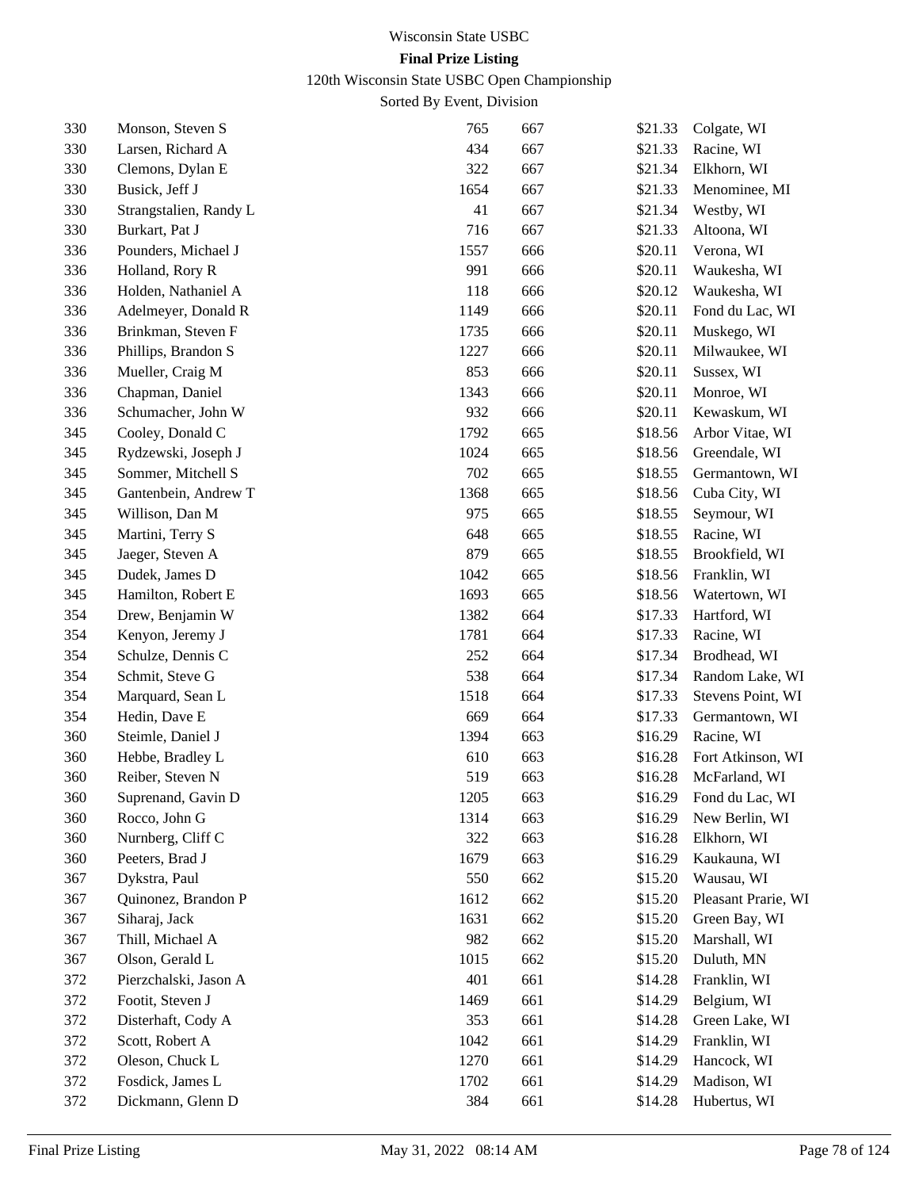Wisconsin State USBC

**Final Prize Listing**

120th Wisconsin State USBC Open Championship

Sorted By Event, Division

| | | | | | |
|---|---|---|---|---|---|
| 330 | Monson, Steven S | 765 | 667 | $21.33 | Colgate, WI |
| 330 | Larsen, Richard A | 434 | 667 | $21.33 | Racine, WI |
| 330 | Clemons, Dylan E | 322 | 667 | $21.34 | Elkhorn, WI |
| 330 | Busick, Jeff J | 1654 | 667 | $21.33 | Menominee, MI |
| 330 | Strangstalien, Randy L | 41 | 667 | $21.34 | Westby, WI |
| 330 | Burkart, Pat J | 716 | 667 | $21.33 | Altoona, WI |
| 336 | Pounders, Michael J | 1557 | 666 | $20.11 | Verona, WI |
| 336 | Holland, Rory R | 991 | 666 | $20.11 | Waukesha, WI |
| 336 | Holden, Nathaniel A | 118 | 666 | $20.12 | Waukesha, WI |
| 336 | Adelmeyer, Donald R | 1149 | 666 | $20.11 | Fond du Lac, WI |
| 336 | Brinkman, Steven F | 1735 | 666 | $20.11 | Muskego, WI |
| 336 | Phillips, Brandon S | 1227 | 666 | $20.11 | Milwaukee, WI |
| 336 | Mueller, Craig M | 853 | 666 | $20.11 | Sussex, WI |
| 336 | Chapman, Daniel | 1343 | 666 | $20.11 | Monroe, WI |
| 336 | Schumacher, John W | 932 | 666 | $20.11 | Kewaskum, WI |
| 345 | Cooley, Donald C | 1792 | 665 | $18.56 | Arbor Vitae, WI |
| 345 | Rydzewski, Joseph J | 1024 | 665 | $18.56 | Greendale, WI |
| 345 | Sommer, Mitchell S | 702 | 665 | $18.55 | Germantown, WI |
| 345 | Gantenbein, Andrew T | 1368 | 665 | $18.56 | Cuba City, WI |
| 345 | Willison, Dan M | 975 | 665 | $18.55 | Seymour, WI |
| 345 | Martini, Terry S | 648 | 665 | $18.55 | Racine, WI |
| 345 | Jaeger, Steven A | 879 | 665 | $18.55 | Brookfield, WI |
| 345 | Dudek, James D | 1042 | 665 | $18.56 | Franklin, WI |
| 345 | Hamilton, Robert E | 1693 | 665 | $18.56 | Watertown, WI |
| 354 | Drew, Benjamin W | 1382 | 664 | $17.33 | Hartford, WI |
| 354 | Kenyon, Jeremy J | 1781 | 664 | $17.33 | Racine, WI |
| 354 | Schulze, Dennis C | 252 | 664 | $17.34 | Brodhead, WI |
| 354 | Schmit, Steve G | 538 | 664 | $17.34 | Random Lake, WI |
| 354 | Marquard, Sean L | 1518 | 664 | $17.33 | Stevens Point, WI |
| 354 | Hedin, Dave E | 669 | 664 | $17.33 | Germantown, WI |
| 360 | Steimle, Daniel J | 1394 | 663 | $16.29 | Racine, WI |
| 360 | Hebbe, Bradley L | 610 | 663 | $16.28 | Fort Atkinson, WI |
| 360 | Reiber, Steven N | 519 | 663 | $16.28 | McFarland, WI |
| 360 | Suprenand, Gavin D | 1205 | 663 | $16.29 | Fond du Lac, WI |
| 360 | Rocco, John G | 1314 | 663 | $16.29 | New Berlin, WI |
| 360 | Nurnberg, Cliff C | 322 | 663 | $16.28 | Elkhorn, WI |
| 360 | Peeters, Brad J | 1679 | 663 | $16.29 | Kaukauna, WI |
| 367 | Dykstra, Paul | 550 | 662 | $15.20 | Wausau, WI |
| 367 | Quinonez, Brandon P | 1612 | 662 | $15.20 | Pleasant Prarie, WI |
| 367 | Siharaj, Jack | 1631 | 662 | $15.20 | Green Bay, WI |
| 367 | Thill, Michael A | 982 | 662 | $15.20 | Marshall, WI |
| 367 | Olson, Gerald L | 1015 | 662 | $15.20 | Duluth, MN |
| 372 | Pierzchalski, Jason A | 401 | 661 | $14.28 | Franklin, WI |
| 372 | Footit, Steven J | 1469 | 661 | $14.29 | Belgium, WI |
| 372 | Disterhaft, Cody A | 353 | 661 | $14.28 | Green Lake, WI |
| 372 | Scott, Robert A | 1042 | 661 | $14.29 | Franklin, WI |
| 372 | Oleson, Chuck L | 1270 | 661 | $14.29 | Hancock, WI |
| 372 | Fosdick, James L | 1702 | 661 | $14.29 | Madison, WI |
| 372 | Dickmann, Glenn D | 384 | 661 | $14.28 | Hubertus, WI |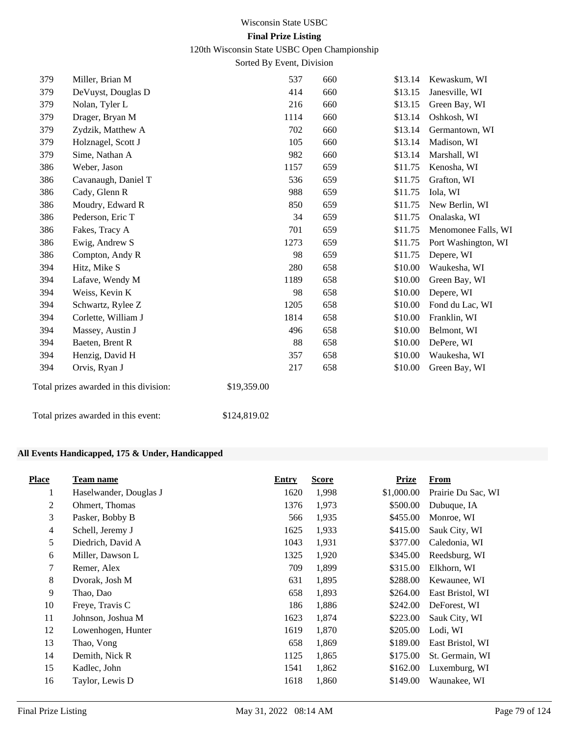| | | | | | |
|---|---|---|---|---|---|
| 379 | Miller, Brian M | 537 | 660 | $13.14 | Kewaskum, WI |
| 379 | DeVuyst, Douglas D | 414 | 660 | $13.15 | Janesville, WI |
| 379 | Nolan, Tyler L | 216 | 660 | $13.15 | Green Bay, WI |
| 379 | Drager, Bryan M | 1114 | 660 | $13.14 | Oshkosh, WI |
| 379 | Zydzik, Matthew A | 702 | 660 | $13.14 | Germantown, WI |
| 379 | Holznagel, Scott J | 105 | 660 | $13.14 | Madison, WI |
| 379 | Sime, Nathan A | 982 | 660 | $13.14 | Marshall, WI |
| 386 | Weber, Jason | 1157 | 659 | $11.75 | Kenosha, WI |
| 386 | Cavanaugh, Daniel T | 536 | 659 | $11.75 | Grafton, WI |
| 386 | Cady, Glenn R | 988 | 659 | $11.75 | Iola, WI |
| 386 | Moudry, Edward R | 850 | 659 | $11.75 | New Berlin, WI |
| 386 | Pederson, Eric T | 34 | 659 | $11.75 | Onalaska, WI |
| 386 | Fakes, Tracy A | 701 | 659 | $11.75 | Menomonee Falls, WI |
| 386 | Ewig, Andrew S | 1273 | 659 | $11.75 | Port Washington, WI |
| 386 | Compton, Andy R | 98 | 659 | $11.75 | Depere, WI |
| 394 | Hitz, Mike S | 280 | 658 | $10.00 | Waukesha, WI |
| 394 | Lafave, Wendy M | 1189 | 658 | $10.00 | Green Bay, WI |
| 394 | Weiss, Kevin K | 98 | 658 | $10.00 | Depere, WI |
| 394 | Schwartz, Rylee Z | 1205 | 658 | $10.00 | Fond du Lac, WI |
| 394 | Corlette, William J | 1814 | 658 | $10.00 | Franklin, WI |
| 394 | Massey, Austin J | 496 | 658 | $10.00 | Belmont, WI |
| 394 | Baeten, Brent R | 88 | 658 | $10.00 | DePere, WI |
| 394 | Henzig, David H | 357 | 658 | $10.00 | Waukesha, WI |
| 394 | Orvis, Ryan J | 217 | 658 | $10.00 | Green Bay, WI |

Total prizes awarded in this division: $19,359.00

Total prizes awarded in this event: $124,819.02

### All Events Handicapped, 175 & Under, Handicapped

| Place | Team name | Entry | Score | Prize | From |
|---|---|---|---|---|---|
| 1 | Haselwander, Douglas J | 1620 | 1,998 | $1,000.00 | Prairie Du Sac, WI |
| 2 | Ohmert, Thomas | 1376 | 1,973 | $500.00 | Dubuque, IA |
| 3 | Pasker, Bobby B | 566 | 1,935 | $455.00 | Monroe, WI |
| 4 | Schell, Jeremy J | 1625 | 1,933 | $415.00 | Sauk City, WI |
| 5 | Diedrich, David A | 1043 | 1,931 | $377.00 | Caledonia, WI |
| 6 | Miller, Dawson L | 1325 | 1,920 | $345.00 | Reedsburg, WI |
| 7 | Remer, Alex | 709 | 1,899 | $315.00 | Elkhorn, WI |
| 8 | Dvorak, Josh M | 631 | 1,895 | $288.00 | Kewaunee, WI |
| 9 | Thao, Dao | 658 | 1,893 | $264.00 | East Bristol, WI |
| 10 | Freye, Travis C | 186 | 1,886 | $242.00 | DeForest, WI |
| 11 | Johnson, Joshua M | 1623 | 1,874 | $223.00 | Sauk City, WI |
| 12 | Lowenhogen, Hunter | 1619 | 1,870 | $205.00 | Lodi, WI |
| 13 | Thao, Vong | 658 | 1,869 | $189.00 | East Bristol, WI |
| 14 | Demith, Nick R | 1125 | 1,865 | $175.00 | St. Germain, WI |
| 15 | Kadlec, John | 1541 | 1,862 | $162.00 | Luxemburg, WI |
| 16 | Taylor, Lewis D | 1618 | 1,860 | $149.00 | Waunakee, WI |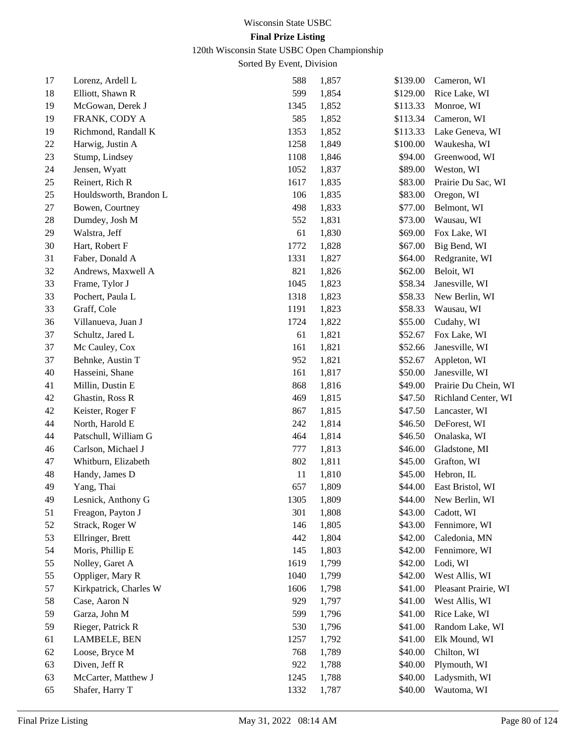Wisconsin State USBC

**Final Prize Listing**

120th Wisconsin State USBC Open Championship

Sorted By Event, Division

| | | | | | |
|---|---|---|---|---|---|
| 17 | Lorenz, Ardell L | 588 | 1,857 | $139.00 | Cameron, WI |
| 18 | Elliott, Shawn R | 599 | 1,854 | $129.00 | Rice Lake, WI |
| 19 | McGowan, Derek J | 1345 | 1,852 | $113.33 | Monroe, WI |
| 19 | FRANK, CODY A | 585 | 1,852 | $113.34 | Cameron, WI |
| 19 | Richmond, Randall K | 1353 | 1,852 | $113.33 | Lake Geneva, WI |
| 22 | Harwig, Justin A | 1258 | 1,849 | $100.00 | Waukesha, WI |
| 23 | Stump, Lindsey | 1108 | 1,846 | $94.00 | Greenwood, WI |
| 24 | Jensen, Wyatt | 1052 | 1,837 | $89.00 | Weston, WI |
| 25 | Reinert, Rich R | 1617 | 1,835 | $83.00 | Prairie Du Sac, WI |
| 25 | Houldsworth, Brandon L | 106 | 1,835 | $83.00 | Oregon, WI |
| 27 | Bowen, Courtney | 498 | 1,833 | $77.00 | Belmont, WI |
| 28 | Dumdey, Josh M | 552 | 1,831 | $73.00 | Wausau, WI |
| 29 | Walstra, Jeff | 61 | 1,830 | $69.00 | Fox Lake, WI |
| 30 | Hart, Robert F | 1772 | 1,828 | $67.00 | Big Bend, WI |
| 31 | Faber, Donald A | 1331 | 1,827 | $64.00 | Redgranite, WI |
| 32 | Andrews, Maxwell A | 821 | 1,826 | $62.00 | Beloit, WI |
| 33 | Frame, Tylor J | 1045 | 1,823 | $58.34 | Janesville, WI |
| 33 | Pochert, Paula L | 1318 | 1,823 | $58.33 | New Berlin, WI |
| 33 | Graff, Cole | 1191 | 1,823 | $58.33 | Wausau, WI |
| 36 | Villanueva, Juan J | 1724 | 1,822 | $55.00 | Cudahy, WI |
| 37 | Schultz, Jared L | 61 | 1,821 | $52.67 | Fox Lake, WI |
| 37 | Mc Cauley, Cox | 161 | 1,821 | $52.66 | Janesville, WI |
| 37 | Behnke, Austin T | 952 | 1,821 | $52.67 | Appleton, WI |
| 40 | Hasseini, Shane | 161 | 1,817 | $50.00 | Janesville, WI |
| 41 | Millin, Dustin E | 868 | 1,816 | $49.00 | Prairie Du Chein, WI |
| 42 | Ghastin, Ross R | 469 | 1,815 | $47.50 | Richland Center, WI |
| 42 | Keister, Roger F | 867 | 1,815 | $47.50 | Lancaster, WI |
| 44 | North, Harold E | 242 | 1,814 | $46.50 | DeForest, WI |
| 44 | Patschull, William G | 464 | 1,814 | $46.50 | Onalaska, WI |
| 46 | Carlson, Michael J | 777 | 1,813 | $46.00 | Gladstone, MI |
| 47 | Whitburn, Elizabeth | 802 | 1,811 | $45.00 | Grafton, WI |
| 48 | Handy, James D | 11 | 1,810 | $45.00 | Hebron, IL |
| 49 | Yang, Thai | 657 | 1,809 | $44.00 | East Bristol, WI |
| 49 | Lesnick, Anthony G | 1305 | 1,809 | $44.00 | New Berlin, WI |
| 51 | Freagon, Payton J | 301 | 1,808 | $43.00 | Cadott, WI |
| 52 | Strack, Roger W | 146 | 1,805 | $43.00 | Fennimore, WI |
| 53 | Ellringer, Brett | 442 | 1,804 | $42.00 | Caledonia, MN |
| 54 | Moris, Phillip E | 145 | 1,803 | $42.00 | Fennimore, WI |
| 55 | Nolley, Garet A | 1619 | 1,799 | $42.00 | Lodi, WI |
| 55 | Oppliger, Mary R | 1040 | 1,799 | $42.00 | West Allis, WI |
| 57 | Kirkpatrick, Charles W | 1606 | 1,798 | $41.00 | Pleasant Prairie, WI |
| 58 | Case, Aaron N | 929 | 1,797 | $41.00 | West Allis, WI |
| 59 | Garza, John M | 599 | 1,796 | $41.00 | Rice Lake, WI |
| 59 | Rieger, Patrick R | 530 | 1,796 | $41.00 | Random Lake, WI |
| 61 | LAMBELE, BEN | 1257 | 1,792 | $41.00 | Elk Mound, WI |
| 62 | Loose, Bryce M | 768 | 1,789 | $40.00 | Chilton, WI |
| 63 | Diven, Jeff R | 922 | 1,788 | $40.00 | Plymouth, WI |
| 63 | McCarter, Matthew J | 1245 | 1,788 | $40.00 | Ladysmith, WI |
| 65 | Shafer, Harry T | 1332 | 1,787 | $40.00 | Wautoma, WI |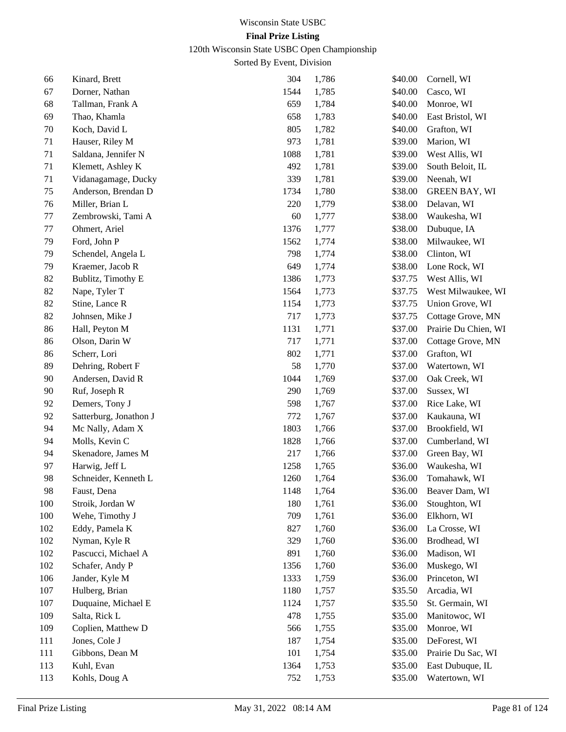# Wisconsin State USBC

## Final Prize Listing

120th Wisconsin State USBC Open Championship

Sorted By Event, Division

| | | | | | |
|---|---|---|---|---|---|
| 66 | Kinard, Brett | 304 | 1,786 | $40.00 | Cornell, WI |
| 67 | Dorner, Nathan | 1544 | 1,785 | $40.00 | Casco, WI |
| 68 | Tallman, Frank A | 659 | 1,784 | $40.00 | Monroe, WI |
| 69 | Thao, Khamla | 658 | 1,783 | $40.00 | East Bristol, WI |
| 70 | Koch, David L | 805 | 1,782 | $40.00 | Grafton, WI |
| 71 | Hauser, Riley M | 973 | 1,781 | $39.00 | Marion, WI |
| 71 | Saldana, Jennifer N | 1088 | 1,781 | $39.00 | West Allis, WI |
| 71 | Klemett, Ashley K | 492 | 1,781 | $39.00 | South Beloit, IL |
| 71 | Vidanagamage, Ducky | 339 | 1,781 | $39.00 | Neenah, WI |
| 75 | Anderson, Brendan D | 1734 | 1,780 | $38.00 | GREEN BAY, WI |
| 76 | Miller, Brian L | 220 | 1,779 | $38.00 | Delavan, WI |
| 77 | Zembrowski, Tami A | 60 | 1,777 | $38.00 | Waukesha, WI |
| 77 | Ohmert, Ariel | 1376 | 1,777 | $38.00 | Dubuque, IA |
| 79 | Ford, John P | 1562 | 1,774 | $38.00 | Milwaukee, WI |
| 79 | Schendel, Angela L | 798 | 1,774 | $38.00 | Clinton, WI |
| 79 | Kraemer, Jacob R | 649 | 1,774 | $38.00 | Lone Rock, WI |
| 82 | Bublitz, Timothy E | 1386 | 1,773 | $37.75 | West Allis, WI |
| 82 | Nape, Tyler T | 1564 | 1,773 | $37.75 | West Milwaukee, WI |
| 82 | Stine, Lance R | 1154 | 1,773 | $37.75 | Union Grove, WI |
| 82 | Johnsen, Mike J | 717 | 1,773 | $37.75 | Cottage Grove, MN |
| 86 | Hall, Peyton M | 1131 | 1,771 | $37.00 | Prairie Du Chien, WI |
| 86 | Olson, Darin W | 717 | 1,771 | $37.00 | Cottage Grove, MN |
| 86 | Scherr, Lori | 802 | 1,771 | $37.00 | Grafton, WI |
| 89 | Dehring, Robert F | 58 | 1,770 | $37.00 | Watertown, WI |
| 90 | Andersen, David R | 1044 | 1,769 | $37.00 | Oak Creek, WI |
| 90 | Ruf, Joseph R | 290 | 1,769 | $37.00 | Sussex, WI |
| 92 | Demers, Tony J | 598 | 1,767 | $37.00 | Rice Lake, WI |
| 92 | Satterburg, Jonathon J | 772 | 1,767 | $37.00 | Kaukauna, WI |
| 94 | Mc Nally, Adam X | 1803 | 1,766 | $37.00 | Brookfield, WI |
| 94 | Molls, Kevin C | 1828 | 1,766 | $37.00 | Cumberland, WI |
| 94 | Skenadore, James M | 217 | 1,766 | $37.00 | Green Bay, WI |
| 97 | Harwig, Jeff L | 1258 | 1,765 | $36.00 | Waukesha, WI |
| 98 | Schneider, Kenneth L | 1260 | 1,764 | $36.00 | Tomahawk, WI |
| 98 | Faust, Dena | 1148 | 1,764 | $36.00 | Beaver Dam, WI |
| 100 | Stroik, Jordan W | 180 | 1,761 | $36.00 | Stoughton, WI |
| 100 | Wehe, Timothy J | 709 | 1,761 | $36.00 | Elkhorn, WI |
| 102 | Eddy, Pamela K | 827 | 1,760 | $36.00 | La Crosse, WI |
| 102 | Nyman, Kyle R | 329 | 1,760 | $36.00 | Brodhead, WI |
| 102 | Pascucci, Michael A | 891 | 1,760 | $36.00 | Madison, WI |
| 102 | Schafer, Andy P | 1356 | 1,760 | $36.00 | Muskego, WI |
| 106 | Jander, Kyle M | 1333 | 1,759 | $36.00 | Princeton, WI |
| 107 | Hulberg, Brian | 1180 | 1,757 | $35.50 | Arcadia, WI |
| 107 | Duquaine, Michael E | 1124 | 1,757 | $35.50 | St. Germain, WI |
| 109 | Salta, Rick L | 478 | 1,755 | $35.00 | Manitowoc, WI |
| 109 | Coplien, Matthew D | 566 | 1,755 | $35.00 | Monroe, WI |
| 111 | Jones, Cole J | 187 | 1,754 | $35.00 | DeForest, WI |
| 111 | Gibbons, Dean M | 101 | 1,754 | $35.00 | Prairie Du Sac, WI |
| 113 | Kuhl, Evan | 1364 | 1,753 | $35.00 | East Dubuque, IL |
| 113 | Kohls, Doug A | 752 | 1,753 | $35.00 | Watertown, WI |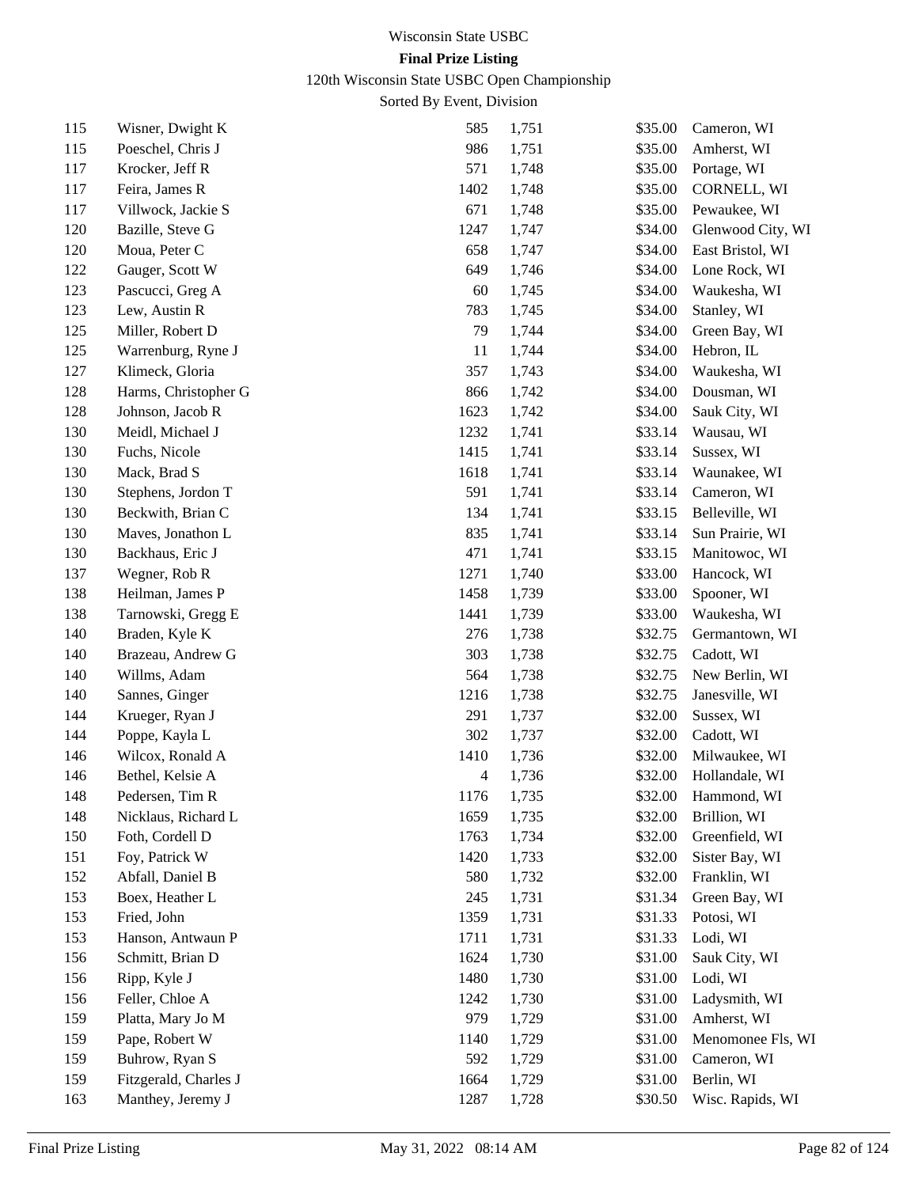Wisconsin State USBC

**Final Prize Listing**

120th Wisconsin State USBC Open Championship

Sorted By Event, Division

| | | | | | |
|---|---|---|---|---|---|
| 115 | Wisner, Dwight K | 585 | 1,751 | $35.00 | Cameron, WI |
| 115 | Poeschel, Chris J | 986 | 1,751 | $35.00 | Amherst, WI |
| 117 | Krocker, Jeff R | 571 | 1,748 | $35.00 | Portage, WI |
| 117 | Feira, James R | 1402 | 1,748 | $35.00 | CORNELL, WI |
| 117 | Villwock, Jackie S | 671 | 1,748 | $35.00 | Pewaukee, WI |
| 120 | Bazille, Steve G | 1247 | 1,747 | $34.00 | Glenwood City, WI |
| 120 | Moua, Peter C | 658 | 1,747 | $34.00 | East Bristol, WI |
| 122 | Gauger, Scott W | 649 | 1,746 | $34.00 | Lone Rock, WI |
| 123 | Pascucci, Greg A | 60 | 1,745 | $34.00 | Waukesha, WI |
| 123 | Lew, Austin R | 783 | 1,745 | $34.00 | Stanley, WI |
| 125 | Miller, Robert D | 79 | 1,744 | $34.00 | Green Bay, WI |
| 125 | Warrenburg, Ryne J | 11 | 1,744 | $34.00 | Hebron, IL |
| 127 | Klimeck, Gloria | 357 | 1,743 | $34.00 | Waukesha, WI |
| 128 | Harms, Christopher G | 866 | 1,742 | $34.00 | Dousman, WI |
| 128 | Johnson, Jacob R | 1623 | 1,742 | $34.00 | Sauk City, WI |
| 130 | Meidl, Michael J | 1232 | 1,741 | $33.14 | Wausau, WI |
| 130 | Fuchs, Nicole | 1415 | 1,741 | $33.14 | Sussex, WI |
| 130 | Mack, Brad S | 1618 | 1,741 | $33.14 | Waunakee, WI |
| 130 | Stephens, Jordon T | 591 | 1,741 | $33.14 | Cameron, WI |
| 130 | Beckwith, Brian C | 134 | 1,741 | $33.15 | Belleville, WI |
| 130 | Maves, Jonathon L | 835 | 1,741 | $33.14 | Sun Prairie, WI |
| 130 | Backhaus, Eric J | 471 | 1,741 | $33.15 | Manitowoc, WI |
| 137 | Wegner, Rob R | 1271 | 1,740 | $33.00 | Hancock, WI |
| 138 | Heilman, James P | 1458 | 1,739 | $33.00 | Spooner, WI |
| 138 | Tarnowski, Gregg E | 1441 | 1,739 | $33.00 | Waukesha, WI |
| 140 | Braden, Kyle K | 276 | 1,738 | $32.75 | Germantown, WI |
| 140 | Brazeau, Andrew G | 303 | 1,738 | $32.75 | Cadott, WI |
| 140 | Willms, Adam | 564 | 1,738 | $32.75 | New Berlin, WI |
| 140 | Sannes, Ginger | 1216 | 1,738 | $32.75 | Janesville, WI |
| 144 | Krueger, Ryan J | 291 | 1,737 | $32.00 | Sussex, WI |
| 144 | Poppe, Kayla L | 302 | 1,737 | $32.00 | Cadott, WI |
| 146 | Wilcox, Ronald A | 1410 | 1,736 | $32.00 | Milwaukee, WI |
| 146 | Bethel, Kelsie A | 4 | 1,736 | $32.00 | Hollandale, WI |
| 148 | Pedersen, Tim R | 1176 | 1,735 | $32.00 | Hammond, WI |
| 148 | Nicklaus, Richard L | 1659 | 1,735 | $32.00 | Brillion, WI |
| 150 | Foth, Cordell D | 1763 | 1,734 | $32.00 | Greenfield, WI |
| 151 | Foy, Patrick W | 1420 | 1,733 | $32.00 | Sister Bay, WI |
| 152 | Abfall, Daniel B | 580 | 1,732 | $32.00 | Franklin, WI |
| 153 | Boex, Heather L | 245 | 1,731 | $31.34 | Green Bay, WI |
| 153 | Fried, John | 1359 | 1,731 | $31.33 | Potosi, WI |
| 153 | Hanson, Antwaun P | 1711 | 1,731 | $31.33 | Lodi, WI |
| 156 | Schmitt, Brian D | 1624 | 1,730 | $31.00 | Sauk City, WI |
| 156 | Ripp, Kyle J | 1480 | 1,730 | $31.00 | Lodi, WI |
| 156 | Feller, Chloe A | 1242 | 1,730 | $31.00 | Ladysmith, WI |
| 159 | Platta, Mary Jo M | 979 | 1,729 | $31.00 | Amherst, WI |
| 159 | Pape, Robert W | 1140 | 1,729 | $31.00 | Menomonee Fls, WI |
| 159 | Buhrow, Ryan S | 592 | 1,729 | $31.00 | Cameron, WI |
| 159 | Fitzgerald, Charles J | 1664 | 1,729 | $31.00 | Berlin, WI |
| 163 | Manthey, Jeremy J | 1287 | 1,728 | $30.50 | Wisc. Rapids, WI |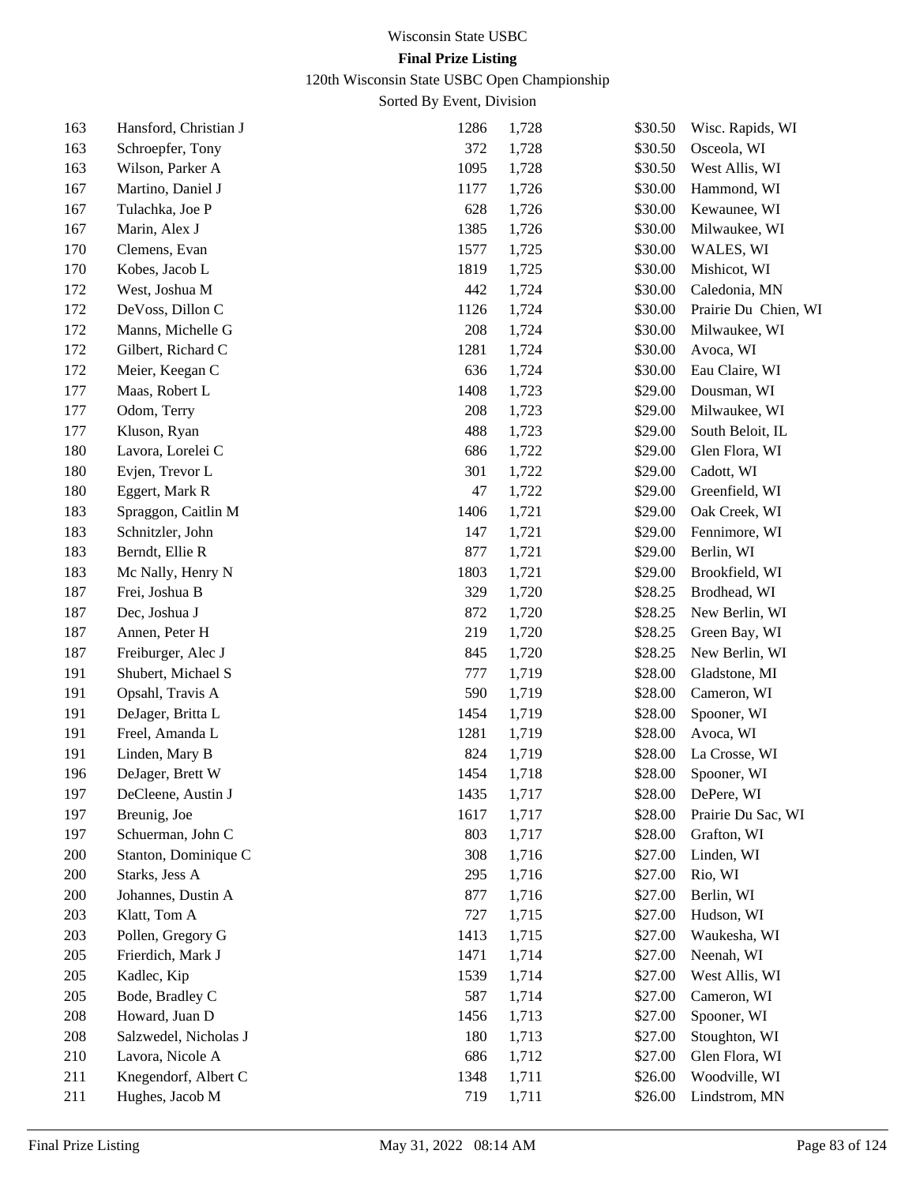Wisconsin State USBC

**Final Prize Listing**

120th Wisconsin State USBC Open Championship

Sorted By Event, Division

| | | | | | |
|---|---|---|---|---|---|
| 163 | Hansford, Christian J | 1286 | 1,728 | $30.50 | Wisc. Rapids, WI |
| 163 | Schroepfer, Tony | 372 | 1,728 | $30.50 | Osceola, WI |
| 163 | Wilson, Parker A | 1095 | 1,728 | $30.50 | West Allis, WI |
| 167 | Martino, Daniel J | 1177 | 1,726 | $30.00 | Hammond, WI |
| 167 | Tulachka, Joe P | 628 | 1,726 | $30.00 | Kewaunee, WI |
| 167 | Marin, Alex J | 1385 | 1,726 | $30.00 | Milwaukee, WI |
| 170 | Clemens, Evan | 1577 | 1,725 | $30.00 | WALES, WI |
| 170 | Kobes, Jacob L | 1819 | 1,725 | $30.00 | Mishicot, WI |
| 172 | West, Joshua M | 442 | 1,724 | $30.00 | Caledonia, MN |
| 172 | DeVoss, Dillon C | 1126 | 1,724 | $30.00 | Prairie Du Chien, WI |
| 172 | Manns, Michelle G | 208 | 1,724 | $30.00 | Milwaukee, WI |
| 172 | Gilbert, Richard C | 1281 | 1,724 | $30.00 | Avoca, WI |
| 172 | Meier, Keegan C | 636 | 1,724 | $30.00 | Eau Claire, WI |
| 177 | Maas, Robert L | 1408 | 1,723 | $29.00 | Dousman, WI |
| 177 | Odom, Terry | 208 | 1,723 | $29.00 | Milwaukee, WI |
| 177 | Kluson, Ryan | 488 | 1,723 | $29.00 | South Beloit, IL |
| 180 | Lavora, Lorelei C | 686 | 1,722 | $29.00 | Glen Flora, WI |
| 180 | Evjen, Trevor L | 301 | 1,722 | $29.00 | Cadott, WI |
| 180 | Eggert, Mark R | 47 | 1,722 | $29.00 | Greenfield, WI |
| 183 | Spraggon, Caitlin M | 1406 | 1,721 | $29.00 | Oak Creek, WI |
| 183 | Schnitzler, John | 147 | 1,721 | $29.00 | Fennimore, WI |
| 183 | Berndt, Ellie R | 877 | 1,721 | $29.00 | Berlin, WI |
| 183 | Mc Nally, Henry N | 1803 | 1,721 | $29.00 | Brookfield, WI |
| 187 | Frei, Joshua B | 329 | 1,720 | $28.25 | Brodhead, WI |
| 187 | Dec, Joshua J | 872 | 1,720 | $28.25 | New Berlin, WI |
| 187 | Annen, Peter H | 219 | 1,720 | $28.25 | Green Bay, WI |
| 187 | Freiburger, Alec J | 845 | 1,720 | $28.25 | New Berlin, WI |
| 191 | Shubert, Michael S | 777 | 1,719 | $28.00 | Gladstone, MI |
| 191 | Opsahl, Travis A | 590 | 1,719 | $28.00 | Cameron, WI |
| 191 | DeJager, Britta L | 1454 | 1,719 | $28.00 | Spooner, WI |
| 191 | Freel, Amanda L | 1281 | 1,719 | $28.00 | Avoca, WI |
| 191 | Linden, Mary B | 824 | 1,719 | $28.00 | La Crosse, WI |
| 196 | DeJager, Brett W | 1454 | 1,718 | $28.00 | Spooner, WI |
| 197 | DeCleene, Austin J | 1435 | 1,717 | $28.00 | DePere, WI |
| 197 | Breunig, Joe | 1617 | 1,717 | $28.00 | Prairie Du Sac, WI |
| 197 | Schuerman, John C | 803 | 1,717 | $28.00 | Grafton, WI |
| 200 | Stanton, Dominique C | 308 | 1,716 | $27.00 | Linden, WI |
| 200 | Starks, Jess A | 295 | 1,716 | $27.00 | Rio, WI |
| 200 | Johannes, Dustin A | 877 | 1,716 | $27.00 | Berlin, WI |
| 203 | Klatt, Tom A | 727 | 1,715 | $27.00 | Hudson, WI |
| 203 | Pollen, Gregory G | 1413 | 1,715 | $27.00 | Waukesha, WI |
| 205 | Frierdich, Mark J | 1471 | 1,714 | $27.00 | Neenah, WI |
| 205 | Kadlec, Kip | 1539 | 1,714 | $27.00 | West Allis, WI |
| 205 | Bode, Bradley C | 587 | 1,714 | $27.00 | Cameron, WI |
| 208 | Howard, Juan D | 1456 | 1,713 | $27.00 | Spooner, WI |
| 208 | Salzwedel, Nicholas J | 180 | 1,713 | $27.00 | Stoughton, WI |
| 210 | Lavora, Nicole A | 686 | 1,712 | $27.00 | Glen Flora, WI |
| 211 | Knegendorf, Albert C | 1348 | 1,711 | $26.00 | Woodville, WI |
| 211 | Hughes, Jacob M | 719 | 1,711 | $26.00 | Lindstrom, MN |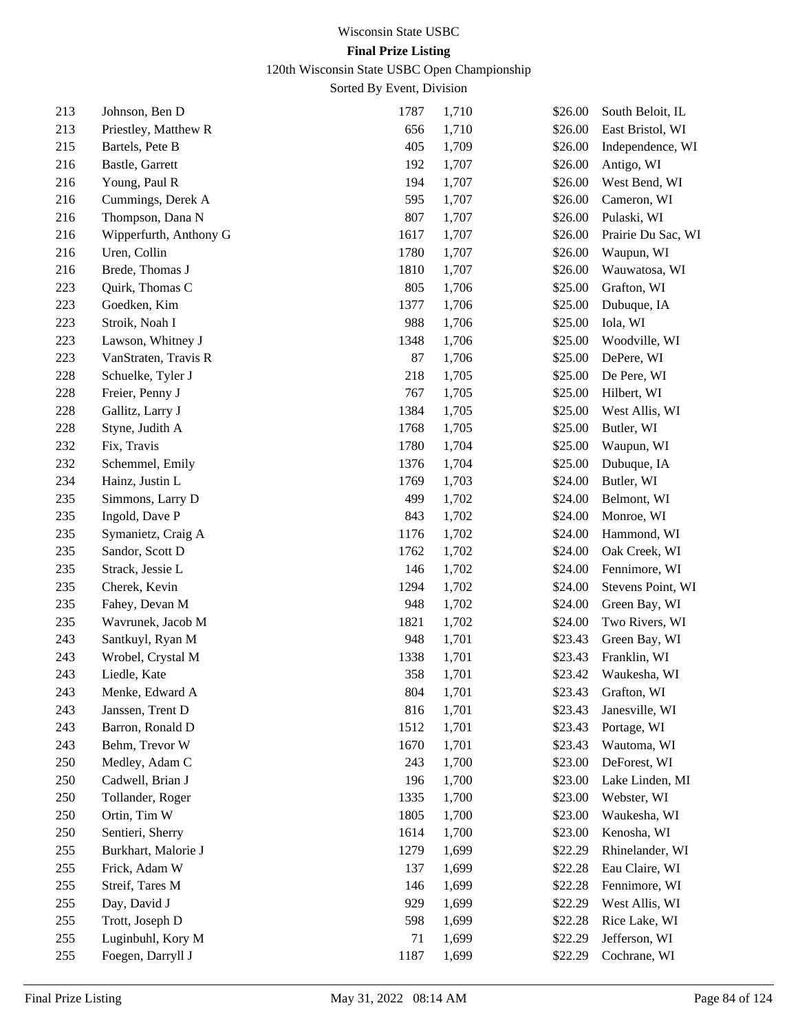Wisconsin State USBC

**Final Prize Listing**

120th Wisconsin State USBC Open Championship

Sorted By Event, Division

| | | | | | |
|---|---|---|---|---|---|
| 213 | Johnson, Ben D | 1787 | 1,710 | $26.00 | South Beloit, IL |
| 213 | Priestley, Matthew R | 656 | 1,710 | $26.00 | East Bristol, WI |
| 215 | Bartels, Pete B | 405 | 1,709 | $26.00 | Independence, WI |
| 216 | Bastle, Garrett | 192 | 1,707 | $26.00 | Antigo, WI |
| 216 | Young, Paul R | 194 | 1,707 | $26.00 | West Bend, WI |
| 216 | Cummings, Derek A | 595 | 1,707 | $26.00 | Cameron, WI |
| 216 | Thompson, Dana N | 807 | 1,707 | $26.00 | Pulaski, WI |
| 216 | Wipperfurth, Anthony G | 1617 | 1,707 | $26.00 | Prairie Du Sac, WI |
| 216 | Uren, Collin | 1780 | 1,707 | $26.00 | Waupun, WI |
| 216 | Brede, Thomas J | 1810 | 1,707 | $26.00 | Wauwatosa, WI |
| 223 | Quirk, Thomas C | 805 | 1,706 | $25.00 | Grafton, WI |
| 223 | Goedken, Kim | 1377 | 1,706 | $25.00 | Dubuque, IA |
| 223 | Stroik, Noah I | 988 | 1,706 | $25.00 | Iola, WI |
| 223 | Lawson, Whitney J | 1348 | 1,706 | $25.00 | Woodville, WI |
| 223 | VanStraten, Travis R | 87 | 1,706 | $25.00 | DePere, WI |
| 228 | Schuelke, Tyler J | 218 | 1,705 | $25.00 | De Pere, WI |
| 228 | Freier, Penny J | 767 | 1,705 | $25.00 | Hilbert, WI |
| 228 | Gallitz, Larry J | 1384 | 1,705 | $25.00 | West Allis, WI |
| 228 | Styne, Judith A | 1768 | 1,705 | $25.00 | Butler, WI |
| 232 | Fix, Travis | 1780 | 1,704 | $25.00 | Waupun, WI |
| 232 | Schemmel, Emily | 1376 | 1,704 | $25.00 | Dubuque, IA |
| 234 | Hainz, Justin L | 1769 | 1,703 | $24.00 | Butler, WI |
| 235 | Simmons, Larry D | 499 | 1,702 | $24.00 | Belmont, WI |
| 235 | Ingold, Dave P | 843 | 1,702 | $24.00 | Monroe, WI |
| 235 | Symanietz, Craig A | 1176 | 1,702 | $24.00 | Hammond, WI |
| 235 | Sandor, Scott D | 1762 | 1,702 | $24.00 | Oak Creek, WI |
| 235 | Strack, Jessie L | 146 | 1,702 | $24.00 | Fennimore, WI |
| 235 | Cherek, Kevin | 1294 | 1,702 | $24.00 | Stevens Point, WI |
| 235 | Fahey, Devan M | 948 | 1,702 | $24.00 | Green Bay, WI |
| 235 | Wavrunek, Jacob M | 1821 | 1,702 | $24.00 | Two Rivers, WI |
| 243 | Santkuyl, Ryan M | 948 | 1,701 | $23.43 | Green Bay, WI |
| 243 | Wrobel, Crystal M | 1338 | 1,701 | $23.43 | Franklin, WI |
| 243 | Liedle, Kate | 358 | 1,701 | $23.42 | Waukesha, WI |
| 243 | Menke, Edward A | 804 | 1,701 | $23.43 | Grafton, WI |
| 243 | Janssen, Trent D | 816 | 1,701 | $23.43 | Janesville, WI |
| 243 | Barron, Ronald D | 1512 | 1,701 | $23.43 | Portage, WI |
| 243 | Behm, Trevor W | 1670 | 1,701 | $23.43 | Wautoma, WI |
| 250 | Medley, Adam C | 243 | 1,700 | $23.00 | DeForest, WI |
| 250 | Cadwell, Brian J | 196 | 1,700 | $23.00 | Lake Linden, MI |
| 250 | Tollander, Roger | 1335 | 1,700 | $23.00 | Webster, WI |
| 250 | Ortin, Tim W | 1805 | 1,700 | $23.00 | Waukesha, WI |
| 250 | Sentieri, Sherry | 1614 | 1,700 | $23.00 | Kenosha, WI |
| 255 | Burkhart, Malorie J | 1279 | 1,699 | $22.29 | Rhinelander, WI |
| 255 | Frick, Adam W | 137 | 1,699 | $22.28 | Eau Claire, WI |
| 255 | Streif, Tares M | 146 | 1,699 | $22.28 | Fennimore, WI |
| 255 | Day, David J | 929 | 1,699 | $22.29 | West Allis, WI |
| 255 | Trott, Joseph D | 598 | 1,699 | $22.28 | Rice Lake, WI |
| 255 | Luginbuhl, Kory M | 71 | 1,699 | $22.29 | Jefferson, WI |
| 255 | Foegen, Darryll J | 1187 | 1,699 | $22.29 | Cochrane, WI |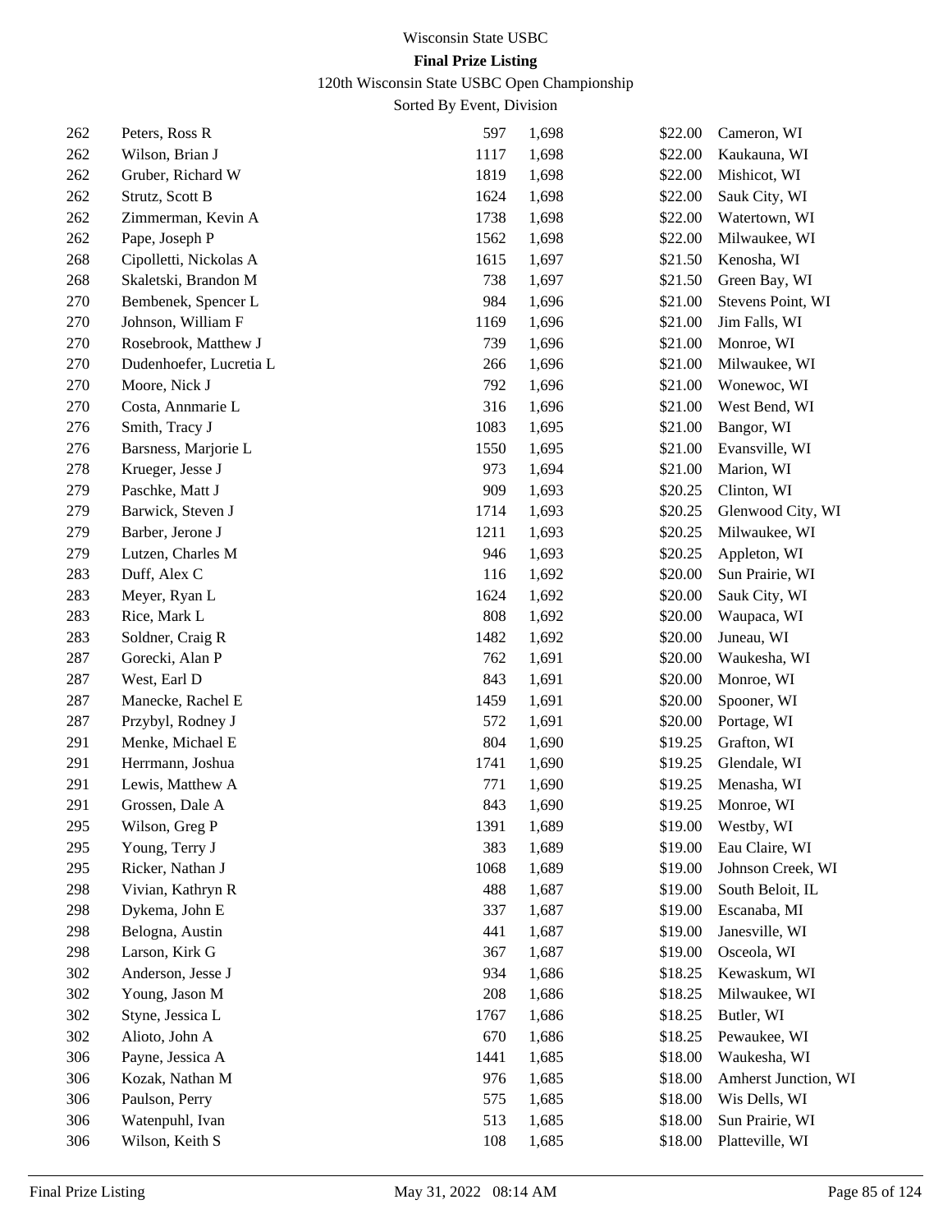Wisconsin State USBC

**Final Prize Listing**

120th Wisconsin State USBC Open Championship

Sorted By Event, Division

| | | | | | |
|---|---|---|---|---|---|
| 262 | Peters, Ross R | 597 | 1,698 | $22.00 | Cameron, WI |
| 262 | Wilson, Brian J | 1117 | 1,698 | $22.00 | Kaukauna, WI |
| 262 | Gruber, Richard W | 1819 | 1,698 | $22.00 | Mishicot, WI |
| 262 | Strutz, Scott B | 1624 | 1,698 | $22.00 | Sauk City, WI |
| 262 | Zimmerman, Kevin A | 1738 | 1,698 | $22.00 | Watertown, WI |
| 262 | Pape, Joseph P | 1562 | 1,698 | $22.00 | Milwaukee, WI |
| 268 | Cipolletti, Nickolas A | 1615 | 1,697 | $21.50 | Kenosha, WI |
| 268 | Skaletski, Brandon M | 738 | 1,697 | $21.50 | Green Bay, WI |
| 270 | Bembenek, Spencer L | 984 | 1,696 | $21.00 | Stevens Point, WI |
| 270 | Johnson, William F | 1169 | 1,696 | $21.00 | Jim Falls, WI |
| 270 | Rosebrook, Matthew J | 739 | 1,696 | $21.00 | Monroe, WI |
| 270 | Dudenhoefer, Lucretia L | 266 | 1,696 | $21.00 | Milwaukee, WI |
| 270 | Moore, Nick J | 792 | 1,696 | $21.00 | Wonewoc, WI |
| 270 | Costa, Annmarie L | 316 | 1,696 | $21.00 | West Bend, WI |
| 276 | Smith, Tracy J | 1083 | 1,695 | $21.00 | Bangor, WI |
| 276 | Barsness, Marjorie L | 1550 | 1,695 | $21.00 | Evansville, WI |
| 278 | Krueger, Jesse J | 973 | 1,694 | $21.00 | Marion, WI |
| 279 | Paschke, Matt J | 909 | 1,693 | $20.25 | Clinton, WI |
| 279 | Barwick, Steven J | 1714 | 1,693 | $20.25 | Glenwood City, WI |
| 279 | Barber, Jerone J | 1211 | 1,693 | $20.25 | Milwaukee, WI |
| 279 | Lutzen, Charles M | 946 | 1,693 | $20.25 | Appleton, WI |
| 283 | Duff, Alex C | 116 | 1,692 | $20.00 | Sun Prairie, WI |
| 283 | Meyer, Ryan L | 1624 | 1,692 | $20.00 | Sauk City, WI |
| 283 | Rice, Mark L | 808 | 1,692 | $20.00 | Waupaca, WI |
| 283 | Soldner, Craig R | 1482 | 1,692 | $20.00 | Juneau, WI |
| 287 | Gorecki, Alan P | 762 | 1,691 | $20.00 | Waukesha, WI |
| 287 | West, Earl D | 843 | 1,691 | $20.00 | Monroe, WI |
| 287 | Manecke, Rachel E | 1459 | 1,691 | $20.00 | Spooner, WI |
| 287 | Przybyl, Rodney J | 572 | 1,691 | $20.00 | Portage, WI |
| 291 | Menke, Michael E | 804 | 1,690 | $19.25 | Grafton, WI |
| 291 | Herrmann, Joshua | 1741 | 1,690 | $19.25 | Glendale, WI |
| 291 | Lewis, Matthew A | 771 | 1,690 | $19.25 | Menasha, WI |
| 291 | Grossen, Dale A | 843 | 1,690 | $19.25 | Monroe, WI |
| 295 | Wilson, Greg P | 1391 | 1,689 | $19.00 | Westby, WI |
| 295 | Young, Terry J | 383 | 1,689 | $19.00 | Eau Claire, WI |
| 295 | Ricker, Nathan J | 1068 | 1,689 | $19.00 | Johnson Creek, WI |
| 298 | Vivian, Kathryn R | 488 | 1,687 | $19.00 | South Beloit, IL |
| 298 | Dykema, John E | 337 | 1,687 | $19.00 | Escanaba, MI |
| 298 | Belogna, Austin | 441 | 1,687 | $19.00 | Janesville, WI |
| 298 | Larson, Kirk G | 367 | 1,687 | $19.00 | Osceola, WI |
| 302 | Anderson, Jesse J | 934 | 1,686 | $18.25 | Kewaskum, WI |
| 302 | Young, Jason M | 208 | 1,686 | $18.25 | Milwaukee, WI |
| 302 | Styne, Jessica L | 1767 | 1,686 | $18.25 | Butler, WI |
| 302 | Alioto, John A | 670 | 1,686 | $18.25 | Pewaukee, WI |
| 306 | Payne, Jessica A | 1441 | 1,685 | $18.00 | Waukesha, WI |
| 306 | Kozak, Nathan M | 976 | 1,685 | $18.00 | Amherst Junction, WI |
| 306 | Paulson, Perry | 575 | 1,685 | $18.00 | Wis Dells, WI |
| 306 | Watenpuhl, Ivan | 513 | 1,685 | $18.00 | Sun Prairie, WI |
| 306 | Wilson, Keith S | 108 | 1,685 | $18.00 | Platteville, WI |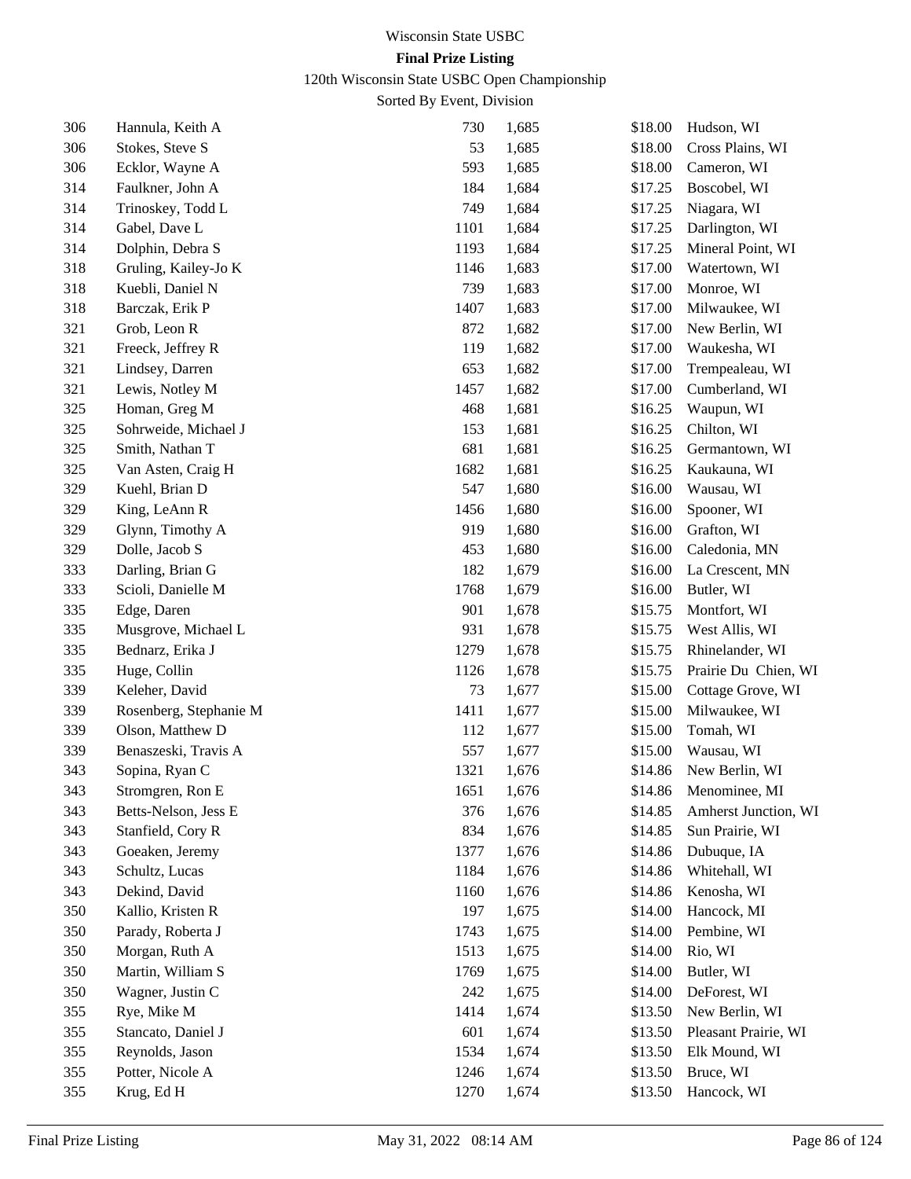Wisconsin State USBC

**Final Prize Listing**

120th Wisconsin State USBC Open Championship

Sorted By Event, Division

| | | | | | |
|---|---|---|---|---|---|
| 306 | Hannula, Keith A | 730 | 1,685 | $18.00 | Hudson, WI |
| 306 | Stokes, Steve S | 53 | 1,685 | $18.00 | Cross Plains, WI |
| 306 | Ecklor, Wayne A | 593 | 1,685 | $18.00 | Cameron, WI |
| 314 | Faulkner, John A | 184 | 1,684 | $17.25 | Boscobel, WI |
| 314 | Trinoskey, Todd L | 749 | 1,684 | $17.25 | Niagara, WI |
| 314 | Gabel, Dave L | 1101 | 1,684 | $17.25 | Darlington, WI |
| 314 | Dolphin, Debra S | 1193 | 1,684 | $17.25 | Mineral Point, WI |
| 318 | Gruling, Kailey-Jo K | 1146 | 1,683 | $17.00 | Watertown, WI |
| 318 | Kuebli, Daniel N | 739 | 1,683 | $17.00 | Monroe, WI |
| 318 | Barczak, Erik P | 1407 | 1,683 | $17.00 | Milwaukee, WI |
| 321 | Grob, Leon R | 872 | 1,682 | $17.00 | New Berlin, WI |
| 321 | Freeck, Jeffrey R | 119 | 1,682 | $17.00 | Waukesha, WI |
| 321 | Lindsey, Darren | 653 | 1,682 | $17.00 | Trempealeau, WI |
| 321 | Lewis, Notley M | 1457 | 1,682 | $17.00 | Cumberland, WI |
| 325 | Homan, Greg M | 468 | 1,681 | $16.25 | Waupun, WI |
| 325 | Sohrweide, Michael J | 153 | 1,681 | $16.25 | Chilton, WI |
| 325 | Smith, Nathan T | 681 | 1,681 | $16.25 | Germantown, WI |
| 325 | Van Asten, Craig H | 1682 | 1,681 | $16.25 | Kaukauna, WI |
| 329 | Kuehl, Brian D | 547 | 1,680 | $16.00 | Wausau, WI |
| 329 | King, LeAnn R | 1456 | 1,680 | $16.00 | Spooner, WI |
| 329 | Glynn, Timothy A | 919 | 1,680 | $16.00 | Grafton, WI |
| 329 | Dolle, Jacob S | 453 | 1,680 | $16.00 | Caledonia, MN |
| 333 | Darling, Brian G | 182 | 1,679 | $16.00 | La Crescent, MN |
| 333 | Scioli, Danielle M | 1768 | 1,679 | $16.00 | Butler, WI |
| 335 | Edge, Daren | 901 | 1,678 | $15.75 | Montfort, WI |
| 335 | Musgrove, Michael L | 931 | 1,678 | $15.75 | West Allis, WI |
| 335 | Bednarz, Erika J | 1279 | 1,678 | $15.75 | Rhinelander, WI |
| 335 | Huge, Collin | 1126 | 1,678 | $15.75 | Prairie Du Chien, WI |
| 339 | Keleher, David | 73 | 1,677 | $15.00 | Cottage Grove, WI |
| 339 | Rosenberg, Stephanie M | 1411 | 1,677 | $15.00 | Milwaukee, WI |
| 339 | Olson, Matthew D | 112 | 1,677 | $15.00 | Tomah, WI |
| 339 | Benaszeski, Travis A | 557 | 1,677 | $15.00 | Wausau, WI |
| 343 | Sopina, Ryan C | 1321 | 1,676 | $14.86 | New Berlin, WI |
| 343 | Stromgren, Ron E | 1651 | 1,676 | $14.86 | Menominee, MI |
| 343 | Betts-Nelson, Jess E | 376 | 1,676 | $14.85 | Amherst Junction, WI |
| 343 | Stanfield, Cory R | 834 | 1,676 | $14.85 | Sun Prairie, WI |
| 343 | Goeaken, Jeremy | 1377 | 1,676 | $14.86 | Dubuque, IA |
| 343 | Schultz, Lucas | 1184 | 1,676 | $14.86 | Whitehall, WI |
| 343 | Dekind, David | 1160 | 1,676 | $14.86 | Kenosha, WI |
| 350 | Kallio, Kristen R | 197 | 1,675 | $14.00 | Hancock, MI |
| 350 | Parady, Roberta J | 1743 | 1,675 | $14.00 | Pembine, WI |
| 350 | Morgan, Ruth A | 1513 | 1,675 | $14.00 | Rio, WI |
| 350 | Martin, William S | 1769 | 1,675 | $14.00 | Butler, WI |
| 350 | Wagner, Justin C | 242 | 1,675 | $14.00 | DeForest, WI |
| 355 | Rye, Mike M | 1414 | 1,674 | $13.50 | New Berlin, WI |
| 355 | Stancato, Daniel J | 601 | 1,674 | $13.50 | Pleasant Prairie, WI |
| 355 | Reynolds, Jason | 1534 | 1,674 | $13.50 | Elk Mound, WI |
| 355 | Potter, Nicole A | 1246 | 1,674 | $13.50 | Bruce, WI |
| 355 | Krug, Ed H | 1270 | 1,674 | $13.50 | Hancock, WI |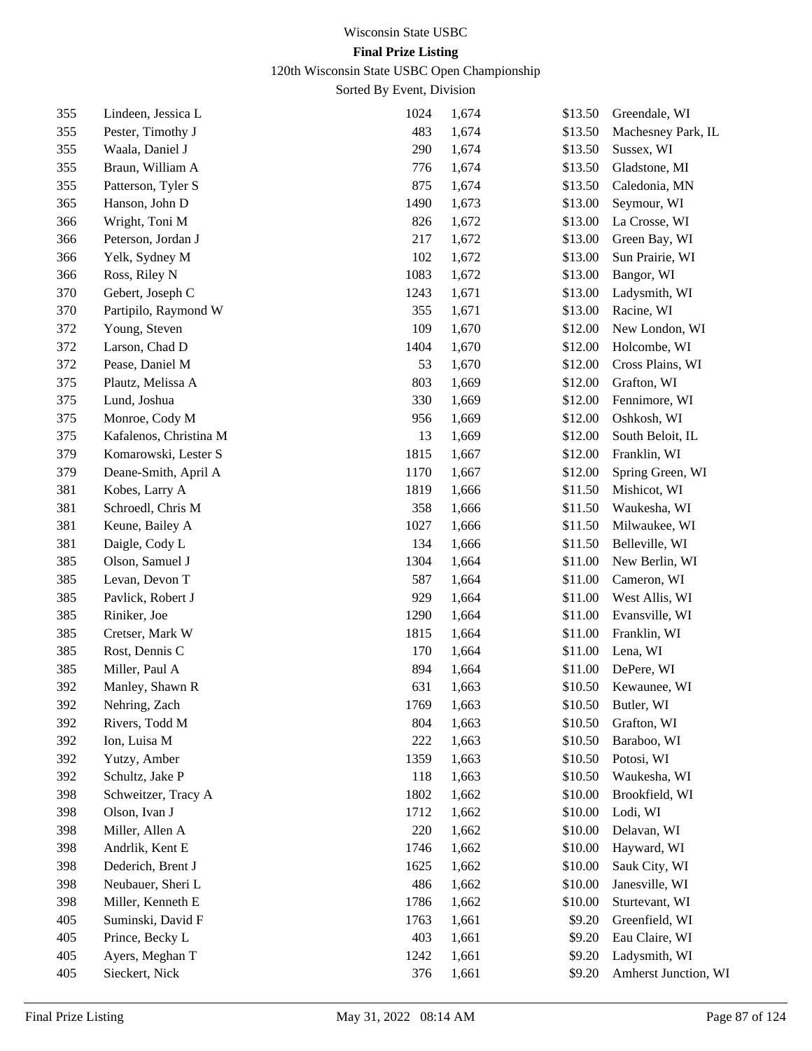Wisconsin State USBC

**Final Prize Listing**

120th Wisconsin State USBC Open Championship

Sorted By Event, Division

| | | | | | |
|---|---|---|---|---|---|
| 355 | Lindeen, Jessica L | 1024 | 1,674 | $13.50 | Greendale, WI |
| 355 | Pester, Timothy J | 483 | 1,674 | $13.50 | Machesney Park, IL |
| 355 | Waala, Daniel J | 290 | 1,674 | $13.50 | Sussex, WI |
| 355 | Braun, William A | 776 | 1,674 | $13.50 | Gladstone, MI |
| 355 | Patterson, Tyler S | 875 | 1,674 | $13.50 | Caledonia, MN |
| 365 | Hanson, John D | 1490 | 1,673 | $13.00 | Seymour, WI |
| 366 | Wright, Toni M | 826 | 1,672 | $13.00 | La Crosse, WI |
| 366 | Peterson, Jordan J | 217 | 1,672 | $13.00 | Green Bay, WI |
| 366 | Yelk, Sydney M | 102 | 1,672 | $13.00 | Sun Prairie, WI |
| 366 | Ross, Riley N | 1083 | 1,672 | $13.00 | Bangor, WI |
| 370 | Gebert, Joseph C | 1243 | 1,671 | $13.00 | Ladysmith, WI |
| 370 | Partipilo, Raymond W | 355 | 1,671 | $13.00 | Racine, WI |
| 372 | Young, Steven | 109 | 1,670 | $12.00 | New London, WI |
| 372 | Larson, Chad D | 1404 | 1,670 | $12.00 | Holcombe, WI |
| 372 | Pease, Daniel M | 53 | 1,670 | $12.00 | Cross Plains, WI |
| 375 | Plautz, Melissa A | 803 | 1,669 | $12.00 | Grafton, WI |
| 375 | Lund, Joshua | 330 | 1,669 | $12.00 | Fennimore, WI |
| 375 | Monroe, Cody M | 956 | 1,669 | $12.00 | Oshkosh, WI |
| 375 | Kafalenos, Christina M | 13 | 1,669 | $12.00 | South Beloit, IL |
| 379 | Komarowski, Lester S | 1815 | 1,667 | $12.00 | Franklin, WI |
| 379 | Deane-Smith, April A | 1170 | 1,667 | $12.00 | Spring Green, WI |
| 381 | Kobes, Larry A | 1819 | 1,666 | $11.50 | Mishicot, WI |
| 381 | Schroedl, Chris M | 358 | 1,666 | $11.50 | Waukesha, WI |
| 381 | Keune, Bailey A | 1027 | 1,666 | $11.50 | Milwaukee, WI |
| 381 | Daigle, Cody L | 134 | 1,666 | $11.50 | Belleville, WI |
| 385 | Olson, Samuel J | 1304 | 1,664 | $11.00 | New Berlin, WI |
| 385 | Levan, Devon T | 587 | 1,664 | $11.00 | Cameron, WI |
| 385 | Pavlick, Robert J | 929 | 1,664 | $11.00 | West Allis, WI |
| 385 | Riniker, Joe | 1290 | 1,664 | $11.00 | Evansville, WI |
| 385 | Cretser, Mark W | 1815 | 1,664 | $11.00 | Franklin, WI |
| 385 | Rost, Dennis C | 170 | 1,664 | $11.00 | Lena, WI |
| 385 | Miller, Paul A | 894 | 1,664 | $11.00 | DePere, WI |
| 392 | Manley, Shawn R | 631 | 1,663 | $10.50 | Kewaunee, WI |
| 392 | Nehring, Zach | 1769 | 1,663 | $10.50 | Butler, WI |
| 392 | Rivers, Todd M | 804 | 1,663 | $10.50 | Grafton, WI |
| 392 | Ion, Luisa M | 222 | 1,663 | $10.50 | Baraboo, WI |
| 392 | Yutzy, Amber | 1359 | 1,663 | $10.50 | Potosi, WI |
| 392 | Schultz, Jake P | 118 | 1,663 | $10.50 | Waukesha, WI |
| 398 | Schweitzer, Tracy A | 1802 | 1,662 | $10.00 | Brookfield, WI |
| 398 | Olson, Ivan J | 1712 | 1,662 | $10.00 | Lodi, WI |
| 398 | Miller, Allen A | 220 | 1,662 | $10.00 | Delavan, WI |
| 398 | Andrlik, Kent E | 1746 | 1,662 | $10.00 | Hayward, WI |
| 398 | Dederich, Brent J | 1625 | 1,662 | $10.00 | Sauk City, WI |
| 398 | Neubauer, Sheri L | 486 | 1,662 | $10.00 | Janesville, WI |
| 398 | Miller, Kenneth E | 1786 | 1,662 | $10.00 | Sturtevant, WI |
| 405 | Suminski, David F | 1763 | 1,661 | $9.20 | Greenfield, WI |
| 405 | Prince, Becky L | 403 | 1,661 | $9.20 | Eau Claire, WI |
| 405 | Ayers, Meghan T | 1242 | 1,661 | $9.20 | Ladysmith, WI |
| 405 | Sieckert, Nick | 376 | 1,661 | $9.20 | Amherst Junction, WI |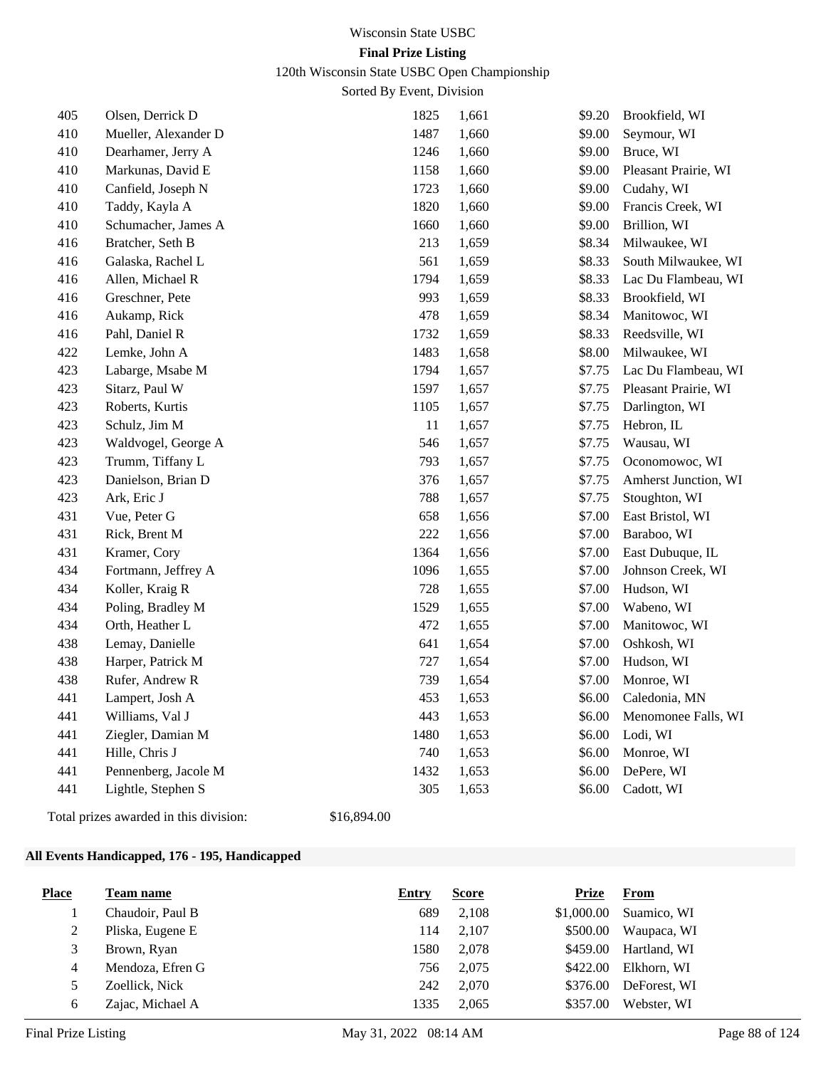| Place | Team name | Entry | Score | Prize | From |
|---|---|---|---|---|---|
| 405 | Olsen, Derrick D | 1825 | 1,661 | $9.20 | Brookfield, WI |
| 410 | Mueller, Alexander D | 1487 | 1,660 | $9.00 | Seymour, WI |
| 410 | Dearhamer, Jerry A | 1246 | 1,660 | $9.00 | Bruce, WI |
| 410 | Markunas, David E | 1158 | 1,660 | $9.00 | Pleasant Prairie, WI |
| 410 | Canfield, Joseph N | 1723 | 1,660 | $9.00 | Cudahy, WI |
| 410 | Taddy, Kayla A | 1820 | 1,660 | $9.00 | Francis Creek, WI |
| 410 | Schumacher, James A | 1660 | 1,660 | $9.00 | Brillion, WI |
| 416 | Bratcher, Seth B | 213 | 1,659 | $8.34 | Milwaukee, WI |
| 416 | Galaska, Rachel L | 561 | 1,659 | $8.33 | South Milwaukee, WI |
| 416 | Allen, Michael R | 1794 | 1,659 | $8.33 | Lac Du Flambeau, WI |
| 416 | Greschner, Pete | 993 | 1,659 | $8.33 | Brookfield, WI |
| 416 | Aukamp, Rick | 478 | 1,659 | $8.34 | Manitowoc, WI |
| 416 | Pahl, Daniel R | 1732 | 1,659 | $8.33 | Reedsville, WI |
| 422 | Lemke, John A | 1483 | 1,658 | $8.00 | Milwaukee, WI |
| 423 | Labarge, Msabe M | 1794 | 1,657 | $7.75 | Lac Du Flambeau, WI |
| 423 | Sitarz, Paul W | 1597 | 1,657 | $7.75 | Pleasant Prairie, WI |
| 423 | Roberts, Kurtis | 1105 | 1,657 | $7.75 | Darlington, WI |
| 423 | Schulz, Jim M | 11 | 1,657 | $7.75 | Hebron, IL |
| 423 | Waldvogel, George A | 546 | 1,657 | $7.75 | Wausau, WI |
| 423 | Trumm, Tiffany L | 793 | 1,657 | $7.75 | Oconomowoc, WI |
| 423 | Danielson, Brian D | 376 | 1,657 | $7.75 | Amherst Junction, WI |
| 423 | Ark, Eric J | 788 | 1,657 | $7.75 | Stoughton, WI |
| 431 | Vue, Peter G | 658 | 1,656 | $7.00 | East Bristol, WI |
| 431 | Rick, Brent M | 222 | 1,656 | $7.00 | Baraboo, WI |
| 431 | Kramer, Cory | 1364 | 1,656 | $7.00 | East Dubuque, IL |
| 434 | Fortmann, Jeffrey A | 1096 | 1,655 | $7.00 | Johnson Creek, WI |
| 434 | Koller, Kraig R | 728 | 1,655 | $7.00 | Hudson, WI |
| 434 | Poling, Bradley M | 1529 | 1,655 | $7.00 | Wabeno, WI |
| 434 | Orth, Heather L | 472 | 1,655 | $7.00 | Manitowoc, WI |
| 438 | Lemay, Danielle | 641 | 1,654 | $7.00 | Oshkosh, WI |
| 438 | Harper, Patrick M | 727 | 1,654 | $7.00 | Hudson, WI |
| 438 | Rufer, Andrew R | 739 | 1,654 | $7.00 | Monroe, WI |
| 441 | Lampert, Josh A | 453 | 1,653 | $6.00 | Caledonia, MN |
| 441 | Williams, Val J | 443 | 1,653 | $6.00 | Menomonee Falls, WI |
| 441 | Ziegler, Damian M | 1480 | 1,653 | $6.00 | Lodi, WI |
| 441 | Hille, Chris J | 740 | 1,653 | $6.00 | Monroe, WI |
| 441 | Pennenberg, Jacole M | 1432 | 1,653 | $6.00 | DePere, WI |
| 441 | Lightle, Stephen S | 305 | 1,653 | $6.00 | Cadott, WI |

Total prizes awarded in this division: $16,894.00

**All Events Handicapped, 176 - 195, Handicapped**

| Place | Team name | Entry | Score | Prize | From |
|---|---|---|---|---|---|
| 1 | Chaudoir, Paul B | 689 | 2,108 | $1,000.00 | Suamico, WI |
| 2 | Pliska, Eugene E | 114 | 2,107 | $500.00 | Waupaca, WI |
| 3 | Brown, Ryan | 1580 | 2,078 | $459.00 | Hartland, WI |
| 4 | Mendoza, Efren G | 756 | 2,075 | $422.00 | Elkhorn, WI |
| 5 | Zoellick, Nick | 242 | 2,070 | $376.00 | DeForest, WI |
| 6 | Zajac, Michael A | 1335 | 2,065 | $357.00 | Webster, WI |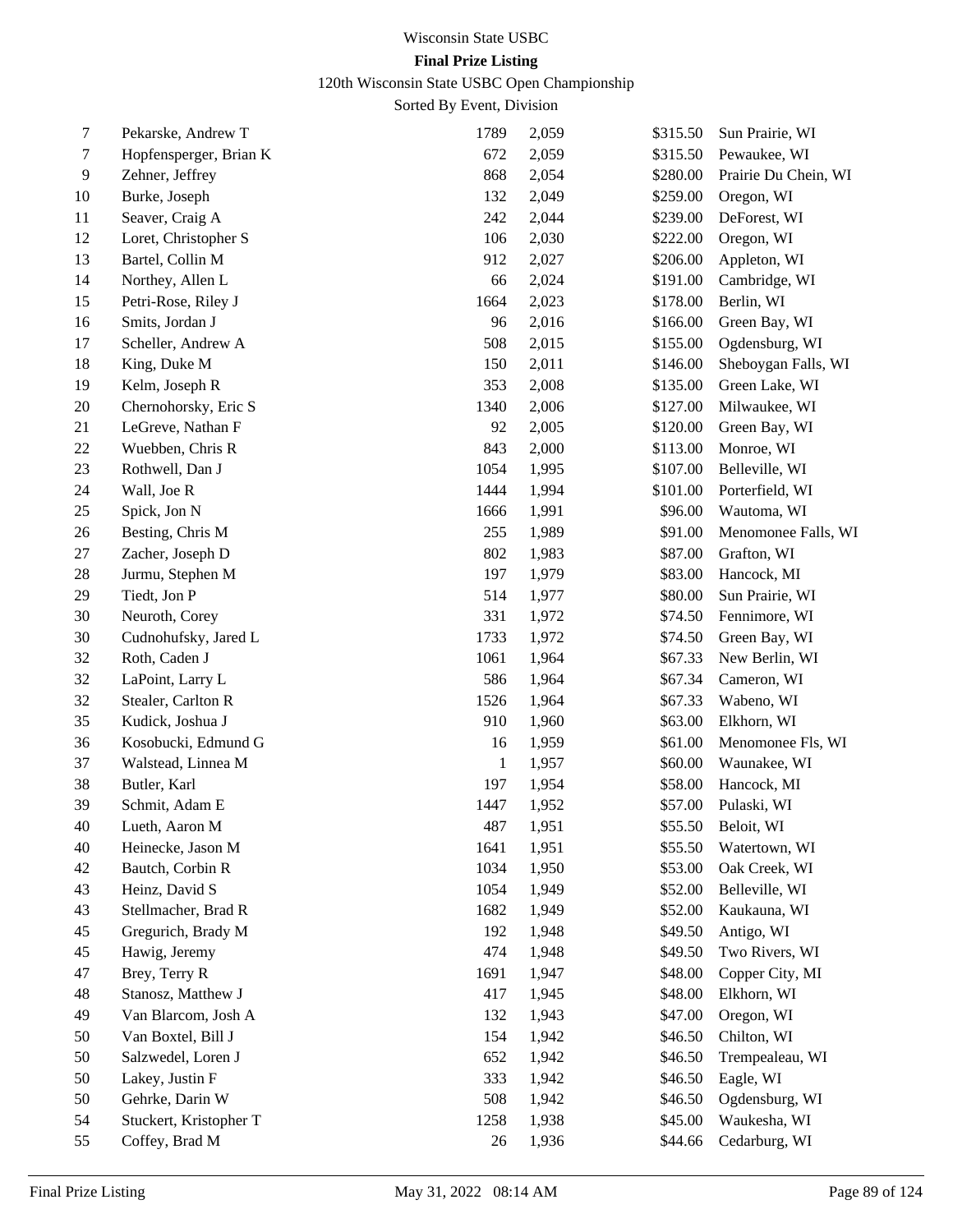Wisconsin State USBC

**Final Prize Listing**

120th Wisconsin State USBC Open Championship

Sorted By Event, Division

| | | | | | |
|---|---|---|---|---|---|
| 7 | Pekarske, Andrew T | 1789 | 2,059 | $315.50 | Sun Prairie, WI |
| 7 | Hopfensperger, Brian K | 672 | 2,059 | $315.50 | Pewaukee, WI |
| 9 | Zehner, Jeffrey | 868 | 2,054 | $280.00 | Prairie Du Chein, WI |
| 10 | Burke, Joseph | 132 | 2,049 | $259.00 | Oregon, WI |
| 11 | Seaver, Craig A | 242 | 2,044 | $239.00 | DeForest, WI |
| 12 | Loret, Christopher S | 106 | 2,030 | $222.00 | Oregon, WI |
| 13 | Bartel, Collin M | 912 | 2,027 | $206.00 | Appleton, WI |
| 14 | Northey, Allen L | 66 | 2,024 | $191.00 | Cambridge, WI |
| 15 | Petri-Rose, Riley J | 1664 | 2,023 | $178.00 | Berlin, WI |
| 16 | Smits, Jordan J | 96 | 2,016 | $166.00 | Green Bay, WI |
| 17 | Scheller, Andrew A | 508 | 2,015 | $155.00 | Ogdensburg, WI |
| 18 | King, Duke M | 150 | 2,011 | $146.00 | Sheboygan Falls, WI |
| 19 | Kelm, Joseph R | 353 | 2,008 | $135.00 | Green Lake, WI |
| 20 | Chernohorsky, Eric S | 1340 | 2,006 | $127.00 | Milwaukee, WI |
| 21 | LeGreve, Nathan F | 92 | 2,005 | $120.00 | Green Bay, WI |
| 22 | Wuebben, Chris R | 843 | 2,000 | $113.00 | Monroe, WI |
| 23 | Rothwell, Dan J | 1054 | 1,995 | $107.00 | Belleville, WI |
| 24 | Wall, Joe R | 1444 | 1,994 | $101.00 | Porterfield, WI |
| 25 | Spick, Jon N | 1666 | 1,991 | $96.00 | Wautoma, WI |
| 26 | Besting, Chris M | 255 | 1,989 | $91.00 | Menomonee Falls, WI |
| 27 | Zacher, Joseph D | 802 | 1,983 | $87.00 | Grafton, WI |
| 28 | Jurmu, Stephen M | 197 | 1,979 | $83.00 | Hancock, MI |
| 29 | Tiedt, Jon P | 514 | 1,977 | $80.00 | Sun Prairie, WI |
| 30 | Neuroth, Corey | 331 | 1,972 | $74.50 | Fennimore, WI |
| 30 | Cudnohufsky, Jared L | 1733 | 1,972 | $74.50 | Green Bay, WI |
| 32 | Roth, Caden J | 1061 | 1,964 | $67.33 | New Berlin, WI |
| 32 | LaPoint, Larry L | 586 | 1,964 | $67.34 | Cameron, WI |
| 32 | Stealer, Carlton R | 1526 | 1,964 | $67.33 | Wabeno, WI |
| 35 | Kudick, Joshua J | 910 | 1,960 | $63.00 | Elkhorn, WI |
| 36 | Kosobucki, Edmund G | 16 | 1,959 | $61.00 | Menomonee Fls, WI |
| 37 | Walstead, Linnea M | 1 | 1,957 | $60.00 | Waunakee, WI |
| 38 | Butler, Karl | 197 | 1,954 | $58.00 | Hancock, MI |
| 39 | Schmit, Adam E | 1447 | 1,952 | $57.00 | Pulaski, WI |
| 40 | Lueth, Aaron M | 487 | 1,951 | $55.50 | Beloit, WI |
| 40 | Heinecke, Jason M | 1641 | 1,951 | $55.50 | Watertown, WI |
| 42 | Bautch, Corbin R | 1034 | 1,950 | $53.00 | Oak Creek, WI |
| 43 | Heinz, David S | 1054 | 1,949 | $52.00 | Belleville, WI |
| 43 | Stellmacher, Brad R | 1682 | 1,949 | $52.00 | Kaukauna, WI |
| 45 | Gregurich, Brady M | 192 | 1,948 | $49.50 | Antigo, WI |
| 45 | Hawig, Jeremy | 474 | 1,948 | $49.50 | Two Rivers, WI |
| 47 | Brey, Terry R | 1691 | 1,947 | $48.00 | Copper City, MI |
| 48 | Stanosz, Matthew J | 417 | 1,945 | $48.00 | Elkhorn, WI |
| 49 | Van Blarcom, Josh A | 132 | 1,943 | $47.00 | Oregon, WI |
| 50 | Van Boxtel, Bill J | 154 | 1,942 | $46.50 | Chilton, WI |
| 50 | Salzwedel, Loren J | 652 | 1,942 | $46.50 | Trempealeau, WI |
| 50 | Lakey, Justin F | 333 | 1,942 | $46.50 | Eagle, WI |
| 50 | Gehrke, Darin W | 508 | 1,942 | $46.50 | Ogdensburg, WI |
| 54 | Stuckert, Kristopher T | 1258 | 1,938 | $45.00 | Waukesha, WI |
| 55 | Coffey, Brad M | 26 | 1,936 | $44.66 | Cedarburg, WI |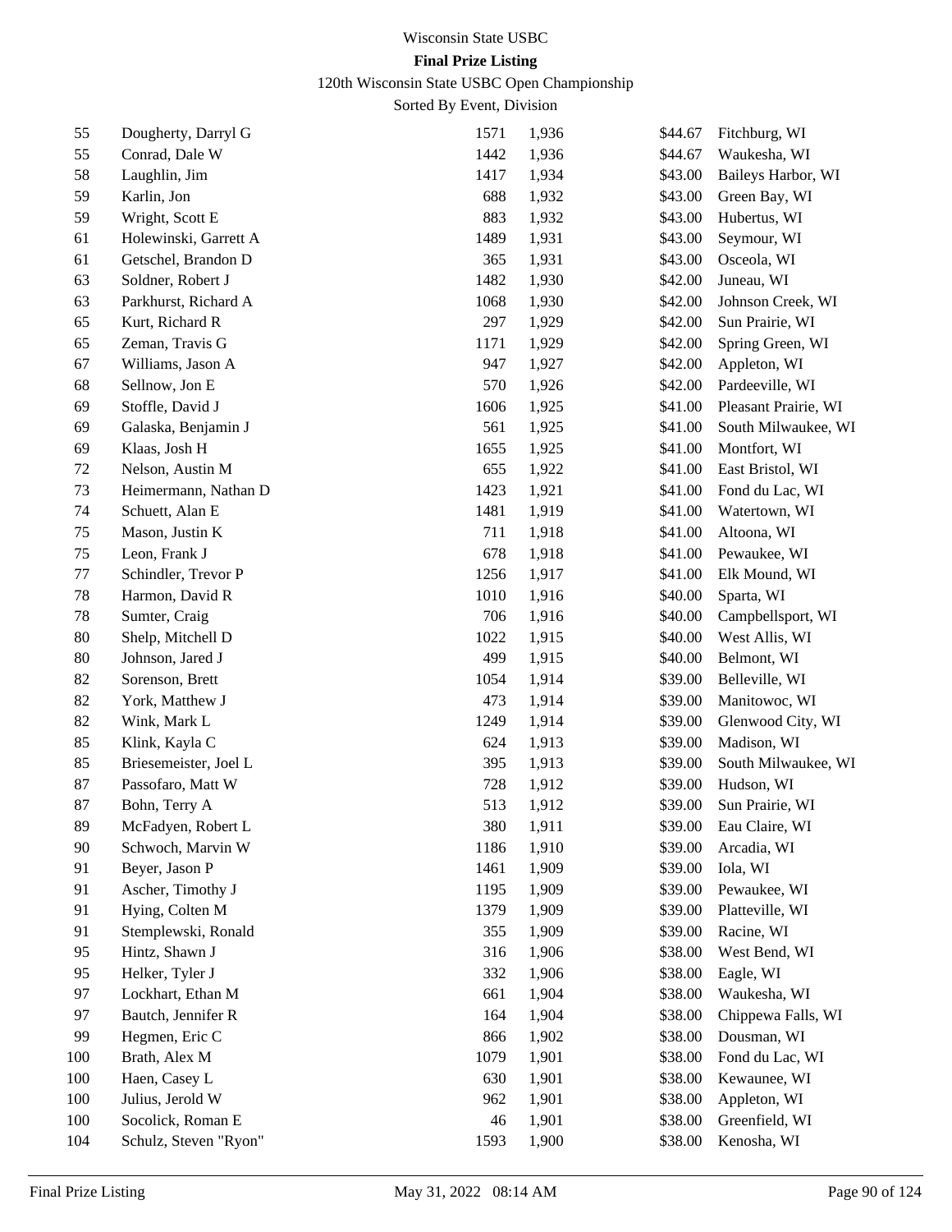Wisconsin State USBC

**Final Prize Listing**

120th Wisconsin State USBC Open Championship

Sorted By Event, Division

| | | | | | |
|---|---|---|---|---|---|
| 55 | Dougherty, Darryl G | 1571 | 1,936 | $44.67 | Fitchburg, WI |
| 55 | Conrad, Dale W | 1442 | 1,936 | $44.67 | Waukesha, WI |
| 58 | Laughlin, Jim | 1417 | 1,934 | $43.00 | Baileys Harbor, WI |
| 59 | Karlin, Jon | 688 | 1,932 | $43.00 | Green Bay, WI |
| 59 | Wright, Scott E | 883 | 1,932 | $43.00 | Hubertus, WI |
| 61 | Holewinski, Garrett A | 1489 | 1,931 | $43.00 | Seymour, WI |
| 61 | Getschel, Brandon D | 365 | 1,931 | $43.00 | Osceola, WI |
| 63 | Soldner, Robert J | 1482 | 1,930 | $42.00 | Juneau, WI |
| 63 | Parkhurst, Richard A | 1068 | 1,930 | $42.00 | Johnson Creek, WI |
| 65 | Kurt, Richard R | 297 | 1,929 | $42.00 | Sun Prairie, WI |
| 65 | Zeman, Travis G | 1171 | 1,929 | $42.00 | Spring Green, WI |
| 67 | Williams, Jason A | 947 | 1,927 | $42.00 | Appleton, WI |
| 68 | Sellnow, Jon E | 570 | 1,926 | $42.00 | Pardeeville, WI |
| 69 | Stoffle, David J | 1606 | 1,925 | $41.00 | Pleasant Prairie, WI |
| 69 | Galaska, Benjamin J | 561 | 1,925 | $41.00 | South Milwaukee, WI |
| 69 | Klaas, Josh H | 1655 | 1,925 | $41.00 | Montfort, WI |
| 72 | Nelson, Austin M | 655 | 1,922 | $41.00 | East Bristol, WI |
| 73 | Heimermann, Nathan D | 1423 | 1,921 | $41.00 | Fond du Lac, WI |
| 74 | Schuett, Alan E | 1481 | 1,919 | $41.00 | Watertown, WI |
| 75 | Mason, Justin K | 711 | 1,918 | $41.00 | Altoona, WI |
| 75 | Leon, Frank J | 678 | 1,918 | $41.00 | Pewaukee, WI |
| 77 | Schindler, Trevor P | 1256 | 1,917 | $41.00 | Elk Mound, WI |
| 78 | Harmon, David R | 1010 | 1,916 | $40.00 | Sparta, WI |
| 78 | Sumter, Craig | 706 | 1,916 | $40.00 | Campbellsport, WI |
| 80 | Shelp, Mitchell D | 1022 | 1,915 | $40.00 | West Allis, WI |
| 80 | Johnson, Jared J | 499 | 1,915 | $40.00 | Belmont, WI |
| 82 | Sorenson, Brett | 1054 | 1,914 | $39.00 | Belleville, WI |
| 82 | York, Matthew J | 473 | 1,914 | $39.00 | Manitowoc, WI |
| 82 | Wink, Mark L | 1249 | 1,914 | $39.00 | Glenwood City, WI |
| 85 | Klink, Kayla C | 624 | 1,913 | $39.00 | Madison, WI |
| 85 | Briesemeister, Joel L | 395 | 1,913 | $39.00 | South Milwaukee, WI |
| 87 | Passofaro, Matt W | 728 | 1,912 | $39.00 | Hudson, WI |
| 87 | Bohn, Terry A | 513 | 1,912 | $39.00 | Sun Prairie, WI |
| 89 | McFadyen, Robert L | 380 | 1,911 | $39.00 | Eau Claire, WI |
| 90 | Schwoch, Marvin W | 1186 | 1,910 | $39.00 | Arcadia, WI |
| 91 | Beyer, Jason P | 1461 | 1,909 | $39.00 | Iola, WI |
| 91 | Ascher, Timothy J | 1195 | 1,909 | $39.00 | Pewaukee, WI |
| 91 | Hying, Colten M | 1379 | 1,909 | $39.00 | Platteville, WI |
| 91 | Stemplewski, Ronald | 355 | 1,909 | $39.00 | Racine, WI |
| 95 | Hintz, Shawn J | 316 | 1,906 | $38.00 | West Bend, WI |
| 95 | Helker, Tyler J | 332 | 1,906 | $38.00 | Eagle, WI |
| 97 | Lockhart, Ethan M | 661 | 1,904 | $38.00 | Waukesha, WI |
| 97 | Bautch, Jennifer R | 164 | 1,904 | $38.00 | Chippewa Falls, WI |
| 99 | Hegmen, Eric C | 866 | 1,902 | $38.00 | Dousman, WI |
| 100 | Brath, Alex M | 1079 | 1,901 | $38.00 | Fond du Lac, WI |
| 100 | Haen, Casey L | 630 | 1,901 | $38.00 | Kewaunee, WI |
| 100 | Julius, Jerold W | 962 | 1,901 | $38.00 | Appleton, WI |
| 100 | Socolick, Roman E | 46 | 1,901 | $38.00 | Greenfield, WI |
| 104 | Schulz, Steven "Ryon" | 1593 | 1,900 | $38.00 | Kenosha, WI |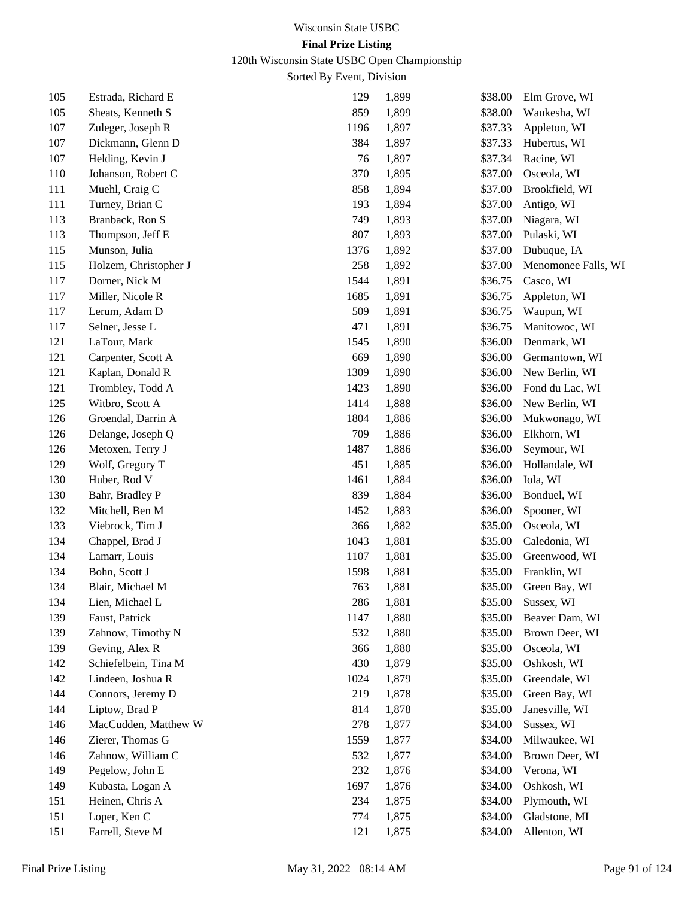Wisconsin State USBC

**Final Prize Listing**

120th Wisconsin State USBC Open Championship

Sorted By Event, Division

| | | | | | |
|---|---|---|---|---|---|
| 105 | Estrada, Richard E | 129 | 1,899 | $38.00 | Elm Grove, WI |
| 105 | Sheats, Kenneth S | 859 | 1,899 | $38.00 | Waukesha, WI |
| 107 | Zuleger, Joseph R | 1196 | 1,897 | $37.33 | Appleton, WI |
| 107 | Dickmann, Glenn D | 384 | 1,897 | $37.33 | Hubertus, WI |
| 107 | Helding, Kevin J | 76 | 1,897 | $37.34 | Racine, WI |
| 110 | Johanson, Robert C | 370 | 1,895 | $37.00 | Osceola, WI |
| 111 | Muehl, Craig C | 858 | 1,894 | $37.00 | Brookfield, WI |
| 111 | Turney, Brian C | 193 | 1,894 | $37.00 | Antigo, WI |
| 113 | Branback, Ron S | 749 | 1,893 | $37.00 | Niagara, WI |
| 113 | Thompson, Jeff E | 807 | 1,893 | $37.00 | Pulaski, WI |
| 115 | Munson, Julia | 1376 | 1,892 | $37.00 | Dubuque, IA |
| 115 | Holzem, Christopher J | 258 | 1,892 | $37.00 | Menomonee Falls, WI |
| 117 | Dorner, Nick M | 1544 | 1,891 | $36.75 | Casco, WI |
| 117 | Miller, Nicole R | 1685 | 1,891 | $36.75 | Appleton, WI |
| 117 | Lerum, Adam D | 509 | 1,891 | $36.75 | Waupun, WI |
| 117 | Selner, Jesse L | 471 | 1,891 | $36.75 | Manitowoc, WI |
| 121 | LaTour, Mark | 1545 | 1,890 | $36.00 | Denmark, WI |
| 121 | Carpenter, Scott A | 669 | 1,890 | $36.00 | Germantown, WI |
| 121 | Kaplan, Donald R | 1309 | 1,890 | $36.00 | New Berlin, WI |
| 121 | Trombley, Todd A | 1423 | 1,890 | $36.00 | Fond du Lac, WI |
| 125 | Witbro, Scott A | 1414 | 1,888 | $36.00 | New Berlin, WI |
| 126 | Groendal, Darrin A | 1804 | 1,886 | $36.00 | Mukwonago, WI |
| 126 | Delange, Joseph Q | 709 | 1,886 | $36.00 | Elkhorn, WI |
| 126 | Metoxen, Terry J | 1487 | 1,886 | $36.00 | Seymour, WI |
| 129 | Wolf, Gregory T | 451 | 1,885 | $36.00 | Hollandale, WI |
| 130 | Huber, Rod V | 1461 | 1,884 | $36.00 | Iola, WI |
| 130 | Bahr, Bradley P | 839 | 1,884 | $36.00 | Bonduel, WI |
| 132 | Mitchell, Ben M | 1452 | 1,883 | $36.00 | Spooner, WI |
| 133 | Viebrock, Tim J | 366 | 1,882 | $35.00 | Osceola, WI |
| 134 | Chappel, Brad J | 1043 | 1,881 | $35.00 | Caledonia, WI |
| 134 | Lamarr, Louis | 1107 | 1,881 | $35.00 | Greenwood, WI |
| 134 | Bohn, Scott J | 1598 | 1,881 | $35.00 | Franklin, WI |
| 134 | Blair, Michael M | 763 | 1,881 | $35.00 | Green Bay, WI |
| 134 | Lien, Michael L | 286 | 1,881 | $35.00 | Sussex, WI |
| 139 | Faust, Patrick | 1147 | 1,880 | $35.00 | Beaver Dam, WI |
| 139 | Zahnow, Timothy N | 532 | 1,880 | $35.00 | Brown Deer, WI |
| 139 | Geving, Alex R | 366 | 1,880 | $35.00 | Osceola, WI |
| 142 | Schiefelbein, Tina M | 430 | 1,879 | $35.00 | Oshkosh, WI |
| 142 | Lindeen, Joshua R | 1024 | 1,879 | $35.00 | Greendale, WI |
| 144 | Connors, Jeremy D | 219 | 1,878 | $35.00 | Green Bay, WI |
| 144 | Liptow, Brad P | 814 | 1,878 | $35.00 | Janesville, WI |
| 146 | MacCudden, Matthew W | 278 | 1,877 | $34.00 | Sussex, WI |
| 146 | Zierer, Thomas G | 1559 | 1,877 | $34.00 | Milwaukee, WI |
| 146 | Zahnow, William C | 532 | 1,877 | $34.00 | Brown Deer, WI |
| 149 | Pegelow, John E | 232 | 1,876 | $34.00 | Verona, WI |
| 149 | Kubasta, Logan A | 1697 | 1,876 | $34.00 | Oshkosh, WI |
| 151 | Heinen, Chris A | 234 | 1,875 | $34.00 | Plymouth, WI |
| 151 | Loper, Ken C | 774 | 1,875 | $34.00 | Gladstone, MI |
| 151 | Farrell, Steve M | 121 | 1,875 | $34.00 | Allenton, WI |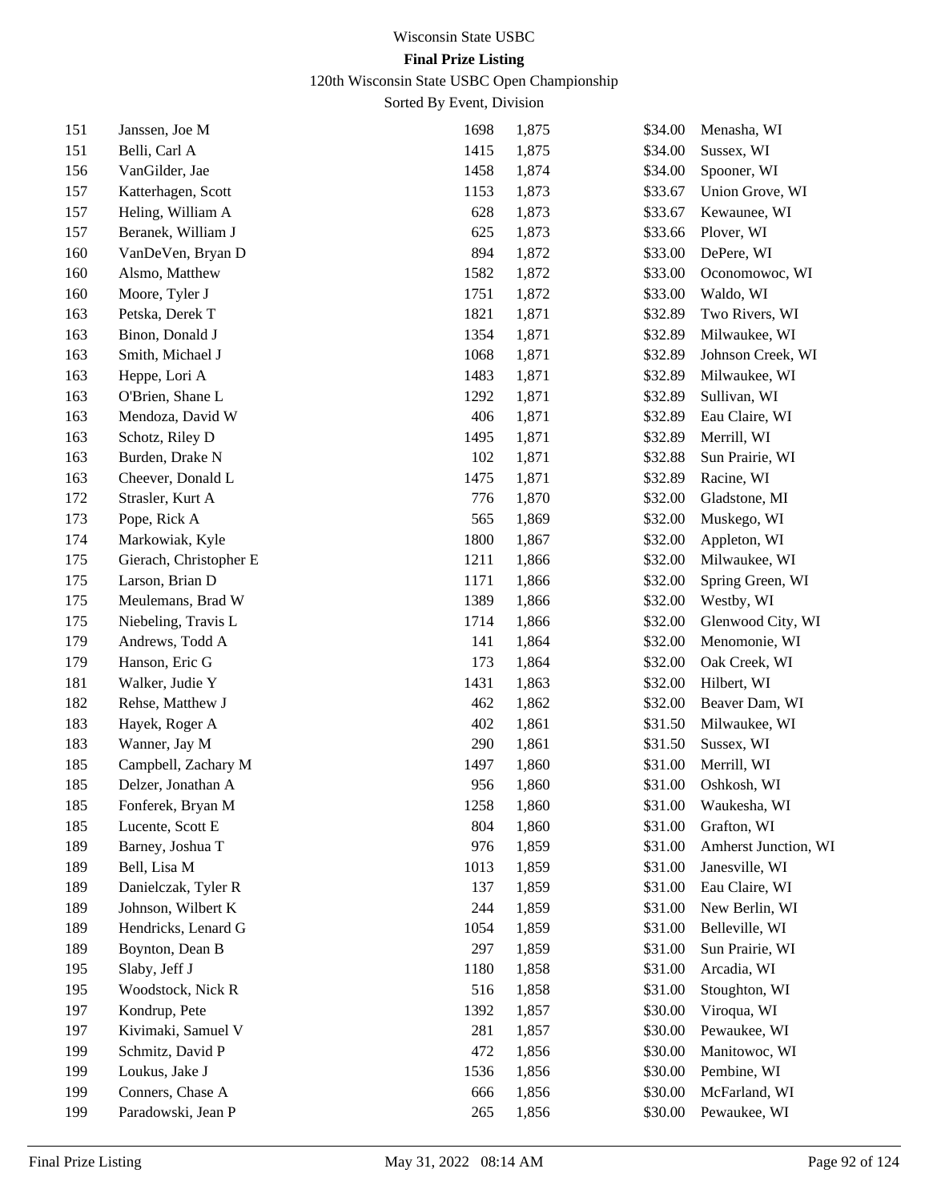Wisconsin State USBC

**Final Prize Listing**

120th Wisconsin State USBC Open Championship

Sorted By Event, Division

| | | | | | |
|---|---|---|---|---|---|
| 151 | Janssen, Joe M | 1698 | 1,875 | $34.00 | Menasha, WI |
| 151 | Belli, Carl A | 1415 | 1,875 | $34.00 | Sussex, WI |
| 156 | VanGilder, Jae | 1458 | 1,874 | $34.00 | Spooner, WI |
| 157 | Katterhagen, Scott | 1153 | 1,873 | $33.67 | Union Grove, WI |
| 157 | Heling, William A | 628 | 1,873 | $33.67 | Kewaunee, WI |
| 157 | Beranek, William J | 625 | 1,873 | $33.66 | Plover, WI |
| 160 | VanDeVen, Bryan D | 894 | 1,872 | $33.00 | DePere, WI |
| 160 | Alsmo, Matthew | 1582 | 1,872 | $33.00 | Oconomowoc, WI |
| 160 | Moore, Tyler J | 1751 | 1,872 | $33.00 | Waldo, WI |
| 163 | Petska, Derek T | 1821 | 1,871 | $32.89 | Two Rivers, WI |
| 163 | Binon, Donald J | 1354 | 1,871 | $32.89 | Milwaukee, WI |
| 163 | Smith, Michael J | 1068 | 1,871 | $32.89 | Johnson Creek, WI |
| 163 | Heppe, Lori A | 1483 | 1,871 | $32.89 | Milwaukee, WI |
| 163 | O'Brien, Shane L | 1292 | 1,871 | $32.89 | Sullivan, WI |
| 163 | Mendoza, David W | 406 | 1,871 | $32.89 | Eau Claire, WI |
| 163 | Schotz, Riley D | 1495 | 1,871 | $32.89 | Merrill, WI |
| 163 | Burden, Drake N | 102 | 1,871 | $32.88 | Sun Prairie, WI |
| 163 | Cheever, Donald L | 1475 | 1,871 | $32.89 | Racine, WI |
| 172 | Strasler, Kurt A | 776 | 1,870 | $32.00 | Gladstone, MI |
| 173 | Pope, Rick A | 565 | 1,869 | $32.00 | Muskego, WI |
| 174 | Markowiak, Kyle | 1800 | 1,867 | $32.00 | Appleton, WI |
| 175 | Gierach, Christopher E | 1211 | 1,866 | $32.00 | Milwaukee, WI |
| 175 | Larson, Brian D | 1171 | 1,866 | $32.00 | Spring Green, WI |
| 175 | Meulemans, Brad W | 1389 | 1,866 | $32.00 | Westby, WI |
| 175 | Niebeling, Travis L | 1714 | 1,866 | $32.00 | Glenwood City, WI |
| 179 | Andrews, Todd A | 141 | 1,864 | $32.00 | Menomonie, WI |
| 179 | Hanson, Eric G | 173 | 1,864 | $32.00 | Oak Creek, WI |
| 181 | Walker, Judie Y | 1431 | 1,863 | $32.00 | Hilbert, WI |
| 182 | Rehse, Matthew J | 462 | 1,862 | $32.00 | Beaver Dam, WI |
| 183 | Hayek, Roger A | 402 | 1,861 | $31.50 | Milwaukee, WI |
| 183 | Wanner, Jay M | 290 | 1,861 | $31.50 | Sussex, WI |
| 185 | Campbell, Zachary M | 1497 | 1,860 | $31.00 | Merrill, WI |
| 185 | Delzer, Jonathan A | 956 | 1,860 | $31.00 | Oshkosh, WI |
| 185 | Fonferek, Bryan M | 1258 | 1,860 | $31.00 | Waukesha, WI |
| 185 | Lucente, Scott E | 804 | 1,860 | $31.00 | Grafton, WI |
| 189 | Barney, Joshua T | 976 | 1,859 | $31.00 | Amherst Junction, WI |
| 189 | Bell, Lisa M | 1013 | 1,859 | $31.00 | Janesville, WI |
| 189 | Danielczak, Tyler R | 137 | 1,859 | $31.00 | Eau Claire, WI |
| 189 | Johnson, Wilbert K | 244 | 1,859 | $31.00 | New Berlin, WI |
| 189 | Hendricks, Lenard G | 1054 | 1,859 | $31.00 | Belleville, WI |
| 189 | Boynton, Dean B | 297 | 1,859 | $31.00 | Sun Prairie, WI |
| 195 | Slaby, Jeff J | 1180 | 1,858 | $31.00 | Arcadia, WI |
| 195 | Woodstock, Nick R | 516 | 1,858 | $31.00 | Stoughton, WI |
| 197 | Kondrup, Pete | 1392 | 1,857 | $30.00 | Viroqua, WI |
| 197 | Kivimaki, Samuel V | 281 | 1,857 | $30.00 | Pewaukee, WI |
| 199 | Schmitz, David P | 472 | 1,856 | $30.00 | Manitowoc, WI |
| 199 | Loukus, Jake J | 1536 | 1,856 | $30.00 | Pembine, WI |
| 199 | Conners, Chase A | 666 | 1,856 | $30.00 | McFarland, WI |
| 199 | Paradowski, Jean P | 265 | 1,856 | $30.00 | Pewaukee, WI |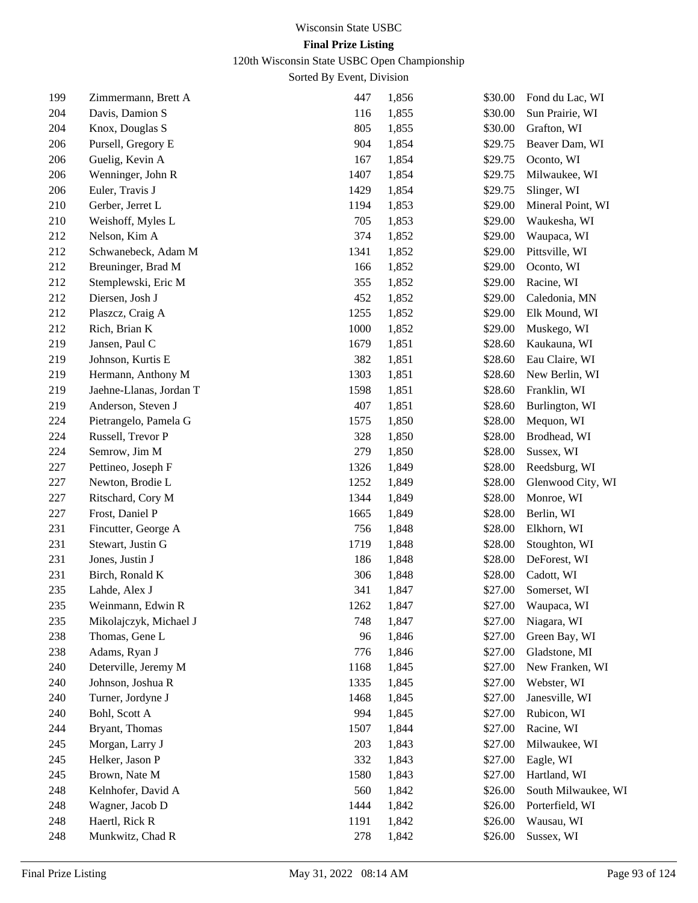Wisconsin State USBC

**Final Prize Listing**

120th Wisconsin State USBC Open Championship

Sorted By Event, Division

| | | | | | |
|---|---|---|---|---|---|
| 199 | Zimmermann, Brett A | 447 | 1,856 | $30.00 | Fond du Lac, WI |
| 204 | Davis, Damion S | 116 | 1,855 | $30.00 | Sun Prairie, WI |
| 204 | Knox, Douglas S | 805 | 1,855 | $30.00 | Grafton, WI |
| 206 | Pursell, Gregory E | 904 | 1,854 | $29.75 | Beaver Dam, WI |
| 206 | Guelig, Kevin A | 167 | 1,854 | $29.75 | Oconto, WI |
| 206 | Wenninger, John R | 1407 | 1,854 | $29.75 | Milwaukee, WI |
| 206 | Euler, Travis J | 1429 | 1,854 | $29.75 | Slinger, WI |
| 210 | Gerber, Jerret L | 1194 | 1,853 | $29.00 | Mineral Point, WI |
| 210 | Weishoff, Myles L | 705 | 1,853 | $29.00 | Waukesha, WI |
| 212 | Nelson, Kim A | 374 | 1,852 | $29.00 | Waupaca, WI |
| 212 | Schwanebeck, Adam M | 1341 | 1,852 | $29.00 | Pittsville, WI |
| 212 | Breuninger, Brad M | 166 | 1,852 | $29.00 | Oconto, WI |
| 212 | Stemplewski, Eric M | 355 | 1,852 | $29.00 | Racine, WI |
| 212 | Diersen, Josh J | 452 | 1,852 | $29.00 | Caledonia, MN |
| 212 | Plaszcz, Craig A | 1255 | 1,852 | $29.00 | Elk Mound, WI |
| 212 | Rich, Brian K | 1000 | 1,852 | $29.00 | Muskego, WI |
| 219 | Jansen, Paul C | 1679 | 1,851 | $28.60 | Kaukauna, WI |
| 219 | Johnson, Kurtis E | 382 | 1,851 | $28.60 | Eau Claire, WI |
| 219 | Hermann, Anthony M | 1303 | 1,851 | $28.60 | New Berlin, WI |
| 219 | Jaehne-Llanas, Jordan T | 1598 | 1,851 | $28.60 | Franklin, WI |
| 219 | Anderson, Steven J | 407 | 1,851 | $28.60 | Burlington, WI |
| 224 | Pietrangelo, Pamela G | 1575 | 1,850 | $28.00 | Mequon, WI |
| 224 | Russell, Trevor P | 328 | 1,850 | $28.00 | Brodhead, WI |
| 224 | Semrow, Jim M | 279 | 1,850 | $28.00 | Sussex, WI |
| 227 | Pettineo, Joseph F | 1326 | 1,849 | $28.00 | Reedsburg, WI |
| 227 | Newton, Brodie L | 1252 | 1,849 | $28.00 | Glenwood City, WI |
| 227 | Ritschard, Cory M | 1344 | 1,849 | $28.00 | Monroe, WI |
| 227 | Frost, Daniel P | 1665 | 1,849 | $28.00 | Berlin, WI |
| 231 | Fincutter, George A | 756 | 1,848 | $28.00 | Elkhorn, WI |
| 231 | Stewart, Justin G | 1719 | 1,848 | $28.00 | Stoughton, WI |
| 231 | Jones, Justin J | 186 | 1,848 | $28.00 | DeForest, WI |
| 231 | Birch, Ronald K | 306 | 1,848 | $28.00 | Cadott, WI |
| 235 | Lahde, Alex J | 341 | 1,847 | $27.00 | Somerset, WI |
| 235 | Weinmann, Edwin R | 1262 | 1,847 | $27.00 | Waupaca, WI |
| 235 | Mikolajczyk, Michael J | 748 | 1,847 | $27.00 | Niagara, WI |
| 238 | Thomas, Gene L | 96 | 1,846 | $27.00 | Green Bay, WI |
| 238 | Adams, Ryan J | 776 | 1,846 | $27.00 | Gladstone, MI |
| 240 | Deterville, Jeremy M | 1168 | 1,845 | $27.00 | New Franken, WI |
| 240 | Johnson, Joshua R | 1335 | 1,845 | $27.00 | Webster, WI |
| 240 | Turner, Jordyne J | 1468 | 1,845 | $27.00 | Janesville, WI |
| 240 | Bohl, Scott A | 994 | 1,845 | $27.00 | Rubicon, WI |
| 244 | Bryant, Thomas | 1507 | 1,844 | $27.00 | Racine, WI |
| 245 | Morgan, Larry J | 203 | 1,843 | $27.00 | Milwaukee, WI |
| 245 | Helker, Jason P | 332 | 1,843 | $27.00 | Eagle, WI |
| 245 | Brown, Nate M | 1580 | 1,843 | $27.00 | Hartland, WI |
| 248 | Kelnhofer, David A | 560 | 1,842 | $26.00 | South Milwaukee, WI |
| 248 | Wagner, Jacob D | 1444 | 1,842 | $26.00 | Porterfield, WI |
| 248 | Haertl, Rick R | 1191 | 1,842 | $26.00 | Wausau, WI |
| 248 | Munkwitz, Chad R | 278 | 1,842 | $26.00 | Sussex, WI |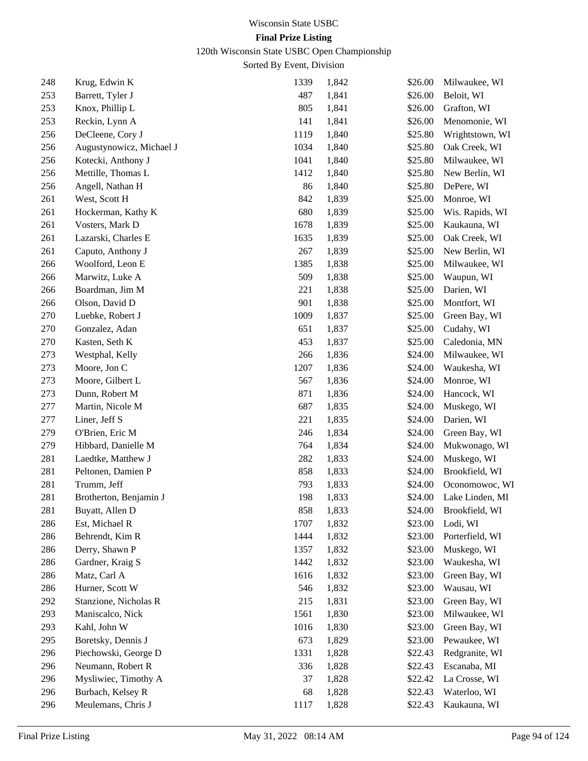| | | | | | |
|---|---|---|---|---|---|
| 248 | Krug, Edwin K | 1339 | 1,842 | $26.00 | Milwaukee, WI |
| 253 | Barrett, Tyler J | 487 | 1,841 | $26.00 | Beloit, WI |
| 253 | Knox, Phillip L | 805 | 1,841 | $26.00 | Grafton, WI |
| 253 | Reckin, Lynn A | 141 | 1,841 | $26.00 | Menomonie, WI |
| 256 | DeCleene, Cory J | 1119 | 1,840 | $25.80 | Wrightstown, WI |
| 256 | Augustynowicz, Michael J | 1034 | 1,840 | $25.80 | Oak Creek, WI |
| 256 | Kotecki, Anthony J | 1041 | 1,840 | $25.80 | Milwaukee, WI |
| 256 | Mettille, Thomas L | 1412 | 1,840 | $25.80 | New Berlin, WI |
| 256 | Angell, Nathan H | 86 | 1,840 | $25.80 | DePere, WI |
| 261 | West, Scott H | 842 | 1,839 | $25.00 | Monroe, WI |
| 261 | Hockerman, Kathy K | 680 | 1,839 | $25.00 | Wis. Rapids, WI |
| 261 | Vosters, Mark D | 1678 | 1,839 | $25.00 | Kaukauna, WI |
| 261 | Lazarski, Charles E | 1635 | 1,839 | $25.00 | Oak Creek, WI |
| 261 | Caputo, Anthony J | 267 | 1,839 | $25.00 | New Berlin, WI |
| 266 | Woolford, Leon E | 1385 | 1,838 | $25.00 | Milwaukee, WI |
| 266 | Marwitz, Luke A | 509 | 1,838 | $25.00 | Waupun, WI |
| 266 | Boardman, Jim M | 221 | 1,838 | $25.00 | Darien, WI |
| 266 | Olson, David D | 901 | 1,838 | $25.00 | Montfort, WI |
| 270 | Luebke, Robert J | 1009 | 1,837 | $25.00 | Green Bay, WI |
| 270 | Gonzalez, Adan | 651 | 1,837 | $25.00 | Cudahy, WI |
| 270 | Kasten, Seth K | 453 | 1,837 | $25.00 | Caledonia, MN |
| 273 | Westphal, Kelly | 266 | 1,836 | $24.00 | Milwaukee, WI |
| 273 | Moore, Jon C | 1207 | 1,836 | $24.00 | Waukesha, WI |
| 273 | Moore, Gilbert L | 567 | 1,836 | $24.00 | Monroe, WI |
| 273 | Dunn, Robert M | 871 | 1,836 | $24.00 | Hancock, WI |
| 277 | Martin, Nicole M | 687 | 1,835 | $24.00 | Muskego, WI |
| 277 | Liner, Jeff S | 221 | 1,835 | $24.00 | Darien, WI |
| 279 | O'Brien, Eric M | 246 | 1,834 | $24.00 | Green Bay, WI |
| 279 | Hibbard, Danielle M | 764 | 1,834 | $24.00 | Mukwonago, WI |
| 281 | Laedtke, Matthew J | 282 | 1,833 | $24.00 | Muskego, WI |
| 281 | Peltonen, Damien P | 858 | 1,833 | $24.00 | Brookfield, WI |
| 281 | Trumm, Jeff | 793 | 1,833 | $24.00 | Oconomowoc, WI |
| 281 | Brotherton, Benjamin J | 198 | 1,833 | $24.00 | Lake Linden, MI |
| 281 | Buyatt, Allen D | 858 | 1,833 | $24.00 | Brookfield, WI |
| 286 | Est, Michael R | 1707 | 1,832 | $23.00 | Lodi, WI |
| 286 | Behrendt, Kim R | 1444 | 1,832 | $23.00 | Porterfield, WI |
| 286 | Derry, Shawn P | 1357 | 1,832 | $23.00 | Muskego, WI |
| 286 | Gardner, Kraig S | 1442 | 1,832 | $23.00 | Waukesha, WI |
| 286 | Matz, Carl A | 1616 | 1,832 | $23.00 | Green Bay, WI |
| 286 | Hurner, Scott W | 546 | 1,832 | $23.00 | Wausau, WI |
| 292 | Stanzione, Nicholas R | 215 | 1,831 | $23.00 | Green Bay, WI |
| 293 | Maniscalco, Nick | 1561 | 1,830 | $23.00 | Milwaukee, WI |
| 293 | Kahl, John W | 1016 | 1,830 | $23.00 | Green Bay, WI |
| 295 | Boretsky, Dennis J | 673 | 1,829 | $23.00 | Pewaukee, WI |
| 296 | Piechowski, George D | 1331 | 1,828 | $22.43 | Redgranite, WI |
| 296 | Neumann, Robert R | 336 | 1,828 | $22.43 | Escanaba, MI |
| 296 | Mysliwiec, Timothy A | 37 | 1,828 | $22.42 | La Crosse, WI |
| 296 | Burbach, Kelsey R | 68 | 1,828 | $22.43 | Waterloo, WI |
| 296 | Meulemans, Chris J | 1117 | 1,828 | $22.43 | Kaukauna, WI |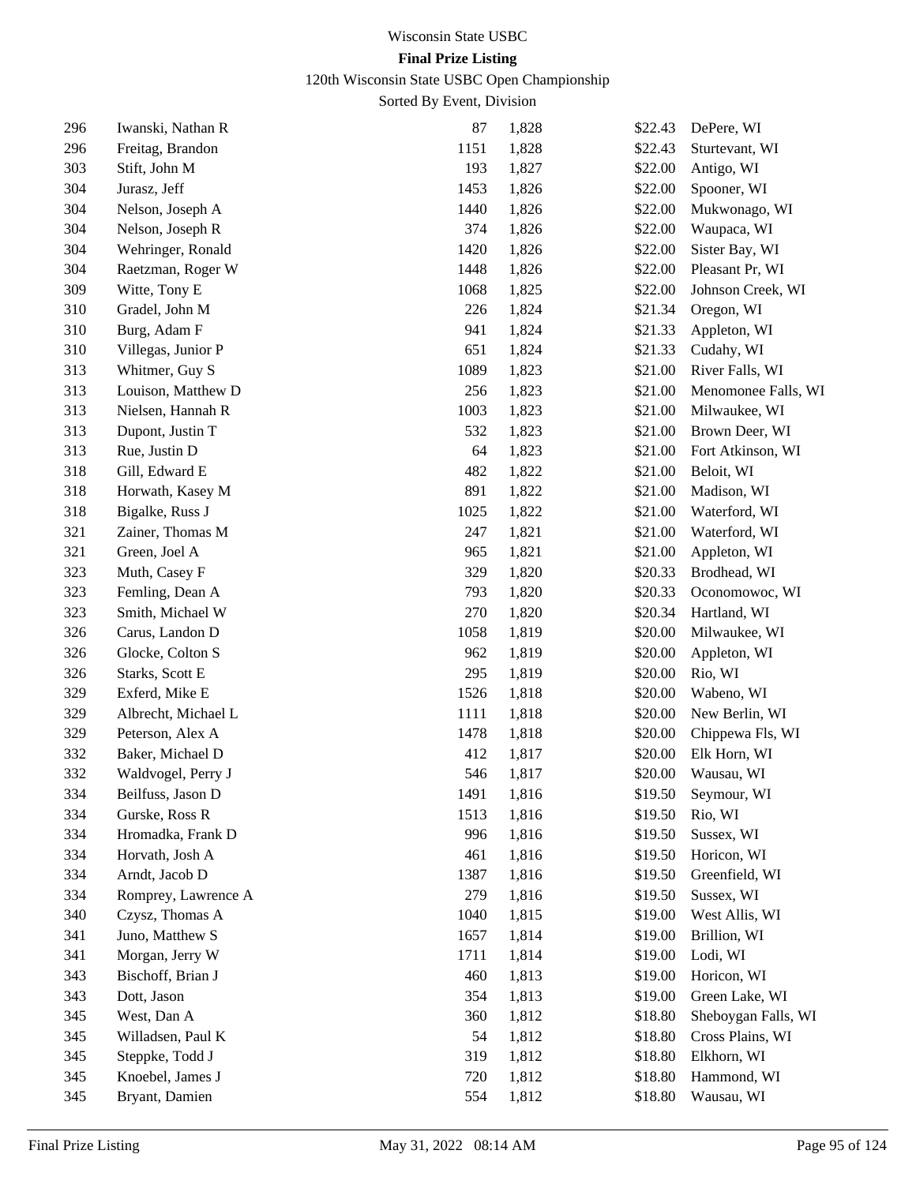Wisconsin State USBC

**Final Prize Listing**

120th Wisconsin State USBC Open Championship

Sorted By Event, Division

| | | | | | |
|---|---|---|---|---|---|
| 296 | Iwanski, Nathan R | 87 | 1,828 | $22.43 | DePere, WI |
| 296 | Freitag, Brandon | 1151 | 1,828 | $22.43 | Sturtevant, WI |
| 303 | Stift, John M | 193 | 1,827 | $22.00 | Antigo, WI |
| 304 | Jurasz, Jeff | 1453 | 1,826 | $22.00 | Spooner, WI |
| 304 | Nelson, Joseph A | 1440 | 1,826 | $22.00 | Mukwonago, WI |
| 304 | Nelson, Joseph R | 374 | 1,826 | $22.00 | Waupaca, WI |
| 304 | Wehringer, Ronald | 1420 | 1,826 | $22.00 | Sister Bay, WI |
| 304 | Raetzman, Roger W | 1448 | 1,826 | $22.00 | Pleasant Pr, WI |
| 309 | Witte, Tony E | 1068 | 1,825 | $22.00 | Johnson Creek, WI |
| 310 | Gradel, John M | 226 | 1,824 | $21.34 | Oregon, WI |
| 310 | Burg, Adam F | 941 | 1,824 | $21.33 | Appleton, WI |
| 310 | Villegas, Junior P | 651 | 1,824 | $21.33 | Cudahy, WI |
| 313 | Whitmer, Guy S | 1089 | 1,823 | $21.00 | River Falls, WI |
| 313 | Louison, Matthew D | 256 | 1,823 | $21.00 | Menomonee Falls, WI |
| 313 | Nielsen, Hannah R | 1003 | 1,823 | $21.00 | Milwaukee, WI |
| 313 | Dupont, Justin T | 532 | 1,823 | $21.00 | Brown Deer, WI |
| 313 | Rue, Justin D | 64 | 1,823 | $21.00 | Fort Atkinson, WI |
| 318 | Gill, Edward E | 482 | 1,822 | $21.00 | Beloit, WI |
| 318 | Horwath, Kasey M | 891 | 1,822 | $21.00 | Madison, WI |
| 318 | Bigalke, Russ J | 1025 | 1,822 | $21.00 | Waterford, WI |
| 321 | Zainer, Thomas M | 247 | 1,821 | $21.00 | Waterford, WI |
| 321 | Green, Joel A | 965 | 1,821 | $21.00 | Appleton, WI |
| 323 | Muth, Casey F | 329 | 1,820 | $20.33 | Brodhead, WI |
| 323 | Femling, Dean A | 793 | 1,820 | $20.33 | Oconomowoc, WI |
| 323 | Smith, Michael W | 270 | 1,820 | $20.34 | Hartland, WI |
| 326 | Carus, Landon D | 1058 | 1,819 | $20.00 | Milwaukee, WI |
| 326 | Glocke, Colton S | 962 | 1,819 | $20.00 | Appleton, WI |
| 326 | Starks, Scott E | 295 | 1,819 | $20.00 | Rio, WI |
| 329 | Exferd, Mike E | 1526 | 1,818 | $20.00 | Wabeno, WI |
| 329 | Albrecht, Michael L | 1111 | 1,818 | $20.00 | New Berlin, WI |
| 329 | Peterson, Alex A | 1478 | 1,818 | $20.00 | Chippewa Fls, WI |
| 332 | Baker, Michael D | 412 | 1,817 | $20.00 | Elk Horn, WI |
| 332 | Waldvogel, Perry J | 546 | 1,817 | $20.00 | Wausau, WI |
| 334 | Beilfuss, Jason D | 1491 | 1,816 | $19.50 | Seymour, WI |
| 334 | Gurske, Ross R | 1513 | 1,816 | $19.50 | Rio, WI |
| 334 | Hromadka, Frank D | 996 | 1,816 | $19.50 | Sussex, WI |
| 334 | Horvath, Josh A | 461 | 1,816 | $19.50 | Horicon, WI |
| 334 | Arndt, Jacob D | 1387 | 1,816 | $19.50 | Greenfield, WI |
| 334 | Romprey, Lawrence A | 279 | 1,816 | $19.50 | Sussex, WI |
| 340 | Czysz, Thomas A | 1040 | 1,815 | $19.00 | West Allis, WI |
| 341 | Juno, Matthew S | 1657 | 1,814 | $19.00 | Brillion, WI |
| 341 | Morgan, Jerry W | 1711 | 1,814 | $19.00 | Lodi, WI |
| 343 | Bischoff, Brian J | 460 | 1,813 | $19.00 | Horicon, WI |
| 343 | Dott, Jason | 354 | 1,813 | $19.00 | Green Lake, WI |
| 345 | West, Dan A | 360 | 1,812 | $18.80 | Sheboygan Falls, WI |
| 345 | Willadsen, Paul K | 54 | 1,812 | $18.80 | Cross Plains, WI |
| 345 | Steppke, Todd J | 319 | 1,812 | $18.80 | Elkhorn, WI |
| 345 | Knoebel, James J | 720 | 1,812 | $18.80 | Hammond, WI |
| 345 | Bryant, Damien | 554 | 1,812 | $18.80 | Wausau, WI |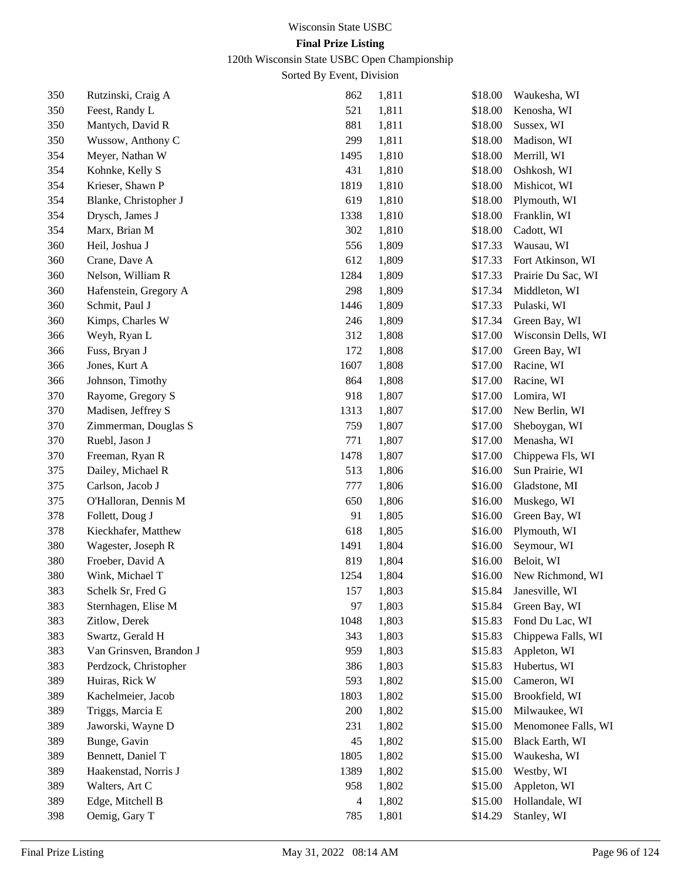Wisconsin State USBC

**Final Prize Listing**

120th Wisconsin State USBC Open Championship

Sorted By Event, Division

| | | | | | |
|---|---|---|---|---|---|
| 350 | Rutzinski, Craig A | 862 | 1,811 | $18.00 | Waukesha, WI |
| 350 | Feest, Randy L | 521 | 1,811 | $18.00 | Kenosha, WI |
| 350 | Mantych, David R | 881 | 1,811 | $18.00 | Sussex, WI |
| 350 | Wussow, Anthony C | 299 | 1,811 | $18.00 | Madison, WI |
| 354 | Meyer, Nathan W | 1495 | 1,810 | $18.00 | Merrill, WI |
| 354 | Kohnke, Kelly S | 431 | 1,810 | $18.00 | Oshkosh, WI |
| 354 | Krieser, Shawn P | 1819 | 1,810 | $18.00 | Mishicot, WI |
| 354 | Blanke, Christopher J | 619 | 1,810 | $18.00 | Plymouth, WI |
| 354 | Drysch, James J | 1338 | 1,810 | $18.00 | Franklin, WI |
| 354 | Marx, Brian M | 302 | 1,810 | $18.00 | Cadott, WI |
| 360 | Heil, Joshua J | 556 | 1,809 | $17.33 | Wausau, WI |
| 360 | Crane, Dave A | 612 | 1,809 | $17.33 | Fort Atkinson, WI |
| 360 | Nelson, William R | 1284 | 1,809 | $17.33 | Prairie Du Sac, WI |
| 360 | Hafenstein, Gregory A | 298 | 1,809 | $17.34 | Middleton, WI |
| 360 | Schmit, Paul J | 1446 | 1,809 | $17.33 | Pulaski, WI |
| 360 | Kimps, Charles W | 246 | 1,809 | $17.34 | Green Bay, WI |
| 366 | Weyh, Ryan L | 312 | 1,808 | $17.00 | Wisconsin Dells, WI |
| 366 | Fuss, Bryan J | 172 | 1,808 | $17.00 | Green Bay, WI |
| 366 | Jones, Kurt A | 1607 | 1,808 | $17.00 | Racine, WI |
| 366 | Johnson, Timothy | 864 | 1,808 | $17.00 | Racine, WI |
| 370 | Rayome, Gregory S | 918 | 1,807 | $17.00 | Lomira, WI |
| 370 | Madisen, Jeffrey S | 1313 | 1,807 | $17.00 | New Berlin, WI |
| 370 | Zimmerman, Douglas S | 759 | 1,807 | $17.00 | Sheboygan, WI |
| 370 | Ruebl, Jason J | 771 | 1,807 | $17.00 | Menasha, WI |
| 370 | Freeman, Ryan R | 1478 | 1,807 | $17.00 | Chippewa Fls, WI |
| 375 | Dailey, Michael R | 513 | 1,806 | $16.00 | Sun Prairie, WI |
| 375 | Carlson, Jacob J | 777 | 1,806 | $16.00 | Gladstone, MI |
| 375 | O'Halloran, Dennis M | 650 | 1,806 | $16.00 | Muskego, WI |
| 378 | Follett, Doug J | 91 | 1,805 | $16.00 | Green Bay, WI |
| 378 | Kieckhafer, Matthew | 618 | 1,805 | $16.00 | Plymouth, WI |
| 380 | Wagester, Joseph R | 1491 | 1,804 | $16.00 | Seymour, WI |
| 380 | Froeber, David A | 819 | 1,804 | $16.00 | Beloit, WI |
| 380 | Wink, Michael T | 1254 | 1,804 | $16.00 | New Richmond, WI |
| 383 | Schelk Sr, Fred G | 157 | 1,803 | $15.84 | Janesville, WI |
| 383 | Sternhagen, Elise M | 97 | 1,803 | $15.84 | Green Bay, WI |
| 383 | Zitlow, Derek | 1048 | 1,803 | $15.83 | Fond Du Lac, WI |
| 383 | Swartz, Gerald H | 343 | 1,803 | $15.83 | Chippewa Falls, WI |
| 383 | Van Grinsven, Brandon J | 959 | 1,803 | $15.83 | Appleton, WI |
| 383 | Perdzock, Christopher | 386 | 1,803 | $15.83 | Hubertus, WI |
| 389 | Huiras, Rick W | 593 | 1,802 | $15.00 | Cameron, WI |
| 389 | Kachelmeier, Jacob | 1803 | 1,802 | $15.00 | Brookfield, WI |
| 389 | Triggs, Marcia E | 200 | 1,802 | $15.00 | Milwaukee, WI |
| 389 | Jaworski, Wayne D | 231 | 1,802 | $15.00 | Menomonee Falls, WI |
| 389 | Bunge, Gavin | 45 | 1,802 | $15.00 | Black Earth, WI |
| 389 | Bennett, Daniel T | 1805 | 1,802 | $15.00 | Waukesha, WI |
| 389 | Haakenstad, Norris J | 1389 | 1,802 | $15.00 | Westby, WI |
| 389 | Walters, Art C | 958 | 1,802 | $15.00 | Appleton, WI |
| 389 | Edge, Mitchell B | 4 | 1,802 | $15.00 | Hollandale, WI |
| 398 | Oemig, Gary T | 785 | 1,801 | $14.29 | Stanley, WI |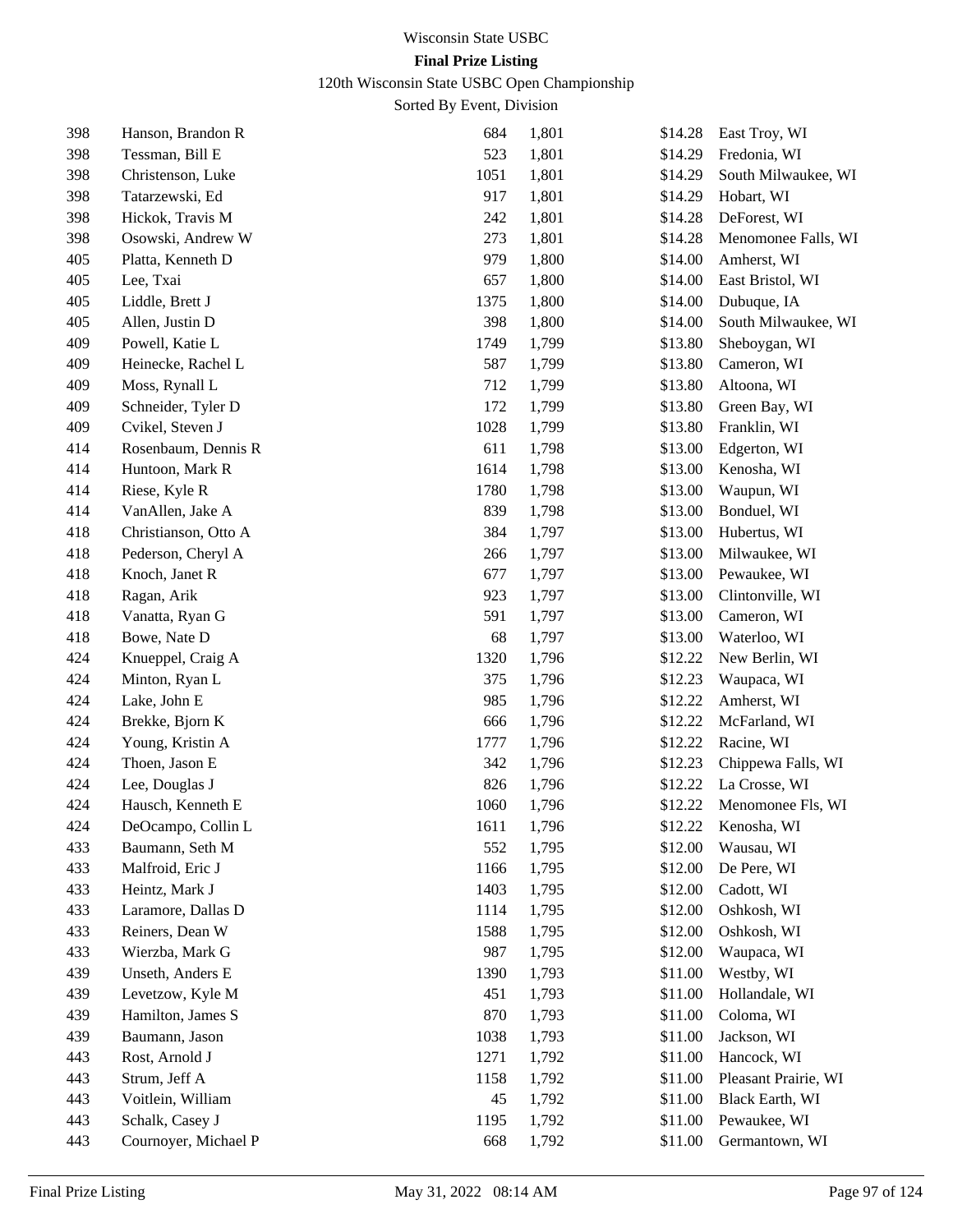Wisconsin State USBC

**Final Prize Listing**

120th Wisconsin State USBC Open Championship

Sorted By Event, Division

| | | | | | |
|---|---|---|---|---|---|
| 398 | Hanson, Brandon R | 684 | 1,801 | $14.28 | East Troy, WI |
| 398 | Tessman, Bill E | 523 | 1,801 | $14.29 | Fredonia, WI |
| 398 | Christenson, Luke | 1051 | 1,801 | $14.29 | South Milwaukee, WI |
| 398 | Tatarzewski, Ed | 917 | 1,801 | $14.29 | Hobart, WI |
| 398 | Hickok, Travis M | 242 | 1,801 | $14.28 | DeForest, WI |
| 398 | Osowski, Andrew W | 273 | 1,801 | $14.28 | Menomonee Falls, WI |
| 405 | Platta, Kenneth D | 979 | 1,800 | $14.00 | Amherst, WI |
| 405 | Lee, Txai | 657 | 1,800 | $14.00 | East Bristol, WI |
| 405 | Liddle, Brett J | 1375 | 1,800 | $14.00 | Dubuque, IA |
| 405 | Allen, Justin D | 398 | 1,800 | $14.00 | South Milwaukee, WI |
| 409 | Powell, Katie L | 1749 | 1,799 | $13.80 | Sheboygan, WI |
| 409 | Heinecke, Rachel L | 587 | 1,799 | $13.80 | Cameron, WI |
| 409 | Moss, Rynall L | 712 | 1,799 | $13.80 | Altoona, WI |
| 409 | Schneider, Tyler D | 172 | 1,799 | $13.80 | Green Bay, WI |
| 409 | Cvikel, Steven J | 1028 | 1,799 | $13.80 | Franklin, WI |
| 414 | Rosenbaum, Dennis R | 611 | 1,798 | $13.00 | Edgerton, WI |
| 414 | Huntoon, Mark R | 1614 | 1,798 | $13.00 | Kenosha, WI |
| 414 | Riese, Kyle R | 1780 | 1,798 | $13.00 | Waupun, WI |
| 414 | VanAllen, Jake A | 839 | 1,798 | $13.00 | Bonduel, WI |
| 418 | Christianson, Otto A | 384 | 1,797 | $13.00 | Hubertus, WI |
| 418 | Pederson, Cheryl A | 266 | 1,797 | $13.00 | Milwaukee, WI |
| 418 | Knoch, Janet R | 677 | 1,797 | $13.00 | Pewaukee, WI |
| 418 | Ragan, Arik | 923 | 1,797 | $13.00 | Clintonville, WI |
| 418 | Vanatta, Ryan G | 591 | 1,797 | $13.00 | Cameron, WI |
| 418 | Bowe, Nate D | 68 | 1,797 | $13.00 | Waterloo, WI |
| 424 | Knueppel, Craig A | 1320 | 1,796 | $12.22 | New Berlin, WI |
| 424 | Minton, Ryan L | 375 | 1,796 | $12.23 | Waupaca, WI |
| 424 | Lake, John E | 985 | 1,796 | $12.22 | Amherst, WI |
| 424 | Brekke, Bjorn K | 666 | 1,796 | $12.22 | McFarland, WI |
| 424 | Young, Kristin A | 1777 | 1,796 | $12.22 | Racine, WI |
| 424 | Thoen, Jason E | 342 | 1,796 | $12.23 | Chippewa Falls, WI |
| 424 | Lee, Douglas J | 826 | 1,796 | $12.22 | La Crosse, WI |
| 424 | Hausch, Kenneth E | 1060 | 1,796 | $12.22 | Menomonee Fls, WI |
| 424 | DeOcampo, Collin L | 1611 | 1,796 | $12.22 | Kenosha, WI |
| 433 | Baumann, Seth M | 552 | 1,795 | $12.00 | Wausau, WI |
| 433 | Malfroid, Eric J | 1166 | 1,795 | $12.00 | De Pere, WI |
| 433 | Heintz, Mark J | 1403 | 1,795 | $12.00 | Cadott, WI |
| 433 | Laramore, Dallas D | 1114 | 1,795 | $12.00 | Oshkosh, WI |
| 433 | Reiners, Dean W | 1588 | 1,795 | $12.00 | Oshkosh, WI |
| 433 | Wierzba, Mark G | 987 | 1,795 | $12.00 | Waupaca, WI |
| 439 | Unseth, Anders E | 1390 | 1,793 | $11.00 | Westby, WI |
| 439 | Levetzow, Kyle M | 451 | 1,793 | $11.00 | Hollandale, WI |
| 439 | Hamilton, James S | 870 | 1,793 | $11.00 | Coloma, WI |
| 439 | Baumann, Jason | 1038 | 1,793 | $11.00 | Jackson, WI |
| 443 | Rost, Arnold J | 1271 | 1,792 | $11.00 | Hancock, WI |
| 443 | Strum, Jeff A | 1158 | 1,792 | $11.00 | Pleasant Prairie, WI |
| 443 | Voitlein, William | 45 | 1,792 | $11.00 | Black Earth, WI |
| 443 | Schalk, Casey J | 1195 | 1,792 | $11.00 | Pewaukee, WI |
| 443 | Cournoyer, Michael P | 668 | 1,792 | $11.00 | Germantown, WI |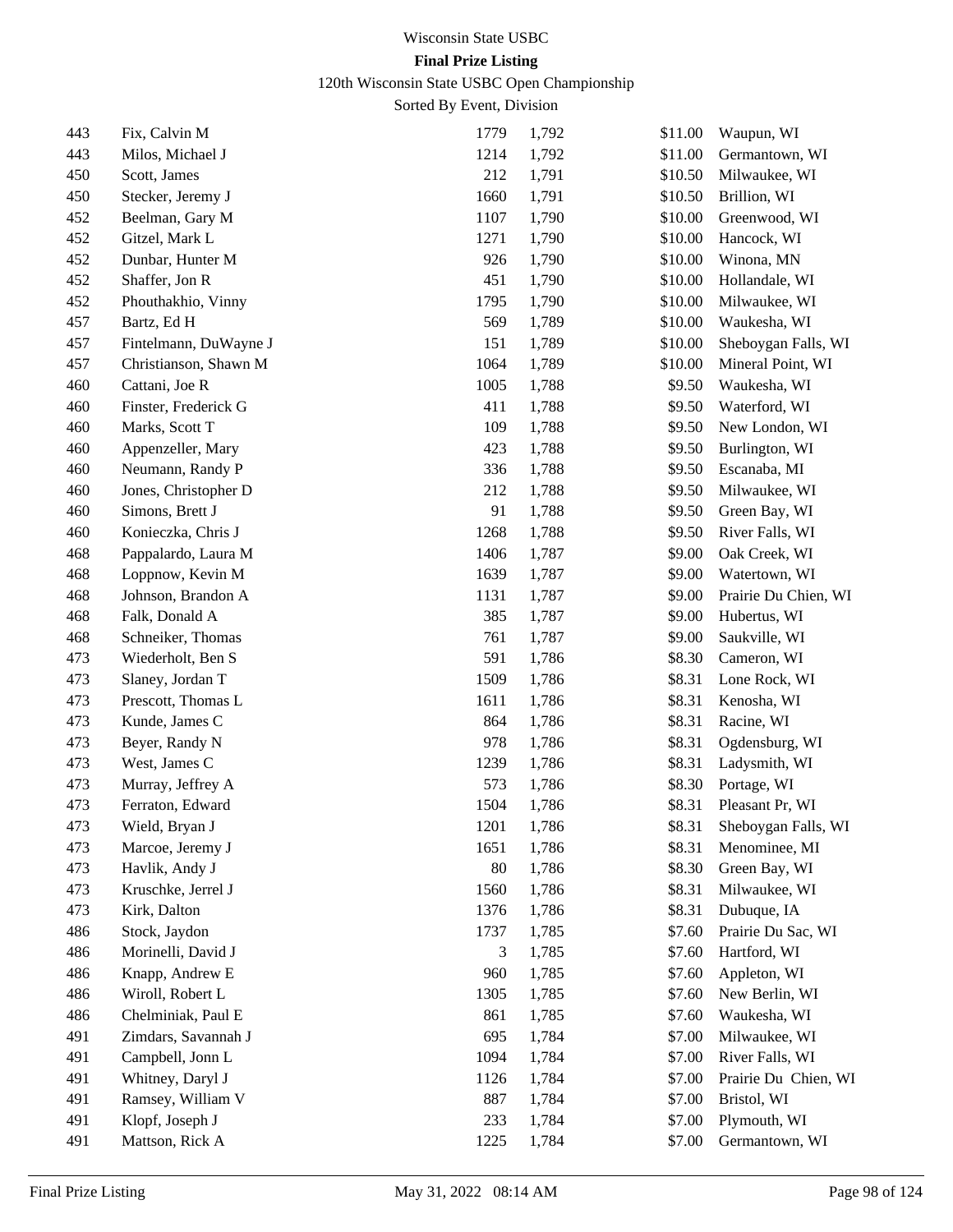Wisconsin State USBC

**Final Prize Listing**

120th Wisconsin State USBC Open Championship

Sorted By Event, Division

| | | | | | |
|---|---|---|---|---|---|
| 443 | Fix, Calvin M | 1779 | 1,792 | $11.00 | Waupun, WI |
| 443 | Milos, Michael J | 1214 | 1,792 | $11.00 | Germantown, WI |
| 450 | Scott, James | 212 | 1,791 | $10.50 | Milwaukee, WI |
| 450 | Stecker, Jeremy J | 1660 | 1,791 | $10.50 | Brillion, WI |
| 452 | Beelman, Gary M | 1107 | 1,790 | $10.00 | Greenwood, WI |
| 452 | Gitzel, Mark L | 1271 | 1,790 | $10.00 | Hancock, WI |
| 452 | Dunbar, Hunter M | 926 | 1,790 | $10.00 | Winona, MN |
| 452 | Shaffer, Jon R | 451 | 1,790 | $10.00 | Hollandale, WI |
| 452 | Phouthakhio, Vinny | 1795 | 1,790 | $10.00 | Milwaukee, WI |
| 457 | Bartz, Ed H | 569 | 1,789 | $10.00 | Waukesha, WI |
| 457 | Fintelmann, DuWayne J | 151 | 1,789 | $10.00 | Sheboygan Falls, WI |
| 457 | Christianson, Shawn M | 1064 | 1,789 | $10.00 | Mineral Point, WI |
| 460 | Cattani, Joe R | 1005 | 1,788 | $9.50 | Waukesha, WI |
| 460 | Finster, Frederick G | 411 | 1,788 | $9.50 | Waterford, WI |
| 460 | Marks, Scott T | 109 | 1,788 | $9.50 | New London, WI |
| 460 | Appenzeller, Mary | 423 | 1,788 | $9.50 | Burlington, WI |
| 460 | Neumann, Randy P | 336 | 1,788 | $9.50 | Escanaba, MI |
| 460 | Jones, Christopher D | 212 | 1,788 | $9.50 | Milwaukee, WI |
| 460 | Simons, Brett J | 91 | 1,788 | $9.50 | Green Bay, WI |
| 460 | Konieczka, Chris J | 1268 | 1,788 | $9.50 | River Falls, WI |
| 468 | Pappalardo, Laura M | 1406 | 1,787 | $9.00 | Oak Creek, WI |
| 468 | Loppnow, Kevin M | 1639 | 1,787 | $9.00 | Watertown, WI |
| 468 | Johnson, Brandon A | 1131 | 1,787 | $9.00 | Prairie Du Chien, WI |
| 468 | Falk, Donald A | 385 | 1,787 | $9.00 | Hubertus, WI |
| 468 | Schneiker, Thomas | 761 | 1,787 | $9.00 | Saukville, WI |
| 473 | Wiederholt, Ben S | 591 | 1,786 | $8.30 | Cameron, WI |
| 473 | Slaney, Jordan T | 1509 | 1,786 | $8.31 | Lone Rock, WI |
| 473 | Prescott, Thomas L | 1611 | 1,786 | $8.31 | Kenosha, WI |
| 473 | Kunde, James C | 864 | 1,786 | $8.31 | Racine, WI |
| 473 | Beyer, Randy N | 978 | 1,786 | $8.31 | Ogdensburg, WI |
| 473 | West, James C | 1239 | 1,786 | $8.31 | Ladysmith, WI |
| 473 | Murray, Jeffrey A | 573 | 1,786 | $8.30 | Portage, WI |
| 473 | Ferraton, Edward | 1504 | 1,786 | $8.31 | Pleasant Pr, WI |
| 473 | Wield, Bryan J | 1201 | 1,786 | $8.31 | Sheboygan Falls, WI |
| 473 | Marcoe, Jeremy J | 1651 | 1,786 | $8.31 | Menominee, MI |
| 473 | Havlik, Andy J | 80 | 1,786 | $8.30 | Green Bay, WI |
| 473 | Kruschke, Jerrel J | 1560 | 1,786 | $8.31 | Milwaukee, WI |
| 473 | Kirk, Dalton | 1376 | 1,786 | $8.31 | Dubuque, IA |
| 486 | Stock, Jaydon | 1737 | 1,785 | $7.60 | Prairie Du Sac, WI |
| 486 | Morinelli, David J | 3 | 1,785 | $7.60 | Hartford, WI |
| 486 | Knapp, Andrew E | 960 | 1,785 | $7.60 | Appleton, WI |
| 486 | Wiroll, Robert L | 1305 | 1,785 | $7.60 | New Berlin, WI |
| 486 | Chelminiak, Paul E | 861 | 1,785 | $7.60 | Waukesha, WI |
| 491 | Zimdars, Savannah J | 695 | 1,784 | $7.00 | Milwaukee, WI |
| 491 | Campbell, Jonn L | 1094 | 1,784 | $7.00 | River Falls, WI |
| 491 | Whitney, Daryl J | 1126 | 1,784 | $7.00 | Prairie Du Chien, WI |
| 491 | Ramsey, William V | 887 | 1,784 | $7.00 | Bristol, WI |
| 491 | Klopf, Joseph J | 233 | 1,784 | $7.00 | Plymouth, WI |
| 491 | Mattson, Rick A | 1225 | 1,784 | $7.00 | Germantown, WI |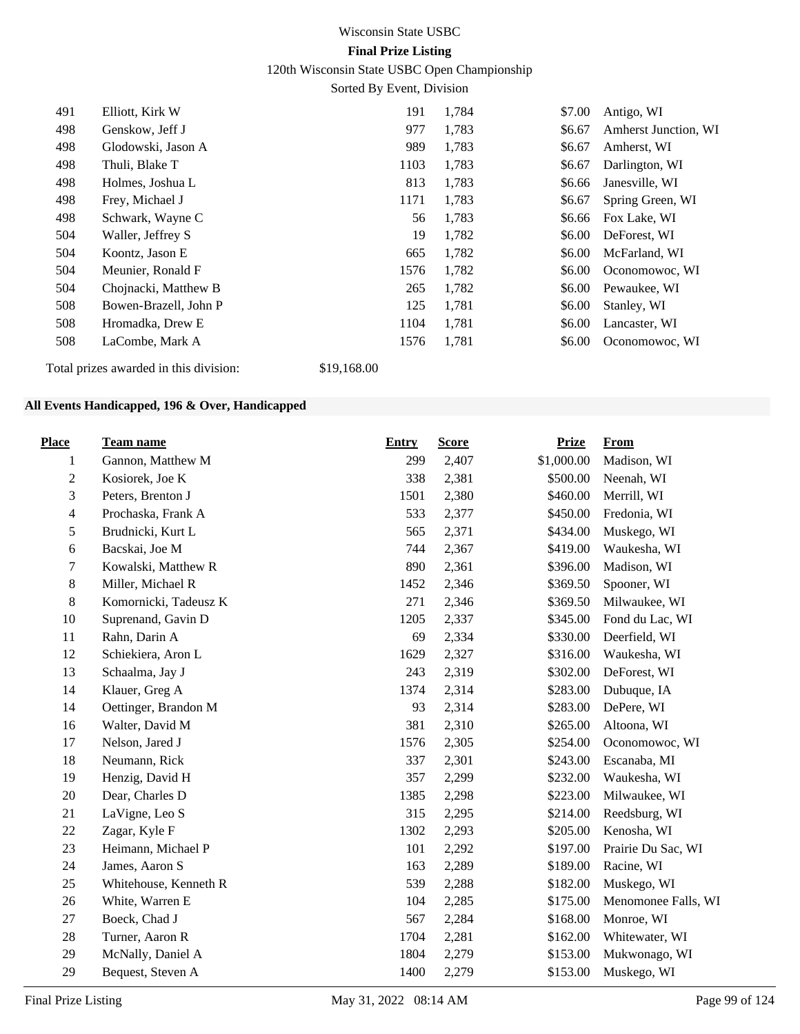| | | | | | |
|---|---|---|---|---|---|
| 491 | Elliott, Kirk W | 191 | 1,784 | $7.00 | Antigo, WI |
| 498 | Genskow, Jeff J | 977 | 1,783 | $6.67 | Amherst Junction, WI |
| 498 | Glodowski, Jason A | 989 | 1,783 | $6.67 | Amherst, WI |
| 498 | Thuli, Blake T | 1103 | 1,783 | $6.67 | Darlington, WI |
| 498 | Holmes, Joshua L | 813 | 1,783 | $6.66 | Janesville, WI |
| 498 | Frey, Michael J | 1171 | 1,783 | $6.67 | Spring Green, WI |
| 498 | Schwark, Wayne C | 56 | 1,783 | $6.66 | Fox Lake, WI |
| 504 | Waller, Jeffrey S | 19 | 1,782 | $6.00 | DeForest, WI |
| 504 | Koontz, Jason E | 665 | 1,782 | $6.00 | McFarland, WI |
| 504 | Meunier, Ronald F | 1576 | 1,782 | $6.00 | Oconomowoc, WI |
| 504 | Chojnacki, Matthew B | 265 | 1,782 | $6.00 | Pewaukee, WI |
| 508 | Bowen-Brazell, John P | 125 | 1,781 | $6.00 | Stanley, WI |
| 508 | Hromadka, Drew E | 1104 | 1,781 | $6.00 | Lancaster, WI |
| 508 | LaCombe, Mark A | 1576 | 1,781 | $6.00 | Oconomowoc, WI |

Total prizes awarded in this division: $19,168.00

### All Events Handicapped, 196 & Over, Handicapped

| Place | Team name | Entry | Score | Prize | From |
|---|---|---|---|---|---|
| 1 | Gannon, Matthew M | 299 | 2,407 | $1,000.00 | Madison, WI |
| 2 | Kosiorek, Joe K | 338 | 2,381 | $500.00 | Neenah, WI |
| 3 | Peters, Brenton J | 1501 | 2,380 | $460.00 | Merrill, WI |
| 4 | Prochaska, Frank A | 533 | 2,377 | $450.00 | Fredonia, WI |
| 5 | Brudnicki, Kurt L | 565 | 2,371 | $434.00 | Muskego, WI |
| 6 | Bacskai, Joe M | 744 | 2,367 | $419.00 | Waukesha, WI |
| 7 | Kowalski, Matthew R | 890 | 2,361 | $396.00 | Madison, WI |
| 8 | Miller, Michael R | 1452 | 2,346 | $369.50 | Spooner, WI |
| 8 | Komornicki, Tadeusz K | 271 | 2,346 | $369.50 | Milwaukee, WI |
| 10 | Suprenand, Gavin D | 1205 | 2,337 | $345.00 | Fond du Lac, WI |
| 11 | Rahn, Darin A | 69 | 2,334 | $330.00 | Deerfield, WI |
| 12 | Schiekiera, Aron L | 1629 | 2,327 | $316.00 | Waukesha, WI |
| 13 | Schaalma, Jay J | 243 | 2,319 | $302.00 | DeForest, WI |
| 14 | Klauer, Greg A | 1374 | 2,314 | $283.00 | Dubuque, IA |
| 14 | Oettinger, Brandon M | 93 | 2,314 | $283.00 | DePere, WI |
| 16 | Walter, David M | 381 | 2,310 | $265.00 | Altoona, WI |
| 17 | Nelson, Jared J | 1576 | 2,305 | $254.00 | Oconomowoc, WI |
| 18 | Neumann, Rick | 337 | 2,301 | $243.00 | Escanaba, MI |
| 19 | Henzig, David H | 357 | 2,299 | $232.00 | Waukesha, WI |
| 20 | Dear, Charles D | 1385 | 2,298 | $223.00 | Milwaukee, WI |
| 21 | LaVigne, Leo S | 315 | 2,295 | $214.00 | Reedsburg, WI |
| 22 | Zagar, Kyle F | 1302 | 2,293 | $205.00 | Kenosha, WI |
| 23 | Heimann, Michael P | 101 | 2,292 | $197.00 | Prairie Du Sac, WI |
| 24 | James, Aaron S | 163 | 2,289 | $189.00 | Racine, WI |
| 25 | Whitehouse, Kenneth R | 539 | 2,288 | $182.00 | Muskego, WI |
| 26 | White, Warren E | 104 | 2,285 | $175.00 | Menomonee Falls, WI |
| 27 | Boeck, Chad J | 567 | 2,284 | $168.00 | Monroe, WI |
| 28 | Turner, Aaron R | 1704 | 2,281 | $162.00 | Whitewater, WI |
| 29 | McNally, Daniel A | 1804 | 2,279 | $153.00 | Mukwonago, WI |
| 29 | Bequest, Steven A | 1400 | 2,279 | $153.00 | Muskego, WI |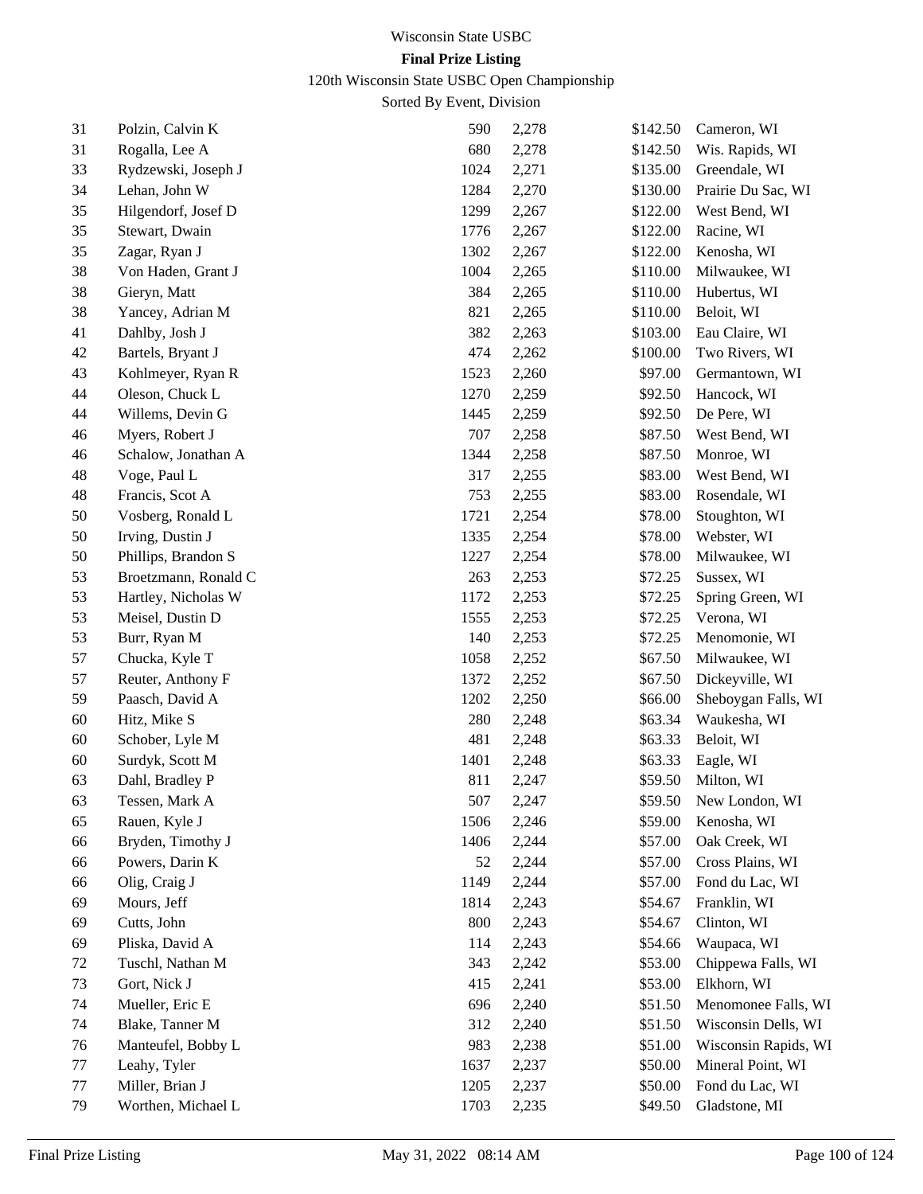Wisconsin State USBC

**Final Prize Listing**

120th Wisconsin State USBC Open Championship

Sorted By Event, Division

| | | | | | |
|---|---|---|---|---|---|
| 31 | Polzin, Calvin K | 590 | 2,278 | $142.50 | Cameron, WI |
| 31 | Rogalla, Lee A | 680 | 2,278 | $142.50 | Wis. Rapids, WI |
| 33 | Rydzewski, Joseph J | 1024 | 2,271 | $135.00 | Greendale, WI |
| 34 | Lehan, John W | 1284 | 2,270 | $130.00 | Prairie Du Sac, WI |
| 35 | Hilgendorf, Josef D | 1299 | 2,267 | $122.00 | West Bend, WI |
| 35 | Stewart, Dwain | 1776 | 2,267 | $122.00 | Racine, WI |
| 35 | Zagar, Ryan J | 1302 | 2,267 | $122.00 | Kenosha, WI |
| 38 | Von Haden, Grant J | 1004 | 2,265 | $110.00 | Milwaukee, WI |
| 38 | Gieryn, Matt | 384 | 2,265 | $110.00 | Hubertus, WI |
| 38 | Yancey, Adrian M | 821 | 2,265 | $110.00 | Beloit, WI |
| 41 | Dahlby, Josh J | 382 | 2,263 | $103.00 | Eau Claire, WI |
| 42 | Bartels, Bryant J | 474 | 2,262 | $100.00 | Two Rivers, WI |
| 43 | Kohlmeyer, Ryan R | 1523 | 2,260 | $97.00 | Germantown, WI |
| 44 | Oleson, Chuck L | 1270 | 2,259 | $92.50 | Hancock, WI |
| 44 | Willems, Devin G | 1445 | 2,259 | $92.50 | De Pere, WI |
| 46 | Myers, Robert J | 707 | 2,258 | $87.50 | West Bend, WI |
| 46 | Schalow, Jonathan A | 1344 | 2,258 | $87.50 | Monroe, WI |
| 48 | Voge, Paul L | 317 | 2,255 | $83.00 | West Bend, WI |
| 48 | Francis, Scot A | 753 | 2,255 | $83.00 | Rosendale, WI |
| 50 | Vosberg, Ronald L | 1721 | 2,254 | $78.00 | Stoughton, WI |
| 50 | Irving, Dustin J | 1335 | 2,254 | $78.00 | Webster, WI |
| 50 | Phillips, Brandon S | 1227 | 2,254 | $78.00 | Milwaukee, WI |
| 53 | Broetzmann, Ronald C | 263 | 2,253 | $72.25 | Sussex, WI |
| 53 | Hartley, Nicholas W | 1172 | 2,253 | $72.25 | Spring Green, WI |
| 53 | Meisel, Dustin D | 1555 | 2,253 | $72.25 | Verona, WI |
| 53 | Burr, Ryan M | 140 | 2,253 | $72.25 | Menomonie, WI |
| 57 | Chucka, Kyle T | 1058 | 2,252 | $67.50 | Milwaukee, WI |
| 57 | Reuter, Anthony F | 1372 | 2,252 | $67.50 | Dickeyville, WI |
| 59 | Paasch, David A | 1202 | 2,250 | $66.00 | Sheboygan Falls, WI |
| 60 | Hitz, Mike S | 280 | 2,248 | $63.34 | Waukesha, WI |
| 60 | Schober, Lyle M | 481 | 2,248 | $63.33 | Beloit, WI |
| 60 | Surdyk, Scott M | 1401 | 2,248 | $63.33 | Eagle, WI |
| 63 | Dahl, Bradley P | 811 | 2,247 | $59.50 | Milton, WI |
| 63 | Tessen, Mark A | 507 | 2,247 | $59.50 | New London, WI |
| 65 | Rauen, Kyle J | 1506 | 2,246 | $59.00 | Kenosha, WI |
| 66 | Bryden, Timothy J | 1406 | 2,244 | $57.00 | Oak Creek, WI |
| 66 | Powers, Darin K | 52 | 2,244 | $57.00 | Cross Plains, WI |
| 66 | Olig, Craig J | 1149 | 2,244 | $57.00 | Fond du Lac, WI |
| 69 | Mours, Jeff | 1814 | 2,243 | $54.67 | Franklin, WI |
| 69 | Cutts, John | 800 | 2,243 | $54.67 | Clinton, WI |
| 69 | Pliska, David A | 114 | 2,243 | $54.66 | Waupaca, WI |
| 72 | Tuschl, Nathan M | 343 | 2,242 | $53.00 | Chippewa Falls, WI |
| 73 | Gort, Nick J | 415 | 2,241 | $53.00 | Elkhorn, WI |
| 74 | Mueller, Eric E | 696 | 2,240 | $51.50 | Menomonee Falls, WI |
| 74 | Blake, Tanner M | 312 | 2,240 | $51.50 | Wisconsin Dells, WI |
| 76 | Manteufel, Bobby L | 983 | 2,238 | $51.00 | Wisconsin Rapids, WI |
| 77 | Leahy, Tyler | 1637 | 2,237 | $50.00 | Mineral Point, WI |
| 77 | Miller, Brian J | 1205 | 2,237 | $50.00 | Fond du Lac, WI |
| 79 | Worthen, Michael L | 1703 | 2,235 | $49.50 | Gladstone, MI |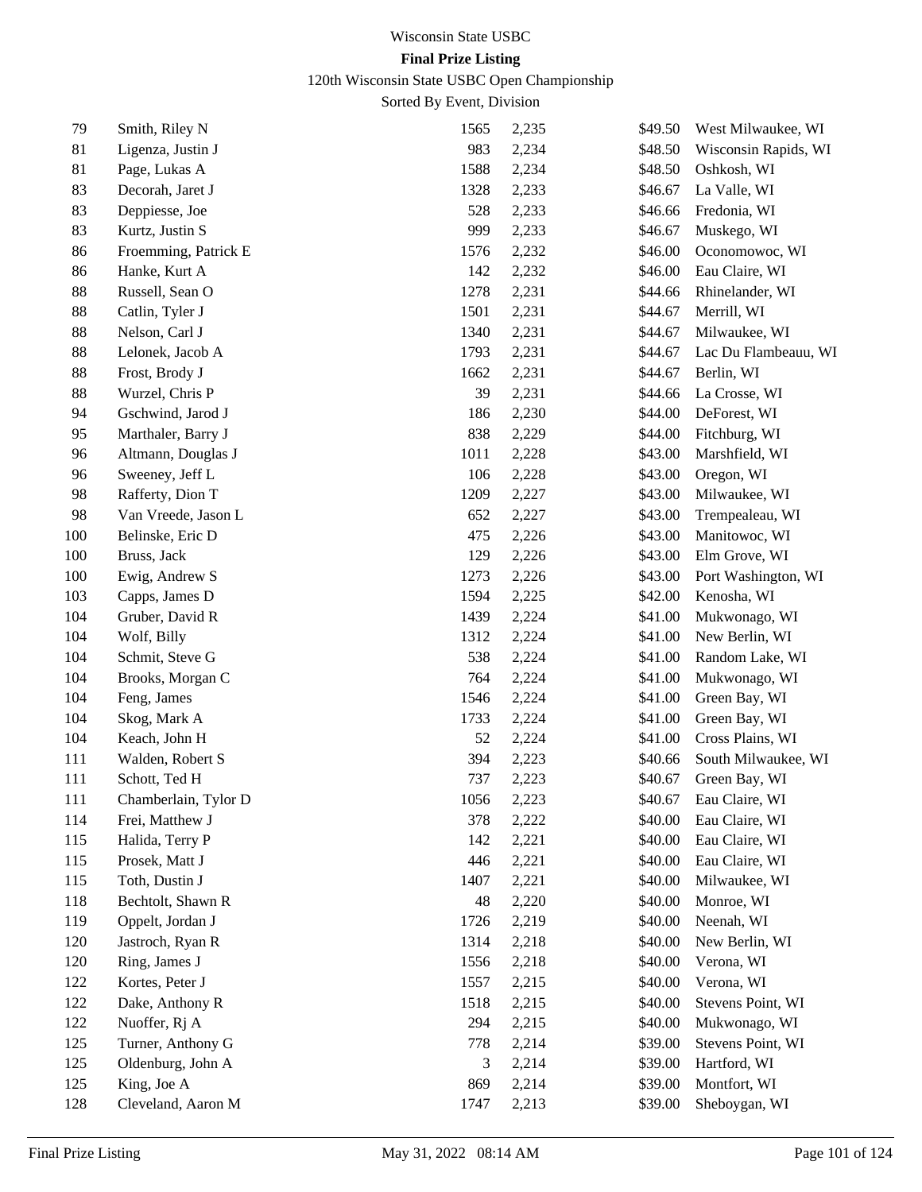Wisconsin State USBC

**Final Prize Listing**

120th Wisconsin State USBC Open Championship

Sorted By Event, Division

| | | | | | |
|---|---|---|---|---|---|
| 79 | Smith, Riley N | 1565 | 2,235 | $49.50 | West Milwaukee, WI |
| 81 | Ligenza, Justin J | 983 | 2,234 | $48.50 | Wisconsin Rapids, WI |
| 81 | Page, Lukas A | 1588 | 2,234 | $48.50 | Oshkosh, WI |
| 83 | Decorah, Jaret J | 1328 | 2,233 | $46.67 | La Valle, WI |
| 83 | Deppiesse, Joe | 528 | 2,233 | $46.66 | Fredonia, WI |
| 83 | Kurtz, Justin S | 999 | 2,233 | $46.67 | Muskego, WI |
| 86 | Froemming, Patrick E | 1576 | 2,232 | $46.00 | Oconomowoc, WI |
| 86 | Hanke, Kurt A | 142 | 2,232 | $46.00 | Eau Claire, WI |
| 88 | Russell, Sean O | 1278 | 2,231 | $44.66 | Rhinelander, WI |
| 88 | Catlin, Tyler J | 1501 | 2,231 | $44.67 | Merrill, WI |
| 88 | Nelson, Carl J | 1340 | 2,231 | $44.67 | Milwaukee, WI |
| 88 | Lelonek, Jacob A | 1793 | 2,231 | $44.67 | Lac Du Flambeauu, WI |
| 88 | Frost, Brody J | 1662 | 2,231 | $44.67 | Berlin, WI |
| 88 | Wurzel, Chris P | 39 | 2,231 | $44.66 | La Crosse, WI |
| 94 | Gschwind, Jarod J | 186 | 2,230 | $44.00 | DeForest, WI |
| 95 | Marthaler, Barry J | 838 | 2,229 | $44.00 | Fitchburg, WI |
| 96 | Altmann, Douglas J | 1011 | 2,228 | $43.00 | Marshfield, WI |
| 96 | Sweeney, Jeff L | 106 | 2,228 | $43.00 | Oregon, WI |
| 98 | Rafferty, Dion T | 1209 | 2,227 | $43.00 | Milwaukee, WI |
| 98 | Van Vreede, Jason L | 652 | 2,227 | $43.00 | Trempealeau, WI |
| 100 | Belinske, Eric D | 475 | 2,226 | $43.00 | Manitowoc, WI |
| 100 | Bruss, Jack | 129 | 2,226 | $43.00 | Elm Grove, WI |
| 100 | Ewig, Andrew S | 1273 | 2,226 | $43.00 | Port Washington, WI |
| 103 | Capps, James D | 1594 | 2,225 | $42.00 | Kenosha, WI |
| 104 | Gruber, David R | 1439 | 2,224 | $41.00 | Mukwonago, WI |
| 104 | Wolf, Billy | 1312 | 2,224 | $41.00 | New Berlin, WI |
| 104 | Schmit, Steve G | 538 | 2,224 | $41.00 | Random Lake, WI |
| 104 | Brooks, Morgan C | 764 | 2,224 | $41.00 | Mukwonago, WI |
| 104 | Feng, James | 1546 | 2,224 | $41.00 | Green Bay, WI |
| 104 | Skog, Mark A | 1733 | 2,224 | $41.00 | Green Bay, WI |
| 104 | Keach, John H | 52 | 2,224 | $41.00 | Cross Plains, WI |
| 111 | Walden, Robert S | 394 | 2,223 | $40.66 | South Milwaukee, WI |
| 111 | Schott, Ted H | 737 | 2,223 | $40.67 | Green Bay, WI |
| 111 | Chamberlain, Tylor D | 1056 | 2,223 | $40.67 | Eau Claire, WI |
| 114 | Frei, Matthew J | 378 | 2,222 | $40.00 | Eau Claire, WI |
| 115 | Halida, Terry P | 142 | 2,221 | $40.00 | Eau Claire, WI |
| 115 | Prosek, Matt J | 446 | 2,221 | $40.00 | Eau Claire, WI |
| 115 | Toth, Dustin J | 1407 | 2,221 | $40.00 | Milwaukee, WI |
| 118 | Bechtolt, Shawn R | 48 | 2,220 | $40.00 | Monroe, WI |
| 119 | Oppelt, Jordan J | 1726 | 2,219 | $40.00 | Neenah, WI |
| 120 | Jastroch, Ryan R | 1314 | 2,218 | $40.00 | New Berlin, WI |
| 120 | Ring, James J | 1556 | 2,218 | $40.00 | Verona, WI |
| 122 | Kortes, Peter J | 1557 | 2,215 | $40.00 | Verona, WI |
| 122 | Dake, Anthony R | 1518 | 2,215 | $40.00 | Stevens Point, WI |
| 122 | Nuoffer, Rj A | 294 | 2,215 | $40.00 | Mukwonago, WI |
| 125 | Turner, Anthony G | 778 | 2,214 | $39.00 | Stevens Point, WI |
| 125 | Oldenburg, John A | 3 | 2,214 | $39.00 | Hartford, WI |
| 125 | King, Joe A | 869 | 2,214 | $39.00 | Montfort, WI |
| 128 | Cleveland, Aaron M | 1747 | 2,213 | $39.00 | Sheboygan, WI |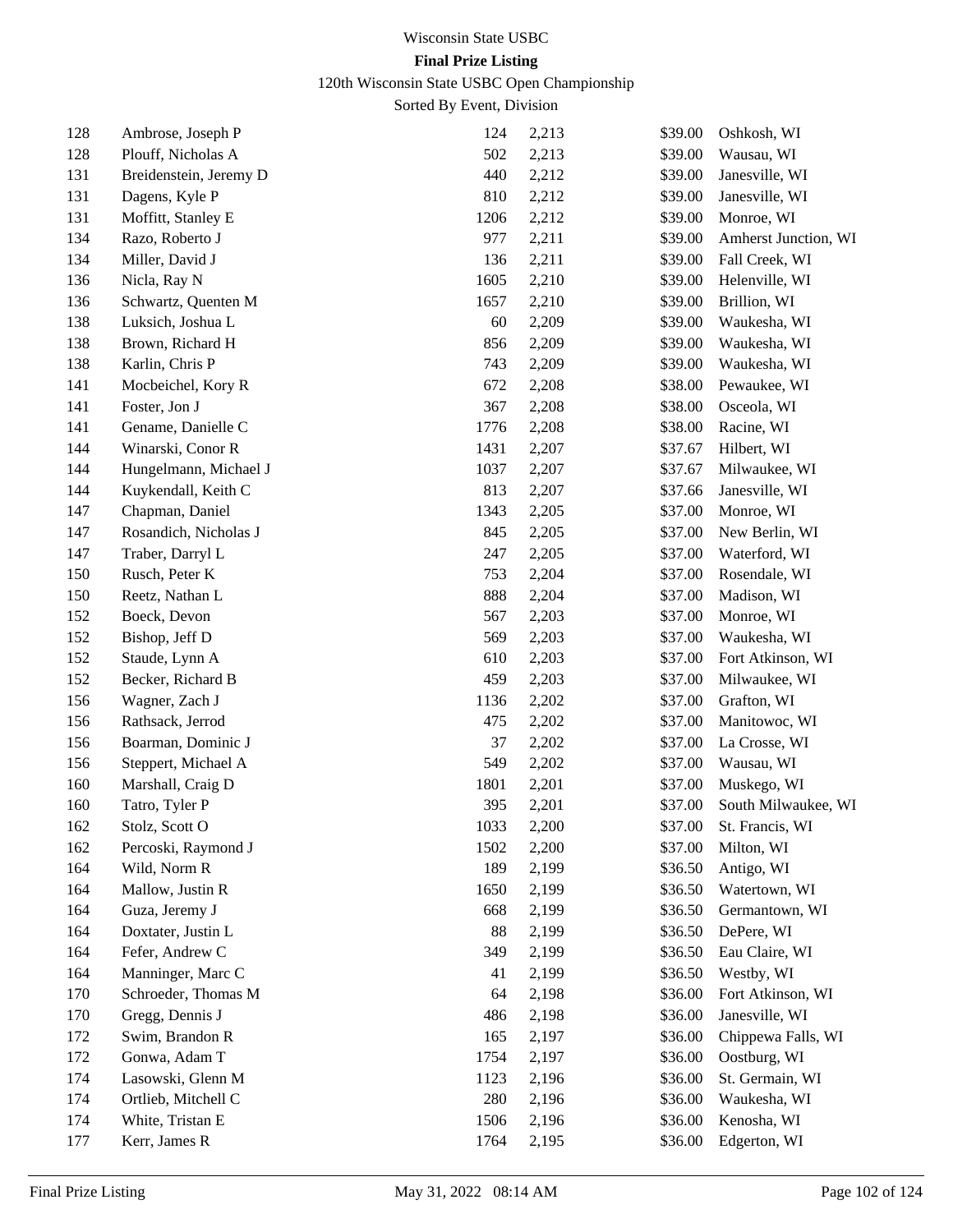Wisconsin State USBC

**Final Prize Listing**

120th Wisconsin State USBC Open Championship

Sorted By Event, Division

| | | | | | |
|---|---|---|---|---|---|
| 128 | Ambrose, Joseph P | 124 | 2,213 | $39.00 | Oshkosh, WI |
| 128 | Plouff, Nicholas A | 502 | 2,213 | $39.00 | Wausau, WI |
| 131 | Breidenstein, Jeremy D | 440 | 2,212 | $39.00 | Janesville, WI |
| 131 | Dagens, Kyle P | 810 | 2,212 | $39.00 | Janesville, WI |
| 131 | Moffitt, Stanley E | 1206 | 2,212 | $39.00 | Monroe, WI |
| 134 | Razo, Roberto J | 977 | 2,211 | $39.00 | Amherst Junction, WI |
| 134 | Miller, David J | 136 | 2,211 | $39.00 | Fall Creek, WI |
| 136 | Nicla, Ray N | 1605 | 2,210 | $39.00 | Helenville, WI |
| 136 | Schwartz, Quenten M | 1657 | 2,210 | $39.00 | Brillion, WI |
| 138 | Luksich, Joshua L | 60 | 2,209 | $39.00 | Waukesha, WI |
| 138 | Brown, Richard H | 856 | 2,209 | $39.00 | Waukesha, WI |
| 138 | Karlin, Chris P | 743 | 2,209 | $39.00 | Waukesha, WI |
| 141 | Mocbeichel, Kory R | 672 | 2,208 | $38.00 | Pewaukee, WI |
| 141 | Foster, Jon J | 367 | 2,208 | $38.00 | Osceola, WI |
| 141 | Gename, Danielle C | 1776 | 2,208 | $38.00 | Racine, WI |
| 144 | Winarski, Conor R | 1431 | 2,207 | $37.67 | Hilbert, WI |
| 144 | Hungelmann, Michael J | 1037 | 2,207 | $37.67 | Milwaukee, WI |
| 144 | Kuykendall, Keith C | 813 | 2,207 | $37.66 | Janesville, WI |
| 147 | Chapman, Daniel | 1343 | 2,205 | $37.00 | Monroe, WI |
| 147 | Rosandich, Nicholas J | 845 | 2,205 | $37.00 | New Berlin, WI |
| 147 | Traber, Darryl L | 247 | 2,205 | $37.00 | Waterford, WI |
| 150 | Rusch, Peter K | 753 | 2,204 | $37.00 | Rosendale, WI |
| 150 | Reetz, Nathan L | 888 | 2,204 | $37.00 | Madison, WI |
| 152 | Boeck, Devon | 567 | 2,203 | $37.00 | Monroe, WI |
| 152 | Bishop, Jeff D | 569 | 2,203 | $37.00 | Waukesha, WI |
| 152 | Staude, Lynn A | 610 | 2,203 | $37.00 | Fort Atkinson, WI |
| 152 | Becker, Richard B | 459 | 2,203 | $37.00 | Milwaukee, WI |
| 156 | Wagner, Zach J | 1136 | 2,202 | $37.00 | Grafton, WI |
| 156 | Rathsack, Jerrod | 475 | 2,202 | $37.00 | Manitowoc, WI |
| 156 | Boarman, Dominic J | 37 | 2,202 | $37.00 | La Crosse, WI |
| 156 | Steppert, Michael A | 549 | 2,202 | $37.00 | Wausau, WI |
| 160 | Marshall, Craig D | 1801 | 2,201 | $37.00 | Muskego, WI |
| 160 | Tatro, Tyler P | 395 | 2,201 | $37.00 | South Milwaukee, WI |
| 162 | Stolz, Scott O | 1033 | 2,200 | $37.00 | St. Francis, WI |
| 162 | Percoski, Raymond J | 1502 | 2,200 | $37.00 | Milton, WI |
| 164 | Wild, Norm R | 189 | 2,199 | $36.50 | Antigo, WI |
| 164 | Mallow, Justin R | 1650 | 2,199 | $36.50 | Watertown, WI |
| 164 | Guza, Jeremy J | 668 | 2,199 | $36.50 | Germantown, WI |
| 164 | Doxtater, Justin L | 88 | 2,199 | $36.50 | DePere, WI |
| 164 | Fefer, Andrew C | 349 | 2,199 | $36.50 | Eau Claire, WI |
| 164 | Manninger, Marc C | 41 | 2,199 | $36.50 | Westby, WI |
| 170 | Schroeder, Thomas M | 64 | 2,198 | $36.00 | Fort Atkinson, WI |
| 170 | Gregg, Dennis J | 486 | 2,198 | $36.00 | Janesville, WI |
| 172 | Swim, Brandon R | 165 | 2,197 | $36.00 | Chippewa Falls, WI |
| 172 | Gonwa, Adam T | 1754 | 2,197 | $36.00 | Oostburg, WI |
| 174 | Lasowski, Glenn M | 1123 | 2,196 | $36.00 | St. Germain, WI |
| 174 | Ortlieb, Mitchell C | 280 | 2,196 | $36.00 | Waukesha, WI |
| 174 | White, Tristan E | 1506 | 2,196 | $36.00 | Kenosha, WI |
| 177 | Kerr, James R | 1764 | 2,195 | $36.00 | Edgerton, WI |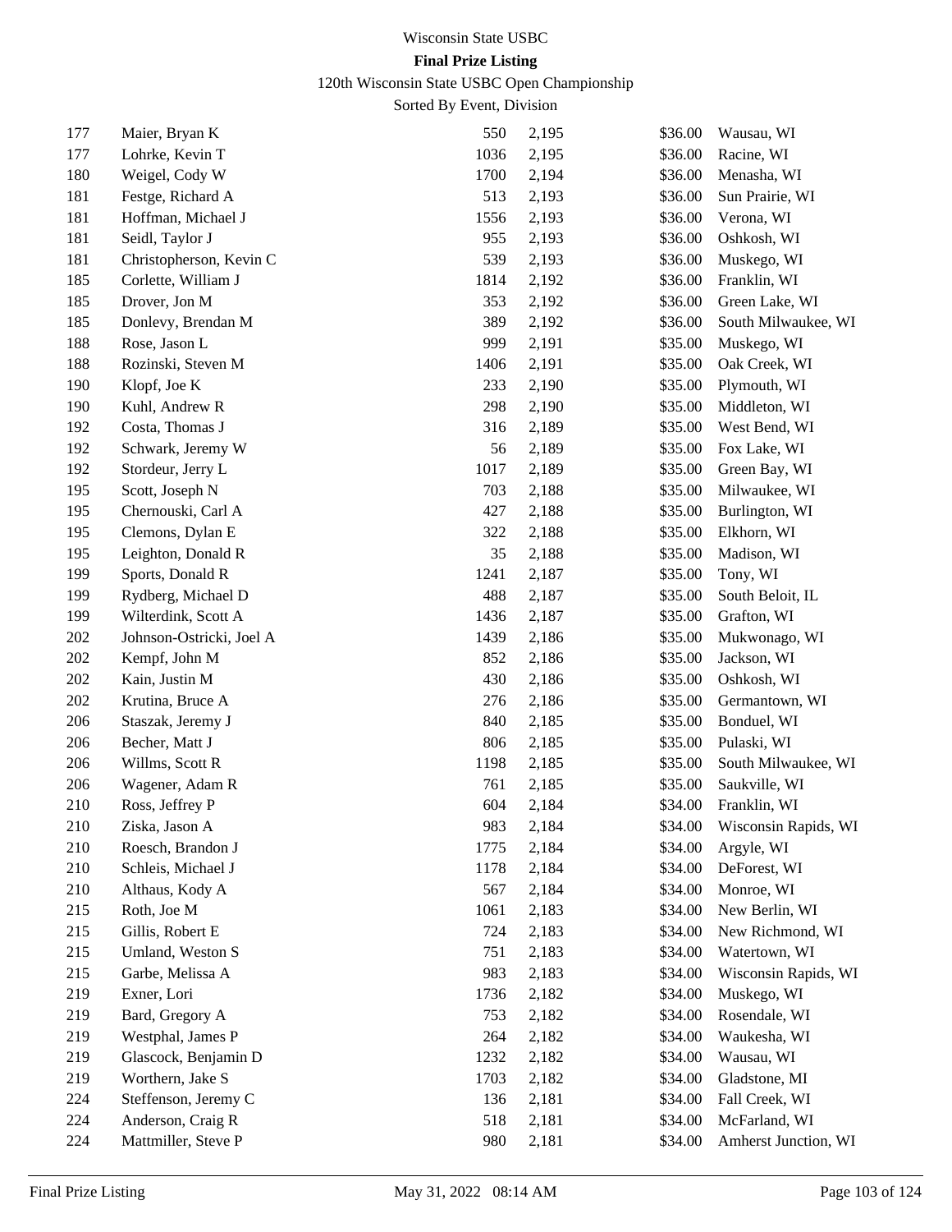Wisconsin State USBC

**Final Prize Listing**

120th Wisconsin State USBC Open Championship

Sorted By Event, Division

| | | | | | |
|---|---|---|---|---|---|
| 177 | Maier, Bryan K | 550 | 2,195 | $36.00 | Wausau, WI |
| 177 | Lohrke, Kevin T | 1036 | 2,195 | $36.00 | Racine, WI |
| 180 | Weigel, Cody W | 1700 | 2,194 | $36.00 | Menasha, WI |
| 181 | Festge, Richard A | 513 | 2,193 | $36.00 | Sun Prairie, WI |
| 181 | Hoffman, Michael J | 1556 | 2,193 | $36.00 | Verona, WI |
| 181 | Seidl, Taylor J | 955 | 2,193 | $36.00 | Oshkosh, WI |
| 181 | Christopherson, Kevin C | 539 | 2,193 | $36.00 | Muskego, WI |
| 185 | Corlette, William J | 1814 | 2,192 | $36.00 | Franklin, WI |
| 185 | Drover, Jon M | 353 | 2,192 | $36.00 | Green Lake, WI |
| 185 | Donlevy, Brendan M | 389 | 2,192 | $36.00 | South Milwaukee, WI |
| 188 | Rose, Jason L | 999 | 2,191 | $35.00 | Muskego, WI |
| 188 | Rozinski, Steven M | 1406 | 2,191 | $35.00 | Oak Creek, WI |
| 190 | Klopf, Joe K | 233 | 2,190 | $35.00 | Plymouth, WI |
| 190 | Kuhl, Andrew R | 298 | 2,190 | $35.00 | Middleton, WI |
| 192 | Costa, Thomas J | 316 | 2,189 | $35.00 | West Bend, WI |
| 192 | Schwark, Jeremy W | 56 | 2,189 | $35.00 | Fox Lake, WI |
| 192 | Stordeur, Jerry L | 1017 | 2,189 | $35.00 | Green Bay, WI |
| 195 | Scott, Joseph N | 703 | 2,188 | $35.00 | Milwaukee, WI |
| 195 | Chernouski, Carl A | 427 | 2,188 | $35.00 | Burlington, WI |
| 195 | Clemons, Dylan E | 322 | 2,188 | $35.00 | Elkhorn, WI |
| 195 | Leighton, Donald R | 35 | 2,188 | $35.00 | Madison, WI |
| 199 | Sports, Donald R | 1241 | 2,187 | $35.00 | Tony, WI |
| 199 | Rydberg, Michael D | 488 | 2,187 | $35.00 | South Beloit, IL |
| 199 | Wilterdink, Scott A | 1436 | 2,187 | $35.00 | Grafton, WI |
| 202 | Johnson-Ostricki, Joel A | 1439 | 2,186 | $35.00 | Mukwonago, WI |
| 202 | Kempf, John M | 852 | 2,186 | $35.00 | Jackson, WI |
| 202 | Kain, Justin M | 430 | 2,186 | $35.00 | Oshkosh, WI |
| 202 | Krutina, Bruce A | 276 | 2,186 | $35.00 | Germantown, WI |
| 206 | Staszak, Jeremy J | 840 | 2,185 | $35.00 | Bonduel, WI |
| 206 | Becher, Matt J | 806 | 2,185 | $35.00 | Pulaski, WI |
| 206 | Willms, Scott R | 1198 | 2,185 | $35.00 | South Milwaukee, WI |
| 206 | Wagener, Adam R | 761 | 2,185 | $35.00 | Saukville, WI |
| 210 | Ross, Jeffrey P | 604 | 2,184 | $34.00 | Franklin, WI |
| 210 | Ziska, Jason A | 983 | 2,184 | $34.00 | Wisconsin Rapids, WI |
| 210 | Roesch, Brandon J | 1775 | 2,184 | $34.00 | Argyle, WI |
| 210 | Schleis, Michael J | 1178 | 2,184 | $34.00 | DeForest, WI |
| 210 | Althaus, Kody A | 567 | 2,184 | $34.00 | Monroe, WI |
| 215 | Roth, Joe M | 1061 | 2,183 | $34.00 | New Berlin, WI |
| 215 | Gillis, Robert E | 724 | 2,183 | $34.00 | New Richmond, WI |
| 215 | Umland, Weston S | 751 | 2,183 | $34.00 | Watertown, WI |
| 215 | Garbe, Melissa A | 983 | 2,183 | $34.00 | Wisconsin Rapids, WI |
| 219 | Exner, Lori | 1736 | 2,182 | $34.00 | Muskego, WI |
| 219 | Bard, Gregory A | 753 | 2,182 | $34.00 | Rosendale, WI |
| 219 | Westphal, James P | 264 | 2,182 | $34.00 | Waukesha, WI |
| 219 | Glascock, Benjamin D | 1232 | 2,182 | $34.00 | Wausau, WI |
| 219 | Worthern, Jake S | 1703 | 2,182 | $34.00 | Gladstone, MI |
| 224 | Steffenson, Jeremy C | 136 | 2,181 | $34.00 | Fall Creek, WI |
| 224 | Anderson, Craig R | 518 | 2,181 | $34.00 | McFarland, WI |
| 224 | Mattmiller, Steve P | 980 | 2,181 | $34.00 | Amherst Junction, WI |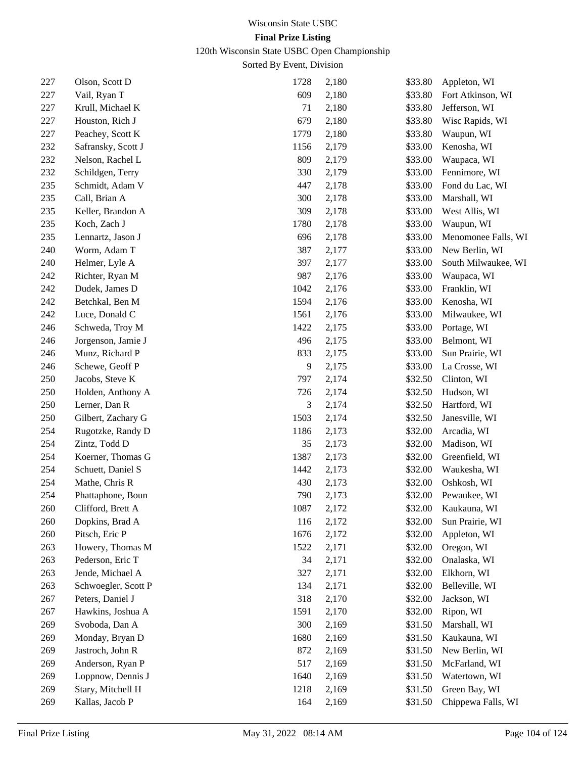Wisconsin State USBC

**Final Prize Listing**

120th Wisconsin State USBC Open Championship

Sorted By Event, Division

| | | | | | |
|---|---|---|---|---|---|
| 227 | Olson, Scott D | 1728 | 2,180 | $33.80 | Appleton, WI |
| 227 | Vail, Ryan T | 609 | 2,180 | $33.80 | Fort Atkinson, WI |
| 227 | Krull, Michael K | 71 | 2,180 | $33.80 | Jefferson, WI |
| 227 | Houston, Rich J | 679 | 2,180 | $33.80 | Wisc Rapids, WI |
| 227 | Peachey, Scott K | 1779 | 2,180 | $33.80 | Waupun, WI |
| 232 | Safransky, Scott J | 1156 | 2,179 | $33.00 | Kenosha, WI |
| 232 | Nelson, Rachel L | 809 | 2,179 | $33.00 | Waupaca, WI |
| 232 | Schildgen, Terry | 330 | 2,179 | $33.00 | Fennimore, WI |
| 235 | Schmidt, Adam V | 447 | 2,178 | $33.00 | Fond du Lac, WI |
| 235 | Call, Brian A | 300 | 2,178 | $33.00 | Marshall, WI |
| 235 | Keller, Brandon A | 309 | 2,178 | $33.00 | West Allis, WI |
| 235 | Koch, Zach J | 1780 | 2,178 | $33.00 | Waupun, WI |
| 235 | Lennartz, Jason J | 696 | 2,178 | $33.00 | Menomonee Falls, WI |
| 240 | Worm, Adam T | 387 | 2,177 | $33.00 | New Berlin, WI |
| 240 | Helmer, Lyle A | 397 | 2,177 | $33.00 | South Milwaukee, WI |
| 242 | Richter, Ryan M | 987 | 2,176 | $33.00 | Waupaca, WI |
| 242 | Dudek, James D | 1042 | 2,176 | $33.00 | Franklin, WI |
| 242 | Betchkal, Ben M | 1594 | 2,176 | $33.00 | Kenosha, WI |
| 242 | Luce, Donald C | 1561 | 2,176 | $33.00 | Milwaukee, WI |
| 246 | Schweda, Troy M | 1422 | 2,175 | $33.00 | Portage, WI |
| 246 | Jorgenson, Jamie J | 496 | 2,175 | $33.00 | Belmont, WI |
| 246 | Munz, Richard P | 833 | 2,175 | $33.00 | Sun Prairie, WI |
| 246 | Schewe, Geoff P | 9 | 2,175 | $33.00 | La Crosse, WI |
| 250 | Jacobs, Steve K | 797 | 2,174 | $32.50 | Clinton, WI |
| 250 | Holden, Anthony A | 726 | 2,174 | $32.50 | Hudson, WI |
| 250 | Lerner, Dan R | 3 | 2,174 | $32.50 | Hartford, WI |
| 250 | Gilbert, Zachary G | 1503 | 2,174 | $32.50 | Janesville, WI |
| 254 | Rugotzke, Randy D | 1186 | 2,173 | $32.00 | Arcadia, WI |
| 254 | Zintz, Todd D | 35 | 2,173 | $32.00 | Madison, WI |
| 254 | Koerner, Thomas G | 1387 | 2,173 | $32.00 | Greenfield, WI |
| 254 | Schuett, Daniel S | 1442 | 2,173 | $32.00 | Waukesha, WI |
| 254 | Mathe, Chris R | 430 | 2,173 | $32.00 | Oshkosh, WI |
| 254 | Phattaphone, Boun | 790 | 2,173 | $32.00 | Pewaukee, WI |
| 260 | Clifford, Brett A | 1087 | 2,172 | $32.00 | Kaukauna, WI |
| 260 | Dopkins, Brad A | 116 | 2,172 | $32.00 | Sun Prairie, WI |
| 260 | Pitsch, Eric P | 1676 | 2,172 | $32.00 | Appleton, WI |
| 263 | Howery, Thomas M | 1522 | 2,171 | $32.00 | Oregon, WI |
| 263 | Pederson, Eric T | 34 | 2,171 | $32.00 | Onalaska, WI |
| 263 | Jende, Michael A | 327 | 2,171 | $32.00 | Elkhorn, WI |
| 263 | Schwoegler, Scott P | 134 | 2,171 | $32.00 | Belleville, WI |
| 267 | Peters, Daniel J | 318 | 2,170 | $32.00 | Jackson, WI |
| 267 | Hawkins, Joshua A | 1591 | 2,170 | $32.00 | Ripon, WI |
| 269 | Svoboda, Dan A | 300 | 2,169 | $31.50 | Marshall, WI |
| 269 | Monday, Bryan D | 1680 | 2,169 | $31.50 | Kaukauna, WI |
| 269 | Jastroch, John R | 872 | 2,169 | $31.50 | New Berlin, WI |
| 269 | Anderson, Ryan P | 517 | 2,169 | $31.50 | McFarland, WI |
| 269 | Loppnow, Dennis J | 1640 | 2,169 | $31.50 | Watertown, WI |
| 269 | Stary, Mitchell H | 1218 | 2,169 | $31.50 | Green Bay, WI |
| 269 | Kallas, Jacob P | 164 | 2,169 | $31.50 | Chippewa Falls, WI |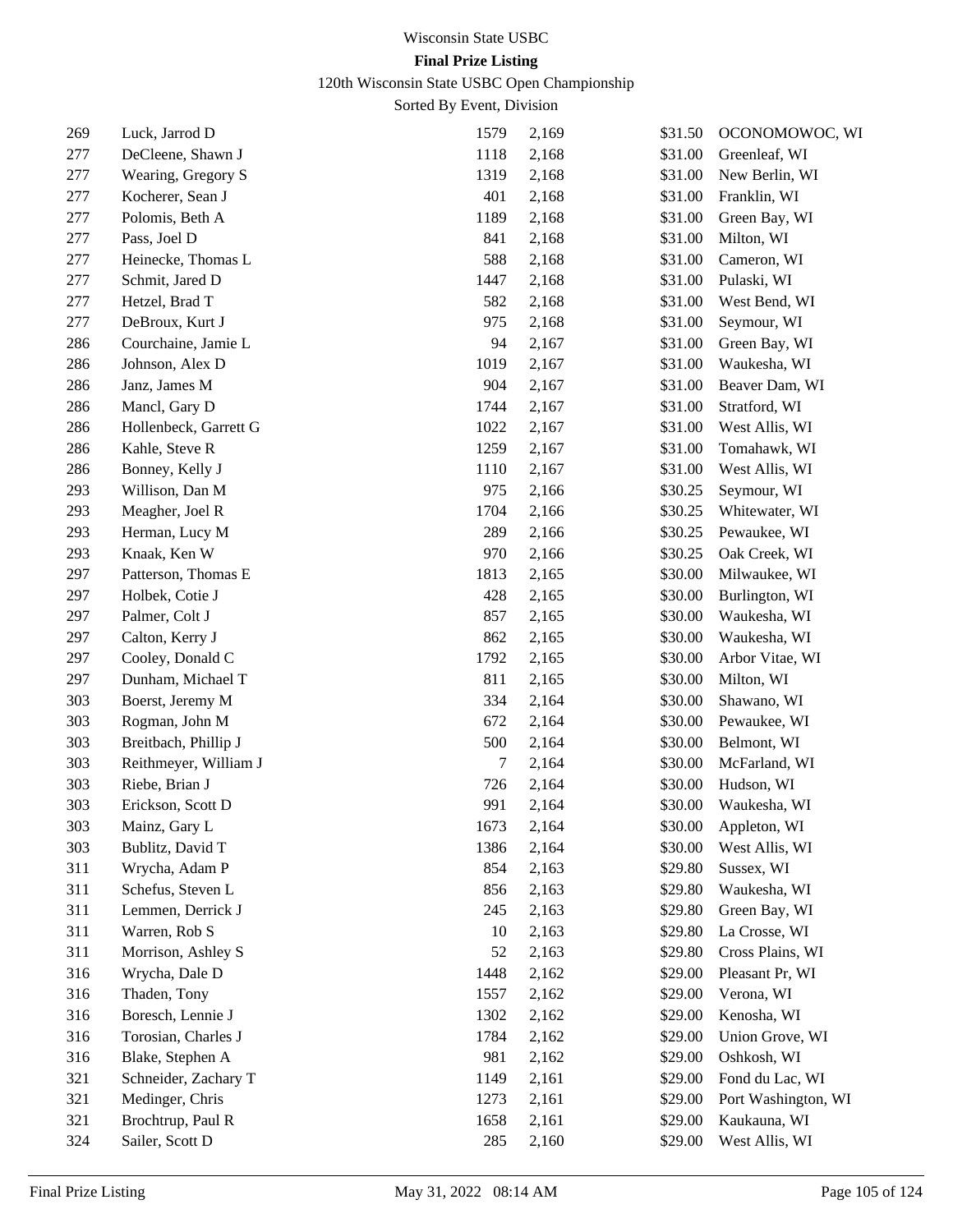Wisconsin State USBC

**Final Prize Listing**

120th Wisconsin State USBC Open Championship

Sorted By Event, Division

| | | | | | |
|---|---|---|---|---|---|
| 269 | Luck, Jarrod D | 1579 | 2,169 | $31.50 | OCONOMOWOC, WI |
| 277 | DeCleene, Shawn J | 1118 | 2,168 | $31.00 | Greenleaf, WI |
| 277 | Wearing, Gregory S | 1319 | 2,168 | $31.00 | New Berlin, WI |
| 277 | Kocherer, Sean J | 401 | 2,168 | $31.00 | Franklin, WI |
| 277 | Polomis, Beth A | 1189 | 2,168 | $31.00 | Green Bay, WI |
| 277 | Pass, Joel D | 841 | 2,168 | $31.00 | Milton, WI |
| 277 | Heinecke, Thomas L | 588 | 2,168 | $31.00 | Cameron, WI |
| 277 | Schmit, Jared D | 1447 | 2,168 | $31.00 | Pulaski, WI |
| 277 | Hetzel, Brad T | 582 | 2,168 | $31.00 | West Bend, WI |
| 277 | DeBroux, Kurt J | 975 | 2,168 | $31.00 | Seymour, WI |
| 286 | Courchaine, Jamie L | 94 | 2,167 | $31.00 | Green Bay, WI |
| 286 | Johnson, Alex D | 1019 | 2,167 | $31.00 | Waukesha, WI |
| 286 | Janz, James M | 904 | 2,167 | $31.00 | Beaver Dam, WI |
| 286 | Mancl, Gary D | 1744 | 2,167 | $31.00 | Stratford, WI |
| 286 | Hollenbeck, Garrett G | 1022 | 2,167 | $31.00 | West Allis, WI |
| 286 | Kahle, Steve R | 1259 | 2,167 | $31.00 | Tomahawk, WI |
| 286 | Bonney, Kelly J | 1110 | 2,167 | $31.00 | West Allis, WI |
| 293 | Willison, Dan M | 975 | 2,166 | $30.25 | Seymour, WI |
| 293 | Meagher, Joel R | 1704 | 2,166 | $30.25 | Whitewater, WI |
| 293 | Herman, Lucy M | 289 | 2,166 | $30.25 | Pewaukee, WI |
| 293 | Knaak, Ken W | 970 | 2,166 | $30.25 | Oak Creek, WI |
| 297 | Patterson, Thomas E | 1813 | 2,165 | $30.00 | Milwaukee, WI |
| 297 | Holbek, Cotie J | 428 | 2,165 | $30.00 | Burlington, WI |
| 297 | Palmer, Colt J | 857 | 2,165 | $30.00 | Waukesha, WI |
| 297 | Calton, Kerry J | 862 | 2,165 | $30.00 | Waukesha, WI |
| 297 | Cooley, Donald C | 1792 | 2,165 | $30.00 | Arbor Vitae, WI |
| 297 | Dunham, Michael T | 811 | 2,165 | $30.00 | Milton, WI |
| 303 | Boerst, Jeremy M | 334 | 2,164 | $30.00 | Shawano, WI |
| 303 | Rogman, John M | 672 | 2,164 | $30.00 | Pewaukee, WI |
| 303 | Breitbach, Phillip J | 500 | 2,164 | $30.00 | Belmont, WI |
| 303 | Reithmeyer, William J | 7 | 2,164 | $30.00 | McFarland, WI |
| 303 | Riebe, Brian J | 726 | 2,164 | $30.00 | Hudson, WI |
| 303 | Erickson, Scott D | 991 | 2,164 | $30.00 | Waukesha, WI |
| 303 | Mainz, Gary L | 1673 | 2,164 | $30.00 | Appleton, WI |
| 303 | Bublitz, David T | 1386 | 2,164 | $30.00 | West Allis, WI |
| 311 | Wrycha, Adam P | 854 | 2,163 | $29.80 | Sussex, WI |
| 311 | Schefus, Steven L | 856 | 2,163 | $29.80 | Waukesha, WI |
| 311 | Lemmen, Derrick J | 245 | 2,163 | $29.80 | Green Bay, WI |
| 311 | Warren, Rob S | 10 | 2,163 | $29.80 | La Crosse, WI |
| 311 | Morrison, Ashley S | 52 | 2,163 | $29.80 | Cross Plains, WI |
| 316 | Wrycha, Dale D | 1448 | 2,162 | $29.00 | Pleasant Pr, WI |
| 316 | Thaden, Tony | 1557 | 2,162 | $29.00 | Verona, WI |
| 316 | Boresch, Lennie J | 1302 | 2,162 | $29.00 | Kenosha, WI |
| 316 | Torosian, Charles J | 1784 | 2,162 | $29.00 | Union Grove, WI |
| 316 | Blake, Stephen A | 981 | 2,162 | $29.00 | Oshkosh, WI |
| 321 | Schneider, Zachary T | 1149 | 2,161 | $29.00 | Fond du Lac, WI |
| 321 | Medinger, Chris | 1273 | 2,161 | $29.00 | Port Washington, WI |
| 321 | Brochtrup, Paul R | 1658 | 2,161 | $29.00 | Kaukauna, WI |
| 324 | Sailer, Scott D | 285 | 2,160 | $29.00 | West Allis, WI |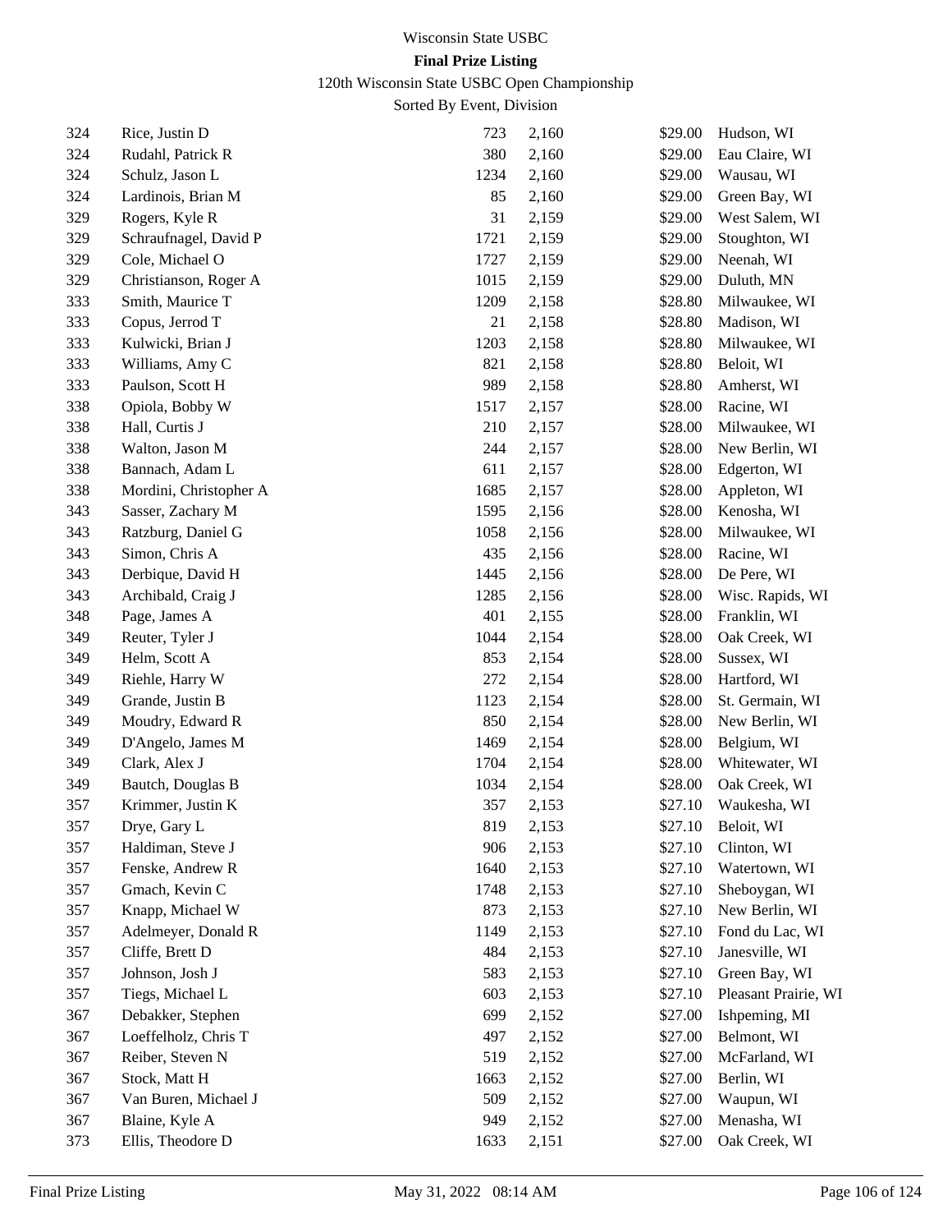Wisconsin State USBC

**Final Prize Listing**

120th Wisconsin State USBC Open Championship

Sorted By Event, Division

| | | | | | |
|---|---|---|---|---|---|
| 324 | Rice, Justin D | 723 | 2,160 | $29.00 | Hudson, WI |
| 324 | Rudahl, Patrick R | 380 | 2,160 | $29.00 | Eau Claire, WI |
| 324 | Schulz, Jason L | 1234 | 2,160 | $29.00 | Wausau, WI |
| 324 | Lardinois, Brian M | 85 | 2,160 | $29.00 | Green Bay, WI |
| 329 | Rogers, Kyle R | 31 | 2,159 | $29.00 | West Salem, WI |
| 329 | Schraufnagel, David P | 1721 | 2,159 | $29.00 | Stoughton, WI |
| 329 | Cole, Michael O | 1727 | 2,159 | $29.00 | Neenah, WI |
| 329 | Christianson, Roger A | 1015 | 2,159 | $29.00 | Duluth, MN |
| 333 | Smith, Maurice T | 1209 | 2,158 | $28.80 | Milwaukee, WI |
| 333 | Copus, Jerrod T | 21 | 2,158 | $28.80 | Madison, WI |
| 333 | Kulwicki, Brian J | 1203 | 2,158 | $28.80 | Milwaukee, WI |
| 333 | Williams, Amy C | 821 | 2,158 | $28.80 | Beloit, WI |
| 333 | Paulson, Scott H | 989 | 2,158 | $28.80 | Amherst, WI |
| 338 | Opiola, Bobby W | 1517 | 2,157 | $28.00 | Racine, WI |
| 338 | Hall, Curtis J | 210 | 2,157 | $28.00 | Milwaukee, WI |
| 338 | Walton, Jason M | 244 | 2,157 | $28.00 | New Berlin, WI |
| 338 | Bannach, Adam L | 611 | 2,157 | $28.00 | Edgerton, WI |
| 338 | Mordini, Christopher A | 1685 | 2,157 | $28.00 | Appleton, WI |
| 343 | Sasser, Zachary M | 1595 | 2,156 | $28.00 | Kenosha, WI |
| 343 | Ratzburg, Daniel G | 1058 | 2,156 | $28.00 | Milwaukee, WI |
| 343 | Simon, Chris A | 435 | 2,156 | $28.00 | Racine, WI |
| 343 | Derbique, David H | 1445 | 2,156 | $28.00 | De Pere, WI |
| 343 | Archibald, Craig J | 1285 | 2,156 | $28.00 | Wisc. Rapids, WI |
| 348 | Page, James A | 401 | 2,155 | $28.00 | Franklin, WI |
| 349 | Reuter, Tyler J | 1044 | 2,154 | $28.00 | Oak Creek, WI |
| 349 | Helm, Scott A | 853 | 2,154 | $28.00 | Sussex, WI |
| 349 | Riehle, Harry W | 272 | 2,154 | $28.00 | Hartford, WI |
| 349 | Grande, Justin B | 1123 | 2,154 | $28.00 | St. Germain, WI |
| 349 | Moudry, Edward R | 850 | 2,154 | $28.00 | New Berlin, WI |
| 349 | D'Angelo, James M | 1469 | 2,154 | $28.00 | Belgium, WI |
| 349 | Clark, Alex J | 1704 | 2,154 | $28.00 | Whitewater, WI |
| 349 | Bautch, Douglas B | 1034 | 2,154 | $28.00 | Oak Creek, WI |
| 357 | Krimmer, Justin K | 357 | 2,153 | $27.10 | Waukesha, WI |
| 357 | Drye, Gary L | 819 | 2,153 | $27.10 | Beloit, WI |
| 357 | Haldiman, Steve J | 906 | 2,153 | $27.10 | Clinton, WI |
| 357 | Fenske, Andrew R | 1640 | 2,153 | $27.10 | Watertown, WI |
| 357 | Gmach, Kevin C | 1748 | 2,153 | $27.10 | Sheboygan, WI |
| 357 | Knapp, Michael W | 873 | 2,153 | $27.10 | New Berlin, WI |
| 357 | Adelmeyer, Donald R | 1149 | 2,153 | $27.10 | Fond du Lac, WI |
| 357 | Cliffe, Brett D | 484 | 2,153 | $27.10 | Janesville, WI |
| 357 | Johnson, Josh J | 583 | 2,153 | $27.10 | Green Bay, WI |
| 357 | Tiegs, Michael L | 603 | 2,153 | $27.10 | Pleasant Prairie, WI |
| 367 | Debakker, Stephen | 699 | 2,152 | $27.00 | Ishpeming, MI |
| 367 | Loeffelholz, Chris T | 497 | 2,152 | $27.00 | Belmont, WI |
| 367 | Reiber, Steven N | 519 | 2,152 | $27.00 | McFarland, WI |
| 367 | Stock, Matt H | 1663 | 2,152 | $27.00 | Berlin, WI |
| 367 | Van Buren, Michael J | 509 | 2,152 | $27.00 | Waupun, WI |
| 367 | Blaine, Kyle A | 949 | 2,152 | $27.00 | Menasha, WI |
| 373 | Ellis, Theodore D | 1633 | 2,151 | $27.00 | Oak Creek, WI |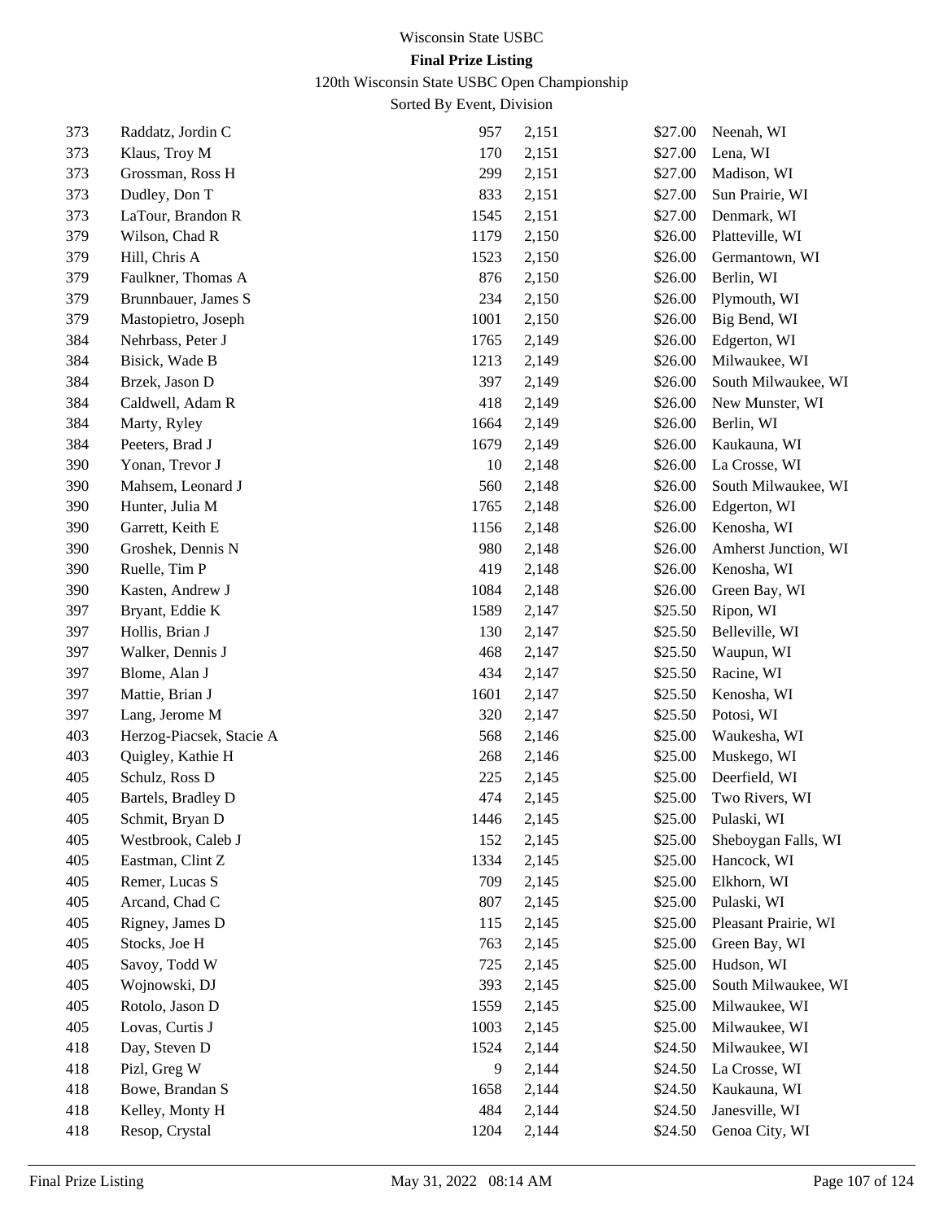Wisconsin State USBC

**Final Prize Listing**

120th Wisconsin State USBC Open Championship

Sorted By Event, Division

| | | | | | |
|---|---|---|---|---|---|
| 373 | Raddatz, Jordin C | 957 | 2,151 | $27.00 | Neenah, WI |
| 373 | Klaus, Troy M | 170 | 2,151 | $27.00 | Lena, WI |
| 373 | Grossman, Ross H | 299 | 2,151 | $27.00 | Madison, WI |
| 373 | Dudley, Don T | 833 | 2,151 | $27.00 | Sun Prairie, WI |
| 373 | LaTour, Brandon R | 1545 | 2,151 | $27.00 | Denmark, WI |
| 379 | Wilson, Chad R | 1179 | 2,150 | $26.00 | Platteville, WI |
| 379 | Hill, Chris A | 1523 | 2,150 | $26.00 | Germantown, WI |
| 379 | Faulkner, Thomas A | 876 | 2,150 | $26.00 | Berlin, WI |
| 379 | Brunnbauer, James S | 234 | 2,150 | $26.00 | Plymouth, WI |
| 379 | Mastopietro, Joseph | 1001 | 2,150 | $26.00 | Big Bend, WI |
| 384 | Nehrbass, Peter J | 1765 | 2,149 | $26.00 | Edgerton, WI |
| 384 | Bisick, Wade B | 1213 | 2,149 | $26.00 | Milwaukee, WI |
| 384 | Brzek, Jason D | 397 | 2,149 | $26.00 | South Milwaukee, WI |
| 384 | Caldwell, Adam R | 418 | 2,149 | $26.00 | New Munster, WI |
| 384 | Marty, Ryley | 1664 | 2,149 | $26.00 | Berlin, WI |
| 384 | Peeters, Brad J | 1679 | 2,149 | $26.00 | Kaukauna, WI |
| 390 | Yonan, Trevor J | 10 | 2,148 | $26.00 | La Crosse, WI |
| 390 | Mahsem, Leonard J | 560 | 2,148 | $26.00 | South Milwaukee, WI |
| 390 | Hunter, Julia M | 1765 | 2,148 | $26.00 | Edgerton, WI |
| 390 | Garrett, Keith E | 1156 | 2,148 | $26.00 | Kenosha, WI |
| 390 | Groshek, Dennis N | 980 | 2,148 | $26.00 | Amherst Junction, WI |
| 390 | Ruelle, Tim P | 419 | 2,148 | $26.00 | Kenosha, WI |
| 390 | Kasten, Andrew J | 1084 | 2,148 | $26.00 | Green Bay, WI |
| 397 | Bryant, Eddie K | 1589 | 2,147 | $25.50 | Ripon, WI |
| 397 | Hollis, Brian J | 130 | 2,147 | $25.50 | Belleville, WI |
| 397 | Walker, Dennis J | 468 | 2,147 | $25.50 | Waupun, WI |
| 397 | Blome, Alan J | 434 | 2,147 | $25.50 | Racine, WI |
| 397 | Mattie, Brian J | 1601 | 2,147 | $25.50 | Kenosha, WI |
| 397 | Lang, Jerome M | 320 | 2,147 | $25.50 | Potosi, WI |
| 403 | Herzog-Piacsek, Stacie A | 568 | 2,146 | $25.00 | Waukesha, WI |
| 403 | Quigley, Kathie H | 268 | 2,146 | $25.00 | Muskego, WI |
| 405 | Schulz, Ross D | 225 | 2,145 | $25.00 | Deerfield, WI |
| 405 | Bartels, Bradley D | 474 | 2,145 | $25.00 | Two Rivers, WI |
| 405 | Schmit, Bryan D | 1446 | 2,145 | $25.00 | Pulaski, WI |
| 405 | Westbrook, Caleb J | 152 | 2,145 | $25.00 | Sheboygan Falls, WI |
| 405 | Eastman, Clint Z | 1334 | 2,145 | $25.00 | Hancock, WI |
| 405 | Remer, Lucas S | 709 | 2,145 | $25.00 | Elkhorn, WI |
| 405 | Arcand, Chad C | 807 | 2,145 | $25.00 | Pulaski, WI |
| 405 | Rigney, James D | 115 | 2,145 | $25.00 | Pleasant Prairie, WI |
| 405 | Stocks, Joe H | 763 | 2,145 | $25.00 | Green Bay, WI |
| 405 | Savoy, Todd W | 725 | 2,145 | $25.00 | Hudson, WI |
| 405 | Wojnowski, DJ | 393 | 2,145 | $25.00 | South Milwaukee, WI |
| 405 | Rotolo, Jason D | 1559 | 2,145 | $25.00 | Milwaukee, WI |
| 405 | Lovas, Curtis J | 1003 | 2,145 | $25.00 | Milwaukee, WI |
| 418 | Day, Steven D | 1524 | 2,144 | $24.50 | Milwaukee, WI |
| 418 | Pizl, Greg W | 9 | 2,144 | $24.50 | La Crosse, WI |
| 418 | Bowe, Brandan S | 1658 | 2,144 | $24.50 | Kaukauna, WI |
| 418 | Kelley, Monty H | 484 | 2,144 | $24.50 | Janesville, WI |
| 418 | Resop, Crystal | 1204 | 2,144 | $24.50 | Genoa City, WI |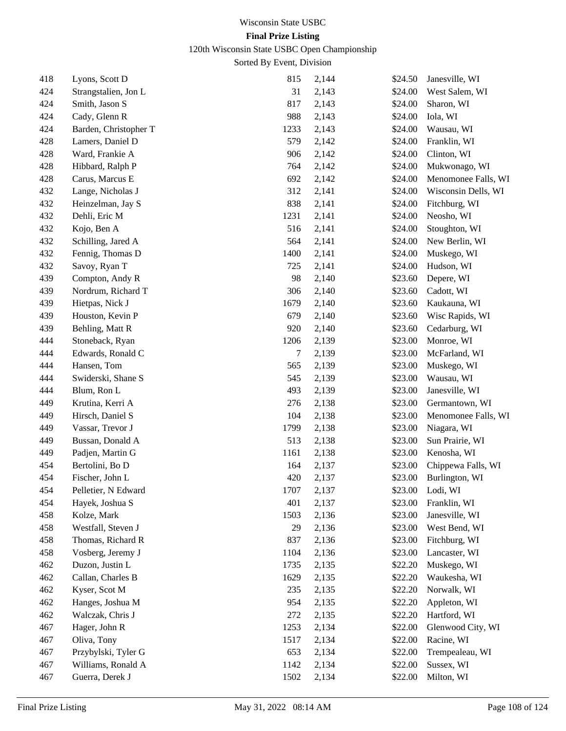Wisconsin State USBC

**Final Prize Listing**

120th Wisconsin State USBC Open Championship

Sorted By Event, Division

| | | | | | |
|---|---|---|---|---|---|
| 418 | Lyons, Scott D | 815 | 2,144 | $24.50 | Janesville, WI |
| 424 | Strangstalien, Jon L | 31 | 2,143 | $24.00 | West Salem, WI |
| 424 | Smith, Jason S | 817 | 2,143 | $24.00 | Sharon, WI |
| 424 | Cady, Glenn R | 988 | 2,143 | $24.00 | Iola, WI |
| 424 | Barden, Christopher T | 1233 | 2,143 | $24.00 | Wausau, WI |
| 428 | Lamers, Daniel D | 579 | 2,142 | $24.00 | Franklin, WI |
| 428 | Ward, Frankie A | 906 | 2,142 | $24.00 | Clinton, WI |
| 428 | Hibbard, Ralph P | 764 | 2,142 | $24.00 | Mukwonago, WI |
| 428 | Carus, Marcus E | 692 | 2,142 | $24.00 | Menomonee Falls, WI |
| 432 | Lange, Nicholas J | 312 | 2,141 | $24.00 | Wisconsin Dells, WI |
| 432 | Heinzelman, Jay S | 838 | 2,141 | $24.00 | Fitchburg, WI |
| 432 | Dehli, Eric M | 1231 | 2,141 | $24.00 | Neosho, WI |
| 432 | Kojo, Ben A | 516 | 2,141 | $24.00 | Stoughton, WI |
| 432 | Schilling, Jared A | 564 | 2,141 | $24.00 | New Berlin, WI |
| 432 | Fennig, Thomas D | 1400 | 2,141 | $24.00 | Muskego, WI |
| 432 | Savoy, Ryan T | 725 | 2,141 | $24.00 | Hudson, WI |
| 439 | Compton, Andy R | 98 | 2,140 | $23.60 | Depere, WI |
| 439 | Nordrum, Richard T | 306 | 2,140 | $23.60 | Cadott, WI |
| 439 | Hietpas, Nick J | 1679 | 2,140 | $23.60 | Kaukauna, WI |
| 439 | Houston, Kevin P | 679 | 2,140 | $23.60 | Wisc Rapids, WI |
| 439 | Behling, Matt R | 920 | 2,140 | $23.60 | Cedarburg, WI |
| 444 | Stoneback, Ryan | 1206 | 2,139 | $23.00 | Monroe, WI |
| 444 | Edwards, Ronald C | 7 | 2,139 | $23.00 | McFarland, WI |
| 444 | Hansen, Tom | 565 | 2,139 | $23.00 | Muskego, WI |
| 444 | Swiderski, Shane S | 545 | 2,139 | $23.00 | Wausau, WI |
| 444 | Blum, Ron L | 493 | 2,139 | $23.00 | Janesville, WI |
| 449 | Krutina, Kerri A | 276 | 2,138 | $23.00 | Germantown, WI |
| 449 | Hirsch, Daniel S | 104 | 2,138 | $23.00 | Menomonee Falls, WI |
| 449 | Vassar, Trevor J | 1799 | 2,138 | $23.00 | Niagara, WI |
| 449 | Bussan, Donald A | 513 | 2,138 | $23.00 | Sun Prairie, WI |
| 449 | Padjen, Martin G | 1161 | 2,138 | $23.00 | Kenosha, WI |
| 454 | Bertolini, Bo D | 164 | 2,137 | $23.00 | Chippewa Falls, WI |
| 454 | Fischer, John L | 420 | 2,137 | $23.00 | Burlington, WI |
| 454 | Pelletier, N Edward | 1707 | 2,137 | $23.00 | Lodi, WI |
| 454 | Hayek, Joshua S | 401 | 2,137 | $23.00 | Franklin, WI |
| 458 | Kolze, Mark | 1503 | 2,136 | $23.00 | Janesville, WI |
| 458 | Westfall, Steven J | 29 | 2,136 | $23.00 | West Bend, WI |
| 458 | Thomas, Richard R | 837 | 2,136 | $23.00 | Fitchburg, WI |
| 458 | Vosberg, Jeremy J | 1104 | 2,136 | $23.00 | Lancaster, WI |
| 462 | Duzon, Justin L | 1735 | 2,135 | $22.20 | Muskego, WI |
| 462 | Callan, Charles B | 1629 | 2,135 | $22.20 | Waukesha, WI |
| 462 | Kyser, Scot M | 235 | 2,135 | $22.20 | Norwalk, WI |
| 462 | Hanges, Joshua M | 954 | 2,135 | $22.20 | Appleton, WI |
| 462 | Walczak, Chris J | 272 | 2,135 | $22.20 | Hartford, WI |
| 467 | Hager, John R | 1253 | 2,134 | $22.00 | Glenwood City, WI |
| 467 | Oliva, Tony | 1517 | 2,134 | $22.00 | Racine, WI |
| 467 | Przybylski, Tyler G | 653 | 2,134 | $22.00 | Trempealeau, WI |
| 467 | Williams, Ronald A | 1142 | 2,134 | $22.00 | Sussex, WI |
| 467 | Guerra, Derek J | 1502 | 2,134 | $22.00 | Milton, WI |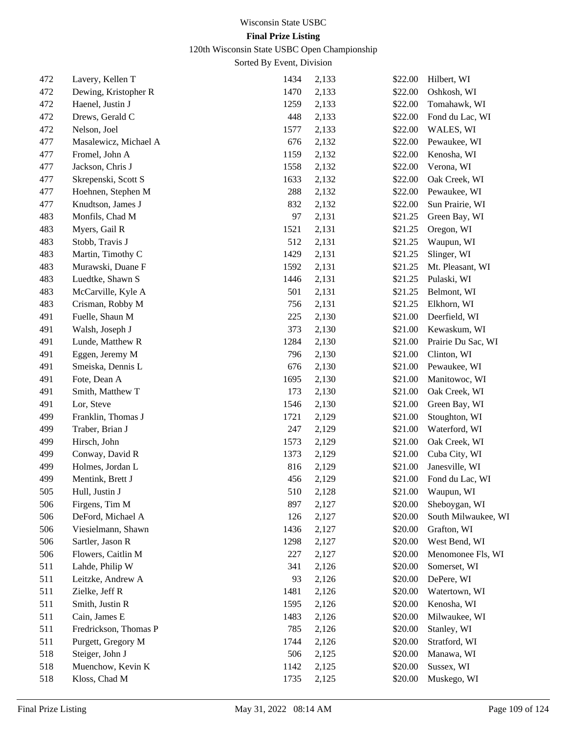Wisconsin State USBC

**Final Prize Listing**

120th Wisconsin State USBC Open Championship

Sorted By Event, Division

| | | | | | |
|---|---|---|---|---|---|
| 472 | Lavery, Kellen T | 1434 | 2,133 | $22.00 | Hilbert, WI |
| 472 | Dewing, Kristopher R | 1470 | 2,133 | $22.00 | Oshkosh, WI |
| 472 | Haenel, Justin J | 1259 | 2,133 | $22.00 | Tomahawk, WI |
| 472 | Drews, Gerald C | 448 | 2,133 | $22.00 | Fond du Lac, WI |
| 472 | Nelson, Joel | 1577 | 2,133 | $22.00 | WALES, WI |
| 477 | Masalewicz, Michael A | 676 | 2,132 | $22.00 | Pewaukee, WI |
| 477 | Fromel, John A | 1159 | 2,132 | $22.00 | Kenosha, WI |
| 477 | Jackson, Chris J | 1558 | 2,132 | $22.00 | Verona, WI |
| 477 | Skrepenski, Scott S | 1633 | 2,132 | $22.00 | Oak Creek, WI |
| 477 | Hoehnen, Stephen M | 288 | 2,132 | $22.00 | Pewaukee, WI |
| 477 | Knudtson, James J | 832 | 2,132 | $22.00 | Sun Prairie, WI |
| 483 | Monfils, Chad M | 97 | 2,131 | $21.25 | Green Bay, WI |
| 483 | Myers, Gail R | 1521 | 2,131 | $21.25 | Oregon, WI |
| 483 | Stobb, Travis J | 512 | 2,131 | $21.25 | Waupun, WI |
| 483 | Martin, Timothy C | 1429 | 2,131 | $21.25 | Slinger, WI |
| 483 | Murawski, Duane F | 1592 | 2,131 | $21.25 | Mt. Pleasant, WI |
| 483 | Luedtke, Shawn S | 1446 | 2,131 | $21.25 | Pulaski, WI |
| 483 | McCarville, Kyle A | 501 | 2,131 | $21.25 | Belmont, WI |
| 483 | Crisman, Robby M | 756 | 2,131 | $21.25 | Elkhorn, WI |
| 491 | Fuelle, Shaun M | 225 | 2,130 | $21.00 | Deerfield, WI |
| 491 | Walsh, Joseph J | 373 | 2,130 | $21.00 | Kewaskum, WI |
| 491 | Lunde, Matthew R | 1284 | 2,130 | $21.00 | Prairie Du Sac, WI |
| 491 | Eggen, Jeremy M | 796 | 2,130 | $21.00 | Clinton, WI |
| 491 | Smeiska, Dennis L | 676 | 2,130 | $21.00 | Pewaukee, WI |
| 491 | Fote, Dean A | 1695 | 2,130 | $21.00 | Manitowoc, WI |
| 491 | Smith, Matthew T | 173 | 2,130 | $21.00 | Oak Creek, WI |
| 491 | Lor, Steve | 1546 | 2,130 | $21.00 | Green Bay, WI |
| 499 | Franklin, Thomas J | 1721 | 2,129 | $21.00 | Stoughton, WI |
| 499 | Traber, Brian J | 247 | 2,129 | $21.00 | Waterford, WI |
| 499 | Hirsch, John | 1573 | 2,129 | $21.00 | Oak Creek, WI |
| 499 | Conway, David R | 1373 | 2,129 | $21.00 | Cuba City, WI |
| 499 | Holmes, Jordan L | 816 | 2,129 | $21.00 | Janesville, WI |
| 499 | Mentink, Brett J | 456 | 2,129 | $21.00 | Fond du Lac, WI |
| 505 | Hull, Justin J | 510 | 2,128 | $21.00 | Waupun, WI |
| 506 | Firgens, Tim M | 897 | 2,127 | $20.00 | Sheboygan, WI |
| 506 | DeFord, Michael A | 126 | 2,127 | $20.00 | South Milwaukee, WI |
| 506 | Viesielmann, Shawn | 1436 | 2,127 | $20.00 | Grafton, WI |
| 506 | Sartler, Jason R | 1298 | 2,127 | $20.00 | West Bend, WI |
| 506 | Flowers, Caitlin M | 227 | 2,127 | $20.00 | Menomonee Fls, WI |
| 511 | Lahde, Philip W | 341 | 2,126 | $20.00 | Somerset, WI |
| 511 | Leitzke, Andrew A | 93 | 2,126 | $20.00 | DePere, WI |
| 511 | Zielke, Jeff R | 1481 | 2,126 | $20.00 | Watertown, WI |
| 511 | Smith, Justin R | 1595 | 2,126 | $20.00 | Kenosha, WI |
| 511 | Cain, James E | 1483 | 2,126 | $20.00 | Milwaukee, WI |
| 511 | Fredrickson, Thomas P | 785 | 2,126 | $20.00 | Stanley, WI |
| 511 | Purgett, Gregory M | 1744 | 2,126 | $20.00 | Stratford, WI |
| 518 | Steiger, John J | 506 | 2,125 | $20.00 | Manawa, WI |
| 518 | Muenchow, Kevin K | 1142 | 2,125 | $20.00 | Sussex, WI |
| 518 | Kloss, Chad M | 1735 | 2,125 | $20.00 | Muskego, WI |

Final Prize Listing May 31, 2022 08:14 AM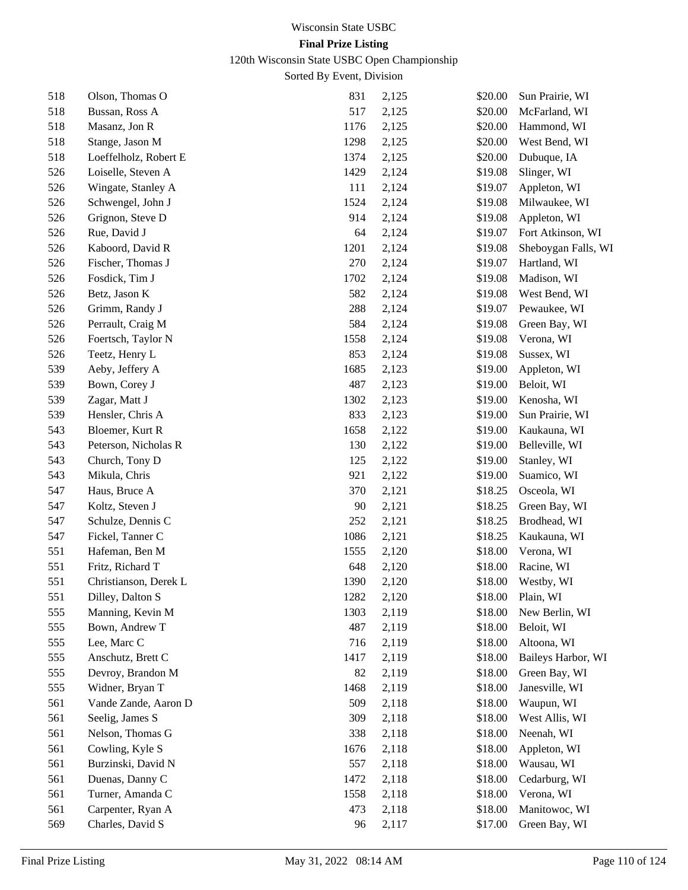Wisconsin State USBC

**Final Prize Listing**

120th Wisconsin State USBC Open Championship

Sorted By Event, Division

| | | | | | |
|---|---|---|---|---|---|
| 518 | Olson, Thomas O | 831 | 2,125 | $20.00 | Sun Prairie, WI |
| 518 | Bussan, Ross A | 517 | 2,125 | $20.00 | McFarland, WI |
| 518 | Masanz, Jon R | 1176 | 2,125 | $20.00 | Hammond, WI |
| 518 | Stange, Jason M | 1298 | 2,125 | $20.00 | West Bend, WI |
| 518 | Loeffelholz, Robert E | 1374 | 2,125 | $20.00 | Dubuque, IA |
| 526 | Loiselle, Steven A | 1429 | 2,124 | $19.08 | Slinger, WI |
| 526 | Wingate, Stanley A | 111 | 2,124 | $19.07 | Appleton, WI |
| 526 | Schwengel, John J | 1524 | 2,124 | $19.08 | Milwaukee, WI |
| 526 | Grignon, Steve D | 914 | 2,124 | $19.08 | Appleton, WI |
| 526 | Rue, David J | 64 | 2,124 | $19.07 | Fort Atkinson, WI |
| 526 | Kaboord, David R | 1201 | 2,124 | $19.08 | Sheboygan Falls, WI |
| 526 | Fischer, Thomas J | 270 | 2,124 | $19.07 | Hartland, WI |
| 526 | Fosdick, Tim J | 1702 | 2,124 | $19.08 | Madison, WI |
| 526 | Betz, Jason K | 582 | 2,124 | $19.08 | West Bend, WI |
| 526 | Grimm, Randy J | 288 | 2,124 | $19.07 | Pewaukee, WI |
| 526 | Perrault, Craig M | 584 | 2,124 | $19.08 | Green Bay, WI |
| 526 | Foertsch, Taylor N | 1558 | 2,124 | $19.08 | Verona, WI |
| 526 | Teetz, Henry L | 853 | 2,124 | $19.08 | Sussex, WI |
| 539 | Aeby, Jeffery A | 1685 | 2,123 | $19.00 | Appleton, WI |
| 539 | Bown, Corey J | 487 | 2,123 | $19.00 | Beloit, WI |
| 539 | Zagar, Matt J | 1302 | 2,123 | $19.00 | Kenosha, WI |
| 539 | Hensler, Chris A | 833 | 2,123 | $19.00 | Sun Prairie, WI |
| 543 | Bloemer, Kurt R | 1658 | 2,122 | $19.00 | Kaukauna, WI |
| 543 | Peterson, Nicholas R | 130 | 2,122 | $19.00 | Belleville, WI |
| 543 | Church, Tony D | 125 | 2,122 | $19.00 | Stanley, WI |
| 543 | Mikula, Chris | 921 | 2,122 | $19.00 | Suamico, WI |
| 547 | Haus, Bruce A | 370 | 2,121 | $18.25 | Osceola, WI |
| 547 | Koltz, Steven J | 90 | 2,121 | $18.25 | Green Bay, WI |
| 547 | Schulze, Dennis C | 252 | 2,121 | $18.25 | Brodhead, WI |
| 547 | Fickel, Tanner C | 1086 | 2,121 | $18.25 | Kaukauna, WI |
| 551 | Hafeman, Ben M | 1555 | 2,120 | $18.00 | Verona, WI |
| 551 | Fritz, Richard T | 648 | 2,120 | $18.00 | Racine, WI |
| 551 | Christianson, Derek L | 1390 | 2,120 | $18.00 | Westby, WI |
| 551 | Dilley, Dalton S | 1282 | 2,120 | $18.00 | Plain, WI |
| 555 | Manning, Kevin M | 1303 | 2,119 | $18.00 | New Berlin, WI |
| 555 | Bown, Andrew T | 487 | 2,119 | $18.00 | Beloit, WI |
| 555 | Lee, Marc C | 716 | 2,119 | $18.00 | Altoona, WI |
| 555 | Anschutz, Brett C | 1417 | 2,119 | $18.00 | Baileys Harbor, WI |
| 555 | Devroy, Brandon M | 82 | 2,119 | $18.00 | Green Bay, WI |
| 555 | Widner, Bryan T | 1468 | 2,119 | $18.00 | Janesville, WI |
| 561 | Vande Zande, Aaron D | 509 | 2,118 | $18.00 | Waupun, WI |
| 561 | Seelig, James S | 309 | 2,118 | $18.00 | West Allis, WI |
| 561 | Nelson, Thomas G | 338 | 2,118 | $18.00 | Neenah, WI |
| 561 | Cowling, Kyle S | 1676 | 2,118 | $18.00 | Appleton, WI |
| 561 | Burzinski, David N | 557 | 2,118 | $18.00 | Wausau, WI |
| 561 | Duenas, Danny C | 1472 | 2,118 | $18.00 | Cedarburg, WI |
| 561 | Turner, Amanda C | 1558 | 2,118 | $18.00 | Verona, WI |
| 561 | Carpenter, Ryan A | 473 | 2,118 | $18.00 | Manitowoc, WI |
| 569 | Charles, David S | 96 | 2,117 | $17.00 | Green Bay, WI |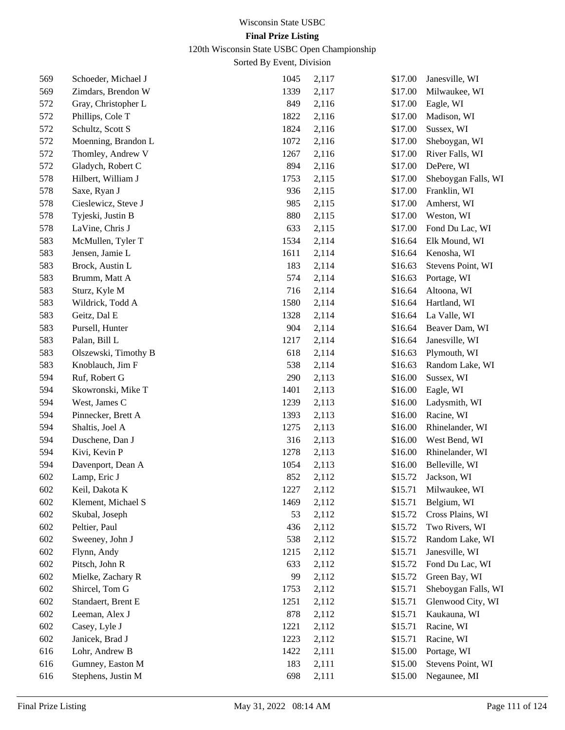Wisconsin State USBC

**Final Prize Listing**

120th Wisconsin State USBC Open Championship

Sorted By Event, Division

| | | | | | |
|---|---|---|---|---|---|
| 569 | Schoeder, Michael J | 1045 | 2,117 | $17.00 | Janesville, WI |
| 569 | Zimdars, Brendon W | 1339 | 2,117 | $17.00 | Milwaukee, WI |
| 572 | Gray, Christopher L | 849 | 2,116 | $17.00 | Eagle, WI |
| 572 | Phillips, Cole T | 1822 | 2,116 | $17.00 | Madison, WI |
| 572 | Schultz, Scott S | 1824 | 2,116 | $17.00 | Sussex, WI |
| 572 | Moenning, Brandon L | 1072 | 2,116 | $17.00 | Sheboygan, WI |
| 572 | Thomley, Andrew V | 1267 | 2,116 | $17.00 | River Falls, WI |
| 572 | Gladych, Robert C | 894 | 2,116 | $17.00 | DePere, WI |
| 578 | Hilbert, William J | 1753 | 2,115 | $17.00 | Sheboygan Falls, WI |
| 578 | Saxe, Ryan J | 936 | 2,115 | $17.00 | Franklin, WI |
| 578 | Cieslewicz, Steve J | 985 | 2,115 | $17.00 | Amherst, WI |
| 578 | Tyjeski, Justin B | 880 | 2,115 | $17.00 | Weston, WI |
| 578 | LaVine, Chris J | 633 | 2,115 | $17.00 | Fond Du Lac, WI |
| 583 | McMullen, Tyler T | 1534 | 2,114 | $16.64 | Elk Mound, WI |
| 583 | Jensen, Jamie L | 1611 | 2,114 | $16.64 | Kenosha, WI |
| 583 | Brock, Austin L | 183 | 2,114 | $16.63 | Stevens Point, WI |
| 583 | Brumm, Matt A | 574 | 2,114 | $16.63 | Portage, WI |
| 583 | Sturz, Kyle M | 716 | 2,114 | $16.64 | Altoona, WI |
| 583 | Wildrick, Todd A | 1580 | 2,114 | $16.64 | Hartland, WI |
| 583 | Geitz, Dal E | 1328 | 2,114 | $16.64 | La Valle, WI |
| 583 | Pursell, Hunter | 904 | 2,114 | $16.64 | Beaver Dam, WI |
| 583 | Palan, Bill L | 1217 | 2,114 | $16.64 | Janesville, WI |
| 583 | Olszewski, Timothy B | 618 | 2,114 | $16.63 | Plymouth, WI |
| 583 | Knoblauch, Jim F | 538 | 2,114 | $16.63 | Random Lake, WI |
| 594 | Ruf, Robert G | 290 | 2,113 | $16.00 | Sussex, WI |
| 594 | Skowronski, Mike T | 1401 | 2,113 | $16.00 | Eagle, WI |
| 594 | West, James C | 1239 | 2,113 | $16.00 | Ladysmith, WI |
| 594 | Pinnecker, Brett A | 1393 | 2,113 | $16.00 | Racine, WI |
| 594 | Shaltis, Joel A | 1275 | 2,113 | $16.00 | Rhinelander, WI |
| 594 | Duschene, Dan J | 316 | 2,113 | $16.00 | West Bend, WI |
| 594 | Kivi, Kevin P | 1278 | 2,113 | $16.00 | Rhinelander, WI |
| 594 | Davenport, Dean A | 1054 | 2,113 | $16.00 | Belleville, WI |
| 602 | Lamp, Eric J | 852 | 2,112 | $15.72 | Jackson, WI |
| 602 | Keil, Dakota K | 1227 | 2,112 | $15.71 | Milwaukee, WI |
| 602 | Klement, Michael S | 1469 | 2,112 | $15.71 | Belgium, WI |
| 602 | Skubal, Joseph | 53 | 2,112 | $15.72 | Cross Plains, WI |
| 602 | Peltier, Paul | 436 | 2,112 | $15.72 | Two Rivers, WI |
| 602 | Sweeney, John J | 538 | 2,112 | $15.72 | Random Lake, WI |
| 602 | Flynn, Andy | 1215 | 2,112 | $15.71 | Janesville, WI |
| 602 | Pitsch, John R | 633 | 2,112 | $15.72 | Fond Du Lac, WI |
| 602 | Mielke, Zachary R | 99 | 2,112 | $15.72 | Green Bay, WI |
| 602 | Shircel, Tom G | 1753 | 2,112 | $15.71 | Sheboygan Falls, WI |
| 602 | Standaert, Brent E | 1251 | 2,112 | $15.71 | Glenwood City, WI |
| 602 | Leeman, Alex J | 878 | 2,112 | $15.71 | Kaukauna, WI |
| 602 | Casey, Lyle J | 1221 | 2,112 | $15.71 | Racine, WI |
| 602 | Janicek, Brad J | 1223 | 2,112 | $15.71 | Racine, WI |
| 616 | Lohr, Andrew B | 1422 | 2,111 | $15.00 | Portage, WI |
| 616 | Gumney, Easton M | 183 | 2,111 | $15.00 | Stevens Point, WI |
| 616 | Stephens, Justin M | 698 | 2,111 | $15.00 | Negaunee, MI |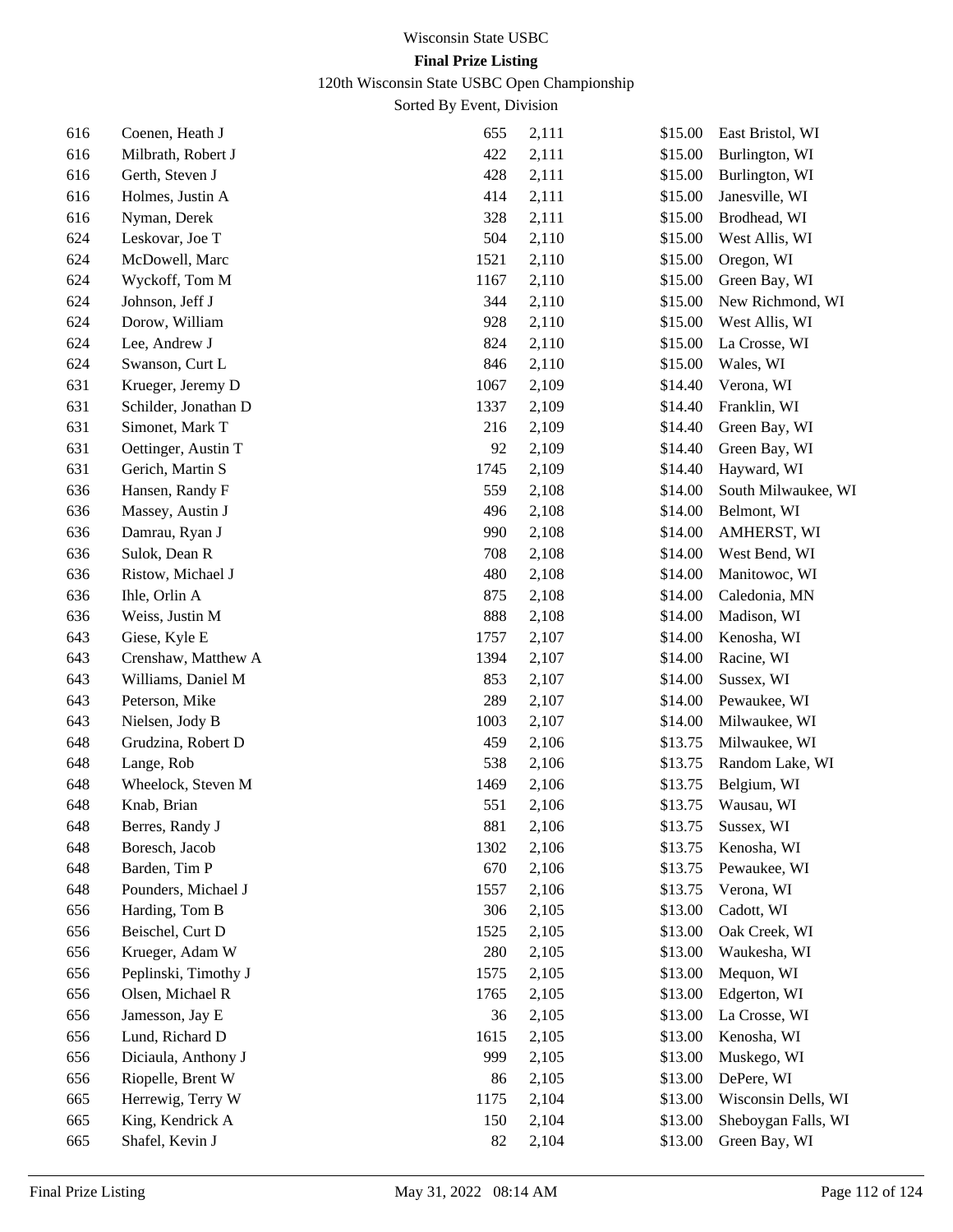Wisconsin State USBC

**Final Prize Listing**

120th Wisconsin State USBC Open Championship

Sorted By Event, Division

| | | | | | |
|---|---|---|---|---|---|
| 616 | Coenen, Heath J | 655 | 2,111 | $15.00 | East Bristol, WI |
| 616 | Milbrath, Robert J | 422 | 2,111 | $15.00 | Burlington, WI |
| 616 | Gerth, Steven J | 428 | 2,111 | $15.00 | Burlington, WI |
| 616 | Holmes, Justin A | 414 | 2,111 | $15.00 | Janesville, WI |
| 616 | Nyman, Derek | 328 | 2,111 | $15.00 | Brodhead, WI |
| 624 | Leskovar, Joe T | 504 | 2,110 | $15.00 | West Allis, WI |
| 624 | McDowell, Marc | 1521 | 2,110 | $15.00 | Oregon, WI |
| 624 | Wyckoff, Tom M | 1167 | 2,110 | $15.00 | Green Bay, WI |
| 624 | Johnson, Jeff J | 344 | 2,110 | $15.00 | New Richmond, WI |
| 624 | Dorow, William | 928 | 2,110 | $15.00 | West Allis, WI |
| 624 | Lee, Andrew J | 824 | 2,110 | $15.00 | La Crosse, WI |
| 624 | Swanson, Curt L | 846 | 2,110 | $15.00 | Wales, WI |
| 631 | Krueger, Jeremy D | 1067 | 2,109 | $14.40 | Verona, WI |
| 631 | Schilder, Jonathan D | 1337 | 2,109 | $14.40 | Franklin, WI |
| 631 | Simonet, Mark T | 216 | 2,109 | $14.40 | Green Bay, WI |
| 631 | Oettinger, Austin T | 92 | 2,109 | $14.40 | Green Bay, WI |
| 631 | Gerich, Martin S | 1745 | 2,109 | $14.40 | Hayward, WI |
| 636 | Hansen, Randy F | 559 | 2,108 | $14.00 | South Milwaukee, WI |
| 636 | Massey, Austin J | 496 | 2,108 | $14.00 | Belmont, WI |
| 636 | Damrau, Ryan J | 990 | 2,108 | $14.00 | AMHERST, WI |
| 636 | Sulok, Dean R | 708 | 2,108 | $14.00 | West Bend, WI |
| 636 | Ristow, Michael J | 480 | 2,108 | $14.00 | Manitowoc, WI |
| 636 | Ihle, Orlin A | 875 | 2,108 | $14.00 | Caledonia, MN |
| 636 | Weiss, Justin M | 888 | 2,108 | $14.00 | Madison, WI |
| 643 | Giese, Kyle E | 1757 | 2,107 | $14.00 | Kenosha, WI |
| 643 | Crenshaw, Matthew A | 1394 | 2,107 | $14.00 | Racine, WI |
| 643 | Williams, Daniel M | 853 | 2,107 | $14.00 | Sussex, WI |
| 643 | Peterson, Mike | 289 | 2,107 | $14.00 | Pewaukee, WI |
| 643 | Nielsen, Jody B | 1003 | 2,107 | $14.00 | Milwaukee, WI |
| 648 | Grudzina, Robert D | 459 | 2,106 | $13.75 | Milwaukee, WI |
| 648 | Lange, Rob | 538 | 2,106 | $13.75 | Random Lake, WI |
| 648 | Wheelock, Steven M | 1469 | 2,106 | $13.75 | Belgium, WI |
| 648 | Knab, Brian | 551 | 2,106 | $13.75 | Wausau, WI |
| 648 | Berres, Randy J | 881 | 2,106 | $13.75 | Sussex, WI |
| 648 | Boresch, Jacob | 1302 | 2,106 | $13.75 | Kenosha, WI |
| 648 | Barden, Tim P | 670 | 2,106 | $13.75 | Pewaukee, WI |
| 648 | Pounders, Michael J | 1557 | 2,106 | $13.75 | Verona, WI |
| 656 | Harding, Tom B | 306 | 2,105 | $13.00 | Cadott, WI |
| 656 | Beischel, Curt D | 1525 | 2,105 | $13.00 | Oak Creek, WI |
| 656 | Krueger, Adam W | 280 | 2,105 | $13.00 | Waukesha, WI |
| 656 | Peplinski, Timothy J | 1575 | 2,105 | $13.00 | Mequon, WI |
| 656 | Olsen, Michael R | 1765 | 2,105 | $13.00 | Edgerton, WI |
| 656 | Jamesson, Jay E | 36 | 2,105 | $13.00 | La Crosse, WI |
| 656 | Lund, Richard D | 1615 | 2,105 | $13.00 | Kenosha, WI |
| 656 | Diciaula, Anthony J | 999 | 2,105 | $13.00 | Muskego, WI |
| 656 | Riopelle, Brent W | 86 | 2,105 | $13.00 | DePere, WI |
| 665 | Herrewig, Terry W | 1175 | 2,104 | $13.00 | Wisconsin Dells, WI |
| 665 | King, Kendrick A | 150 | 2,104 | $13.00 | Sheboygan Falls, WI |
| 665 | Shafel, Kevin J | 82 | 2,104 | $13.00 | Green Bay, WI |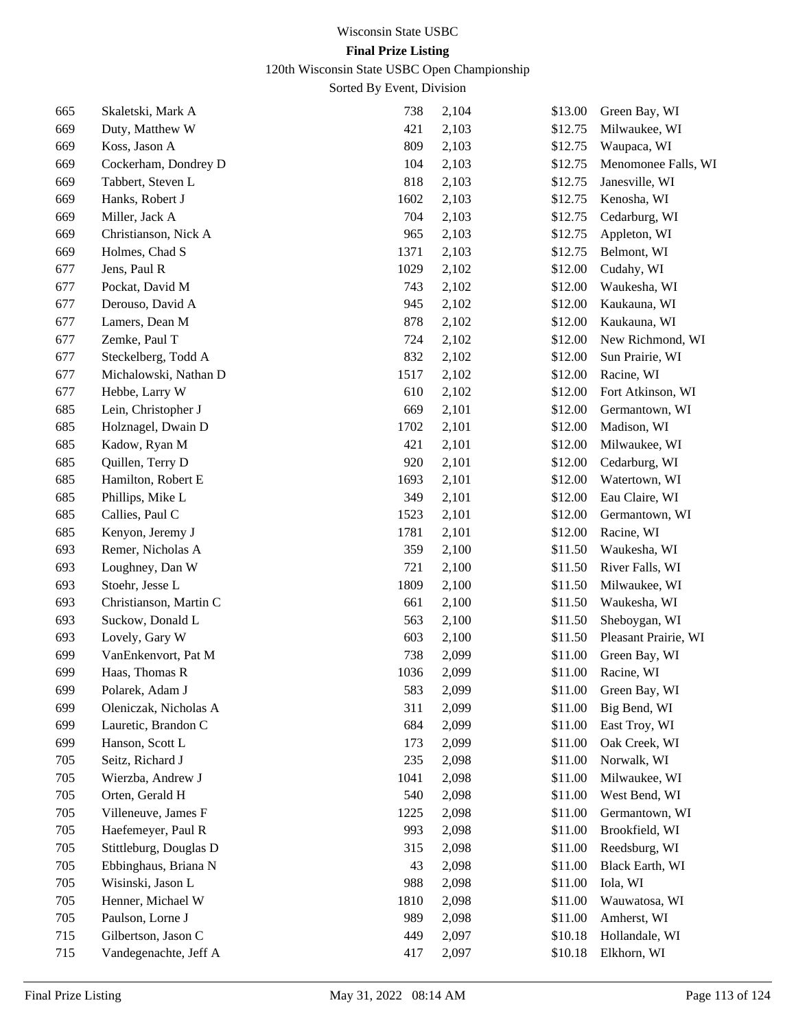Wisconsin State USBC

**Final Prize Listing**

120th Wisconsin State USBC Open Championship

Sorted By Event, Division

| | | | | | |
|---|---|---|---|---|---|
| 665 | Skaletski, Mark A | 738 | 2,104 | $13.00 | Green Bay, WI |
| 669 | Duty, Matthew W | 421 | 2,103 | $12.75 | Milwaukee, WI |
| 669 | Koss, Jason A | 809 | 2,103 | $12.75 | Waupaca, WI |
| 669 | Cockerham, Dondrey D | 104 | 2,103 | $12.75 | Menomonee Falls, WI |
| 669 | Tabbert, Steven L | 818 | 2,103 | $12.75 | Janesville, WI |
| 669 | Hanks, Robert J | 1602 | 2,103 | $12.75 | Kenosha, WI |
| 669 | Miller, Jack A | 704 | 2,103 | $12.75 | Cedarburg, WI |
| 669 | Christianson, Nick A | 965 | 2,103 | $12.75 | Appleton, WI |
| 669 | Holmes, Chad S | 1371 | 2,103 | $12.75 | Belmont, WI |
| 677 | Jens, Paul R | 1029 | 2,102 | $12.00 | Cudahy, WI |
| 677 | Pockat, David M | 743 | 2,102 | $12.00 | Waukesha, WI |
| 677 | Derouso, David A | 945 | 2,102 | $12.00 | Kaukauna, WI |
| 677 | Lamers, Dean M | 878 | 2,102 | $12.00 | Kaukauna, WI |
| 677 | Zemke, Paul T | 724 | 2,102 | $12.00 | New Richmond, WI |
| 677 | Steckelberg, Todd A | 832 | 2,102 | $12.00 | Sun Prairie, WI |
| 677 | Michalowski, Nathan D | 1517 | 2,102 | $12.00 | Racine, WI |
| 677 | Hebbe, Larry W | 610 | 2,102 | $12.00 | Fort Atkinson, WI |
| 685 | Lein, Christopher J | 669 | 2,101 | $12.00 | Germantown, WI |
| 685 | Holznagel, Dwain D | 1702 | 2,101 | $12.00 | Madison, WI |
| 685 | Kadow, Ryan M | 421 | 2,101 | $12.00 | Milwaukee, WI |
| 685 | Quillen, Terry D | 920 | 2,101 | $12.00 | Cedarburg, WI |
| 685 | Hamilton, Robert E | 1693 | 2,101 | $12.00 | Watertown, WI |
| 685 | Phillips, Mike L | 349 | 2,101 | $12.00 | Eau Claire, WI |
| 685 | Callies, Paul C | 1523 | 2,101 | $12.00 | Germantown, WI |
| 685 | Kenyon, Jeremy J | 1781 | 2,101 | $12.00 | Racine, WI |
| 693 | Remer, Nicholas A | 359 | 2,100 | $11.50 | Waukesha, WI |
| 693 | Loughney, Dan W | 721 | 2,100 | $11.50 | River Falls, WI |
| 693 | Stoehr, Jesse L | 1809 | 2,100 | $11.50 | Milwaukee, WI |
| 693 | Christianson, Martin C | 661 | 2,100 | $11.50 | Waukesha, WI |
| 693 | Suckow, Donald L | 563 | 2,100 | $11.50 | Sheboygan, WI |
| 693 | Lovely, Gary W | 603 | 2,100 | $11.50 | Pleasant Prairie, WI |
| 699 | VanEnkenvort, Pat M | 738 | 2,099 | $11.00 | Green Bay, WI |
| 699 | Haas, Thomas R | 1036 | 2,099 | $11.00 | Racine, WI |
| 699 | Polarek, Adam J | 583 | 2,099 | $11.00 | Green Bay, WI |
| 699 | Oleniczak, Nicholas A | 311 | 2,099 | $11.00 | Big Bend, WI |
| 699 | Lauretic, Brandon C | 684 | 2,099 | $11.00 | East Troy, WI |
| 699 | Hanson, Scott L | 173 | 2,099 | $11.00 | Oak Creek, WI |
| 705 | Seitz, Richard J | 235 | 2,098 | $11.00 | Norwalk, WI |
| 705 | Wierzba, Andrew J | 1041 | 2,098 | $11.00 | Milwaukee, WI |
| 705 | Orten, Gerald H | 540 | 2,098 | $11.00 | West Bend, WI |
| 705 | Villeneuve, James F | 1225 | 2,098 | $11.00 | Germantown, WI |
| 705 | Haefemeyer, Paul R | 993 | 2,098 | $11.00 | Brookfield, WI |
| 705 | Stittleburg, Douglas D | 315 | 2,098 | $11.00 | Reedsburg, WI |
| 705 | Ebbinghaus, Briana N | 43 | 2,098 | $11.00 | Black Earth, WI |
| 705 | Wisinski, Jason L | 988 | 2,098 | $11.00 | Iola, WI |
| 705 | Henner, Michael W | 1810 | 2,098 | $11.00 | Wauwatosa, WI |
| 705 | Paulson, Lorne J | 989 | 2,098 | $11.00 | Amherst, WI |
| 715 | Gilbertson, Jason C | 449 | 2,097 | $10.18 | Hollandale, WI |
| 715 | Vandegenachte, Jeff A | 417 | 2,097 | $10.18 | Elkhorn, WI |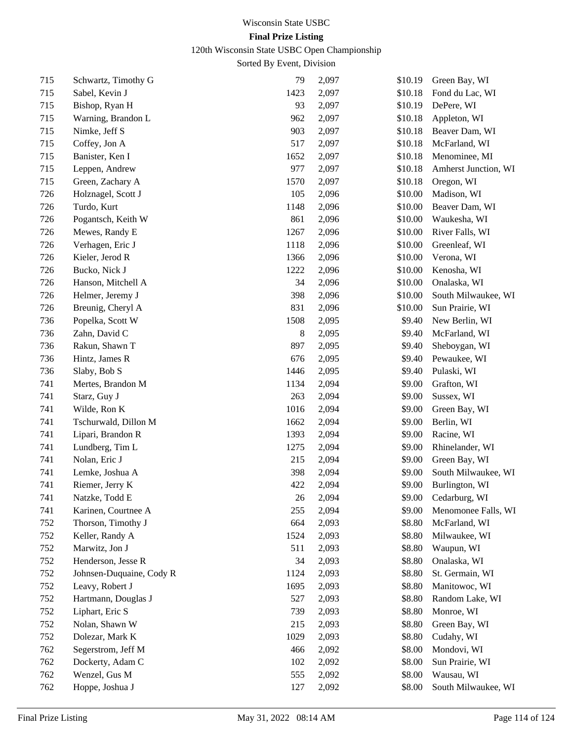# Wisconsin State USBC

**Final Prize Listing**

120th Wisconsin State USBC Open Championship

Sorted By Event, Division

| | | | | | |
|---|---|---|---|---|---|
| 715 | Schwartz, Timothy G | 79 | 2,097 | $10.19 | Green Bay, WI |
| 715 | Sabel, Kevin J | 1423 | 2,097 | $10.18 | Fond du Lac, WI |
| 715 | Bishop, Ryan H | 93 | 2,097 | $10.19 | DePere, WI |
| 715 | Warning, Brandon L | 962 | 2,097 | $10.18 | Appleton, WI |
| 715 | Nimke, Jeff S | 903 | 2,097 | $10.18 | Beaver Dam, WI |
| 715 | Coffey, Jon A | 517 | 2,097 | $10.18 | McFarland, WI |
| 715 | Banister, Ken I | 1652 | 2,097 | $10.18 | Menominee, MI |
| 715 | Leppen, Andrew | 977 | 2,097 | $10.18 | Amherst Junction, WI |
| 715 | Green, Zachary A | 1570 | 2,097 | $10.18 | Oregon, WI |
| 726 | Holznagel, Scott J | 105 | 2,096 | $10.00 | Madison, WI |
| 726 | Turdo, Kurt | 1148 | 2,096 | $10.00 | Beaver Dam, WI |
| 726 | Pogantsch, Keith W | 861 | 2,096 | $10.00 | Waukesha, WI |
| 726 | Mewes, Randy E | 1267 | 2,096 | $10.00 | River Falls, WI |
| 726 | Verhagen, Eric J | 1118 | 2,096 | $10.00 | Greenleaf, WI |
| 726 | Kieler, Jerod R | 1366 | 2,096 | $10.00 | Verona, WI |
| 726 | Bucko, Nick J | 1222 | 2,096 | $10.00 | Kenosha, WI |
| 726 | Hanson, Mitchell A | 34 | 2,096 | $10.00 | Onalaska, WI |
| 726 | Helmer, Jeremy J | 398 | 2,096 | $10.00 | South Milwaukee, WI |
| 726 | Breunig, Cheryl A | 831 | 2,096 | $10.00 | Sun Prairie, WI |
| 736 | Popelka, Scott W | 1508 | 2,095 | $9.40 | New Berlin, WI |
| 736 | Zahn, David C | 8 | 2,095 | $9.40 | McFarland, WI |
| 736 | Rakun, Shawn T | 897 | 2,095 | $9.40 | Sheboygan, WI |
| 736 | Hintz, James R | 676 | 2,095 | $9.40 | Pewaukee, WI |
| 736 | Slaby, Bob S | 1446 | 2,095 | $9.40 | Pulaski, WI |
| 741 | Mertes, Brandon M | 1134 | 2,094 | $9.00 | Grafton, WI |
| 741 | Starz, Guy J | 263 | 2,094 | $9.00 | Sussex, WI |
| 741 | Wilde, Ron K | 1016 | 2,094 | $9.00 | Green Bay, WI |
| 741 | Tschurwald, Dillon M | 1662 | 2,094 | $9.00 | Berlin, WI |
| 741 | Lipari, Brandon R | 1393 | 2,094 | $9.00 | Racine, WI |
| 741 | Lundberg, Tim L | 1275 | 2,094 | $9.00 | Rhinelander, WI |
| 741 | Nolan, Eric J | 215 | 2,094 | $9.00 | Green Bay, WI |
| 741 | Lemke, Joshua A | 398 | 2,094 | $9.00 | South Milwaukee, WI |
| 741 | Riemer, Jerry K | 422 | 2,094 | $9.00 | Burlington, WI |
| 741 | Natzke, Todd E | 26 | 2,094 | $9.00 | Cedarburg, WI |
| 741 | Karinen, Courtnee A | 255 | 2,094 | $9.00 | Menomonee Falls, WI |
| 752 | Thorson, Timothy J | 664 | 2,093 | $8.80 | McFarland, WI |
| 752 | Keller, Randy A | 1524 | 2,093 | $8.80 | Milwaukee, WI |
| 752 | Marwitz, Jon J | 511 | 2,093 | $8.80 | Waupun, WI |
| 752 | Henderson, Jesse R | 34 | 2,093 | $8.80 | Onalaska, WI |
| 752 | Johnsen-Duquaine, Cody R | 1124 | 2,093 | $8.80 | St. Germain, WI |
| 752 | Leavy, Robert J | 1695 | 2,093 | $8.80 | Manitowoc, WI |
| 752 | Hartmann, Douglas J | 527 | 2,093 | $8.80 | Random Lake, WI |
| 752 | Liphart, Eric S | 739 | 2,093 | $8.80 | Monroe, WI |
| 752 | Nolan, Shawn W | 215 | 2,093 | $8.80 | Green Bay, WI |
| 752 | Dolezar, Mark K | 1029 | 2,093 | $8.80 | Cudahy, WI |
| 762 | Segerstrom, Jeff M | 466 | 2,092 | $8.00 | Mondovi, WI |
| 762 | Dockerty, Adam C | 102 | 2,092 | $8.00 | Sun Prairie, WI |
| 762 | Wenzel, Gus M | 555 | 2,092 | $8.00 | Wausau, WI |
| 762 | Hoppe, Joshua J | 127 | 2,092 | $8.00 | South Milwaukee, WI |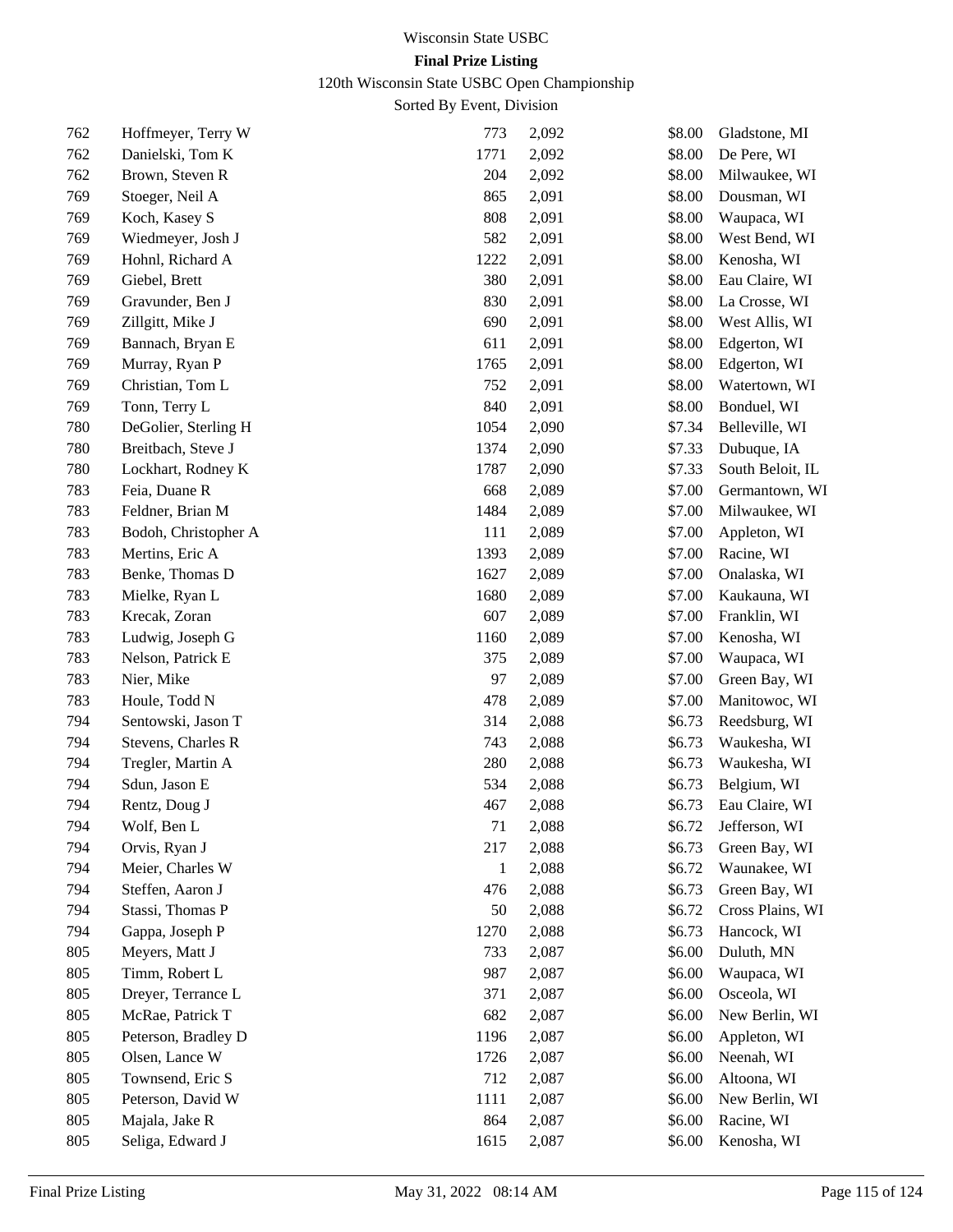Wisconsin State USBC

**Final Prize Listing**

120th Wisconsin State USBC Open Championship

Sorted By Event, Division

| | | | | | |
|---|---|---|---|---|---|
| 762 | Hoffmeyer, Terry W | 773 | 2,092 | $8.00 | Gladstone, MI |
| 762 | Danielski, Tom K | 1771 | 2,092 | $8.00 | De Pere, WI |
| 762 | Brown, Steven R | 204 | 2,092 | $8.00 | Milwaukee, WI |
| 769 | Stoeger, Neil A | 865 | 2,091 | $8.00 | Dousman, WI |
| 769 | Koch, Kasey S | 808 | 2,091 | $8.00 | Waupaca, WI |
| 769 | Wiedmeyer, Josh J | 582 | 2,091 | $8.00 | West Bend, WI |
| 769 | Hohnl, Richard A | 1222 | 2,091 | $8.00 | Kenosha, WI |
| 769 | Giebel, Brett | 380 | 2,091 | $8.00 | Eau Claire, WI |
| 769 | Gravunder, Ben J | 830 | 2,091 | $8.00 | La Crosse, WI |
| 769 | Zillgitt, Mike J | 690 | 2,091 | $8.00 | West Allis, WI |
| 769 | Bannach, Bryan E | 611 | 2,091 | $8.00 | Edgerton, WI |
| 769 | Murray, Ryan P | 1765 | 2,091 | $8.00 | Edgerton, WI |
| 769 | Christian, Tom L | 752 | 2,091 | $8.00 | Watertown, WI |
| 769 | Tonn, Terry L | 840 | 2,091 | $8.00 | Bonduel, WI |
| 780 | DeGolier, Sterling H | 1054 | 2,090 | $7.34 | Belleville, WI |
| 780 | Breitbach, Steve J | 1374 | 2,090 | $7.33 | Dubuque, IA |
| 780 | Lockhart, Rodney K | 1787 | 2,090 | $7.33 | South Beloit, IL |
| 783 | Feia, Duane R | 668 | 2,089 | $7.00 | Germantown, WI |
| 783 | Feldner, Brian M | 1484 | 2,089 | $7.00 | Milwaukee, WI |
| 783 | Bodoh, Christopher A | 111 | 2,089 | $7.00 | Appleton, WI |
| 783 | Mertins, Eric A | 1393 | 2,089 | $7.00 | Racine, WI |
| 783 | Benke, Thomas D | 1627 | 2,089 | $7.00 | Onalaska, WI |
| 783 | Mielke, Ryan L | 1680 | 2,089 | $7.00 | Kaukauna, WI |
| 783 | Krecak, Zoran | 607 | 2,089 | $7.00 | Franklin, WI |
| 783 | Ludwig, Joseph G | 1160 | 2,089 | $7.00 | Kenosha, WI |
| 783 | Nelson, Patrick E | 375 | 2,089 | $7.00 | Waupaca, WI |
| 783 | Nier, Mike | 97 | 2,089 | $7.00 | Green Bay, WI |
| 783 | Houle, Todd N | 478 | 2,089 | $7.00 | Manitowoc, WI |
| 794 | Sentowski, Jason T | 314 | 2,088 | $6.73 | Reedsburg, WI |
| 794 | Stevens, Charles R | 743 | 2,088 | $6.73 | Waukesha, WI |
| 794 | Tregler, Martin A | 280 | 2,088 | $6.73 | Waukesha, WI |
| 794 | Sdun, Jason E | 534 | 2,088 | $6.73 | Belgium, WI |
| 794 | Rentz, Doug J | 467 | 2,088 | $6.73 | Eau Claire, WI |
| 794 | Wolf, Ben L | 71 | 2,088 | $6.72 | Jefferson, WI |
| 794 | Orvis, Ryan J | 217 | 2,088 | $6.73 | Green Bay, WI |
| 794 | Meier, Charles W | 1 | 2,088 | $6.72 | Waunakee, WI |
| 794 | Steffen, Aaron J | 476 | 2,088 | $6.73 | Green Bay, WI |
| 794 | Stassi, Thomas P | 50 | 2,088 | $6.72 | Cross Plains, WI |
| 794 | Gappa, Joseph P | 1270 | 2,088 | $6.73 | Hancock, WI |
| 805 | Meyers, Matt J | 733 | 2,087 | $6.00 | Duluth, MN |
| 805 | Timm, Robert L | 987 | 2,087 | $6.00 | Waupaca, WI |
| 805 | Dreyer, Terrance L | 371 | 2,087 | $6.00 | Osceola, WI |
| 805 | McRae, Patrick T | 682 | 2,087 | $6.00 | New Berlin, WI |
| 805 | Peterson, Bradley D | 1196 | 2,087 | $6.00 | Appleton, WI |
| 805 | Olsen, Lance W | 1726 | 2,087 | $6.00 | Neenah, WI |
| 805 | Townsend, Eric S | 712 | 2,087 | $6.00 | Altoona, WI |
| 805 | Peterson, David W | 1111 | 2,087 | $6.00 | New Berlin, WI |
| 805 | Majala, Jake R | 864 | 2,087 | $6.00 | Racine, WI |
| 805 | Seliga, Edward J | 1615 | 2,087 | $6.00 | Kenosha, WI |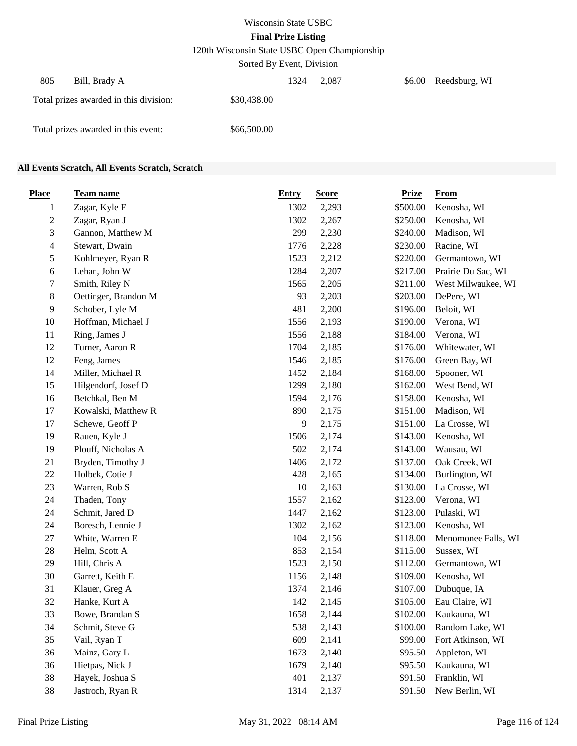| 805 | Bill, Brady A | 1324 | 2,087 | $6.00 | Reedsburg, WI |
|---|---|---|---|---|---|

Total prizes awarded in this division: $30,438.00

Total prizes awarded in this event: $66,500.00

**All Events Scratch, All Events Scratch, Scratch**

| Place | Team name | Entry | Score | Prize | From |
|---|---|---|---|---|---|
| 1 | Zagar, Kyle F | 1302 | 2,293 | $500.00 | Kenosha, WI |
| 2 | Zagar, Ryan J | 1302 | 2,267 | $250.00 | Kenosha, WI |
| 3 | Gannon, Matthew M | 299 | 2,230 | $240.00 | Madison, WI |
| 4 | Stewart, Dwain | 1776 | 2,228 | $230.00 | Racine, WI |
| 5 | Kohlmeyer, Ryan R | 1523 | 2,212 | $220.00 | Germantown, WI |
| 6 | Lehan, John W | 1284 | 2,207 | $217.00 | Prairie Du Sac, WI |
| 7 | Smith, Riley N | 1565 | 2,205 | $211.00 | West Milwaukee, WI |
| 8 | Oettinger, Brandon M | 93 | 2,203 | $203.00 | DePere, WI |
| 9 | Schober, Lyle M | 481 | 2,200 | $196.00 | Beloit, WI |
| 10 | Hoffman, Michael J | 1556 | 2,193 | $190.00 | Verona, WI |
| 11 | Ring, James J | 1556 | 2,188 | $184.00 | Verona, WI |
| 12 | Turner, Aaron R | 1704 | 2,185 | $176.00 | Whitewater, WI |
| 12 | Feng, James | 1546 | 2,185 | $176.00 | Green Bay, WI |
| 14 | Miller, Michael R | 1452 | 2,184 | $168.00 | Spooner, WI |
| 15 | Hilgendorf, Josef D | 1299 | 2,180 | $162.00 | West Bend, WI |
| 16 | Betchkal, Ben M | 1594 | 2,176 | $158.00 | Kenosha, WI |
| 17 | Kowalski, Matthew R | 890 | 2,175 | $151.00 | Madison, WI |
| 17 | Schewe, Geoff P | 9 | 2,175 | $151.00 | La Crosse, WI |
| 19 | Rauen, Kyle J | 1506 | 2,174 | $143.00 | Kenosha, WI |
| 19 | Plouff, Nicholas A | 502 | 2,174 | $143.00 | Wausau, WI |
| 21 | Bryden, Timothy J | 1406 | 2,172 | $137.00 | Oak Creek, WI |
| 22 | Holbek, Cotie J | 428 | 2,165 | $134.00 | Burlington, WI |
| 23 | Warren, Rob S | 10 | 2,163 | $130.00 | La Crosse, WI |
| 24 | Thaden, Tony | 1557 | 2,162 | $123.00 | Verona, WI |
| 24 | Schmit, Jared D | 1447 | 2,162 | $123.00 | Pulaski, WI |
| 24 | Boresch, Lennie J | 1302 | 2,162 | $123.00 | Kenosha, WI |
| 27 | White, Warren E | 104 | 2,156 | $118.00 | Menomonee Falls, WI |
| 28 | Helm, Scott A | 853 | 2,154 | $115.00 | Sussex, WI |
| 29 | Hill, Chris A | 1523 | 2,150 | $112.00 | Germantown, WI |
| 30 | Garrett, Keith E | 1156 | 2,148 | $109.00 | Kenosha, WI |
| 31 | Klauer, Greg A | 1374 | 2,146 | $107.00 | Dubuque, IA |
| 32 | Hanke, Kurt A | 142 | 2,145 | $105.00 | Eau Claire, WI |
| 33 | Bowe, Brandan S | 1658 | 2,144 | $102.00 | Kaukauna, WI |
| 34 | Schmit, Steve G | 538 | 2,143 | $100.00 | Random Lake, WI |
| 35 | Vail, Ryan T | 609 | 2,141 | $99.00 | Fort Atkinson, WI |
| 36 | Mainz, Gary L | 1673 | 2,140 | $95.50 | Appleton, WI |
| 36 | Hietpas, Nick J | 1679 | 2,140 | $95.50 | Kaukauna, WI |
| 38 | Hayek, Joshua S | 401 | 2,137 | $91.50 | Franklin, WI |
| 38 | Jastroch, Ryan R | 1314 | 2,137 | $91.50 | New Berlin, WI |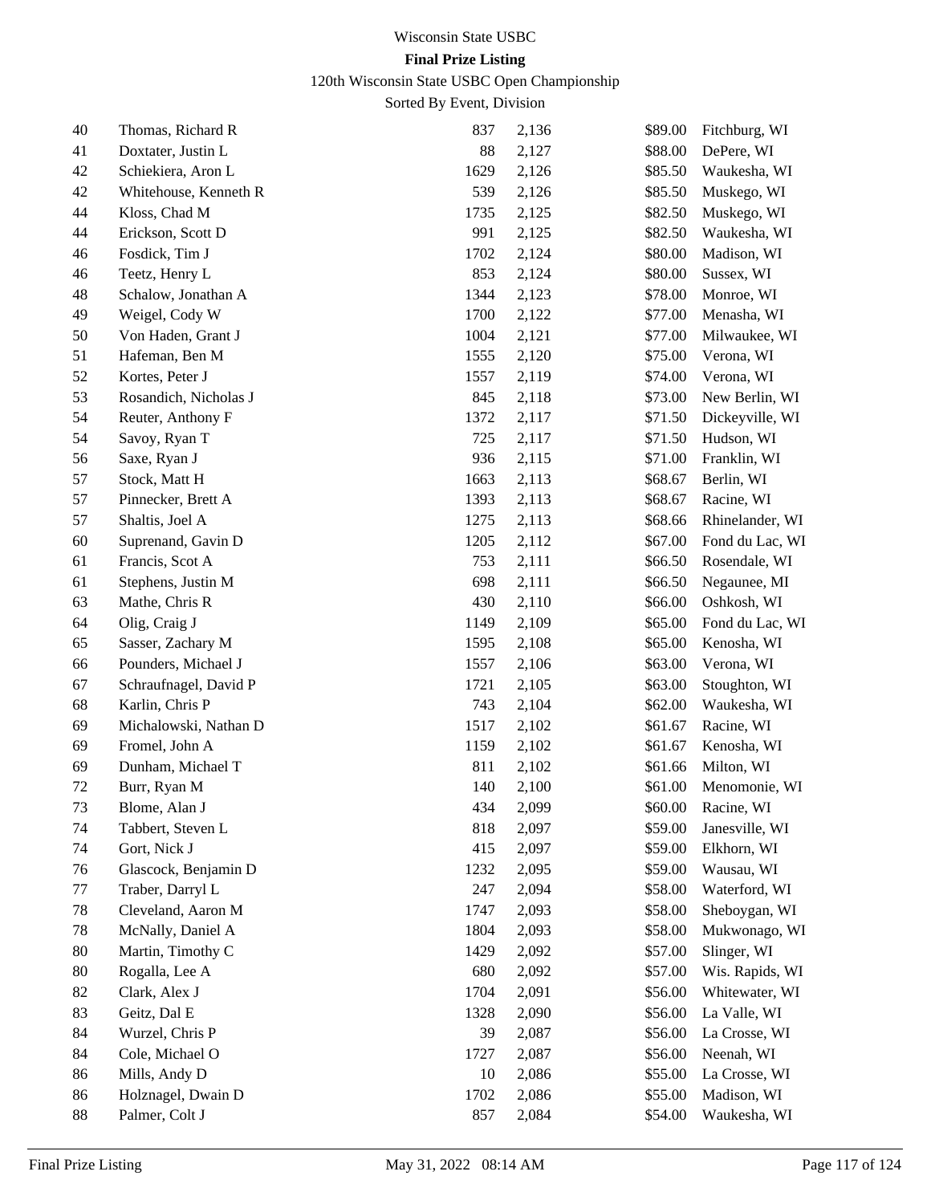Wisconsin State USBC

**Final Prize Listing**

120th Wisconsin State USBC Open Championship

Sorted By Event, Division

| | | | | | |
|---|---|---|---|---|---|
| 40 | Thomas, Richard R | 837 | 2,136 | $89.00 | Fitchburg, WI |
| 41 | Doxtater, Justin L | 88 | 2,127 | $88.00 | DePere, WI |
| 42 | Schiekiera, Aron L | 1629 | 2,126 | $85.50 | Waukesha, WI |
| 42 | Whitehouse, Kenneth R | 539 | 2,126 | $85.50 | Muskego, WI |
| 44 | Kloss, Chad M | 1735 | 2,125 | $82.50 | Muskego, WI |
| 44 | Erickson, Scott D | 991 | 2,125 | $82.50 | Waukesha, WI |
| 46 | Fosdick, Tim J | 1702 | 2,124 | $80.00 | Madison, WI |
| 46 | Teetz, Henry L | 853 | 2,124 | $80.00 | Sussex, WI |
| 48 | Schalow, Jonathan A | 1344 | 2,123 | $78.00 | Monroe, WI |
| 49 | Weigel, Cody W | 1700 | 2,122 | $77.00 | Menasha, WI |
| 50 | Von Haden, Grant J | 1004 | 2,121 | $77.00 | Milwaukee, WI |
| 51 | Hafeman, Ben M | 1555 | 2,120 | $75.00 | Verona, WI |
| 52 | Kortes, Peter J | 1557 | 2,119 | $74.00 | Verona, WI |
| 53 | Rosandich, Nicholas J | 845 | 2,118 | $73.00 | New Berlin, WI |
| 54 | Reuter, Anthony F | 1372 | 2,117 | $71.50 | Dickeyville, WI |
| 54 | Savoy, Ryan T | 725 | 2,117 | $71.50 | Hudson, WI |
| 56 | Saxe, Ryan J | 936 | 2,115 | $71.00 | Franklin, WI |
| 57 | Stock, Matt H | 1663 | 2,113 | $68.67 | Berlin, WI |
| 57 | Pinnecker, Brett A | 1393 | 2,113 | $68.67 | Racine, WI |
| 57 | Shaltis, Joel A | 1275 | 2,113 | $68.66 | Rhinelander, WI |
| 60 | Suprenand, Gavin D | 1205 | 2,112 | $67.00 | Fond du Lac, WI |
| 61 | Francis, Scot A | 753 | 2,111 | $66.50 | Rosendale, WI |
| 61 | Stephens, Justin M | 698 | 2,111 | $66.50 | Negaunee, MI |
| 63 | Mathe, Chris R | 430 | 2,110 | $66.00 | Oshkosh, WI |
| 64 | Olig, Craig J | 1149 | 2,109 | $65.00 | Fond du Lac, WI |
| 65 | Sasser, Zachary M | 1595 | 2,108 | $65.00 | Kenosha, WI |
| 66 | Pounders, Michael J | 1557 | 2,106 | $63.00 | Verona, WI |
| 67 | Schraufnagel, David P | 1721 | 2,105 | $63.00 | Stoughton, WI |
| 68 | Karlin, Chris P | 743 | 2,104 | $62.00 | Waukesha, WI |
| 69 | Michalowski, Nathan D | 1517 | 2,102 | $61.67 | Racine, WI |
| 69 | Fromel, John A | 1159 | 2,102 | $61.67 | Kenosha, WI |
| 69 | Dunham, Michael T | 811 | 2,102 | $61.66 | Milton, WI |
| 72 | Burr, Ryan M | 140 | 2,100 | $61.00 | Menomonie, WI |
| 73 | Blome, Alan J | 434 | 2,099 | $60.00 | Racine, WI |
| 74 | Tabbert, Steven L | 818 | 2,097 | $59.00 | Janesville, WI |
| 74 | Gort, Nick J | 415 | 2,097 | $59.00 | Elkhorn, WI |
| 76 | Glascock, Benjamin D | 1232 | 2,095 | $59.00 | Wausau, WI |
| 77 | Traber, Darryl L | 247 | 2,094 | $58.00 | Waterford, WI |
| 78 | Cleveland, Aaron M | 1747 | 2,093 | $58.00 | Sheboygan, WI |
| 78 | McNally, Daniel A | 1804 | 2,093 | $58.00 | Mukwonago, WI |
| 80 | Martin, Timothy C | 1429 | 2,092 | $57.00 | Slinger, WI |
| 80 | Rogalla, Lee A | 680 | 2,092 | $57.00 | Wis. Rapids, WI |
| 82 | Clark, Alex J | 1704 | 2,091 | $56.00 | Whitewater, WI |
| 83 | Geitz, Dal E | 1328 | 2,090 | $56.00 | La Valle, WI |
| 84 | Wurzel, Chris P | 39 | 2,087 | $56.00 | La Crosse, WI |
| 84 | Cole, Michael O | 1727 | 2,087 | $56.00 | Neenah, WI |
| 86 | Mills, Andy D | 10 | 2,086 | $55.00 | La Crosse, WI |
| 86 | Holznagel, Dwain D | 1702 | 2,086 | $55.00 | Madison, WI |
| 88 | Palmer, Colt J | 857 | 2,084 | $54.00 | Waukesha, WI |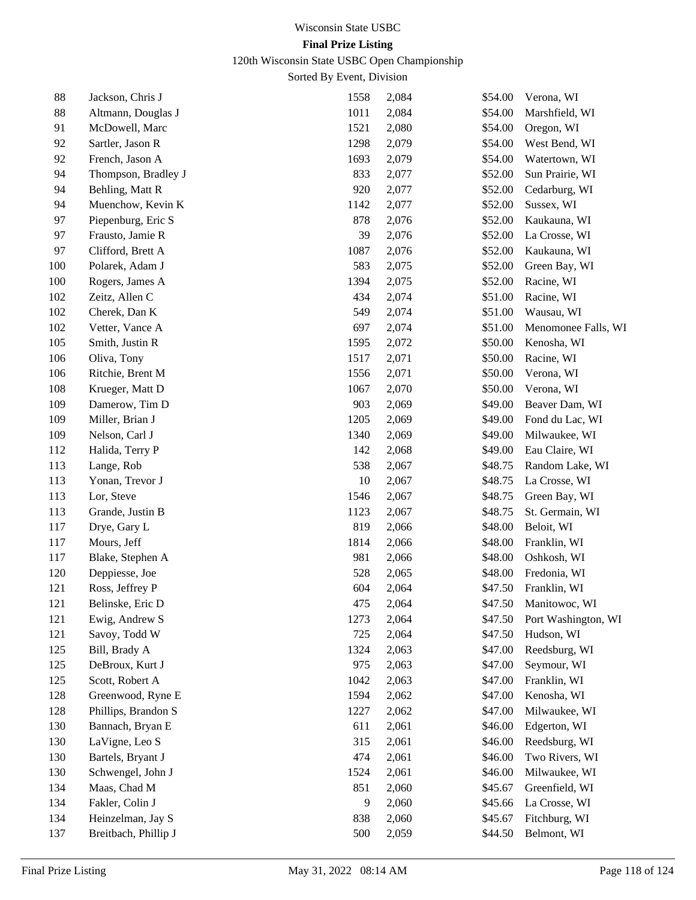Wisconsin State USBC

**Final Prize Listing**

120th Wisconsin State USBC Open Championship

Sorted By Event, Division

| Place | Name | ID | Score | Prize | City |
|---|---|---|---|---|---|
| 88 | Jackson, Chris J | 1558 | 2,084 | $54.00 | Verona, WI |
| 88 | Altmann, Douglas J | 1011 | 2,084 | $54.00 | Marshfield, WI |
| 91 | McDowell, Marc | 1521 | 2,080 | $54.00 | Oregon, WI |
| 92 | Sartler, Jason R | 1298 | 2,079 | $54.00 | West Bend, WI |
| 92 | French, Jason A | 1693 | 2,079 | $54.00 | Watertown, WI |
| 94 | Thompson, Bradley J | 833 | 2,077 | $52.00 | Sun Prairie, WI |
| 94 | Behling, Matt R | 920 | 2,077 | $52.00 | Cedarburg, WI |
| 94 | Muenchow, Kevin K | 1142 | 2,077 | $52.00 | Sussex, WI |
| 97 | Piepenburg, Eric S | 878 | 2,076 | $52.00 | Kaukauna, WI |
| 97 | Frausto, Jamie R | 39 | 2,076 | $52.00 | La Crosse, WI |
| 97 | Clifford, Brett A | 1087 | 2,076 | $52.00 | Kaukauna, WI |
| 100 | Polarek, Adam J | 583 | 2,075 | $52.00 | Green Bay, WI |
| 100 | Rogers, James A | 1394 | 2,075 | $52.00 | Racine, WI |
| 102 | Zeitz, Allen C | 434 | 2,074 | $51.00 | Racine, WI |
| 102 | Cherek, Dan K | 549 | 2,074 | $51.00 | Wausau, WI |
| 102 | Vetter, Vance A | 697 | 2,074 | $51.00 | Menomonee Falls, WI |
| 105 | Smith, Justin R | 1595 | 2,072 | $50.00 | Kenosha, WI |
| 106 | Oliva, Tony | 1517 | 2,071 | $50.00 | Racine, WI |
| 106 | Ritchie, Brent M | 1556 | 2,071 | $50.00 | Verona, WI |
| 108 | Krueger, Matt D | 1067 | 2,070 | $50.00 | Verona, WI |
| 109 | Damerow, Tim D | 903 | 2,069 | $49.00 | Beaver Dam, WI |
| 109 | Miller, Brian J | 1205 | 2,069 | $49.00 | Fond du Lac, WI |
| 109 | Nelson, Carl J | 1340 | 2,069 | $49.00 | Milwaukee, WI |
| 112 | Halida, Terry P | 142 | 2,068 | $49.00 | Eau Claire, WI |
| 113 | Lange, Rob | 538 | 2,067 | $48.75 | Random Lake, WI |
| 113 | Yonan, Trevor J | 10 | 2,067 | $48.75 | La Crosse, WI |
| 113 | Lor, Steve | 1546 | 2,067 | $48.75 | Green Bay, WI |
| 113 | Grande, Justin B | 1123 | 2,067 | $48.75 | St. Germain, WI |
| 117 | Drye, Gary L | 819 | 2,066 | $48.00 | Beloit, WI |
| 117 | Mours, Jeff | 1814 | 2,066 | $48.00 | Franklin, WI |
| 117 | Blake, Stephen A | 981 | 2,066 | $48.00 | Oshkosh, WI |
| 120 | Deppiesse, Joe | 528 | 2,065 | $48.00 | Fredonia, WI |
| 121 | Ross, Jeffrey P | 604 | 2,064 | $47.50 | Franklin, WI |
| 121 | Belinske, Eric D | 475 | 2,064 | $47.50 | Manitowoc, WI |
| 121 | Ewig, Andrew S | 1273 | 2,064 | $47.50 | Port Washington, WI |
| 121 | Savoy, Todd W | 725 | 2,064 | $47.50 | Hudson, WI |
| 125 | Bill, Brady A | 1324 | 2,063 | $47.00 | Reedsburg, WI |
| 125 | DeBroux, Kurt J | 975 | 2,063 | $47.00 | Seymour, WI |
| 125 | Scott, Robert A | 1042 | 2,063 | $47.00 | Franklin, WI |
| 128 | Greenwood, Ryne E | 1594 | 2,062 | $47.00 | Kenosha, WI |
| 128 | Phillips, Brandon S | 1227 | 2,062 | $47.00 | Milwaukee, WI |
| 130 | Bannach, Bryan E | 611 | 2,061 | $46.00 | Edgerton, WI |
| 130 | LaVigne, Leo S | 315 | 2,061 | $46.00 | Reedsburg, WI |
| 130 | Bartels, Bryant J | 474 | 2,061 | $46.00 | Two Rivers, WI |
| 130 | Schwengel, John J | 1524 | 2,061 | $46.00 | Milwaukee, WI |
| 134 | Maas, Chad M | 851 | 2,060 | $45.67 | Greenfield, WI |
| 134 | Fakler, Colin J | 9 | 2,060 | $45.66 | La Crosse, WI |
| 134 | Heinzelman, Jay S | 838 | 2,060 | $45.67 | Fitchburg, WI |
| 137 | Breitbach, Phillip J | 500 | 2,059 | $44.50 | Belmont, WI |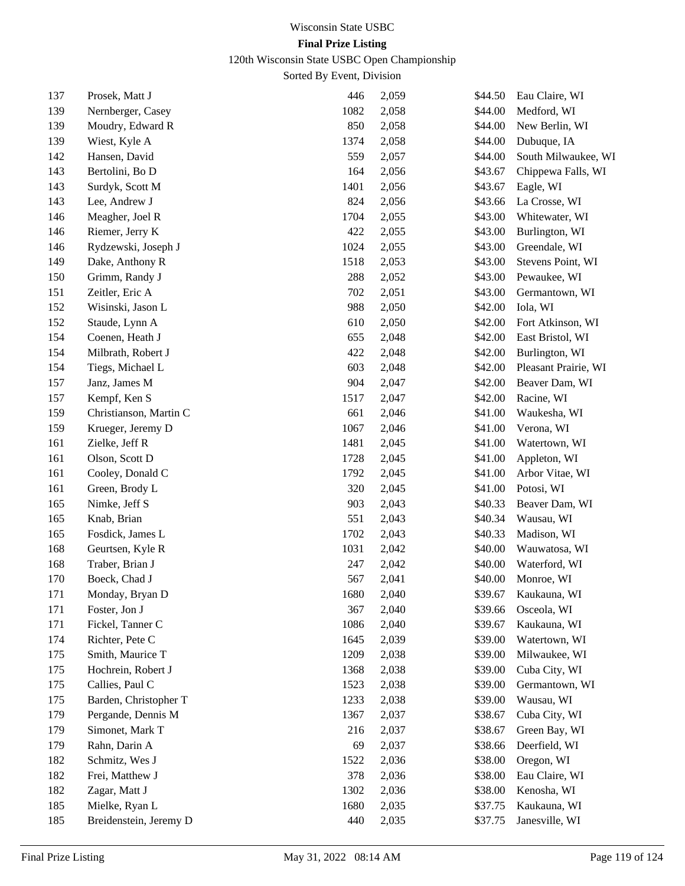Wisconsin State USBC

**Final Prize Listing**

120th Wisconsin State USBC Open Championship

Sorted By Event, Division

| | | | | | |
|---|---|---|---|---|---|
| 137 | Prosek, Matt J | 446 | 2,059 | $44.50 | Eau Claire, WI |
| 139 | Nernberger, Casey | 1082 | 2,058 | $44.00 | Medford, WI |
| 139 | Moudry, Edward R | 850 | 2,058 | $44.00 | New Berlin, WI |
| 139 | Wiest, Kyle A | 1374 | 2,058 | $44.00 | Dubuque, IA |
| 142 | Hansen, David | 559 | 2,057 | $44.00 | South Milwaukee, WI |
| 143 | Bertolini, Bo D | 164 | 2,056 | $43.67 | Chippewa Falls, WI |
| 143 | Surdyk, Scott M | 1401 | 2,056 | $43.67 | Eagle, WI |
| 143 | Lee, Andrew J | 824 | 2,056 | $43.66 | La Crosse, WI |
| 146 | Meagher, Joel R | 1704 | 2,055 | $43.00 | Whitewater, WI |
| 146 | Riemer, Jerry K | 422 | 2,055 | $43.00 | Burlington, WI |
| 146 | Rydzewski, Joseph J | 1024 | 2,055 | $43.00 | Greendale, WI |
| 149 | Dake, Anthony R | 1518 | 2,053 | $43.00 | Stevens Point, WI |
| 150 | Grimm, Randy J | 288 | 2,052 | $43.00 | Pewaukee, WI |
| 151 | Zeitler, Eric A | 702 | 2,051 | $43.00 | Germantown, WI |
| 152 | Wisinski, Jason L | 988 | 2,050 | $42.00 | Iola, WI |
| 152 | Staude, Lynn A | 610 | 2,050 | $42.00 | Fort Atkinson, WI |
| 154 | Coenen, Heath J | 655 | 2,048 | $42.00 | East Bristol, WI |
| 154 | Milbrath, Robert J | 422 | 2,048 | $42.00 | Burlington, WI |
| 154 | Tiegs, Michael L | 603 | 2,048 | $42.00 | Pleasant Prairie, WI |
| 157 | Janz, James M | 904 | 2,047 | $42.00 | Beaver Dam, WI |
| 157 | Kempf, Ken S | 1517 | 2,047 | $42.00 | Racine, WI |
| 159 | Christianson, Martin C | 661 | 2,046 | $41.00 | Waukesha, WI |
| 159 | Krueger, Jeremy D | 1067 | 2,046 | $41.00 | Verona, WI |
| 161 | Zielke, Jeff R | 1481 | 2,045 | $41.00 | Watertown, WI |
| 161 | Olson, Scott D | 1728 | 2,045 | $41.00 | Appleton, WI |
| 161 | Cooley, Donald C | 1792 | 2,045 | $41.00 | Arbor Vitae, WI |
| 161 | Green, Brody L | 320 | 2,045 | $41.00 | Potosi, WI |
| 165 | Nimke, Jeff S | 903 | 2,043 | $40.33 | Beaver Dam, WI |
| 165 | Knab, Brian | 551 | 2,043 | $40.34 | Wausau, WI |
| 165 | Fosdick, James L | 1702 | 2,043 | $40.33 | Madison, WI |
| 168 | Geurtsen, Kyle R | 1031 | 2,042 | $40.00 | Wauwatosa, WI |
| 168 | Traber, Brian J | 247 | 2,042 | $40.00 | Waterford, WI |
| 170 | Boeck, Chad J | 567 | 2,041 | $40.00 | Monroe, WI |
| 171 | Monday, Bryan D | 1680 | 2,040 | $39.67 | Kaukauna, WI |
| 171 | Foster, Jon J | 367 | 2,040 | $39.66 | Osceola, WI |
| 171 | Fickel, Tanner C | 1086 | 2,040 | $39.67 | Kaukauna, WI |
| 174 | Richter, Pete C | 1645 | 2,039 | $39.00 | Watertown, WI |
| 175 | Smith, Maurice T | 1209 | 2,038 | $39.00 | Milwaukee, WI |
| 175 | Hochrein, Robert J | 1368 | 2,038 | $39.00 | Cuba City, WI |
| 175 | Callies, Paul C | 1523 | 2,038 | $39.00 | Germantown, WI |
| 175 | Barden, Christopher T | 1233 | 2,038 | $39.00 | Wausau, WI |
| 179 | Pergande, Dennis M | 1367 | 2,037 | $38.67 | Cuba City, WI |
| 179 | Simonet, Mark T | 216 | 2,037 | $38.67 | Green Bay, WI |
| 179 | Rahn, Darin A | 69 | 2,037 | $38.66 | Deerfield, WI |
| 182 | Schmitz, Wes J | 1522 | 2,036 | $38.00 | Oregon, WI |
| 182 | Frei, Matthew J | 378 | 2,036 | $38.00 | Eau Claire, WI |
| 182 | Zagar, Matt J | 1302 | 2,036 | $38.00 | Kenosha, WI |
| 185 | Mielke, Ryan L | 1680 | 2,035 | $37.75 | Kaukauna, WI |
| 185 | Breidenstein, Jeremy D | 440 | 2,035 | $37.75 | Janesville, WI |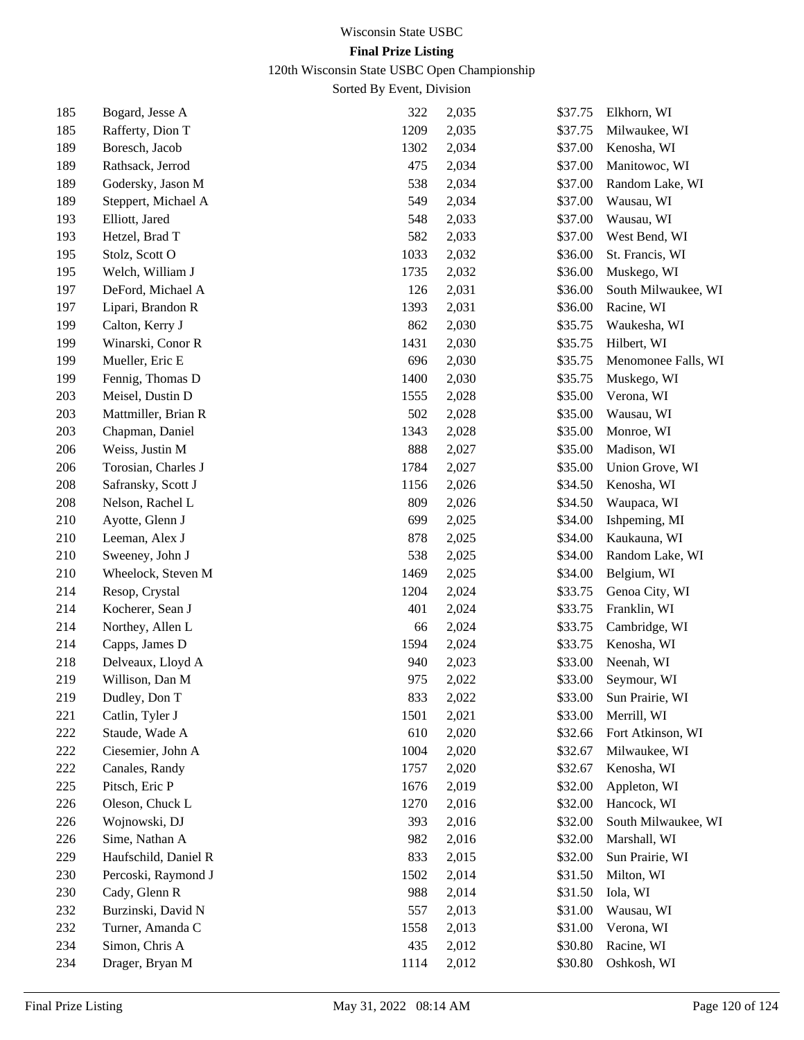# Wisconsin State USBC

## Final Prize Listing

120th Wisconsin State USBC Open Championship

Sorted By Event, Division

| | | | | | |
|---|---|---|---|---|---|
| 185 | Bogard, Jesse A | 322 | 2,035 | $37.75 | Elkhorn, WI |
| 185 | Rafferty, Dion T | 1209 | 2,035 | $37.75 | Milwaukee, WI |
| 189 | Boresch, Jacob | 1302 | 2,034 | $37.00 | Kenosha, WI |
| 189 | Rathsack, Jerrod | 475 | 2,034 | $37.00 | Manitowoc, WI |
| 189 | Godersky, Jason M | 538 | 2,034 | $37.00 | Random Lake, WI |
| 189 | Steppert, Michael A | 549 | 2,034 | $37.00 | Wausau, WI |
| 193 | Elliott, Jared | 548 | 2,033 | $37.00 | Wausau, WI |
| 193 | Hetzel, Brad T | 582 | 2,033 | $37.00 | West Bend, WI |
| 195 | Stolz, Scott O | 1033 | 2,032 | $36.00 | St. Francis, WI |
| 195 | Welch, William J | 1735 | 2,032 | $36.00 | Muskego, WI |
| 197 | DeFord, Michael A | 126 | 2,031 | $36.00 | South Milwaukee, WI |
| 197 | Lipari, Brandon R | 1393 | 2,031 | $36.00 | Racine, WI |
| 199 | Calton, Kerry J | 862 | 2,030 | $35.75 | Waukesha, WI |
| 199 | Winarski, Conor R | 1431 | 2,030 | $35.75 | Hilbert, WI |
| 199 | Mueller, Eric E | 696 | 2,030 | $35.75 | Menomonee Falls, WI |
| 199 | Fennig, Thomas D | 1400 | 2,030 | $35.75 | Muskego, WI |
| 203 | Meisel, Dustin D | 1555 | 2,028 | $35.00 | Verona, WI |
| 203 | Mattmiller, Brian R | 502 | 2,028 | $35.00 | Wausau, WI |
| 203 | Chapman, Daniel | 1343 | 2,028 | $35.00 | Monroe, WI |
| 206 | Weiss, Justin M | 888 | 2,027 | $35.00 | Madison, WI |
| 206 | Torosian, Charles J | 1784 | 2,027 | $35.00 | Union Grove, WI |
| 208 | Safransky, Scott J | 1156 | 2,026 | $34.50 | Kenosha, WI |
| 208 | Nelson, Rachel L | 809 | 2,026 | $34.50 | Waupaca, WI |
| 210 | Ayotte, Glenn J | 699 | 2,025 | $34.00 | Ishpeming, MI |
| 210 | Leeman, Alex J | 878 | 2,025 | $34.00 | Kaukauna, WI |
| 210 | Sweeney, John J | 538 | 2,025 | $34.00 | Random Lake, WI |
| 210 | Wheelock, Steven M | 1469 | 2,025 | $34.00 | Belgium, WI |
| 214 | Resop, Crystal | 1204 | 2,024 | $33.75 | Genoa City, WI |
| 214 | Kocherer, Sean J | 401 | 2,024 | $33.75 | Franklin, WI |
| 214 | Northey, Allen L | 66 | 2,024 | $33.75 | Cambridge, WI |
| 214 | Capps, James D | 1594 | 2,024 | $33.75 | Kenosha, WI |
| 218 | Delveaux, Lloyd A | 940 | 2,023 | $33.00 | Neenah, WI |
| 219 | Willison, Dan M | 975 | 2,022 | $33.00 | Seymour, WI |
| 219 | Dudley, Don T | 833 | 2,022 | $33.00 | Sun Prairie, WI |
| 221 | Catlin, Tyler J | 1501 | 2,021 | $33.00 | Merrill, WI |
| 222 | Staude, Wade A | 610 | 2,020 | $32.66 | Fort Atkinson, WI |
| 222 | Ciesemier, John A | 1004 | 2,020 | $32.67 | Milwaukee, WI |
| 222 | Canales, Randy | 1757 | 2,020 | $32.67 | Kenosha, WI |
| 225 | Pitsch, Eric P | 1676 | 2,019 | $32.00 | Appleton, WI |
| 226 | Oleson, Chuck L | 1270 | 2,016 | $32.00 | Hancock, WI |
| 226 | Wojnowski, DJ | 393 | 2,016 | $32.00 | South Milwaukee, WI |
| 226 | Sime, Nathan A | 982 | 2,016 | $32.00 | Marshall, WI |
| 229 | Haufschild, Daniel R | 833 | 2,015 | $32.00 | Sun Prairie, WI |
| 230 | Percoski, Raymond J | 1502 | 2,014 | $31.50 | Milton, WI |
| 230 | Cady, Glenn R | 988 | 2,014 | $31.50 | Iola, WI |
| 232 | Burzinski, David N | 557 | 2,013 | $31.00 | Wausau, WI |
| 232 | Turner, Amanda C | 1558 | 2,013 | $31.00 | Verona, WI |
| 234 | Simon, Chris A | 435 | 2,012 | $30.80 | Racine, WI |
| 234 | Drager, Bryan M | 1114 | 2,012 | $30.80 | Oshkosh, WI |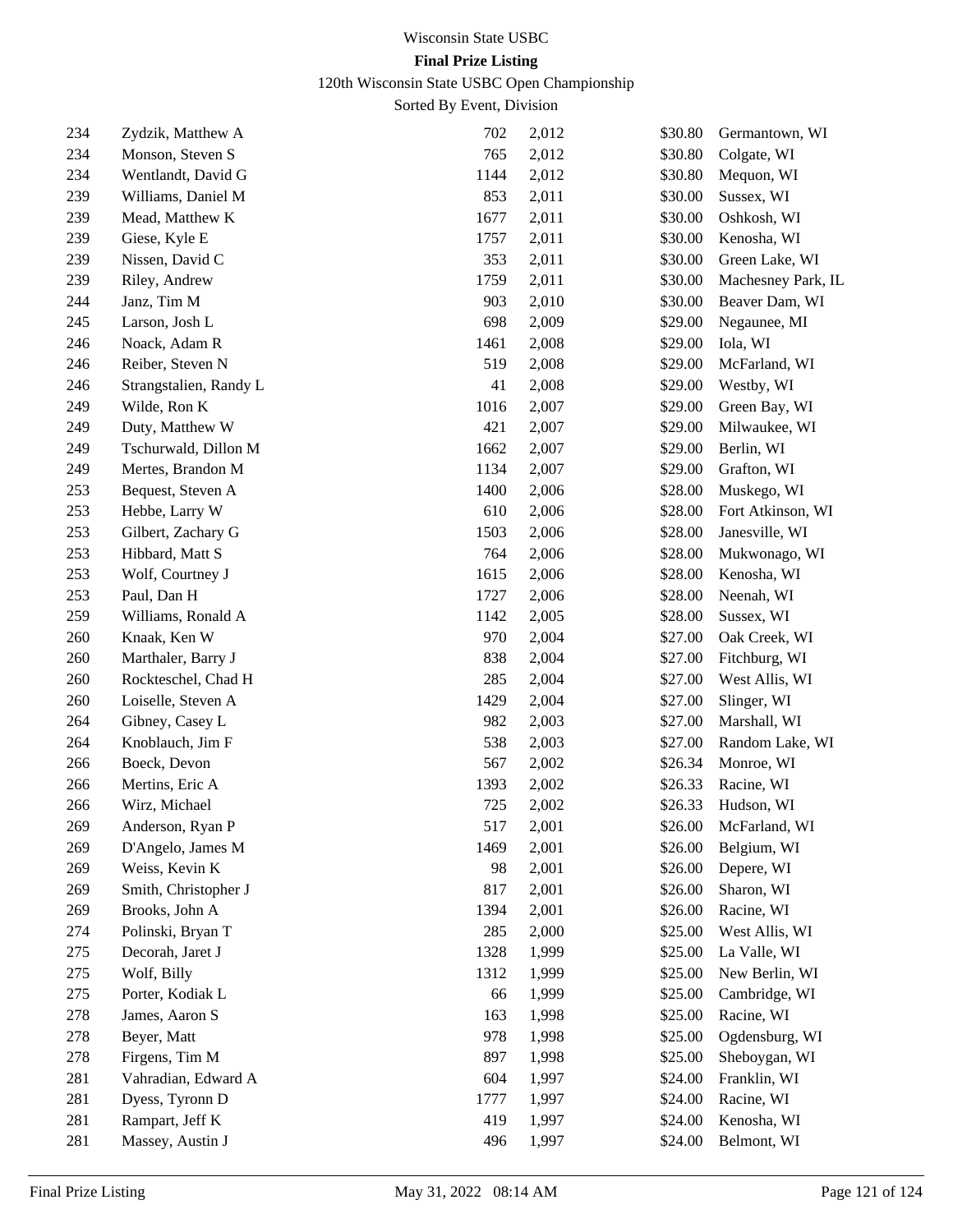Wisconsin State USBC

**Final Prize Listing**

120th Wisconsin State USBC Open Championship

Sorted By Event, Division

| | | | | | |
|---|---|---|---|---|---|
| 234 | Zydzik, Matthew A | 702 | 2,012 | $30.80 | Germantown, WI |
| 234 | Monson, Steven S | 765 | 2,012 | $30.80 | Colgate, WI |
| 234 | Wentlandt, David G | 1144 | 2,012 | $30.80 | Mequon, WI |
| 239 | Williams, Daniel M | 853 | 2,011 | $30.00 | Sussex, WI |
| 239 | Mead, Matthew K | 1677 | 2,011 | $30.00 | Oshkosh, WI |
| 239 | Giese, Kyle E | 1757 | 2,011 | $30.00 | Kenosha, WI |
| 239 | Nissen, David C | 353 | 2,011 | $30.00 | Green Lake, WI |
| 239 | Riley, Andrew | 1759 | 2,011 | $30.00 | Machesney Park, IL |
| 244 | Janz, Tim M | 903 | 2,010 | $30.00 | Beaver Dam, WI |
| 245 | Larson, Josh L | 698 | 2,009 | $29.00 | Negaunee, MI |
| 246 | Noack, Adam R | 1461 | 2,008 | $29.00 | Iola, WI |
| 246 | Reiber, Steven N | 519 | 2,008 | $29.00 | McFarland, WI |
| 246 | Strangstalien, Randy L | 41 | 2,008 | $29.00 | Westby, WI |
| 249 | Wilde, Ron K | 1016 | 2,007 | $29.00 | Green Bay, WI |
| 249 | Duty, Matthew W | 421 | 2,007 | $29.00 | Milwaukee, WI |
| 249 | Tschurwald, Dillon M | 1662 | 2,007 | $29.00 | Berlin, WI |
| 249 | Mertes, Brandon M | 1134 | 2,007 | $29.00 | Grafton, WI |
| 253 | Bequest, Steven A | 1400 | 2,006 | $28.00 | Muskego, WI |
| 253 | Hebbe, Larry W | 610 | 2,006 | $28.00 | Fort Atkinson, WI |
| 253 | Gilbert, Zachary G | 1503 | 2,006 | $28.00 | Janesville, WI |
| 253 | Hibbard, Matt S | 764 | 2,006 | $28.00 | Mukwonago, WI |
| 253 | Wolf, Courtney J | 1615 | 2,006 | $28.00 | Kenosha, WI |
| 253 | Paul, Dan H | 1727 | 2,006 | $28.00 | Neenah, WI |
| 259 | Williams, Ronald A | 1142 | 2,005 | $28.00 | Sussex, WI |
| 260 | Knaak, Ken W | 970 | 2,004 | $27.00 | Oak Creek, WI |
| 260 | Marthaler, Barry J | 838 | 2,004 | $27.00 | Fitchburg, WI |
| 260 | Rockteschel, Chad H | 285 | 2,004 | $27.00 | West Allis, WI |
| 260 | Loiselle, Steven A | 1429 | 2,004 | $27.00 | Slinger, WI |
| 264 | Gibney, Casey L | 982 | 2,003 | $27.00 | Marshall, WI |
| 264 | Knoblauch, Jim F | 538 | 2,003 | $27.00 | Random Lake, WI |
| 266 | Boeck, Devon | 567 | 2,002 | $26.34 | Monroe, WI |
| 266 | Mertins, Eric A | 1393 | 2,002 | $26.33 | Racine, WI |
| 266 | Wirz, Michael | 725 | 2,002 | $26.33 | Hudson, WI |
| 269 | Anderson, Ryan P | 517 | 2,001 | $26.00 | McFarland, WI |
| 269 | D'Angelo, James M | 1469 | 2,001 | $26.00 | Belgium, WI |
| 269 | Weiss, Kevin K | 98 | 2,001 | $26.00 | Depere, WI |
| 269 | Smith, Christopher J | 817 | 2,001 | $26.00 | Sharon, WI |
| 269 | Brooks, John A | 1394 | 2,001 | $26.00 | Racine, WI |
| 274 | Polinski, Bryan T | 285 | 2,000 | $25.00 | West Allis, WI |
| 275 | Decorah, Jaret J | 1328 | 1,999 | $25.00 | La Valle, WI |
| 275 | Wolf, Billy | 1312 | 1,999 | $25.00 | New Berlin, WI |
| 275 | Porter, Kodiak L | 66 | 1,999 | $25.00 | Cambridge, WI |
| 278 | James, Aaron S | 163 | 1,998 | $25.00 | Racine, WI |
| 278 | Beyer, Matt | 978 | 1,998 | $25.00 | Ogdensburg, WI |
| 278 | Firgens, Tim M | 897 | 1,998 | $25.00 | Sheboygan, WI |
| 281 | Vahradian, Edward A | 604 | 1,997 | $24.00 | Franklin, WI |
| 281 | Dyess, Tyronn D | 1777 | 1,997 | $24.00 | Racine, WI |
| 281 | Rampart, Jeff K | 419 | 1,997 | $24.00 | Kenosha, WI |
| 281 | Massey, Austin J | 496 | 1,997 | $24.00 | Belmont, WI |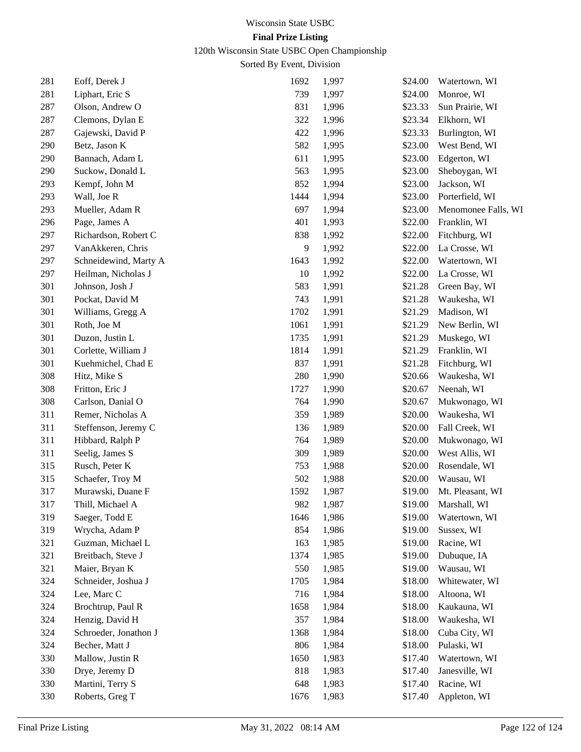Wisconsin State USBC

**Final Prize Listing**

120th Wisconsin State USBC Open Championship

Sorted By Event, Division

| | | | | | |
|---|---|---|---|---|---|
| 281 | Eoff, Derek J | 1692 | 1,997 | $24.00 | Watertown, WI |
| 281 | Liphart, Eric S | 739 | 1,997 | $24.00 | Monroe, WI |
| 287 | Olson, Andrew O | 831 | 1,996 | $23.33 | Sun Prairie, WI |
| 287 | Clemons, Dylan E | 322 | 1,996 | $23.34 | Elkhorn, WI |
| 287 | Gajewski, David P | 422 | 1,996 | $23.33 | Burlington, WI |
| 290 | Betz, Jason K | 582 | 1,995 | $23.00 | West Bend, WI |
| 290 | Bannach, Adam L | 611 | 1,995 | $23.00 | Edgerton, WI |
| 290 | Suckow, Donald L | 563 | 1,995 | $23.00 | Sheboygan, WI |
| 293 | Kempf, John M | 852 | 1,994 | $23.00 | Jackson, WI |
| 293 | Wall, Joe R | 1444 | 1,994 | $23.00 | Porterfield, WI |
| 293 | Mueller, Adam R | 697 | 1,994 | $23.00 | Menomonee Falls, WI |
| 296 | Page, James A | 401 | 1,993 | $22.00 | Franklin, WI |
| 297 | Richardson, Robert C | 838 | 1,992 | $22.00 | Fitchburg, WI |
| 297 | VanAkkeren, Chris | 9 | 1,992 | $22.00 | La Crosse, WI |
| 297 | Schneidewind, Marty A | 1643 | 1,992 | $22.00 | Watertown, WI |
| 297 | Heilman, Nicholas J | 10 | 1,992 | $22.00 | La Crosse, WI |
| 301 | Johnson, Josh J | 583 | 1,991 | $21.28 | Green Bay, WI |
| 301 | Pockat, David M | 743 | 1,991 | $21.28 | Waukesha, WI |
| 301 | Williams, Gregg A | 1702 | 1,991 | $21.29 | Madison, WI |
| 301 | Roth, Joe M | 1061 | 1,991 | $21.29 | New Berlin, WI |
| 301 | Duzon, Justin L | 1735 | 1,991 | $21.29 | Muskego, WI |
| 301 | Corlette, William J | 1814 | 1,991 | $21.29 | Franklin, WI |
| 301 | Kuehmichel, Chad E | 837 | 1,991 | $21.28 | Fitchburg, WI |
| 308 | Hitz, Mike S | 280 | 1,990 | $20.66 | Waukesha, WI |
| 308 | Fritton, Eric J | 1727 | 1,990 | $20.67 | Neenah, WI |
| 308 | Carlson, Danial O | 764 | 1,990 | $20.67 | Mukwonago, WI |
| 311 | Remer, Nicholas A | 359 | 1,989 | $20.00 | Waukesha, WI |
| 311 | Steffenson, Jeremy C | 136 | 1,989 | $20.00 | Fall Creek, WI |
| 311 | Hibbard, Ralph P | 764 | 1,989 | $20.00 | Mukwonago, WI |
| 311 | Seelig, James S | 309 | 1,989 | $20.00 | West Allis, WI |
| 315 | Rusch, Peter K | 753 | 1,988 | $20.00 | Rosendale, WI |
| 315 | Schaefer, Troy M | 502 | 1,988 | $20.00 | Wausau, WI |
| 317 | Murawski, Duane F | 1592 | 1,987 | $19.00 | Mt. Pleasant, WI |
| 317 | Thill, Michael A | 982 | 1,987 | $19.00 | Marshall, WI |
| 319 | Saeger, Todd E | 1646 | 1,986 | $19.00 | Watertown, WI |
| 319 | Wrycha, Adam P | 854 | 1,986 | $19.00 | Sussex, WI |
| 321 | Guzman, Michael L | 163 | 1,985 | $19.00 | Racine, WI |
| 321 | Breitbach, Steve J | 1374 | 1,985 | $19.00 | Dubuque, IA |
| 321 | Maier, Bryan K | 550 | 1,985 | $19.00 | Wausau, WI |
| 324 | Schneider, Joshua J | 1705 | 1,984 | $18.00 | Whitewater, WI |
| 324 | Lee, Marc C | 716 | 1,984 | $18.00 | Altoona, WI |
| 324 | Brochtrup, Paul R | 1658 | 1,984 | $18.00 | Kaukauna, WI |
| 324 | Henzig, David H | 357 | 1,984 | $18.00 | Waukesha, WI |
| 324 | Schroeder, Jonathon J | 1368 | 1,984 | $18.00 | Cuba City, WI |
| 324 | Becher, Matt J | 806 | 1,984 | $18.00 | Pulaski, WI |
| 330 | Mallow, Justin R | 1650 | 1,983 | $17.40 | Watertown, WI |
| 330 | Drye, Jeremy D | 818 | 1,983 | $17.40 | Janesville, WI |
| 330 | Martini, Terry S | 648 | 1,983 | $17.40 | Racine, WI |
| 330 | Roberts, Greg T | 1676 | 1,983 | $17.40 | Appleton, WI |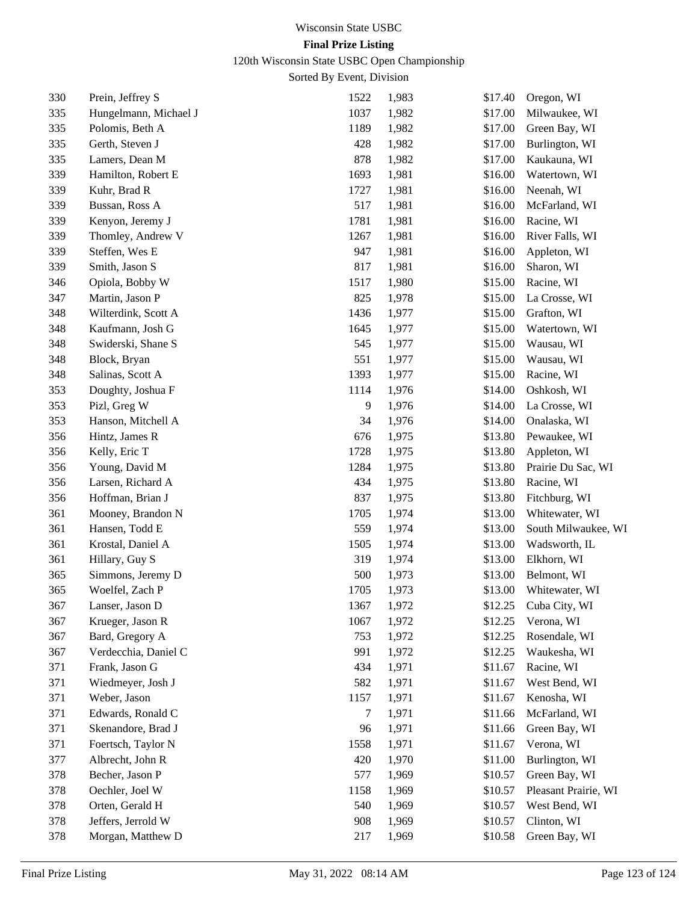Wisconsin State USBC

**Final Prize Listing**

120th Wisconsin State USBC Open Championship

Sorted By Event, Division

| | | | | | |
|---|---|---|---|---|---|
| 330 | Prein, Jeffrey S | 1522 | 1,983 | $17.40 | Oregon, WI |
| 335 | Hungelmann, Michael J | 1037 | 1,982 | $17.00 | Milwaukee, WI |
| 335 | Polomis, Beth A | 1189 | 1,982 | $17.00 | Green Bay, WI |
| 335 | Gerth, Steven J | 428 | 1,982 | $17.00 | Burlington, WI |
| 335 | Lamers, Dean M | 878 | 1,982 | $17.00 | Kaukauna, WI |
| 339 | Hamilton, Robert E | 1693 | 1,981 | $16.00 | Watertown, WI |
| 339 | Kuhr, Brad R | 1727 | 1,981 | $16.00 | Neenah, WI |
| 339 | Bussan, Ross A | 517 | 1,981 | $16.00 | McFarland, WI |
| 339 | Kenyon, Jeremy J | 1781 | 1,981 | $16.00 | Racine, WI |
| 339 | Thomley, Andrew V | 1267 | 1,981 | $16.00 | River Falls, WI |
| 339 | Steffen, Wes E | 947 | 1,981 | $16.00 | Appleton, WI |
| 339 | Smith, Jason S | 817 | 1,981 | $16.00 | Sharon, WI |
| 346 | Opiola, Bobby W | 1517 | 1,980 | $15.00 | Racine, WI |
| 347 | Martin, Jason P | 825 | 1,978 | $15.00 | La Crosse, WI |
| 348 | Wilterdink, Scott A | 1436 | 1,977 | $15.00 | Grafton, WI |
| 348 | Kaufmann, Josh G | 1645 | 1,977 | $15.00 | Watertown, WI |
| 348 | Swiderski, Shane S | 545 | 1,977 | $15.00 | Wausau, WI |
| 348 | Block, Bryan | 551 | 1,977 | $15.00 | Wausau, WI |
| 348 | Salinas, Scott A | 1393 | 1,977 | $15.00 | Racine, WI |
| 353 | Doughty, Joshua F | 1114 | 1,976 | $14.00 | Oshkosh, WI |
| 353 | Pizl, Greg W | 9 | 1,976 | $14.00 | La Crosse, WI |
| 353 | Hanson, Mitchell A | 34 | 1,976 | $14.00 | Onalaska, WI |
| 356 | Hintz, James R | 676 | 1,975 | $13.80 | Pewaukee, WI |
| 356 | Kelly, Eric T | 1728 | 1,975 | $13.80 | Appleton, WI |
| 356 | Young, David M | 1284 | 1,975 | $13.80 | Prairie Du Sac, WI |
| 356 | Larsen, Richard A | 434 | 1,975 | $13.80 | Racine, WI |
| 356 | Hoffman, Brian J | 837 | 1,975 | $13.80 | Fitchburg, WI |
| 361 | Mooney, Brandon N | 1705 | 1,974 | $13.00 | Whitewater, WI |
| 361 | Hansen, Todd E | 559 | 1,974 | $13.00 | South Milwaukee, WI |
| 361 | Krostal, Daniel A | 1505 | 1,974 | $13.00 | Wadsworth, IL |
| 361 | Hillary, Guy S | 319 | 1,974 | $13.00 | Elkhorn, WI |
| 365 | Simmons, Jeremy D | 500 | 1,973 | $13.00 | Belmont, WI |
| 365 | Woelfel, Zach P | 1705 | 1,973 | $13.00 | Whitewater, WI |
| 367 | Lanser, Jason D | 1367 | 1,972 | $12.25 | Cuba City, WI |
| 367 | Krueger, Jason R | 1067 | 1,972 | $12.25 | Verona, WI |
| 367 | Bard, Gregory A | 753 | 1,972 | $12.25 | Rosendale, WI |
| 367 | Verdecchia, Daniel C | 991 | 1,972 | $12.25 | Waukesha, WI |
| 371 | Frank, Jason G | 434 | 1,971 | $11.67 | Racine, WI |
| 371 | Wiedmeyer, Josh J | 582 | 1,971 | $11.67 | West Bend, WI |
| 371 | Weber, Jason | 1157 | 1,971 | $11.67 | Kenosha, WI |
| 371 | Edwards, Ronald C | 7 | 1,971 | $11.66 | McFarland, WI |
| 371 | Skenandore, Brad J | 96 | 1,971 | $11.66 | Green Bay, WI |
| 371 | Foertsch, Taylor N | 1558 | 1,971 | $11.67 | Verona, WI |
| 377 | Albrecht, John R | 420 | 1,970 | $11.00 | Burlington, WI |
| 378 | Becher, Jason P | 577 | 1,969 | $10.57 | Green Bay, WI |
| 378 | Oechler, Joel W | 1158 | 1,969 | $10.57 | Pleasant Prairie, WI |
| 378 | Orten, Gerald H | 540 | 1,969 | $10.57 | West Bend, WI |
| 378 | Jeffers, Jerrold W | 908 | 1,969 | $10.57 | Clinton, WI |
| 378 | Morgan, Matthew D | 217 | 1,969 | $10.58 | Green Bay, WI |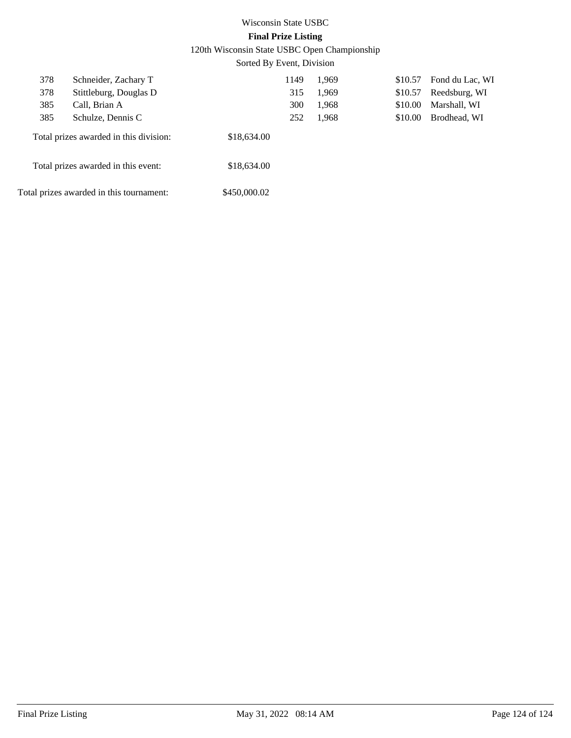Wisconsin State USBC

**Final Prize Listing**

120th Wisconsin State USBC Open Championship

Sorted By Event, Division

| | | | | | |
|---|---|---|---|---|---|
| 378 | Schneider, Zachary T | 1149 | 1,969 | $10.57 | Fond du Lac, WI |
| 378 | Stittleburg, Douglas D | 315 | 1,969 | $10.57 | Reedsburg, WI |
| 385 | Call, Brian A | 300 | 1,968 | $10.00 | Marshall, WI |
| 385 | Schulze, Dennis C | 252 | 1,968 | $10.00 | Brodhead, WI |

Total prizes awarded in this division: $18,634.00

Total prizes awarded in this event: $18,634.00

Total prizes awarded in this tournament: $450,000.02